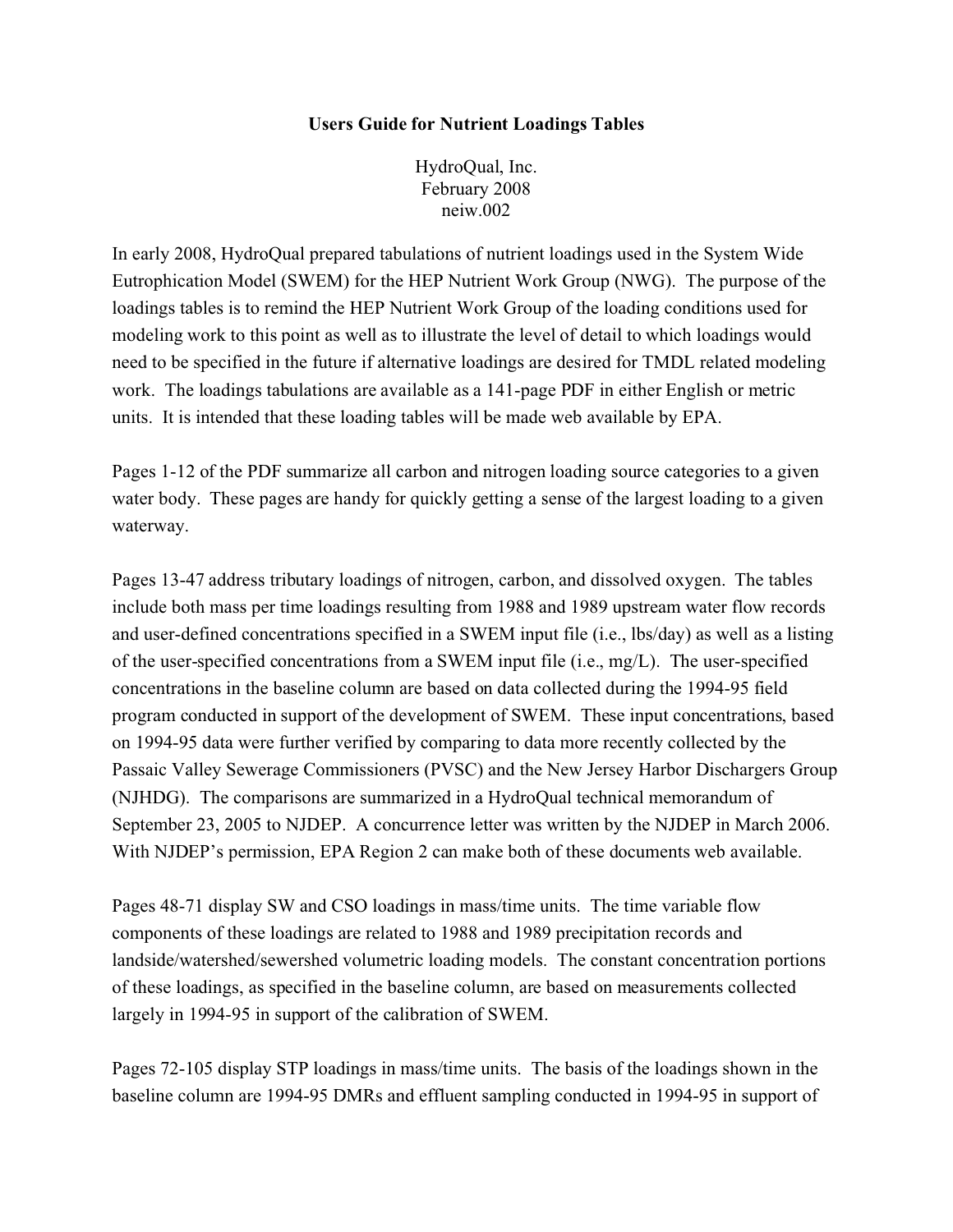# Users Guide for Nutrient Loadings Tables

HydroQual, Inc.
February 2008
neiw.002

In early 2008, HydroQual prepared tabulations of nutrient loadings used in the System Wide Eutrophication Model (SWEM) for the HEP Nutrient Work Group (NWG). The purpose of the loadings tables is to remind the HEP Nutrient Work Group of the loading conditions used for modeling work to this point as well as to illustrate the level of detail to which loadings would need to be specified in the future if alternative loadings are desired for TMDL related modeling work. The loadings tabulations are available as a 141-page PDF in either English or metric units. It is intended that these loading tables will be made web available by EPA.

Pages 1-12 of the PDF summarize all carbon and nitrogen loading source categories to a given water body. These pages are handy for quickly getting a sense of the largest loading to a given waterway.

Pages 13-47 address tributary loadings of nitrogen, carbon, and dissolved oxygen. The tables include both mass per time loadings resulting from 1988 and 1989 upstream water flow records and user-defined concentrations specified in a SWEM input file (i.e., lbs/day) as well as a listing of the user-specified concentrations from a SWEM input file (i.e., mg/L). The user-specified concentrations in the baseline column are based on data collected during the 1994-95 field program conducted in support of the development of SWEM. These input concentrations, based on 1994-95 data were further verified by comparing to data more recently collected by the Passaic Valley Sewerage Commissioners (PVSC) and the New Jersey Harbor Dischargers Group (NJHDG). The comparisons are summarized in a HydroQual technical memorandum of September 23, 2005 to NJDEP. A concurrence letter was written by the NJDEP in March 2006. With NJDEP's permission, EPA Region 2 can make both of these documents web available.

Pages 48-71 display SW and CSO loadings in mass/time units. The time variable flow components of these loadings are related to 1988 and 1989 precipitation records and landside/watershed/sewershed volumetric loading models. The constant concentration portions of these loadings, as specified in the baseline column, are based on measurements collected largely in 1994-95 in support of the calibration of SWEM.

Pages 72-105 display STP loadings in mass/time units. The basis of the loadings shown in the baseline column are 1994-95 DMRs and effluent sampling conducted in 1994-95 in support of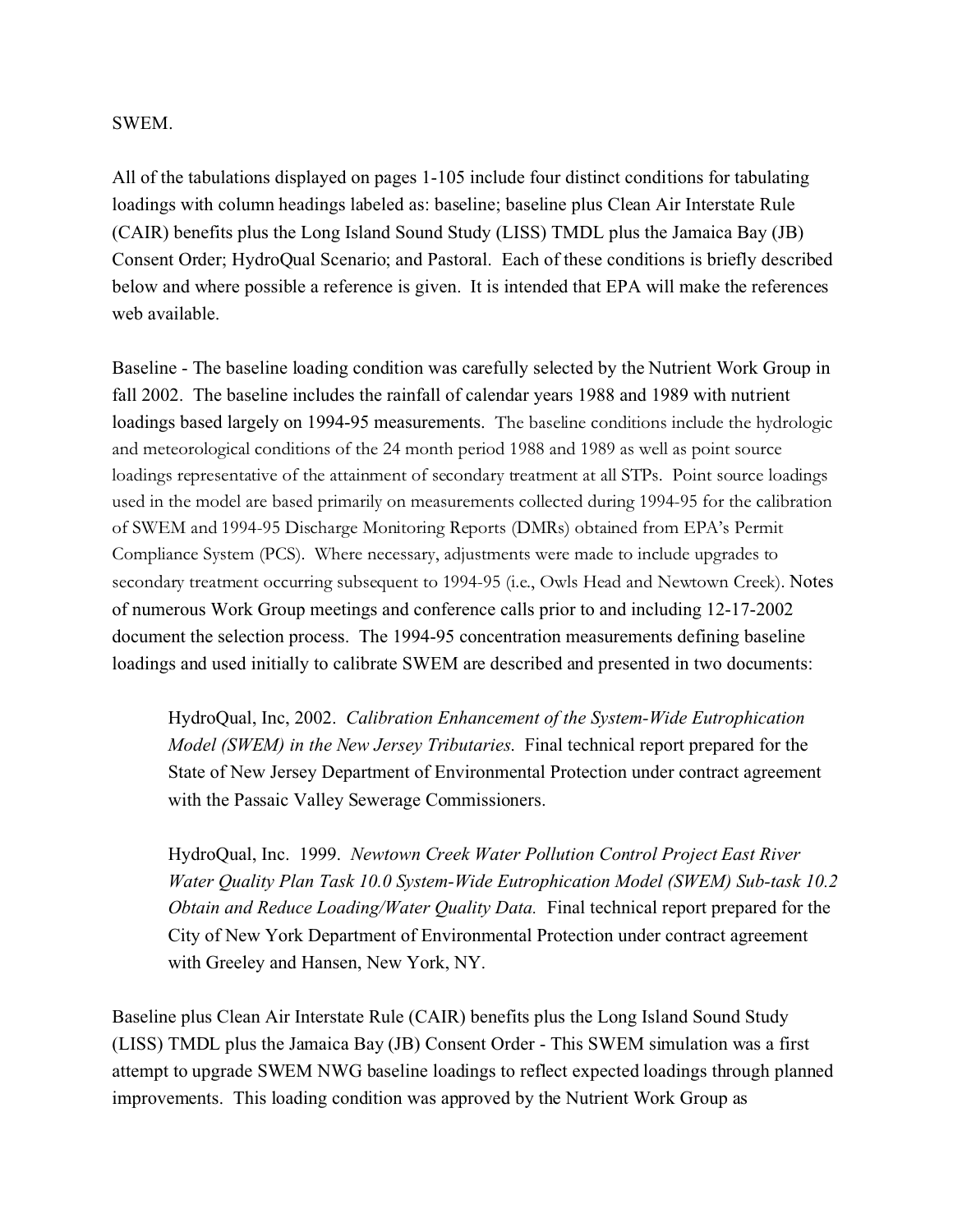SWEM.

All of the tabulations displayed on pages 1-105 include four distinct conditions for tabulating loadings with column headings labeled as: baseline; baseline plus Clean Air Interstate Rule (CAIR) benefits plus the Long Island Sound Study (LISS) TMDL plus the Jamaica Bay (JB) Consent Order; HydroQual Scenario; and Pastoral. Each of these conditions is briefly described below and where possible a reference is given. It is intended that EPA will make the references web available.

Baseline - The baseline loading condition was carefully selected by the Nutrient Work Group in fall 2002. The baseline includes the rainfall of calendar years 1988 and 1989 with nutrient loadings based largely on 1994-95 measurements. The baseline conditions include the hydrologic and meteorological conditions of the 24 month period 1988 and 1989 as well as point source loadings representative of the attainment of secondary treatment at all STPs. Point source loadings used in the model are based primarily on measurements collected during 1994-95 for the calibration of SWEM and 1994-95 Discharge Monitoring Reports (DMRs) obtained from EPA's Permit Compliance System (PCS). Where necessary, adjustments were made to include upgrades to secondary treatment occurring subsequent to 1994-95 (i.e., Owls Head and Newtown Creek). Notes of numerous Work Group meetings and conference calls prior to and including 12-17-2002 document the selection process. The 1994-95 concentration measurements defining baseline loadings and used initially to calibrate SWEM are described and presented in two documents:

> HydroQual, Inc, 2002. *Calibration Enhancement of the System-Wide Eutrophication Model (SWEM) in the New Jersey Tributaries.* Final technical report prepared for the State of New Jersey Department of Environmental Protection under contract agreement with the Passaic Valley Sewerage Commissioners.
>
> HydroQual, Inc. 1999. *Newtown Creek Water Pollution Control Project East River Water Quality Plan Task 10.0 System-Wide Eutrophication Model (SWEM) Sub-task 10.2 Obtain and Reduce Loading/Water Quality Data.* Final technical report prepared for the City of New York Department of Environmental Protection under contract agreement with Greeley and Hansen, New York, NY.

Baseline plus Clean Air Interstate Rule (CAIR) benefits plus the Long Island Sound Study (LISS) TMDL plus the Jamaica Bay (JB) Consent Order - This SWEM simulation was a first attempt to upgrade SWEM NWG baseline loadings to reflect expected loadings through planned improvements. This loading condition was approved by the Nutrient Work Group as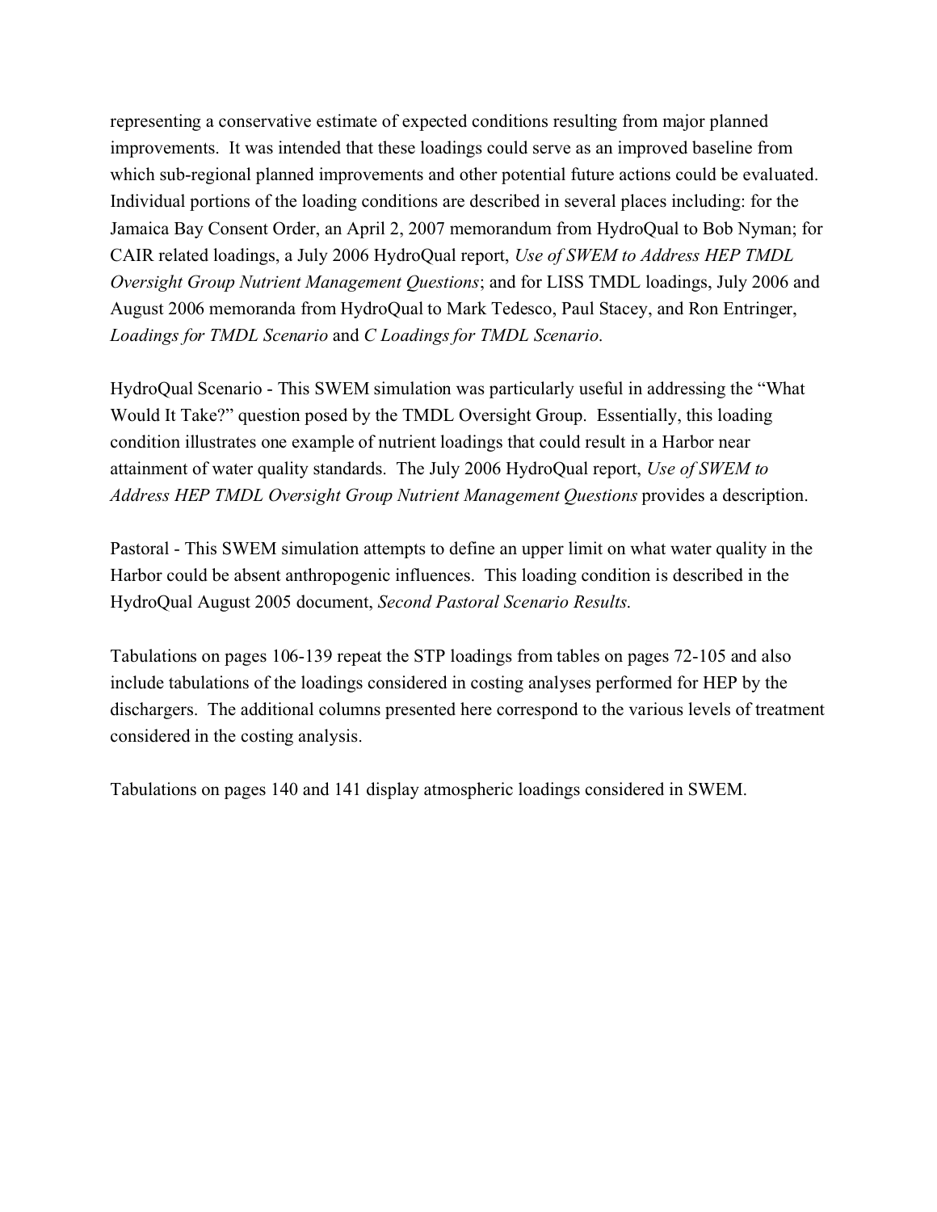representing a conservative estimate of expected conditions resulting from major planned improvements. It was intended that these loadings could serve as an improved baseline from which sub-regional planned improvements and other potential future actions could be evaluated. Individual portions of the loading conditions are described in several places including: for the Jamaica Bay Consent Order, an April 2, 2007 memorandum from HydroQual to Bob Nyman; for CAIR related loadings, a July 2006 HydroQual report, *Use of SWEM to Address HEP TMDL Oversight Group Nutrient Management Questions*; and for LISS TMDL loadings, July 2006 and August 2006 memoranda from HydroQual to Mark Tedesco, Paul Stacey, and Ron Entringer, *Loadings for TMDL Scenario* and *C Loadings for TMDL Scenario*.

HydroQual Scenario - This SWEM simulation was particularly useful in addressing the "What Would It Take?" question posed by the TMDL Oversight Group. Essentially, this loading condition illustrates one example of nutrient loadings that could result in a Harbor near attainment of water quality standards. The July 2006 HydroQual report, *Use of SWEM to Address HEP TMDL Oversight Group Nutrient Management Questions* provides a description.

Pastoral - This SWEM simulation attempts to define an upper limit on what water quality in the Harbor could be absent anthropogenic influences. This loading condition is described in the HydroQual August 2005 document, *Second Pastoral Scenario Results.*

Tabulations on pages 106-139 repeat the STP loadings from tables on pages 72-105 and also include tabulations of the loadings considered in costing analyses performed for HEP by the dischargers. The additional columns presented here correspond to the various levels of treatment considered in the costing analysis.

Tabulations on pages 140 and 141 display atmospheric loadings considered in SWEM.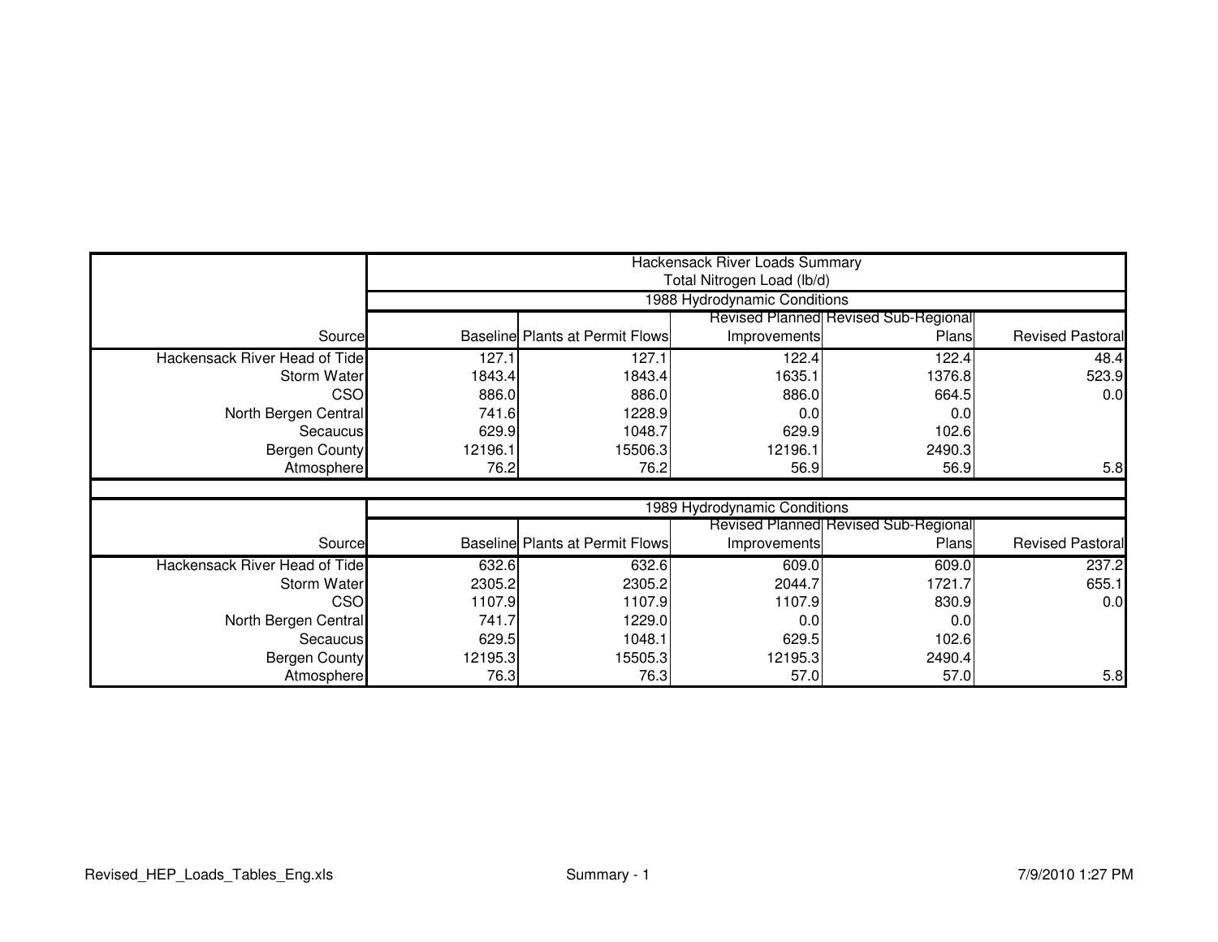| | Hackensack River Loads Summary<br>Total Nitrogen Load (lb/d) | | | | |
|---|---|---|---|---|---|
| | 1988 Hydrodynamic Conditions | | | | |
| Source | Baseline | Plants at Permit Flows | Revised Planned Improvements | Revised Sub-Regional Plans | Revised Pastoral |
| Hackensack River Head of Tide | 127.1 | 127.1 | 122.4 | 122.4 | 48.4 |
| Storm Water | 1843.4 | 1843.4 | 1635.1 | 1376.8 | 523.9 |
| CSO | 886.0 | 886.0 | 886.0 | 664.5 | 0.0 |
| North Bergen Central | 741.6 | 1228.9 | 0.0 | 0.0 | |
| Secaucus | 629.9 | 1048.7 | 629.9 | 102.6 | |
| Bergen County | 12196.1 | 15506.3 | 12196.1 | 2490.3 | |
| Atmosphere | 76.2 | 76.2 | 56.9 | 56.9 | 5.8 |
| | 1989 Hydrodynamic Conditions | | | | |
| Source | Baseline | Plants at Permit Flows | Revised Planned Improvements | Revised Sub-Regional Plans | Revised Pastoral |
| Hackensack River Head of Tide | 632.6 | 632.6 | 609.0 | 609.0 | 237.2 |
| Storm Water | 2305.2 | 2305.2 | 2044.7 | 1721.7 | 655.1 |
| CSO | 1107.9 | 1107.9 | 1107.9 | 830.9 | 0.0 |
| North Bergen Central | 741.7 | 1229.0 | 0.0 | 0.0 | |
| Secaucus | 629.5 | 1048.1 | 629.5 | 102.6 | |
| Bergen County | 12195.3 | 15505.3 | 12195.3 | 2490.4 | |
| Atmosphere | 76.3 | 76.3 | 57.0 | 57.0 | 5.8 |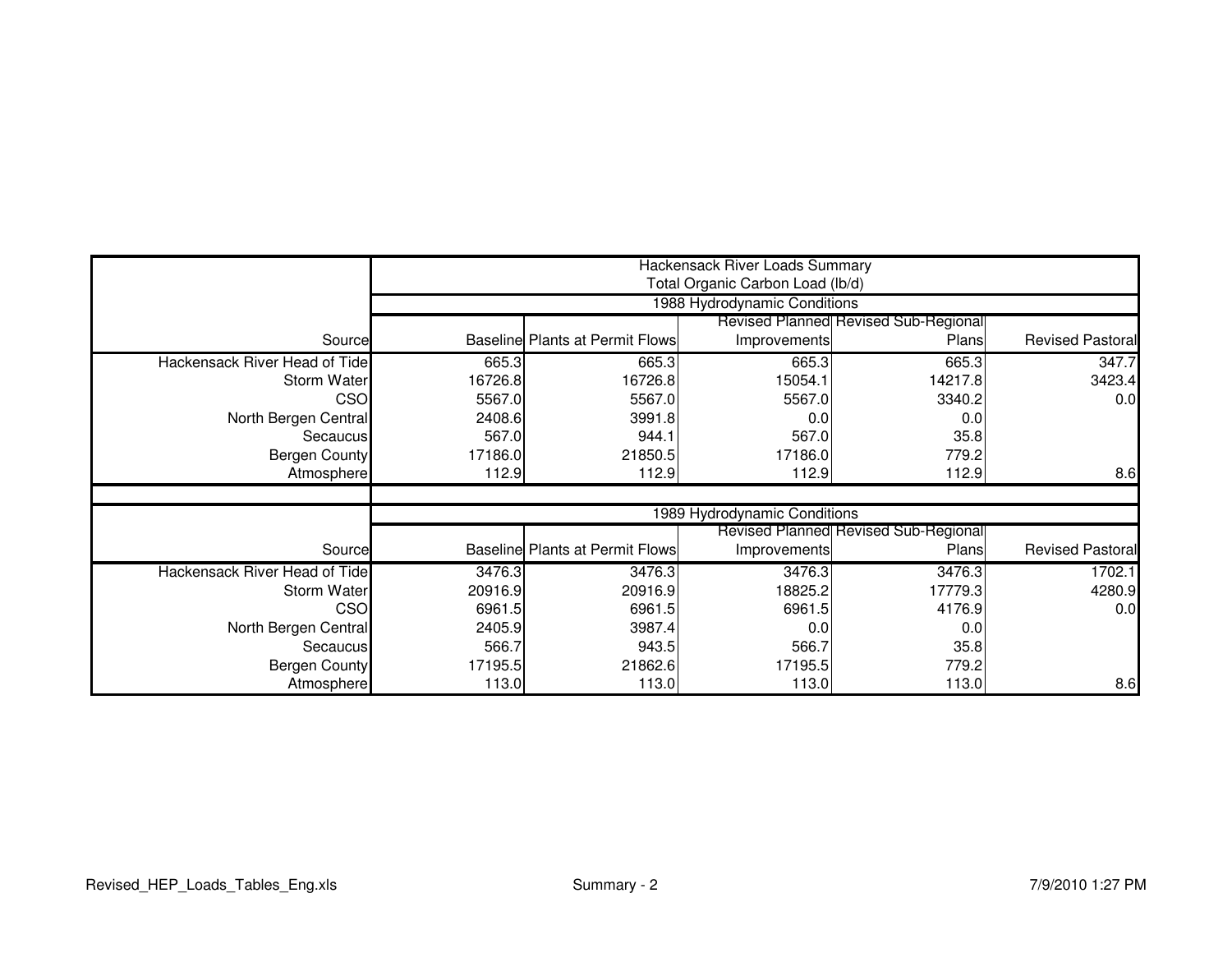| | Hackensack River Loads Summary<br>Total Organic Carbon Load (lb/d) | | | | |
|---|---|---|---|---|---|
| | 1988 Hydrodynamic Conditions | | | | |
| Source | Baseline | Plants at Permit Flows | Revised Planned Improvements | Revised Sub-Regional Plans | Revised Pastoral |
| Hackensack River Head of Tide | 665.3 | 665.3 | 665.3 | 665.3 | 347.7 |
| Storm Water | 16726.8 | 16726.8 | 15054.1 | 14217.8 | 3423.4 |
| CSO | 5567.0 | 5567.0 | 5567.0 | 3340.2 | 0.0 |
| North Bergen Central | 2408.6 | 3991.8 | 0.0 | 0.0 | |
| Secaucus | 567.0 | 944.1 | 567.0 | 35.8 | |
| Bergen County | 17186.0 | 21850.5 | 17186.0 | 779.2 | |
| Atmosphere | 112.9 | 112.9 | 112.9 | 112.9 | 8.6 |
| | | | | | |
| | 1989 Hydrodynamic Conditions | | | | |
| Source | Baseline | Plants at Permit Flows | Revised Planned Improvements | Revised Sub-Regional Plans | Revised Pastoral |
| Hackensack River Head of Tide | 3476.3 | 3476.3 | 3476.3 | 3476.3 | 1702.1 |
| Storm Water | 20916.9 | 20916.9 | 18825.2 | 17779.3 | 4280.9 |
| CSO | 6961.5 | 6961.5 | 6961.5 | 4176.9 | 0.0 |
| North Bergen Central | 2405.9 | 3987.4 | 0.0 | 0.0 | |
| Secaucus | 566.7 | 943.5 | 566.7 | 35.8 | |
| Bergen County | 17195.5 | 21862.6 | 17195.5 | 779.2 | |
| Atmosphere | 113.0 | 113.0 | 113.0 | 113.0 | 8.6 |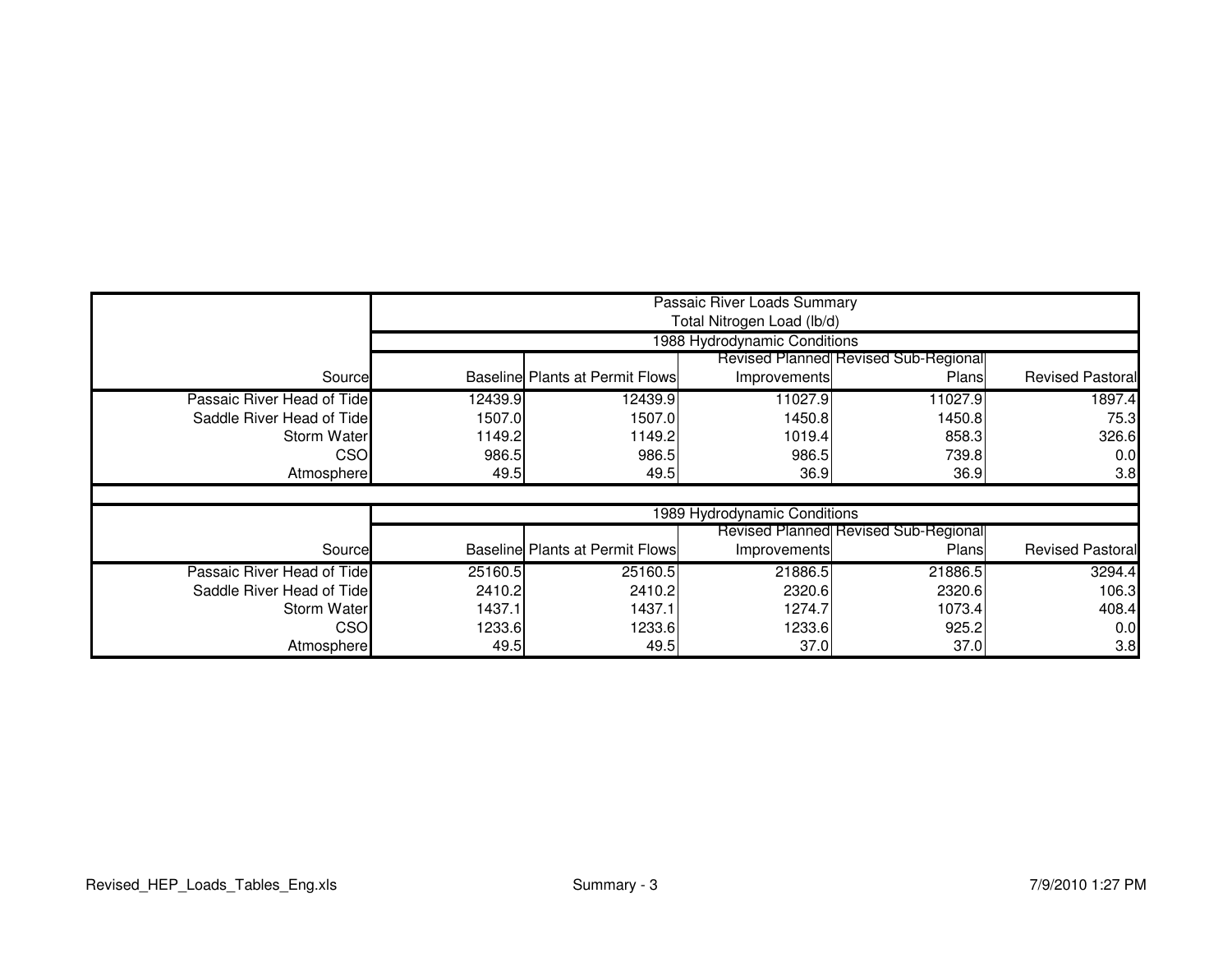| | Passaic River Loads Summary<br>Total Nitrogen Load (lb/d) | | | | |
|---|---|---|---|---|---|
| | 1988 Hydrodynamic Conditions | | | | |
| Source | Baseline | Plants at Permit Flows | Revised Planned Improvements | Revised Sub-Regional Plans | Revised Pastoral |
| Passaic River Head of Tide | 12439.9 | 12439.9 | 11027.9 | 11027.9 | 1897.4 |
| Saddle River Head of Tide | 1507.0 | 1507.0 | 1450.8 | 1450.8 | 75.3 |
| Storm Water | 1149.2 | 1149.2 | 1019.4 | 858.3 | 326.6 |
| CSO | 986.5 | 986.5 | 986.5 | 739.8 | 0.0 |
| Atmosphere | 49.5 | 49.5 | 36.9 | 36.9 | 3.8 |
| | | | | | |
| | 1989 Hydrodynamic Conditions | | | | |
| Source | Baseline | Plants at Permit Flows | Revised Planned Improvements | Revised Sub-Regional Plans | Revised Pastoral |
| Passaic River Head of Tide | 25160.5 | 25160.5 | 21886.5 | 21886.5 | 3294.4 |
| Saddle River Head of Tide | 2410.2 | 2410.2 | 2320.6 | 2320.6 | 106.3 |
| Storm Water | 1437.1 | 1437.1 | 1274.7 | 1073.4 | 408.4 |
| CSO | 1233.6 | 1233.6 | 1233.6 | 925.2 | 0.0 |
| Atmosphere | 49.5 | 49.5 | 37.0 | 37.0 | 3.8 |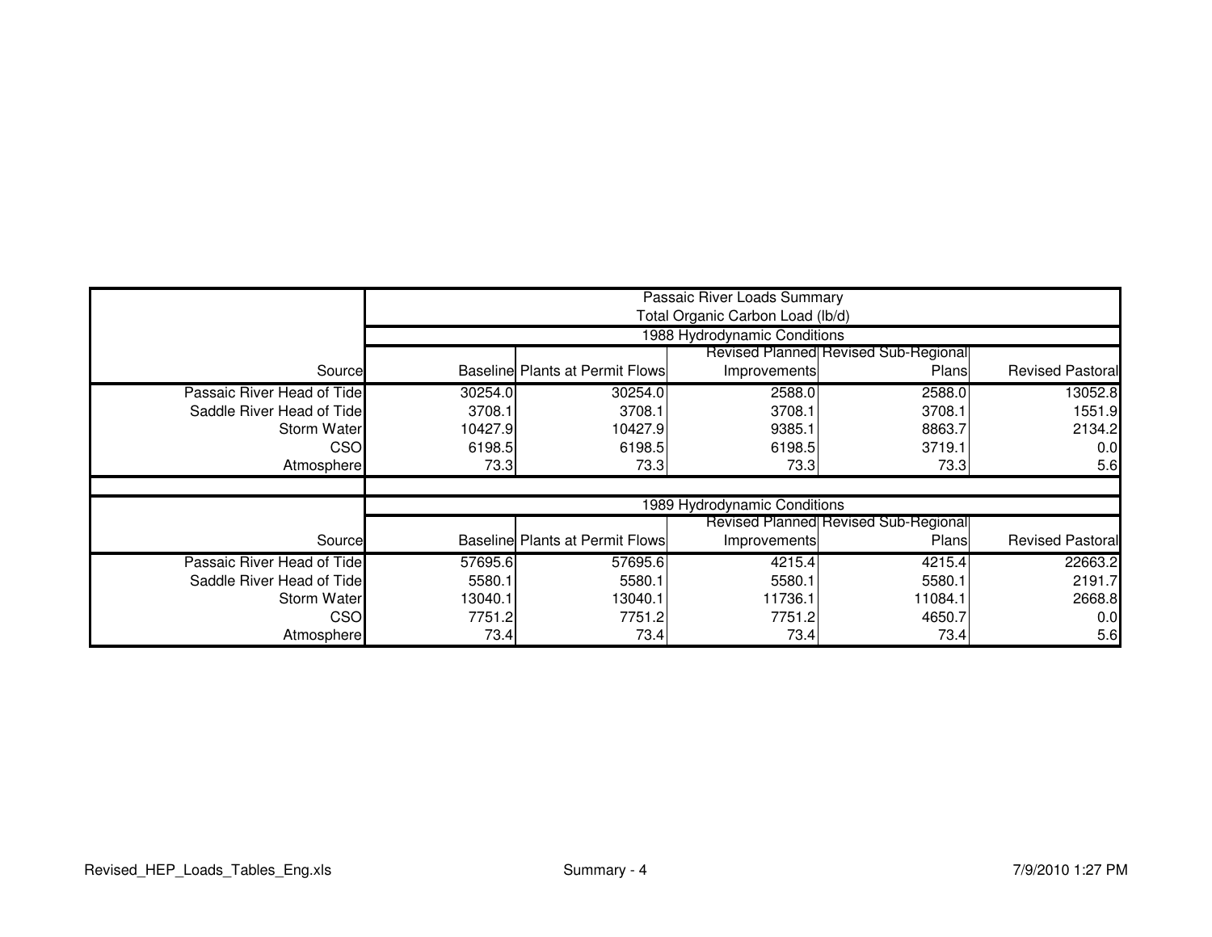| | Passaic River Loads Summary<br>Total Organic Carbon Load (lb/d) | | | | |
|---|---|---|---|---|---|
| | 1988 Hydrodynamic Conditions | | | | |
| Source | Baseline | Plants at Permit Flows | Revised Planned Improvements | Revised Sub-Regional Plans | Revised Pastoral |
| Passaic River Head of Tide | 30254.0 | 30254.0 | 2588.0 | 2588.0 | 13052.8 |
| Saddle River Head of Tide | 3708.1 | 3708.1 | 3708.1 | 3708.1 | 1551.9 |
| Storm Water | 10427.9 | 10427.9 | 9385.1 | 8863.7 | 2134.2 |
| CSO | 6198.5 | 6198.5 | 6198.5 | 3719.1 | 0.0 |
| Atmosphere | 73.3 | 73.3 | 73.3 | 73.3 | 5.6 |
| | | | | | |
| | 1989 Hydrodynamic Conditions | | | | |
| Source | Baseline | Plants at Permit Flows | Revised Planned Improvements | Revised Sub-Regional Plans | Revised Pastoral |
| Passaic River Head of Tide | 57695.6 | 57695.6 | 4215.4 | 4215.4 | 22663.2 |
| Saddle River Head of Tide | 5580.1 | 5580.1 | 5580.1 | 5580.1 | 2191.7 |
| Storm Water | 13040.1 | 13040.1 | 11736.1 | 11084.1 | 2668.8 |
| CSO | 7751.2 | 7751.2 | 7751.2 | 4650.7 | 0.0 |
| Atmosphere | 73.4 | 73.4 | 73.4 | 73.4 | 5.6 |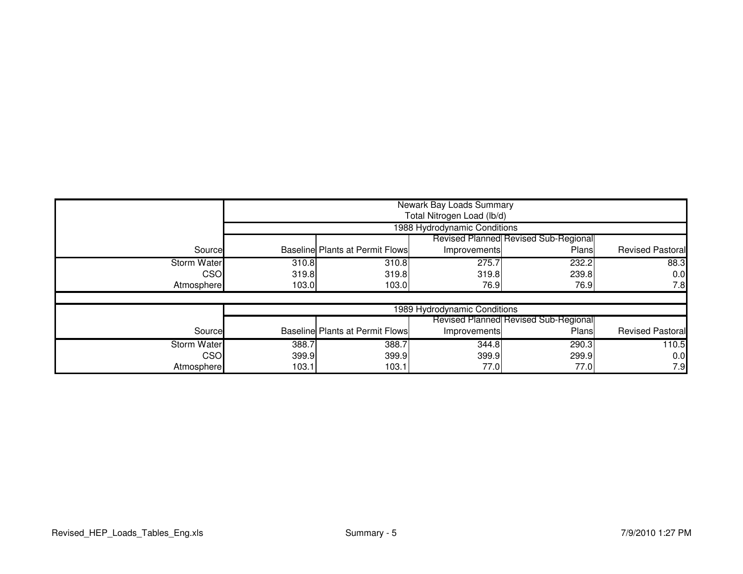| | Newark Bay Loads Summary<br>Total Nitrogen Load (lb/d) | | | | |
|---|---|---|---|---|---|
| | 1988 Hydrodynamic Conditions | | | | |
| Source | Baseline | Plants at Permit Flows | Revised Planned Improvements | Revised Sub-Regional Plans | Revised Pastoral |
| Storm Water | 310.8 | 310.8 | 275.7 | 232.2 | 88.3 |
| CSO | 319.8 | 319.8 | 319.8 | 239.8 | 0.0 |
| Atmosphere | 103.0 | 103.0 | 76.9 | 76.9 | 7.8 |
| | | | | | |
| | 1989 Hydrodynamic Conditions | | | | |
| Source | Baseline | Plants at Permit Flows | Revised Planned Improvements | Revised Sub-Regional Plans | Revised Pastoral |
| Storm Water | 388.7 | 388.7 | 344.8 | 290.3 | 110.5 |
| CSO | 399.9 | 399.9 | 399.9 | 299.9 | 0.0 |
| Atmosphere | 103.1 | 103.1 | 77.0 | 77.0 | 7.9 |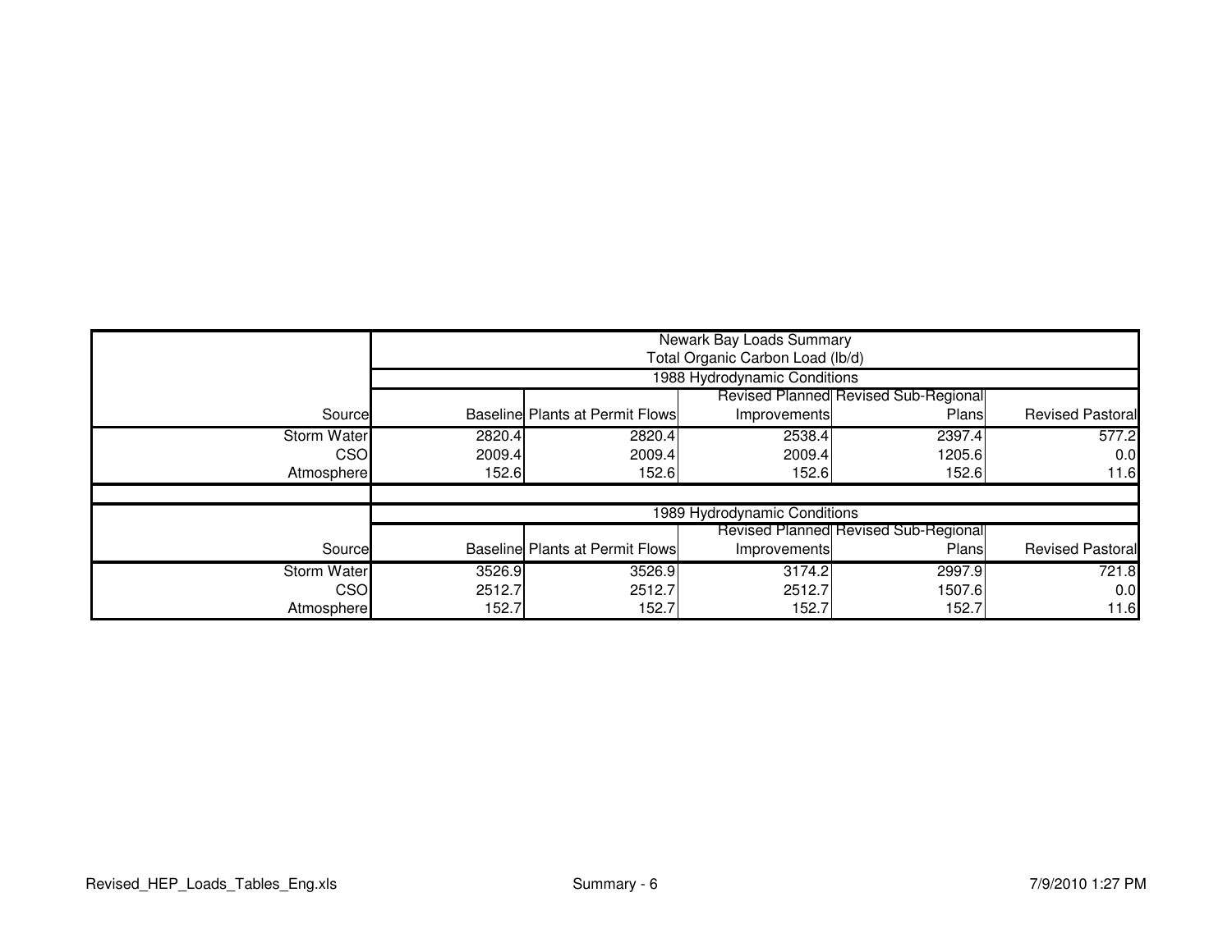| | Newark Bay Loads Summary Total Organic Carbon Load (lb/d) | | | | |
|---|---|---|---|---|---|
| | 1988 Hydrodynamic Conditions | | | | |
| Source | Baseline | Plants at Permit Flows | Revised Planned Improvements | Revised Sub-Regional Plans | Revised Pastoral |
| Storm Water | 2820.4 | 2820.4 | 2538.4 | 2397.4 | 577.2 |
| CSO | 2009.4 | 2009.4 | 2009.4 | 1205.6 | 0.0 |
| Atmosphere | 152.6 | 152.6 | 152.6 | 152.6 | 11.6 |
| | | | | | |
| | 1989 Hydrodynamic Conditions | | | | |
| Source | Baseline | Plants at Permit Flows | Revised Planned Improvements | Revised Sub-Regional Plans | Revised Pastoral |
| Storm Water | 3526.9 | 3526.9 | 3174.2 | 2997.9 | 721.8 |
| CSO | 2512.7 | 2512.7 | 2512.7 | 1507.6 | 0.0 |
| Atmosphere | 152.7 | 152.7 | 152.7 | 152.7 | 11.6 |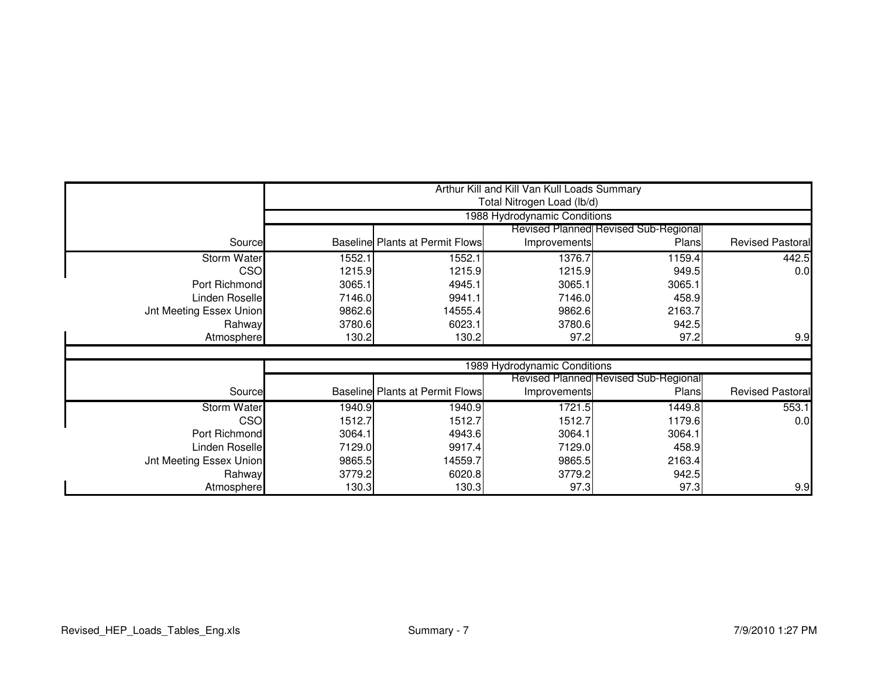| | Arthur Kill and Kill Van Kull Loads Summary<br>Total Nitrogen Load (lb/d) | | | | |
|---|---|---|---|---|---|
| | 1988 Hydrodynamic Conditions | | | | |
| Source | Baseline | Plants at Permit Flows | Revised Planned Improvements | Revised Sub-Regional Plans | Revised Pastoral |
| Storm Water | 1552.1 | 1552.1 | 1376.7 | 1159.4 | 442.5 |
| CSO | 1215.9 | 1215.9 | 1215.9 | 949.5 | 0.0 |
| Port Richmond | 3065.1 | 4945.1 | 3065.1 | 3065.1 | |
| Linden Roselle | 7146.0 | 9941.1 | 7146.0 | 458.9 | |
| Jnt Meeting Essex Union | 9862.6 | 14555.4 | 9862.6 | 2163.7 | |
| Rahway | 3780.6 | 6023.1 | 3780.6 | 942.5 | |
| Atmosphere | 130.2 | 130.2 | 97.2 | 97.2 | 9.9 |
| | 1989 Hydrodynamic Conditions | | | | |
| Source | Baseline | Plants at Permit Flows | Revised Planned Improvements | Revised Sub-Regional Plans | Revised Pastoral |
| Storm Water | 1940.9 | 1940.9 | 1721.5 | 1449.8 | 553.1 |
| CSO | 1512.7 | 1512.7 | 1512.7 | 1179.6 | 0.0 |
| Port Richmond | 3064.1 | 4943.6 | 3064.1 | 3064.1 | |
| Linden Roselle | 7129.0 | 9917.4 | 7129.0 | 458.9 | |
| Jnt Meeting Essex Union | 9865.5 | 14559.7 | 9865.5 | 2163.4 | |
| Rahway | 3779.2 | 6020.8 | 3779.2 | 942.5 | |
| Atmosphere | 130.3 | 130.3 | 97.3 | 97.3 | 9.9 |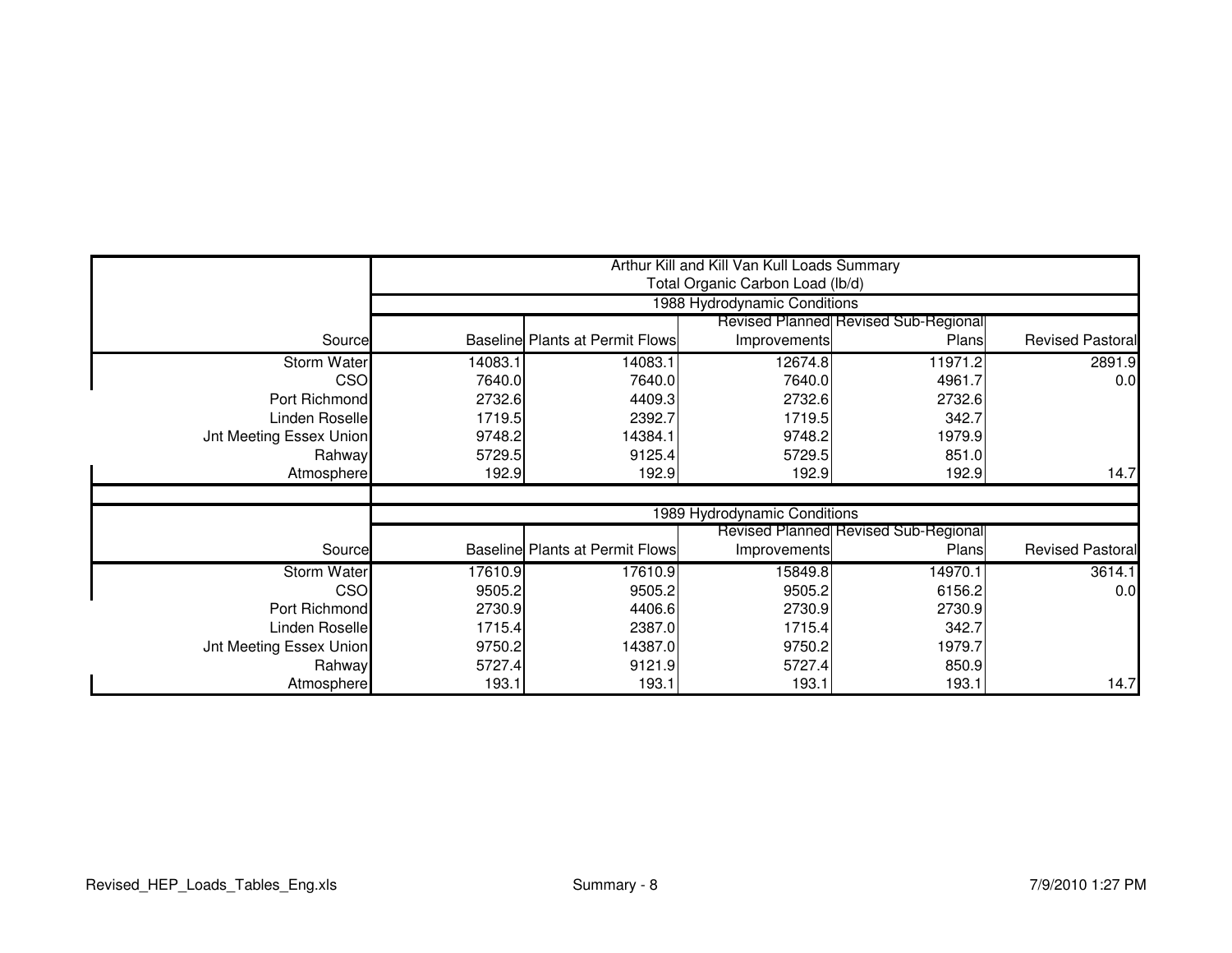| | Arthur Kill and Kill Van Kull Loads Summary<br>Total Organic Carbon Load (lb/d) | | | | |
|---|---|---|---|---|---|
| | 1988 Hydrodynamic Conditions | | | | |
| Source | Baseline | Plants at Permit Flows | Revised Planned Improvements | Revised Sub-Regional Plans | Revised Pastoral |
| Storm Water | 14083.1 | 14083.1 | 12674.8 | 11971.2 | 2891.9 |
| CSO | 7640.0 | 7640.0 | 7640.0 | 4961.7 | 0.0 |
| Port Richmond | 2732.6 | 4409.3 | 2732.6 | 2732.6 | |
| Linden Roselle | 1719.5 | 2392.7 | 1719.5 | 342.7 | |
| Jnt Meeting Essex Union | 9748.2 | 14384.1 | 9748.2 | 1979.9 | |
| Rahway | 5729.5 | 9125.4 | 5729.5 | 851.0 | |
| Atmosphere | 192.9 | 192.9 | 192.9 | 192.9 | 14.7 |
| | | | | | |
| | 1989 Hydrodynamic Conditions | | | | |
| Source | Baseline | Plants at Permit Flows | Revised Planned Improvements | Revised Sub-Regional Plans | Revised Pastoral |
| Storm Water | 17610.9 | 17610.9 | 15849.8 | 14970.1 | 3614.1 |
| CSO | 9505.2 | 9505.2 | 9505.2 | 6156.2 | 0.0 |
| Port Richmond | 2730.9 | 4406.6 | 2730.9 | 2730.9 | |
| Linden Roselle | 1715.4 | 2387.0 | 1715.4 | 342.7 | |
| Jnt Meeting Essex Union | 9750.2 | 14387.0 | 9750.2 | 1979.7 | |
| Rahway | 5727.4 | 9121.9 | 5727.4 | 850.9 | |
| Atmosphere | 193.1 | 193.1 | 193.1 | 193.1 | 14.7 |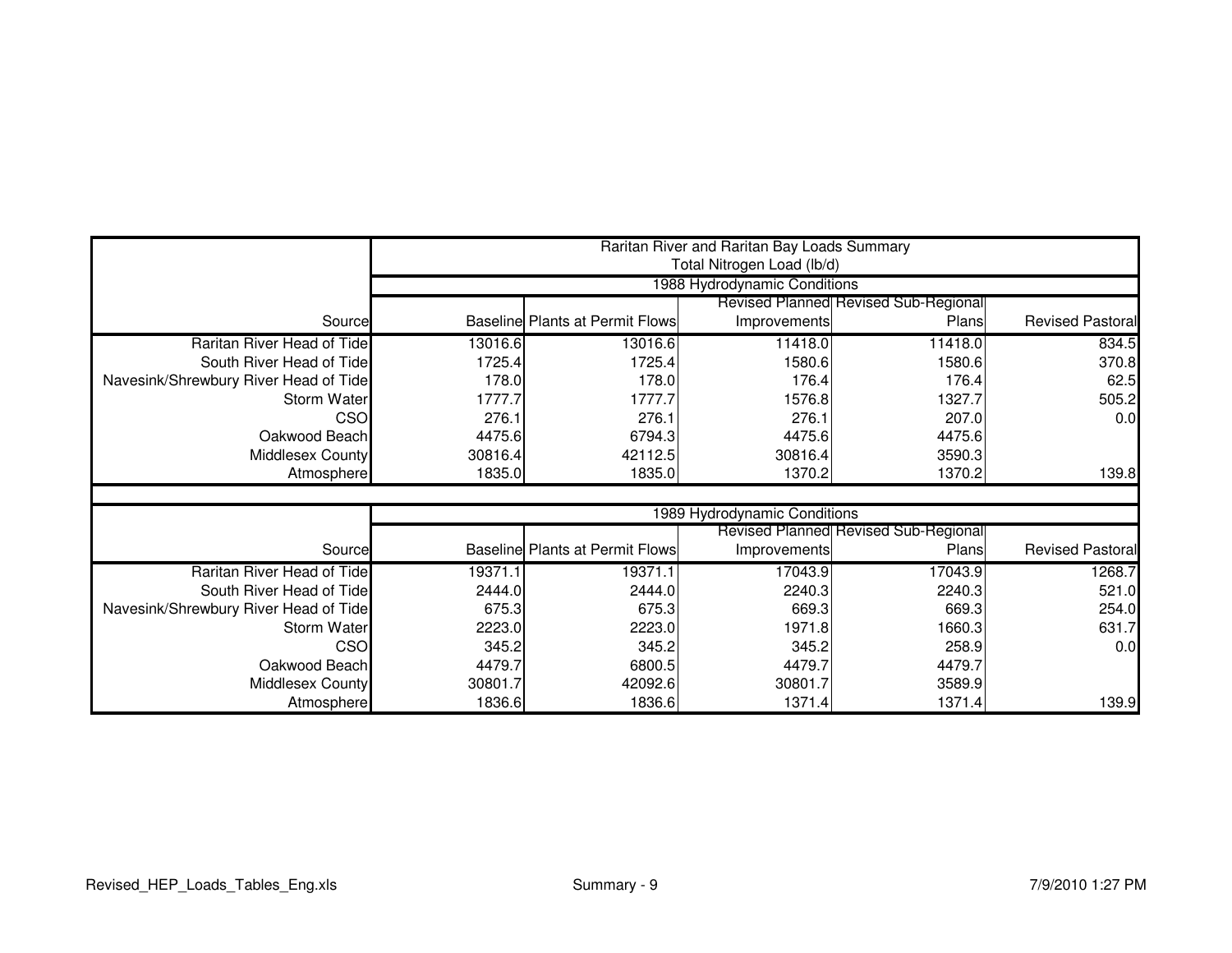| | Raritan River and Raritan Bay Loads Summary<br>Total Nitrogen Load (lb/d) | | | | |
|---|---|---|---|---|---|
| | 1988 Hydrodynamic Conditions | | | | |
| Source | Baseline | Plants at Permit Flows | Revised Planned Improvements | Revised Sub-Regional Plans | Revised Pastoral |
| Raritan River Head of Tide | 13016.6 | 13016.6 | 11418.0 | 11418.0 | 834.5 |
| South River Head of Tide | 1725.4 | 1725.4 | 1580.6 | 1580.6 | 370.8 |
| Navesink/Shrewbury River Head of Tide | 178.0 | 178.0 | 176.4 | 176.4 | 62.5 |
| Storm Water | 1777.7 | 1777.7 | 1576.8 | 1327.7 | 505.2 |
| CSO | 276.1 | 276.1 | 276.1 | 207.0 | 0.0 |
| Oakwood Beach | 4475.6 | 6794.3 | 4475.6 | 4475.6 | |
| Middlesex County | 30816.4 | 42112.5 | 30816.4 | 3590.3 | |
| Atmosphere | 1835.0 | 1835.0 | 1370.2 | 1370.2 | 139.8 |
| | 1989 Hydrodynamic Conditions | | | | |
| Source | Baseline | Plants at Permit Flows | Revised Planned Improvements | Revised Sub-Regional Plans | Revised Pastoral |
| Raritan River Head of Tide | 19371.1 | 19371.1 | 17043.9 | 17043.9 | 1268.7 |
| South River Head of Tide | 2444.0 | 2444.0 | 2240.3 | 2240.3 | 521.0 |
| Navesink/Shrewbury River Head of Tide | 675.3 | 675.3 | 669.3 | 669.3 | 254.0 |
| Storm Water | 2223.0 | 2223.0 | 1971.8 | 1660.3 | 631.7 |
| CSO | 345.2 | 345.2 | 345.2 | 258.9 | 0.0 |
| Oakwood Beach | 4479.7 | 6800.5 | 4479.7 | 4479.7 | |
| Middlesex County | 30801.7 | 42092.6 | 30801.7 | 3589.9 | |
| Atmosphere | 1836.6 | 1836.6 | 1371.4 | 1371.4 | 139.9 |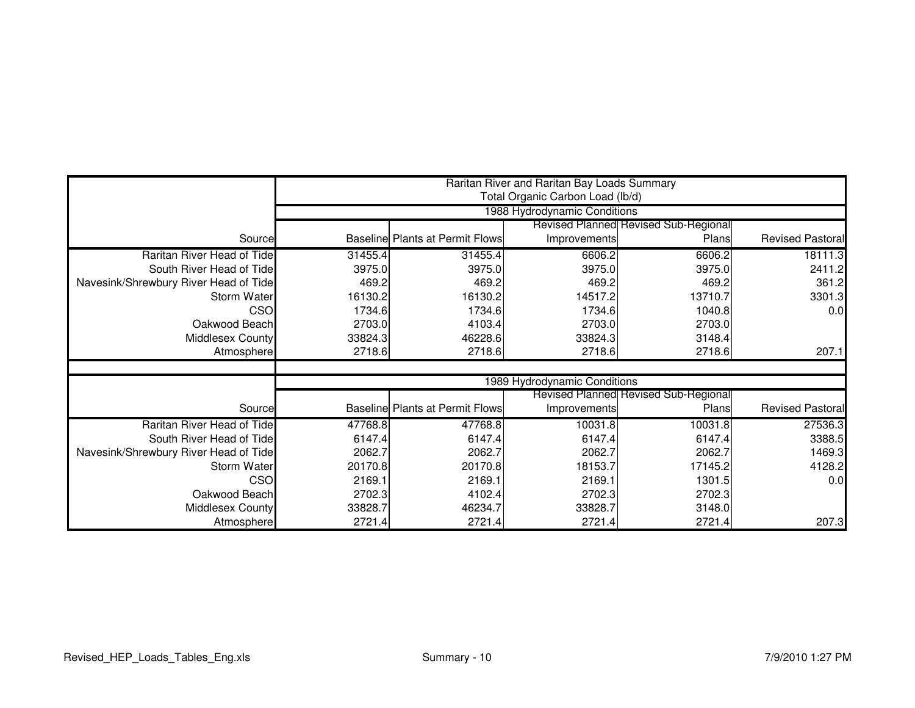| | Raritan River and Raritan Bay Loads Summary<br>Total Organic Carbon Load (lb/d) | | | | |
|---|---|---|---|---|---|
| | 1988 Hydrodynamic Conditions | | | | |
| Source | Baseline | Plants at Permit Flows | Revised Planned Improvements | Revised Sub-Regional Plans | Revised Pastoral |
| Raritan River Head of Tide | 31455.4 | 31455.4 | 6606.2 | 6606.2 | 18111.3 |
| South River Head of Tide | 3975.0 | 3975.0 | 3975.0 | 3975.0 | 2411.2 |
| Navesink/Shrewbury River Head of Tide | 469.2 | 469.2 | 469.2 | 469.2 | 361.2 |
| Storm Water | 16130.2 | 16130.2 | 14517.2 | 13710.7 | 3301.3 |
| CSO | 1734.6 | 1734.6 | 1734.6 | 1040.8 | 0.0 |
| Oakwood Beach | 2703.0 | 4103.4 | 2703.0 | 2703.0 | |
| Middlesex County | 33824.3 | 46228.6 | 33824.3 | 3148.4 | |
| Atmosphere | 2718.6 | 2718.6 | 2718.6 | 2718.6 | 207.1 |
| | | | | | |
| | 1989 Hydrodynamic Conditions | | | | |
| Source | Baseline | Plants at Permit Flows | Revised Planned Improvements | Revised Sub-Regional Plans | Revised Pastoral |
| Raritan River Head of Tide | 47768.8 | 47768.8 | 10031.8 | 10031.8 | 27536.3 |
| South River Head of Tide | 6147.4 | 6147.4 | 6147.4 | 6147.4 | 3388.5 |
| Navesink/Shrewbury River Head of Tide | 2062.7 | 2062.7 | 2062.7 | 2062.7 | 1469.3 |
| Storm Water | 20170.8 | 20170.8 | 18153.7 | 17145.2 | 4128.2 |
| CSO | 2169.1 | 2169.1 | 2169.1 | 1301.5 | 0.0 |
| Oakwood Beach | 2702.3 | 4102.4 | 2702.3 | 2702.3 | |
| Middlesex County | 33828.7 | 46234.7 | 33828.7 | 3148.0 | |
| Atmosphere | 2721.4 | 2721.4 | 2721.4 | 2721.4 | 207.3 |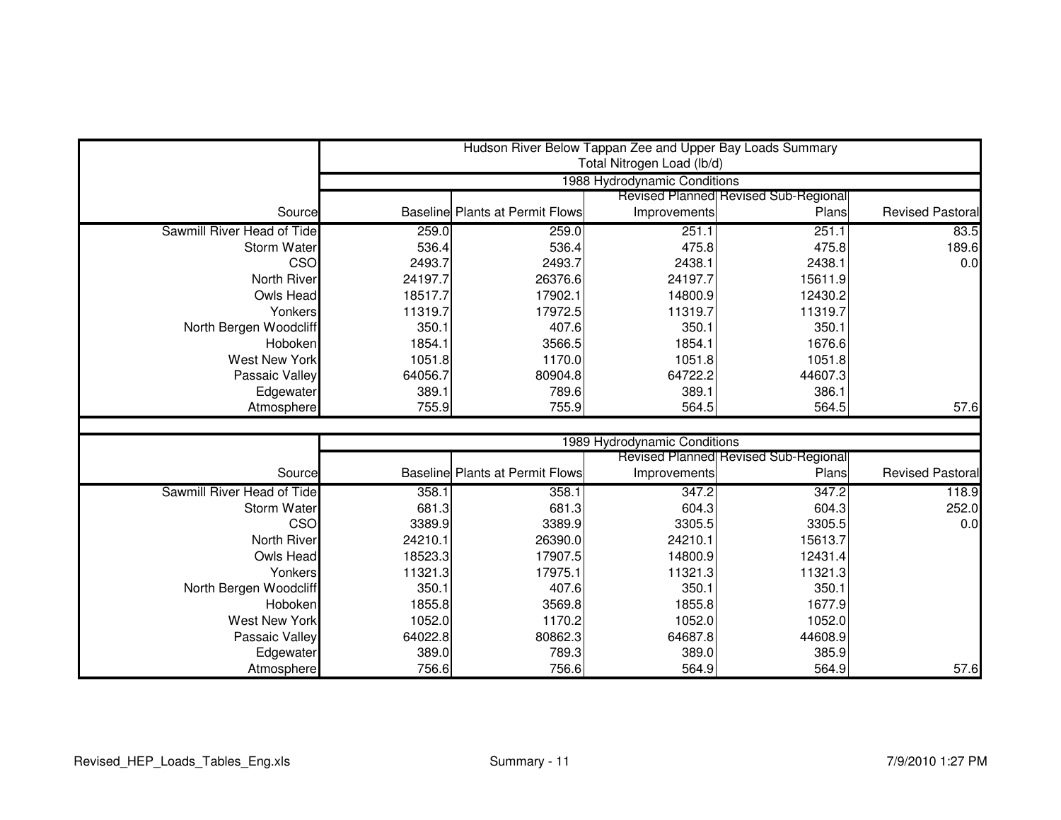## Hudson River Below Tappan Zee and Upper Bay Loads Summary

Total Nitrogen Load (lb/d)

| | 1988 Hydrodynamic Conditions | | | | |
|---|---|---|---|---|---|
| Source | Baseline | Plants at Permit Flows | Revised Planned Improvements | Revised Sub-Regional Plans | Revised Pastoral |
| Sawmill River Head of Tide | 259.0 | 259.0 | 251.1 | 251.1 | 83.5 |
| Storm Water | 536.4 | 536.4 | 475.8 | 475.8 | 189.6 |
| CSO | 2493.7 | 2493.7 | 2438.1 | 2438.1 | 0.0 |
| North River | 24197.7 | 26376.6 | 24197.7 | 15611.9 | |
| Owls Head | 18517.7 | 17902.1 | 14800.9 | 12430.2 | |
| Yonkers | 11319.7 | 17972.5 | 11319.7 | 11319.7 | |
| North Bergen Woodcliff | 350.1 | 407.6 | 350.1 | 350.1 | |
| Hoboken | 1854.1 | 3566.5 | 1854.1 | 1676.6 | |
| West New York | 1051.8 | 1170.0 | 1051.8 | 1051.8 | |
| Passaic Valley | 64056.7 | 80904.8 | 64722.2 | 44607.3 | |
| Edgewater | 389.1 | 789.6 | 389.1 | 386.1 | |
| Atmosphere | 755.9 | 755.9 | 564.5 | 564.5 | 57.6 |

| | 1989 Hydrodynamic Conditions | | | | |
|---|---|---|---|---|---|
| Source | Baseline | Plants at Permit Flows | Revised Planned Improvements | Revised Sub-Regional Plans | Revised Pastoral |
| Sawmill River Head of Tide | 358.1 | 358.1 | 347.2 | 347.2 | 118.9 |
| Storm Water | 681.3 | 681.3 | 604.3 | 604.3 | 252.0 |
| CSO | 3389.9 | 3389.9 | 3305.5 | 3305.5 | 0.0 |
| North River | 24210.1 | 26390.0 | 24210.1 | 15613.7 | |
| Owls Head | 18523.3 | 17907.5 | 14800.9 | 12431.4 | |
| Yonkers | 11321.3 | 17975.1 | 11321.3 | 11321.3 | |
| North Bergen Woodcliff | 350.1 | 407.6 | 350.1 | 350.1 | |
| Hoboken | 1855.8 | 3569.8 | 1855.8 | 1677.9 | |
| West New York | 1052.0 | 1170.2 | 1052.0 | 1052.0 | |
| Passaic Valley | 64022.8 | 80862.3 | 64687.8 | 44608.9 | |
| Edgewater | 389.0 | 789.3 | 389.0 | 385.9 | |
| Atmosphere | 756.6 | 756.6 | 564.9 | 564.9 | 57.6 |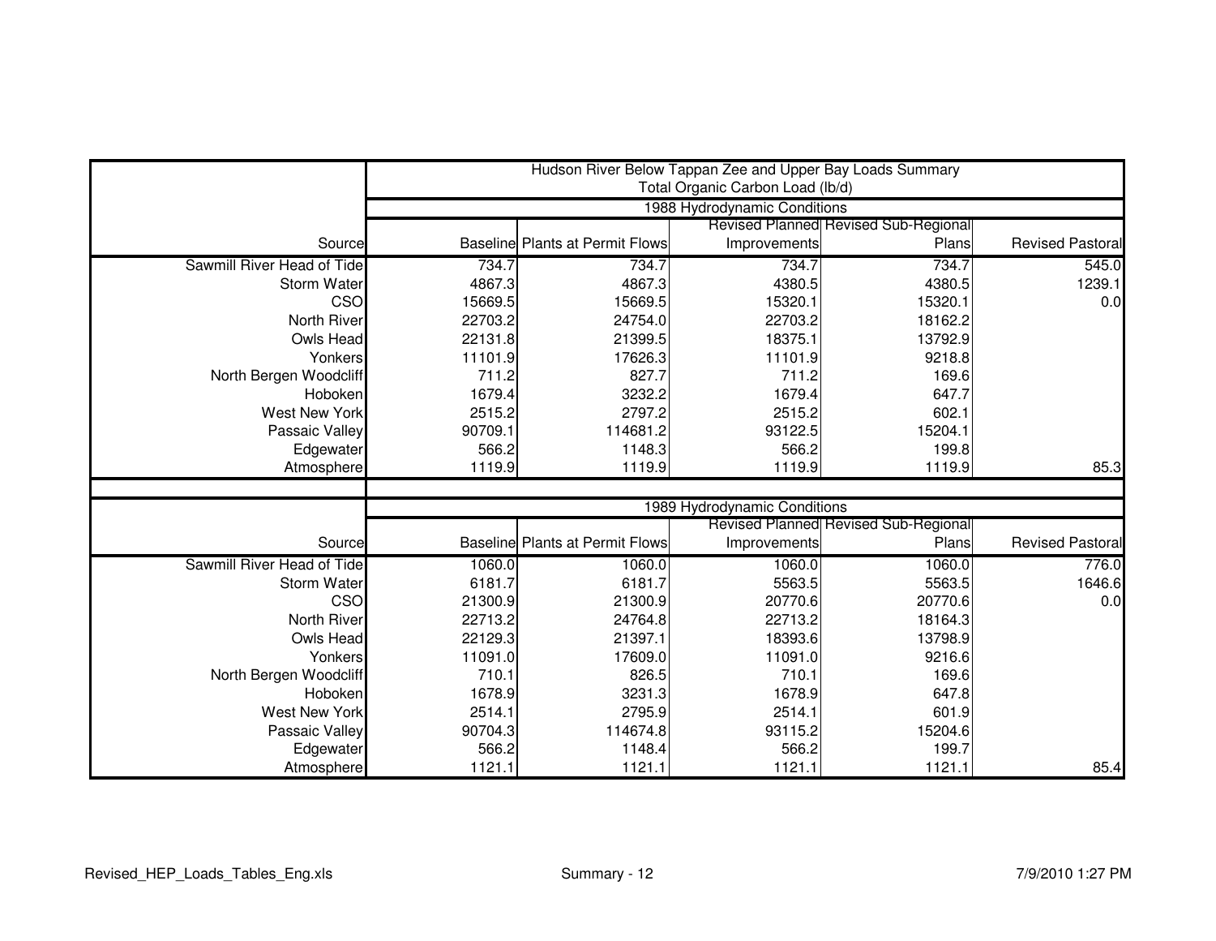| | Hudson River Below Tappan Zee and Upper Bay Loads Summary<br>Total Organic Carbon Load (lb/d) | | | | |
|---|---|---|---|---|---|
| | 1988 Hydrodynamic Conditions | | | | |
| Source | Baseline | Plants at Permit Flows | Revised Planned Improvements | Revised Sub-Regional Plans | Revised Pastoral |
| Sawmill River Head of Tide | 734.7 | 734.7 | 734.7 | 734.7 | 545.0 |
| Storm Water | 4867.3 | 4867.3 | 4380.5 | 4380.5 | 1239.1 |
| CSO | 15669.5 | 15669.5 | 15320.1 | 15320.1 | 0.0 |
| North River | 22703.2 | 24754.0 | 22703.2 | 18162.2 | |
| Owls Head | 22131.8 | 21399.5 | 18375.1 | 13792.9 | |
| Yonkers | 11101.9 | 17626.3 | 11101.9 | 9218.8 | |
| North Bergen Woodcliff | 711.2 | 827.7 | 711.2 | 169.6 | |
| Hoboken | 1679.4 | 3232.2 | 1679.4 | 647.7 | |
| West New York | 2515.2 | 2797.2 | 2515.2 | 602.1 | |
| Passaic Valley | 90709.1 | 114681.2 | 93122.5 | 15204.1 | |
| Edgewater | 566.2 | 1148.3 | 566.2 | 199.8 | |
| Atmosphere | 1119.9 | 1119.9 | 1119.9 | 1119.9 | 85.3 |
| | | | | | |
| | 1989 Hydrodynamic Conditions | | | | |
| Source | Baseline | Plants at Permit Flows | Revised Planned Improvements | Revised Sub-Regional Plans | Revised Pastoral |
| Sawmill River Head of Tide | 1060.0 | 1060.0 | 1060.0 | 1060.0 | 776.0 |
| Storm Water | 6181.7 | 6181.7 | 5563.5 | 5563.5 | 1646.6 |
| CSO | 21300.9 | 21300.9 | 20770.6 | 20770.6 | 0.0 |
| North River | 22713.2 | 24764.8 | 22713.2 | 18164.3 | |
| Owls Head | 22129.3 | 21397.1 | 18393.6 | 13798.9 | |
| Yonkers | 11091.0 | 17609.0 | 11091.0 | 9216.6 | |
| North Bergen Woodcliff | 710.1 | 826.5 | 710.1 | 169.6 | |
| Hoboken | 1678.9 | 3231.3 | 1678.9 | 647.8 | |
| West New York | 2514.1 | 2795.9 | 2514.1 | 601.9 | |
| Passaic Valley | 90704.3 | 114674.8 | 93115.2 | 15204.6 | |
| Edgewater | 566.2 | 1148.4 | 566.2 | 199.7 | |
| Atmosphere | 1121.1 | 1121.1 | 1121.1 | 1121.1 | 85.4 |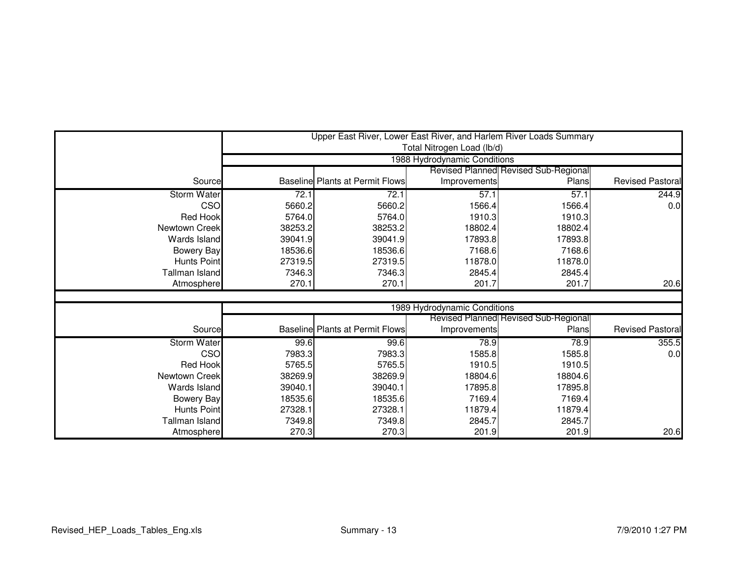| | Upper East River, Lower East River, and Harlem River Loads Summary<br>Total Nitrogen Load (lb/d) | | | | |
|---|---|---|---|---|---|
| | 1988 Hydrodynamic Conditions | | | | |
| Source | Baseline | Plants at Permit Flows | Revised Planned Improvements | Revised Sub-Regional Plans | Revised Pastoral |
| Storm Water | 72.1 | 72.1 | 57.1 | 57.1 | 244.9 |
| CSO | 5660.2 | 5660.2 | 1566.4 | 1566.4 | 0.0 |
| Red Hook | 5764.0 | 5764.0 | 1910.3 | 1910.3 | |
| Newtown Creek | 38253.2 | 38253.2 | 18802.4 | 18802.4 | |
| Wards Island | 39041.9 | 39041.9 | 17893.8 | 17893.8 | |
| Bowery Bay | 18536.6 | 18536.6 | 7168.6 | 7168.6 | |
| Hunts Point | 27319.5 | 27319.5 | 11878.0 | 11878.0 | |
| Tallman Island | 7346.3 | 7346.3 | 2845.4 | 2845.4 | |
| Atmosphere | 270.1 | 270.1 | 201.7 | 201.7 | 20.6 |
| | | | | | |
| | 1989 Hydrodynamic Conditions | | | | |
| Source | Baseline | Plants at Permit Flows | Revised Planned Improvements | Revised Sub-Regional Plans | Revised Pastoral |
| Storm Water | 99.6 | 99.6 | 78.9 | 78.9 | 355.5 |
| CSO | 7983.3 | 7983.3 | 1585.8 | 1585.8 | 0.0 |
| Red Hook | 5765.5 | 5765.5 | 1910.5 | 1910.5 | |
| Newtown Creek | 38269.9 | 38269.9 | 18804.6 | 18804.6 | |
| Wards Island | 39040.1 | 39040.1 | 17895.8 | 17895.8 | |
| Bowery Bay | 18535.6 | 18535.6 | 7169.4 | 7169.4 | |
| Hunts Point | 27328.1 | 27328.1 | 11879.4 | 11879.4 | |
| Tallman Island | 7349.8 | 7349.8 | 2845.7 | 2845.7 | |
| Atmosphere | 270.3 | 270.3 | 201.9 | 201.9 | 20.6 |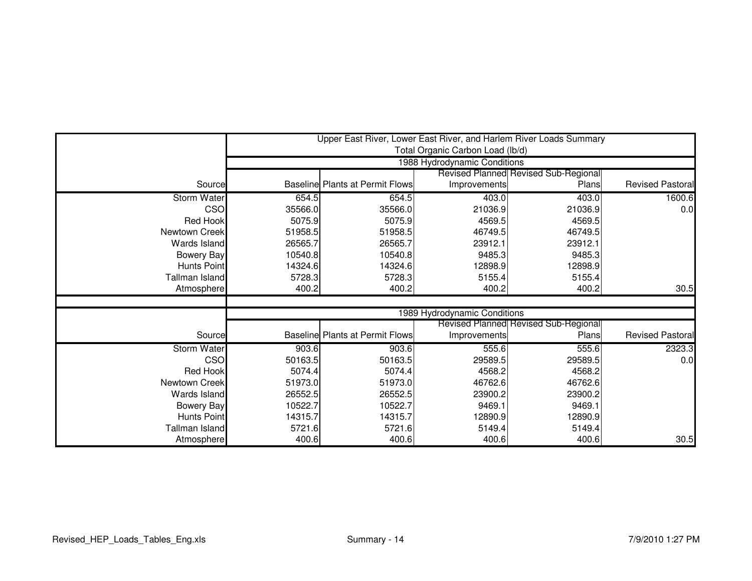| | Upper East River, Lower East River, and Harlem River Loads Summary<br>Total Organic Carbon Load (lb/d) | | | | |
|---|---|---|---|---|---|
| | 1988 Hydrodynamic Conditions | | | | |
| Source | Baseline | Plants at Permit Flows | Revised Planned Improvements | Revised Sub-Regional Plans | Revised Pastoral |
| Storm Water | 654.5 | 654.5 | 403.0 | 403.0 | 1600.6 |
| CSO | 35566.0 | 35566.0 | 21036.9 | 21036.9 | 0.0 |
| Red Hook | 5075.9 | 5075.9 | 4569.5 | 4569.5 | |
| Newtown Creek | 51958.5 | 51958.5 | 46749.5 | 46749.5 | |
| Wards Island | 26565.7 | 26565.7 | 23912.1 | 23912.1 | |
| Bowery Bay | 10540.8 | 10540.8 | 9485.3 | 9485.3 | |
| Hunts Point | 14324.6 | 14324.6 | 12898.9 | 12898.9 | |
| Tallman Island | 5728.3 | 5728.3 | 5155.4 | 5155.4 | |
| Atmosphere | 400.2 | 400.2 | 400.2 | 400.2 | 30.5 |
| | | | | | |
| | 1989 Hydrodynamic Conditions | | | | |
| Source | Baseline | Plants at Permit Flows | Revised Planned Improvements | Revised Sub-Regional Plans | Revised Pastoral |
| Storm Water | 903.6 | 903.6 | 555.6 | 555.6 | 2323.3 |
| CSO | 50163.5 | 50163.5 | 29589.5 | 29589.5 | 0.0 |
| Red Hook | 5074.4 | 5074.4 | 4568.2 | 4568.2 | |
| Newtown Creek | 51973.0 | 51973.0 | 46762.6 | 46762.6 | |
| Wards Island | 26552.5 | 26552.5 | 23900.2 | 23900.2 | |
| Bowery Bay | 10522.7 | 10522.7 | 9469.1 | 9469.1 | |
| Hunts Point | 14315.7 | 14315.7 | 12890.9 | 12890.9 | |
| Tallman Island | 5721.6 | 5721.6 | 5149.4 | 5149.4 | |
| Atmosphere | 400.6 | 400.6 | 400.6 | 400.6 | 30.5 |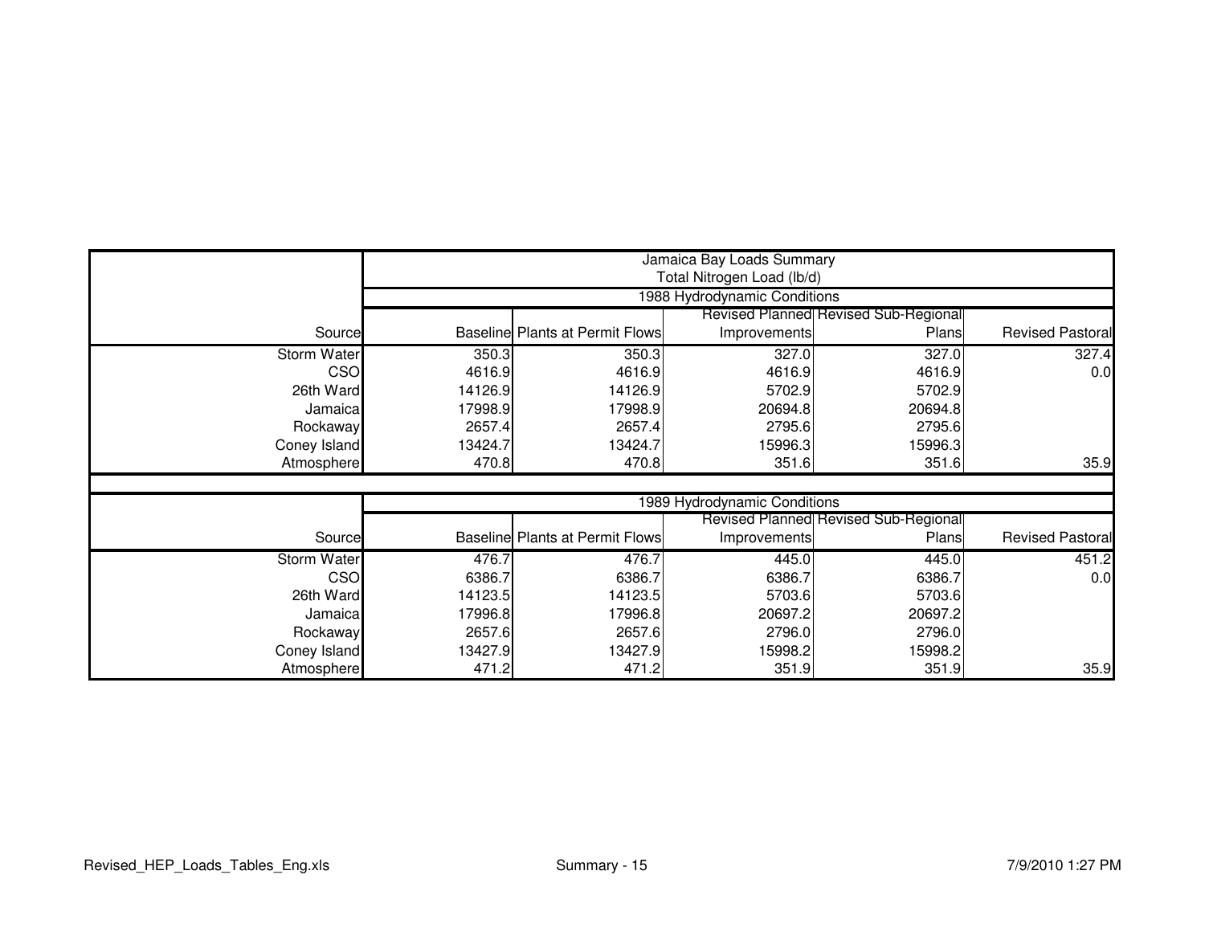| | Jamaica Bay Loads Summary<br>Total Nitrogen Load (lb/d) | | | | |
|---|---|---|---|---|---|
| | 1988 Hydrodynamic Conditions | | | | |
| Source | Baseline | Plants at Permit Flows | Revised Planned Improvements | Revised Sub-Regional Plans | Revised Pastoral |
| Storm Water | 350.3 | 350.3 | 327.0 | 327.0 | 327.4 |
| CSO | 4616.9 | 4616.9 | 4616.9 | 4616.9 | 0.0 |
| 26th Ward | 14126.9 | 14126.9 | 5702.9 | 5702.9 | |
| Jamaica | 17998.9 | 17998.9 | 20694.8 | 20694.8 | |
| Rockaway | 2657.4 | 2657.4 | 2795.6 | 2795.6 | |
| Coney Island | 13424.7 | 13424.7 | 15996.3 | 15996.3 | |
| Atmosphere | 470.8 | 470.8 | 351.6 | 351.6 | 35.9 |
| | 1989 Hydrodynamic Conditions | | | | |
| Source | Baseline | Plants at Permit Flows | Revised Planned Improvements | Revised Sub-Regional Plans | Revised Pastoral |
| Storm Water | 476.7 | 476.7 | 445.0 | 445.0 | 451.2 |
| CSO | 6386.7 | 6386.7 | 6386.7 | 6386.7 | 0.0 |
| 26th Ward | 14123.5 | 14123.5 | 5703.6 | 5703.6 | |
| Jamaica | 17996.8 | 17996.8 | 20697.2 | 20697.2 | |
| Rockaway | 2657.6 | 2657.6 | 2796.0 | 2796.0 | |
| Coney Island | 13427.9 | 13427.9 | 15998.2 | 15998.2 | |
| Atmosphere | 471.2 | 471.2 | 351.9 | 351.9 | 35.9 |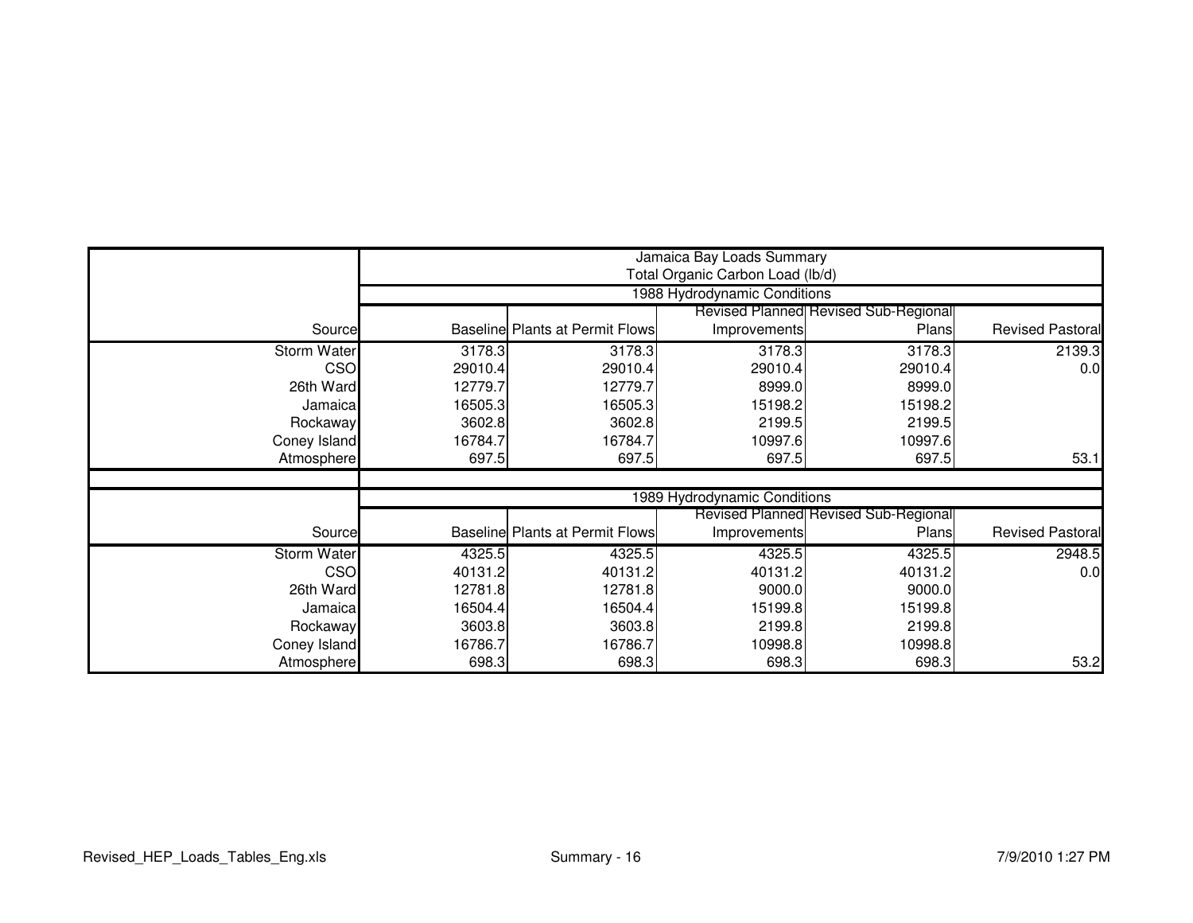| | Jamaica Bay Loads Summary<br>Total Organic Carbon Load (lb/d) | | | | |
|---|---|---|---|---|---|
| | 1988 Hydrodynamic Conditions | | | | |
| Source | Baseline | Plants at Permit Flows | Revised Planned Improvements | Revised Sub-Regional Plans | Revised Pastoral |
| Storm Water | 3178.3 | 3178.3 | 3178.3 | 3178.3 | 2139.3 |
| CSO | 29010.4 | 29010.4 | 29010.4 | 29010.4 | 0.0 |
| 26th Ward | 12779.7 | 12779.7 | 8999.0 | 8999.0 | |
| Jamaica | 16505.3 | 16505.3 | 15198.2 | 15198.2 | |
| Rockaway | 3602.8 | 3602.8 | 2199.5 | 2199.5 | |
| Coney Island | 16784.7 | 16784.7 | 10997.6 | 10997.6 | |
| Atmosphere | 697.5 | 697.5 | 697.5 | 697.5 | 53.1 |
| | | | | | |
| | 1989 Hydrodynamic Conditions | | | | |
| Source | Baseline | Plants at Permit Flows | Revised Planned Improvements | Revised Sub-Regional Plans | Revised Pastoral |
| Storm Water | 4325.5 | 4325.5 | 4325.5 | 4325.5 | 2948.5 |
| CSO | 40131.2 | 40131.2 | 40131.2 | 40131.2 | 0.0 |
| 26th Ward | 12781.8 | 12781.8 | 9000.0 | 9000.0 | |
| Jamaica | 16504.4 | 16504.4 | 15199.8 | 15199.8 | |
| Rockaway | 3603.8 | 3603.8 | 2199.8 | 2199.8 | |
| Coney Island | 16786.7 | 16786.7 | 10998.8 | 10998.8 | |
| Atmosphere | 698.3 | 698.3 | 698.3 | 698.3 | 53.2 |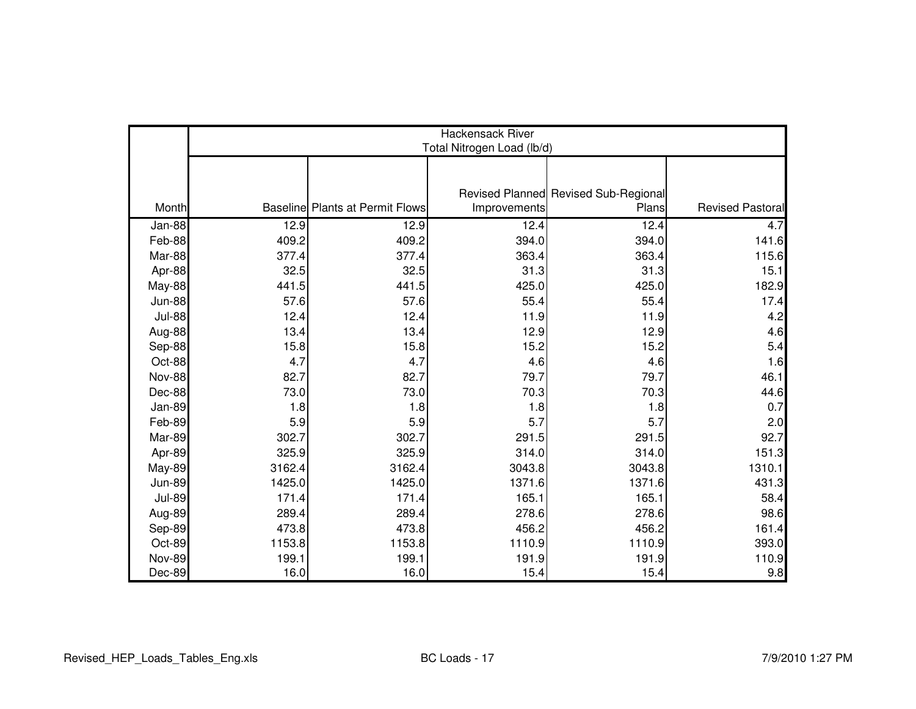| | Hackensack River Total Nitrogen Load (lb/d) | | | | |
|---|---|---|---|---|---|
| Month | Baseline | Plants at Permit Flows | Revised Planned Improvements | Revised Sub-Regional Plans | Revised Pastoral |
| Jan-88 | 12.9 | 12.9 | 12.4 | 12.4 | 4.7 |
| Feb-88 | 409.2 | 409.2 | 394.0 | 394.0 | 141.6 |
| Mar-88 | 377.4 | 377.4 | 363.4 | 363.4 | 115.6 |
| Apr-88 | 32.5 | 32.5 | 31.3 | 31.3 | 15.1 |
| May-88 | 441.5 | 441.5 | 425.0 | 425.0 | 182.9 |
| Jun-88 | 57.6 | 57.6 | 55.4 | 55.4 | 17.4 |
| Jul-88 | 12.4 | 12.4 | 11.9 | 11.9 | 4.2 |
| Aug-88 | 13.4 | 13.4 | 12.9 | 12.9 | 4.6 |
| Sep-88 | 15.8 | 15.8 | 15.2 | 15.2 | 5.4 |
| Oct-88 | 4.7 | 4.7 | 4.6 | 4.6 | 1.6 |
| Nov-88 | 82.7 | 82.7 | 79.7 | 79.7 | 46.1 |
| Dec-88 | 73.0 | 73.0 | 70.3 | 70.3 | 44.6 |
| Jan-89 | 1.8 | 1.8 | 1.8 | 1.8 | 0.7 |
| Feb-89 | 5.9 | 5.9 | 5.7 | 5.7 | 2.0 |
| Mar-89 | 302.7 | 302.7 | 291.5 | 291.5 | 92.7 |
| Apr-89 | 325.9 | 325.9 | 314.0 | 314.0 | 151.3 |
| May-89 | 3162.4 | 3162.4 | 3043.8 | 3043.8 | 1310.1 |
| Jun-89 | 1425.0 | 1425.0 | 1371.6 | 1371.6 | 431.3 |
| Jul-89 | 171.4 | 171.4 | 165.1 | 165.1 | 58.4 |
| Aug-89 | 289.4 | 289.4 | 278.6 | 278.6 | 98.6 |
| Sep-89 | 473.8 | 473.8 | 456.2 | 456.2 | 161.4 |
| Oct-89 | 1153.8 | 1153.8 | 1110.9 | 1110.9 | 393.0 |
| Nov-89 | 199.1 | 199.1 | 191.9 | 191.9 | 110.9 |
| Dec-89 | 16.0 | 16.0 | 15.4 | 15.4 | 9.8 |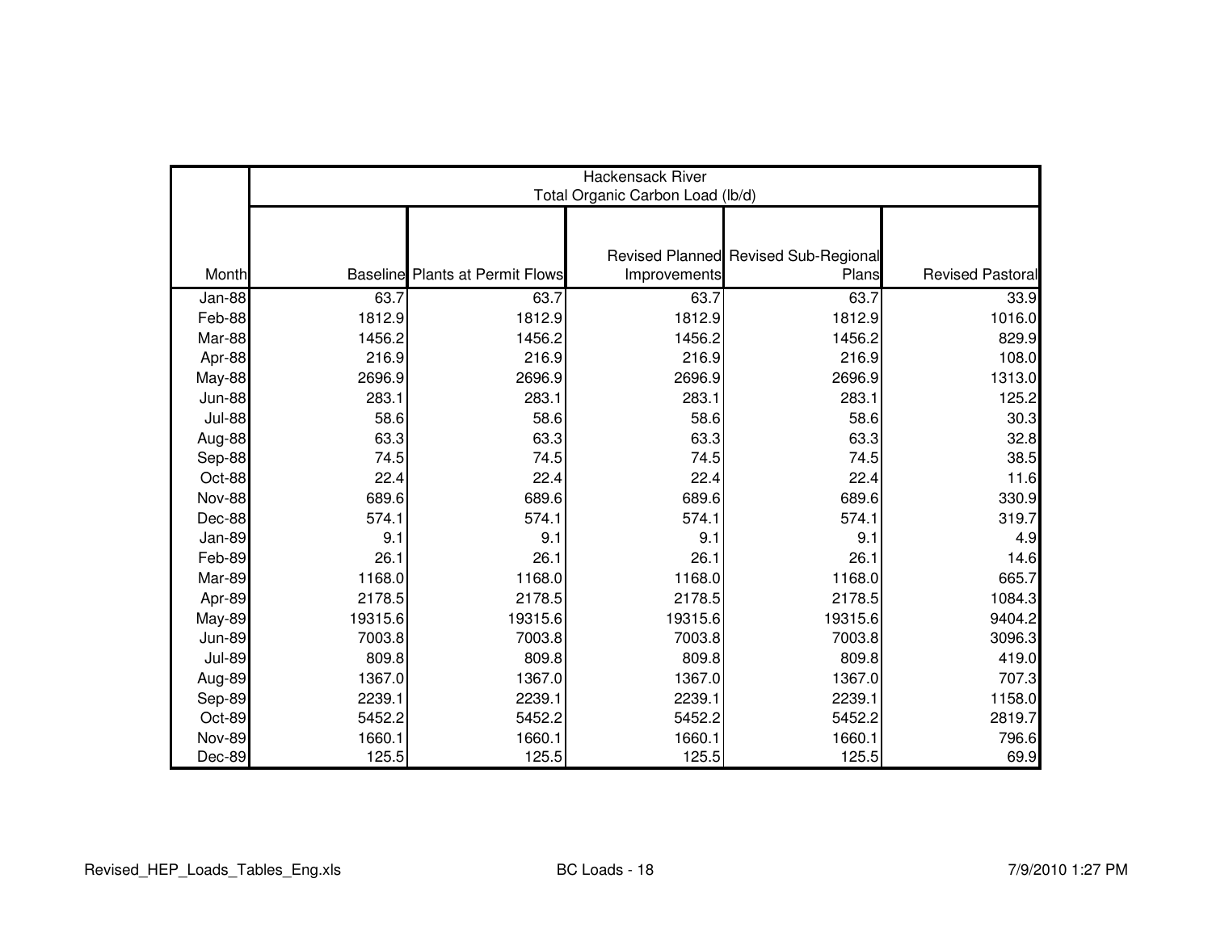| | Hackensack River Total Organic Carbon Load (lb/d) | | | | |
|---|---|---|---|---|---|
| Month | Baseline | Plants at Permit Flows | Revised Planned Improvements | Revised Sub-Regional Plans | Revised Pastoral |
| Jan-88 | 63.7 | 63.7 | 63.7 | 63.7 | 33.9 |
| Feb-88 | 1812.9 | 1812.9 | 1812.9 | 1812.9 | 1016.0 |
| Mar-88 | 1456.2 | 1456.2 | 1456.2 | 1456.2 | 829.9 |
| Apr-88 | 216.9 | 216.9 | 216.9 | 216.9 | 108.0 |
| May-88 | 2696.9 | 2696.9 | 2696.9 | 2696.9 | 1313.0 |
| Jun-88 | 283.1 | 283.1 | 283.1 | 283.1 | 125.2 |
| Jul-88 | 58.6 | 58.6 | 58.6 | 58.6 | 30.3 |
| Aug-88 | 63.3 | 63.3 | 63.3 | 63.3 | 32.8 |
| Sep-88 | 74.5 | 74.5 | 74.5 | 74.5 | 38.5 |
| Oct-88 | 22.4 | 22.4 | 22.4 | 22.4 | 11.6 |
| Nov-88 | 689.6 | 689.6 | 689.6 | 689.6 | 330.9 |
| Dec-88 | 574.1 | 574.1 | 574.1 | 574.1 | 319.7 |
| Jan-89 | 9.1 | 9.1 | 9.1 | 9.1 | 4.9 |
| Feb-89 | 26.1 | 26.1 | 26.1 | 26.1 | 14.6 |
| Mar-89 | 1168.0 | 1168.0 | 1168.0 | 1168.0 | 665.7 |
| Apr-89 | 2178.5 | 2178.5 | 2178.5 | 2178.5 | 1084.3 |
| May-89 | 19315.6 | 19315.6 | 19315.6 | 19315.6 | 9404.2 |
| Jun-89 | 7003.8 | 7003.8 | 7003.8 | 7003.8 | 3096.3 |
| Jul-89 | 809.8 | 809.8 | 809.8 | 809.8 | 419.0 |
| Aug-89 | 1367.0 | 1367.0 | 1367.0 | 1367.0 | 707.3 |
| Sep-89 | 2239.1 | 2239.1 | 2239.1 | 2239.1 | 1158.0 |
| Oct-89 | 5452.2 | 5452.2 | 5452.2 | 5452.2 | 2819.7 |
| Nov-89 | 1660.1 | 1660.1 | 1660.1 | 1660.1 | 796.6 |
| Dec-89 | 125.5 | 125.5 | 125.5 | 125.5 | 69.9 |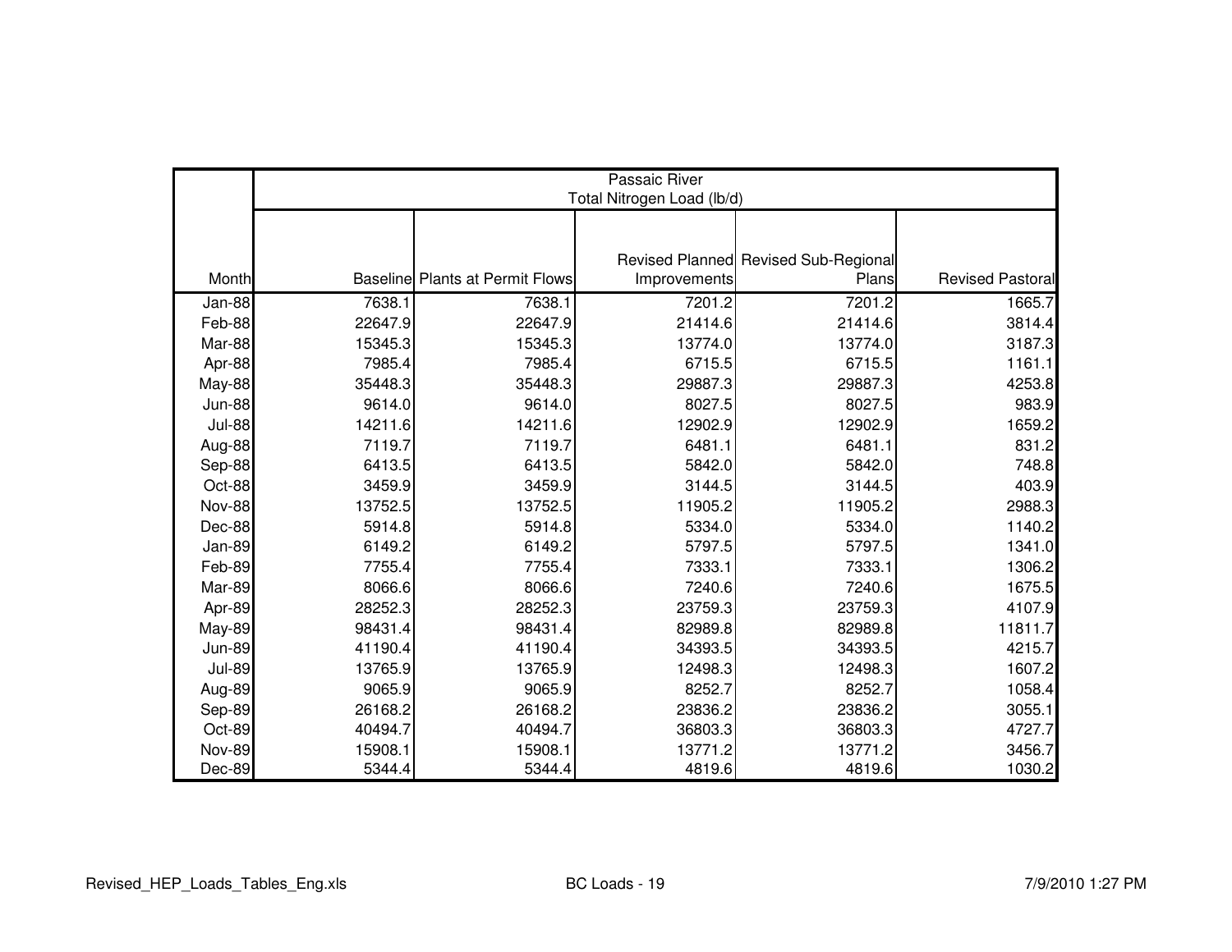| Month | Passaic River Total Nitrogen Load (lb/d) | | | | |
|---|---|---|---|---|---|
| | Baseline | Plants at Permit Flows | Revised Planned Improvements | Revised Sub-Regional Plans | Revised Pastoral |
| Jan-88 | 7638.1 | 7638.1 | 7201.2 | 7201.2 | 1665.7 |
| Feb-88 | 22647.9 | 22647.9 | 21414.6 | 21414.6 | 3814.4 |
| Mar-88 | 15345.3 | 15345.3 | 13774.0 | 13774.0 | 3187.3 |
| Apr-88 | 7985.4 | 7985.4 | 6715.5 | 6715.5 | 1161.1 |
| May-88 | 35448.3 | 35448.3 | 29887.3 | 29887.3 | 4253.8 |
| Jun-88 | 9614.0 | 9614.0 | 8027.5 | 8027.5 | 983.9 |
| Jul-88 | 14211.6 | 14211.6 | 12902.9 | 12902.9 | 1659.2 |
| Aug-88 | 7119.7 | 7119.7 | 6481.1 | 6481.1 | 831.2 |
| Sep-88 | 6413.5 | 6413.5 | 5842.0 | 5842.0 | 748.8 |
| Oct-88 | 3459.9 | 3459.9 | 3144.5 | 3144.5 | 403.9 |
| Nov-88 | 13752.5 | 13752.5 | 11905.2 | 11905.2 | 2988.3 |
| Dec-88 | 5914.8 | 5914.8 | 5334.0 | 5334.0 | 1140.2 |
| Jan-89 | 6149.2 | 6149.2 | 5797.5 | 5797.5 | 1341.0 |
| Feb-89 | 7755.4 | 7755.4 | 7333.1 | 7333.1 | 1306.2 |
| Mar-89 | 8066.6 | 8066.6 | 7240.6 | 7240.6 | 1675.5 |
| Apr-89 | 28252.3 | 28252.3 | 23759.3 | 23759.3 | 4107.9 |
| May-89 | 98431.4 | 98431.4 | 82989.8 | 82989.8 | 11811.7 |
| Jun-89 | 41190.4 | 41190.4 | 34393.5 | 34393.5 | 4215.7 |
| Jul-89 | 13765.9 | 13765.9 | 12498.3 | 12498.3 | 1607.2 |
| Aug-89 | 9065.9 | 9065.9 | 8252.7 | 8252.7 | 1058.4 |
| Sep-89 | 26168.2 | 26168.2 | 23836.2 | 23836.2 | 3055.1 |
| Oct-89 | 40494.7 | 40494.7 | 36803.3 | 36803.3 | 4727.7 |
| Nov-89 | 15908.1 | 15908.1 | 13771.2 | 13771.2 | 3456.7 |
| Dec-89 | 5344.4 | 5344.4 | 4819.6 | 4819.6 | 1030.2 |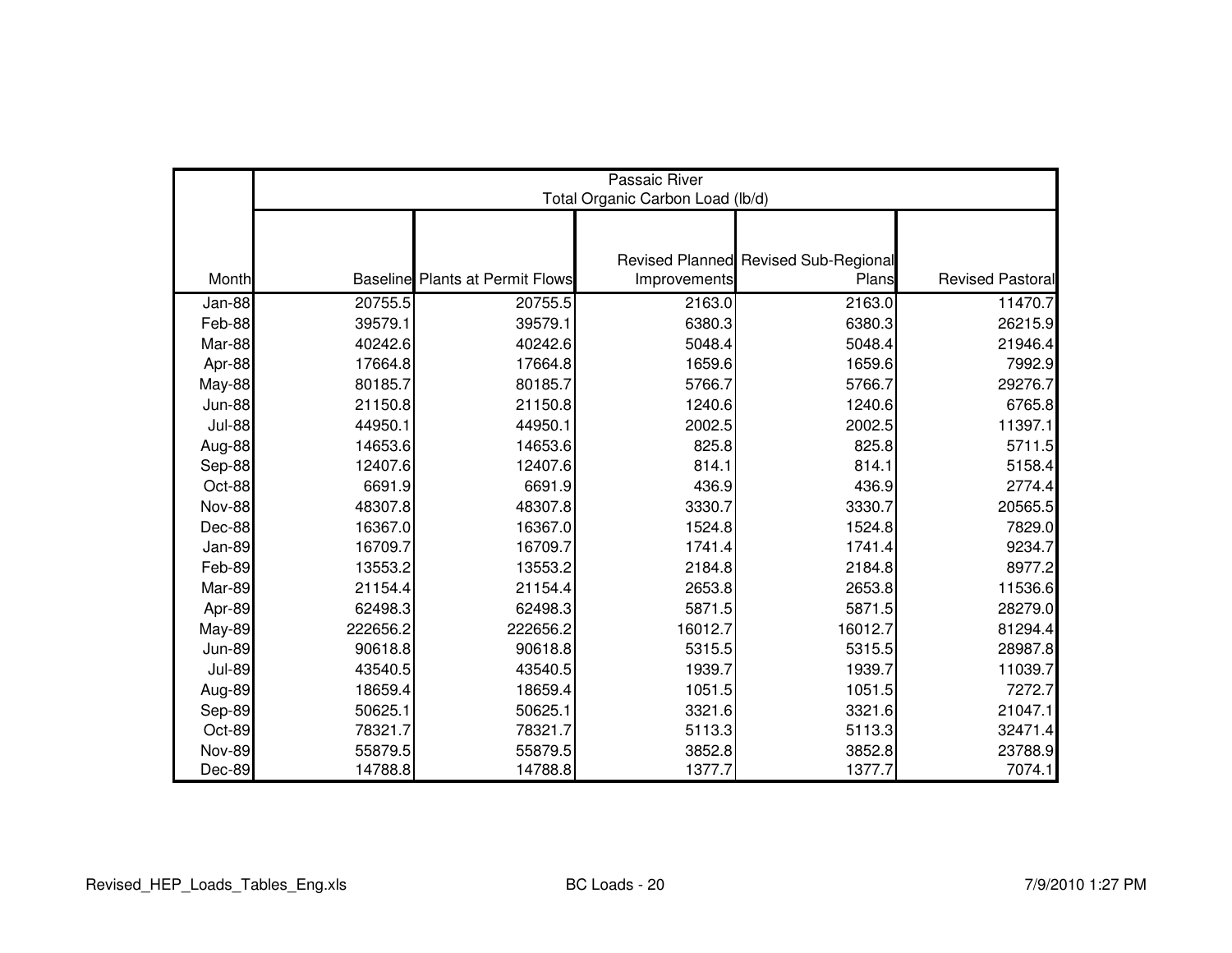| | Passaic River Total Organic Carbon Load (lb/d) | | | | |
|---|---|---|---|---|---|
| Month | Baseline | Plants at Permit Flows | Revised Planned Improvements | Revised Sub-Regional Plans | Revised Pastoral |
| Jan-88 | 20755.5 | 20755.5 | 2163.0 | 2163.0 | 11470.7 |
| Feb-88 | 39579.1 | 39579.1 | 6380.3 | 6380.3 | 26215.9 |
| Mar-88 | 40242.6 | 40242.6 | 5048.4 | 5048.4 | 21946.4 |
| Apr-88 | 17664.8 | 17664.8 | 1659.6 | 1659.6 | 7992.9 |
| May-88 | 80185.7 | 80185.7 | 5766.7 | 5766.7 | 29276.7 |
| Jun-88 | 21150.8 | 21150.8 | 1240.6 | 1240.6 | 6765.8 |
| Jul-88 | 44950.1 | 44950.1 | 2002.5 | 2002.5 | 11397.1 |
| Aug-88 | 14653.6 | 14653.6 | 825.8 | 825.8 | 5711.5 |
| Sep-88 | 12407.6 | 12407.6 | 814.1 | 814.1 | 5158.4 |
| Oct-88 | 6691.9 | 6691.9 | 436.9 | 436.9 | 2774.4 |
| Nov-88 | 48307.8 | 48307.8 | 3330.7 | 3330.7 | 20565.5 |
| Dec-88 | 16367.0 | 16367.0 | 1524.8 | 1524.8 | 7829.0 |
| Jan-89 | 16709.7 | 16709.7 | 1741.4 | 1741.4 | 9234.7 |
| Feb-89 | 13553.2 | 13553.2 | 2184.8 | 2184.8 | 8977.2 |
| Mar-89 | 21154.4 | 21154.4 | 2653.8 | 2653.8 | 11536.6 |
| Apr-89 | 62498.3 | 62498.3 | 5871.5 | 5871.5 | 28279.0 |
| May-89 | 222656.2 | 222656.2 | 16012.7 | 16012.7 | 81294.4 |
| Jun-89 | 90618.8 | 90618.8 | 5315.5 | 5315.5 | 28987.8 |
| Jul-89 | 43540.5 | 43540.5 | 1939.7 | 1939.7 | 11039.7 |
| Aug-89 | 18659.4 | 18659.4 | 1051.5 | 1051.5 | 7272.7 |
| Sep-89 | 50625.1 | 50625.1 | 3321.6 | 3321.6 | 21047.1 |
| Oct-89 | 78321.7 | 78321.7 | 5113.3 | 5113.3 | 32471.4 |
| Nov-89 | 55879.5 | 55879.5 | 3852.8 | 3852.8 | 23788.9 |
| Dec-89 | 14788.8 | 14788.8 | 1377.7 | 1377.7 | 7074.1 |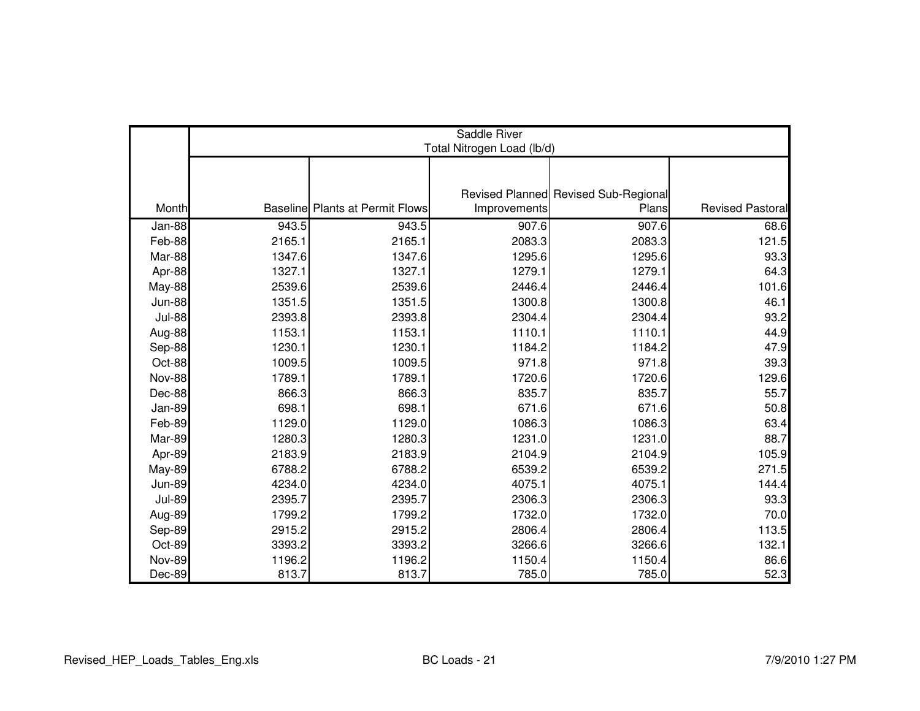| Month | Saddle River Total Nitrogen Load (lb/d) | | | | |
|---|---|---|---|---|---|
| | Baseline | Plants at Permit Flows | Revised Planned Improvements | Revised Sub-Regional Plans | Revised Pastoral |
| Jan-88 | 943.5 | 943.5 | 907.6 | 907.6 | 68.6 |
| Feb-88 | 2165.1 | 2165.1 | 2083.3 | 2083.3 | 121.5 |
| Mar-88 | 1347.6 | 1347.6 | 1295.6 | 1295.6 | 93.3 |
| Apr-88 | 1327.1 | 1327.1 | 1279.1 | 1279.1 | 64.3 |
| May-88 | 2539.6 | 2539.6 | 2446.4 | 2446.4 | 101.6 |
| Jun-88 | 1351.5 | 1351.5 | 1300.8 | 1300.8 | 46.1 |
| Jul-88 | 2393.8 | 2393.8 | 2304.4 | 2304.4 | 93.2 |
| Aug-88 | 1153.1 | 1153.1 | 1110.1 | 1110.1 | 44.9 |
| Sep-88 | 1230.1 | 1230.1 | 1184.2 | 1184.2 | 47.9 |
| Oct-88 | 1009.5 | 1009.5 | 971.8 | 971.8 | 39.3 |
| Nov-88 | 1789.1 | 1789.1 | 1720.6 | 1720.6 | 129.6 |
| Dec-88 | 866.3 | 866.3 | 835.7 | 835.7 | 55.7 |
| Jan-89 | 698.1 | 698.1 | 671.6 | 671.6 | 50.8 |
| Feb-89 | 1129.0 | 1129.0 | 1086.3 | 1086.3 | 63.4 |
| Mar-89 | 1280.3 | 1280.3 | 1231.0 | 1231.0 | 88.7 |
| Apr-89 | 2183.9 | 2183.9 | 2104.9 | 2104.9 | 105.9 |
| May-89 | 6788.2 | 6788.2 | 6539.2 | 6539.2 | 271.5 |
| Jun-89 | 4234.0 | 4234.0 | 4075.1 | 4075.1 | 144.4 |
| Jul-89 | 2395.7 | 2395.7 | 2306.3 | 2306.3 | 93.3 |
| Aug-89 | 1799.2 | 1799.2 | 1732.0 | 1732.0 | 70.0 |
| Sep-89 | 2915.2 | 2915.2 | 2806.4 | 2806.4 | 113.5 |
| Oct-89 | 3393.2 | 3393.2 | 3266.6 | 3266.6 | 132.1 |
| Nov-89 | 1196.2 | 1196.2 | 1150.4 | 1150.4 | 86.6 |
| Dec-89 | 813.7 | 813.7 | 785.0 | 785.0 | 52.3 |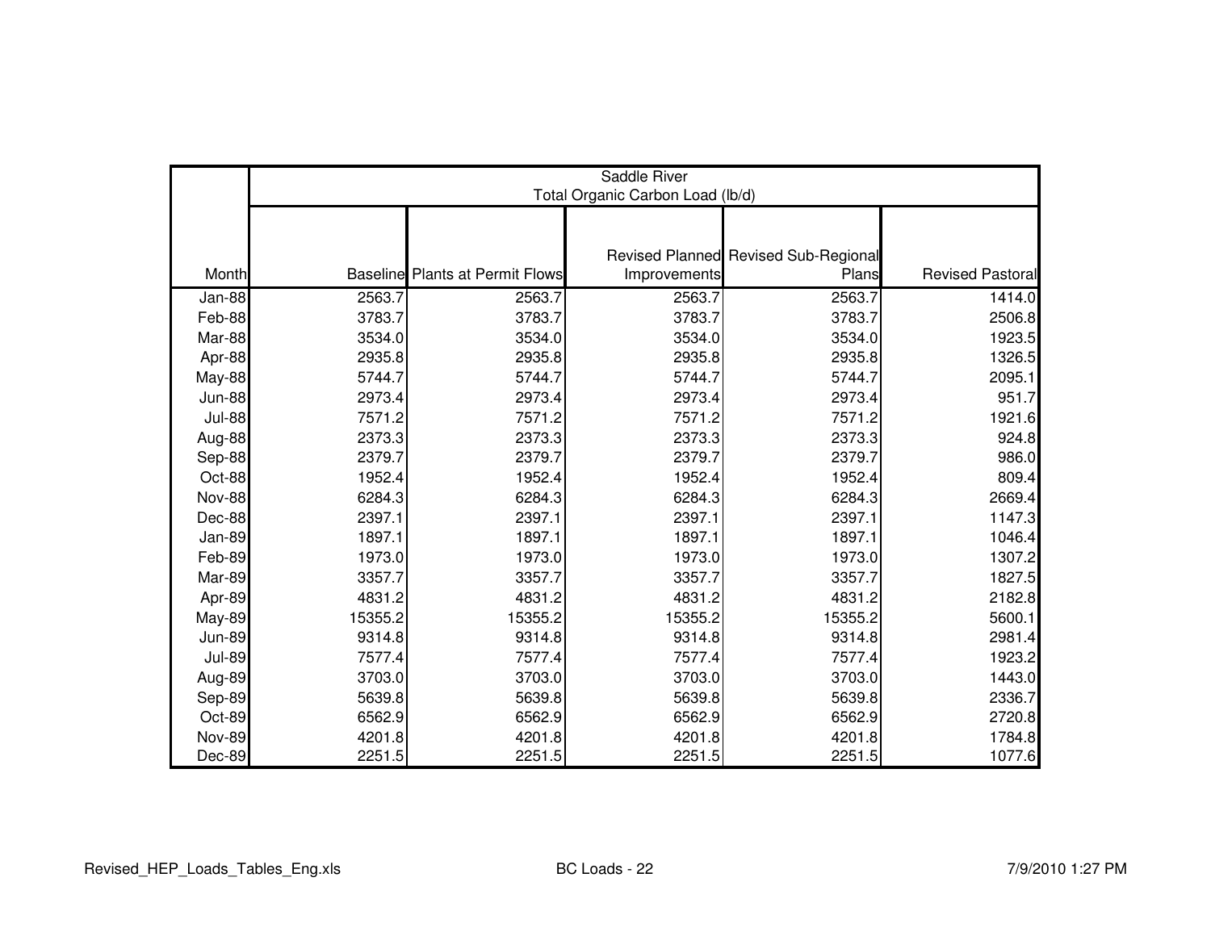| | Saddle River Total Organic Carbon Load (lb/d) | | | | |
|---|---|---|---|---|---|
| Month | Baseline | Plants at Permit Flows | Revised Planned Improvements | Revised Sub-Regional Plans | Revised Pastoral |
| Jan-88 | 2563.7 | 2563.7 | 2563.7 | 2563.7 | 1414.0 |
| Feb-88 | 3783.7 | 3783.7 | 3783.7 | 3783.7 | 2506.8 |
| Mar-88 | 3534.0 | 3534.0 | 3534.0 | 3534.0 | 1923.5 |
| Apr-88 | 2935.8 | 2935.8 | 2935.8 | 2935.8 | 1326.5 |
| May-88 | 5744.7 | 5744.7 | 5744.7 | 5744.7 | 2095.1 |
| Jun-88 | 2973.4 | 2973.4 | 2973.4 | 2973.4 | 951.7 |
| Jul-88 | 7571.2 | 7571.2 | 7571.2 | 7571.2 | 1921.6 |
| Aug-88 | 2373.3 | 2373.3 | 2373.3 | 2373.3 | 924.8 |
| Sep-88 | 2379.7 | 2379.7 | 2379.7 | 2379.7 | 986.0 |
| Oct-88 | 1952.4 | 1952.4 | 1952.4 | 1952.4 | 809.4 |
| Nov-88 | 6284.3 | 6284.3 | 6284.3 | 6284.3 | 2669.4 |
| Dec-88 | 2397.1 | 2397.1 | 2397.1 | 2397.1 | 1147.3 |
| Jan-89 | 1897.1 | 1897.1 | 1897.1 | 1897.1 | 1046.4 |
| Feb-89 | 1973.0 | 1973.0 | 1973.0 | 1973.0 | 1307.2 |
| Mar-89 | 3357.7 | 3357.7 | 3357.7 | 3357.7 | 1827.5 |
| Apr-89 | 4831.2 | 4831.2 | 4831.2 | 4831.2 | 2182.8 |
| May-89 | 15355.2 | 15355.2 | 15355.2 | 15355.2 | 5600.1 |
| Jun-89 | 9314.8 | 9314.8 | 9314.8 | 9314.8 | 2981.4 |
| Jul-89 | 7577.4 | 7577.4 | 7577.4 | 7577.4 | 1923.2 |
| Aug-89 | 3703.0 | 3703.0 | 3703.0 | 3703.0 | 1443.0 |
| Sep-89 | 5639.8 | 5639.8 | 5639.8 | 5639.8 | 2336.7 |
| Oct-89 | 6562.9 | 6562.9 | 6562.9 | 6562.9 | 2720.8 |
| Nov-89 | 4201.8 | 4201.8 | 4201.8 | 4201.8 | 1784.8 |
| Dec-89 | 2251.5 | 2251.5 | 2251.5 | 2251.5 | 1077.6 |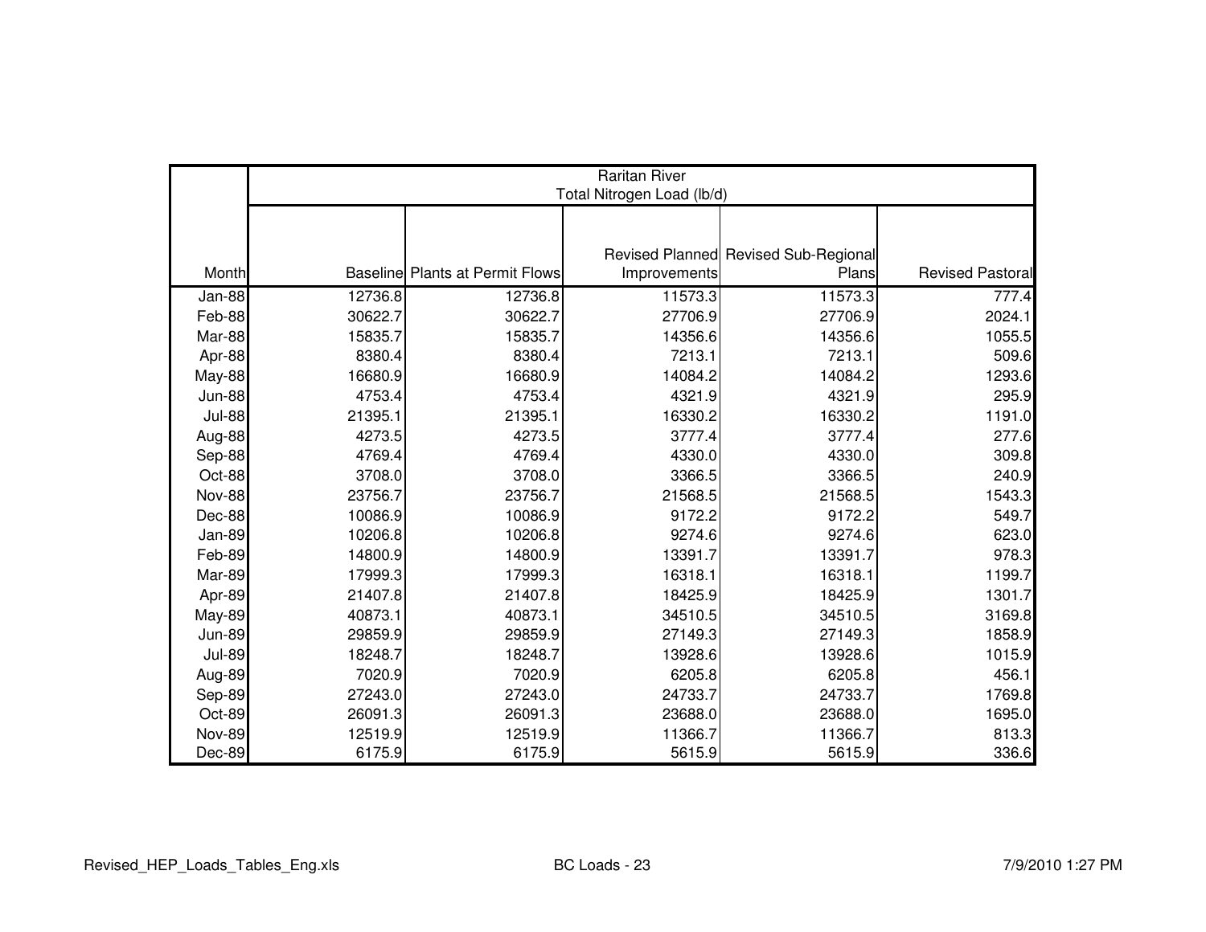| | Raritan River Total Nitrogen Load (lb/d) | | | | |
|---|---|---|---|---|---|
| Month | Baseline | Plants at Permit Flows | Revised Planned Improvements | Revised Sub-Regional Plans | Revised Pastoral |
| Jan-88 | 12736.8 | 12736.8 | 11573.3 | 11573.3 | 777.4 |
| Feb-88 | 30622.7 | 30622.7 | 27706.9 | 27706.9 | 2024.1 |
| Mar-88 | 15835.7 | 15835.7 | 14356.6 | 14356.6 | 1055.5 |
| Apr-88 | 8380.4 | 8380.4 | 7213.1 | 7213.1 | 509.6 |
| May-88 | 16680.9 | 16680.9 | 14084.2 | 14084.2 | 1293.6 |
| Jun-88 | 4753.4 | 4753.4 | 4321.9 | 4321.9 | 295.9 |
| Jul-88 | 21395.1 | 21395.1 | 16330.2 | 16330.2 | 1191.0 |
| Aug-88 | 4273.5 | 4273.5 | 3777.4 | 3777.4 | 277.6 |
| Sep-88 | 4769.4 | 4769.4 | 4330.0 | 4330.0 | 309.8 |
| Oct-88 | 3708.0 | 3708.0 | 3366.5 | 3366.5 | 240.9 |
| Nov-88 | 23756.7 | 23756.7 | 21568.5 | 21568.5 | 1543.3 |
| Dec-88 | 10086.9 | 10086.9 | 9172.2 | 9172.2 | 549.7 |
| Jan-89 | 10206.8 | 10206.8 | 9274.6 | 9274.6 | 623.0 |
| Feb-89 | 14800.9 | 14800.9 | 13391.7 | 13391.7 | 978.3 |
| Mar-89 | 17999.3 | 17999.3 | 16318.1 | 16318.1 | 1199.7 |
| Apr-89 | 21407.8 | 21407.8 | 18425.9 | 18425.9 | 1301.7 |
| May-89 | 40873.1 | 40873.1 | 34510.5 | 34510.5 | 3169.8 |
| Jun-89 | 29859.9 | 29859.9 | 27149.3 | 27149.3 | 1858.9 |
| Jul-89 | 18248.7 | 18248.7 | 13928.6 | 13928.6 | 1015.9 |
| Aug-89 | 7020.9 | 7020.9 | 6205.8 | 6205.8 | 456.1 |
| Sep-89 | 27243.0 | 27243.0 | 24733.7 | 24733.7 | 1769.8 |
| Oct-89 | 26091.3 | 26091.3 | 23688.0 | 23688.0 | 1695.0 |
| Nov-89 | 12519.9 | 12519.9 | 11366.7 | 11366.7 | 813.3 |
| Dec-89 | 6175.9 | 6175.9 | 5615.9 | 5615.9 | 336.6 |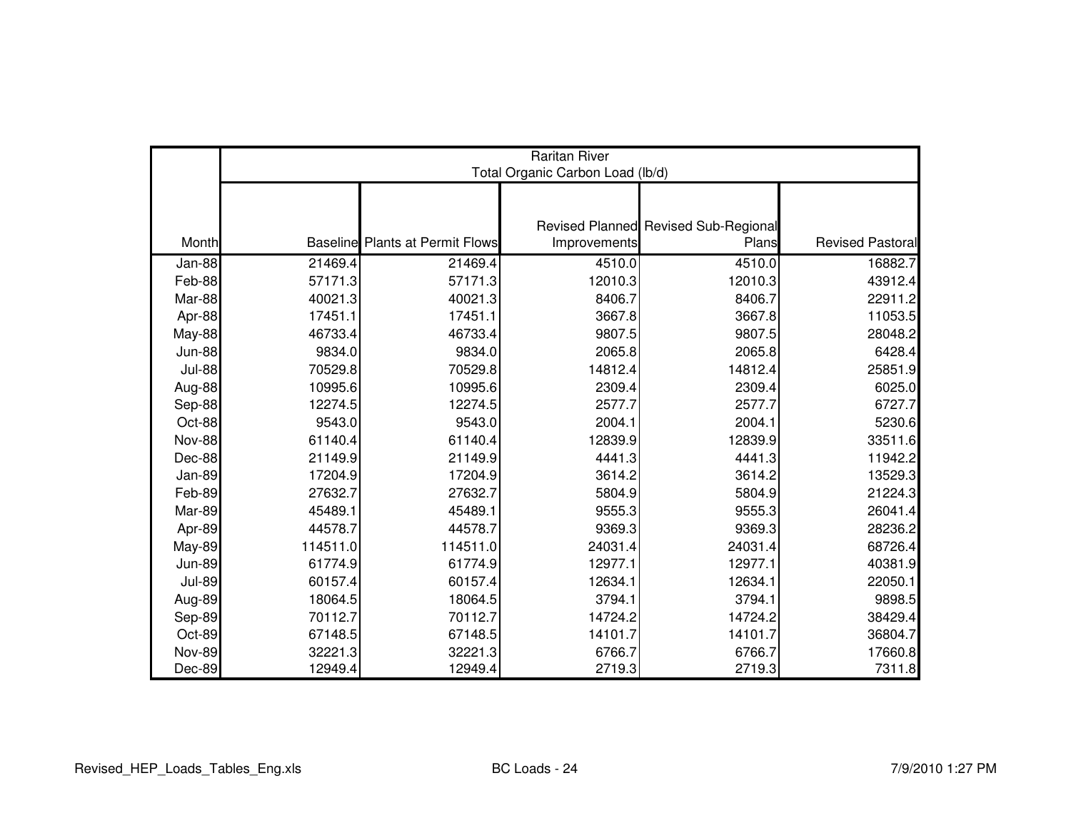| | Raritan River Total Organic Carbon Load (lb/d) | | | | |
|---|---|---|---|---|---|
| Month | Baseline | Plants at Permit Flows | Revised Planned Improvements | Revised Sub-Regional Plans | Revised Pastoral |
| Jan-88 | 21469.4 | 21469.4 | 4510.0 | 4510.0 | 16882.7 |
| Feb-88 | 57171.3 | 57171.3 | 12010.3 | 12010.3 | 43912.4 |
| Mar-88 | 40021.3 | 40021.3 | 8406.7 | 8406.7 | 22911.2 |
| Apr-88 | 17451.1 | 17451.1 | 3667.8 | 3667.8 | 11053.5 |
| May-88 | 46733.4 | 46733.4 | 9807.5 | 9807.5 | 28048.2 |
| Jun-88 | 9834.0 | 9834.0 | 2065.8 | 2065.8 | 6428.4 |
| Jul-88 | 70529.8 | 70529.8 | 14812.4 | 14812.4 | 25851.9 |
| Aug-88 | 10995.6 | 10995.6 | 2309.4 | 2309.4 | 6025.0 |
| Sep-88 | 12274.5 | 12274.5 | 2577.7 | 2577.7 | 6727.7 |
| Oct-88 | 9543.0 | 9543.0 | 2004.1 | 2004.1 | 5230.6 |
| Nov-88 | 61140.4 | 61140.4 | 12839.9 | 12839.9 | 33511.6 |
| Dec-88 | 21149.9 | 21149.9 | 4441.3 | 4441.3 | 11942.2 |
| Jan-89 | 17204.9 | 17204.9 | 3614.2 | 3614.2 | 13529.3 |
| Feb-89 | 27632.7 | 27632.7 | 5804.9 | 5804.9 | 21224.3 |
| Mar-89 | 45489.1 | 45489.1 | 9555.3 | 9555.3 | 26041.4 |
| Apr-89 | 44578.7 | 44578.7 | 9369.3 | 9369.3 | 28236.2 |
| May-89 | 114511.0 | 114511.0 | 24031.4 | 24031.4 | 68726.4 |
| Jun-89 | 61774.9 | 61774.9 | 12977.1 | 12977.1 | 40381.9 |
| Jul-89 | 60157.4 | 60157.4 | 12634.1 | 12634.1 | 22050.1 |
| Aug-89 | 18064.5 | 18064.5 | 3794.1 | 3794.1 | 9898.5 |
| Sep-89 | 70112.7 | 70112.7 | 14724.2 | 14724.2 | 38429.4 |
| Oct-89 | 67148.5 | 67148.5 | 14101.7 | 14101.7 | 36804.7 |
| Nov-89 | 32221.3 | 32221.3 | 6766.7 | 6766.7 | 17660.8 |
| Dec-89 | 12949.4 | 12949.4 | 2719.3 | 2719.3 | 7311.8 |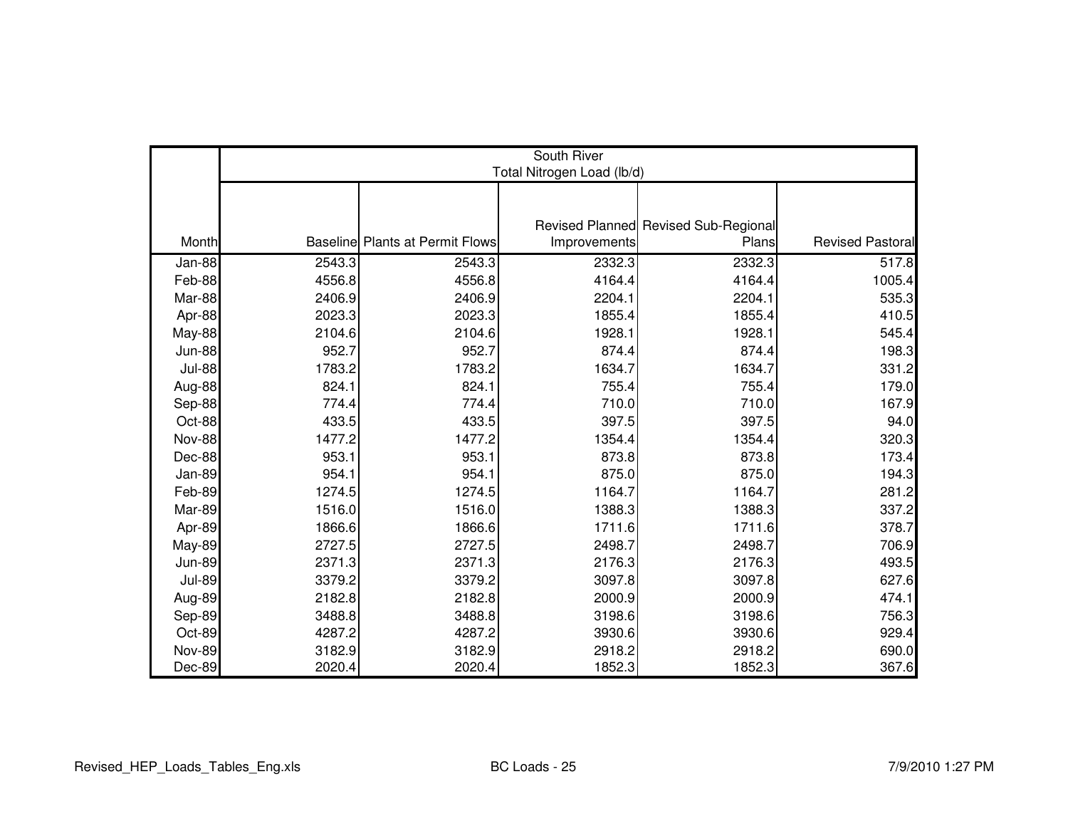| | South River Total Nitrogen Load (lb/d) | | | | |
|---|---|---|---|---|---|
| Month | Baseline | Plants at Permit Flows | Revised Planned Improvements | Revised Sub-Regional Plans | Revised Pastoral |
| Jan-88 | 2543.3 | 2543.3 | 2332.3 | 2332.3 | 517.8 |
| Feb-88 | 4556.8 | 4556.8 | 4164.4 | 4164.4 | 1005.4 |
| Mar-88 | 2406.9 | 2406.9 | 2204.1 | 2204.1 | 535.3 |
| Apr-88 | 2023.3 | 2023.3 | 1855.4 | 1855.4 | 410.5 |
| May-88 | 2104.6 | 2104.6 | 1928.1 | 1928.1 | 545.4 |
| Jun-88 | 952.7 | 952.7 | 874.4 | 874.4 | 198.3 |
| Jul-88 | 1783.2 | 1783.2 | 1634.7 | 1634.7 | 331.2 |
| Aug-88 | 824.1 | 824.1 | 755.4 | 755.4 | 179.0 |
| Sep-88 | 774.4 | 774.4 | 710.0 | 710.0 | 167.9 |
| Oct-88 | 433.5 | 433.5 | 397.5 | 397.5 | 94.0 |
| Nov-88 | 1477.2 | 1477.2 | 1354.4 | 1354.4 | 320.3 |
| Dec-88 | 953.1 | 953.1 | 873.8 | 873.8 | 173.4 |
| Jan-89 | 954.1 | 954.1 | 875.0 | 875.0 | 194.3 |
| Feb-89 | 1274.5 | 1274.5 | 1164.7 | 1164.7 | 281.2 |
| Mar-89 | 1516.0 | 1516.0 | 1388.3 | 1388.3 | 337.2 |
| Apr-89 | 1866.6 | 1866.6 | 1711.6 | 1711.6 | 378.7 |
| May-89 | 2727.5 | 2727.5 | 2498.7 | 2498.7 | 706.9 |
| Jun-89 | 2371.3 | 2371.3 | 2176.3 | 2176.3 | 493.5 |
| Jul-89 | 3379.2 | 3379.2 | 3097.8 | 3097.8 | 627.6 |
| Aug-89 | 2182.8 | 2182.8 | 2000.9 | 2000.9 | 474.1 |
| Sep-89 | 3488.8 | 3488.8 | 3198.6 | 3198.6 | 756.3 |
| Oct-89 | 4287.2 | 4287.2 | 3930.6 | 3930.6 | 929.4 |
| Nov-89 | 3182.9 | 3182.9 | 2918.2 | 2918.2 | 690.0 |
| Dec-89 | 2020.4 | 2020.4 | 1852.3 | 1852.3 | 367.6 |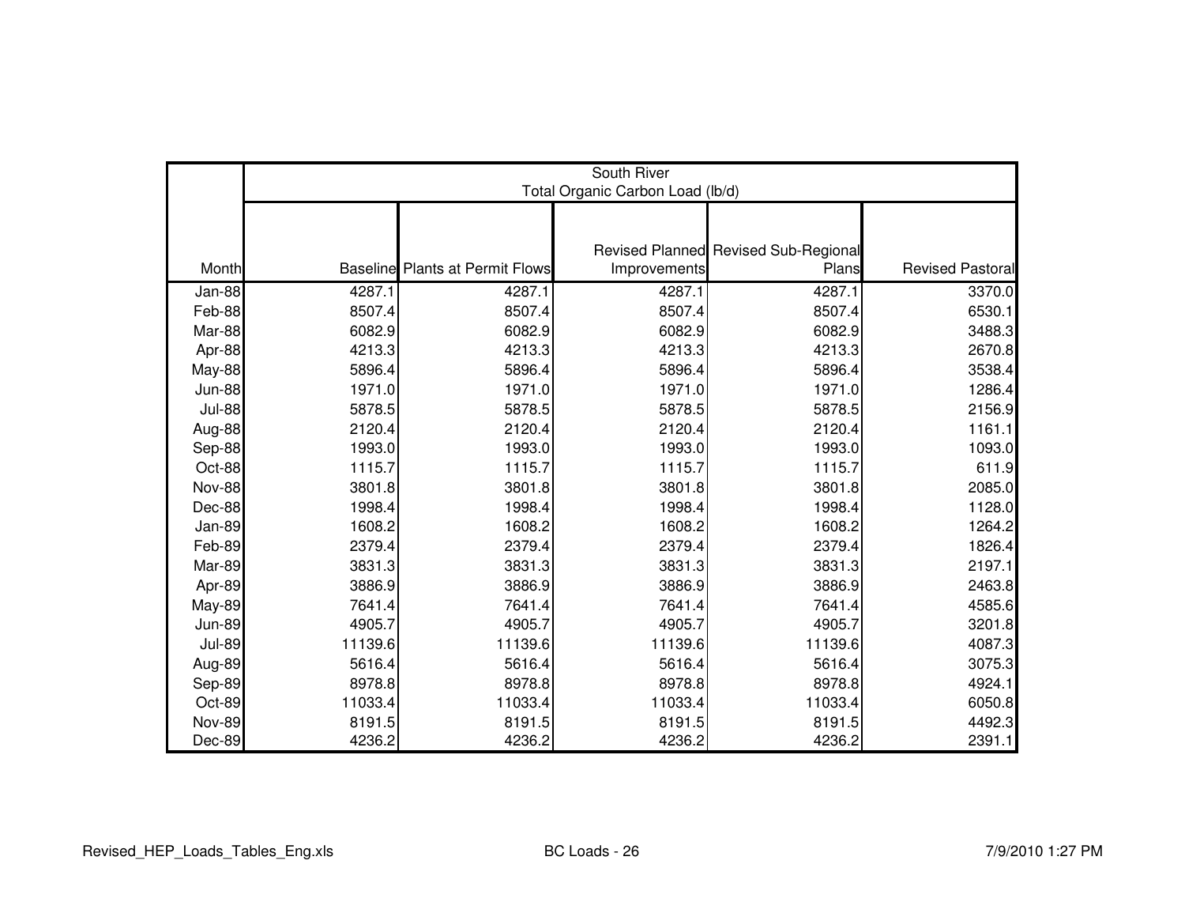| Month | South River Total Organic Carbon Load (lb/d) | | | | |
|---|---|---|---|---|---|
| | Baseline | Plants at Permit Flows | Revised Planned Improvements | Revised Sub-Regional Plans | Revised Pastoral |
| Jan-88 | 4287.1 | 4287.1 | 4287.1 | 4287.1 | 3370.0 |
| Feb-88 | 8507.4 | 8507.4 | 8507.4 | 8507.4 | 6530.1 |
| Mar-88 | 6082.9 | 6082.9 | 6082.9 | 6082.9 | 3488.3 |
| Apr-88 | 4213.3 | 4213.3 | 4213.3 | 4213.3 | 2670.8 |
| May-88 | 5896.4 | 5896.4 | 5896.4 | 5896.4 | 3538.4 |
| Jun-88 | 1971.0 | 1971.0 | 1971.0 | 1971.0 | 1286.4 |
| Jul-88 | 5878.5 | 5878.5 | 5878.5 | 5878.5 | 2156.9 |
| Aug-88 | 2120.4 | 2120.4 | 2120.4 | 2120.4 | 1161.1 |
| Sep-88 | 1993.0 | 1993.0 | 1993.0 | 1993.0 | 1093.0 |
| Oct-88 | 1115.7 | 1115.7 | 1115.7 | 1115.7 | 611.9 |
| Nov-88 | 3801.8 | 3801.8 | 3801.8 | 3801.8 | 2085.0 |
| Dec-88 | 1998.4 | 1998.4 | 1998.4 | 1998.4 | 1128.0 |
| Jan-89 | 1608.2 | 1608.2 | 1608.2 | 1608.2 | 1264.2 |
| Feb-89 | 2379.4 | 2379.4 | 2379.4 | 2379.4 | 1826.4 |
| Mar-89 | 3831.3 | 3831.3 | 3831.3 | 3831.3 | 2197.1 |
| Apr-89 | 3886.9 | 3886.9 | 3886.9 | 3886.9 | 2463.8 |
| May-89 | 7641.4 | 7641.4 | 7641.4 | 7641.4 | 4585.6 |
| Jun-89 | 4905.7 | 4905.7 | 4905.7 | 4905.7 | 3201.8 |
| Jul-89 | 11139.6 | 11139.6 | 11139.6 | 11139.6 | 4087.3 |
| Aug-89 | 5616.4 | 5616.4 | 5616.4 | 5616.4 | 3075.3 |
| Sep-89 | 8978.8 | 8978.8 | 8978.8 | 8978.8 | 4924.1 |
| Oct-89 | 11033.4 | 11033.4 | 11033.4 | 11033.4 | 6050.8 |
| Nov-89 | 8191.5 | 8191.5 | 8191.5 | 8191.5 | 4492.3 |
| Dec-89 | 4236.2 | 4236.2 | 4236.2 | 4236.2 | 2391.1 |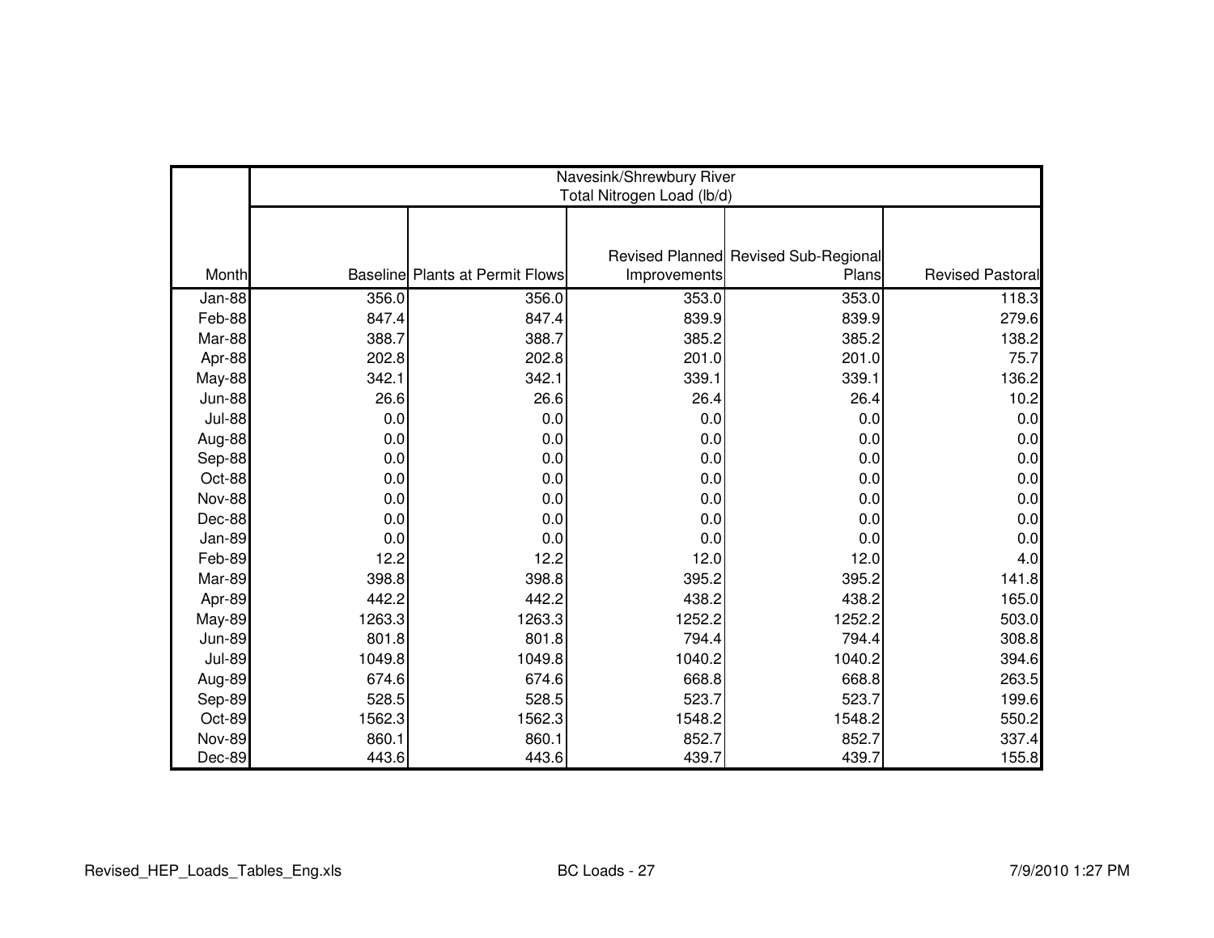| Month | Navesink/Shrewbury River Total Nitrogen Load (lb/d) | | | | |
|---|---|---|---|---|---|
| | Baseline | Plants at Permit Flows | Revised Planned Improvements | Revised Sub-Regional Plans | Revised Pastoral |
| Jan-88 | 356.0 | 356.0 | 353.0 | 353.0 | 118.3 |
| Feb-88 | 847.4 | 847.4 | 839.9 | 839.9 | 279.6 |
| Mar-88 | 388.7 | 388.7 | 385.2 | 385.2 | 138.2 |
| Apr-88 | 202.8 | 202.8 | 201.0 | 201.0 | 75.7 |
| May-88 | 342.1 | 342.1 | 339.1 | 339.1 | 136.2 |
| Jun-88 | 26.6 | 26.6 | 26.4 | 26.4 | 10.2 |
| Jul-88 | 0.0 | 0.0 | 0.0 | 0.0 | 0.0 |
| Aug-88 | 0.0 | 0.0 | 0.0 | 0.0 | 0.0 |
| Sep-88 | 0.0 | 0.0 | 0.0 | 0.0 | 0.0 |
| Oct-88 | 0.0 | 0.0 | 0.0 | 0.0 | 0.0 |
| Nov-88 | 0.0 | 0.0 | 0.0 | 0.0 | 0.0 |
| Dec-88 | 0.0 | 0.0 | 0.0 | 0.0 | 0.0 |
| Jan-89 | 0.0 | 0.0 | 0.0 | 0.0 | 0.0 |
| Feb-89 | 12.2 | 12.2 | 12.0 | 12.0 | 4.0 |
| Mar-89 | 398.8 | 398.8 | 395.2 | 395.2 | 141.8 |
| Apr-89 | 442.2 | 442.2 | 438.2 | 438.2 | 165.0 |
| May-89 | 1263.3 | 1263.3 | 1252.2 | 1252.2 | 503.0 |
| Jun-89 | 801.8 | 801.8 | 794.4 | 794.4 | 308.8 |
| Jul-89 | 1049.8 | 1049.8 | 1040.2 | 1040.2 | 394.6 |
| Aug-89 | 674.6 | 674.6 | 668.8 | 668.8 | 263.5 |
| Sep-89 | 528.5 | 528.5 | 523.7 | 523.7 | 199.6 |
| Oct-89 | 1562.3 | 1562.3 | 1548.2 | 1548.2 | 550.2 |
| Nov-89 | 860.1 | 860.1 | 852.7 | 852.7 | 337.4 |
| Dec-89 | 443.6 | 443.6 | 439.7 | 439.7 | 155.8 |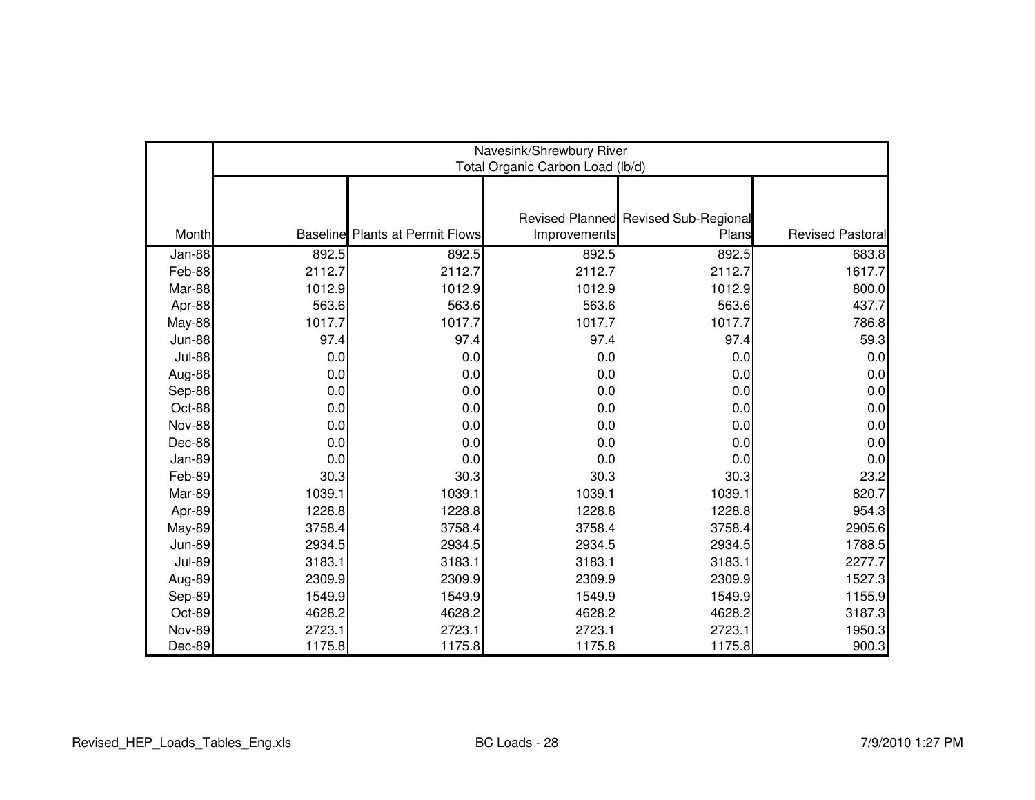| Month | Navesink/Shrewbury River Total Organic Carbon Load (lb/d) | | | | |
|---|---|---|---|---|---|
| | Baseline | Plants at Permit Flows | Revised Planned Improvements | Revised Sub-Regional Plans | Revised Pastoral |
| Jan-88 | 892.5 | 892.5 | 892.5 | 892.5 | 683.8 |
| Feb-88 | 2112.7 | 2112.7 | 2112.7 | 2112.7 | 1617.7 |
| Mar-88 | 1012.9 | 1012.9 | 1012.9 | 1012.9 | 800.0 |
| Apr-88 | 563.6 | 563.6 | 563.6 | 563.6 | 437.7 |
| May-88 | 1017.7 | 1017.7 | 1017.7 | 1017.7 | 786.8 |
| Jun-88 | 97.4 | 97.4 | 97.4 | 97.4 | 59.3 |
| Jul-88 | 0.0 | 0.0 | 0.0 | 0.0 | 0.0 |
| Aug-88 | 0.0 | 0.0 | 0.0 | 0.0 | 0.0 |
| Sep-88 | 0.0 | 0.0 | 0.0 | 0.0 | 0.0 |
| Oct-88 | 0.0 | 0.0 | 0.0 | 0.0 | 0.0 |
| Nov-88 | 0.0 | 0.0 | 0.0 | 0.0 | 0.0 |
| Dec-88 | 0.0 | 0.0 | 0.0 | 0.0 | 0.0 |
| Jan-89 | 0.0 | 0.0 | 0.0 | 0.0 | 0.0 |
| Feb-89 | 30.3 | 30.3 | 30.3 | 30.3 | 23.2 |
| Mar-89 | 1039.1 | 1039.1 | 1039.1 | 1039.1 | 820.7 |
| Apr-89 | 1228.8 | 1228.8 | 1228.8 | 1228.8 | 954.3 |
| May-89 | 3758.4 | 3758.4 | 3758.4 | 3758.4 | 2905.6 |
| Jun-89 | 2934.5 | 2934.5 | 2934.5 | 2934.5 | 1788.5 |
| Jul-89 | 3183.1 | 3183.1 | 3183.1 | 3183.1 | 2277.7 |
| Aug-89 | 2309.9 | 2309.9 | 2309.9 | 2309.9 | 1527.3 |
| Sep-89 | 1549.9 | 1549.9 | 1549.9 | 1549.9 | 1155.9 |
| Oct-89 | 4628.2 | 4628.2 | 4628.2 | 4628.2 | 3187.3 |
| Nov-89 | 2723.1 | 2723.1 | 2723.1 | 2723.1 | 1950.3 |
| Dec-89 | 1175.8 | 1175.8 | 1175.8 | 1175.8 | 900.3 |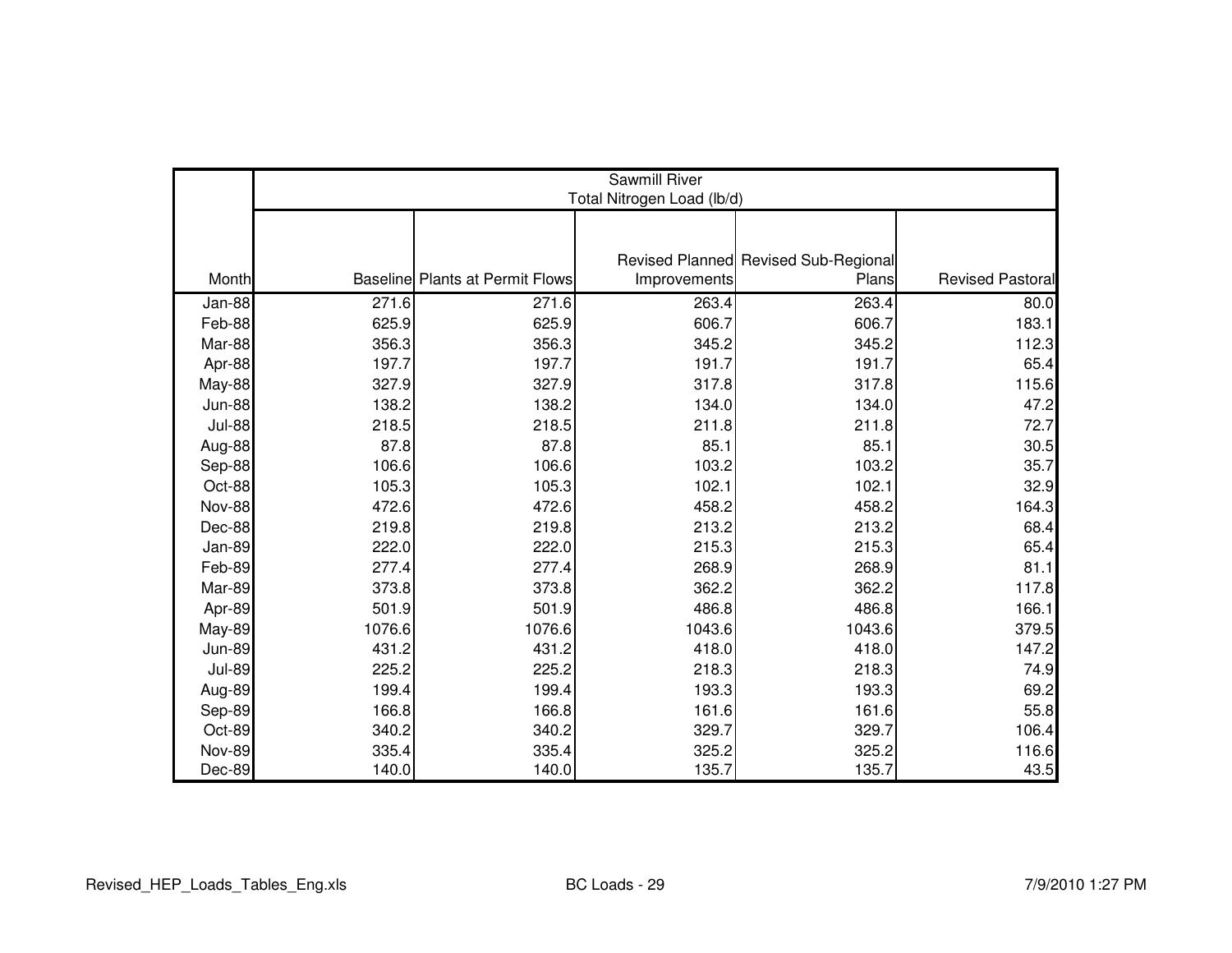| | Sawmill River Total Nitrogen Load (lb/d) | | | | |
|---|---|---|---|---|---|
| Month | Baseline | Plants at Permit Flows | Revised Planned Improvements | Revised Sub-Regional Plans | Revised Pastoral |
| Jan-88 | 271.6 | 271.6 | 263.4 | 263.4 | 80.0 |
| Feb-88 | 625.9 | 625.9 | 606.7 | 606.7 | 183.1 |
| Mar-88 | 356.3 | 356.3 | 345.2 | 345.2 | 112.3 |
| Apr-88 | 197.7 | 197.7 | 191.7 | 191.7 | 65.4 |
| May-88 | 327.9 | 327.9 | 317.8 | 317.8 | 115.6 |
| Jun-88 | 138.2 | 138.2 | 134.0 | 134.0 | 47.2 |
| Jul-88 | 218.5 | 218.5 | 211.8 | 211.8 | 72.7 |
| Aug-88 | 87.8 | 87.8 | 85.1 | 85.1 | 30.5 |
| Sep-88 | 106.6 | 106.6 | 103.2 | 103.2 | 35.7 |
| Oct-88 | 105.3 | 105.3 | 102.1 | 102.1 | 32.9 |
| Nov-88 | 472.6 | 472.6 | 458.2 | 458.2 | 164.3 |
| Dec-88 | 219.8 | 219.8 | 213.2 | 213.2 | 68.4 |
| Jan-89 | 222.0 | 222.0 | 215.3 | 215.3 | 65.4 |
| Feb-89 | 277.4 | 277.4 | 268.9 | 268.9 | 81.1 |
| Mar-89 | 373.8 | 373.8 | 362.2 | 362.2 | 117.8 |
| Apr-89 | 501.9 | 501.9 | 486.8 | 486.8 | 166.1 |
| May-89 | 1076.6 | 1076.6 | 1043.6 | 1043.6 | 379.5 |
| Jun-89 | 431.2 | 431.2 | 418.0 | 418.0 | 147.2 |
| Jul-89 | 225.2 | 225.2 | 218.3 | 218.3 | 74.9 |
| Aug-89 | 199.4 | 199.4 | 193.3 | 193.3 | 69.2 |
| Sep-89 | 166.8 | 166.8 | 161.6 | 161.6 | 55.8 |
| Oct-89 | 340.2 | 340.2 | 329.7 | 329.7 | 106.4 |
| Nov-89 | 335.4 | 335.4 | 325.2 | 325.2 | 116.6 |
| Dec-89 | 140.0 | 140.0 | 135.7 | 135.7 | 43.5 |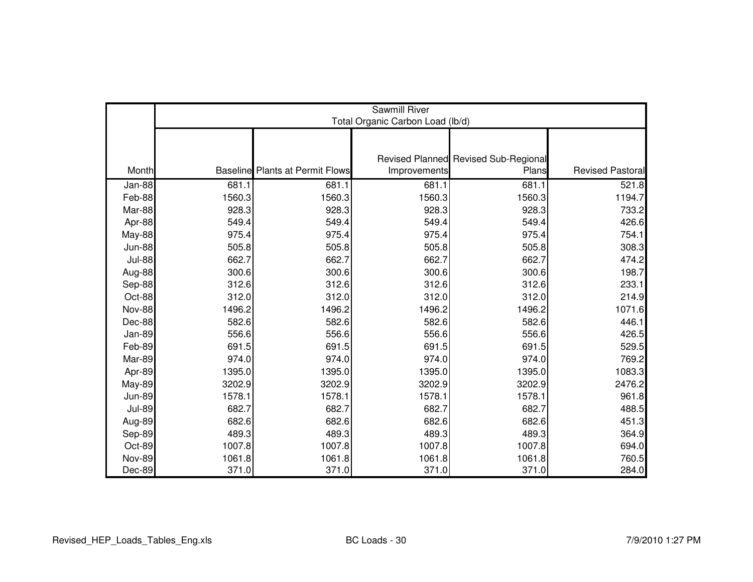| Month | Sawmill River<br>Total Organic Carbon Load (lb/d) | | | | |
|---|---|---|---|---|---|
| | Baseline | Plants at Permit Flows | Revised Planned Improvements | Revised Sub-Regional Plans | Revised Pastoral |
| Jan-88 | 681.1 | 681.1 | 681.1 | 681.1 | 521.8 |
| Feb-88 | 1560.3 | 1560.3 | 1560.3 | 1560.3 | 1194.7 |
| Mar-88 | 928.3 | 928.3 | 928.3 | 928.3 | 733.2 |
| Apr-88 | 549.4 | 549.4 | 549.4 | 549.4 | 426.6 |
| May-88 | 975.4 | 975.4 | 975.4 | 975.4 | 754.1 |
| Jun-88 | 505.8 | 505.8 | 505.8 | 505.8 | 308.3 |
| Jul-88 | 662.7 | 662.7 | 662.7 | 662.7 | 474.2 |
| Aug-88 | 300.6 | 300.6 | 300.6 | 300.6 | 198.7 |
| Sep-88 | 312.6 | 312.6 | 312.6 | 312.6 | 233.1 |
| Oct-88 | 312.0 | 312.0 | 312.0 | 312.0 | 214.9 |
| Nov-88 | 1496.2 | 1496.2 | 1496.2 | 1496.2 | 1071.6 |
| Dec-88 | 582.6 | 582.6 | 582.6 | 582.6 | 446.1 |
| Jan-89 | 556.6 | 556.6 | 556.6 | 556.6 | 426.5 |
| Feb-89 | 691.5 | 691.5 | 691.5 | 691.5 | 529.5 |
| Mar-89 | 974.0 | 974.0 | 974.0 | 974.0 | 769.2 |
| Apr-89 | 1395.0 | 1395.0 | 1395.0 | 1395.0 | 1083.3 |
| May-89 | 3202.9 | 3202.9 | 3202.9 | 3202.9 | 2476.2 |
| Jun-89 | 1578.1 | 1578.1 | 1578.1 | 1578.1 | 961.8 |
| Jul-89 | 682.7 | 682.7 | 682.7 | 682.7 | 488.5 |
| Aug-89 | 682.6 | 682.6 | 682.6 | 682.6 | 451.3 |
| Sep-89 | 489.3 | 489.3 | 489.3 | 489.3 | 364.9 |
| Oct-89 | 1007.8 | 1007.8 | 1007.8 | 1007.8 | 694.0 |
| Nov-89 | 1061.8 | 1061.8 | 1061.8 | 1061.8 | 760.5 |
| Dec-89 | 371.0 | 371.0 | 371.0 | 371.0 | 284.0 |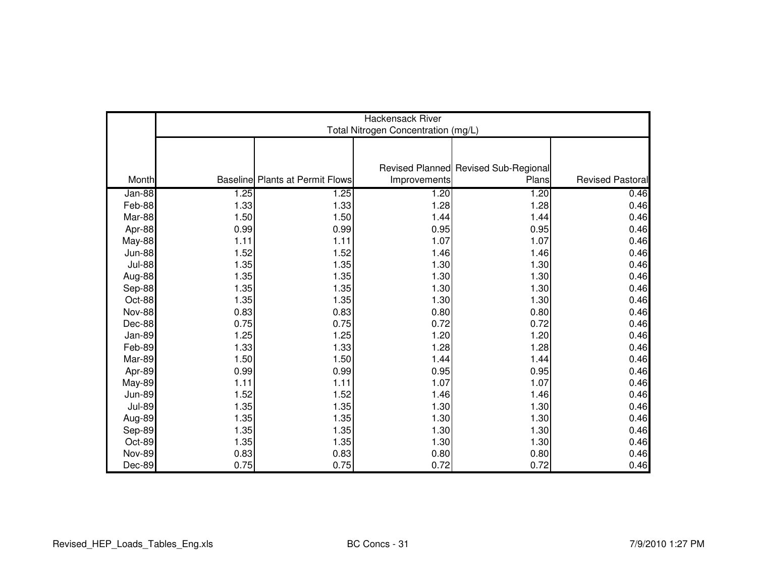| Month | Hackensack River Total Nitrogen Concentration (mg/L) | | | | |
|---|---|---|---|---|---|
| | Baseline | Plants at Permit Flows | Revised Planned Improvements | Revised Sub-Regional Plans | Revised Pastoral |
| Jan-88 | 1.25 | 1.25 | 1.20 | 1.20 | 0.46 |
| Feb-88 | 1.33 | 1.33 | 1.28 | 1.28 | 0.46 |
| Mar-88 | 1.50 | 1.50 | 1.44 | 1.44 | 0.46 |
| Apr-88 | 0.99 | 0.99 | 0.95 | 0.95 | 0.46 |
| May-88 | 1.11 | 1.11 | 1.07 | 1.07 | 0.46 |
| Jun-88 | 1.52 | 1.52 | 1.46 | 1.46 | 0.46 |
| Jul-88 | 1.35 | 1.35 | 1.30 | 1.30 | 0.46 |
| Aug-88 | 1.35 | 1.35 | 1.30 | 1.30 | 0.46 |
| Sep-88 | 1.35 | 1.35 | 1.30 | 1.30 | 0.46 |
| Oct-88 | 1.35 | 1.35 | 1.30 | 1.30 | 0.46 |
| Nov-88 | 0.83 | 0.83 | 0.80 | 0.80 | 0.46 |
| Dec-88 | 0.75 | 0.75 | 0.72 | 0.72 | 0.46 |
| Jan-89 | 1.25 | 1.25 | 1.20 | 1.20 | 0.46 |
| Feb-89 | 1.33 | 1.33 | 1.28 | 1.28 | 0.46 |
| Mar-89 | 1.50 | 1.50 | 1.44 | 1.44 | 0.46 |
| Apr-89 | 0.99 | 0.99 | 0.95 | 0.95 | 0.46 |
| May-89 | 1.11 | 1.11 | 1.07 | 1.07 | 0.46 |
| Jun-89 | 1.52 | 1.52 | 1.46 | 1.46 | 0.46 |
| Jul-89 | 1.35 | 1.35 | 1.30 | 1.30 | 0.46 |
| Aug-89 | 1.35 | 1.35 | 1.30 | 1.30 | 0.46 |
| Sep-89 | 1.35 | 1.35 | 1.30 | 1.30 | 0.46 |
| Oct-89 | 1.35 | 1.35 | 1.30 | 1.30 | 0.46 |
| Nov-89 | 0.83 | 0.83 | 0.80 | 0.80 | 0.46 |
| Dec-89 | 0.75 | 0.75 | 0.72 | 0.72 | 0.46 |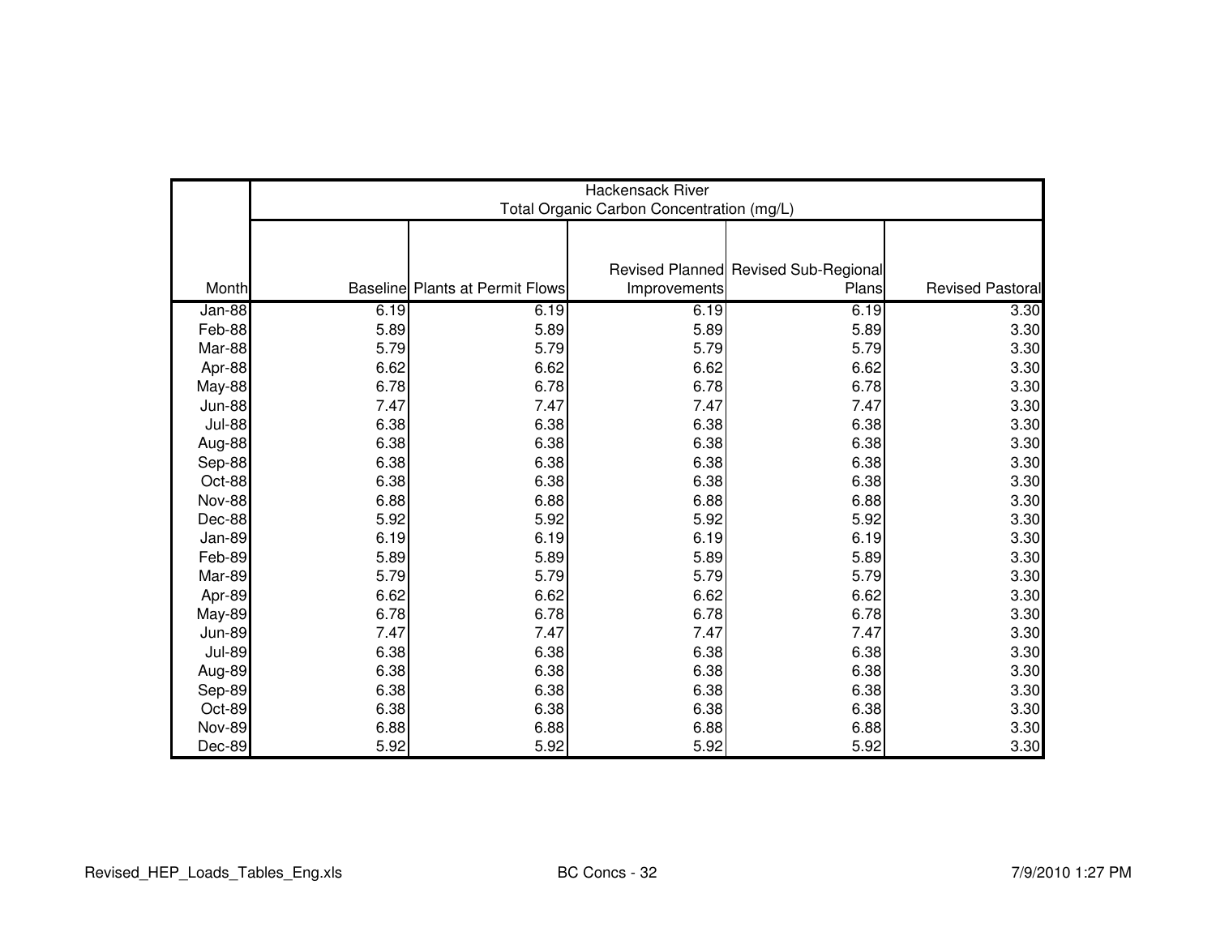| Month | Hackensack River Total Organic Carbon Concentration (mg/L) | | | | |
|---|---|---|---|---|---|
| | Baseline | Plants at Permit Flows | Revised Planned Improvements | Revised Sub-Regional Plans | Revised Pastoral |
| Jan-88 | 6.19 | 6.19 | 6.19 | 6.19 | 3.30 |
| Feb-88 | 5.89 | 5.89 | 5.89 | 5.89 | 3.30 |
| Mar-88 | 5.79 | 5.79 | 5.79 | 5.79 | 3.30 |
| Apr-88 | 6.62 | 6.62 | 6.62 | 6.62 | 3.30 |
| May-88 | 6.78 | 6.78 | 6.78 | 6.78 | 3.30 |
| Jun-88 | 7.47 | 7.47 | 7.47 | 7.47 | 3.30 |
| Jul-88 | 6.38 | 6.38 | 6.38 | 6.38 | 3.30 |
| Aug-88 | 6.38 | 6.38 | 6.38 | 6.38 | 3.30 |
| Sep-88 | 6.38 | 6.38 | 6.38 | 6.38 | 3.30 |
| Oct-88 | 6.38 | 6.38 | 6.38 | 6.38 | 3.30 |
| Nov-88 | 6.88 | 6.88 | 6.88 | 6.88 | 3.30 |
| Dec-88 | 5.92 | 5.92 | 5.92 | 5.92 | 3.30 |
| Jan-89 | 6.19 | 6.19 | 6.19 | 6.19 | 3.30 |
| Feb-89 | 5.89 | 5.89 | 5.89 | 5.89 | 3.30 |
| Mar-89 | 5.79 | 5.79 | 5.79 | 5.79 | 3.30 |
| Apr-89 | 6.62 | 6.62 | 6.62 | 6.62 | 3.30 |
| May-89 | 6.78 | 6.78 | 6.78 | 6.78 | 3.30 |
| Jun-89 | 7.47 | 7.47 | 7.47 | 7.47 | 3.30 |
| Jul-89 | 6.38 | 6.38 | 6.38 | 6.38 | 3.30 |
| Aug-89 | 6.38 | 6.38 | 6.38 | 6.38 | 3.30 |
| Sep-89 | 6.38 | 6.38 | 6.38 | 6.38 | 3.30 |
| Oct-89 | 6.38 | 6.38 | 6.38 | 6.38 | 3.30 |
| Nov-89 | 6.88 | 6.88 | 6.88 | 6.88 | 3.30 |
| Dec-89 | 5.92 | 5.92 | 5.92 | 5.92 | 3.30 |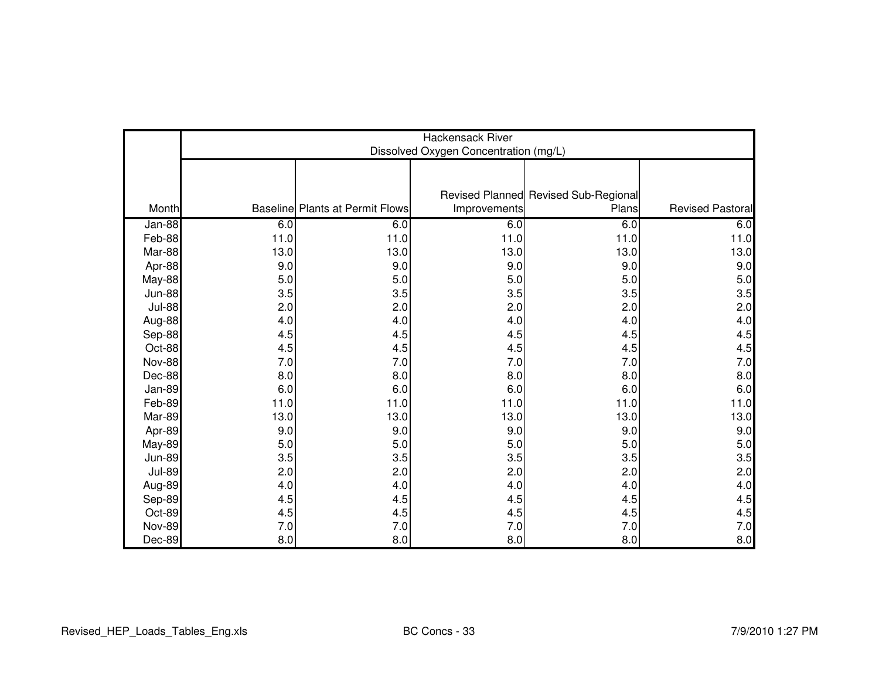| Month | Hackensack River Dissolved Oxygen Concentration (mg/L) | | | | |
|---|---|---|---|---|---|
| | Baseline | Plants at Permit Flows | Revised Planned Improvements | Revised Sub-Regional Plans | Revised Pastoral |
| Jan-88 | 6.0 | 6.0 | 6.0 | 6.0 | 6.0 |
| Feb-88 | 11.0 | 11.0 | 11.0 | 11.0 | 11.0 |
| Mar-88 | 13.0 | 13.0 | 13.0 | 13.0 | 13.0 |
| Apr-88 | 9.0 | 9.0 | 9.0 | 9.0 | 9.0 |
| May-88 | 5.0 | 5.0 | 5.0 | 5.0 | 5.0 |
| Jun-88 | 3.5 | 3.5 | 3.5 | 3.5 | 3.5 |
| Jul-88 | 2.0 | 2.0 | 2.0 | 2.0 | 2.0 |
| Aug-88 | 4.0 | 4.0 | 4.0 | 4.0 | 4.0 |
| Sep-88 | 4.5 | 4.5 | 4.5 | 4.5 | 4.5 |
| Oct-88 | 4.5 | 4.5 | 4.5 | 4.5 | 4.5 |
| Nov-88 | 7.0 | 7.0 | 7.0 | 7.0 | 7.0 |
| Dec-88 | 8.0 | 8.0 | 8.0 | 8.0 | 8.0 |
| Jan-89 | 6.0 | 6.0 | 6.0 | 6.0 | 6.0 |
| Feb-89 | 11.0 | 11.0 | 11.0 | 11.0 | 11.0 |
| Mar-89 | 13.0 | 13.0 | 13.0 | 13.0 | 13.0 |
| Apr-89 | 9.0 | 9.0 | 9.0 | 9.0 | 9.0 |
| May-89 | 5.0 | 5.0 | 5.0 | 5.0 | 5.0 |
| Jun-89 | 3.5 | 3.5 | 3.5 | 3.5 | 3.5 |
| Jul-89 | 2.0 | 2.0 | 2.0 | 2.0 | 2.0 |
| Aug-89 | 4.0 | 4.0 | 4.0 | 4.0 | 4.0 |
| Sep-89 | 4.5 | 4.5 | 4.5 | 4.5 | 4.5 |
| Oct-89 | 4.5 | 4.5 | 4.5 | 4.5 | 4.5 |
| Nov-89 | 7.0 | 7.0 | 7.0 | 7.0 | 7.0 |
| Dec-89 | 8.0 | 8.0 | 8.0 | 8.0 | 8.0 |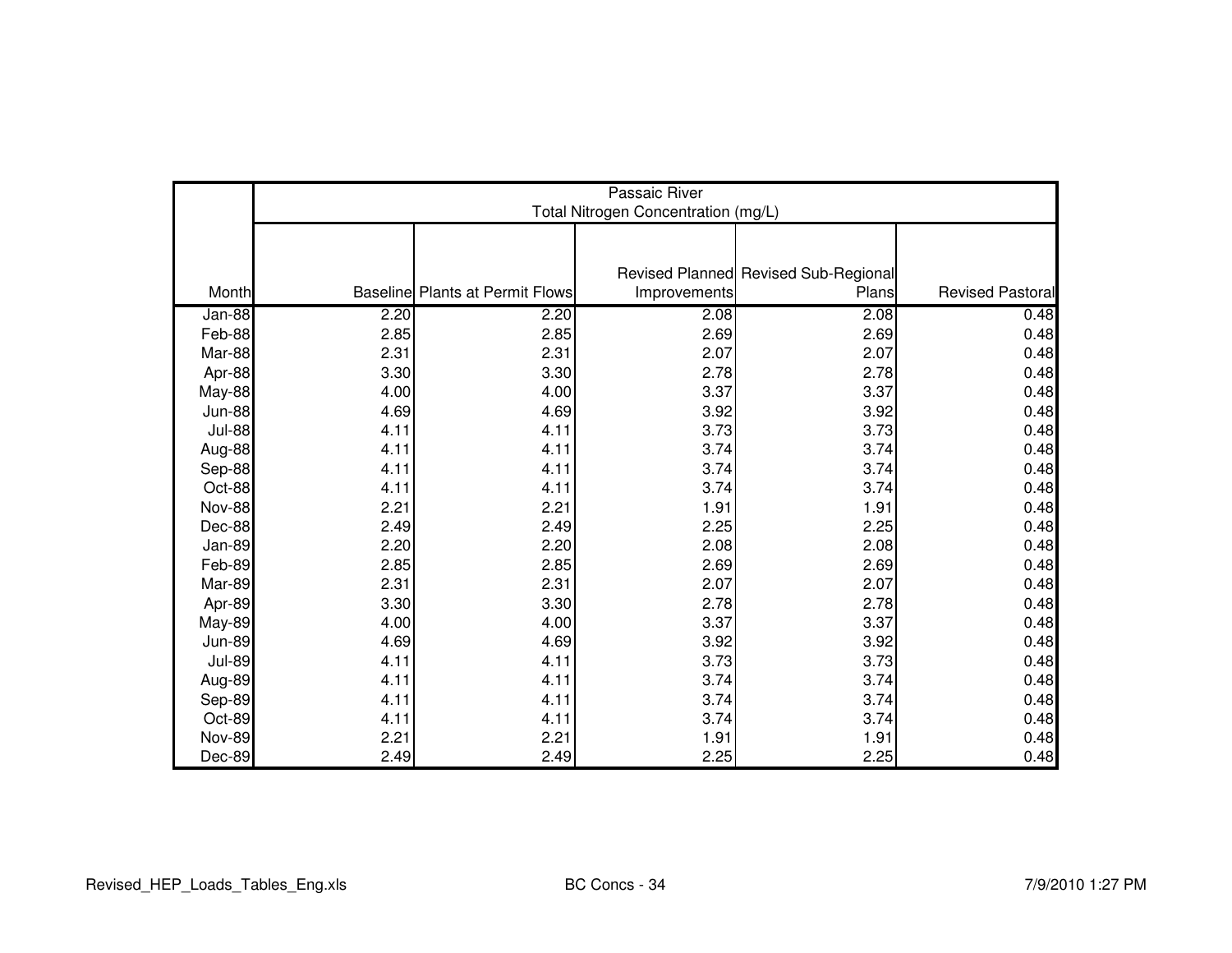| Month | Passaic River Total Nitrogen Concentration (mg/L) | | | | |
|---|---|---|---|---|---|
| | Baseline | Plants at Permit Flows | Revised Planned Improvements | Revised Sub-Regional Plans | Revised Pastoral |
| Jan-88 | 2.20 | 2.20 | 2.08 | 2.08 | 0.48 |
| Feb-88 | 2.85 | 2.85 | 2.69 | 2.69 | 0.48 |
| Mar-88 | 2.31 | 2.31 | 2.07 | 2.07 | 0.48 |
| Apr-88 | 3.30 | 3.30 | 2.78 | 2.78 | 0.48 |
| May-88 | 4.00 | 4.00 | 3.37 | 3.37 | 0.48 |
| Jun-88 | 4.69 | 4.69 | 3.92 | 3.92 | 0.48 |
| Jul-88 | 4.11 | 4.11 | 3.73 | 3.73 | 0.48 |
| Aug-88 | 4.11 | 4.11 | 3.74 | 3.74 | 0.48 |
| Sep-88 | 4.11 | 4.11 | 3.74 | 3.74 | 0.48 |
| Oct-88 | 4.11 | 4.11 | 3.74 | 3.74 | 0.48 |
| Nov-88 | 2.21 | 2.21 | 1.91 | 1.91 | 0.48 |
| Dec-88 | 2.49 | 2.49 | 2.25 | 2.25 | 0.48 |
| Jan-89 | 2.20 | 2.20 | 2.08 | 2.08 | 0.48 |
| Feb-89 | 2.85 | 2.85 | 2.69 | 2.69 | 0.48 |
| Mar-89 | 2.31 | 2.31 | 2.07 | 2.07 | 0.48 |
| Apr-89 | 3.30 | 3.30 | 2.78 | 2.78 | 0.48 |
| May-89 | 4.00 | 4.00 | 3.37 | 3.37 | 0.48 |
| Jun-89 | 4.69 | 4.69 | 3.92 | 3.92 | 0.48 |
| Jul-89 | 4.11 | 4.11 | 3.73 | 3.73 | 0.48 |
| Aug-89 | 4.11 | 4.11 | 3.74 | 3.74 | 0.48 |
| Sep-89 | 4.11 | 4.11 | 3.74 | 3.74 | 0.48 |
| Oct-89 | 4.11 | 4.11 | 3.74 | 3.74 | 0.48 |
| Nov-89 | 2.21 | 2.21 | 1.91 | 1.91 | 0.48 |
| Dec-89 | 2.49 | 2.49 | 2.25 | 2.25 | 0.48 |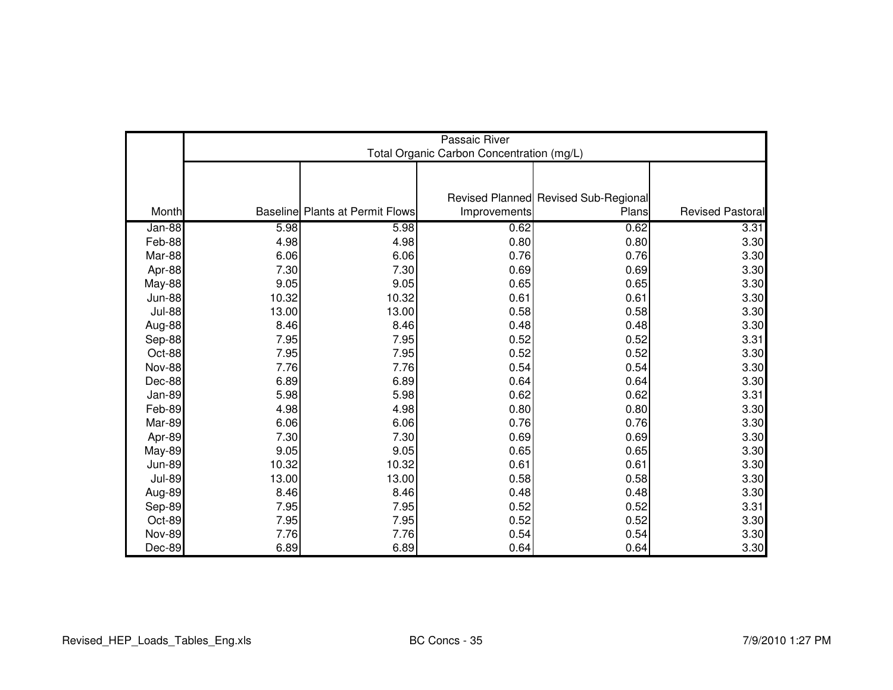| Month | Passaic River<br>Total Organic Carbon Concentration (mg/L) | | | | |
|---|---|---|---|---|---|
| | Baseline | Plants at Permit Flows | Revised Planned Improvements | Revised Sub-Regional Plans | Revised Pastoral |
| Jan-88 | 5.98 | 5.98 | 0.62 | 0.62 | 3.31 |
| Feb-88 | 4.98 | 4.98 | 0.80 | 0.80 | 3.30 |
| Mar-88 | 6.06 | 6.06 | 0.76 | 0.76 | 3.30 |
| Apr-88 | 7.30 | 7.30 | 0.69 | 0.69 | 3.30 |
| May-88 | 9.05 | 9.05 | 0.65 | 0.65 | 3.30 |
| Jun-88 | 10.32 | 10.32 | 0.61 | 0.61 | 3.30 |
| Jul-88 | 13.00 | 13.00 | 0.58 | 0.58 | 3.30 |
| Aug-88 | 8.46 | 8.46 | 0.48 | 0.48 | 3.30 |
| Sep-88 | 7.95 | 7.95 | 0.52 | 0.52 | 3.31 |
| Oct-88 | 7.95 | 7.95 | 0.52 | 0.52 | 3.30 |
| Nov-88 | 7.76 | 7.76 | 0.54 | 0.54 | 3.30 |
| Dec-88 | 6.89 | 6.89 | 0.64 | 0.64 | 3.30 |
| Jan-89 | 5.98 | 5.98 | 0.62 | 0.62 | 3.31 |
| Feb-89 | 4.98 | 4.98 | 0.80 | 0.80 | 3.30 |
| Mar-89 | 6.06 | 6.06 | 0.76 | 0.76 | 3.30 |
| Apr-89 | 7.30 | 7.30 | 0.69 | 0.69 | 3.30 |
| May-89 | 9.05 | 9.05 | 0.65 | 0.65 | 3.30 |
| Jun-89 | 10.32 | 10.32 | 0.61 | 0.61 | 3.30 |
| Jul-89 | 13.00 | 13.00 | 0.58 | 0.58 | 3.30 |
| Aug-89 | 8.46 | 8.46 | 0.48 | 0.48 | 3.30 |
| Sep-89 | 7.95 | 7.95 | 0.52 | 0.52 | 3.31 |
| Oct-89 | 7.95 | 7.95 | 0.52 | 0.52 | 3.30 |
| Nov-89 | 7.76 | 7.76 | 0.54 | 0.54 | 3.30 |
| Dec-89 | 6.89 | 6.89 | 0.64 | 0.64 | 3.30 |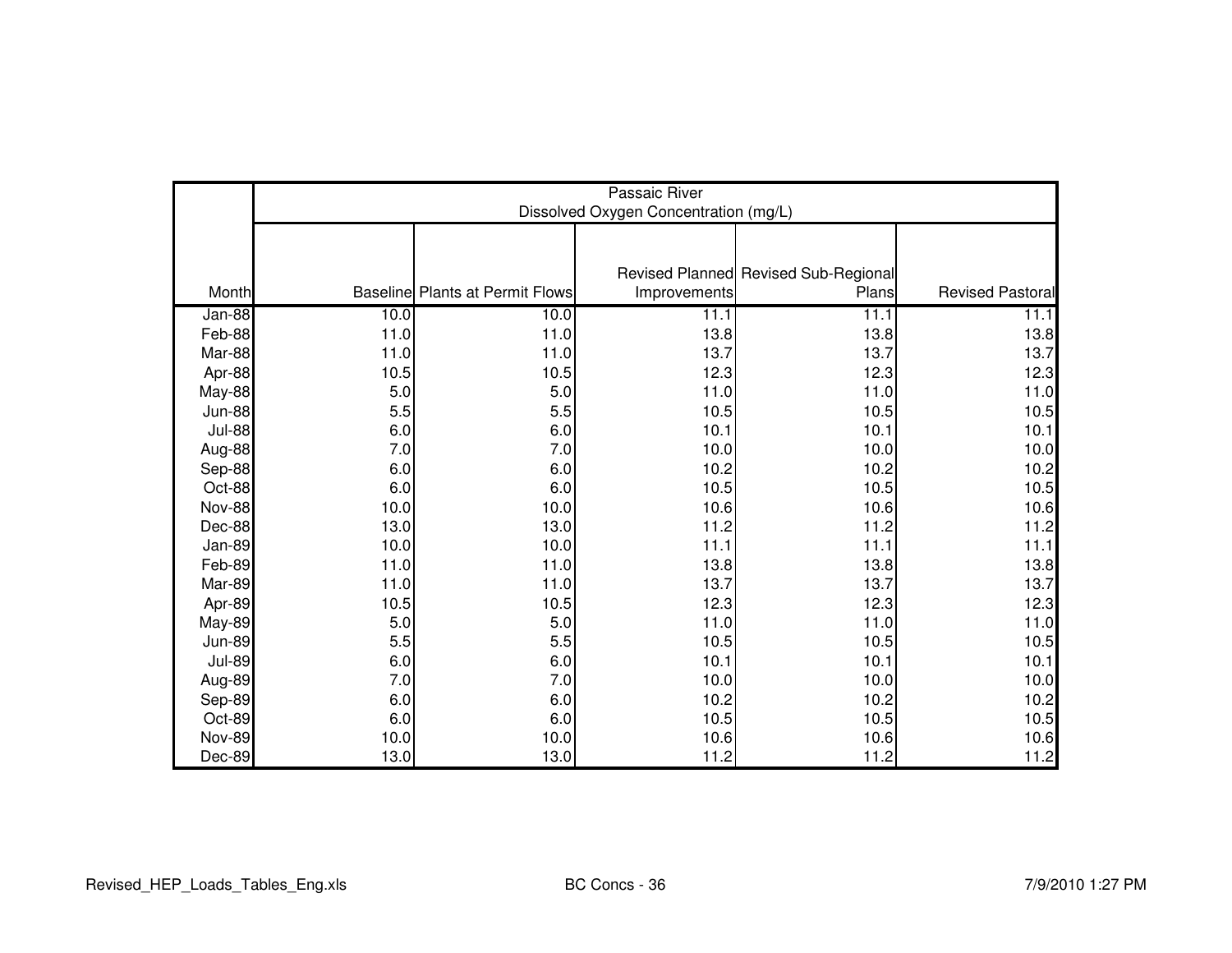| Month | Passaic River Dissolved Oxygen Concentration (mg/L) | | | | |
|---|---|---|---|---|---|
| | Baseline | Plants at Permit Flows | Revised Planned Improvements | Revised Sub-Regional Plans | Revised Pastoral |
| Jan-88 | 10.0 | 10.0 | 11.1 | 11.1 | 11.1 |
| Feb-88 | 11.0 | 11.0 | 13.8 | 13.8 | 13.8 |
| Mar-88 | 11.0 | 11.0 | 13.7 | 13.7 | 13.7 |
| Apr-88 | 10.5 | 10.5 | 12.3 | 12.3 | 12.3 |
| May-88 | 5.0 | 5.0 | 11.0 | 11.0 | 11.0 |
| Jun-88 | 5.5 | 5.5 | 10.5 | 10.5 | 10.5 |
| Jul-88 | 6.0 | 6.0 | 10.1 | 10.1 | 10.1 |
| Aug-88 | 7.0 | 7.0 | 10.0 | 10.0 | 10.0 |
| Sep-88 | 6.0 | 6.0 | 10.2 | 10.2 | 10.2 |
| Oct-88 | 6.0 | 6.0 | 10.5 | 10.5 | 10.5 |
| Nov-88 | 10.0 | 10.0 | 10.6 | 10.6 | 10.6 |
| Dec-88 | 13.0 | 13.0 | 11.2 | 11.2 | 11.2 |
| Jan-89 | 10.0 | 10.0 | 11.1 | 11.1 | 11.1 |
| Feb-89 | 11.0 | 11.0 | 13.8 | 13.8 | 13.8 |
| Mar-89 | 11.0 | 11.0 | 13.7 | 13.7 | 13.7 |
| Apr-89 | 10.5 | 10.5 | 12.3 | 12.3 | 12.3 |
| May-89 | 5.0 | 5.0 | 11.0 | 11.0 | 11.0 |
| Jun-89 | 5.5 | 5.5 | 10.5 | 10.5 | 10.5 |
| Jul-89 | 6.0 | 6.0 | 10.1 | 10.1 | 10.1 |
| Aug-89 | 7.0 | 7.0 | 10.0 | 10.0 | 10.0 |
| Sep-89 | 6.0 | 6.0 | 10.2 | 10.2 | 10.2 |
| Oct-89 | 6.0 | 6.0 | 10.5 | 10.5 | 10.5 |
| Nov-89 | 10.0 | 10.0 | 10.6 | 10.6 | 10.6 |
| Dec-89 | 13.0 | 13.0 | 11.2 | 11.2 | 11.2 |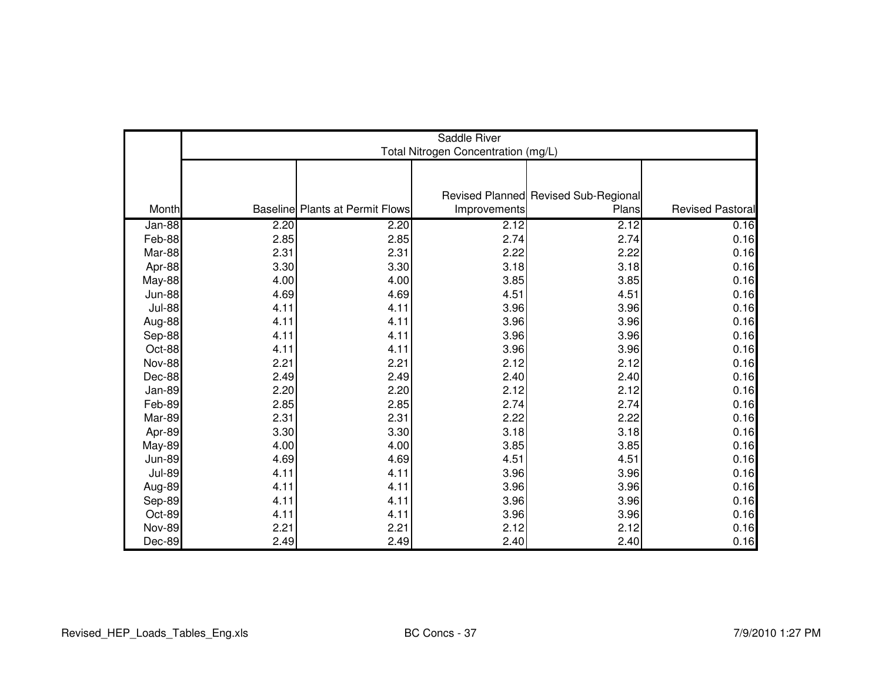| Month | Saddle River<br>Total Nitrogen Concentration (mg/L) | | | | |
|---|---|---|---|---|---|
| | Baseline | Plants at Permit Flows | Revised Planned Improvements | Revised Sub-Regional Plans | Revised Pastoral |
| Jan-88 | 2.20 | 2.20 | 2.12 | 2.12 | 0.16 |
| Feb-88 | 2.85 | 2.85 | 2.74 | 2.74 | 0.16 |
| Mar-88 | 2.31 | 2.31 | 2.22 | 2.22 | 0.16 |
| Apr-88 | 3.30 | 3.30 | 3.18 | 3.18 | 0.16 |
| May-88 | 4.00 | 4.00 | 3.85 | 3.85 | 0.16 |
| Jun-88 | 4.69 | 4.69 | 4.51 | 4.51 | 0.16 |
| Jul-88 | 4.11 | 4.11 | 3.96 | 3.96 | 0.16 |
| Aug-88 | 4.11 | 4.11 | 3.96 | 3.96 | 0.16 |
| Sep-88 | 4.11 | 4.11 | 3.96 | 3.96 | 0.16 |
| Oct-88 | 4.11 | 4.11 | 3.96 | 3.96 | 0.16 |
| Nov-88 | 2.21 | 2.21 | 2.12 | 2.12 | 0.16 |
| Dec-88 | 2.49 | 2.49 | 2.40 | 2.40 | 0.16 |
| Jan-89 | 2.20 | 2.20 | 2.12 | 2.12 | 0.16 |
| Feb-89 | 2.85 | 2.85 | 2.74 | 2.74 | 0.16 |
| Mar-89 | 2.31 | 2.31 | 2.22 | 2.22 | 0.16 |
| Apr-89 | 3.30 | 3.30 | 3.18 | 3.18 | 0.16 |
| May-89 | 4.00 | 4.00 | 3.85 | 3.85 | 0.16 |
| Jun-89 | 4.69 | 4.69 | 4.51 | 4.51 | 0.16 |
| Jul-89 | 4.11 | 4.11 | 3.96 | 3.96 | 0.16 |
| Aug-89 | 4.11 | 4.11 | 3.96 | 3.96 | 0.16 |
| Sep-89 | 4.11 | 4.11 | 3.96 | 3.96 | 0.16 |
| Oct-89 | 4.11 | 4.11 | 3.96 | 3.96 | 0.16 |
| Nov-89 | 2.21 | 2.21 | 2.12 | 2.12 | 0.16 |
| Dec-89 | 2.49 | 2.49 | 2.40 | 2.40 | 0.16 |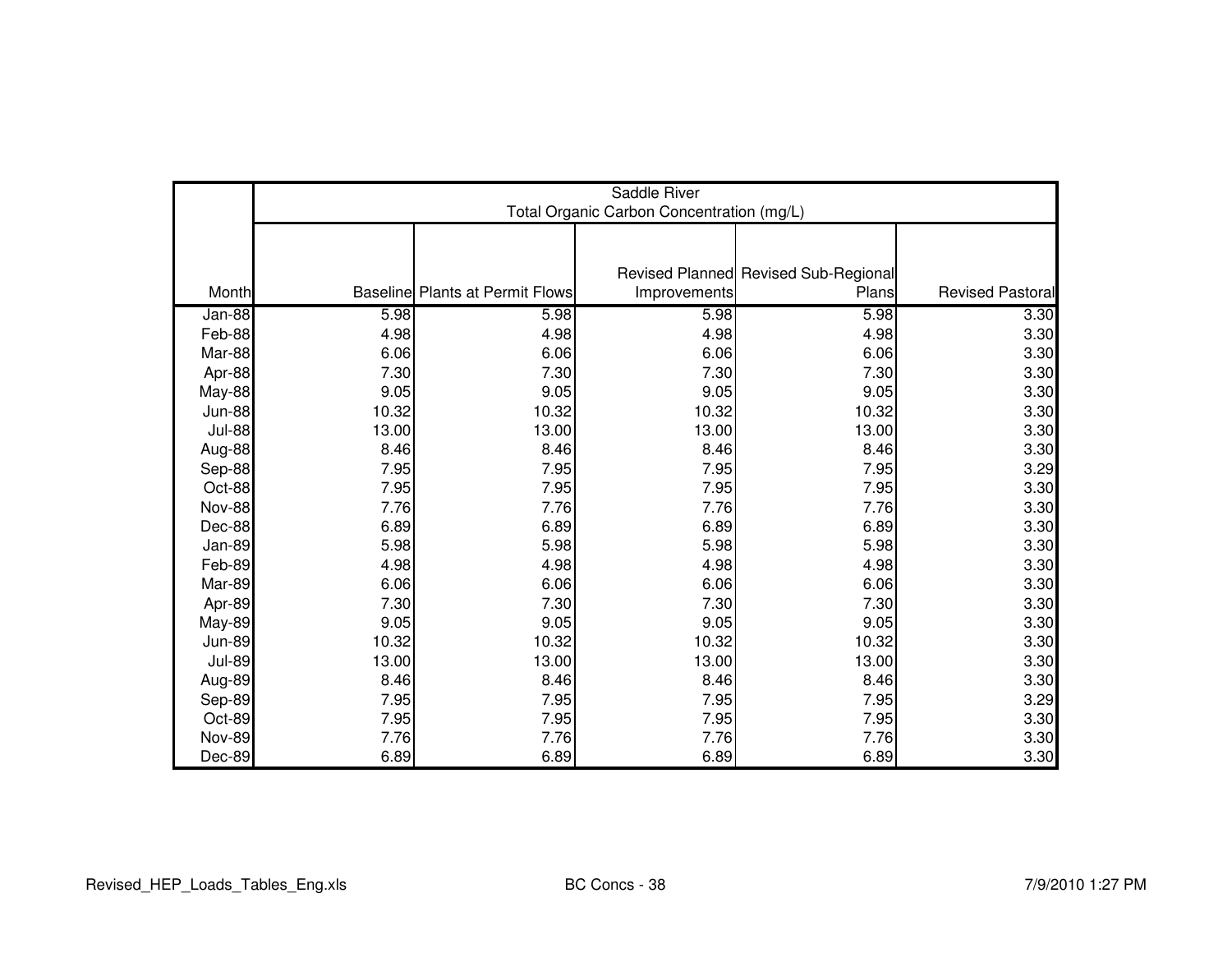| Month | Saddle River Total Organic Carbon Concentration (mg/L) | | | | |
|---|---|---|---|---|---|
| | Baseline | Plants at Permit Flows | Revised Planned Improvements | Revised Sub-Regional Plans | Revised Pastoral |
| Jan-88 | 5.98 | 5.98 | 5.98 | 5.98 | 3.30 |
| Feb-88 | 4.98 | 4.98 | 4.98 | 4.98 | 3.30 |
| Mar-88 | 6.06 | 6.06 | 6.06 | 6.06 | 3.30 |
| Apr-88 | 7.30 | 7.30 | 7.30 | 7.30 | 3.30 |
| May-88 | 9.05 | 9.05 | 9.05 | 9.05 | 3.30 |
| Jun-88 | 10.32 | 10.32 | 10.32 | 10.32 | 3.30 |
| Jul-88 | 13.00 | 13.00 | 13.00 | 13.00 | 3.30 |
| Aug-88 | 8.46 | 8.46 | 8.46 | 8.46 | 3.30 |
| Sep-88 | 7.95 | 7.95 | 7.95 | 7.95 | 3.29 |
| Oct-88 | 7.95 | 7.95 | 7.95 | 7.95 | 3.30 |
| Nov-88 | 7.76 | 7.76 | 7.76 | 7.76 | 3.30 |
| Dec-88 | 6.89 | 6.89 | 6.89 | 6.89 | 3.30 |
| Jan-89 | 5.98 | 5.98 | 5.98 | 5.98 | 3.30 |
| Feb-89 | 4.98 | 4.98 | 4.98 | 4.98 | 3.30 |
| Mar-89 | 6.06 | 6.06 | 6.06 | 6.06 | 3.30 |
| Apr-89 | 7.30 | 7.30 | 7.30 | 7.30 | 3.30 |
| May-89 | 9.05 | 9.05 | 9.05 | 9.05 | 3.30 |
| Jun-89 | 10.32 | 10.32 | 10.32 | 10.32 | 3.30 |
| Jul-89 | 13.00 | 13.00 | 13.00 | 13.00 | 3.30 |
| Aug-89 | 8.46 | 8.46 | 8.46 | 8.46 | 3.30 |
| Sep-89 | 7.95 | 7.95 | 7.95 | 7.95 | 3.29 |
| Oct-89 | 7.95 | 7.95 | 7.95 | 7.95 | 3.30 |
| Nov-89 | 7.76 | 7.76 | 7.76 | 7.76 | 3.30 |
| Dec-89 | 6.89 | 6.89 | 6.89 | 6.89 | 3.30 |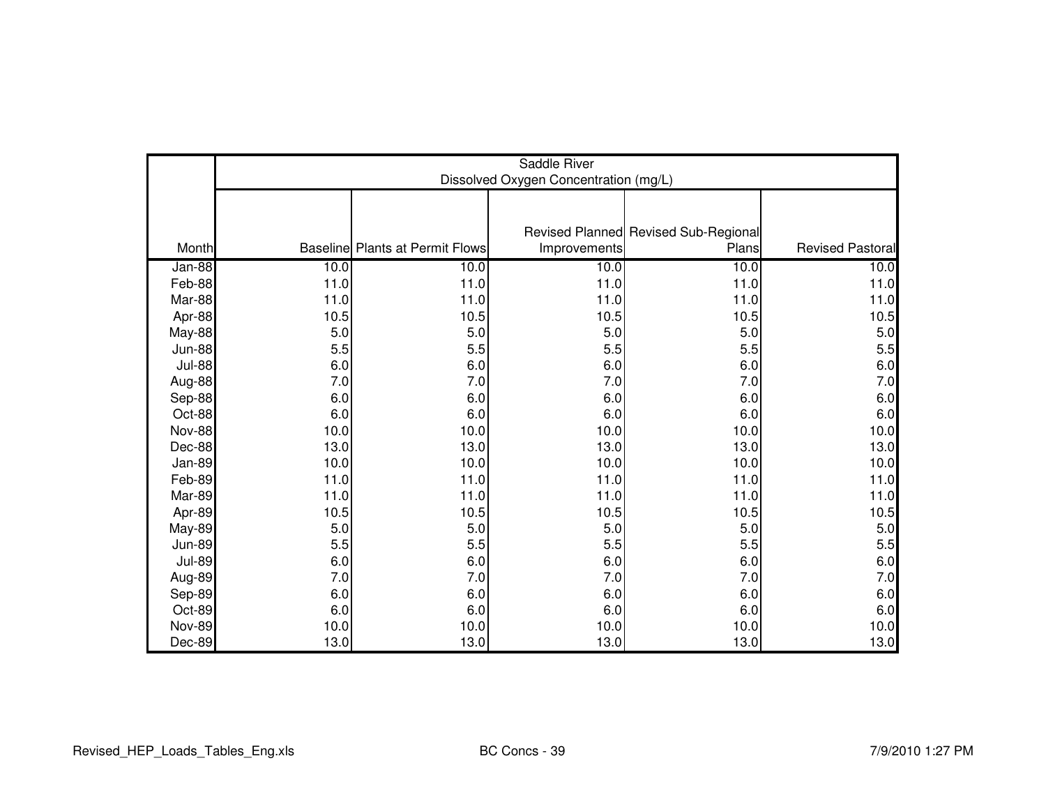| Month | Saddle River Dissolved Oxygen Concentration (mg/L) | | | | |
|---|---|---|---|---|---|
| | Baseline | Plants at Permit Flows | Revised Planned Improvements | Revised Sub-Regional Plans | Revised Pastoral |
| Jan-88 | 10.0 | 10.0 | 10.0 | 10.0 | 10.0 |
| Feb-88 | 11.0 | 11.0 | 11.0 | 11.0 | 11.0 |
| Mar-88 | 11.0 | 11.0 | 11.0 | 11.0 | 11.0 |
| Apr-88 | 10.5 | 10.5 | 10.5 | 10.5 | 10.5 |
| May-88 | 5.0 | 5.0 | 5.0 | 5.0 | 5.0 |
| Jun-88 | 5.5 | 5.5 | 5.5 | 5.5 | 5.5 |
| Jul-88 | 6.0 | 6.0 | 6.0 | 6.0 | 6.0 |
| Aug-88 | 7.0 | 7.0 | 7.0 | 7.0 | 7.0 |
| Sep-88 | 6.0 | 6.0 | 6.0 | 6.0 | 6.0 |
| Oct-88 | 6.0 | 6.0 | 6.0 | 6.0 | 6.0 |
| Nov-88 | 10.0 | 10.0 | 10.0 | 10.0 | 10.0 |
| Dec-88 | 13.0 | 13.0 | 13.0 | 13.0 | 13.0 |
| Jan-89 | 10.0 | 10.0 | 10.0 | 10.0 | 10.0 |
| Feb-89 | 11.0 | 11.0 | 11.0 | 11.0 | 11.0 |
| Mar-89 | 11.0 | 11.0 | 11.0 | 11.0 | 11.0 |
| Apr-89 | 10.5 | 10.5 | 10.5 | 10.5 | 10.5 |
| May-89 | 5.0 | 5.0 | 5.0 | 5.0 | 5.0 |
| Jun-89 | 5.5 | 5.5 | 5.5 | 5.5 | 5.5 |
| Jul-89 | 6.0 | 6.0 | 6.0 | 6.0 | 6.0 |
| Aug-89 | 7.0 | 7.0 | 7.0 | 7.0 | 7.0 |
| Sep-89 | 6.0 | 6.0 | 6.0 | 6.0 | 6.0 |
| Oct-89 | 6.0 | 6.0 | 6.0 | 6.0 | 6.0 |
| Nov-89 | 10.0 | 10.0 | 10.0 | 10.0 | 10.0 |
| Dec-89 | 13.0 | 13.0 | 13.0 | 13.0 | 13.0 |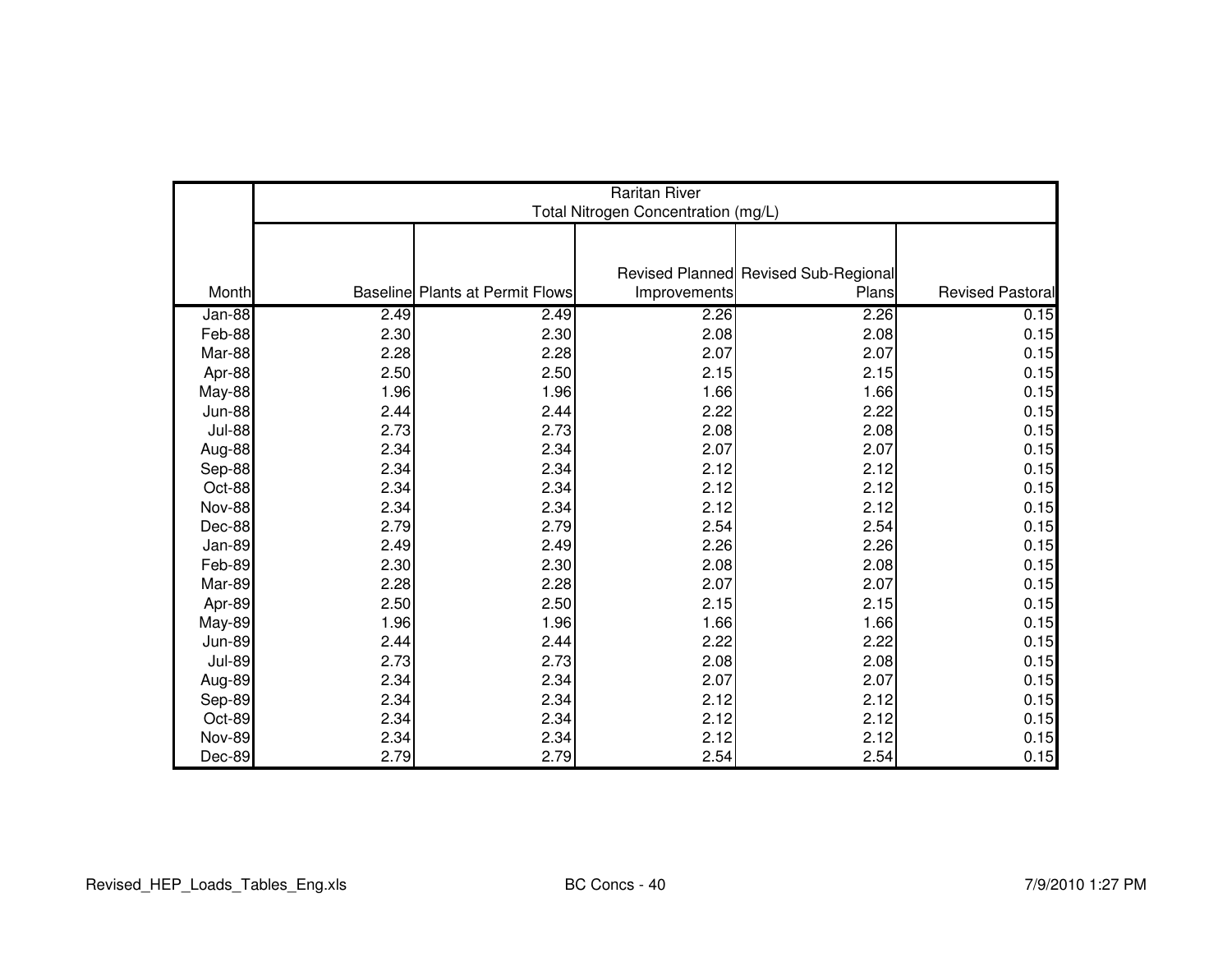| Month | Raritan River Total Nitrogen Concentration (mg/L) | | | | |
|---|---|---|---|---|---|
| | Baseline | Plants at Permit Flows | Revised Planned Improvements | Revised Sub-Regional Plans | Revised Pastoral |
| Jan-88 | 2.49 | 2.49 | 2.26 | 2.26 | 0.15 |
| Feb-88 | 2.30 | 2.30 | 2.08 | 2.08 | 0.15 |
| Mar-88 | 2.28 | 2.28 | 2.07 | 2.07 | 0.15 |
| Apr-88 | 2.50 | 2.50 | 2.15 | 2.15 | 0.15 |
| May-88 | 1.96 | 1.96 | 1.66 | 1.66 | 0.15 |
| Jun-88 | 2.44 | 2.44 | 2.22 | 2.22 | 0.15 |
| Jul-88 | 2.73 | 2.73 | 2.08 | 2.08 | 0.15 |
| Aug-88 | 2.34 | 2.34 | 2.07 | 2.07 | 0.15 |
| Sep-88 | 2.34 | 2.34 | 2.12 | 2.12 | 0.15 |
| Oct-88 | 2.34 | 2.34 | 2.12 | 2.12 | 0.15 |
| Nov-88 | 2.34 | 2.34 | 2.12 | 2.12 | 0.15 |
| Dec-88 | 2.79 | 2.79 | 2.54 | 2.54 | 0.15 |
| Jan-89 | 2.49 | 2.49 | 2.26 | 2.26 | 0.15 |
| Feb-89 | 2.30 | 2.30 | 2.08 | 2.08 | 0.15 |
| Mar-89 | 2.28 | 2.28 | 2.07 | 2.07 | 0.15 |
| Apr-89 | 2.50 | 2.50 | 2.15 | 2.15 | 0.15 |
| May-89 | 1.96 | 1.96 | 1.66 | 1.66 | 0.15 |
| Jun-89 | 2.44 | 2.44 | 2.22 | 2.22 | 0.15 |
| Jul-89 | 2.73 | 2.73 | 2.08 | 2.08 | 0.15 |
| Aug-89 | 2.34 | 2.34 | 2.07 | 2.07 | 0.15 |
| Sep-89 | 2.34 | 2.34 | 2.12 | 2.12 | 0.15 |
| Oct-89 | 2.34 | 2.34 | 2.12 | 2.12 | 0.15 |
| Nov-89 | 2.34 | 2.34 | 2.12 | 2.12 | 0.15 |
| Dec-89 | 2.79 | 2.79 | 2.54 | 2.54 | 0.15 |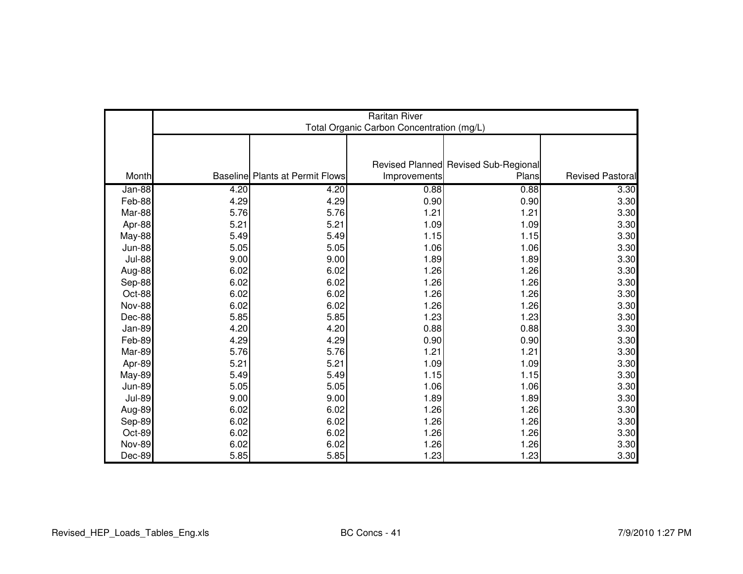| Month | Raritan River Total Organic Carbon Concentration (mg/L) | | | | |
|---|---|---|---|---|---|
| | Baseline | Plants at Permit Flows | Revised Planned Improvements | Revised Sub-Regional Plans | Revised Pastoral |
| Jan-88 | 4.20 | 4.20 | 0.88 | 0.88 | 3.30 |
| Feb-88 | 4.29 | 4.29 | 0.90 | 0.90 | 3.30 |
| Mar-88 | 5.76 | 5.76 | 1.21 | 1.21 | 3.30 |
| Apr-88 | 5.21 | 5.21 | 1.09 | 1.09 | 3.30 |
| May-88 | 5.49 | 5.49 | 1.15 | 1.15 | 3.30 |
| Jun-88 | 5.05 | 5.05 | 1.06 | 1.06 | 3.30 |
| Jul-88 | 9.00 | 9.00 | 1.89 | 1.89 | 3.30 |
| Aug-88 | 6.02 | 6.02 | 1.26 | 1.26 | 3.30 |
| Sep-88 | 6.02 | 6.02 | 1.26 | 1.26 | 3.30 |
| Oct-88 | 6.02 | 6.02 | 1.26 | 1.26 | 3.30 |
| Nov-88 | 6.02 | 6.02 | 1.26 | 1.26 | 3.30 |
| Dec-88 | 5.85 | 5.85 | 1.23 | 1.23 | 3.30 |
| Jan-89 | 4.20 | 4.20 | 0.88 | 0.88 | 3.30 |
| Feb-89 | 4.29 | 4.29 | 0.90 | 0.90 | 3.30 |
| Mar-89 | 5.76 | 5.76 | 1.21 | 1.21 | 3.30 |
| Apr-89 | 5.21 | 5.21 | 1.09 | 1.09 | 3.30 |
| May-89 | 5.49 | 5.49 | 1.15 | 1.15 | 3.30 |
| Jun-89 | 5.05 | 5.05 | 1.06 | 1.06 | 3.30 |
| Jul-89 | 9.00 | 9.00 | 1.89 | 1.89 | 3.30 |
| Aug-89 | 6.02 | 6.02 | 1.26 | 1.26 | 3.30 |
| Sep-89 | 6.02 | 6.02 | 1.26 | 1.26 | 3.30 |
| Oct-89 | 6.02 | 6.02 | 1.26 | 1.26 | 3.30 |
| Nov-89 | 6.02 | 6.02 | 1.26 | 1.26 | 3.30 |
| Dec-89 | 5.85 | 5.85 | 1.23 | 1.23 | 3.30 |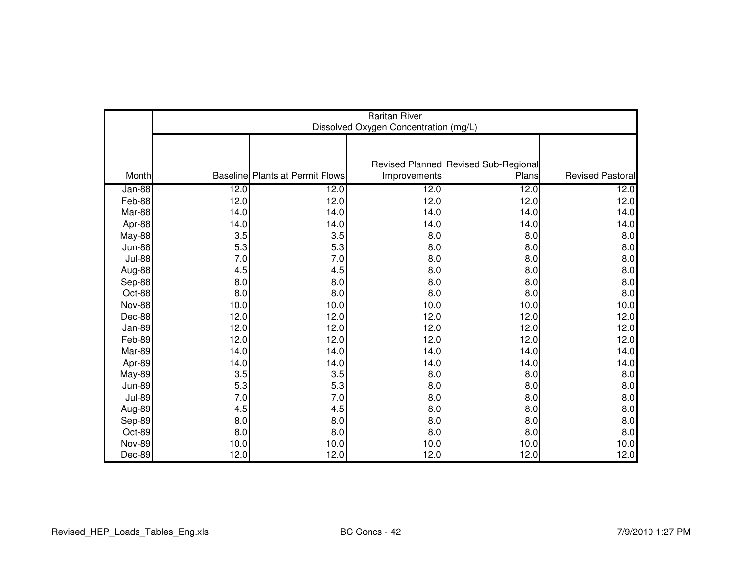| Month | Raritan River Dissolved Oxygen Concentration (mg/L) | | | | |
|---|---|---|---|---|---|
| | Baseline | Plants at Permit Flows | Revised Planned Improvements | Revised Sub-Regional Plans | Revised Pastoral |
| Jan-88 | 12.0 | 12.0 | 12.0 | 12.0 | 12.0 |
| Feb-88 | 12.0 | 12.0 | 12.0 | 12.0 | 12.0 |
| Mar-88 | 14.0 | 14.0 | 14.0 | 14.0 | 14.0 |
| Apr-88 | 14.0 | 14.0 | 14.0 | 14.0 | 14.0 |
| May-88 | 3.5 | 3.5 | 8.0 | 8.0 | 8.0 |
| Jun-88 | 5.3 | 5.3 | 8.0 | 8.0 | 8.0 |
| Jul-88 | 7.0 | 7.0 | 8.0 | 8.0 | 8.0 |
| Aug-88 | 4.5 | 4.5 | 8.0 | 8.0 | 8.0 |
| Sep-88 | 8.0 | 8.0 | 8.0 | 8.0 | 8.0 |
| Oct-88 | 8.0 | 8.0 | 8.0 | 8.0 | 8.0 |
| Nov-88 | 10.0 | 10.0 | 10.0 | 10.0 | 10.0 |
| Dec-88 | 12.0 | 12.0 | 12.0 | 12.0 | 12.0 |
| Jan-89 | 12.0 | 12.0 | 12.0 | 12.0 | 12.0 |
| Feb-89 | 12.0 | 12.0 | 12.0 | 12.0 | 12.0 |
| Mar-89 | 14.0 | 14.0 | 14.0 | 14.0 | 14.0 |
| Apr-89 | 14.0 | 14.0 | 14.0 | 14.0 | 14.0 |
| May-89 | 3.5 | 3.5 | 8.0 | 8.0 | 8.0 |
| Jun-89 | 5.3 | 5.3 | 8.0 | 8.0 | 8.0 |
| Jul-89 | 7.0 | 7.0 | 8.0 | 8.0 | 8.0 |
| Aug-89 | 4.5 | 4.5 | 8.0 | 8.0 | 8.0 |
| Sep-89 | 8.0 | 8.0 | 8.0 | 8.0 | 8.0 |
| Oct-89 | 8.0 | 8.0 | 8.0 | 8.0 | 8.0 |
| Nov-89 | 10.0 | 10.0 | 10.0 | 10.0 | 10.0 |
| Dec-89 | 12.0 | 12.0 | 12.0 | 12.0 | 12.0 |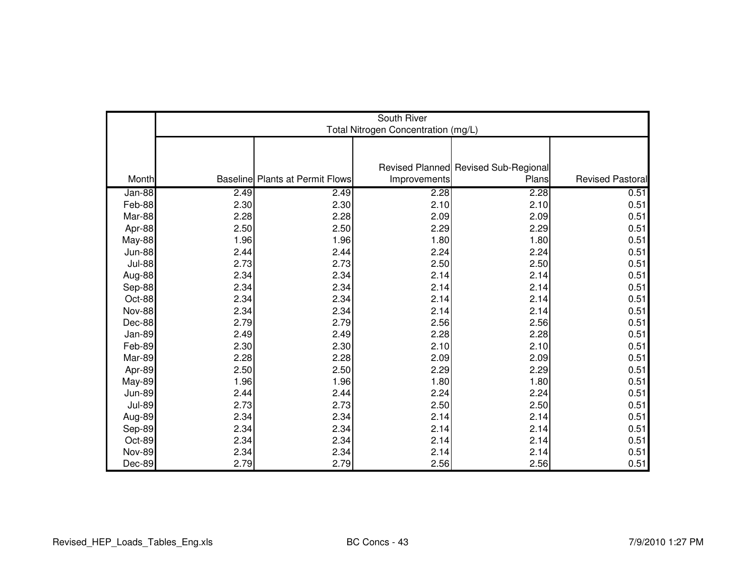| | South River Total Nitrogen Concentration (mg/L) | | | | |
|---|---|---|---|---|---|
| Month | Baseline | Plants at Permit Flows | Revised Planned Improvements | Revised Sub-Regional Plans | Revised Pastoral |
| Jan-88 | 2.49 | 2.49 | 2.28 | 2.28 | 0.51 |
| Feb-88 | 2.30 | 2.30 | 2.10 | 2.10 | 0.51 |
| Mar-88 | 2.28 | 2.28 | 2.09 | 2.09 | 0.51 |
| Apr-88 | 2.50 | 2.50 | 2.29 | 2.29 | 0.51 |
| May-88 | 1.96 | 1.96 | 1.80 | 1.80 | 0.51 |
| Jun-88 | 2.44 | 2.44 | 2.24 | 2.24 | 0.51 |
| Jul-88 | 2.73 | 2.73 | 2.50 | 2.50 | 0.51 |
| Aug-88 | 2.34 | 2.34 | 2.14 | 2.14 | 0.51 |
| Sep-88 | 2.34 | 2.34 | 2.14 | 2.14 | 0.51 |
| Oct-88 | 2.34 | 2.34 | 2.14 | 2.14 | 0.51 |
| Nov-88 | 2.34 | 2.34 | 2.14 | 2.14 | 0.51 |
| Dec-88 | 2.79 | 2.79 | 2.56 | 2.56 | 0.51 |
| Jan-89 | 2.49 | 2.49 | 2.28 | 2.28 | 0.51 |
| Feb-89 | 2.30 | 2.30 | 2.10 | 2.10 | 0.51 |
| Mar-89 | 2.28 | 2.28 | 2.09 | 2.09 | 0.51 |
| Apr-89 | 2.50 | 2.50 | 2.29 | 2.29 | 0.51 |
| May-89 | 1.96 | 1.96 | 1.80 | 1.80 | 0.51 |
| Jun-89 | 2.44 | 2.44 | 2.24 | 2.24 | 0.51 |
| Jul-89 | 2.73 | 2.73 | 2.50 | 2.50 | 0.51 |
| Aug-89 | 2.34 | 2.34 | 2.14 | 2.14 | 0.51 |
| Sep-89 | 2.34 | 2.34 | 2.14 | 2.14 | 0.51 |
| Oct-89 | 2.34 | 2.34 | 2.14 | 2.14 | 0.51 |
| Nov-89 | 2.34 | 2.34 | 2.14 | 2.14 | 0.51 |
| Dec-89 | 2.79 | 2.79 | 2.56 | 2.56 | 0.51 |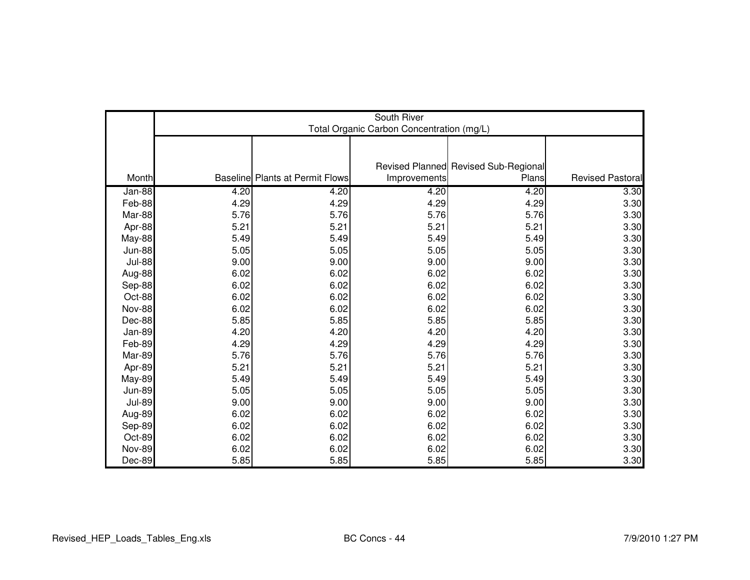| Month | South River Total Organic Carbon Concentration (mg/L) | | | | |
|---|---|---|---|---|---|
| | Baseline | Plants at Permit Flows | Revised Planned Improvements | Revised Sub-Regional Plans | Revised Pastoral |
| Jan-88 | 4.20 | 4.20 | 4.20 | 4.20 | 3.30 |
| Feb-88 | 4.29 | 4.29 | 4.29 | 4.29 | 3.30 |
| Mar-88 | 5.76 | 5.76 | 5.76 | 5.76 | 3.30 |
| Apr-88 | 5.21 | 5.21 | 5.21 | 5.21 | 3.30 |
| May-88 | 5.49 | 5.49 | 5.49 | 5.49 | 3.30 |
| Jun-88 | 5.05 | 5.05 | 5.05 | 5.05 | 3.30 |
| Jul-88 | 9.00 | 9.00 | 9.00 | 9.00 | 3.30 |
| Aug-88 | 6.02 | 6.02 | 6.02 | 6.02 | 3.30 |
| Sep-88 | 6.02 | 6.02 | 6.02 | 6.02 | 3.30 |
| Oct-88 | 6.02 | 6.02 | 6.02 | 6.02 | 3.30 |
| Nov-88 | 6.02 | 6.02 | 6.02 | 6.02 | 3.30 |
| Dec-88 | 5.85 | 5.85 | 5.85 | 5.85 | 3.30 |
| Jan-89 | 4.20 | 4.20 | 4.20 | 4.20 | 3.30 |
| Feb-89 | 4.29 | 4.29 | 4.29 | 4.29 | 3.30 |
| Mar-89 | 5.76 | 5.76 | 5.76 | 5.76 | 3.30 |
| Apr-89 | 5.21 | 5.21 | 5.21 | 5.21 | 3.30 |
| May-89 | 5.49 | 5.49 | 5.49 | 5.49 | 3.30 |
| Jun-89 | 5.05 | 5.05 | 5.05 | 5.05 | 3.30 |
| Jul-89 | 9.00 | 9.00 | 9.00 | 9.00 | 3.30 |
| Aug-89 | 6.02 | 6.02 | 6.02 | 6.02 | 3.30 |
| Sep-89 | 6.02 | 6.02 | 6.02 | 6.02 | 3.30 |
| Oct-89 | 6.02 | 6.02 | 6.02 | 6.02 | 3.30 |
| Nov-89 | 6.02 | 6.02 | 6.02 | 6.02 | 3.30 |
| Dec-89 | 5.85 | 5.85 | 5.85 | 5.85 | 3.30 |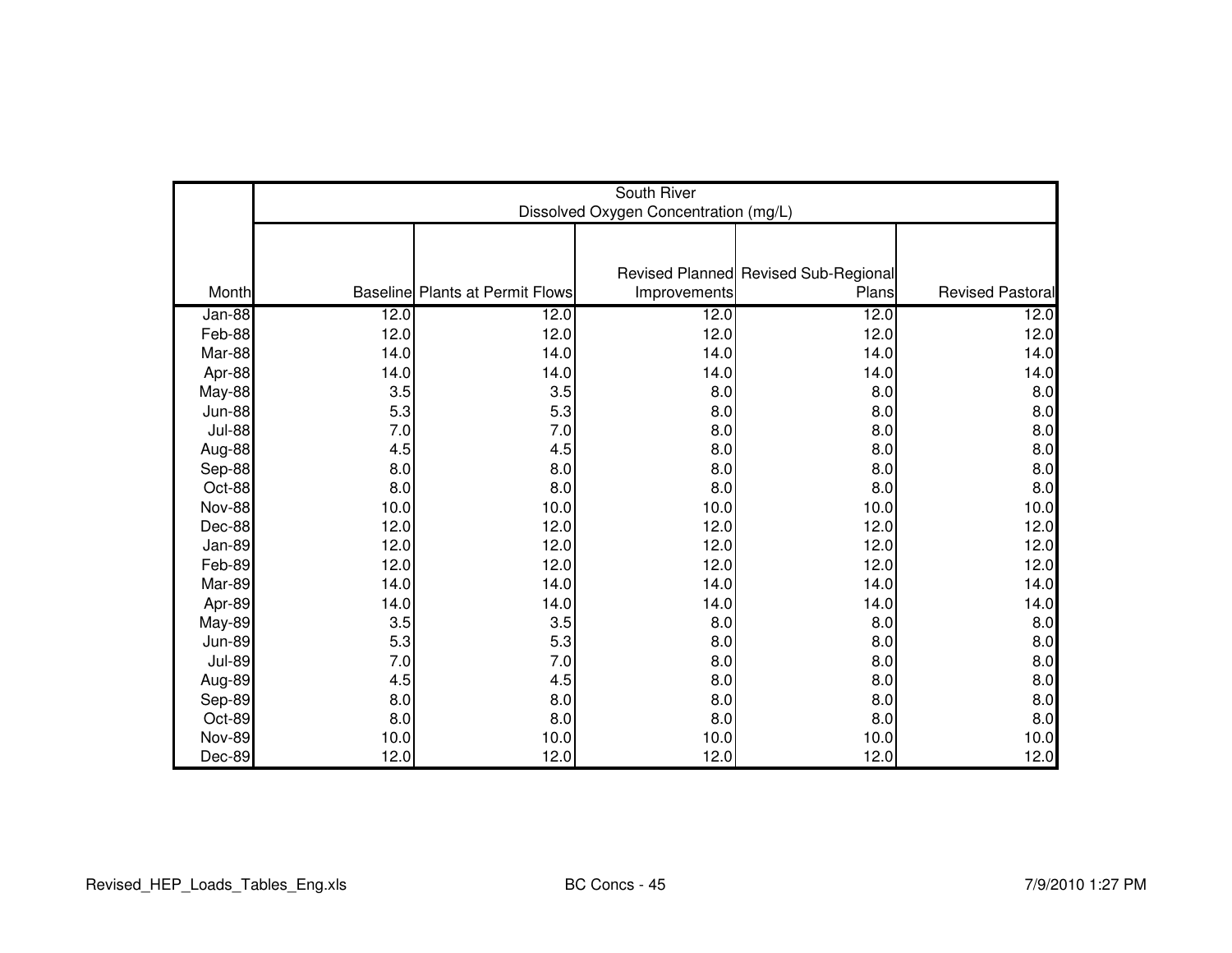| Month | South River Dissolved Oxygen Concentration (mg/L) | | | | |
|---|---|---|---|---|---|
| | Baseline | Plants at Permit Flows | Revised Planned Improvements | Revised Sub-Regional Plans | Revised Pastoral |
| Jan-88 | 12.0 | 12.0 | 12.0 | 12.0 | 12.0 |
| Feb-88 | 12.0 | 12.0 | 12.0 | 12.0 | 12.0 |
| Mar-88 | 14.0 | 14.0 | 14.0 | 14.0 | 14.0 |
| Apr-88 | 14.0 | 14.0 | 14.0 | 14.0 | 14.0 |
| May-88 | 3.5 | 3.5 | 8.0 | 8.0 | 8.0 |
| Jun-88 | 5.3 | 5.3 | 8.0 | 8.0 | 8.0 |
| Jul-88 | 7.0 | 7.0 | 8.0 | 8.0 | 8.0 |
| Aug-88 | 4.5 | 4.5 | 8.0 | 8.0 | 8.0 |
| Sep-88 | 8.0 | 8.0 | 8.0 | 8.0 | 8.0 |
| Oct-88 | 8.0 | 8.0 | 8.0 | 8.0 | 8.0 |
| Nov-88 | 10.0 | 10.0 | 10.0 | 10.0 | 10.0 |
| Dec-88 | 12.0 | 12.0 | 12.0 | 12.0 | 12.0 |
| Jan-89 | 12.0 | 12.0 | 12.0 | 12.0 | 12.0 |
| Feb-89 | 12.0 | 12.0 | 12.0 | 12.0 | 12.0 |
| Mar-89 | 14.0 | 14.0 | 14.0 | 14.0 | 14.0 |
| Apr-89 | 14.0 | 14.0 | 14.0 | 14.0 | 14.0 |
| May-89 | 3.5 | 3.5 | 8.0 | 8.0 | 8.0 |
| Jun-89 | 5.3 | 5.3 | 8.0 | 8.0 | 8.0 |
| Jul-89 | 7.0 | 7.0 | 8.0 | 8.0 | 8.0 |
| Aug-89 | 4.5 | 4.5 | 8.0 | 8.0 | 8.0 |
| Sep-89 | 8.0 | 8.0 | 8.0 | 8.0 | 8.0 |
| Oct-89 | 8.0 | 8.0 | 8.0 | 8.0 | 8.0 |
| Nov-89 | 10.0 | 10.0 | 10.0 | 10.0 | 10.0 |
| Dec-89 | 12.0 | 12.0 | 12.0 | 12.0 | 12.0 |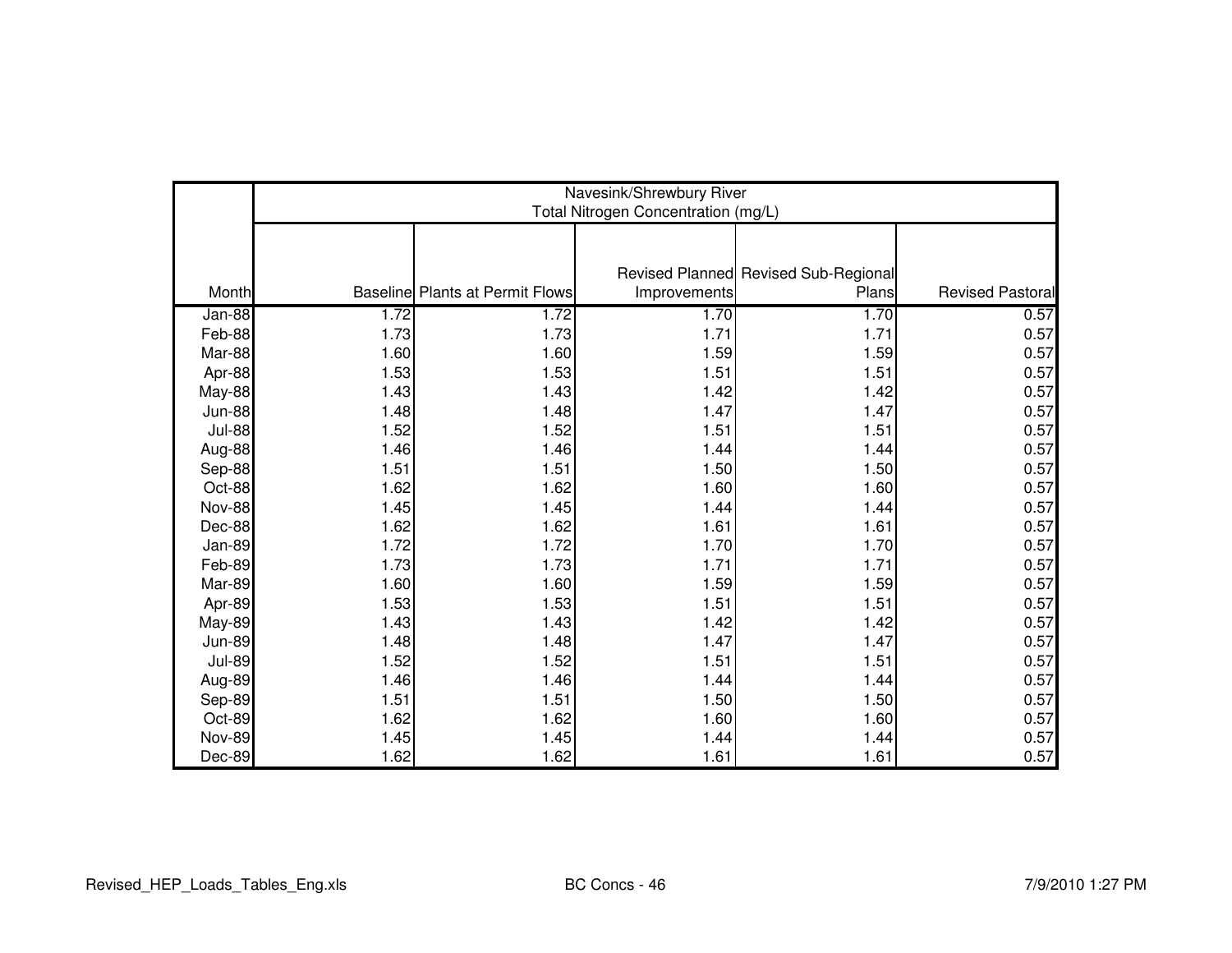| Month | Navesink/Shrewsbury River Total Nitrogen Concentration (mg/L) | | | | |
|---|---|---|---|---|---|
| | Baseline | Plants at Permit Flows | Revised Planned Improvements | Revised Sub-Regional Plans | Revised Pastoral |
| Jan-88 | 1.72 | 1.72 | 1.70 | 1.70 | 0.57 |
| Feb-88 | 1.73 | 1.73 | 1.71 | 1.71 | 0.57 |
| Mar-88 | 1.60 | 1.60 | 1.59 | 1.59 | 0.57 |
| Apr-88 | 1.53 | 1.53 | 1.51 | 1.51 | 0.57 |
| May-88 | 1.43 | 1.43 | 1.42 | 1.42 | 0.57 |
| Jun-88 | 1.48 | 1.48 | 1.47 | 1.47 | 0.57 |
| Jul-88 | 1.52 | 1.52 | 1.51 | 1.51 | 0.57 |
| Aug-88 | 1.46 | 1.46 | 1.44 | 1.44 | 0.57 |
| Sep-88 | 1.51 | 1.51 | 1.50 | 1.50 | 0.57 |
| Oct-88 | 1.62 | 1.62 | 1.60 | 1.60 | 0.57 |
| Nov-88 | 1.45 | 1.45 | 1.44 | 1.44 | 0.57 |
| Dec-88 | 1.62 | 1.62 | 1.61 | 1.61 | 0.57 |
| Jan-89 | 1.72 | 1.72 | 1.70 | 1.70 | 0.57 |
| Feb-89 | 1.73 | 1.73 | 1.71 | 1.71 | 0.57 |
| Mar-89 | 1.60 | 1.60 | 1.59 | 1.59 | 0.57 |
| Apr-89 | 1.53 | 1.53 | 1.51 | 1.51 | 0.57 |
| May-89 | 1.43 | 1.43 | 1.42 | 1.42 | 0.57 |
| Jun-89 | 1.48 | 1.48 | 1.47 | 1.47 | 0.57 |
| Jul-89 | 1.52 | 1.52 | 1.51 | 1.51 | 0.57 |
| Aug-89 | 1.46 | 1.46 | 1.44 | 1.44 | 0.57 |
| Sep-89 | 1.51 | 1.51 | 1.50 | 1.50 | 0.57 |
| Oct-89 | 1.62 | 1.62 | 1.60 | 1.60 | 0.57 |
| Nov-89 | 1.45 | 1.45 | 1.44 | 1.44 | 0.57 |
| Dec-89 | 1.62 | 1.62 | 1.61 | 1.61 | 0.57 |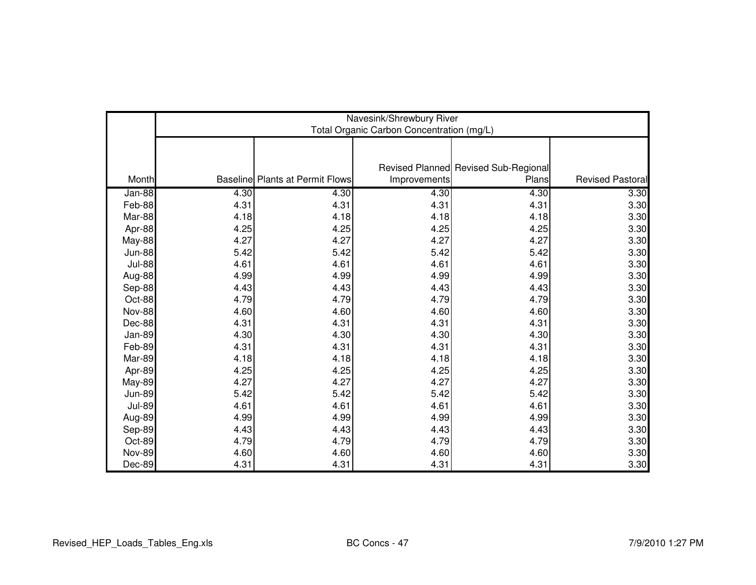| | Navesink/Shrewsbury River Total Organic Carbon Concentration (mg/L) | | | | |
|---|---|---|---|---|---|
| Month | Baseline | Plants at Permit Flows | Revised Planned Improvements | Revised Sub-Regional Plans | Revised Pastoral |
| Jan-88 | 4.30 | 4.30 | 4.30 | 4.30 | 3.30 |
| Feb-88 | 4.31 | 4.31 | 4.31 | 4.31 | 3.30 |
| Mar-88 | 4.18 | 4.18 | 4.18 | 4.18 | 3.30 |
| Apr-88 | 4.25 | 4.25 | 4.25 | 4.25 | 3.30 |
| May-88 | 4.27 | 4.27 | 4.27 | 4.27 | 3.30 |
| Jun-88 | 5.42 | 5.42 | 5.42 | 5.42 | 3.30 |
| Jul-88 | 4.61 | 4.61 | 4.61 | 4.61 | 3.30 |
| Aug-88 | 4.99 | 4.99 | 4.99 | 4.99 | 3.30 |
| Sep-88 | 4.43 | 4.43 | 4.43 | 4.43 | 3.30 |
| Oct-88 | 4.79 | 4.79 | 4.79 | 4.79 | 3.30 |
| Nov-88 | 4.60 | 4.60 | 4.60 | 4.60 | 3.30 |
| Dec-88 | 4.31 | 4.31 | 4.31 | 4.31 | 3.30 |
| Jan-89 | 4.30 | 4.30 | 4.30 | 4.30 | 3.30 |
| Feb-89 | 4.31 | 4.31 | 4.31 | 4.31 | 3.30 |
| Mar-89 | 4.18 | 4.18 | 4.18 | 4.18 | 3.30 |
| Apr-89 | 4.25 | 4.25 | 4.25 | 4.25 | 3.30 |
| May-89 | 4.27 | 4.27 | 4.27 | 4.27 | 3.30 |
| Jun-89 | 5.42 | 5.42 | 5.42 | 5.42 | 3.30 |
| Jul-89 | 4.61 | 4.61 | 4.61 | 4.61 | 3.30 |
| Aug-89 | 4.99 | 4.99 | 4.99 | 4.99 | 3.30 |
| Sep-89 | 4.43 | 4.43 | 4.43 | 4.43 | 3.30 |
| Oct-89 | 4.79 | 4.79 | 4.79 | 4.79 | 3.30 |
| Nov-89 | 4.60 | 4.60 | 4.60 | 4.60 | 3.30 |
| Dec-89 | 4.31 | 4.31 | 4.31 | 4.31 | 3.30 |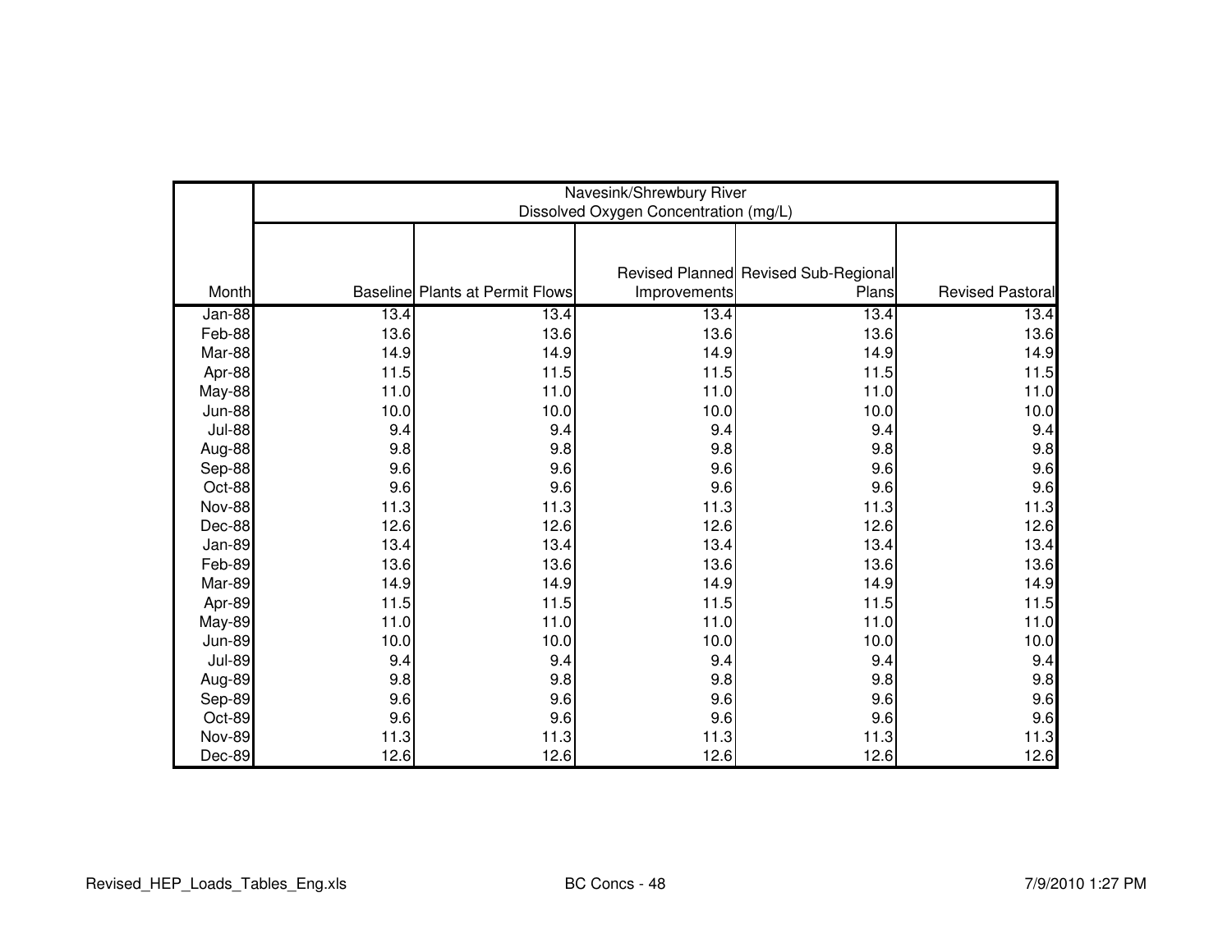| Month | Navesink/Shrewsbury River Dissolved Oxygen Concentration (mg/L) | | | | |
|---|---|---|---|---|---|
| | Baseline | Plants at Permit Flows | Revised Planned Improvements | Revised Sub-Regional Plans | Revised Pastoral |
| Jan-88 | 13.4 | 13.4 | 13.4 | 13.4 | 13.4 |
| Feb-88 | 13.6 | 13.6 | 13.6 | 13.6 | 13.6 |
| Mar-88 | 14.9 | 14.9 | 14.9 | 14.9 | 14.9 |
| Apr-88 | 11.5 | 11.5 | 11.5 | 11.5 | 11.5 |
| May-88 | 11.0 | 11.0 | 11.0 | 11.0 | 11.0 |
| Jun-88 | 10.0 | 10.0 | 10.0 | 10.0 | 10.0 |
| Jul-88 | 9.4 | 9.4 | 9.4 | 9.4 | 9.4 |
| Aug-88 | 9.8 | 9.8 | 9.8 | 9.8 | 9.8 |
| Sep-88 | 9.6 | 9.6 | 9.6 | 9.6 | 9.6 |
| Oct-88 | 9.6 | 9.6 | 9.6 | 9.6 | 9.6 |
| Nov-88 | 11.3 | 11.3 | 11.3 | 11.3 | 11.3 |
| Dec-88 | 12.6 | 12.6 | 12.6 | 12.6 | 12.6 |
| Jan-89 | 13.4 | 13.4 | 13.4 | 13.4 | 13.4 |
| Feb-89 | 13.6 | 13.6 | 13.6 | 13.6 | 13.6 |
| Mar-89 | 14.9 | 14.9 | 14.9 | 14.9 | 14.9 |
| Apr-89 | 11.5 | 11.5 | 11.5 | 11.5 | 11.5 |
| May-89 | 11.0 | 11.0 | 11.0 | 11.0 | 11.0 |
| Jun-89 | 10.0 | 10.0 | 10.0 | 10.0 | 10.0 |
| Jul-89 | 9.4 | 9.4 | 9.4 | 9.4 | 9.4 |
| Aug-89 | 9.8 | 9.8 | 9.8 | 9.8 | 9.8 |
| Sep-89 | 9.6 | 9.6 | 9.6 | 9.6 | 9.6 |
| Oct-89 | 9.6 | 9.6 | 9.6 | 9.6 | 9.6 |
| Nov-89 | 11.3 | 11.3 | 11.3 | 11.3 | 11.3 |
| Dec-89 | 12.6 | 12.6 | 12.6 | 12.6 | 12.6 |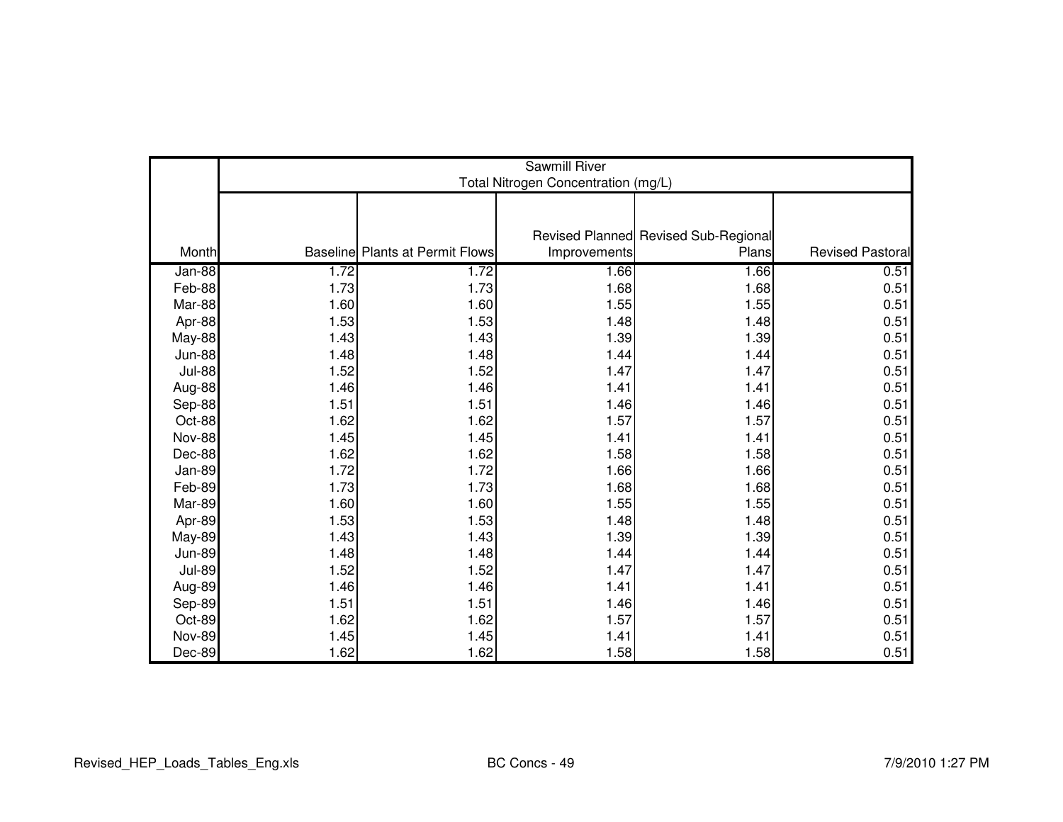| Month | Sawmill River Total Nitrogen Concentration (mg/L) | | | | |
|---|---|---|---|---|---|
| | Baseline | Plants at Permit Flows | Revised Planned Improvements | Revised Sub-Regional Plans | Revised Pastoral |
| Jan-88 | 1.72 | 1.72 | 1.66 | 1.66 | 0.51 |
| Feb-88 | 1.73 | 1.73 | 1.68 | 1.68 | 0.51 |
| Mar-88 | 1.60 | 1.60 | 1.55 | 1.55 | 0.51 |
| Apr-88 | 1.53 | 1.53 | 1.48 | 1.48 | 0.51 |
| May-88 | 1.43 | 1.43 | 1.39 | 1.39 | 0.51 |
| Jun-88 | 1.48 | 1.48 | 1.44 | 1.44 | 0.51 |
| Jul-88 | 1.52 | 1.52 | 1.47 | 1.47 | 0.51 |
| Aug-88 | 1.46 | 1.46 | 1.41 | 1.41 | 0.51 |
| Sep-88 | 1.51 | 1.51 | 1.46 | 1.46 | 0.51 |
| Oct-88 | 1.62 | 1.62 | 1.57 | 1.57 | 0.51 |
| Nov-88 | 1.45 | 1.45 | 1.41 | 1.41 | 0.51 |
| Dec-88 | 1.62 | 1.62 | 1.58 | 1.58 | 0.51 |
| Jan-89 | 1.72 | 1.72 | 1.66 | 1.66 | 0.51 |
| Feb-89 | 1.73 | 1.73 | 1.68 | 1.68 | 0.51 |
| Mar-89 | 1.60 | 1.60 | 1.55 | 1.55 | 0.51 |
| Apr-89 | 1.53 | 1.53 | 1.48 | 1.48 | 0.51 |
| May-89 | 1.43 | 1.43 | 1.39 | 1.39 | 0.51 |
| Jun-89 | 1.48 | 1.48 | 1.44 | 1.44 | 0.51 |
| Jul-89 | 1.52 | 1.52 | 1.47 | 1.47 | 0.51 |
| Aug-89 | 1.46 | 1.46 | 1.41 | 1.41 | 0.51 |
| Sep-89 | 1.51 | 1.51 | 1.46 | 1.46 | 0.51 |
| Oct-89 | 1.62 | 1.62 | 1.57 | 1.57 | 0.51 |
| Nov-89 | 1.45 | 1.45 | 1.41 | 1.41 | 0.51 |
| Dec-89 | 1.62 | 1.62 | 1.58 | 1.58 | 0.51 |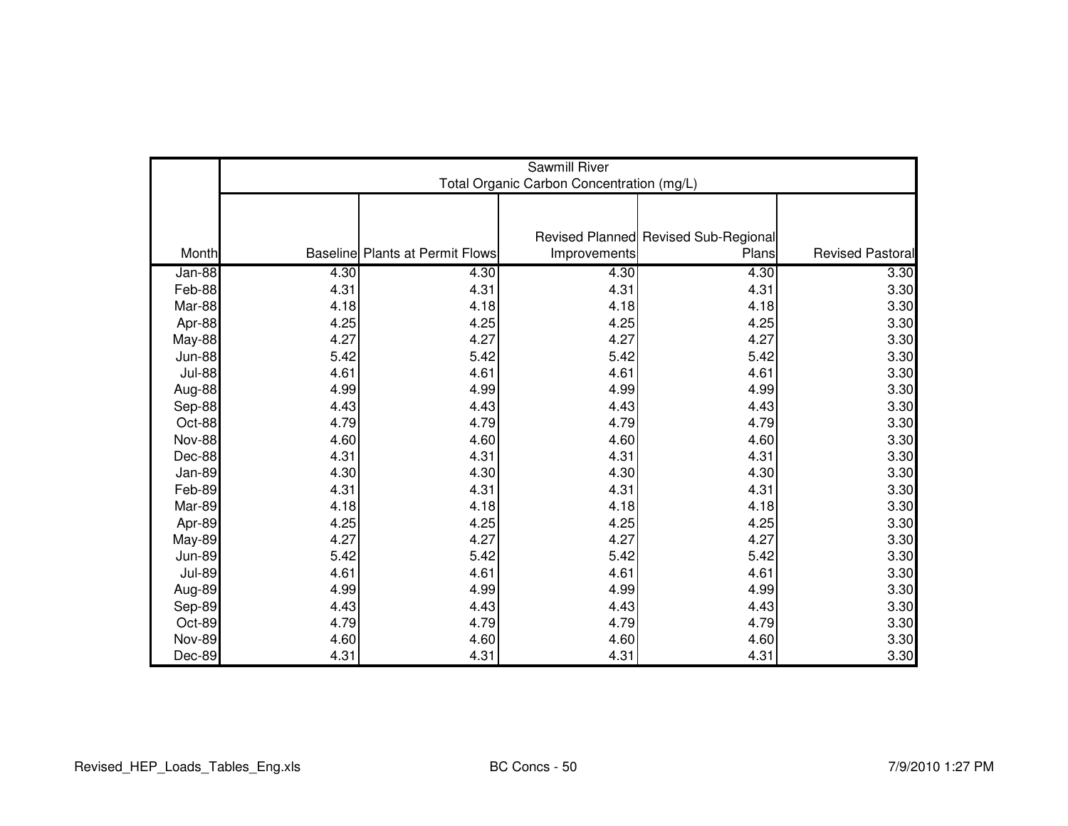| Month | Sawmill River Total Organic Carbon Concentration (mg/L) | | | | |
|---|---|---|---|---|---|
| | Baseline | Plants at Permit Flows | Revised Planned Improvements | Revised Sub-Regional Plans | Revised Pastoral |
| Jan-88 | 4.30 | 4.30 | 4.30 | 4.30 | 3.30 |
| Feb-88 | 4.31 | 4.31 | 4.31 | 4.31 | 3.30 |
| Mar-88 | 4.18 | 4.18 | 4.18 | 4.18 | 3.30 |
| Apr-88 | 4.25 | 4.25 | 4.25 | 4.25 | 3.30 |
| May-88 | 4.27 | 4.27 | 4.27 | 4.27 | 3.30 |
| Jun-88 | 5.42 | 5.42 | 5.42 | 5.42 | 3.30 |
| Jul-88 | 4.61 | 4.61 | 4.61 | 4.61 | 3.30 |
| Aug-88 | 4.99 | 4.99 | 4.99 | 4.99 | 3.30 |
| Sep-88 | 4.43 | 4.43 | 4.43 | 4.43 | 3.30 |
| Oct-88 | 4.79 | 4.79 | 4.79 | 4.79 | 3.30 |
| Nov-88 | 4.60 | 4.60 | 4.60 | 4.60 | 3.30 |
| Dec-88 | 4.31 | 4.31 | 4.31 | 4.31 | 3.30 |
| Jan-89 | 4.30 | 4.30 | 4.30 | 4.30 | 3.30 |
| Feb-89 | 4.31 | 4.31 | 4.31 | 4.31 | 3.30 |
| Mar-89 | 4.18 | 4.18 | 4.18 | 4.18 | 3.30 |
| Apr-89 | 4.25 | 4.25 | 4.25 | 4.25 | 3.30 |
| May-89 | 4.27 | 4.27 | 4.27 | 4.27 | 3.30 |
| Jun-89 | 5.42 | 5.42 | 5.42 | 5.42 | 3.30 |
| Jul-89 | 4.61 | 4.61 | 4.61 | 4.61 | 3.30 |
| Aug-89 | 4.99 | 4.99 | 4.99 | 4.99 | 3.30 |
| Sep-89 | 4.43 | 4.43 | 4.43 | 4.43 | 3.30 |
| Oct-89 | 4.79 | 4.79 | 4.79 | 4.79 | 3.30 |
| Nov-89 | 4.60 | 4.60 | 4.60 | 4.60 | 3.30 |
| Dec-89 | 4.31 | 4.31 | 4.31 | 4.31 | 3.30 |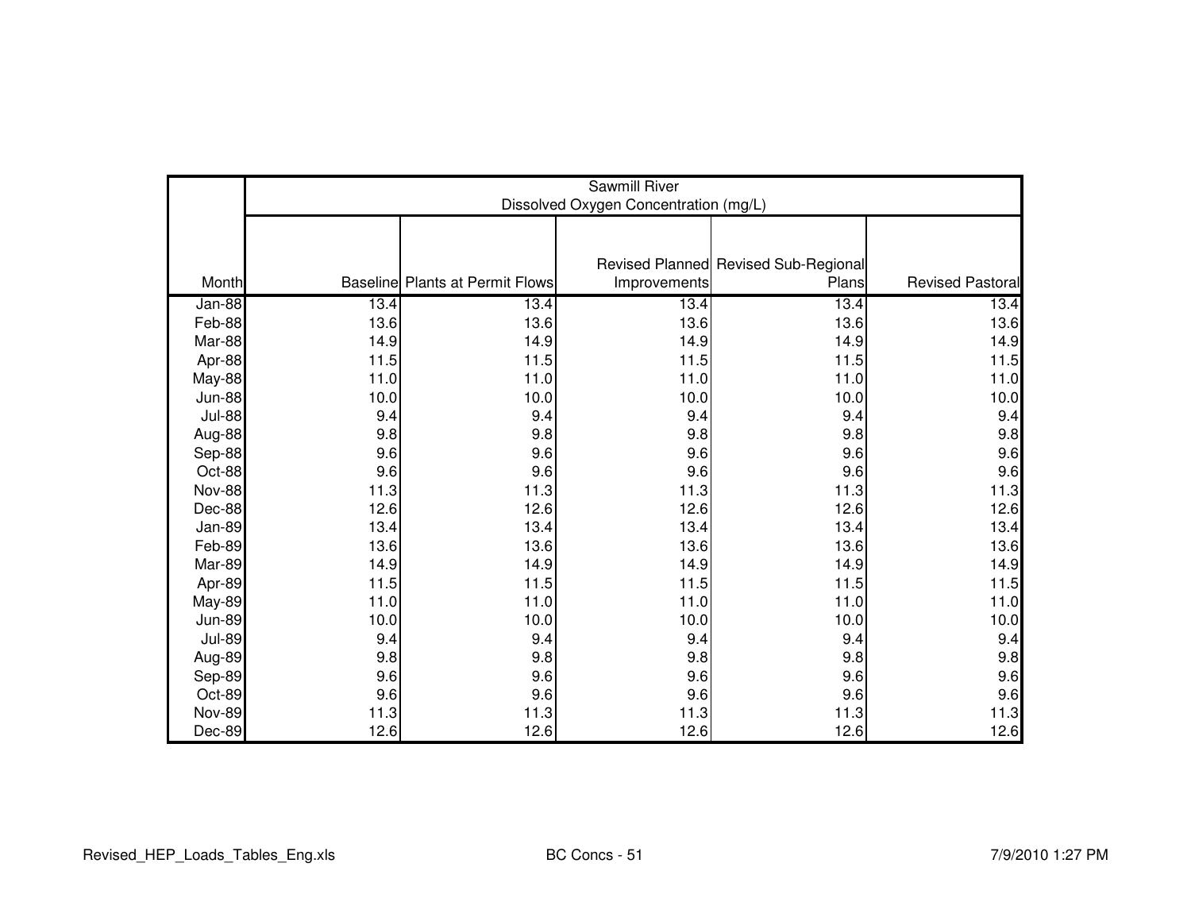| Month | Sawmill River Dissolved Oxygen Concentration (mg/L) | | | | |
|---|---|---|---|---|---|
| | Baseline | Plants at Permit Flows | Revised Planned Improvements | Revised Sub-Regional Plans | Revised Pastoral |
| Jan-88 | 13.4 | 13.4 | 13.4 | 13.4 | 13.4 |
| Feb-88 | 13.6 | 13.6 | 13.6 | 13.6 | 13.6 |
| Mar-88 | 14.9 | 14.9 | 14.9 | 14.9 | 14.9 |
| Apr-88 | 11.5 | 11.5 | 11.5 | 11.5 | 11.5 |
| May-88 | 11.0 | 11.0 | 11.0 | 11.0 | 11.0 |
| Jun-88 | 10.0 | 10.0 | 10.0 | 10.0 | 10.0 |
| Jul-88 | 9.4 | 9.4 | 9.4 | 9.4 | 9.4 |
| Aug-88 | 9.8 | 9.8 | 9.8 | 9.8 | 9.8 |
| Sep-88 | 9.6 | 9.6 | 9.6 | 9.6 | 9.6 |
| Oct-88 | 9.6 | 9.6 | 9.6 | 9.6 | 9.6 |
| Nov-88 | 11.3 | 11.3 | 11.3 | 11.3 | 11.3 |
| Dec-88 | 12.6 | 12.6 | 12.6 | 12.6 | 12.6 |
| Jan-89 | 13.4 | 13.4 | 13.4 | 13.4 | 13.4 |
| Feb-89 | 13.6 | 13.6 | 13.6 | 13.6 | 13.6 |
| Mar-89 | 14.9 | 14.9 | 14.9 | 14.9 | 14.9 |
| Apr-89 | 11.5 | 11.5 | 11.5 | 11.5 | 11.5 |
| May-89 | 11.0 | 11.0 | 11.0 | 11.0 | 11.0 |
| Jun-89 | 10.0 | 10.0 | 10.0 | 10.0 | 10.0 |
| Jul-89 | 9.4 | 9.4 | 9.4 | 9.4 | 9.4 |
| Aug-89 | 9.8 | 9.8 | 9.8 | 9.8 | 9.8 |
| Sep-89 | 9.6 | 9.6 | 9.6 | 9.6 | 9.6 |
| Oct-89 | 9.6 | 9.6 | 9.6 | 9.6 | 9.6 |
| Nov-89 | 11.3 | 11.3 | 11.3 | 11.3 | 11.3 |
| Dec-89 | 12.6 | 12.6 | 12.6 | 12.6 | 12.6 |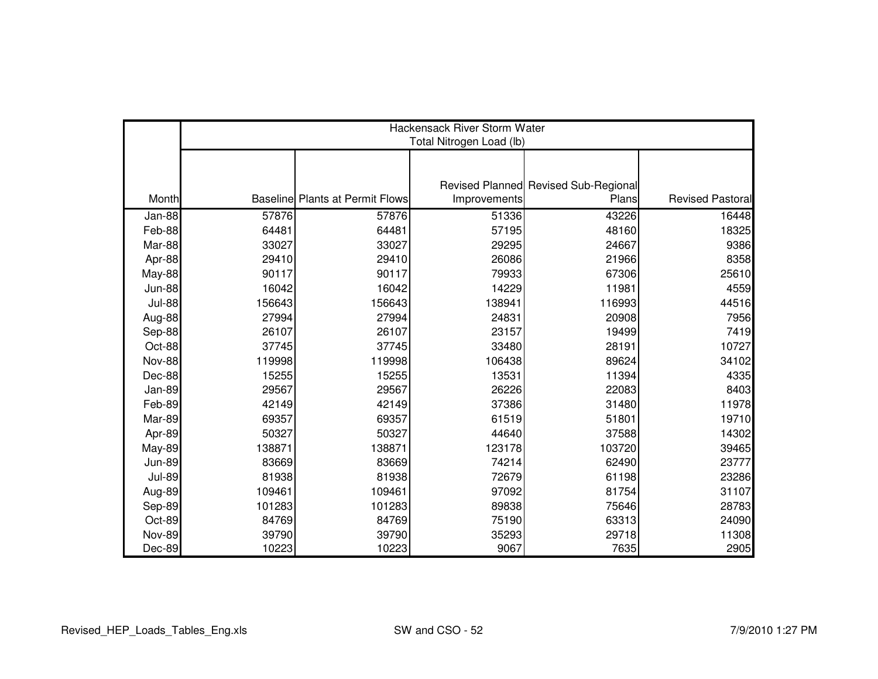| | Hackensack River Storm Water Total Nitrogen Load (lb) | | | | |
|---|---|---|---|---|---|
| Month | Baseline | Plants at Permit Flows | Revised Planned Improvements | Revised Sub-Regional Plans | Revised Pastoral |
| Jan-88 | 57876 | 57876 | 51336 | 43226 | 16448 |
| Feb-88 | 64481 | 64481 | 57195 | 48160 | 18325 |
| Mar-88 | 33027 | 33027 | 29295 | 24667 | 9386 |
| Apr-88 | 29410 | 29410 | 26086 | 21966 | 8358 |
| May-88 | 90117 | 90117 | 79933 | 67306 | 25610 |
| Jun-88 | 16042 | 16042 | 14229 | 11981 | 4559 |
| Jul-88 | 156643 | 156643 | 138941 | 116993 | 44516 |
| Aug-88 | 27994 | 27994 | 24831 | 20908 | 7956 |
| Sep-88 | 26107 | 26107 | 23157 | 19499 | 7419 |
| Oct-88 | 37745 | 37745 | 33480 | 28191 | 10727 |
| Nov-88 | 119998 | 119998 | 106438 | 89624 | 34102 |
| Dec-88 | 15255 | 15255 | 13531 | 11394 | 4335 |
| Jan-89 | 29567 | 29567 | 26226 | 22083 | 8403 |
| Feb-89 | 42149 | 42149 | 37386 | 31480 | 11978 |
| Mar-89 | 69357 | 69357 | 61519 | 51801 | 19710 |
| Apr-89 | 50327 | 50327 | 44640 | 37588 | 14302 |
| May-89 | 138871 | 138871 | 123178 | 103720 | 39465 |
| Jun-89 | 83669 | 83669 | 74214 | 62490 | 23777 |
| Jul-89 | 81938 | 81938 | 72679 | 61198 | 23286 |
| Aug-89 | 109461 | 109461 | 97092 | 81754 | 31107 |
| Sep-89 | 101283 | 101283 | 89838 | 75646 | 28783 |
| Oct-89 | 84769 | 84769 | 75190 | 63313 | 24090 |
| Nov-89 | 39790 | 39790 | 35293 | 29718 | 11308 |
| Dec-89 | 10223 | 10223 | 9067 | 7635 | 2905 |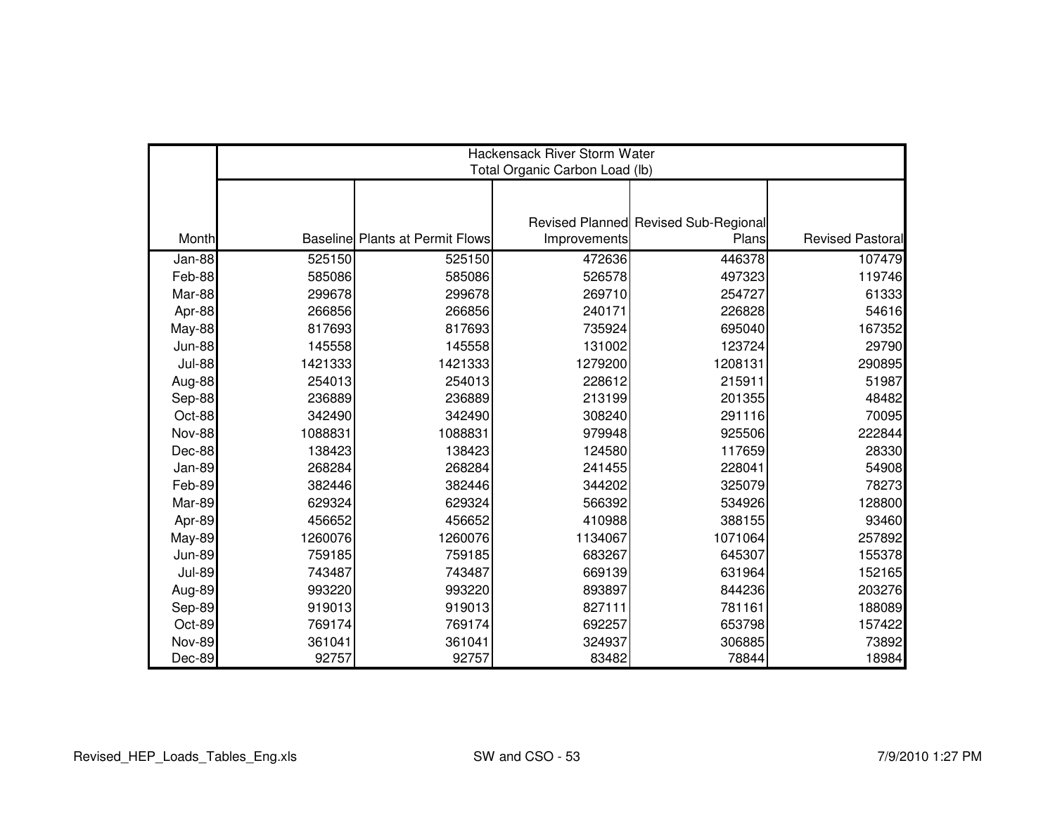| Month | Hackensack River Storm Water Total Organic Carbon Load (lb) | | | | |
|---|---|---|---|---|---|
| | Baseline | Plants at Permit Flows | Revised Planned Improvements | Revised Sub-Regional Plans | Revised Pastoral |
| Jan-88 | 525150 | 525150 | 472636 | 446378 | 107479 |
| Feb-88 | 585086 | 585086 | 526578 | 497323 | 119746 |
| Mar-88 | 299678 | 299678 | 269710 | 254727 | 61333 |
| Apr-88 | 266856 | 266856 | 240171 | 226828 | 54616 |
| May-88 | 817693 | 817693 | 735924 | 695040 | 167352 |
| Jun-88 | 145558 | 145558 | 131002 | 123724 | 29790 |
| Jul-88 | 1421333 | 1421333 | 1279200 | 1208131 | 290895 |
| Aug-88 | 254013 | 254013 | 228612 | 215911 | 51987 |
| Sep-88 | 236889 | 236889 | 213199 | 201355 | 48482 |
| Oct-88 | 342490 | 342490 | 308240 | 291116 | 70095 |
| Nov-88 | 1088831 | 1088831 | 979948 | 925506 | 222844 |
| Dec-88 | 138423 | 138423 | 124580 | 117659 | 28330 |
| Jan-89 | 268284 | 268284 | 241455 | 228041 | 54908 |
| Feb-89 | 382446 | 382446 | 344202 | 325079 | 78273 |
| Mar-89 | 629324 | 629324 | 566392 | 534926 | 128800 |
| Apr-89 | 456652 | 456652 | 410988 | 388155 | 93460 |
| May-89 | 1260076 | 1260076 | 1134067 | 1071064 | 257892 |
| Jun-89 | 759185 | 759185 | 683267 | 645307 | 155378 |
| Jul-89 | 743487 | 743487 | 669139 | 631964 | 152165 |
| Aug-89 | 993220 | 993220 | 893897 | 844236 | 203276 |
| Sep-89 | 919013 | 919013 | 827111 | 781161 | 188089 |
| Oct-89 | 769174 | 769174 | 692257 | 653798 | 157422 |
| Nov-89 | 361041 | 361041 | 324937 | 306885 | 73892 |
| Dec-89 | 92757 | 92757 | 83482 | 78844 | 18984 |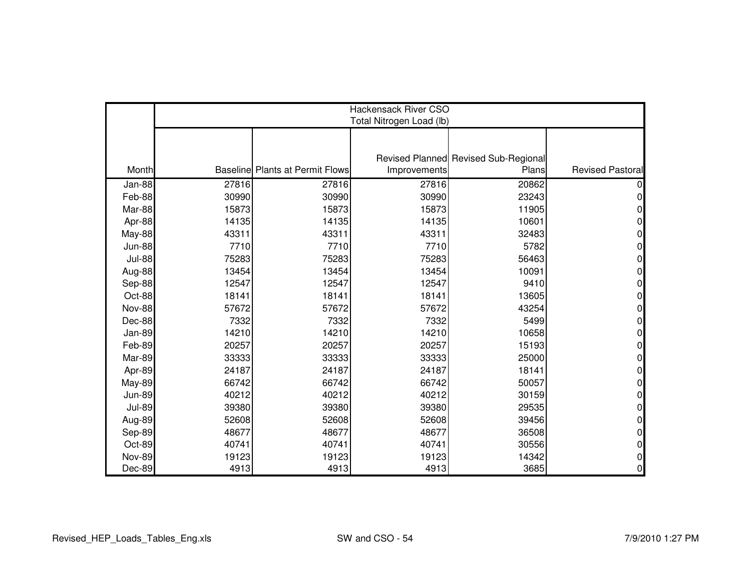| | Hackensack River CSO Total Nitrogen Load (lb) | | | | |
|---|---|---|---|---|---|
| Month | Baseline | Plants at Permit Flows | Revised Planned Improvements | Revised Sub-Regional Plans | Revised Pastoral |
| Jan-88 | 27816 | 27816 | 27816 | 20862 | 0 |
| Feb-88 | 30990 | 30990 | 30990 | 23243 | 0 |
| Mar-88 | 15873 | 15873 | 15873 | 11905 | 0 |
| Apr-88 | 14135 | 14135 | 14135 | 10601 | 0 |
| May-88 | 43311 | 43311 | 43311 | 32483 | 0 |
| Jun-88 | 7710 | 7710 | 7710 | 5782 | 0 |
| Jul-88 | 75283 | 75283 | 75283 | 56463 | 0 |
| Aug-88 | 13454 | 13454 | 13454 | 10091 | 0 |
| Sep-88 | 12547 | 12547 | 12547 | 9410 | 0 |
| Oct-88 | 18141 | 18141 | 18141 | 13605 | 0 |
| Nov-88 | 57672 | 57672 | 57672 | 43254 | 0 |
| Dec-88 | 7332 | 7332 | 7332 | 5499 | 0 |
| Jan-89 | 14210 | 14210 | 14210 | 10658 | 0 |
| Feb-89 | 20257 | 20257 | 20257 | 15193 | 0 |
| Mar-89 | 33333 | 33333 | 33333 | 25000 | 0 |
| Apr-89 | 24187 | 24187 | 24187 | 18141 | 0 |
| May-89 | 66742 | 66742 | 66742 | 50057 | 0 |
| Jun-89 | 40212 | 40212 | 40212 | 30159 | 0 |
| Jul-89 | 39380 | 39380 | 39380 | 29535 | 0 |
| Aug-89 | 52608 | 52608 | 52608 | 39456 | 0 |
| Sep-89 | 48677 | 48677 | 48677 | 36508 | 0 |
| Oct-89 | 40741 | 40741 | 40741 | 30556 | 0 |
| Nov-89 | 19123 | 19123 | 19123 | 14342 | 0 |
| Dec-89 | 4913 | 4913 | 4913 | 3685 | 0 |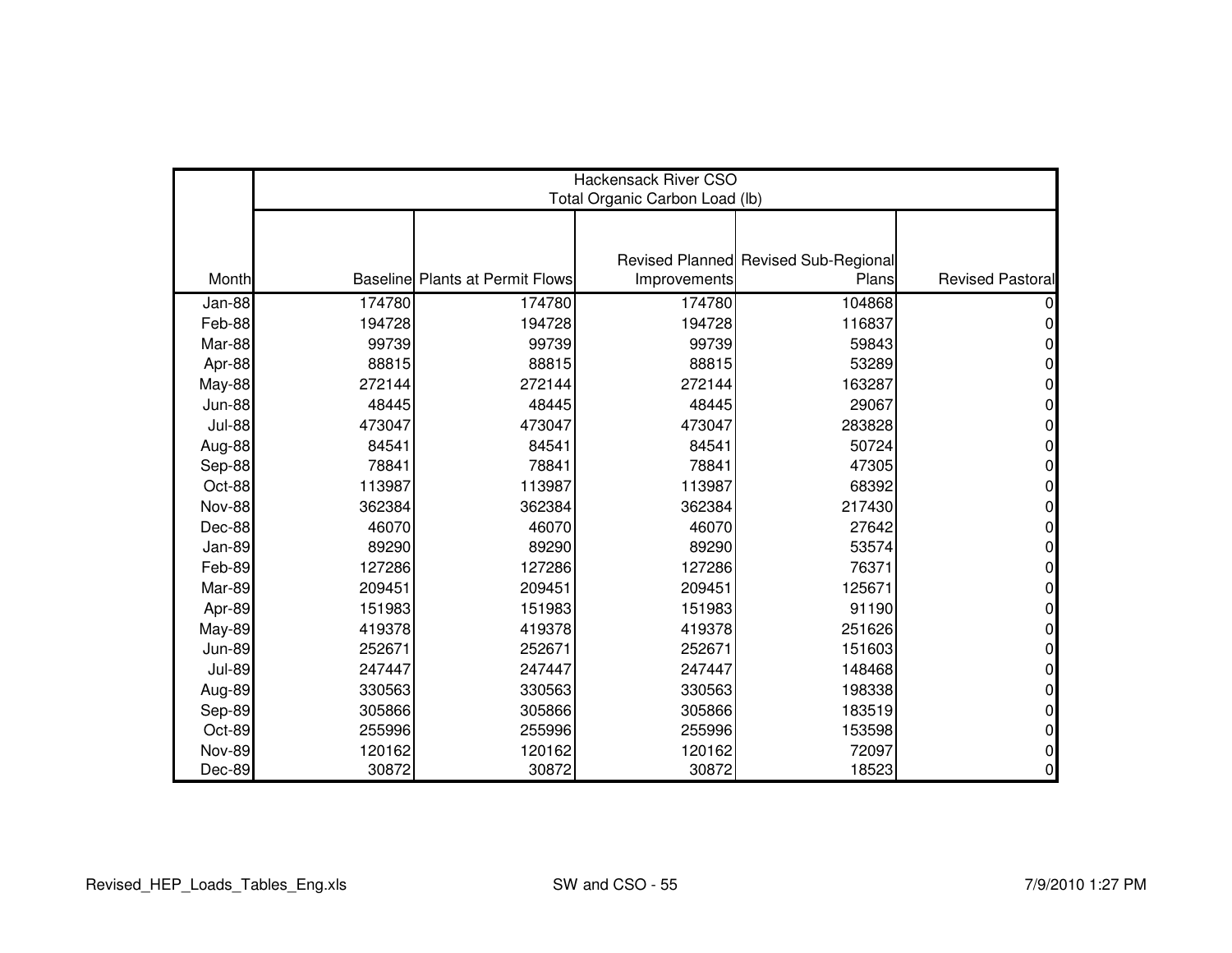| | Hackensack River CSO Total Organic Carbon Load (lb) | | | | |
|---|---|---|---|---|---|
| Month | Baseline | Plants at Permit Flows | Revised Planned Improvements | Revised Sub-Regional Plans | Revised Pastoral |
| Jan-88 | 174780 | 174780 | 174780 | 104868 | 0 |
| Feb-88 | 194728 | 194728 | 194728 | 116837 | 0 |
| Mar-88 | 99739 | 99739 | 99739 | 59843 | 0 |
| Apr-88 | 88815 | 88815 | 88815 | 53289 | 0 |
| May-88 | 272144 | 272144 | 272144 | 163287 | 0 |
| Jun-88 | 48445 | 48445 | 48445 | 29067 | 0 |
| Jul-88 | 473047 | 473047 | 473047 | 283828 | 0 |
| Aug-88 | 84541 | 84541 | 84541 | 50724 | 0 |
| Sep-88 | 78841 | 78841 | 78841 | 47305 | 0 |
| Oct-88 | 113987 | 113987 | 113987 | 68392 | 0 |
| Nov-88 | 362384 | 362384 | 362384 | 217430 | 0 |
| Dec-88 | 46070 | 46070 | 46070 | 27642 | 0 |
| Jan-89 | 89290 | 89290 | 89290 | 53574 | 0 |
| Feb-89 | 127286 | 127286 | 127286 | 76371 | 0 |
| Mar-89 | 209451 | 209451 | 209451 | 125671 | 0 |
| Apr-89 | 151983 | 151983 | 151983 | 91190 | 0 |
| May-89 | 419378 | 419378 | 419378 | 251626 | 0 |
| Jun-89 | 252671 | 252671 | 252671 | 151603 | 0 |
| Jul-89 | 247447 | 247447 | 247447 | 148468 | 0 |
| Aug-89 | 330563 | 330563 | 330563 | 198338 | 0 |
| Sep-89 | 305866 | 305866 | 305866 | 183519 | 0 |
| Oct-89 | 255996 | 255996 | 255996 | 153598 | 0 |
| Nov-89 | 120162 | 120162 | 120162 | 72097 | 0 |
| Dec-89 | 30872 | 30872 | 30872 | 18523 | 0 |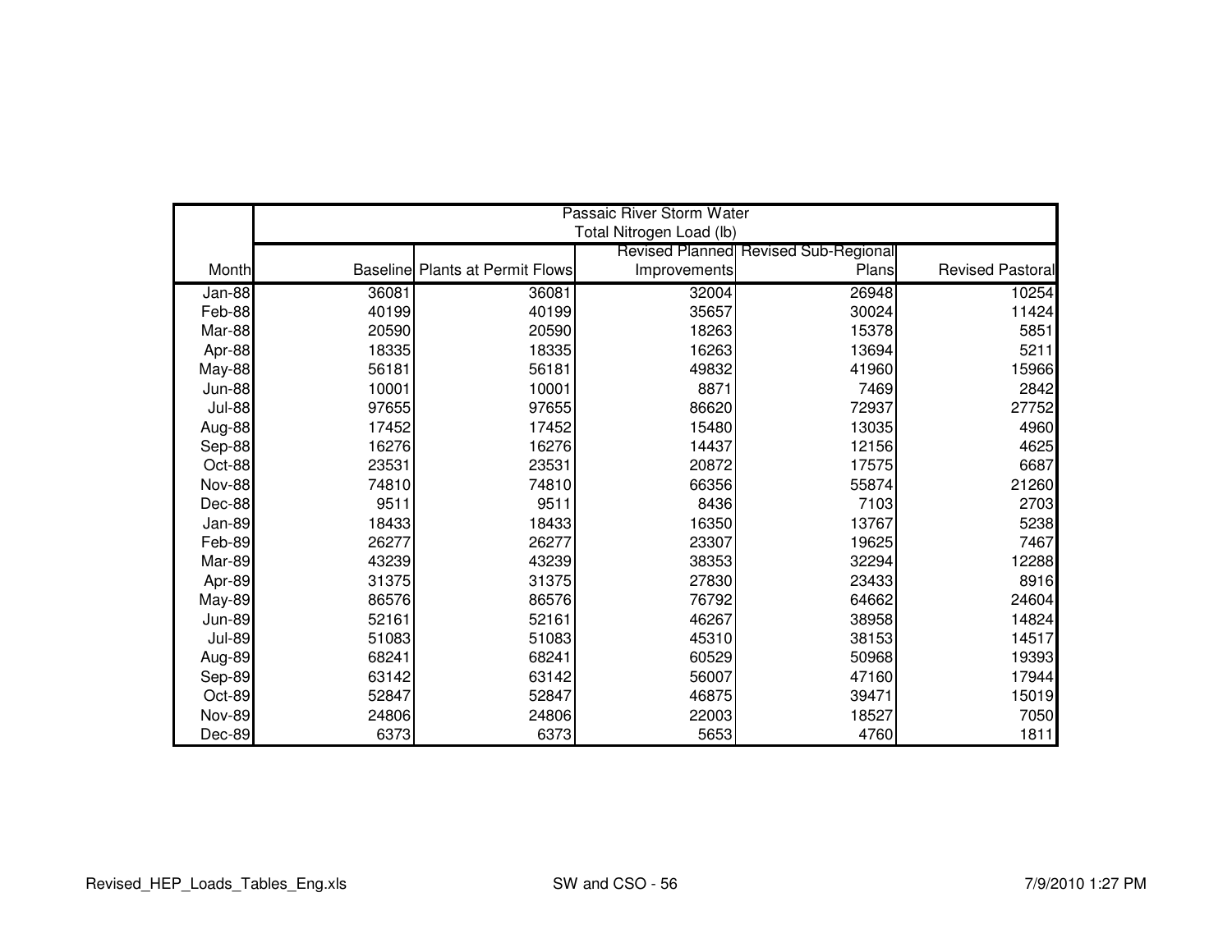| | Passaic River Storm Water Total Nitrogen Load (lb) | | | | |
|---|---|---|---|---|---|
| Month | Baseline | Plants at Permit Flows | Revised Planned Improvements | Revised Sub-Regional Plans | Revised Pastoral |
| Jan-88 | 36081 | 36081 | 32004 | 26948 | 10254 |
| Feb-88 | 40199 | 40199 | 35657 | 30024 | 11424 |
| Mar-88 | 20590 | 20590 | 18263 | 15378 | 5851 |
| Apr-88 | 18335 | 18335 | 16263 | 13694 | 5211 |
| May-88 | 56181 | 56181 | 49832 | 41960 | 15966 |
| Jun-88 | 10001 | 10001 | 8871 | 7469 | 2842 |
| Jul-88 | 97655 | 97655 | 86620 | 72937 | 27752 |
| Aug-88 | 17452 | 17452 | 15480 | 13035 | 4960 |
| Sep-88 | 16276 | 16276 | 14437 | 12156 | 4625 |
| Oct-88 | 23531 | 23531 | 20872 | 17575 | 6687 |
| Nov-88 | 74810 | 74810 | 66356 | 55874 | 21260 |
| Dec-88 | 9511 | 9511 | 8436 | 7103 | 2703 |
| Jan-89 | 18433 | 18433 | 16350 | 13767 | 5238 |
| Feb-89 | 26277 | 26277 | 23307 | 19625 | 7467 |
| Mar-89 | 43239 | 43239 | 38353 | 32294 | 12288 |
| Apr-89 | 31375 | 31375 | 27830 | 23433 | 8916 |
| May-89 | 86576 | 86576 | 76792 | 64662 | 24604 |
| Jun-89 | 52161 | 52161 | 46267 | 38958 | 14824 |
| Jul-89 | 51083 | 51083 | 45310 | 38153 | 14517 |
| Aug-89 | 68241 | 68241 | 60529 | 50968 | 19393 |
| Sep-89 | 63142 | 63142 | 56007 | 47160 | 17944 |
| Oct-89 | 52847 | 52847 | 46875 | 39471 | 15019 |
| Nov-89 | 24806 | 24806 | 22003 | 18527 | 7050 |
| Dec-89 | 6373 | 6373 | 5653 | 4760 | 1811 |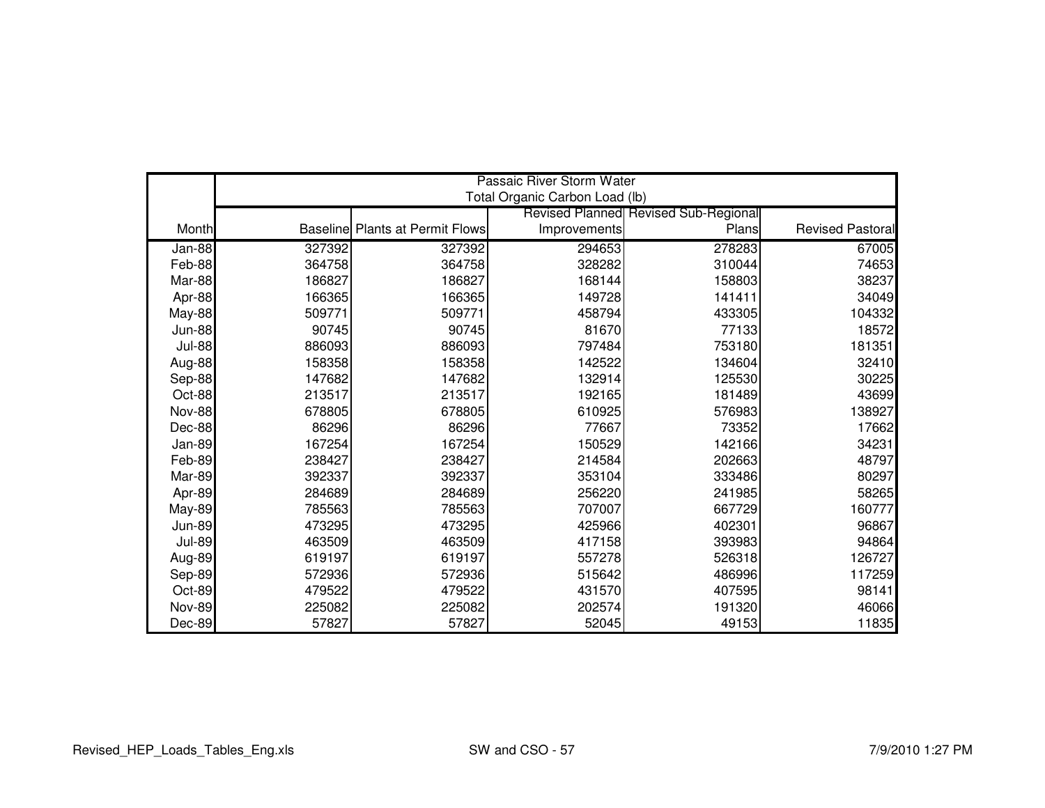| Month | Passaic River Storm Water Total Organic Carbon Load (lb) | | | | |
|---|---|---|---|---|---|
| | Baseline | Plants at Permit Flows | Revised Planned Improvements | Revised Sub-Regional Plans | Revised Pastoral |
| Jan-88 | 327392 | 327392 | 294653 | 278283 | 67005 |
| Feb-88 | 364758 | 364758 | 328282 | 310044 | 74653 |
| Mar-88 | 186827 | 186827 | 168144 | 158803 | 38237 |
| Apr-88 | 166365 | 166365 | 149728 | 141411 | 34049 |
| May-88 | 509771 | 509771 | 458794 | 433305 | 104332 |
| Jun-88 | 90745 | 90745 | 81670 | 77133 | 18572 |
| Jul-88 | 886093 | 886093 | 797484 | 753180 | 181351 |
| Aug-88 | 158358 | 158358 | 142522 | 134604 | 32410 |
| Sep-88 | 147682 | 147682 | 132914 | 125530 | 30225 |
| Oct-88 | 213517 | 213517 | 192165 | 181489 | 43699 |
| Nov-88 | 678805 | 678805 | 610925 | 576983 | 138927 |
| Dec-88 | 86296 | 86296 | 77667 | 73352 | 17662 |
| Jan-89 | 167254 | 167254 | 150529 | 142166 | 34231 |
| Feb-89 | 238427 | 238427 | 214584 | 202663 | 48797 |
| Mar-89 | 392337 | 392337 | 353104 | 333486 | 80297 |
| Apr-89 | 284689 | 284689 | 256220 | 241985 | 58265 |
| May-89 | 785563 | 785563 | 707007 | 667729 | 160777 |
| Jun-89 | 473295 | 473295 | 425966 | 402301 | 96867 |
| Jul-89 | 463509 | 463509 | 417158 | 393983 | 94864 |
| Aug-89 | 619197 | 619197 | 557278 | 526318 | 126727 |
| Sep-89 | 572936 | 572936 | 515642 | 486996 | 117259 |
| Oct-89 | 479522 | 479522 | 431570 | 407595 | 98141 |
| Nov-89 | 225082 | 225082 | 202574 | 191320 | 46066 |
| Dec-89 | 57827 | 57827 | 52045 | 49153 | 11835 |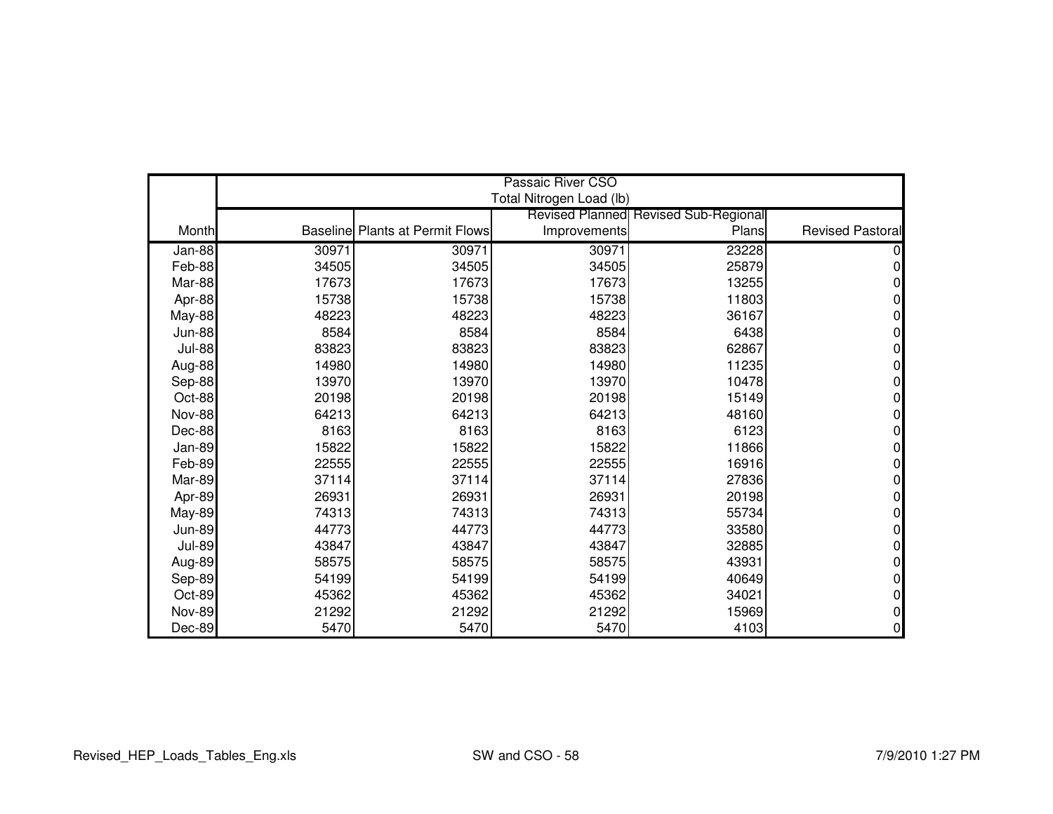| Month | Passaic River CSO Total Nitrogen Load (lb) | | | | |
|---|---|---|---|---|---|
| | Baseline | Plants at Permit Flows | Revised Planned Improvements | Revised Sub-Regional Plans | Revised Pastoral |
| Jan-88 | 30971 | 30971 | 30971 | 23228 | 0 |
| Feb-88 | 34505 | 34505 | 34505 | 25879 | 0 |
| Mar-88 | 17673 | 17673 | 17673 | 13255 | 0 |
| Apr-88 | 15738 | 15738 | 15738 | 11803 | 0 |
| May-88 | 48223 | 48223 | 48223 | 36167 | 0 |
| Jun-88 | 8584 | 8584 | 8584 | 6438 | 0 |
| Jul-88 | 83823 | 83823 | 83823 | 62867 | 0 |
| Aug-88 | 14980 | 14980 | 14980 | 11235 | 0 |
| Sep-88 | 13970 | 13970 | 13970 | 10478 | 0 |
| Oct-88 | 20198 | 20198 | 20198 | 15149 | 0 |
| Nov-88 | 64213 | 64213 | 64213 | 48160 | 0 |
| Dec-88 | 8163 | 8163 | 8163 | 6123 | 0 |
| Jan-89 | 15822 | 15822 | 15822 | 11866 | 0 |
| Feb-89 | 22555 | 22555 | 22555 | 16916 | 0 |
| Mar-89 | 37114 | 37114 | 37114 | 27836 | 0 |
| Apr-89 | 26931 | 26931 | 26931 | 20198 | 0 |
| May-89 | 74313 | 74313 | 74313 | 55734 | 0 |
| Jun-89 | 44773 | 44773 | 44773 | 33580 | 0 |
| Jul-89 | 43847 | 43847 | 43847 | 32885 | 0 |
| Aug-89 | 58575 | 58575 | 58575 | 43931 | 0 |
| Sep-89 | 54199 | 54199 | 54199 | 40649 | 0 |
| Oct-89 | 45362 | 45362 | 45362 | 34021 | 0 |
| Nov-89 | 21292 | 21292 | 21292 | 15969 | 0 |
| Dec-89 | 5470 | 5470 | 5470 | 4103 | 0 |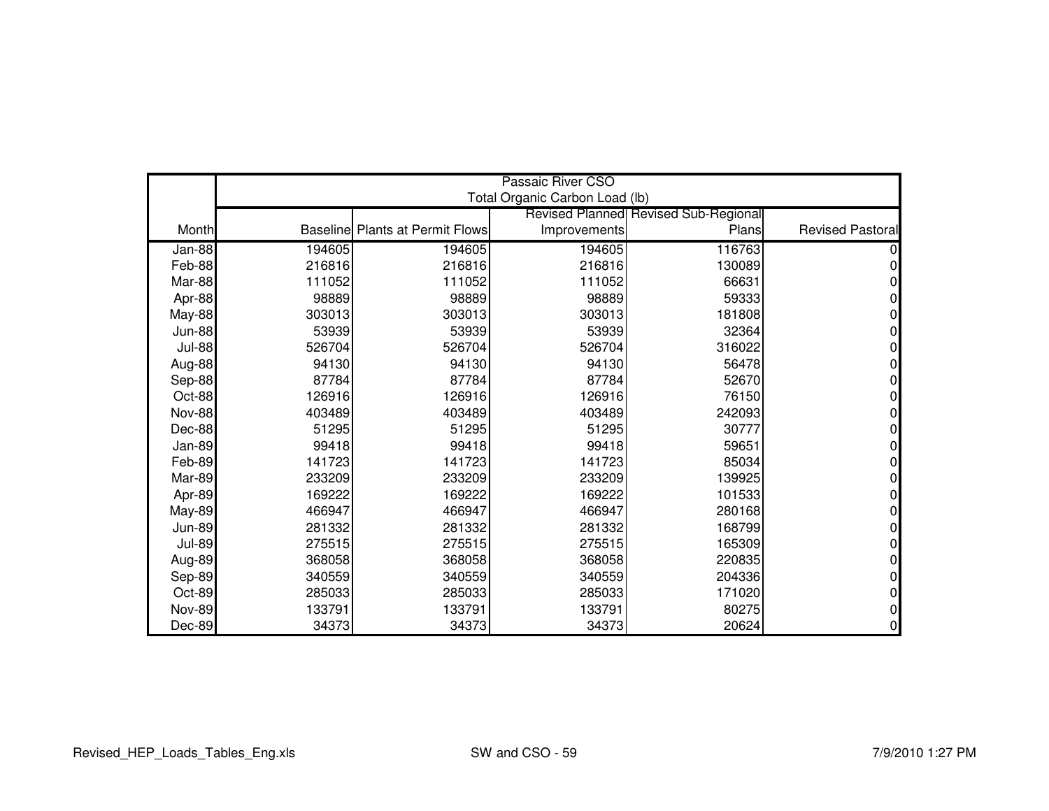| | Passaic River CSO Total Organic Carbon Load (lb) | | | | |
|---|---|---|---|---|---|
| Month | Baseline | Plants at Permit Flows | Revised Planned Improvements | Revised Sub-Regional Plans | Revised Pastoral |
| Jan-88 | 194605 | 194605 | 194605 | 116763 | 0 |
| Feb-88 | 216816 | 216816 | 216816 | 130089 | 0 |
| Mar-88 | 111052 | 111052 | 111052 | 66631 | 0 |
| Apr-88 | 98889 | 98889 | 98889 | 59333 | 0 |
| May-88 | 303013 | 303013 | 303013 | 181808 | 0 |
| Jun-88 | 53939 | 53939 | 53939 | 32364 | 0 |
| Jul-88 | 526704 | 526704 | 526704 | 316022 | 0 |
| Aug-88 | 94130 | 94130 | 94130 | 56478 | 0 |
| Sep-88 | 87784 | 87784 | 87784 | 52670 | 0 |
| Oct-88 | 126916 | 126916 | 126916 | 76150 | 0 |
| Nov-88 | 403489 | 403489 | 403489 | 242093 | 0 |
| Dec-88 | 51295 | 51295 | 51295 | 30777 | 0 |
| Jan-89 | 99418 | 99418 | 99418 | 59651 | 0 |
| Feb-89 | 141723 | 141723 | 141723 | 85034 | 0 |
| Mar-89 | 233209 | 233209 | 233209 | 139925 | 0 |
| Apr-89 | 169222 | 169222 | 169222 | 101533 | 0 |
| May-89 | 466947 | 466947 | 466947 | 280168 | 0 |
| Jun-89 | 281332 | 281332 | 281332 | 168799 | 0 |
| Jul-89 | 275515 | 275515 | 275515 | 165309 | 0 |
| Aug-89 | 368058 | 368058 | 368058 | 220835 | 0 |
| Sep-89 | 340559 | 340559 | 340559 | 204336 | 0 |
| Oct-89 | 285033 | 285033 | 285033 | 171020 | 0 |
| Nov-89 | 133791 | 133791 | 133791 | 80275 | 0 |
| Dec-89 | 34373 | 34373 | 34373 | 20624 | 0 |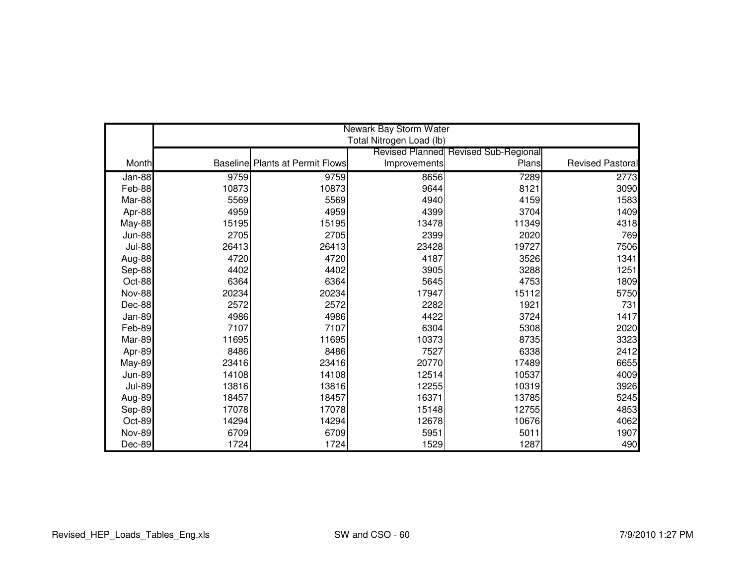| Month | Newark Bay Storm Water Total Nitrogen Load (lb) | | | | |
|---|---|---|---|---|---|
| | Baseline | Plants at Permit Flows | Revised Planned Improvements | Revised Sub-Regional Plans | Revised Pastoral |
| Jan-88 | 9759 | 9759 | 8656 | 7289 | 2773 |
| Feb-88 | 10873 | 10873 | 9644 | 8121 | 3090 |
| Mar-88 | 5569 | 5569 | 4940 | 4159 | 1583 |
| Apr-88 | 4959 | 4959 | 4399 | 3704 | 1409 |
| May-88 | 15195 | 15195 | 13478 | 11349 | 4318 |
| Jun-88 | 2705 | 2705 | 2399 | 2020 | 769 |
| Jul-88 | 26413 | 26413 | 23428 | 19727 | 7506 |
| Aug-88 | 4720 | 4720 | 4187 | 3526 | 1341 |
| Sep-88 | 4402 | 4402 | 3905 | 3288 | 1251 |
| Oct-88 | 6364 | 6364 | 5645 | 4753 | 1809 |
| Nov-88 | 20234 | 20234 | 17947 | 15112 | 5750 |
| Dec-88 | 2572 | 2572 | 2282 | 1921 | 731 |
| Jan-89 | 4986 | 4986 | 4422 | 3724 | 1417 |
| Feb-89 | 7107 | 7107 | 6304 | 5308 | 2020 |
| Mar-89 | 11695 | 11695 | 10373 | 8735 | 3323 |
| Apr-89 | 8486 | 8486 | 7527 | 6338 | 2412 |
| May-89 | 23416 | 23416 | 20770 | 17489 | 6655 |
| Jun-89 | 14108 | 14108 | 12514 | 10537 | 4009 |
| Jul-89 | 13816 | 13816 | 12255 | 10319 | 3926 |
| Aug-89 | 18457 | 18457 | 16371 | 13785 | 5245 |
| Sep-89 | 17078 | 17078 | 15148 | 12755 | 4853 |
| Oct-89 | 14294 | 14294 | 12678 | 10676 | 4062 |
| Nov-89 | 6709 | 6709 | 5951 | 5011 | 1907 |
| Dec-89 | 1724 | 1724 | 1529 | 1287 | 490 |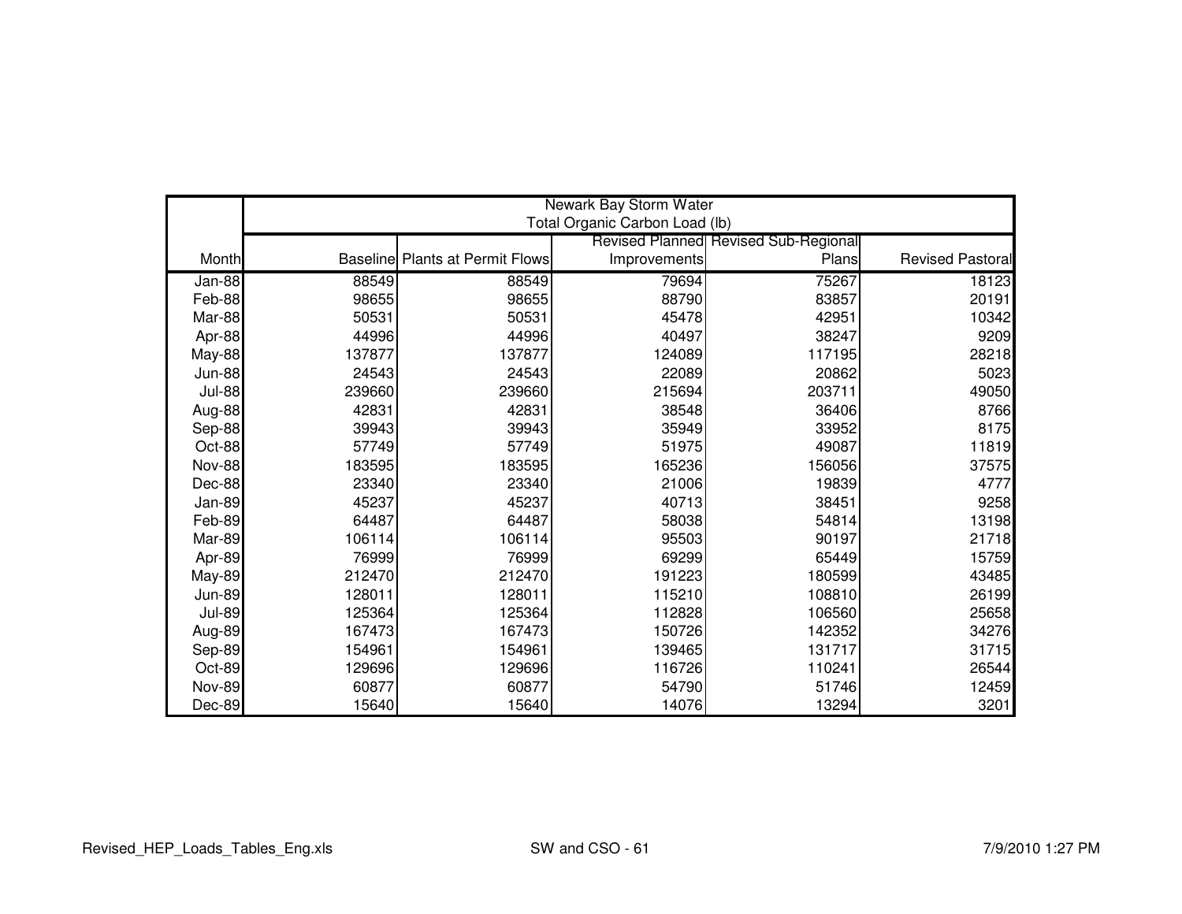| Month | Newark Bay Storm Water<br>Total Organic Carbon Load (lb) | | | | |
|---|---|---|---|---|---|
| | Baseline | Plants at Permit Flows | Revised Planned Improvements | Revised Sub-Regional Plans | Revised Pastoral |
| Jan-88 | 88549 | 88549 | 79694 | 75267 | 18123 |
| Feb-88 | 98655 | 98655 | 88790 | 83857 | 20191 |
| Mar-88 | 50531 | 50531 | 45478 | 42951 | 10342 |
| Apr-88 | 44996 | 44996 | 40497 | 38247 | 9209 |
| May-88 | 137877 | 137877 | 124089 | 117195 | 28218 |
| Jun-88 | 24543 | 24543 | 22089 | 20862 | 5023 |
| Jul-88 | 239660 | 239660 | 215694 | 203711 | 49050 |
| Aug-88 | 42831 | 42831 | 38548 | 36406 | 8766 |
| Sep-88 | 39943 | 39943 | 35949 | 33952 | 8175 |
| Oct-88 | 57749 | 57749 | 51975 | 49087 | 11819 |
| Nov-88 | 183595 | 183595 | 165236 | 156056 | 37575 |
| Dec-88 | 23340 | 23340 | 21006 | 19839 | 4777 |
| Jan-89 | 45237 | 45237 | 40713 | 38451 | 9258 |
| Feb-89 | 64487 | 64487 | 58038 | 54814 | 13198 |
| Mar-89 | 106114 | 106114 | 95503 | 90197 | 21718 |
| Apr-89 | 76999 | 76999 | 69299 | 65449 | 15759 |
| May-89 | 212470 | 212470 | 191223 | 180599 | 43485 |
| Jun-89 | 128011 | 128011 | 115210 | 108810 | 26199 |
| Jul-89 | 125364 | 125364 | 112828 | 106560 | 25658 |
| Aug-89 | 167473 | 167473 | 150726 | 142352 | 34276 |
| Sep-89 | 154961 | 154961 | 139465 | 131717 | 31715 |
| Oct-89 | 129696 | 129696 | 116726 | 110241 | 26544 |
| Nov-89 | 60877 | 60877 | 54790 | 51746 | 12459 |
| Dec-89 | 15640 | 15640 | 14076 | 13294 | 3201 |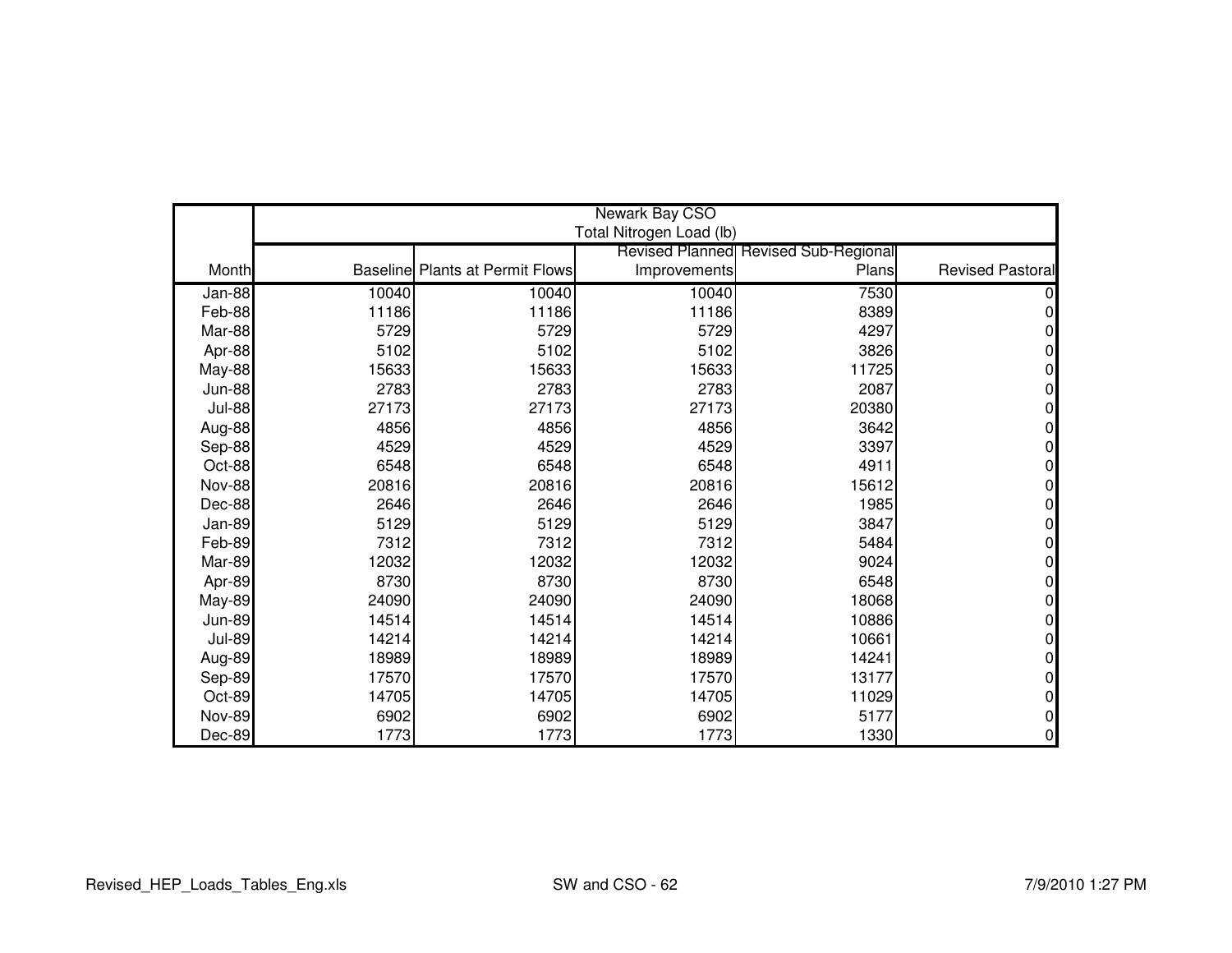| | Newark Bay CSO<br>Total Nitrogen Load (lb) | | | | |
|---|---|---|---|---|---|
| Month | Baseline | Plants at Permit Flows | Revised Planned Improvements | Revised Sub-Regional Plans | Revised Pastoral |
| Jan-88 | 10040 | 10040 | 10040 | 7530 | 0 |
| Feb-88 | 11186 | 11186 | 11186 | 8389 | 0 |
| Mar-88 | 5729 | 5729 | 5729 | 4297 | 0 |
| Apr-88 | 5102 | 5102 | 5102 | 3826 | 0 |
| May-88 | 15633 | 15633 | 15633 | 11725 | 0 |
| Jun-88 | 2783 | 2783 | 2783 | 2087 | 0 |
| Jul-88 | 27173 | 27173 | 27173 | 20380 | 0 |
| Aug-88 | 4856 | 4856 | 4856 | 3642 | 0 |
| Sep-88 | 4529 | 4529 | 4529 | 3397 | 0 |
| Oct-88 | 6548 | 6548 | 6548 | 4911 | 0 |
| Nov-88 | 20816 | 20816 | 20816 | 15612 | 0 |
| Dec-88 | 2646 | 2646 | 2646 | 1985 | 0 |
| Jan-89 | 5129 | 5129 | 5129 | 3847 | 0 |
| Feb-89 | 7312 | 7312 | 7312 | 5484 | 0 |
| Mar-89 | 12032 | 12032 | 12032 | 9024 | 0 |
| Apr-89 | 8730 | 8730 | 8730 | 6548 | 0 |
| May-89 | 24090 | 24090 | 24090 | 18068 | 0 |
| Jun-89 | 14514 | 14514 | 14514 | 10886 | 0 |
| Jul-89 | 14214 | 14214 | 14214 | 10661 | 0 |
| Aug-89 | 18989 | 18989 | 18989 | 14241 | 0 |
| Sep-89 | 17570 | 17570 | 17570 | 13177 | 0 |
| Oct-89 | 14705 | 14705 | 14705 | 11029 | 0 |
| Nov-89 | 6902 | 6902 | 6902 | 5177 | 0 |
| Dec-89 | 1773 | 1773 | 1773 | 1330 | 0 |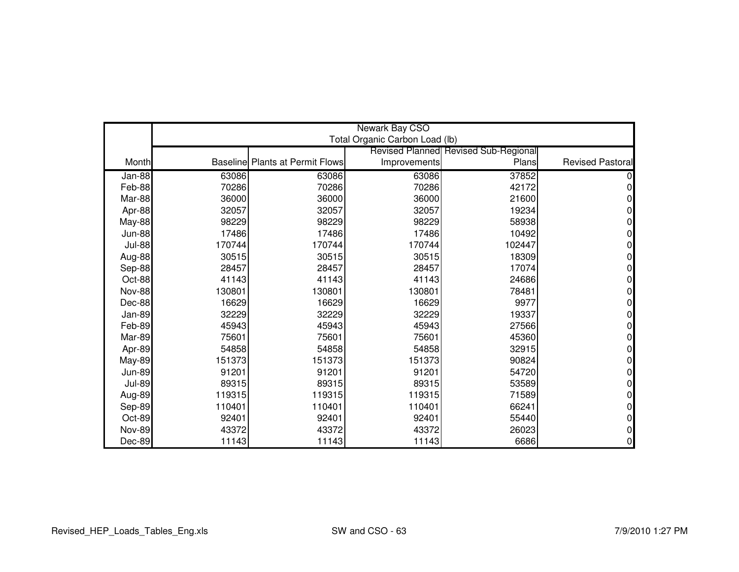| Month | Newark Bay CSO Total Organic Carbon Load (lb) | | | | |
|---|---|---|---|---|---|
| | Baseline | Plants at Permit Flows | Revised Planned Improvements | Revised Sub-Regional Plans | Revised Pastoral |
| Jan-88 | 63086 | 63086 | 63086 | 37852 | 0 |
| Feb-88 | 70286 | 70286 | 70286 | 42172 | 0 |
| Mar-88 | 36000 | 36000 | 36000 | 21600 | 0 |
| Apr-88 | 32057 | 32057 | 32057 | 19234 | 0 |
| May-88 | 98229 | 98229 | 98229 | 58938 | 0 |
| Jun-88 | 17486 | 17486 | 17486 | 10492 | 0 |
| Jul-88 | 170744 | 170744 | 170744 | 102447 | 0 |
| Aug-88 | 30515 | 30515 | 30515 | 18309 | 0 |
| Sep-88 | 28457 | 28457 | 28457 | 17074 | 0 |
| Oct-88 | 41143 | 41143 | 41143 | 24686 | 0 |
| Nov-88 | 130801 | 130801 | 130801 | 78481 | 0 |
| Dec-88 | 16629 | 16629 | 16629 | 9977 | 0 |
| Jan-89 | 32229 | 32229 | 32229 | 19337 | 0 |
| Feb-89 | 45943 | 45943 | 45943 | 27566 | 0 |
| Mar-89 | 75601 | 75601 | 75601 | 45360 | 0 |
| Apr-89 | 54858 | 54858 | 54858 | 32915 | 0 |
| May-89 | 151373 | 151373 | 151373 | 90824 | 0 |
| Jun-89 | 91201 | 91201 | 91201 | 54720 | 0 |
| Jul-89 | 89315 | 89315 | 89315 | 53589 | 0 |
| Aug-89 | 119315 | 119315 | 119315 | 71589 | 0 |
| Sep-89 | 110401 | 110401 | 110401 | 66241 | 0 |
| Oct-89 | 92401 | 92401 | 92401 | 55440 | 0 |
| Nov-89 | 43372 | 43372 | 43372 | 26023 | 0 |
| Dec-89 | 11143 | 11143 | 11143 | 6686 | 0 |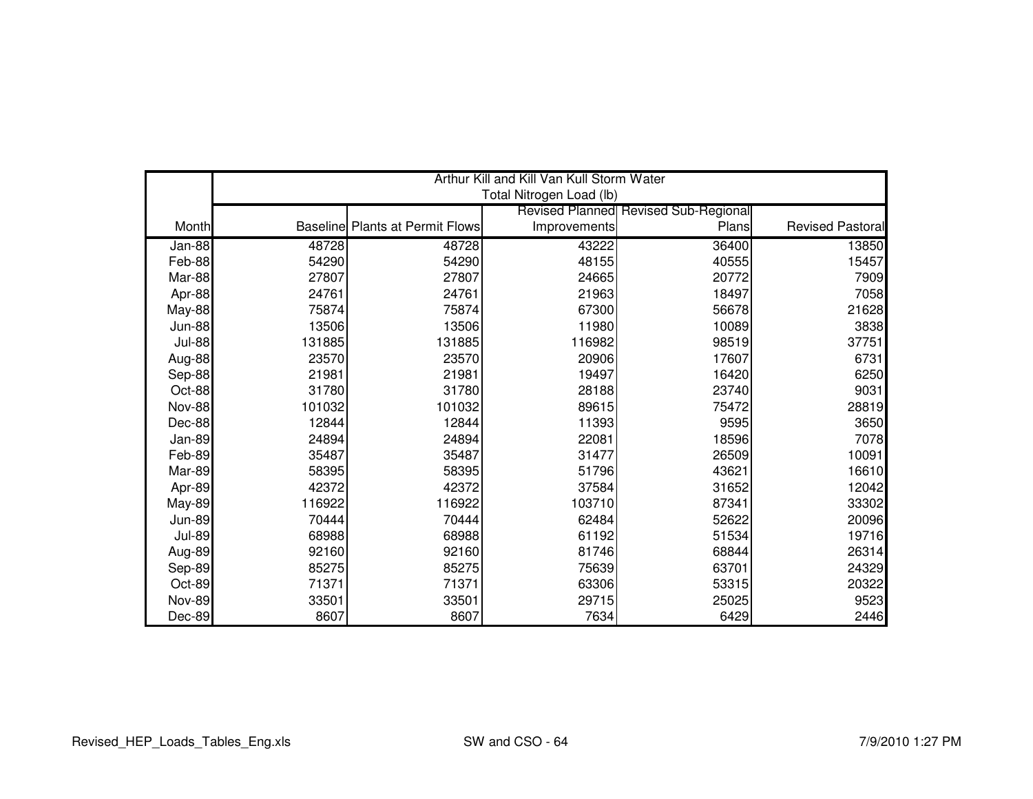| Month | Arthur Kill and Kill Van Kull Storm Water Total Nitrogen Load (lb) | | | | |
|---|---|---|---|---|---|
| | Baseline | Plants at Permit Flows | Revised Planned Improvements | Revised Sub-Regional Plans | Revised Pastoral |
| Jan-88 | 48728 | 48728 | 43222 | 36400 | 13850 |
| Feb-88 | 54290 | 54290 | 48155 | 40555 | 15457 |
| Mar-88 | 27807 | 27807 | 24665 | 20772 | 7909 |
| Apr-88 | 24761 | 24761 | 21963 | 18497 | 7058 |
| May-88 | 75874 | 75874 | 67300 | 56678 | 21628 |
| Jun-88 | 13506 | 13506 | 11980 | 10089 | 3838 |
| Jul-88 | 131885 | 131885 | 116982 | 98519 | 37751 |
| Aug-88 | 23570 | 23570 | 20906 | 17607 | 6731 |
| Sep-88 | 21981 | 21981 | 19497 | 16420 | 6250 |
| Oct-88 | 31780 | 31780 | 28188 | 23740 | 9031 |
| Nov-88 | 101032 | 101032 | 89615 | 75472 | 28819 |
| Dec-88 | 12844 | 12844 | 11393 | 9595 | 3650 |
| Jan-89 | 24894 | 24894 | 22081 | 18596 | 7078 |
| Feb-89 | 35487 | 35487 | 31477 | 26509 | 10091 |
| Mar-89 | 58395 | 58395 | 51796 | 43621 | 16610 |
| Apr-89 | 42372 | 42372 | 37584 | 31652 | 12042 |
| May-89 | 116922 | 116922 | 103710 | 87341 | 33302 |
| Jun-89 | 70444 | 70444 | 62484 | 52622 | 20096 |
| Jul-89 | 68988 | 68988 | 61192 | 51534 | 19716 |
| Aug-89 | 92160 | 92160 | 81746 | 68844 | 26314 |
| Sep-89 | 85275 | 85275 | 75639 | 63701 | 24329 |
| Oct-89 | 71371 | 71371 | 63306 | 53315 | 20322 |
| Nov-89 | 33501 | 33501 | 29715 | 25025 | 9523 |
| Dec-89 | 8607 | 8607 | 7634 | 6429 | 2446 |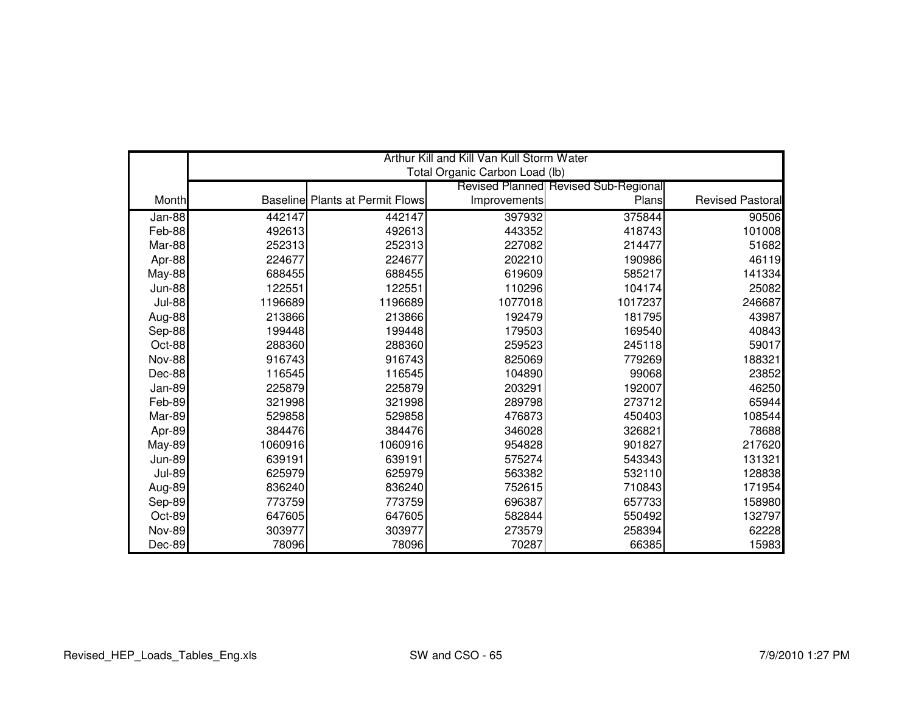| Month | Arthur Kill and Kill Van Kull Storm Water Total Organic Carbon Load (lb) | | | | |
|---|---|---|---|---|---|
| | Baseline | Plants at Permit Flows | Revised Planned Improvements | Revised Sub-Regional Plans | Revised Pastoral |
| Jan-88 | 442147 | 442147 | 397932 | 375844 | 90506 |
| Feb-88 | 492613 | 492613 | 443352 | 418743 | 101008 |
| Mar-88 | 252313 | 252313 | 227082 | 214477 | 51682 |
| Apr-88 | 224677 | 224677 | 202210 | 190986 | 46119 |
| May-88 | 688455 | 688455 | 619609 | 585217 | 141334 |
| Jun-88 | 122551 | 122551 | 110296 | 104174 | 25082 |
| Jul-88 | 1196689 | 1196689 | 1077018 | 1017237 | 246687 |
| Aug-88 | 213866 | 213866 | 192479 | 181795 | 43987 |
| Sep-88 | 199448 | 199448 | 179503 | 169540 | 40843 |
| Oct-88 | 288360 | 288360 | 259523 | 245118 | 59017 |
| Nov-88 | 916743 | 916743 | 825069 | 779269 | 188321 |
| Dec-88 | 116545 | 116545 | 104890 | 99068 | 23852 |
| Jan-89 | 225879 | 225879 | 203291 | 192007 | 46250 |
| Feb-89 | 321998 | 321998 | 289798 | 273712 | 65944 |
| Mar-89 | 529858 | 529858 | 476873 | 450403 | 108544 |
| Apr-89 | 384476 | 384476 | 346028 | 326821 | 78688 |
| May-89 | 1060916 | 1060916 | 954828 | 901827 | 217620 |
| Jun-89 | 639191 | 639191 | 575274 | 543343 | 131321 |
| Jul-89 | 625979 | 625979 | 563382 | 532110 | 128838 |
| Aug-89 | 836240 | 836240 | 752615 | 710843 | 171954 |
| Sep-89 | 773759 | 773759 | 696387 | 657733 | 158980 |
| Oct-89 | 647605 | 647605 | 582844 | 550492 | 132797 |
| Nov-89 | 303977 | 303977 | 273579 | 258394 | 62228 |
| Dec-89 | 78096 | 78096 | 70287 | 66385 | 15983 |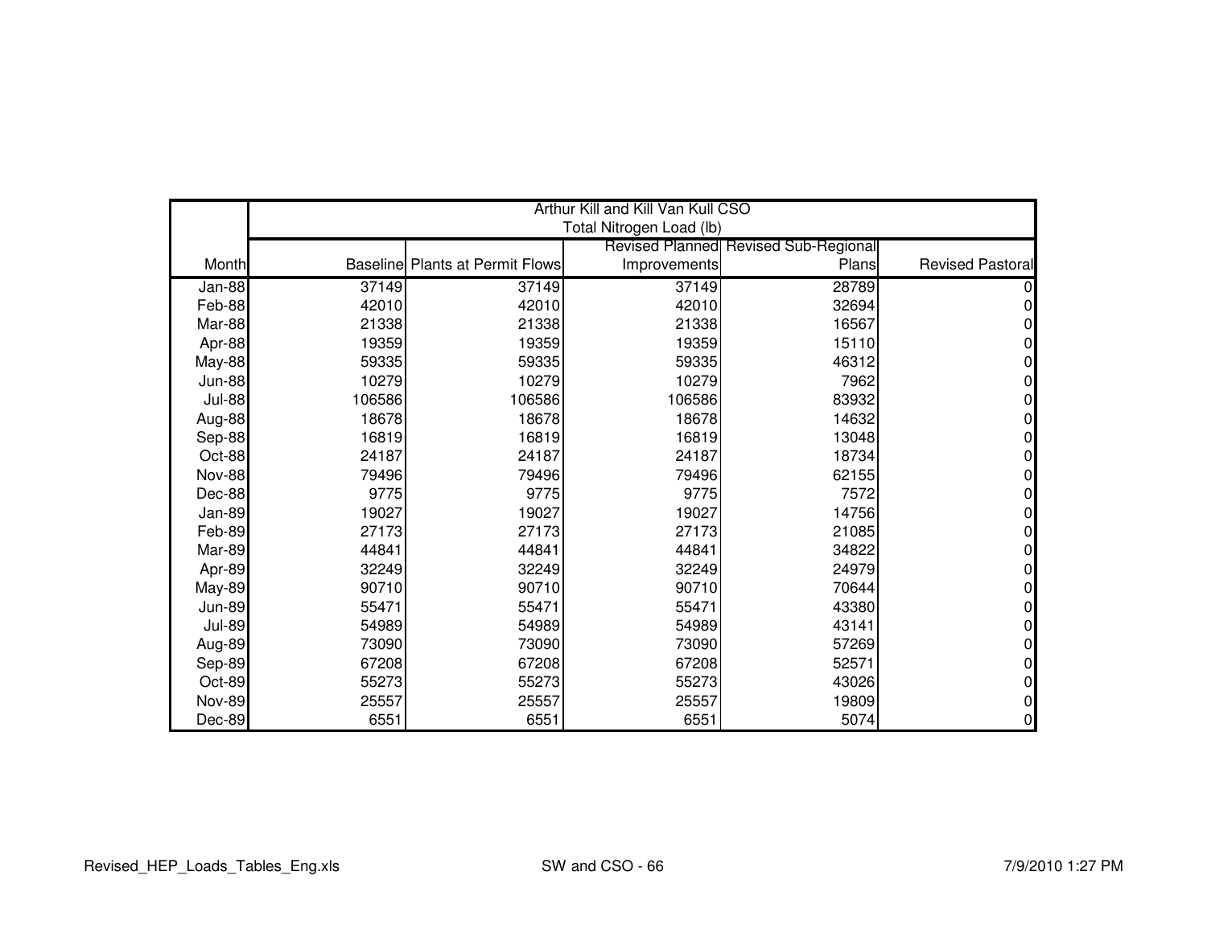| | Arthur Kill and Kill Van Kull CSO Total Nitrogen Load (lb) | | | | |
|---|---|---|---|---|---|
| Month | Baseline | Plants at Permit Flows | Revised Planned Improvements | Revised Sub-Regional Plans | Revised Pastoral |
| Jan-88 | 37149 | 37149 | 37149 | 28789 | 0 |
| Feb-88 | 42010 | 42010 | 42010 | 32694 | 0 |
| Mar-88 | 21338 | 21338 | 21338 | 16567 | 0 |
| Apr-88 | 19359 | 19359 | 19359 | 15110 | 0 |
| May-88 | 59335 | 59335 | 59335 | 46312 | 0 |
| Jun-88 | 10279 | 10279 | 10279 | 7962 | 0 |
| Jul-88 | 106586 | 106586 | 106586 | 83932 | 0 |
| Aug-88 | 18678 | 18678 | 18678 | 14632 | 0 |
| Sep-88 | 16819 | 16819 | 16819 | 13048 | 0 |
| Oct-88 | 24187 | 24187 | 24187 | 18734 | 0 |
| Nov-88 | 79496 | 79496 | 79496 | 62155 | 0 |
| Dec-88 | 9775 | 9775 | 9775 | 7572 | 0 |
| Jan-89 | 19027 | 19027 | 19027 | 14756 | 0 |
| Feb-89 | 27173 | 27173 | 27173 | 21085 | 0 |
| Mar-89 | 44841 | 44841 | 44841 | 34822 | 0 |
| Apr-89 | 32249 | 32249 | 32249 | 24979 | 0 |
| May-89 | 90710 | 90710 | 90710 | 70644 | 0 |
| Jun-89 | 55471 | 55471 | 55471 | 43380 | 0 |
| Jul-89 | 54989 | 54989 | 54989 | 43141 | 0 |
| Aug-89 | 73090 | 73090 | 73090 | 57269 | 0 |
| Sep-89 | 67208 | 67208 | 67208 | 52571 | 0 |
| Oct-89 | 55273 | 55273 | 55273 | 43026 | 0 |
| Nov-89 | 25557 | 25557 | 25557 | 19809 | 0 |
| Dec-89 | 6551 | 6551 | 6551 | 5074 | 0 |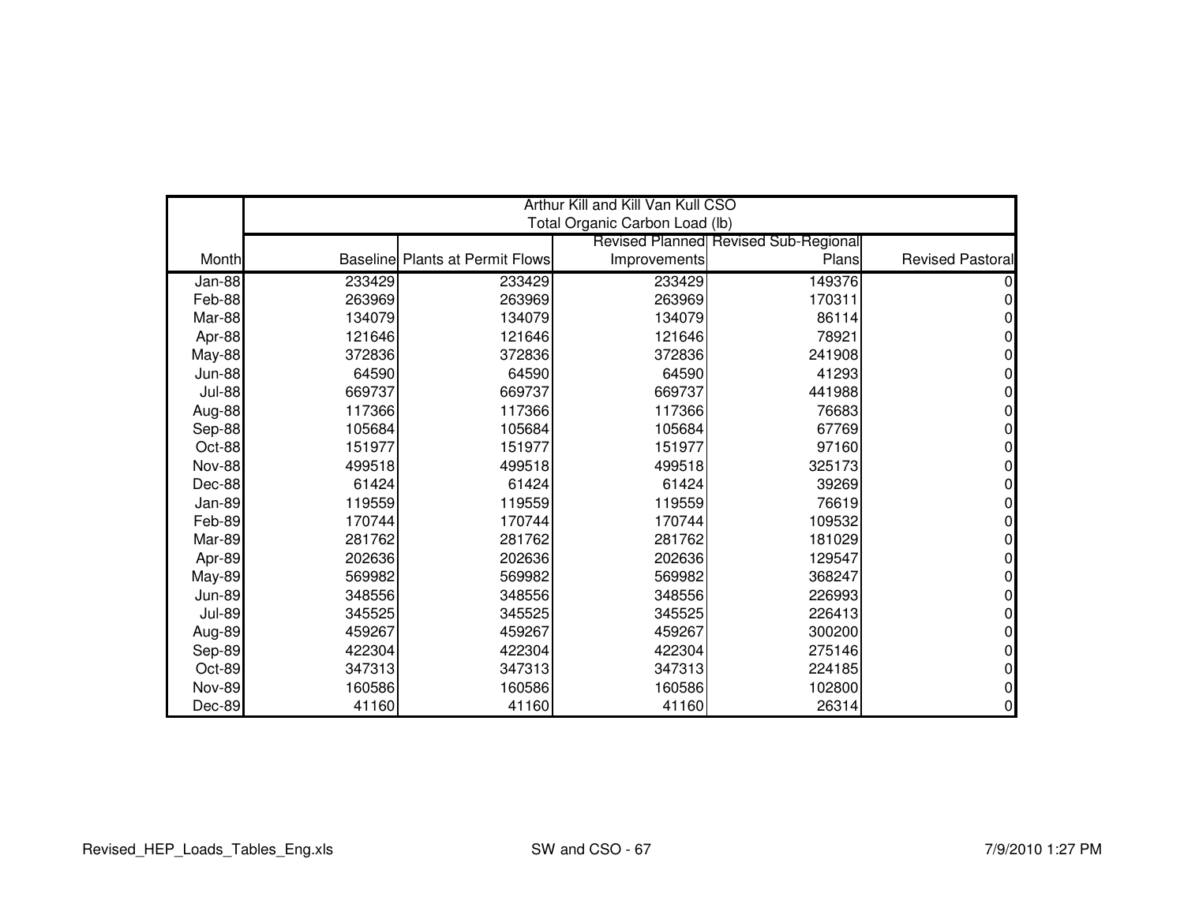| Month | Arthur Kill and Kill Van Kull CSO Total Organic Carbon Load (lb) | | | | |
|---|---|---|---|---|---|
| | Baseline | Plants at Permit Flows | Revised Planned Improvements | Revised Sub-Regional Plans | Revised Pastoral |
| Jan-88 | 233429 | 233429 | 233429 | 149376 | 0 |
| Feb-88 | 263969 | 263969 | 263969 | 170311 | 0 |
| Mar-88 | 134079 | 134079 | 134079 | 86114 | 0 |
| Apr-88 | 121646 | 121646 | 121646 | 78921 | 0 |
| May-88 | 372836 | 372836 | 372836 | 241908 | 0 |
| Jun-88 | 64590 | 64590 | 64590 | 41293 | 0 |
| Jul-88 | 669737 | 669737 | 669737 | 441988 | 0 |
| Aug-88 | 117366 | 117366 | 117366 | 76683 | 0 |
| Sep-88 | 105684 | 105684 | 105684 | 67769 | 0 |
| Oct-88 | 151977 | 151977 | 151977 | 97160 | 0 |
| Nov-88 | 499518 | 499518 | 499518 | 325173 | 0 |
| Dec-88 | 61424 | 61424 | 61424 | 39269 | 0 |
| Jan-89 | 119559 | 119559 | 119559 | 76619 | 0 |
| Feb-89 | 170744 | 170744 | 170744 | 109532 | 0 |
| Mar-89 | 281762 | 281762 | 281762 | 181029 | 0 |
| Apr-89 | 202636 | 202636 | 202636 | 129547 | 0 |
| May-89 | 569982 | 569982 | 569982 | 368247 | 0 |
| Jun-89 | 348556 | 348556 | 348556 | 226993 | 0 |
| Jul-89 | 345525 | 345525 | 345525 | 226413 | 0 |
| Aug-89 | 459267 | 459267 | 459267 | 300200 | 0 |
| Sep-89 | 422304 | 422304 | 422304 | 275146 | 0 |
| Oct-89 | 347313 | 347313 | 347313 | 224185 | 0 |
| Nov-89 | 160586 | 160586 | 160586 | 102800 | 0 |
| Dec-89 | 41160 | 41160 | 41160 | 26314 | 0 |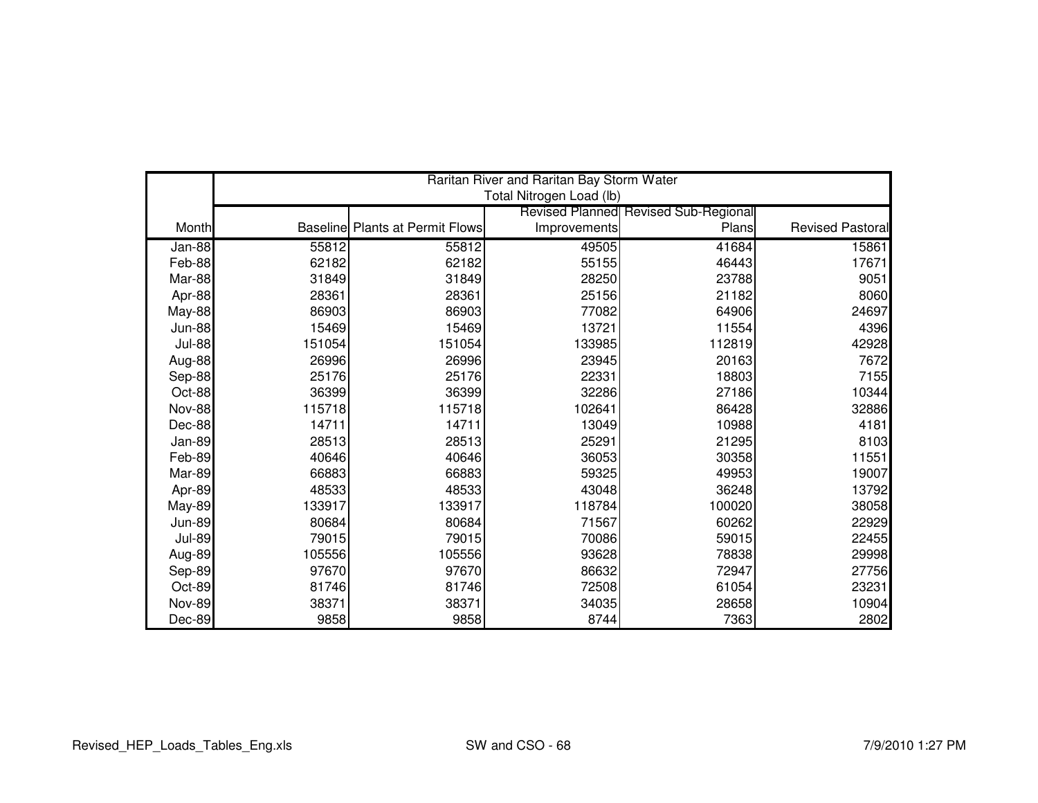| | Raritan River and Raritan Bay Storm Water<br>Total Nitrogen Load (lb) | | | | |
|---|---|---|---|---|---|
| Month | Baseline | Plants at Permit Flows | Revised Planned Improvements | Revised Sub-Regional Plans | Revised Pastoral |
| Jan-88 | 55812 | 55812 | 49505 | 41684 | 15861 |
| Feb-88 | 62182 | 62182 | 55155 | 46443 | 17671 |
| Mar-88 | 31849 | 31849 | 28250 | 23788 | 9051 |
| Apr-88 | 28361 | 28361 | 25156 | 21182 | 8060 |
| May-88 | 86903 | 86903 | 77082 | 64906 | 24697 |
| Jun-88 | 15469 | 15469 | 13721 | 11554 | 4396 |
| Jul-88 | 151054 | 151054 | 133985 | 112819 | 42928 |
| Aug-88 | 26996 | 26996 | 23945 | 20163 | 7672 |
| Sep-88 | 25176 | 25176 | 22331 | 18803 | 7155 |
| Oct-88 | 36399 | 36399 | 32286 | 27186 | 10344 |
| Nov-88 | 115718 | 115718 | 102641 | 86428 | 32886 |
| Dec-88 | 14711 | 14711 | 13049 | 10988 | 4181 |
| Jan-89 | 28513 | 28513 | 25291 | 21295 | 8103 |
| Feb-89 | 40646 | 40646 | 36053 | 30358 | 11551 |
| Mar-89 | 66883 | 66883 | 59325 | 49953 | 19007 |
| Apr-89 | 48533 | 48533 | 43048 | 36248 | 13792 |
| May-89 | 133917 | 133917 | 118784 | 100020 | 38058 |
| Jun-89 | 80684 | 80684 | 71567 | 60262 | 22929 |
| Jul-89 | 79015 | 79015 | 70086 | 59015 | 22455 |
| Aug-89 | 105556 | 105556 | 93628 | 78838 | 29998 |
| Sep-89 | 97670 | 97670 | 86632 | 72947 | 27756 |
| Oct-89 | 81746 | 81746 | 72508 | 61054 | 23231 |
| Nov-89 | 38371 | 38371 | 34035 | 28658 | 10904 |
| Dec-89 | 9858 | 9858 | 8744 | 7363 | 2802 |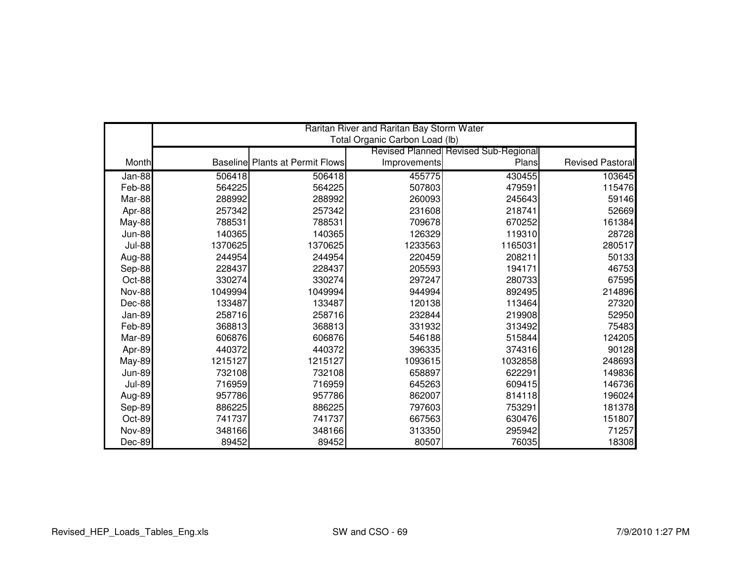| Month | Raritan River and Raritan Bay Storm Water Total Organic Carbon Load (lb) | | | | |
|---|---|---|---|---|---|
| | Baseline | Plants at Permit Flows | Revised Planned Improvements | Revised Sub-Regional Plans | Revised Pastoral |
| Jan-88 | 506418 | 506418 | 455775 | 430455 | 103645 |
| Feb-88 | 564225 | 564225 | 507803 | 479591 | 115476 |
| Mar-88 | 288992 | 288992 | 260093 | 245643 | 59146 |
| Apr-88 | 257342 | 257342 | 231608 | 218741 | 52669 |
| May-88 | 788531 | 788531 | 709678 | 670252 | 161384 |
| Jun-88 | 140365 | 140365 | 126329 | 119310 | 28728 |
| Jul-88 | 1370625 | 1370625 | 1233563 | 1165031 | 280517 |
| Aug-88 | 244954 | 244954 | 220459 | 208211 | 50133 |
| Sep-88 | 228437 | 228437 | 205593 | 194171 | 46753 |
| Oct-88 | 330274 | 330274 | 297247 | 280733 | 67595 |
| Nov-88 | 1049994 | 1049994 | 944994 | 892495 | 214896 |
| Dec-88 | 133487 | 133487 | 120138 | 113464 | 27320 |
| Jan-89 | 258716 | 258716 | 232844 | 219908 | 52950 |
| Feb-89 | 368813 | 368813 | 331932 | 313492 | 75483 |
| Mar-89 | 606876 | 606876 | 546188 | 515844 | 124205 |
| Apr-89 | 440372 | 440372 | 396335 | 374316 | 90128 |
| May-89 | 1215127 | 1215127 | 1093615 | 1032858 | 248693 |
| Jun-89 | 732108 | 732108 | 658897 | 622291 | 149836 |
| Jul-89 | 716959 | 716959 | 645263 | 609415 | 146736 |
| Aug-89 | 957786 | 957786 | 862007 | 814118 | 196024 |
| Sep-89 | 886225 | 886225 | 797603 | 753291 | 181378 |
| Oct-89 | 741737 | 741737 | 667563 | 630476 | 151807 |
| Nov-89 | 348166 | 348166 | 313350 | 295942 | 71257 |
| Dec-89 | 89452 | 89452 | 80507 | 76035 | 18308 |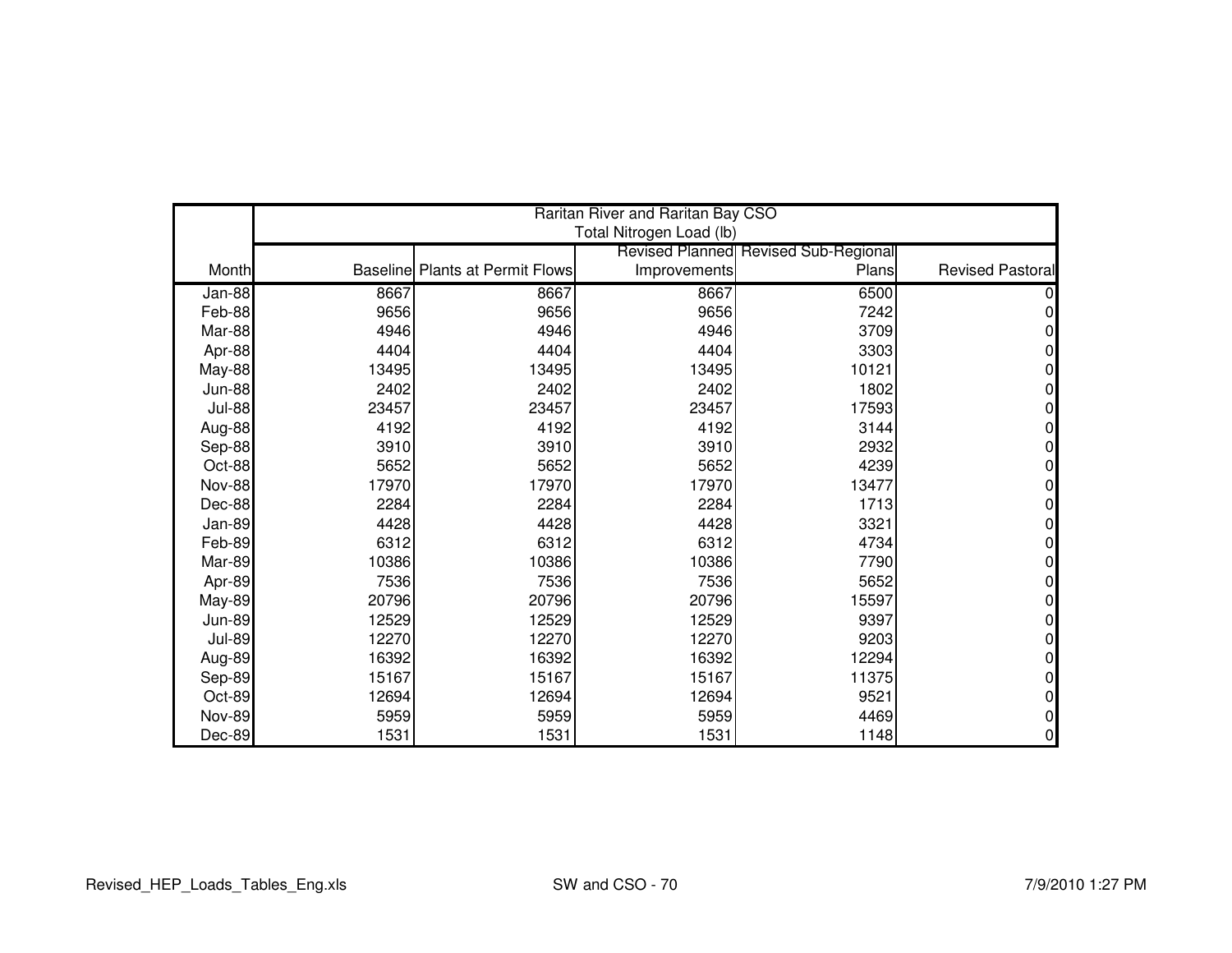| | Raritan River and Raritan Bay CSO<br>Total Nitrogen Load (lb) | | | | |
|---|---|---|---|---|---|
| Month | Baseline | Plants at Permit Flows | Revised Planned Improvements | Revised Sub-Regional Plans | Revised Pastoral |
| Jan-88 | 8667 | 8667 | 8667 | 6500 | 0 |
| Feb-88 | 9656 | 9656 | 9656 | 7242 | 0 |
| Mar-88 | 4946 | 4946 | 4946 | 3709 | 0 |
| Apr-88 | 4404 | 4404 | 4404 | 3303 | 0 |
| May-88 | 13495 | 13495 | 13495 | 10121 | 0 |
| Jun-88 | 2402 | 2402 | 2402 | 1802 | 0 |
| Jul-88 | 23457 | 23457 | 23457 | 17593 | 0 |
| Aug-88 | 4192 | 4192 | 4192 | 3144 | 0 |
| Sep-88 | 3910 | 3910 | 3910 | 2932 | 0 |
| Oct-88 | 5652 | 5652 | 5652 | 4239 | 0 |
| Nov-88 | 17970 | 17970 | 17970 | 13477 | 0 |
| Dec-88 | 2284 | 2284 | 2284 | 1713 | 0 |
| Jan-89 | 4428 | 4428 | 4428 | 3321 | 0 |
| Feb-89 | 6312 | 6312 | 6312 | 4734 | 0 |
| Mar-89 | 10386 | 10386 | 10386 | 7790 | 0 |
| Apr-89 | 7536 | 7536 | 7536 | 5652 | 0 |
| May-89 | 20796 | 20796 | 20796 | 15597 | 0 |
| Jun-89 | 12529 | 12529 | 12529 | 9397 | 0 |
| Jul-89 | 12270 | 12270 | 12270 | 9203 | 0 |
| Aug-89 | 16392 | 16392 | 16392 | 12294 | 0 |
| Sep-89 | 15167 | 15167 | 15167 | 11375 | 0 |
| Oct-89 | 12694 | 12694 | 12694 | 9521 | 0 |
| Nov-89 | 5959 | 5959 | 5959 | 4469 | 0 |
| Dec-89 | 1531 | 1531 | 1531 | 1148 | 0 |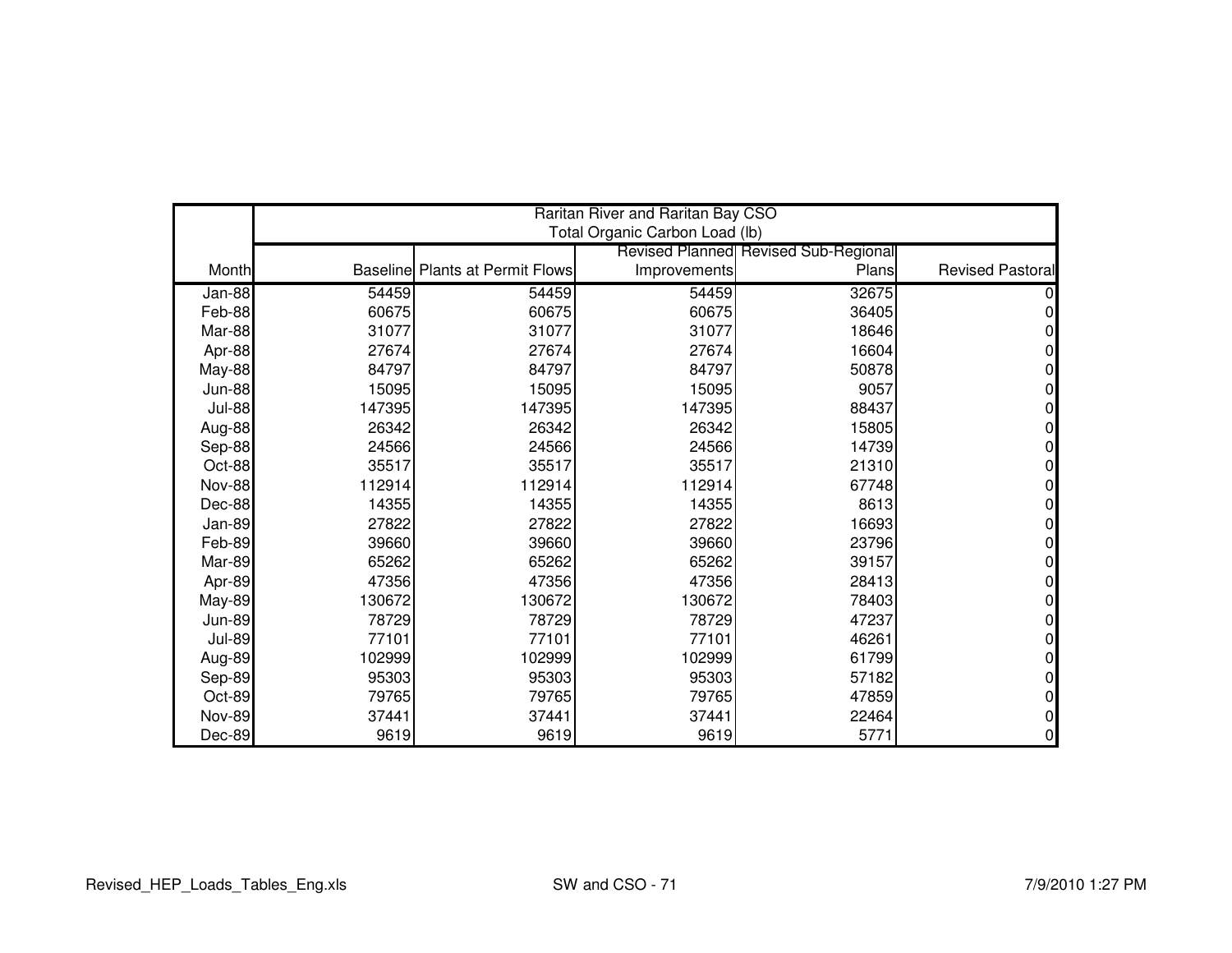| Month | Raritan River and Raritan Bay CSO<br>Total Organic Carbon Load (lb) | | | | |
|---|---|---|---|---|---|
| | Baseline | Plants at Permit Flows | Revised Planned Improvements | Revised Sub-Regional Plans | Revised Pastoral |
| Jan-88 | 54459 | 54459 | 54459 | 32675 | 0 |
| Feb-88 | 60675 | 60675 | 60675 | 36405 | 0 |
| Mar-88 | 31077 | 31077 | 31077 | 18646 | 0 |
| Apr-88 | 27674 | 27674 | 27674 | 16604 | 0 |
| May-88 | 84797 | 84797 | 84797 | 50878 | 0 |
| Jun-88 | 15095 | 15095 | 15095 | 9057 | 0 |
| Jul-88 | 147395 | 147395 | 147395 | 88437 | 0 |
| Aug-88 | 26342 | 26342 | 26342 | 15805 | 0 |
| Sep-88 | 24566 | 24566 | 24566 | 14739 | 0 |
| Oct-88 | 35517 | 35517 | 35517 | 21310 | 0 |
| Nov-88 | 112914 | 112914 | 112914 | 67748 | 0 |
| Dec-88 | 14355 | 14355 | 14355 | 8613 | 0 |
| Jan-89 | 27822 | 27822 | 27822 | 16693 | 0 |
| Feb-89 | 39660 | 39660 | 39660 | 23796 | 0 |
| Mar-89 | 65262 | 65262 | 65262 | 39157 | 0 |
| Apr-89 | 47356 | 47356 | 47356 | 28413 | 0 |
| May-89 | 130672 | 130672 | 130672 | 78403 | 0 |
| Jun-89 | 78729 | 78729 | 78729 | 47237 | 0 |
| Jul-89 | 77101 | 77101 | 77101 | 46261 | 0 |
| Aug-89 | 102999 | 102999 | 102999 | 61799 | 0 |
| Sep-89 | 95303 | 95303 | 95303 | 57182 | 0 |
| Oct-89 | 79765 | 79765 | 79765 | 47859 | 0 |
| Nov-89 | 37441 | 37441 | 37441 | 22464 | 0 |
| Dec-89 | 9619 | 9619 | 9619 | 5771 | 0 |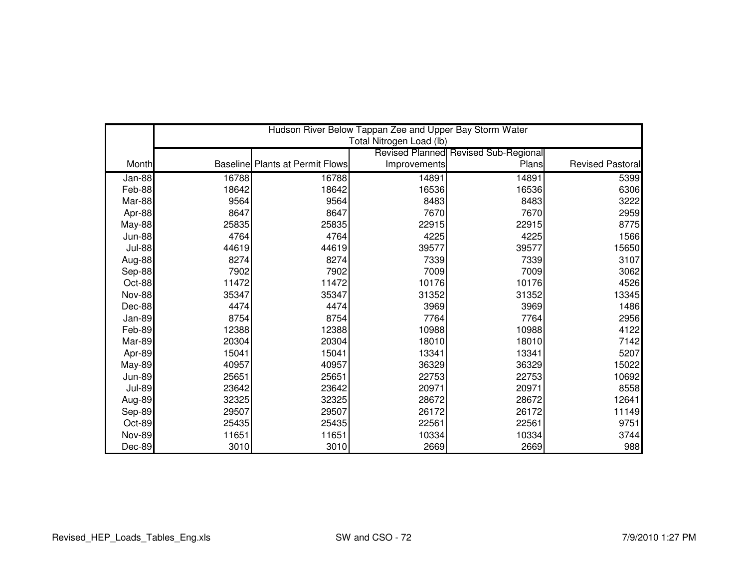| Month | Hudson River Below Tappan Zee and Upper Bay Storm Water Total Nitrogen Load (lb) | | | | |
|---|---|---|---|---|---|
| | Baseline | Plants at Permit Flows | Revised Planned Improvements | Revised Sub-Regional Plans | Revised Pastoral |
| Jan-88 | 16788 | 16788 | 14891 | 14891 | 5399 |
| Feb-88 | 18642 | 18642 | 16536 | 16536 | 6306 |
| Mar-88 | 9564 | 9564 | 8483 | 8483 | 3222 |
| Apr-88 | 8647 | 8647 | 7670 | 7670 | 2959 |
| May-88 | 25835 | 25835 | 22915 | 22915 | 8775 |
| Jun-88 | 4764 | 4764 | 4225 | 4225 | 1566 |
| Jul-88 | 44619 | 44619 | 39577 | 39577 | 15650 |
| Aug-88 | 8274 | 8274 | 7339 | 7339 | 3107 |
| Sep-88 | 7902 | 7902 | 7009 | 7009 | 3062 |
| Oct-88 | 11472 | 11472 | 10176 | 10176 | 4526 |
| Nov-88 | 35347 | 35347 | 31352 | 31352 | 13345 |
| Dec-88 | 4474 | 4474 | 3969 | 3969 | 1486 |
| Jan-89 | 8754 | 8754 | 7764 | 7764 | 2956 |
| Feb-89 | 12388 | 12388 | 10988 | 10988 | 4122 |
| Mar-89 | 20304 | 20304 | 18010 | 18010 | 7142 |
| Apr-89 | 15041 | 15041 | 13341 | 13341 | 5207 |
| May-89 | 40957 | 40957 | 36329 | 36329 | 15022 |
| Jun-89 | 25651 | 25651 | 22753 | 22753 | 10692 |
| Jul-89 | 23642 | 23642 | 20971 | 20971 | 8558 |
| Aug-89 | 32325 | 32325 | 28672 | 28672 | 12641 |
| Sep-89 | 29507 | 29507 | 26172 | 26172 | 11149 |
| Oct-89 | 25435 | 25435 | 22561 | 22561 | 9751 |
| Nov-89 | 11651 | 11651 | 10334 | 10334 | 3744 |
| Dec-89 | 3010 | 3010 | 2669 | 2669 | 988 |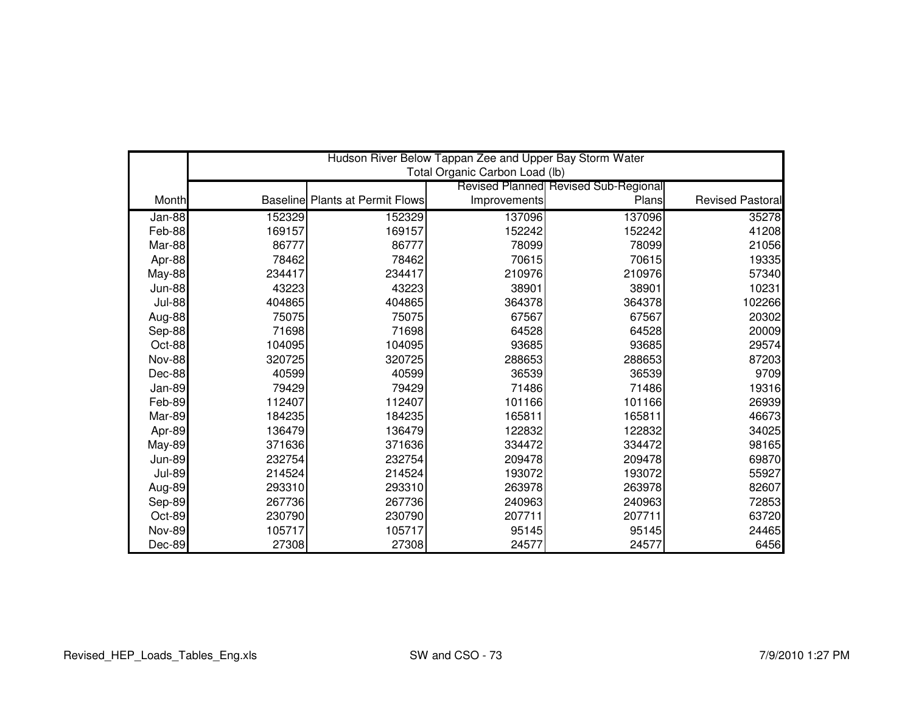| Month | Hudson River Below Tappan Zee and Upper Bay Storm Water Total Organic Carbon Load (lb) | | | | |
|---|---|---|---|---|---|
| | Baseline | Plants at Permit Flows | Revised Planned Improvements | Revised Sub-Regional Plans | Revised Pastoral |
| Jan-88 | 152329 | 152329 | 137096 | 137096 | 35278 |
| Feb-88 | 169157 | 169157 | 152242 | 152242 | 41208 |
| Mar-88 | 86777 | 86777 | 78099 | 78099 | 21056 |
| Apr-88 | 78462 | 78462 | 70615 | 70615 | 19335 |
| May-88 | 234417 | 234417 | 210976 | 210976 | 57340 |
| Jun-88 | 43223 | 43223 | 38901 | 38901 | 10231 |
| Jul-88 | 404865 | 404865 | 364378 | 364378 | 102266 |
| Aug-88 | 75075 | 75075 | 67567 | 67567 | 20302 |
| Sep-88 | 71698 | 71698 | 64528 | 64528 | 20009 |
| Oct-88 | 104095 | 104095 | 93685 | 93685 | 29574 |
| Nov-88 | 320725 | 320725 | 288653 | 288653 | 87203 |
| Dec-88 | 40599 | 40599 | 36539 | 36539 | 9709 |
| Jan-89 | 79429 | 79429 | 71486 | 71486 | 19316 |
| Feb-89 | 112407 | 112407 | 101166 | 101166 | 26939 |
| Mar-89 | 184235 | 184235 | 165811 | 165811 | 46673 |
| Apr-89 | 136479 | 136479 | 122832 | 122832 | 34025 |
| May-89 | 371636 | 371636 | 334472 | 334472 | 98165 |
| Jun-89 | 232754 | 232754 | 209478 | 209478 | 69870 |
| Jul-89 | 214524 | 214524 | 193072 | 193072 | 55927 |
| Aug-89 | 293310 | 293310 | 263978 | 263978 | 82607 |
| Sep-89 | 267736 | 267736 | 240963 | 240963 | 72853 |
| Oct-89 | 230790 | 230790 | 207711 | 207711 | 63720 |
| Nov-89 | 105717 | 105717 | 95145 | 95145 | 24465 |
| Dec-89 | 27308 | 27308 | 24577 | 24577 | 6456 |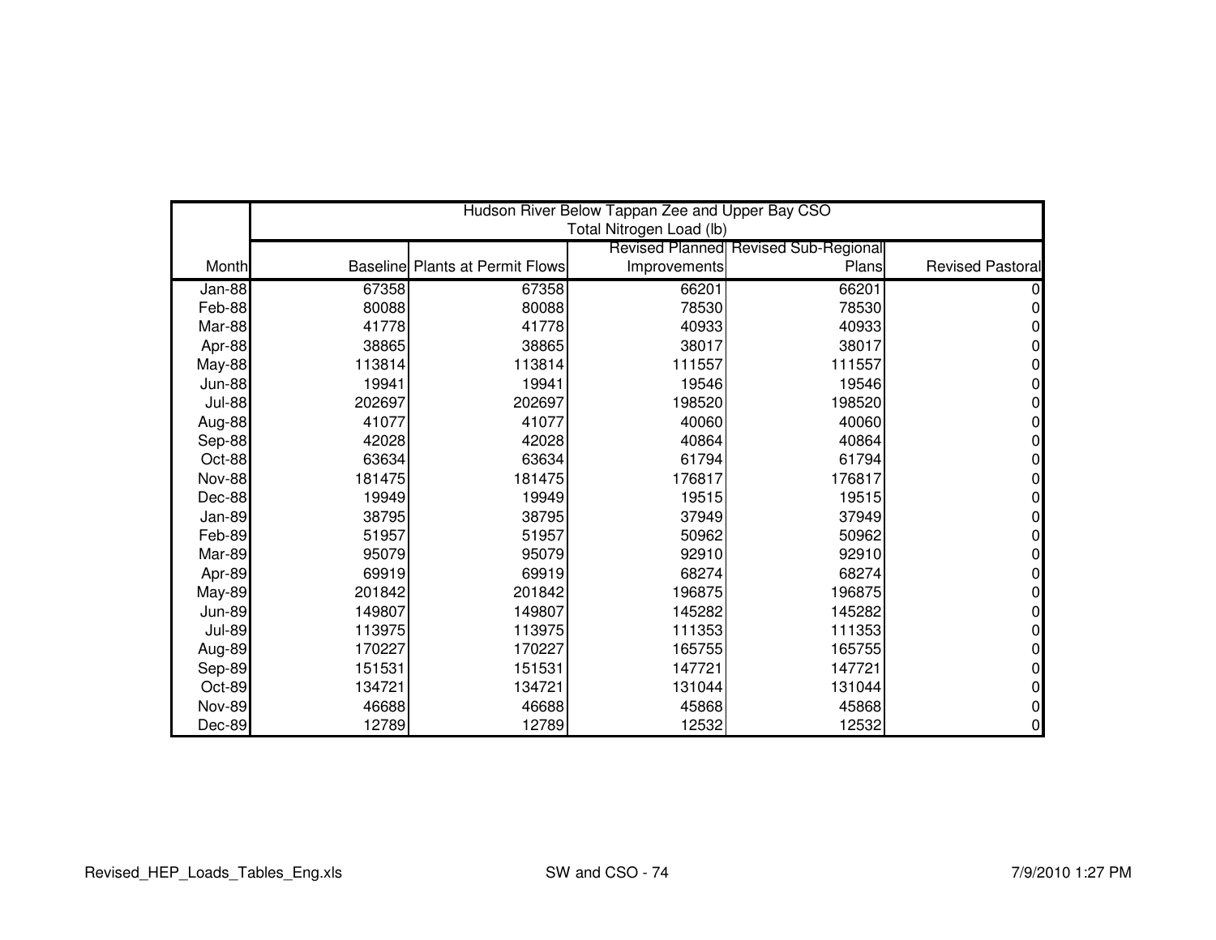| | Hudson River Below Tappan Zee and Upper Bay CSO Total Nitrogen Load (lb) | | | | |
|---|---|---|---|---|---|
| Month | Baseline | Plants at Permit Flows | Revised Planned Improvements | Revised Sub-Regional Plans | Revised Pastoral |
| Jan-88 | 67358 | 67358 | 66201 | 66201 | 0 |
| Feb-88 | 80088 | 80088 | 78530 | 78530 | 0 |
| Mar-88 | 41778 | 41778 | 40933 | 40933 | 0 |
| Apr-88 | 38865 | 38865 | 38017 | 38017 | 0 |
| May-88 | 113814 | 113814 | 111557 | 111557 | 0 |
| Jun-88 | 19941 | 19941 | 19546 | 19546 | 0 |
| Jul-88 | 202697 | 202697 | 198520 | 198520 | 0 |
| Aug-88 | 41077 | 41077 | 40060 | 40060 | 0 |
| Sep-88 | 42028 | 42028 | 40864 | 40864 | 0 |
| Oct-88 | 63634 | 63634 | 61794 | 61794 | 0 |
| Nov-88 | 181475 | 181475 | 176817 | 176817 | 0 |
| Dec-88 | 19949 | 19949 | 19515 | 19515 | 0 |
| Jan-89 | 38795 | 38795 | 37949 | 37949 | 0 |
| Feb-89 | 51957 | 51957 | 50962 | 50962 | 0 |
| Mar-89 | 95079 | 95079 | 92910 | 92910 | 0 |
| Apr-89 | 69919 | 69919 | 68274 | 68274 | 0 |
| May-89 | 201842 | 201842 | 196875 | 196875 | 0 |
| Jun-89 | 149807 | 149807 | 145282 | 145282 | 0 |
| Jul-89 | 113975 | 113975 | 111353 | 111353 | 0 |
| Aug-89 | 170227 | 170227 | 165755 | 165755 | 0 |
| Sep-89 | 151531 | 151531 | 147721 | 147721 | 0 |
| Oct-89 | 134721 | 134721 | 131044 | 131044 | 0 |
| Nov-89 | 46688 | 46688 | 45868 | 45868 | 0 |
| Dec-89 | 12789 | 12789 | 12532 | 12532 | 0 |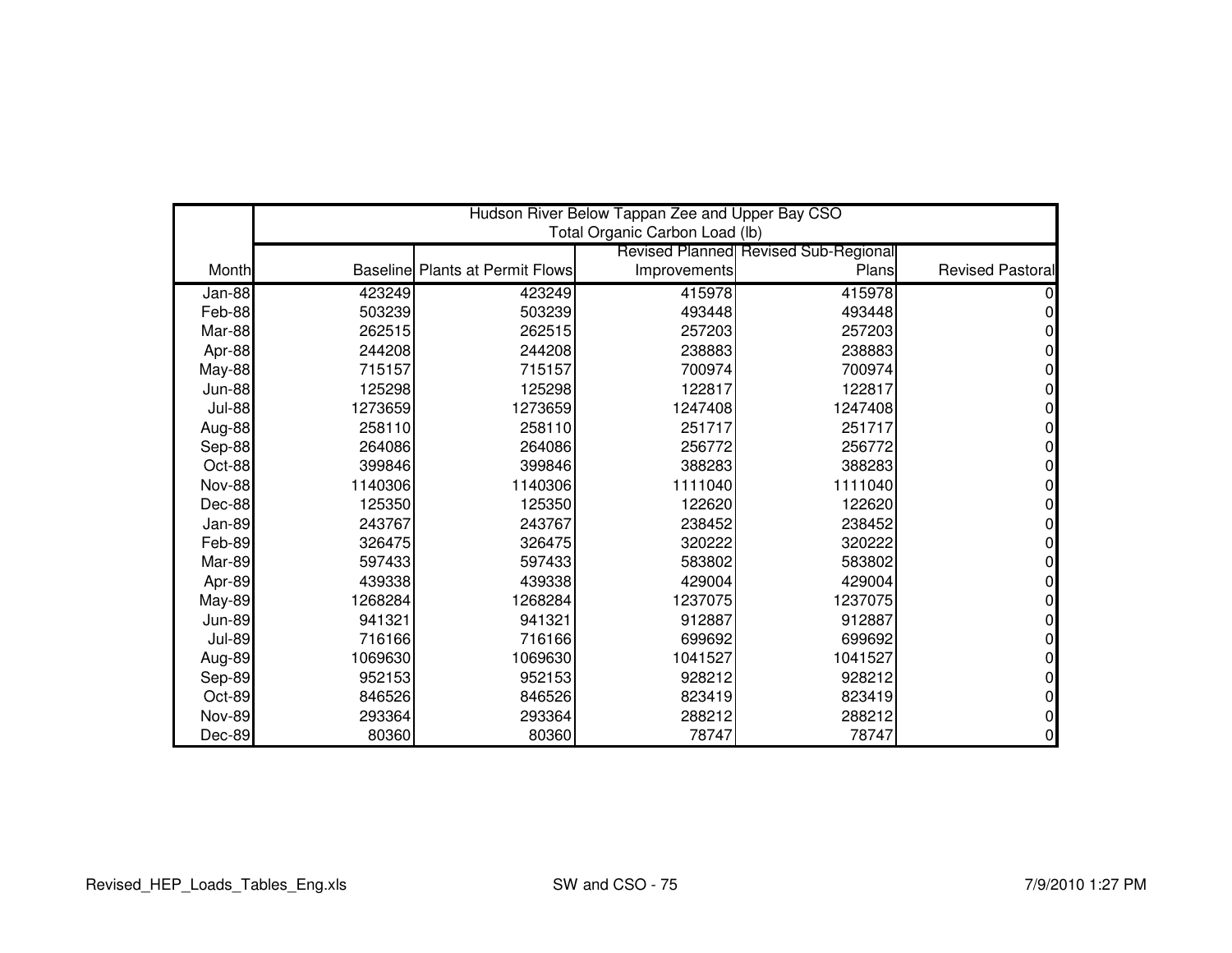| Month | Hudson River Below Tappan Zee and Upper Bay CSO<br>Total Organic Carbon Load (lb) | | | | |
|---|---|---|---|---|---|
| | Baseline | Plants at Permit Flows | Revised Planned Improvements | Revised Sub-Regional Plans | Revised Pastoral |
| Jan-88 | 423249 | 423249 | 415978 | 415978 | 0 |
| Feb-88 | 503239 | 503239 | 493448 | 493448 | 0 |
| Mar-88 | 262515 | 262515 | 257203 | 257203 | 0 |
| Apr-88 | 244208 | 244208 | 238883 | 238883 | 0 |
| May-88 | 715157 | 715157 | 700974 | 700974 | 0 |
| Jun-88 | 125298 | 125298 | 122817 | 122817 | 0 |
| Jul-88 | 1273659 | 1273659 | 1247408 | 1247408 | 0 |
| Aug-88 | 258110 | 258110 | 251717 | 251717 | 0 |
| Sep-88 | 264086 | 264086 | 256772 | 256772 | 0 |
| Oct-88 | 399846 | 399846 | 388283 | 388283 | 0 |
| Nov-88 | 1140306 | 1140306 | 1111040 | 1111040 | 0 |
| Dec-88 | 125350 | 125350 | 122620 | 122620 | 0 |
| Jan-89 | 243767 | 243767 | 238452 | 238452 | 0 |
| Feb-89 | 326475 | 326475 | 320222 | 320222 | 0 |
| Mar-89 | 597433 | 597433 | 583802 | 583802 | 0 |
| Apr-89 | 439338 | 439338 | 429004 | 429004 | 0 |
| May-89 | 1268284 | 1268284 | 1237075 | 1237075 | 0 |
| Jun-89 | 941321 | 941321 | 912887 | 912887 | 0 |
| Jul-89 | 716166 | 716166 | 699692 | 699692 | 0 |
| Aug-89 | 1069630 | 1069630 | 1041527 | 1041527 | 0 |
| Sep-89 | 952153 | 952153 | 928212 | 928212 | 0 |
| Oct-89 | 846526 | 846526 | 823419 | 823419 | 0 |
| Nov-89 | 293364 | 293364 | 288212 | 288212 | 0 |
| Dec-89 | 80360 | 80360 | 78747 | 78747 | 0 |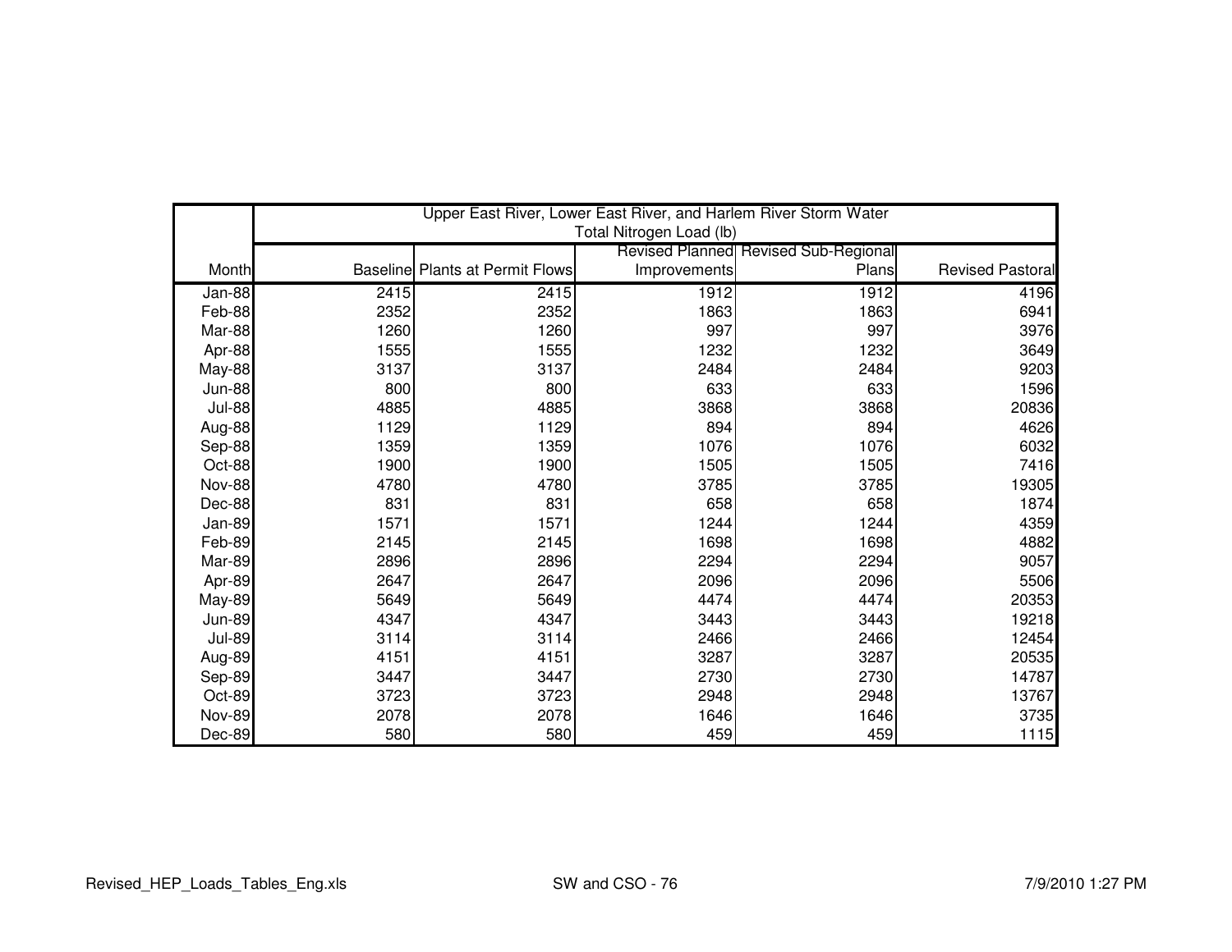| | Upper East River, Lower East River, and Harlem River Storm Water Total Nitrogen Load (lb) | | | | |
|---|---|---|---|---|---|
| Month | Baseline | Plants at Permit Flows | Revised Planned Improvements | Revised Sub-Regional Plans | Revised Pastoral |
| Jan-88 | 2415 | 2415 | 1912 | 1912 | 4196 |
| Feb-88 | 2352 | 2352 | 1863 | 1863 | 6941 |
| Mar-88 | 1260 | 1260 | 997 | 997 | 3976 |
| Apr-88 | 1555 | 1555 | 1232 | 1232 | 3649 |
| May-88 | 3137 | 3137 | 2484 | 2484 | 9203 |
| Jun-88 | 800 | 800 | 633 | 633 | 1596 |
| Jul-88 | 4885 | 4885 | 3868 | 3868 | 20836 |
| Aug-88 | 1129 | 1129 | 894 | 894 | 4626 |
| Sep-88 | 1359 | 1359 | 1076 | 1076 | 6032 |
| Oct-88 | 1900 | 1900 | 1505 | 1505 | 7416 |
| Nov-88 | 4780 | 4780 | 3785 | 3785 | 19305 |
| Dec-88 | 831 | 831 | 658 | 658 | 1874 |
| Jan-89 | 1571 | 1571 | 1244 | 1244 | 4359 |
| Feb-89 | 2145 | 2145 | 1698 | 1698 | 4882 |
| Mar-89 | 2896 | 2896 | 2294 | 2294 | 9057 |
| Apr-89 | 2647 | 2647 | 2096 | 2096 | 5506 |
| May-89 | 5649 | 5649 | 4474 | 4474 | 20353 |
| Jun-89 | 4347 | 4347 | 3443 | 3443 | 19218 |
| Jul-89 | 3114 | 3114 | 2466 | 2466 | 12454 |
| Aug-89 | 4151 | 4151 | 3287 | 3287 | 20535 |
| Sep-89 | 3447 | 3447 | 2730 | 2730 | 14787 |
| Oct-89 | 3723 | 3723 | 2948 | 2948 | 13767 |
| Nov-89 | 2078 | 2078 | 1646 | 1646 | 3735 |
| Dec-89 | 580 | 580 | 459 | 459 | 1115 |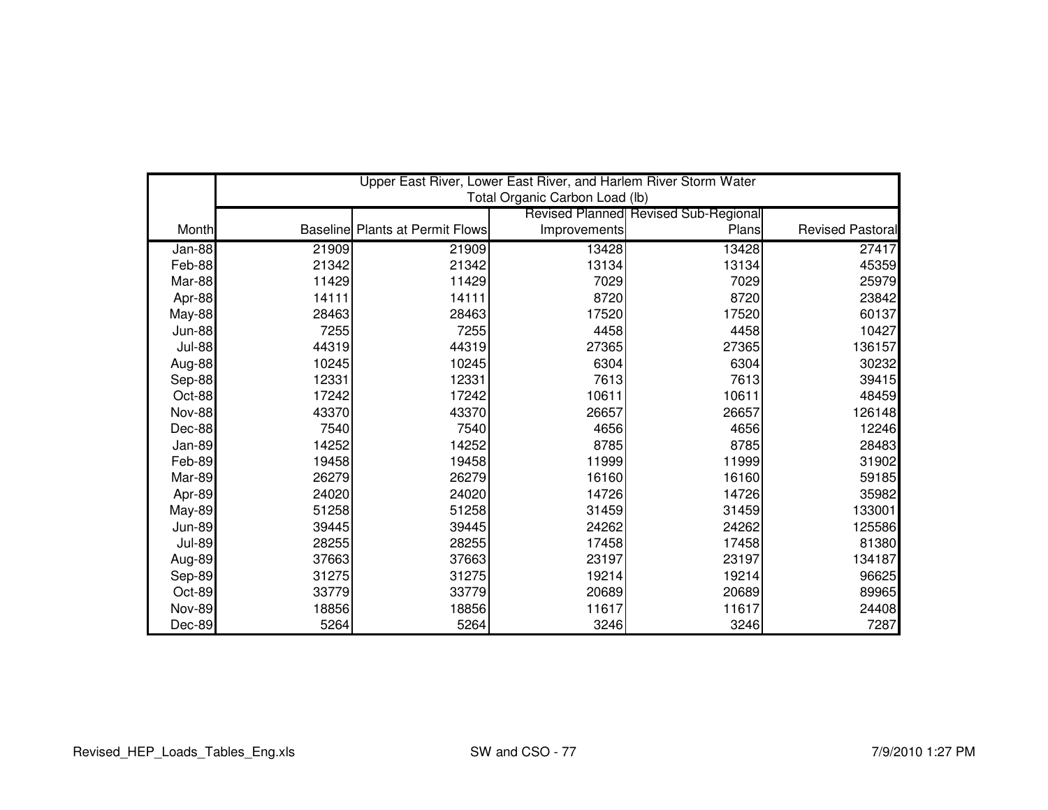| Month | Upper East River, Lower East River, and Harlem River Storm Water Total Organic Carbon Load (lb) | | | | |
|---|---|---|---|---|---|
| | Baseline | Plants at Permit Flows | Revised Planned Improvements | Revised Sub-Regional Plans | Revised Pastoral |
| Jan-88 | 21909 | 21909 | 13428 | 13428 | 27417 |
| Feb-88 | 21342 | 21342 | 13134 | 13134 | 45359 |
| Mar-88 | 11429 | 11429 | 7029 | 7029 | 25979 |
| Apr-88 | 14111 | 14111 | 8720 | 8720 | 23842 |
| May-88 | 28463 | 28463 | 17520 | 17520 | 60137 |
| Jun-88 | 7255 | 7255 | 4458 | 4458 | 10427 |
| Jul-88 | 44319 | 44319 | 27365 | 27365 | 136157 |
| Aug-88 | 10245 | 10245 | 6304 | 6304 | 30232 |
| Sep-88 | 12331 | 12331 | 7613 | 7613 | 39415 |
| Oct-88 | 17242 | 17242 | 10611 | 10611 | 48459 |
| Nov-88 | 43370 | 43370 | 26657 | 26657 | 126148 |
| Dec-88 | 7540 | 7540 | 4656 | 4656 | 12246 |
| Jan-89 | 14252 | 14252 | 8785 | 8785 | 28483 |
| Feb-89 | 19458 | 19458 | 11999 | 11999 | 31902 |
| Mar-89 | 26279 | 26279 | 16160 | 16160 | 59185 |
| Apr-89 | 24020 | 24020 | 14726 | 14726 | 35982 |
| May-89 | 51258 | 51258 | 31459 | 31459 | 133001 |
| Jun-89 | 39445 | 39445 | 24262 | 24262 | 125586 |
| Jul-89 | 28255 | 28255 | 17458 | 17458 | 81380 |
| Aug-89 | 37663 | 37663 | 23197 | 23197 | 134187 |
| Sep-89 | 31275 | 31275 | 19214 | 19214 | 96625 |
| Oct-89 | 33779 | 33779 | 20689 | 20689 | 89965 |
| Nov-89 | 18856 | 18856 | 11617 | 11617 | 24408 |
| Dec-89 | 5264 | 5264 | 3246 | 3246 | 7287 |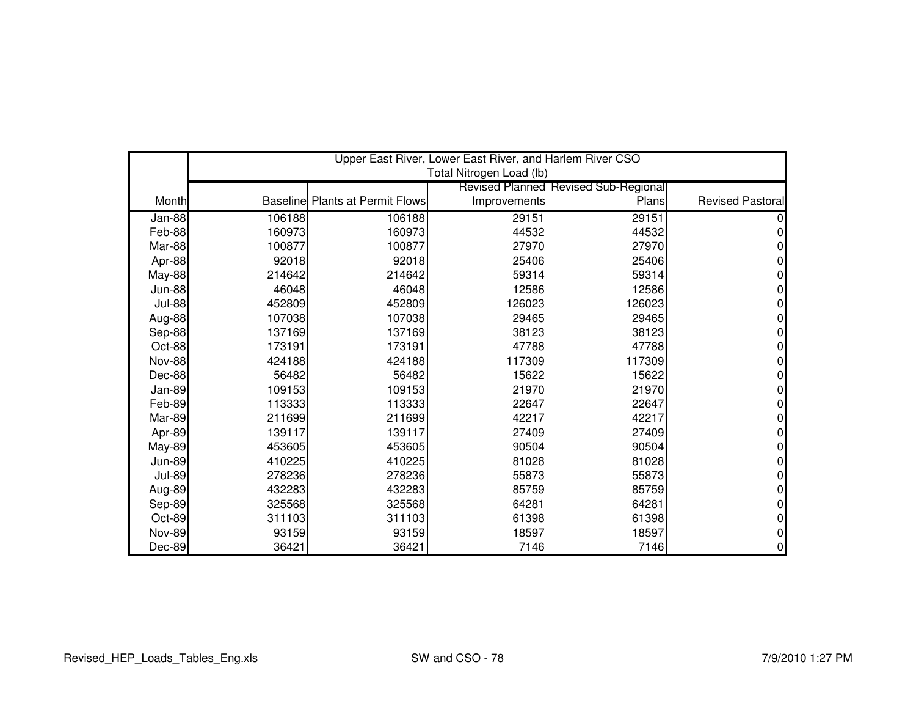| Month | Upper East River, Lower East River, and Harlem River CSO Total Nitrogen Load (lb) | | | | |
|---|---|---|---|---|---|
| | Baseline | Plants at Permit Flows | Revised Planned Improvements | Revised Sub-Regional Plans | Revised Pastoral |
| Jan-88 | 106188 | 106188 | 29151 | 29151 | 0 |
| Feb-88 | 160973 | 160973 | 44532 | 44532 | 0 |
| Mar-88 | 100877 | 100877 | 27970 | 27970 | 0 |
| Apr-88 | 92018 | 92018 | 25406 | 25406 | 0 |
| May-88 | 214642 | 214642 | 59314 | 59314 | 0 |
| Jun-88 | 46048 | 46048 | 12586 | 12586 | 0 |
| Jul-88 | 452809 | 452809 | 126023 | 126023 | 0 |
| Aug-88 | 107038 | 107038 | 29465 | 29465 | 0 |
| Sep-88 | 137169 | 137169 | 38123 | 38123 | 0 |
| Oct-88 | 173191 | 173191 | 47788 | 47788 | 0 |
| Nov-88 | 424188 | 424188 | 117309 | 117309 | 0 |
| Dec-88 | 56482 | 56482 | 15622 | 15622 | 0 |
| Jan-89 | 109153 | 109153 | 21970 | 21970 | 0 |
| Feb-89 | 113333 | 113333 | 22647 | 22647 | 0 |
| Mar-89 | 211699 | 211699 | 42217 | 42217 | 0 |
| Apr-89 | 139117 | 139117 | 27409 | 27409 | 0 |
| May-89 | 453605 | 453605 | 90504 | 90504 | 0 |
| Jun-89 | 410225 | 410225 | 81028 | 81028 | 0 |
| Jul-89 | 278236 | 278236 | 55873 | 55873 | 0 |
| Aug-89 | 432283 | 432283 | 85759 | 85759 | 0 |
| Sep-89 | 325568 | 325568 | 64281 | 64281 | 0 |
| Oct-89 | 311103 | 311103 | 61398 | 61398 | 0 |
| Nov-89 | 93159 | 93159 | 18597 | 18597 | 0 |
| Dec-89 | 36421 | 36421 | 7146 | 7146 | 0 |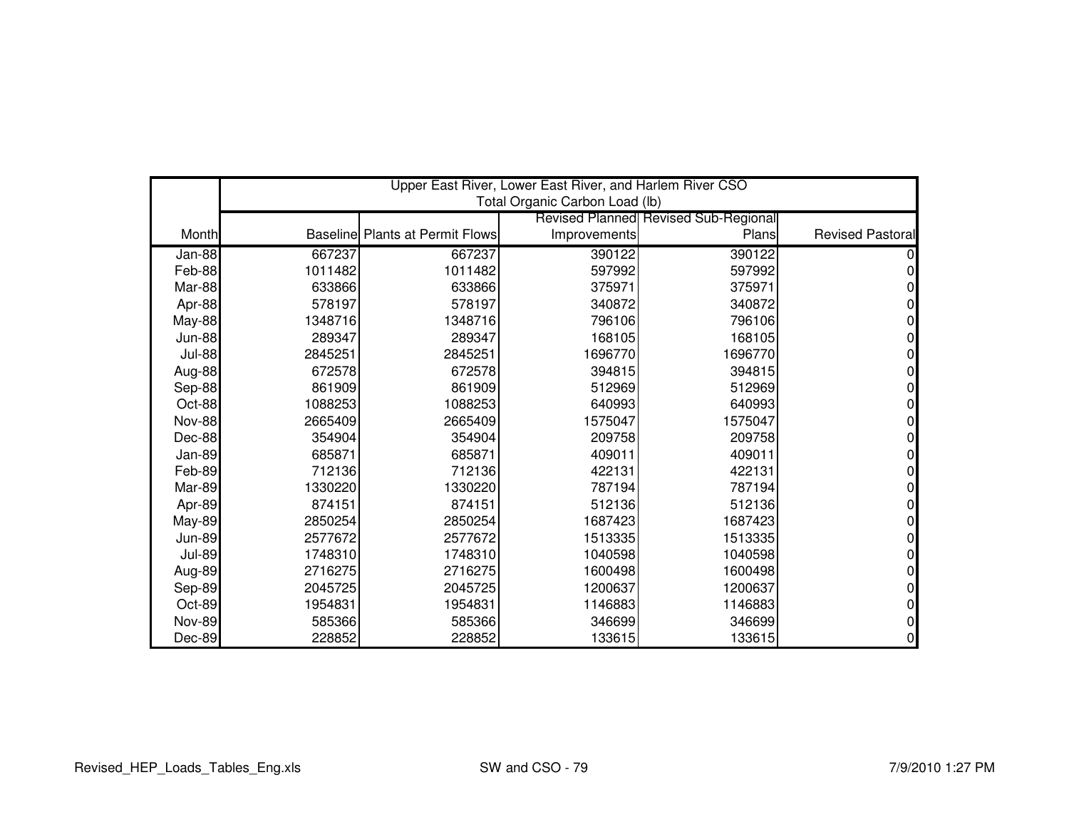| | Upper East River, Lower East River, and Harlem River CSO Total Organic Carbon Load (lb) | | | | |
|---|---|---|---|---|---|
| Month | Baseline | Plants at Permit Flows | Revised Planned Improvements | Revised Sub-Regional Plans | Revised Pastoral |
| Jan-88 | 667237 | 667237 | 390122 | 390122 | 0 |
| Feb-88 | 1011482 | 1011482 | 597992 | 597992 | 0 |
| Mar-88 | 633866 | 633866 | 375971 | 375971 | 0 |
| Apr-88 | 578197 | 578197 | 340872 | 340872 | 0 |
| May-88 | 1348716 | 1348716 | 796106 | 796106 | 0 |
| Jun-88 | 289347 | 289347 | 168105 | 168105 | 0 |
| Jul-88 | 2845251 | 2845251 | 1696770 | 1696770 | 0 |
| Aug-88 | 672578 | 672578 | 394815 | 394815 | 0 |
| Sep-88 | 861909 | 861909 | 512969 | 512969 | 0 |
| Oct-88 | 1088253 | 1088253 | 640993 | 640993 | 0 |
| Nov-88 | 2665409 | 2665409 | 1575047 | 1575047 | 0 |
| Dec-88 | 354904 | 354904 | 209758 | 209758 | 0 |
| Jan-89 | 685871 | 685871 | 409011 | 409011 | 0 |
| Feb-89 | 712136 | 712136 | 422131 | 422131 | 0 |
| Mar-89 | 1330220 | 1330220 | 787194 | 787194 | 0 |
| Apr-89 | 874151 | 874151 | 512136 | 512136 | 0 |
| May-89 | 2850254 | 2850254 | 1687423 | 1687423 | 0 |
| Jun-89 | 2577672 | 2577672 | 1513335 | 1513335 | 0 |
| Jul-89 | 1748310 | 1748310 | 1040598 | 1040598 | 0 |
| Aug-89 | 2716275 | 2716275 | 1600498 | 1600498 | 0 |
| Sep-89 | 2045725 | 2045725 | 1200637 | 1200637 | 0 |
| Oct-89 | 1954831 | 1954831 | 1146883 | 1146883 | 0 |
| Nov-89 | 585366 | 585366 | 346699 | 346699 | 0 |
| Dec-89 | 228852 | 228852 | 133615 | 133615 | 0 |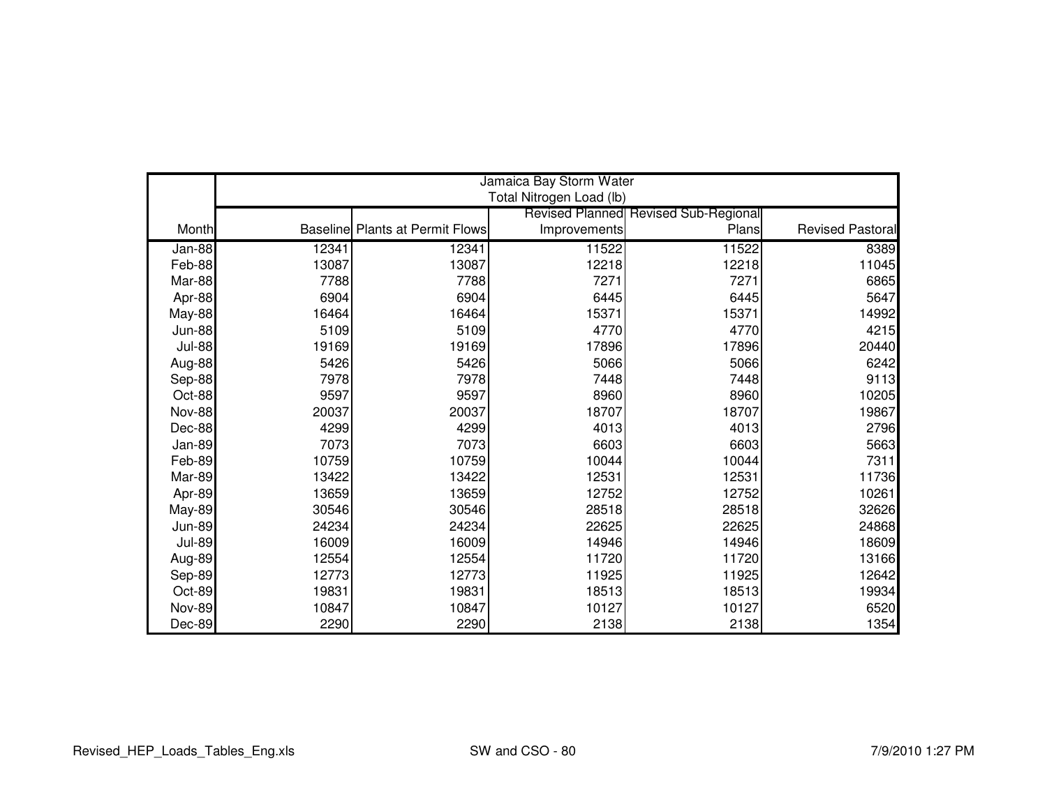| Month | Jamaica Bay Storm Water Total Nitrogen Load (lb) | | | | |
|---|---|---|---|---|---|
| | Baseline | Plants at Permit Flows | Revised Planned Improvements | Revised Sub-Regional Plans | Revised Pastoral |
| Jan-88 | 12341 | 12341 | 11522 | 11522 | 8389 |
| Feb-88 | 13087 | 13087 | 12218 | 12218 | 11045 |
| Mar-88 | 7788 | 7788 | 7271 | 7271 | 6865 |
| Apr-88 | 6904 | 6904 | 6445 | 6445 | 5647 |
| May-88 | 16464 | 16464 | 15371 | 15371 | 14992 |
| Jun-88 | 5109 | 5109 | 4770 | 4770 | 4215 |
| Jul-88 | 19169 | 19169 | 17896 | 17896 | 20440 |
| Aug-88 | 5426 | 5426 | 5066 | 5066 | 6242 |
| Sep-88 | 7978 | 7978 | 7448 | 7448 | 9113 |
| Oct-88 | 9597 | 9597 | 8960 | 8960 | 10205 |
| Nov-88 | 20037 | 20037 | 18707 | 18707 | 19867 |
| Dec-88 | 4299 | 4299 | 4013 | 4013 | 2796 |
| Jan-89 | 7073 | 7073 | 6603 | 6603 | 5663 |
| Feb-89 | 10759 | 10759 | 10044 | 10044 | 7311 |
| Mar-89 | 13422 | 13422 | 12531 | 12531 | 11736 |
| Apr-89 | 13659 | 13659 | 12752 | 12752 | 10261 |
| May-89 | 30546 | 30546 | 28518 | 28518 | 32626 |
| Jun-89 | 24234 | 24234 | 22625 | 22625 | 24868 |
| Jul-89 | 16009 | 16009 | 14946 | 14946 | 18609 |
| Aug-89 | 12554 | 12554 | 11720 | 11720 | 13166 |
| Sep-89 | 12773 | 12773 | 11925 | 11925 | 12642 |
| Oct-89 | 19831 | 19831 | 18513 | 18513 | 19934 |
| Nov-89 | 10847 | 10847 | 10127 | 10127 | 6520 |
| Dec-89 | 2290 | 2290 | 2138 | 2138 | 1354 |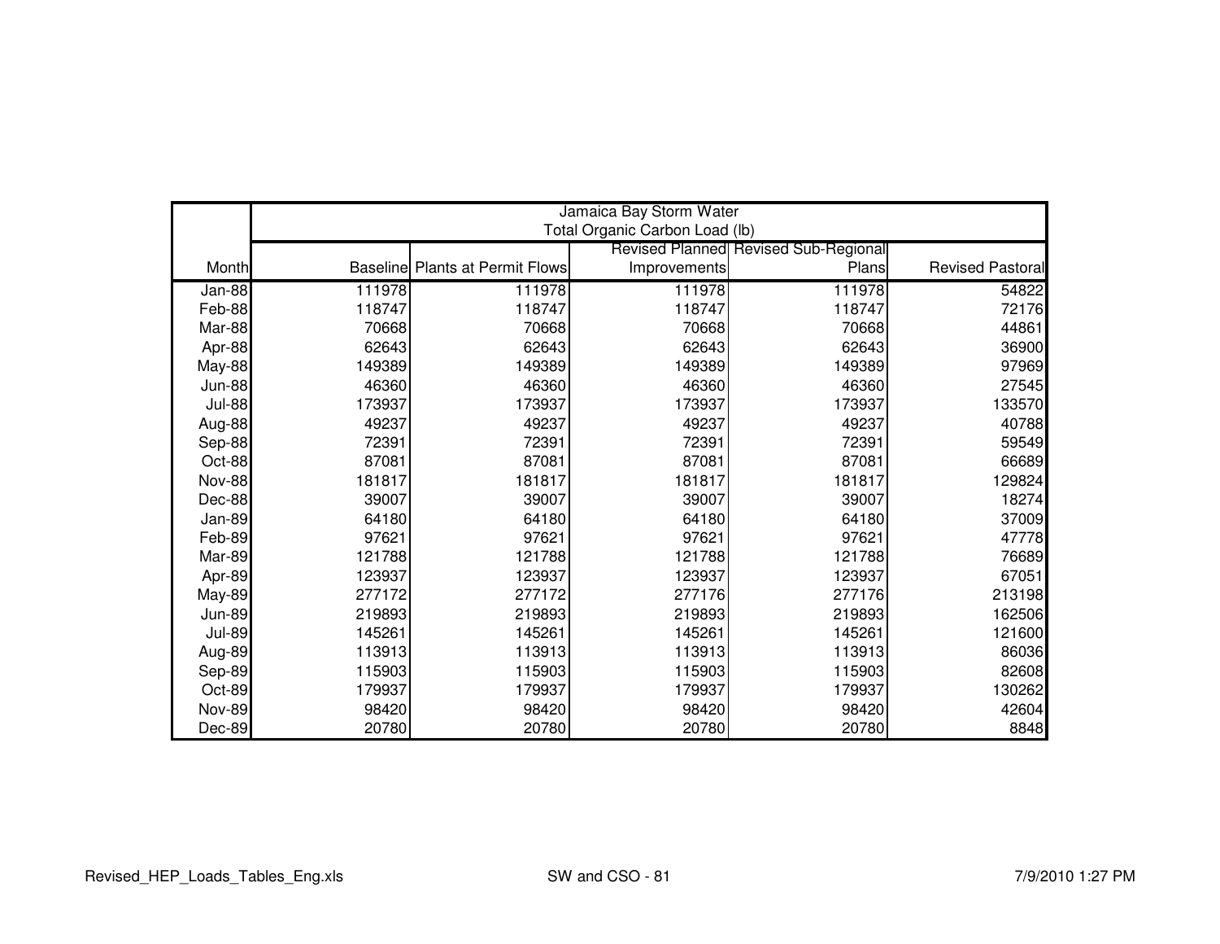| Month | Jamaica Bay Storm Water Total Organic Carbon Load (lb) | | | | |
|---|---|---|---|---|---|
| | Baseline | Plants at Permit Flows | Revised Planned Improvements | Revised Sub-Regional Plans | Revised Pastoral |
| Jan-88 | 111978 | 111978 | 111978 | 111978 | 54822 |
| Feb-88 | 118747 | 118747 | 118747 | 118747 | 72176 |
| Mar-88 | 70668 | 70668 | 70668 | 70668 | 44861 |
| Apr-88 | 62643 | 62643 | 62643 | 62643 | 36900 |
| May-88 | 149389 | 149389 | 149389 | 149389 | 97969 |
| Jun-88 | 46360 | 46360 | 46360 | 46360 | 27545 |
| Jul-88 | 173937 | 173937 | 173937 | 173937 | 133570 |
| Aug-88 | 49237 | 49237 | 49237 | 49237 | 40788 |
| Sep-88 | 72391 | 72391 | 72391 | 72391 | 59549 |
| Oct-88 | 87081 | 87081 | 87081 | 87081 | 66689 |
| Nov-88 | 181817 | 181817 | 181817 | 181817 | 129824 |
| Dec-88 | 39007 | 39007 | 39007 | 39007 | 18274 |
| Jan-89 | 64180 | 64180 | 64180 | 64180 | 37009 |
| Feb-89 | 97621 | 97621 | 97621 | 97621 | 47778 |
| Mar-89 | 121788 | 121788 | 121788 | 121788 | 76689 |
| Apr-89 | 123937 | 123937 | 123937 | 123937 | 67051 |
| May-89 | 277172 | 277172 | 277176 | 277176 | 213198 |
| Jun-89 | 219893 | 219893 | 219893 | 219893 | 162506 |
| Jul-89 | 145261 | 145261 | 145261 | 145261 | 121600 |
| Aug-89 | 113913 | 113913 | 113913 | 113913 | 86036 |
| Sep-89 | 115903 | 115903 | 115903 | 115903 | 82608 |
| Oct-89 | 179937 | 179937 | 179937 | 179937 | 130262 |
| Nov-89 | 98420 | 98420 | 98420 | 98420 | 42604 |
| Dec-89 | 20780 | 20780 | 20780 | 20780 | 8848 |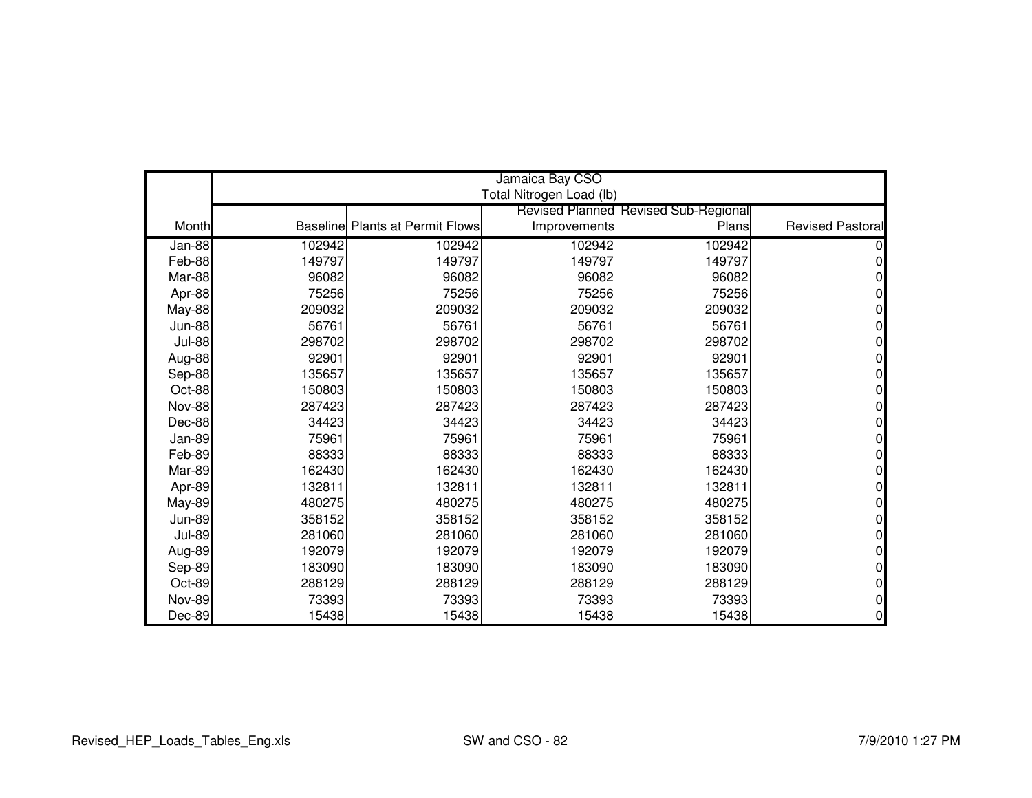| | Jamaica Bay CSO Total Nitrogen Load (lb) | | | | |
|---|---|---|---|---|---|
| Month | Baseline | Plants at Permit Flows | Revised Planned Improvements | Revised Sub-Regional Plans | Revised Pastoral |
| Jan-88 | 102942 | 102942 | 102942 | 102942 | 0 |
| Feb-88 | 149797 | 149797 | 149797 | 149797 | 0 |
| Mar-88 | 96082 | 96082 | 96082 | 96082 | 0 |
| Apr-88 | 75256 | 75256 | 75256 | 75256 | 0 |
| May-88 | 209032 | 209032 | 209032 | 209032 | 0 |
| Jun-88 | 56761 | 56761 | 56761 | 56761 | 0 |
| Jul-88 | 298702 | 298702 | 298702 | 298702 | 0 |
| Aug-88 | 92901 | 92901 | 92901 | 92901 | 0 |
| Sep-88 | 135657 | 135657 | 135657 | 135657 | 0 |
| Oct-88 | 150803 | 150803 | 150803 | 150803 | 0 |
| Nov-88 | 287423 | 287423 | 287423 | 287423 | 0 |
| Dec-88 | 34423 | 34423 | 34423 | 34423 | 0 |
| Jan-89 | 75961 | 75961 | 75961 | 75961 | 0 |
| Feb-89 | 88333 | 88333 | 88333 | 88333 | 0 |
| Mar-89 | 162430 | 162430 | 162430 | 162430 | 0 |
| Apr-89 | 132811 | 132811 | 132811 | 132811 | 0 |
| May-89 | 480275 | 480275 | 480275 | 480275 | 0 |
| Jun-89 | 358152 | 358152 | 358152 | 358152 | 0 |
| Jul-89 | 281060 | 281060 | 281060 | 281060 | 0 |
| Aug-89 | 192079 | 192079 | 192079 | 192079 | 0 |
| Sep-89 | 183090 | 183090 | 183090 | 183090 | 0 |
| Oct-89 | 288129 | 288129 | 288129 | 288129 | 0 |
| Nov-89 | 73393 | 73393 | 73393 | 73393 | 0 |
| Dec-89 | 15438 | 15438 | 15438 | 15438 | 0 |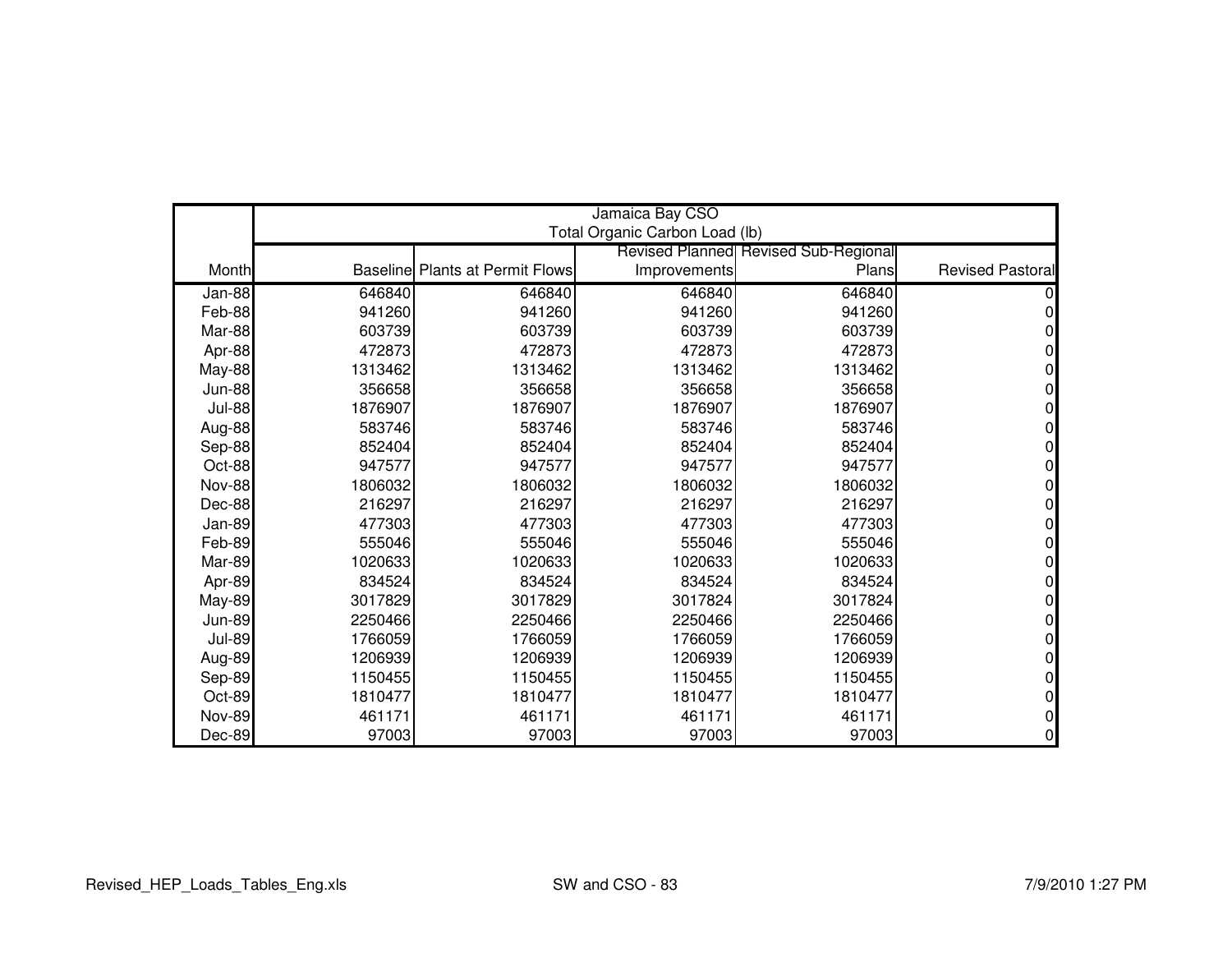| Month | Jamaica Bay CSO Total Organic Carbon Load (lb) | | | | |
|---|---|---|---|---|---|
| | Baseline | Plants at Permit Flows | Revised Planned Improvements | Revised Sub-Regional Plans | Revised Pastoral |
| Jan-88 | 646840 | 646840 | 646840 | 646840 | 0 |
| Feb-88 | 941260 | 941260 | 941260 | 941260 | 0 |
| Mar-88 | 603739 | 603739 | 603739 | 603739 | 0 |
| Apr-88 | 472873 | 472873 | 472873 | 472873 | 0 |
| May-88 | 1313462 | 1313462 | 1313462 | 1313462 | 0 |
| Jun-88 | 356658 | 356658 | 356658 | 356658 | 0 |
| Jul-88 | 1876907 | 1876907 | 1876907 | 1876907 | 0 |
| Aug-88 | 583746 | 583746 | 583746 | 583746 | 0 |
| Sep-88 | 852404 | 852404 | 852404 | 852404 | 0 |
| Oct-88 | 947577 | 947577 | 947577 | 947577 | 0 |
| Nov-88 | 1806032 | 1806032 | 1806032 | 1806032 | 0 |
| Dec-88 | 216297 | 216297 | 216297 | 216297 | 0 |
| Jan-89 | 477303 | 477303 | 477303 | 477303 | 0 |
| Feb-89 | 555046 | 555046 | 555046 | 555046 | 0 |
| Mar-89 | 1020633 | 1020633 | 1020633 | 1020633 | 0 |
| Apr-89 | 834524 | 834524 | 834524 | 834524 | 0 |
| May-89 | 3017829 | 3017829 | 3017824 | 3017824 | 0 |
| Jun-89 | 2250466 | 2250466 | 2250466 | 2250466 | 0 |
| Jul-89 | 1766059 | 1766059 | 1766059 | 1766059 | 0 |
| Aug-89 | 1206939 | 1206939 | 1206939 | 1206939 | 0 |
| Sep-89 | 1150455 | 1150455 | 1150455 | 1150455 | 0 |
| Oct-89 | 1810477 | 1810477 | 1810477 | 1810477 | 0 |
| Nov-89 | 461171 | 461171 | 461171 | 461171 | 0 |
| Dec-89 | 97003 | 97003 | 97003 | 97003 | 0 |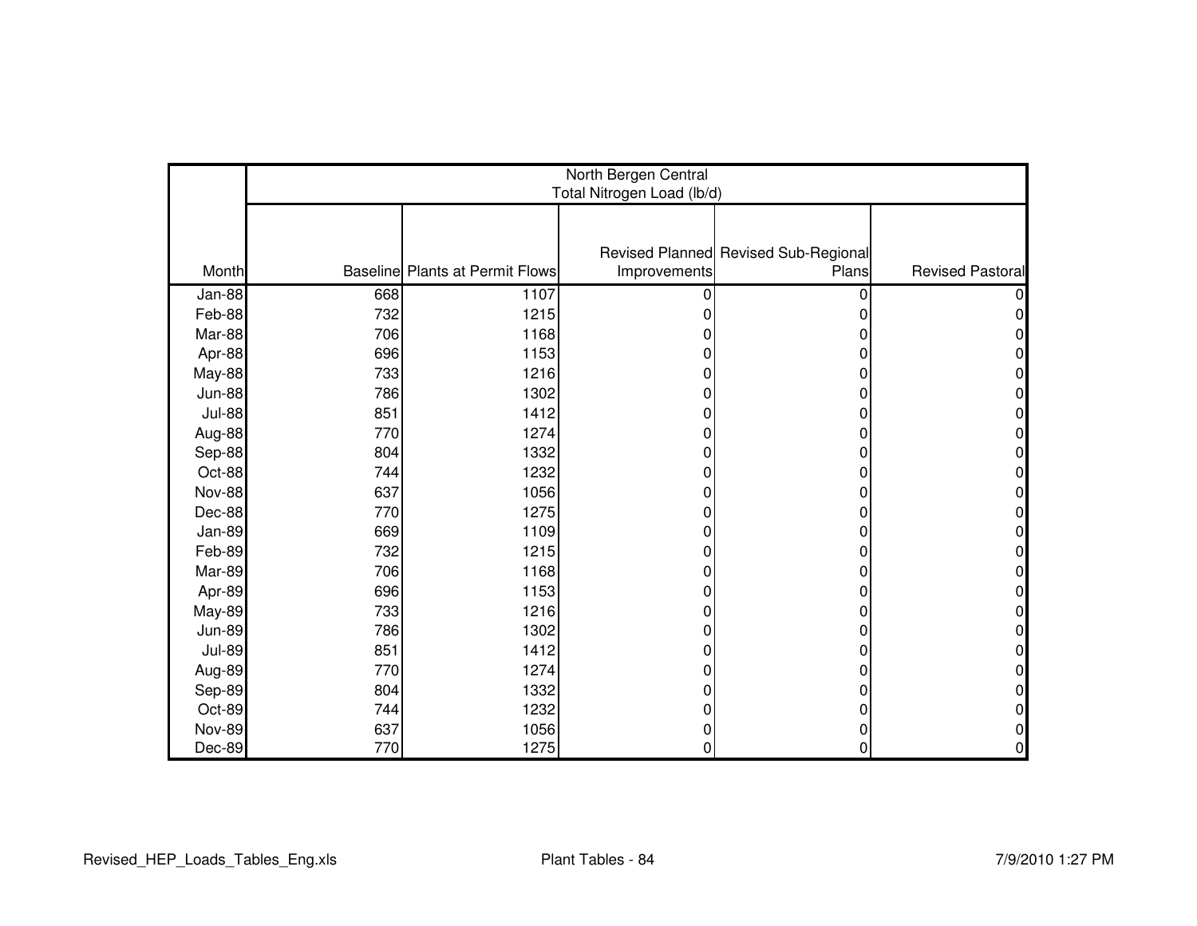| | North Bergen Central Total Nitrogen Load (lb/d) | | | | |
|---|---|---|---|---|---|
| Month | Baseline | Plants at Permit Flows | Revised Planned Improvements | Revised Sub-Regional Plans | Revised Pastoral |
| Jan-88 | 668 | 1107 | 0 | 0 | 0 |
| Feb-88 | 732 | 1215 | 0 | 0 | 0 |
| Mar-88 | 706 | 1168 | 0 | 0 | 0 |
| Apr-88 | 696 | 1153 | 0 | 0 | 0 |
| May-88 | 733 | 1216 | 0 | 0 | 0 |
| Jun-88 | 786 | 1302 | 0 | 0 | 0 |
| Jul-88 | 851 | 1412 | 0 | 0 | 0 |
| Aug-88 | 770 | 1274 | 0 | 0 | 0 |
| Sep-88 | 804 | 1332 | 0 | 0 | 0 |
| Oct-88 | 744 | 1232 | 0 | 0 | 0 |
| Nov-88 | 637 | 1056 | 0 | 0 | 0 |
| Dec-88 | 770 | 1275 | 0 | 0 | 0 |
| Jan-89 | 669 | 1109 | 0 | 0 | 0 |
| Feb-89 | 732 | 1215 | 0 | 0 | 0 |
| Mar-89 | 706 | 1168 | 0 | 0 | 0 |
| Apr-89 | 696 | 1153 | 0 | 0 | 0 |
| May-89 | 733 | 1216 | 0 | 0 | 0 |
| Jun-89 | 786 | 1302 | 0 | 0 | 0 |
| Jul-89 | 851 | 1412 | 0 | 0 | 0 |
| Aug-89 | 770 | 1274 | 0 | 0 | 0 |
| Sep-89 | 804 | 1332 | 0 | 0 | 0 |
| Oct-89 | 744 | 1232 | 0 | 0 | 0 |
| Nov-89 | 637 | 1056 | 0 | 0 | 0 |
| Dec-89 | 770 | 1275 | 0 | 0 | 0 |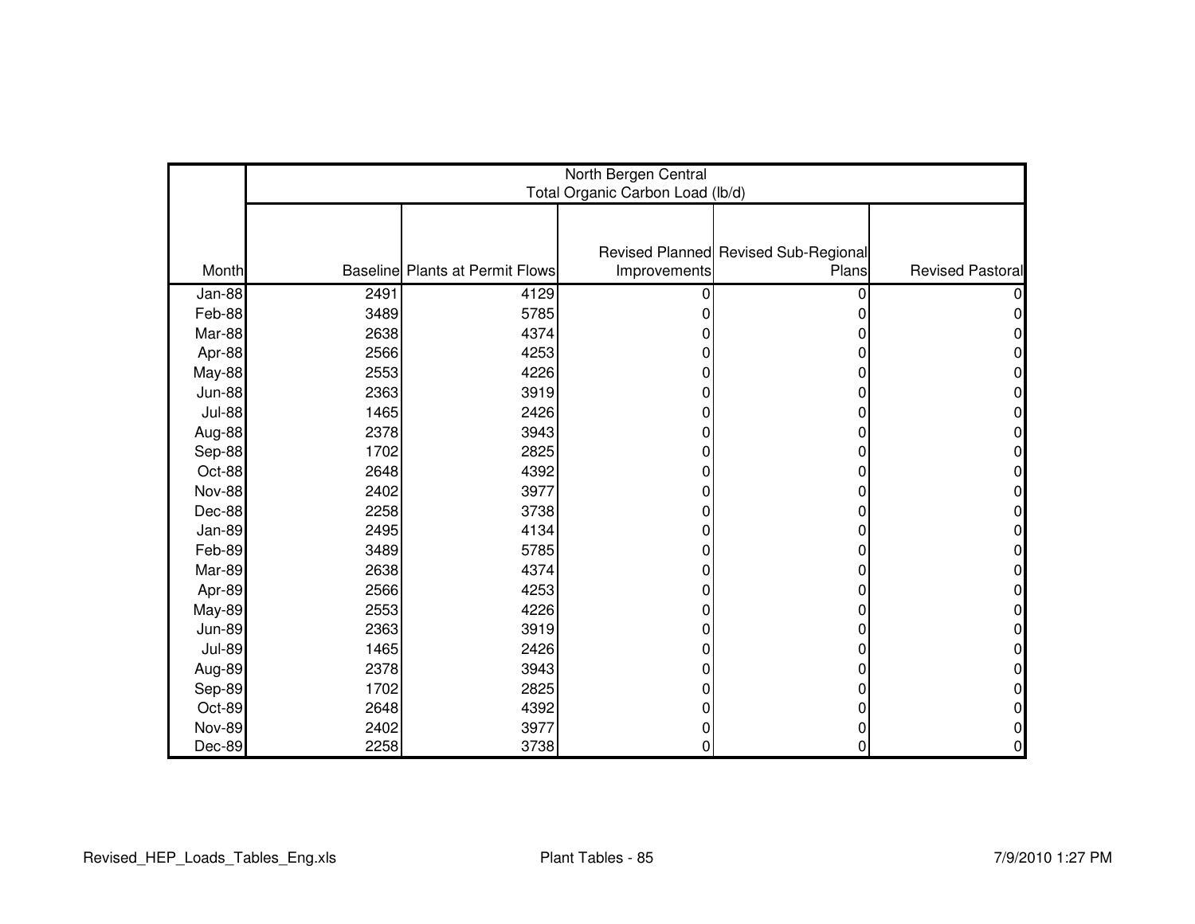| | North Bergen Central Total Organic Carbon Load (lb/d) | | | | |
|---|---|---|---|---|---|
| Month | Baseline | Plants at Permit Flows | Revised Planned Improvements | Revised Sub-Regional Plans | Revised Pastoral |
| Jan-88 | 2491 | 4129 | 0 | 0 | 0 |
| Feb-88 | 3489 | 5785 | 0 | 0 | 0 |
| Mar-88 | 2638 | 4374 | 0 | 0 | 0 |
| Apr-88 | 2566 | 4253 | 0 | 0 | 0 |
| May-88 | 2553 | 4226 | 0 | 0 | 0 |
| Jun-88 | 2363 | 3919 | 0 | 0 | 0 |
| Jul-88 | 1465 | 2426 | 0 | 0 | 0 |
| Aug-88 | 2378 | 3943 | 0 | 0 | 0 |
| Sep-88 | 1702 | 2825 | 0 | 0 | 0 |
| Oct-88 | 2648 | 4392 | 0 | 0 | 0 |
| Nov-88 | 2402 | 3977 | 0 | 0 | 0 |
| Dec-88 | 2258 | 3738 | 0 | 0 | 0 |
| Jan-89 | 2495 | 4134 | 0 | 0 | 0 |
| Feb-89 | 3489 | 5785 | 0 | 0 | 0 |
| Mar-89 | 2638 | 4374 | 0 | 0 | 0 |
| Apr-89 | 2566 | 4253 | 0 | 0 | 0 |
| May-89 | 2553 | 4226 | 0 | 0 | 0 |
| Jun-89 | 2363 | 3919 | 0 | 0 | 0 |
| Jul-89 | 1465 | 2426 | 0 | 0 | 0 |
| Aug-89 | 2378 | 3943 | 0 | 0 | 0 |
| Sep-89 | 1702 | 2825 | 0 | 0 | 0 |
| Oct-89 | 2648 | 4392 | 0 | 0 | 0 |
| Nov-89 | 2402 | 3977 | 0 | 0 | 0 |
| Dec-89 | 2258 | 3738 | 0 | 0 | 0 |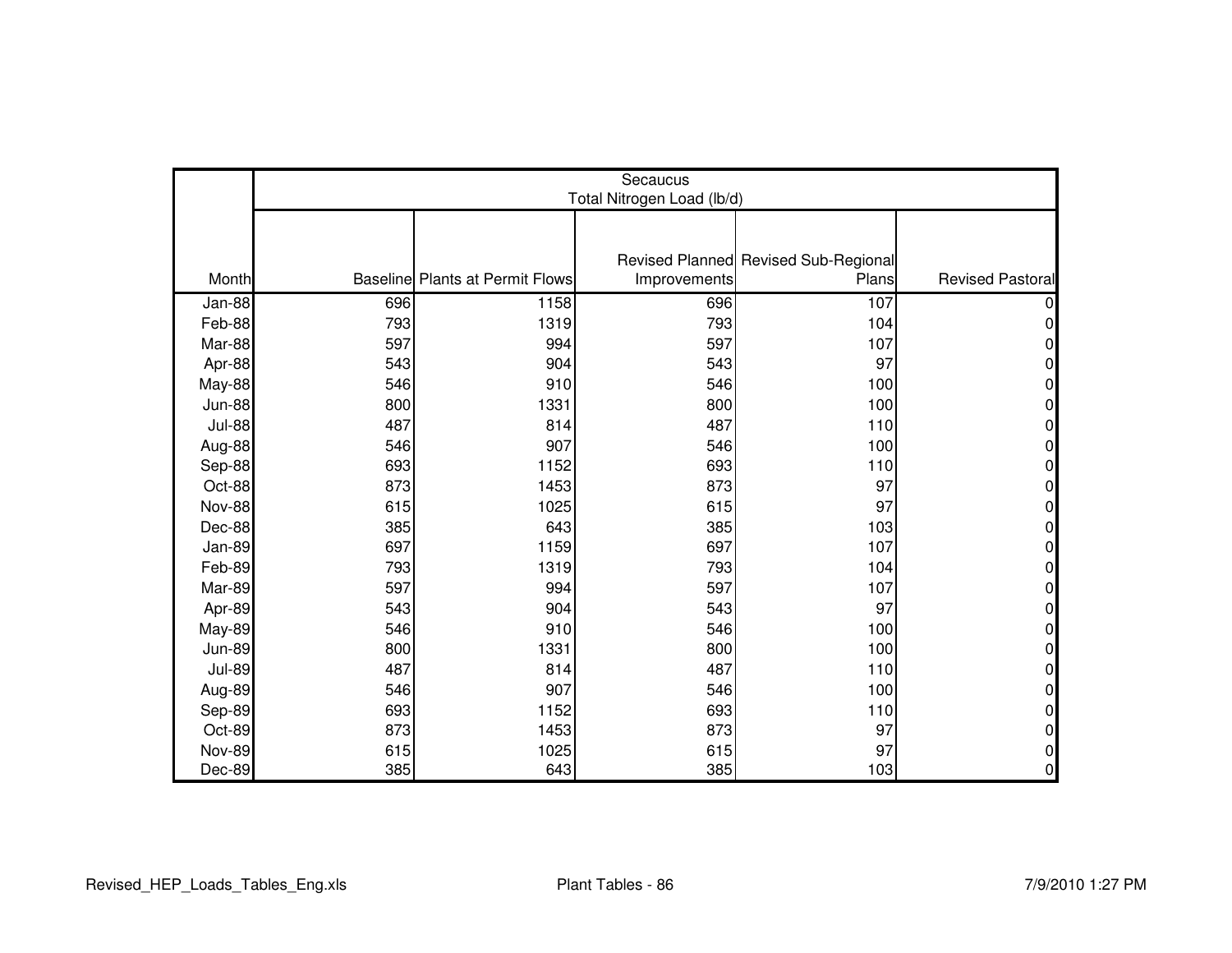| | Secaucus Total Nitrogen Load (lb/d) | | | | |
|---|---|---|---|---|---|
| Month | Baseline | Plants at Permit Flows | Revised Planned Improvements | Revised Sub-Regional Plans | Revised Pastoral |
| Jan-88 | 696 | 1158 | 696 | 107 | 0 |
| Feb-88 | 793 | 1319 | 793 | 104 | 0 |
| Mar-88 | 597 | 994 | 597 | 107 | 0 |
| Apr-88 | 543 | 904 | 543 | 97 | 0 |
| May-88 | 546 | 910 | 546 | 100 | 0 |
| Jun-88 | 800 | 1331 | 800 | 100 | 0 |
| Jul-88 | 487 | 814 | 487 | 110 | 0 |
| Aug-88 | 546 | 907 | 546 | 100 | 0 |
| Sep-88 | 693 | 1152 | 693 | 110 | 0 |
| Oct-88 | 873 | 1453 | 873 | 97 | 0 |
| Nov-88 | 615 | 1025 | 615 | 97 | 0 |
| Dec-88 | 385 | 643 | 385 | 103 | 0 |
| Jan-89 | 697 | 1159 | 697 | 107 | 0 |
| Feb-89 | 793 | 1319 | 793 | 104 | 0 |
| Mar-89 | 597 | 994 | 597 | 107 | 0 |
| Apr-89 | 543 | 904 | 543 | 97 | 0 |
| May-89 | 546 | 910 | 546 | 100 | 0 |
| Jun-89 | 800 | 1331 | 800 | 100 | 0 |
| Jul-89 | 487 | 814 | 487 | 110 | 0 |
| Aug-89 | 546 | 907 | 546 | 100 | 0 |
| Sep-89 | 693 | 1152 | 693 | 110 | 0 |
| Oct-89 | 873 | 1453 | 873 | 97 | 0 |
| Nov-89 | 615 | 1025 | 615 | 97 | 0 |
| Dec-89 | 385 | 643 | 385 | 103 | 0 |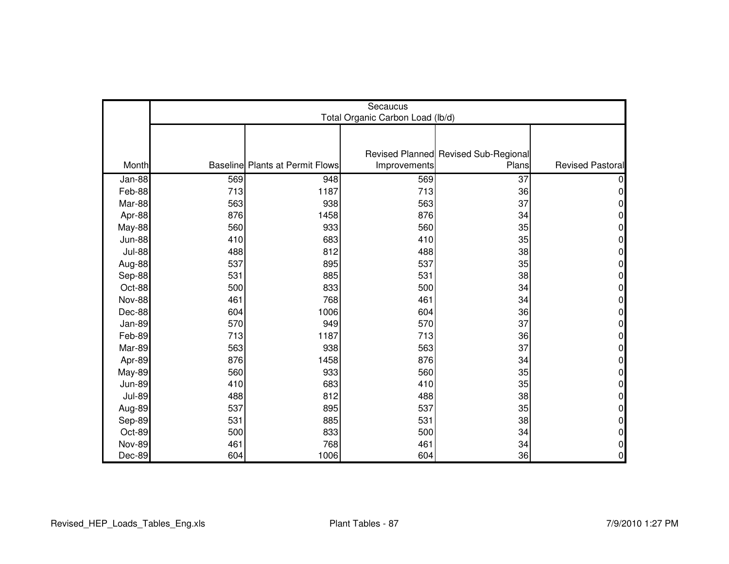| | Secaucus Total Organic Carbon Load (lb/d) | | | | |
|---|---|---|---|---|---|
| Month | Baseline | Plants at Permit Flows | Revised Planned Improvements | Revised Sub-Regional Plans | Revised Pastoral |
| Jan-88 | 569 | 948 | 569 | 37 | 0 |
| Feb-88 | 713 | 1187 | 713 | 36 | 0 |
| Mar-88 | 563 | 938 | 563 | 37 | 0 |
| Apr-88 | 876 | 1458 | 876 | 34 | 0 |
| May-88 | 560 | 933 | 560 | 35 | 0 |
| Jun-88 | 410 | 683 | 410 | 35 | 0 |
| Jul-88 | 488 | 812 | 488 | 38 | 0 |
| Aug-88 | 537 | 895 | 537 | 35 | 0 |
| Sep-88 | 531 | 885 | 531 | 38 | 0 |
| Oct-88 | 500 | 833 | 500 | 34 | 0 |
| Nov-88 | 461 | 768 | 461 | 34 | 0 |
| Dec-88 | 604 | 1006 | 604 | 36 | 0 |
| Jan-89 | 570 | 949 | 570 | 37 | 0 |
| Feb-89 | 713 | 1187 | 713 | 36 | 0 |
| Mar-89 | 563 | 938 | 563 | 37 | 0 |
| Apr-89 | 876 | 1458 | 876 | 34 | 0 |
| May-89 | 560 | 933 | 560 | 35 | 0 |
| Jun-89 | 410 | 683 | 410 | 35 | 0 |
| Jul-89 | 488 | 812 | 488 | 38 | 0 |
| Aug-89 | 537 | 895 | 537 | 35 | 0 |
| Sep-89 | 531 | 885 | 531 | 38 | 0 |
| Oct-89 | 500 | 833 | 500 | 34 | 0 |
| Nov-89 | 461 | 768 | 461 | 34 | 0 |
| Dec-89 | 604 | 1006 | 604 | 36 | 0 |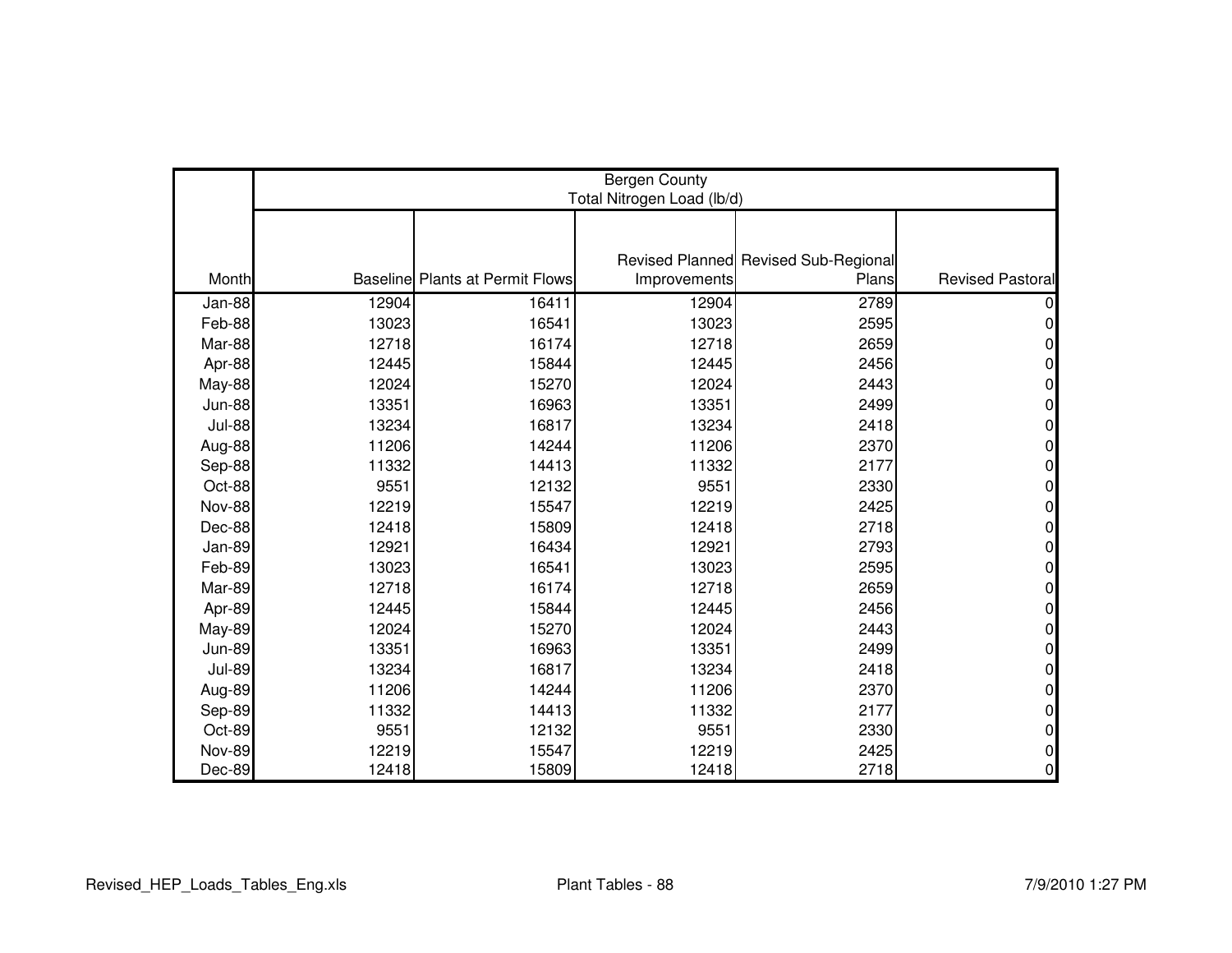| Month | Bergen County Total Nitrogen Load (lb/d) | | | | |
|---|---|---|---|---|---|
| | Baseline | Plants at Permit Flows | Revised Planned Improvements | Revised Sub-Regional Plans | Revised Pastoral |
| Jan-88 | 12904 | 16411 | 12904 | 2789 | 0 |
| Feb-88 | 13023 | 16541 | 13023 | 2595 | 0 |
| Mar-88 | 12718 | 16174 | 12718 | 2659 | 0 |
| Apr-88 | 12445 | 15844 | 12445 | 2456 | 0 |
| May-88 | 12024 | 15270 | 12024 | 2443 | 0 |
| Jun-88 | 13351 | 16963 | 13351 | 2499 | 0 |
| Jul-88 | 13234 | 16817 | 13234 | 2418 | 0 |
| Aug-88 | 11206 | 14244 | 11206 | 2370 | 0 |
| Sep-88 | 11332 | 14413 | 11332 | 2177 | 0 |
| Oct-88 | 9551 | 12132 | 9551 | 2330 | 0 |
| Nov-88 | 12219 | 15547 | 12219 | 2425 | 0 |
| Dec-88 | 12418 | 15809 | 12418 | 2718 | 0 |
| Jan-89 | 12921 | 16434 | 12921 | 2793 | 0 |
| Feb-89 | 13023 | 16541 | 13023 | 2595 | 0 |
| Mar-89 | 12718 | 16174 | 12718 | 2659 | 0 |
| Apr-89 | 12445 | 15844 | 12445 | 2456 | 0 |
| May-89 | 12024 | 15270 | 12024 | 2443 | 0 |
| Jun-89 | 13351 | 16963 | 13351 | 2499 | 0 |
| Jul-89 | 13234 | 16817 | 13234 | 2418 | 0 |
| Aug-89 | 11206 | 14244 | 11206 | 2370 | 0 |
| Sep-89 | 11332 | 14413 | 11332 | 2177 | 0 |
| Oct-89 | 9551 | 12132 | 9551 | 2330 | 0 |
| Nov-89 | 12219 | 15547 | 12219 | 2425 | 0 |
| Dec-89 | 12418 | 15809 | 12418 | 2718 | 0 |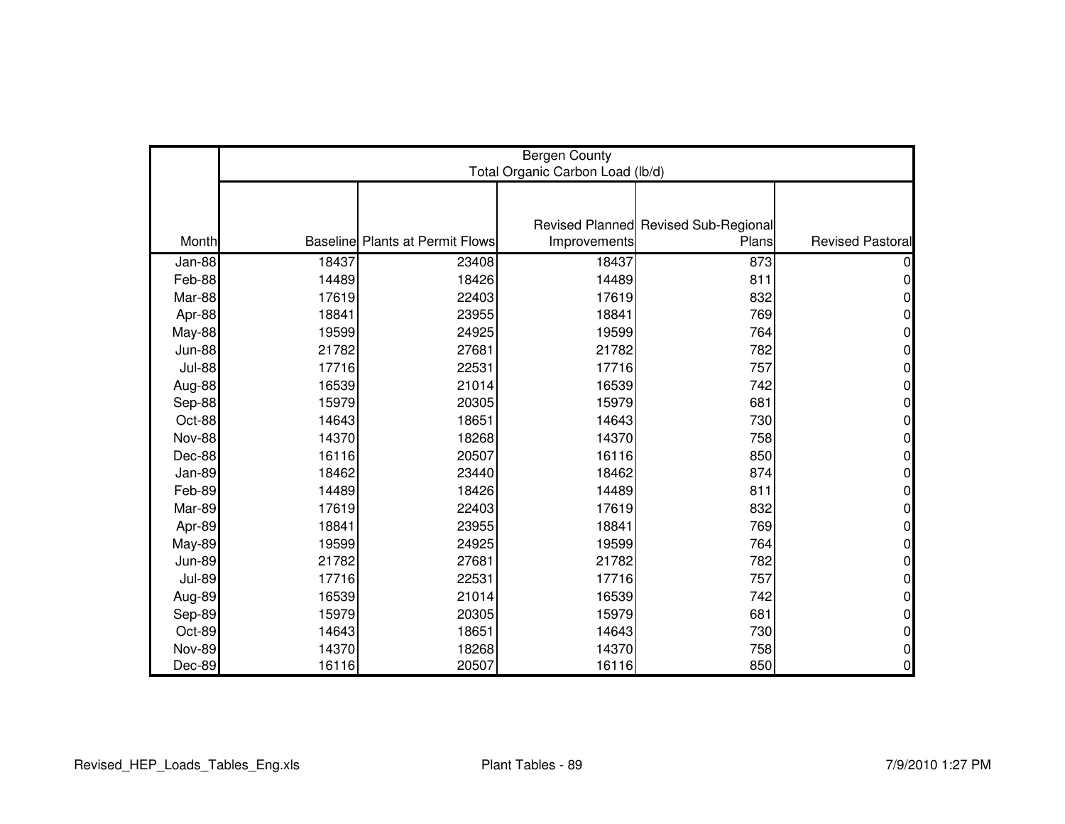| | Bergen County Total Organic Carbon Load (lb/d) | | | | |
|---|---|---|---|---|---|
| Month | Baseline | Plants at Permit Flows | Revised Planned Improvements | Revised Sub-Regional Plans | Revised Pastoral |
| Jan-88 | 18437 | 23408 | 18437 | 873 | 0 |
| Feb-88 | 14489 | 18426 | 14489 | 811 | 0 |
| Mar-88 | 17619 | 22403 | 17619 | 832 | 0 |
| Apr-88 | 18841 | 23955 | 18841 | 769 | 0 |
| May-88 | 19599 | 24925 | 19599 | 764 | 0 |
| Jun-88 | 21782 | 27681 | 21782 | 782 | 0 |
| Jul-88 | 17716 | 22531 | 17716 | 757 | 0 |
| Aug-88 | 16539 | 21014 | 16539 | 742 | 0 |
| Sep-88 | 15979 | 20305 | 15979 | 681 | 0 |
| Oct-88 | 14643 | 18651 | 14643 | 730 | 0 |
| Nov-88 | 14370 | 18268 | 14370 | 758 | 0 |
| Dec-88 | 16116 | 20507 | 16116 | 850 | 0 |
| Jan-89 | 18462 | 23440 | 18462 | 874 | 0 |
| Feb-89 | 14489 | 18426 | 14489 | 811 | 0 |
| Mar-89 | 17619 | 22403 | 17619 | 832 | 0 |
| Apr-89 | 18841 | 23955 | 18841 | 769 | 0 |
| May-89 | 19599 | 24925 | 19599 | 764 | 0 |
| Jun-89 | 21782 | 27681 | 21782 | 782 | 0 |
| Jul-89 | 17716 | 22531 | 17716 | 757 | 0 |
| Aug-89 | 16539 | 21014 | 16539 | 742 | 0 |
| Sep-89 | 15979 | 20305 | 15979 | 681 | 0 |
| Oct-89 | 14643 | 18651 | 14643 | 730 | 0 |
| Nov-89 | 14370 | 18268 | 14370 | 758 | 0 |
| Dec-89 | 16116 | 20507 | 16116 | 850 | 0 |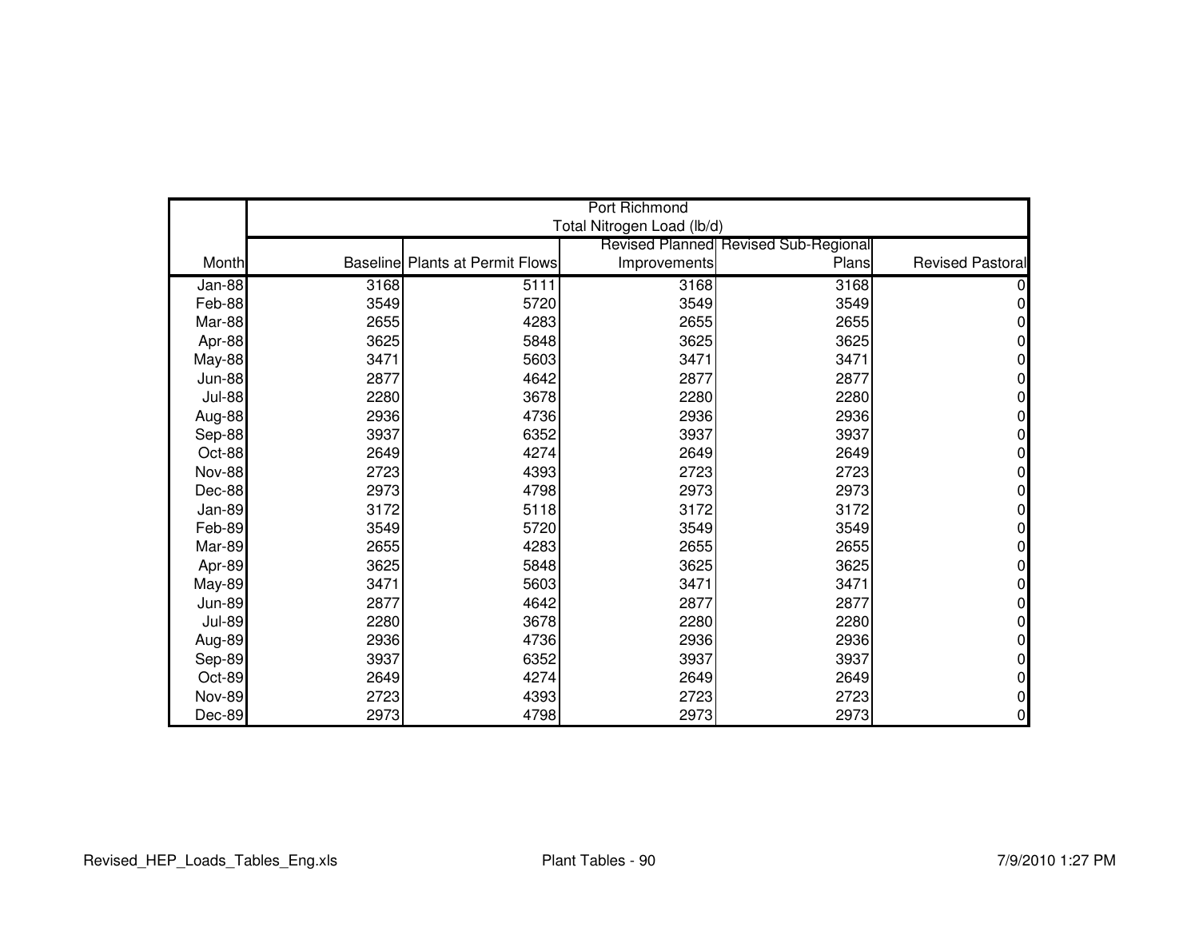| | Port Richmond Total Nitrogen Load (lb/d) | | | | |
|---|---|---|---|---|---|
| Month | Baseline | Plants at Permit Flows | Revised Planned Improvements | Revised Sub-Regional Plans | Revised Pastoral |
| Jan-88 | 3168 | 5111 | 3168 | 3168 | 0 |
| Feb-88 | 3549 | 5720 | 3549 | 3549 | 0 |
| Mar-88 | 2655 | 4283 | 2655 | 2655 | 0 |
| Apr-88 | 3625 | 5848 | 3625 | 3625 | 0 |
| May-88 | 3471 | 5603 | 3471 | 3471 | 0 |
| Jun-88 | 2877 | 4642 | 2877 | 2877 | 0 |
| Jul-88 | 2280 | 3678 | 2280 | 2280 | 0 |
| Aug-88 | 2936 | 4736 | 2936 | 2936 | 0 |
| Sep-88 | 3937 | 6352 | 3937 | 3937 | 0 |
| Oct-88 | 2649 | 4274 | 2649 | 2649 | 0 |
| Nov-88 | 2723 | 4393 | 2723 | 2723 | 0 |
| Dec-88 | 2973 | 4798 | 2973 | 2973 | 0 |
| Jan-89 | 3172 | 5118 | 3172 | 3172 | 0 |
| Feb-89 | 3549 | 5720 | 3549 | 3549 | 0 |
| Mar-89 | 2655 | 4283 | 2655 | 2655 | 0 |
| Apr-89 | 3625 | 5848 | 3625 | 3625 | 0 |
| May-89 | 3471 | 5603 | 3471 | 3471 | 0 |
| Jun-89 | 2877 | 4642 | 2877 | 2877 | 0 |
| Jul-89 | 2280 | 3678 | 2280 | 2280 | 0 |
| Aug-89 | 2936 | 4736 | 2936 | 2936 | 0 |
| Sep-89 | 3937 | 6352 | 3937 | 3937 | 0 |
| Oct-89 | 2649 | 4274 | 2649 | 2649 | 0 |
| Nov-89 | 2723 | 4393 | 2723 | 2723 | 0 |
| Dec-89 | 2973 | 4798 | 2973 | 2973 | 0 |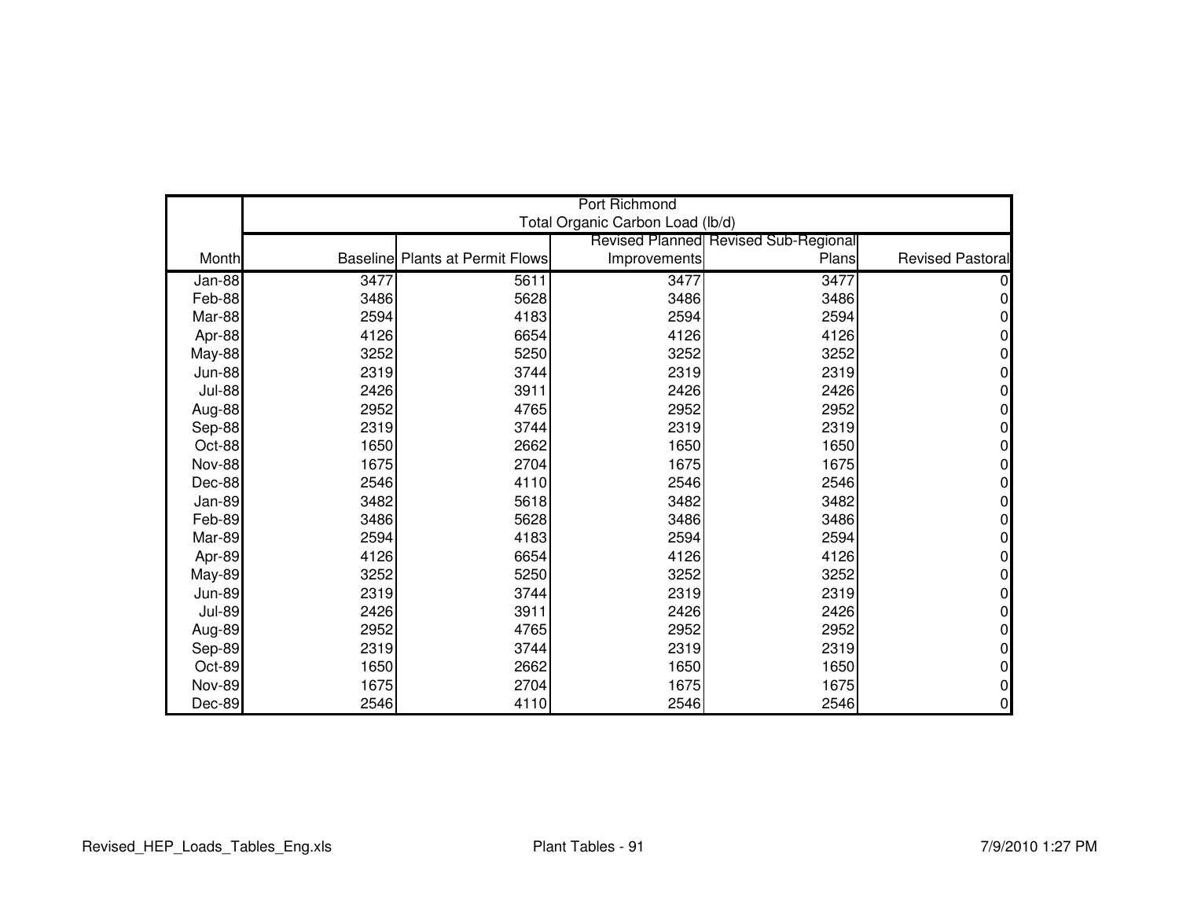| | Port Richmond<br>Total Organic Carbon Load (lb/d) | | | | |
|---|---|---|---|---|---|
| Month | Baseline | Plants at Permit Flows | Revised Planned Improvements | Revised Sub-Regional Plans | Revised Pastoral |
| Jan-88 | 3477 | 5611 | 3477 | 3477 | 0 |
| Feb-88 | 3486 | 5628 | 3486 | 3486 | 0 |
| Mar-88 | 2594 | 4183 | 2594 | 2594 | 0 |
| Apr-88 | 4126 | 6654 | 4126 | 4126 | 0 |
| May-88 | 3252 | 5250 | 3252 | 3252 | 0 |
| Jun-88 | 2319 | 3744 | 2319 | 2319 | 0 |
| Jul-88 | 2426 | 3911 | 2426 | 2426 | 0 |
| Aug-88 | 2952 | 4765 | 2952 | 2952 | 0 |
| Sep-88 | 2319 | 3744 | 2319 | 2319 | 0 |
| Oct-88 | 1650 | 2662 | 1650 | 1650 | 0 |
| Nov-88 | 1675 | 2704 | 1675 | 1675 | 0 |
| Dec-88 | 2546 | 4110 | 2546 | 2546 | 0 |
| Jan-89 | 3482 | 5618 | 3482 | 3482 | 0 |
| Feb-89 | 3486 | 5628 | 3486 | 3486 | 0 |
| Mar-89 | 2594 | 4183 | 2594 | 2594 | 0 |
| Apr-89 | 4126 | 6654 | 4126 | 4126 | 0 |
| May-89 | 3252 | 5250 | 3252 | 3252 | 0 |
| Jun-89 | 2319 | 3744 | 2319 | 2319 | 0 |
| Jul-89 | 2426 | 3911 | 2426 | 2426 | 0 |
| Aug-89 | 2952 | 4765 | 2952 | 2952 | 0 |
| Sep-89 | 2319 | 3744 | 2319 | 2319 | 0 |
| Oct-89 | 1650 | 2662 | 1650 | 1650 | 0 |
| Nov-89 | 1675 | 2704 | 1675 | 1675 | 0 |
| Dec-89 | 2546 | 4110 | 2546 | 2546 | 0 |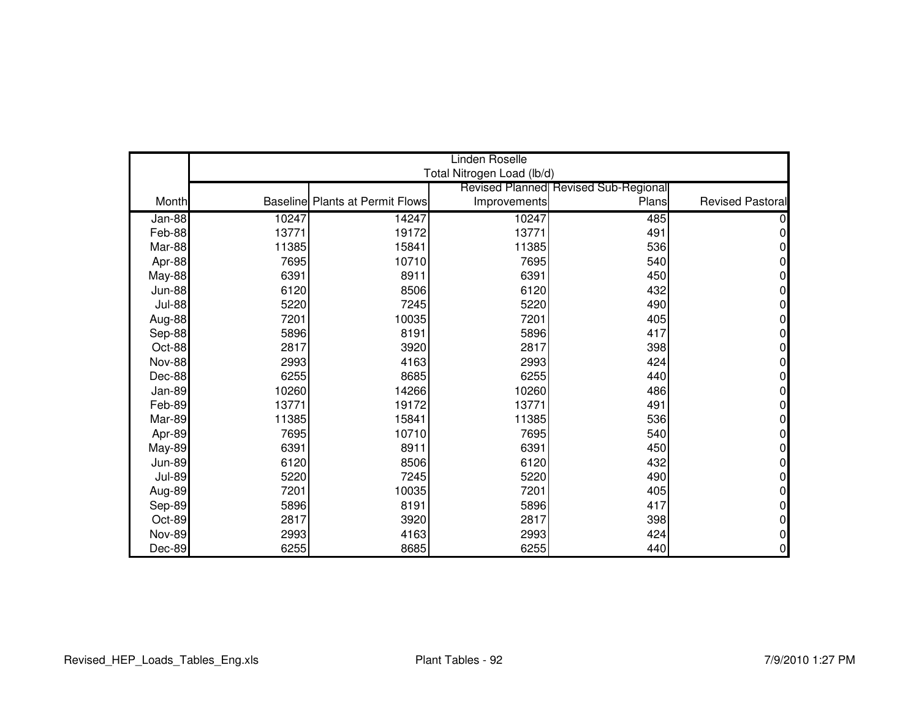| | Linden Roselle Total Nitrogen Load (lb/d) | | | | |
|---|---|---|---|---|---|
| Month | Baseline | Plants at Permit Flows | Revised Planned Improvements | Revised Sub-Regional Plans | Revised Pastoral |
| Jan-88 | 10247 | 14247 | 10247 | 485 | 0 |
| Feb-88 | 13771 | 19172 | 13771 | 491 | 0 |
| Mar-88 | 11385 | 15841 | 11385 | 536 | 0 |
| Apr-88 | 7695 | 10710 | 7695 | 540 | 0 |
| May-88 | 6391 | 8911 | 6391 | 450 | 0 |
| Jun-88 | 6120 | 8506 | 6120 | 432 | 0 |
| Jul-88 | 5220 | 7245 | 5220 | 490 | 0 |
| Aug-88 | 7201 | 10035 | 7201 | 405 | 0 |
| Sep-88 | 5896 | 8191 | 5896 | 417 | 0 |
| Oct-88 | 2817 | 3920 | 2817 | 398 | 0 |
| Nov-88 | 2993 | 4163 | 2993 | 424 | 0 |
| Dec-88 | 6255 | 8685 | 6255 | 440 | 0 |
| Jan-89 | 10260 | 14266 | 10260 | 486 | 0 |
| Feb-89 | 13771 | 19172 | 13771 | 491 | 0 |
| Mar-89 | 11385 | 15841 | 11385 | 536 | 0 |
| Apr-89 | 7695 | 10710 | 7695 | 540 | 0 |
| May-89 | 6391 | 8911 | 6391 | 450 | 0 |
| Jun-89 | 6120 | 8506 | 6120 | 432 | 0 |
| Jul-89 | 5220 | 7245 | 5220 | 490 | 0 |
| Aug-89 | 7201 | 10035 | 7201 | 405 | 0 |
| Sep-89 | 5896 | 8191 | 5896 | 417 | 0 |
| Oct-89 | 2817 | 3920 | 2817 | 398 | 0 |
| Nov-89 | 2993 | 4163 | 2993 | 424 | 0 |
| Dec-89 | 6255 | 8685 | 6255 | 440 | 0 |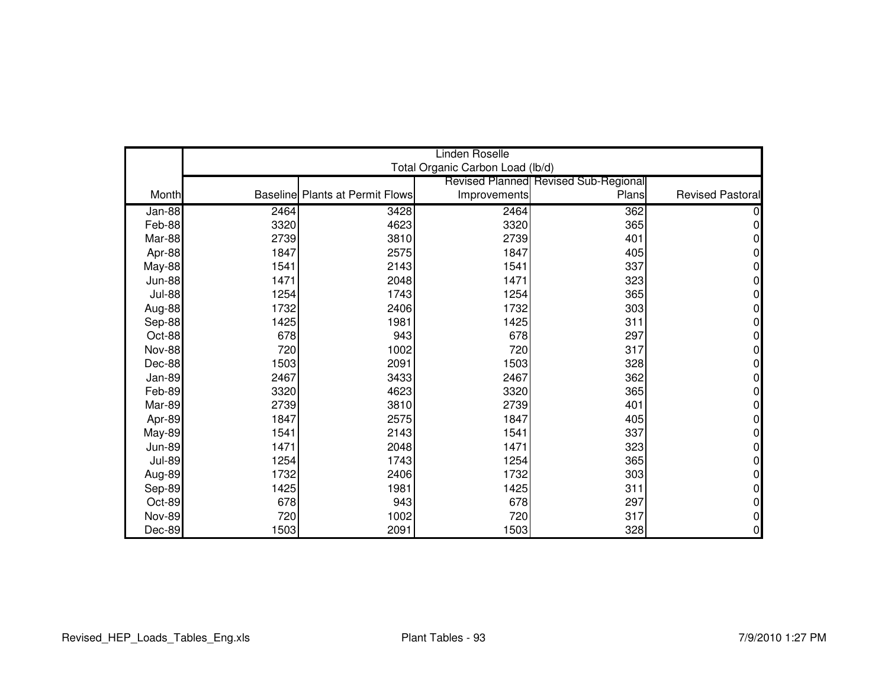| | Linden Roselle | | | | |
|---|---|---|---|---|---|
| | Total Organic Carbon Load (lb/d) | | | | |
| Month | Baseline | Plants at Permit Flows | Revised Planned Improvements | Revised Sub-Regional Plans | Revised Pastoral |
| Jan-88 | 2464 | 3428 | 2464 | 362 | 0 |
| Feb-88 | 3320 | 4623 | 3320 | 365 | 0 |
| Mar-88 | 2739 | 3810 | 2739 | 401 | 0 |
| Apr-88 | 1847 | 2575 | 1847 | 405 | 0 |
| May-88 | 1541 | 2143 | 1541 | 337 | 0 |
| Jun-88 | 1471 | 2048 | 1471 | 323 | 0 |
| Jul-88 | 1254 | 1743 | 1254 | 365 | 0 |
| Aug-88 | 1732 | 2406 | 1732 | 303 | 0 |
| Sep-88 | 1425 | 1981 | 1425 | 311 | 0 |
| Oct-88 | 678 | 943 | 678 | 297 | 0 |
| Nov-88 | 720 | 1002 | 720 | 317 | 0 |
| Dec-88 | 1503 | 2091 | 1503 | 328 | 0 |
| Jan-89 | 2467 | 3433 | 2467 | 362 | 0 |
| Feb-89 | 3320 | 4623 | 3320 | 365 | 0 |
| Mar-89 | 2739 | 3810 | 2739 | 401 | 0 |
| Apr-89 | 1847 | 2575 | 1847 | 405 | 0 |
| May-89 | 1541 | 2143 | 1541 | 337 | 0 |
| Jun-89 | 1471 | 2048 | 1471 | 323 | 0 |
| Jul-89 | 1254 | 1743 | 1254 | 365 | 0 |
| Aug-89 | 1732 | 2406 | 1732 | 303 | 0 |
| Sep-89 | 1425 | 1981 | 1425 | 311 | 0 |
| Oct-89 | 678 | 943 | 678 | 297 | 0 |
| Nov-89 | 720 | 1002 | 720 | 317 | 0 |
| Dec-89 | 1503 | 2091 | 1503 | 328 | 0 |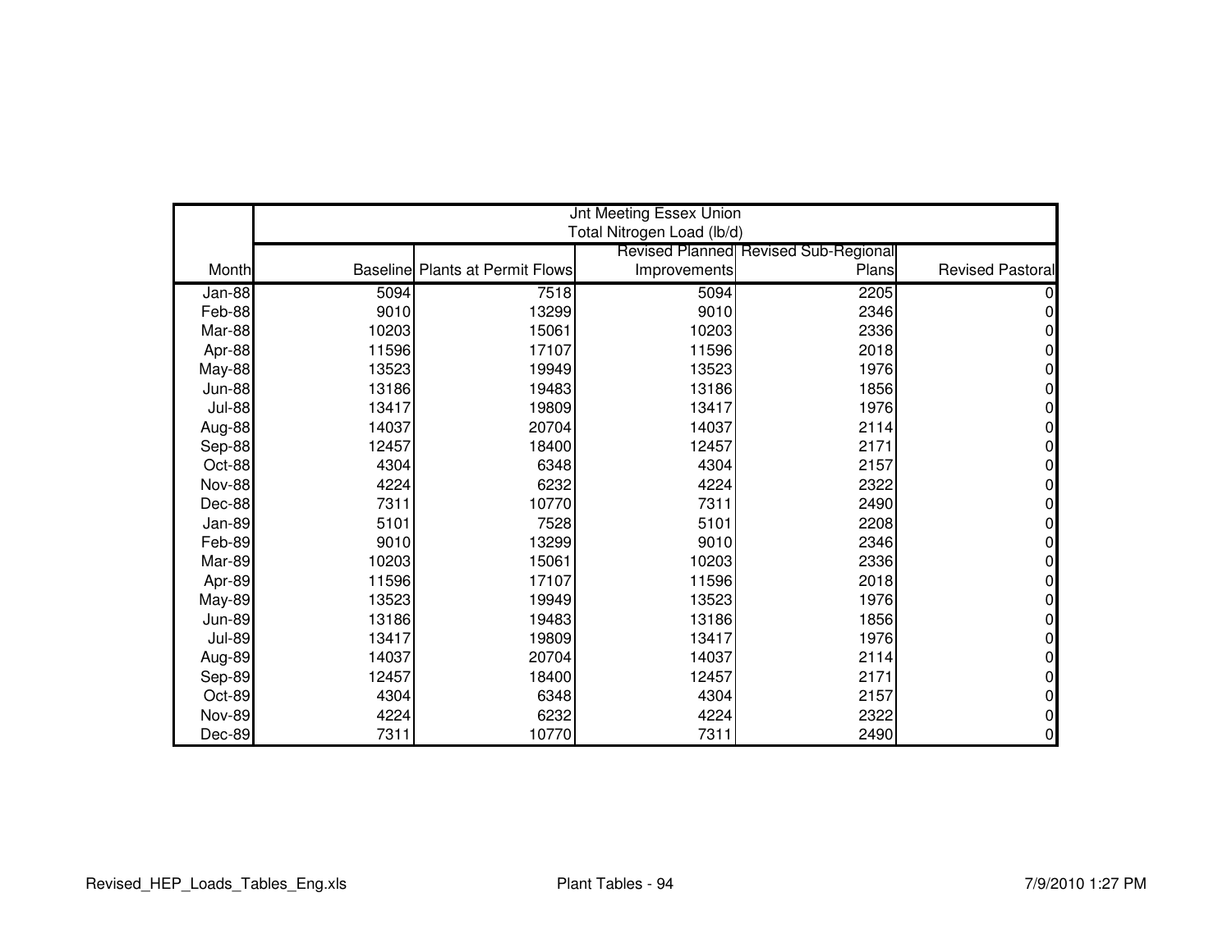| | Jnt Meeting Essex Union Total Nitrogen Load (lb/d) | | | | |
|---|---|---|---|---|---|
| Month | Baseline | Plants at Permit Flows | Revised Planned Improvements | Revised Sub-Regional Plans | Revised Pastoral |
| Jan-88 | 5094 | 7518 | 5094 | 2205 | 0 |
| Feb-88 | 9010 | 13299 | 9010 | 2346 | 0 |
| Mar-88 | 10203 | 15061 | 10203 | 2336 | 0 |
| Apr-88 | 11596 | 17107 | 11596 | 2018 | 0 |
| May-88 | 13523 | 19949 | 13523 | 1976 | 0 |
| Jun-88 | 13186 | 19483 | 13186 | 1856 | 0 |
| Jul-88 | 13417 | 19809 | 13417 | 1976 | 0 |
| Aug-88 | 14037 | 20704 | 14037 | 2114 | 0 |
| Sep-88 | 12457 | 18400 | 12457 | 2171 | 0 |
| Oct-88 | 4304 | 6348 | 4304 | 2157 | 0 |
| Nov-88 | 4224 | 6232 | 4224 | 2322 | 0 |
| Dec-88 | 7311 | 10770 | 7311 | 2490 | 0 |
| Jan-89 | 5101 | 7528 | 5101 | 2208 | 0 |
| Feb-89 | 9010 | 13299 | 9010 | 2346 | 0 |
| Mar-89 | 10203 | 15061 | 10203 | 2336 | 0 |
| Apr-89 | 11596 | 17107 | 11596 | 2018 | 0 |
| May-89 | 13523 | 19949 | 13523 | 1976 | 0 |
| Jun-89 | 13186 | 19483 | 13186 | 1856 | 0 |
| Jul-89 | 13417 | 19809 | 13417 | 1976 | 0 |
| Aug-89 | 14037 | 20704 | 14037 | 2114 | 0 |
| Sep-89 | 12457 | 18400 | 12457 | 2171 | 0 |
| Oct-89 | 4304 | 6348 | 4304 | 2157 | 0 |
| Nov-89 | 4224 | 6232 | 4224 | 2322 | 0 |
| Dec-89 | 7311 | 10770 | 7311 | 2490 | 0 |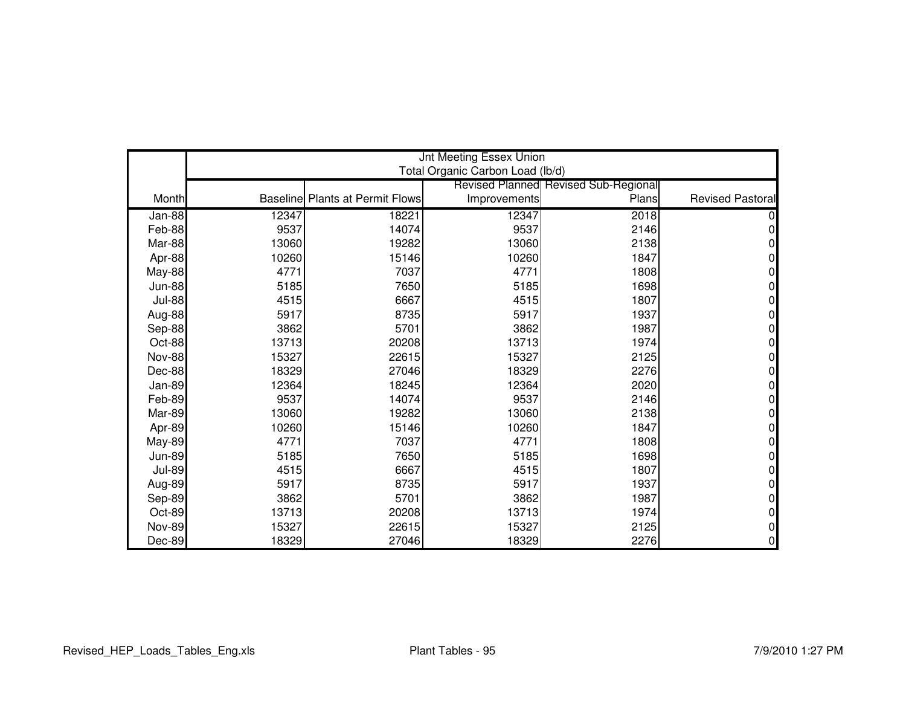| | Jnt Meeting Essex Union<br>Total Organic Carbon Load (lb/d) | | | | |
|---|---|---|---|---|---|
| Month | Baseline | Plants at Permit Flows | Revised Planned Improvements | Revised Sub-Regional Plans | Revised Pastoral |
| Jan-88 | 12347 | 18221 | 12347 | 2018 | 0 |
| Feb-88 | 9537 | 14074 | 9537 | 2146 | 0 |
| Mar-88 | 13060 | 19282 | 13060 | 2138 | 0 |
| Apr-88 | 10260 | 15146 | 10260 | 1847 | 0 |
| May-88 | 4771 | 7037 | 4771 | 1808 | 0 |
| Jun-88 | 5185 | 7650 | 5185 | 1698 | 0 |
| Jul-88 | 4515 | 6667 | 4515 | 1807 | 0 |
| Aug-88 | 5917 | 8735 | 5917 | 1937 | 0 |
| Sep-88 | 3862 | 5701 | 3862 | 1987 | 0 |
| Oct-88 | 13713 | 20208 | 13713 | 1974 | 0 |
| Nov-88 | 15327 | 22615 | 15327 | 2125 | 0 |
| Dec-88 | 18329 | 27046 | 18329 | 2276 | 0 |
| Jan-89 | 12364 | 18245 | 12364 | 2020 | 0 |
| Feb-89 | 9537 | 14074 | 9537 | 2146 | 0 |
| Mar-89 | 13060 | 19282 | 13060 | 2138 | 0 |
| Apr-89 | 10260 | 15146 | 10260 | 1847 | 0 |
| May-89 | 4771 | 7037 | 4771 | 1808 | 0 |
| Jun-89 | 5185 | 7650 | 5185 | 1698 | 0 |
| Jul-89 | 4515 | 6667 | 4515 | 1807 | 0 |
| Aug-89 | 5917 | 8735 | 5917 | 1937 | 0 |
| Sep-89 | 3862 | 5701 | 3862 | 1987 | 0 |
| Oct-89 | 13713 | 20208 | 13713 | 1974 | 0 |
| Nov-89 | 15327 | 22615 | 15327 | 2125 | 0 |
| Dec-89 | 18329 | 27046 | 18329 | 2276 | 0 |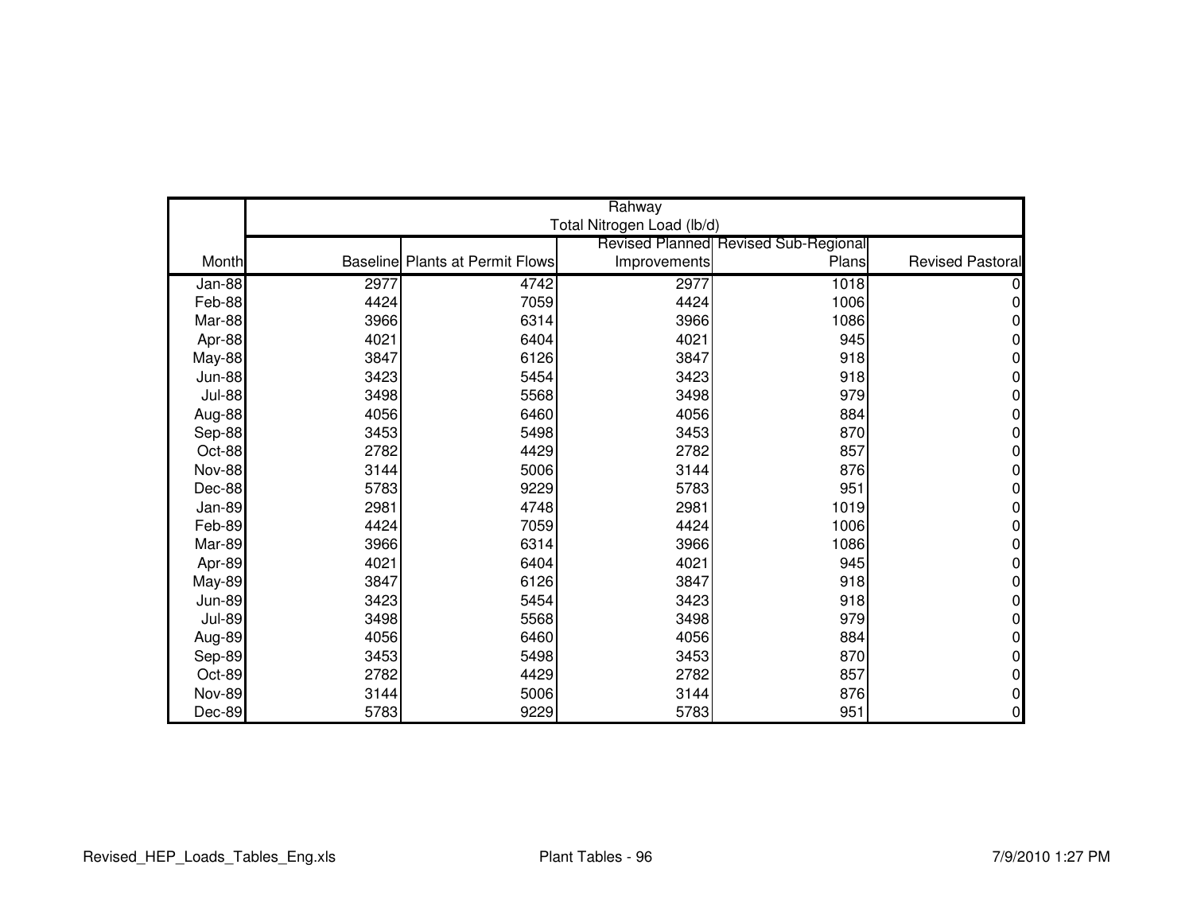| | Rahway Total Nitrogen Load (lb/d) | | | | |
|---|---|---|---|---|---|
| Month | Baseline | Plants at Permit Flows | Revised Planned Improvements | Revised Sub-Regional Plans | Revised Pastoral |
| Jan-88 | 2977 | 4742 | 2977 | 1018 | 0 |
| Feb-88 | 4424 | 7059 | 4424 | 1006 | 0 |
| Mar-88 | 3966 | 6314 | 3966 | 1086 | 0 |
| Apr-88 | 4021 | 6404 | 4021 | 945 | 0 |
| May-88 | 3847 | 6126 | 3847 | 918 | 0 |
| Jun-88 | 3423 | 5454 | 3423 | 918 | 0 |
| Jul-88 | 3498 | 5568 | 3498 | 979 | 0 |
| Aug-88 | 4056 | 6460 | 4056 | 884 | 0 |
| Sep-88 | 3453 | 5498 | 3453 | 870 | 0 |
| Oct-88 | 2782 | 4429 | 2782 | 857 | 0 |
| Nov-88 | 3144 | 5006 | 3144 | 876 | 0 |
| Dec-88 | 5783 | 9229 | 5783 | 951 | 0 |
| Jan-89 | 2981 | 4748 | 2981 | 1019 | 0 |
| Feb-89 | 4424 | 7059 | 4424 | 1006 | 0 |
| Mar-89 | 3966 | 6314 | 3966 | 1086 | 0 |
| Apr-89 | 4021 | 6404 | 4021 | 945 | 0 |
| May-89 | 3847 | 6126 | 3847 | 918 | 0 |
| Jun-89 | 3423 | 5454 | 3423 | 918 | 0 |
| Jul-89 | 3498 | 5568 | 3498 | 979 | 0 |
| Aug-89 | 4056 | 6460 | 4056 | 884 | 0 |
| Sep-89 | 3453 | 5498 | 3453 | 870 | 0 |
| Oct-89 | 2782 | 4429 | 2782 | 857 | 0 |
| Nov-89 | 3144 | 5006 | 3144 | 876 | 0 |
| Dec-89 | 5783 | 9229 | 5783 | 951 | 0 |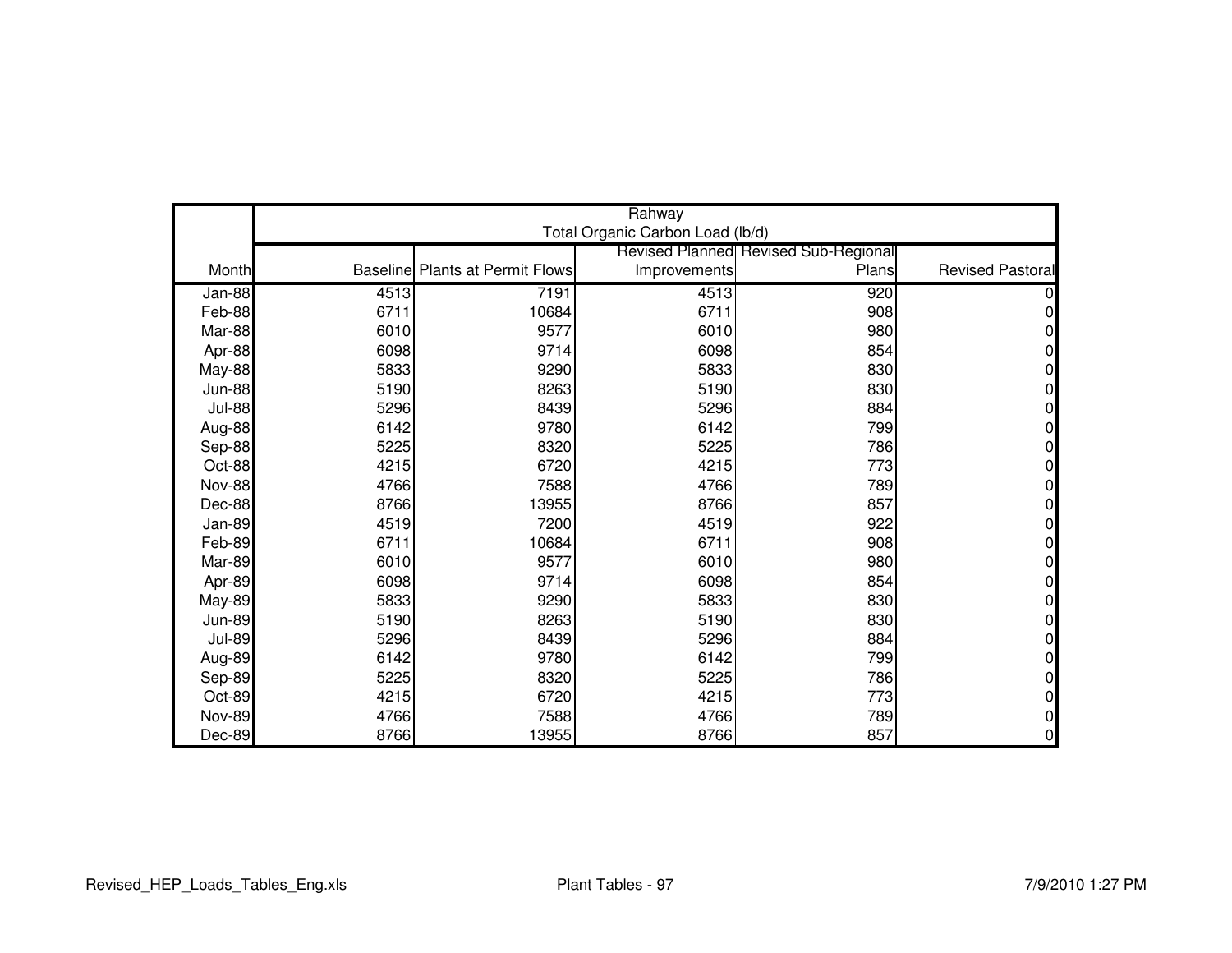| | Rahway | | | | |
|---|---|---|---|---|---|
| | Total Organic Carbon Load (lb/d) | | | | |
| Month | Baseline | Plants at Permit Flows | Revised Planned Improvements | Revised Sub-Regional Plans | Revised Pastoral |
| Jan-88 | 4513 | 7191 | 4513 | 920 | 0 |
| Feb-88 | 6711 | 10684 | 6711 | 908 | 0 |
| Mar-88 | 6010 | 9577 | 6010 | 980 | 0 |
| Apr-88 | 6098 | 9714 | 6098 | 854 | 0 |
| May-88 | 5833 | 9290 | 5833 | 830 | 0 |
| Jun-88 | 5190 | 8263 | 5190 | 830 | 0 |
| Jul-88 | 5296 | 8439 | 5296 | 884 | 0 |
| Aug-88 | 6142 | 9780 | 6142 | 799 | 0 |
| Sep-88 | 5225 | 8320 | 5225 | 786 | 0 |
| Oct-88 | 4215 | 6720 | 4215 | 773 | 0 |
| Nov-88 | 4766 | 7588 | 4766 | 789 | 0 |
| Dec-88 | 8766 | 13955 | 8766 | 857 | 0 |
| Jan-89 | 4519 | 7200 | 4519 | 922 | 0 |
| Feb-89 | 6711 | 10684 | 6711 | 908 | 0 |
| Mar-89 | 6010 | 9577 | 6010 | 980 | 0 |
| Apr-89 | 6098 | 9714 | 6098 | 854 | 0 |
| May-89 | 5833 | 9290 | 5833 | 830 | 0 |
| Jun-89 | 5190 | 8263 | 5190 | 830 | 0 |
| Jul-89 | 5296 | 8439 | 5296 | 884 | 0 |
| Aug-89 | 6142 | 9780 | 6142 | 799 | 0 |
| Sep-89 | 5225 | 8320 | 5225 | 786 | 0 |
| Oct-89 | 4215 | 6720 | 4215 | 773 | 0 |
| Nov-89 | 4766 | 7588 | 4766 | 789 | 0 |
| Dec-89 | 8766 | 13955 | 8766 | 857 | 0 |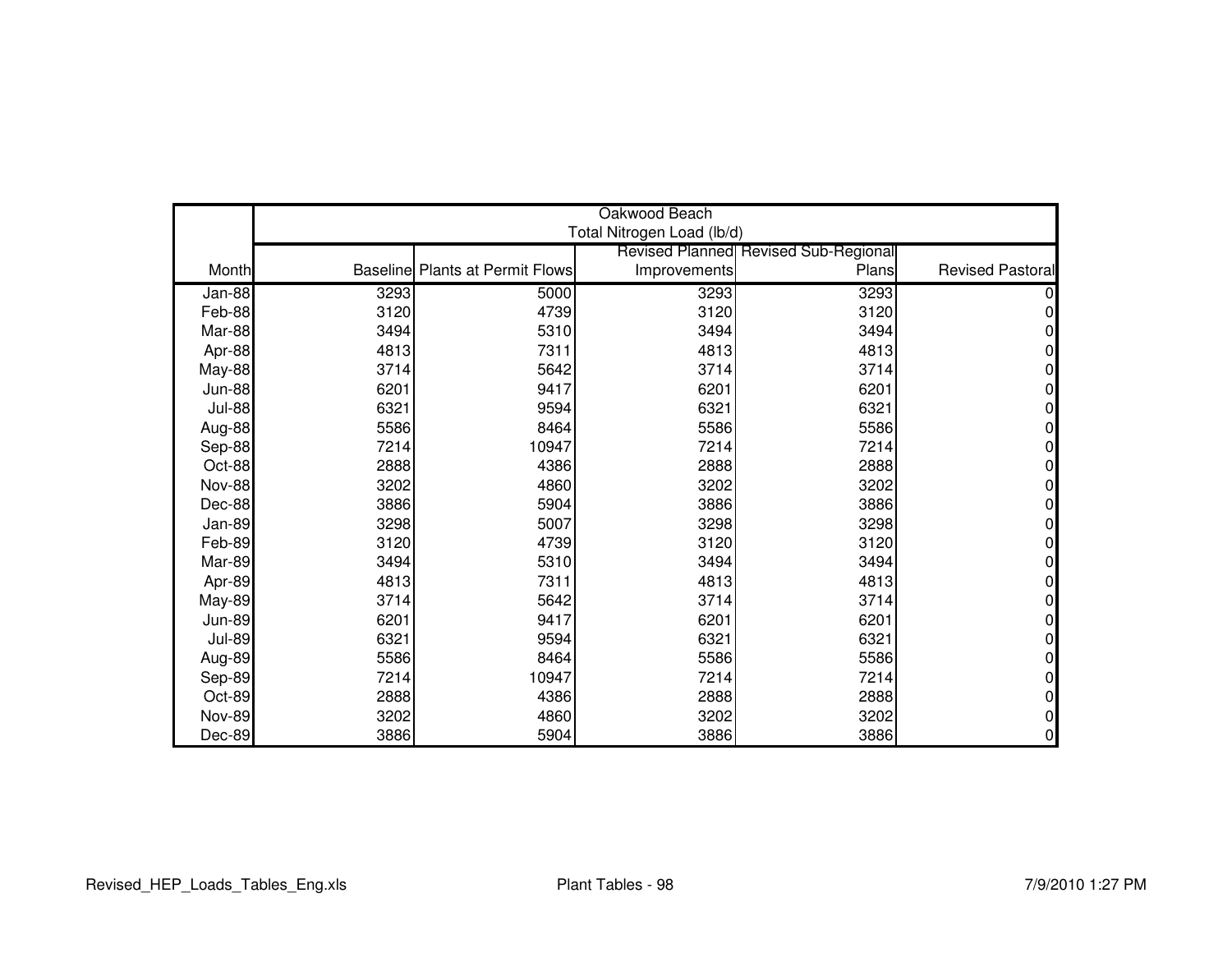| | Oakwood Beach | | | | |
|---|---|---|---|---|---|
| | Total Nitrogen Load (lb/d) | | | | |
| Month | Baseline | Plants at Permit Flows | Revised Planned Improvements | Revised Sub-Regional Plans | Revised Pastoral |
| Jan-88 | 3293 | 5000 | 3293 | 3293 | 0 |
| Feb-88 | 3120 | 4739 | 3120 | 3120 | 0 |
| Mar-88 | 3494 | 5310 | 3494 | 3494 | 0 |
| Apr-88 | 4813 | 7311 | 4813 | 4813 | 0 |
| May-88 | 3714 | 5642 | 3714 | 3714 | 0 |
| Jun-88 | 6201 | 9417 | 6201 | 6201 | 0 |
| Jul-88 | 6321 | 9594 | 6321 | 6321 | 0 |
| Aug-88 | 5586 | 8464 | 5586 | 5586 | 0 |
| Sep-88 | 7214 | 10947 | 7214 | 7214 | 0 |
| Oct-88 | 2888 | 4386 | 2888 | 2888 | 0 |
| Nov-88 | 3202 | 4860 | 3202 | 3202 | 0 |
| Dec-88 | 3886 | 5904 | 3886 | 3886 | 0 |
| Jan-89 | 3298 | 5007 | 3298 | 3298 | 0 |
| Feb-89 | 3120 | 4739 | 3120 | 3120 | 0 |
| Mar-89 | 3494 | 5310 | 3494 | 3494 | 0 |
| Apr-89 | 4813 | 7311 | 4813 | 4813 | 0 |
| May-89 | 3714 | 5642 | 3714 | 3714 | 0 |
| Jun-89 | 6201 | 9417 | 6201 | 6201 | 0 |
| Jul-89 | 6321 | 9594 | 6321 | 6321 | 0 |
| Aug-89 | 5586 | 8464 | 5586 | 5586 | 0 |
| Sep-89 | 7214 | 10947 | 7214 | 7214 | 0 |
| Oct-89 | 2888 | 4386 | 2888 | 2888 | 0 |
| Nov-89 | 3202 | 4860 | 3202 | 3202 | 0 |
| Dec-89 | 3886 | 5904 | 3886 | 3886 | 0 |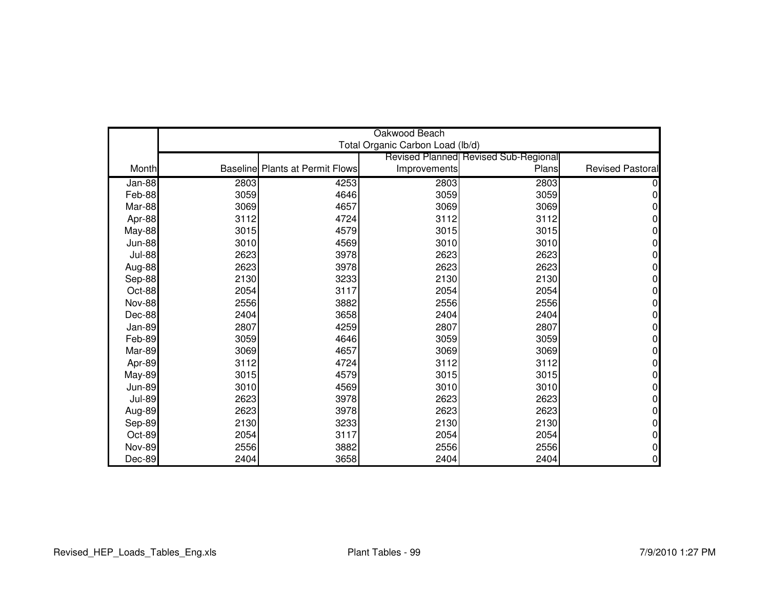| | Oakwood Beach | | | | |
|---|---|---|---|---|---|
| | Total Organic Carbon Load (lb/d) | | | | |
| Month | Baseline | Plants at Permit Flows | Revised Planned Improvements | Revised Sub-Regional Plans | Revised Pastoral |
| Jan-88 | 2803 | 4253 | 2803 | 2803 | 0 |
| Feb-88 | 3059 | 4646 | 3059 | 3059 | 0 |
| Mar-88 | 3069 | 4657 | 3069 | 3069 | 0 |
| Apr-88 | 3112 | 4724 | 3112 | 3112 | 0 |
| May-88 | 3015 | 4579 | 3015 | 3015 | 0 |
| Jun-88 | 3010 | 4569 | 3010 | 3010 | 0 |
| Jul-88 | 2623 | 3978 | 2623 | 2623 | 0 |
| Aug-88 | 2623 | 3978 | 2623 | 2623 | 0 |
| Sep-88 | 2130 | 3233 | 2130 | 2130 | 0 |
| Oct-88 | 2054 | 3117 | 2054 | 2054 | 0 |
| Nov-88 | 2556 | 3882 | 2556 | 2556 | 0 |
| Dec-88 | 2404 | 3658 | 2404 | 2404 | 0 |
| Jan-89 | 2807 | 4259 | 2807 | 2807 | 0 |
| Feb-89 | 3059 | 4646 | 3059 | 3059 | 0 |
| Mar-89 | 3069 | 4657 | 3069 | 3069 | 0 |
| Apr-89 | 3112 | 4724 | 3112 | 3112 | 0 |
| May-89 | 3015 | 4579 | 3015 | 3015 | 0 |
| Jun-89 | 3010 | 4569 | 3010 | 3010 | 0 |
| Jul-89 | 2623 | 3978 | 2623 | 2623 | 0 |
| Aug-89 | 2623 | 3978 | 2623 | 2623 | 0 |
| Sep-89 | 2130 | 3233 | 2130 | 2130 | 0 |
| Oct-89 | 2054 | 3117 | 2054 | 2054 | 0 |
| Nov-89 | 2556 | 3882 | 2556 | 2556 | 0 |
| Dec-89 | 2404 | 3658 | 2404 | 2404 | 0 |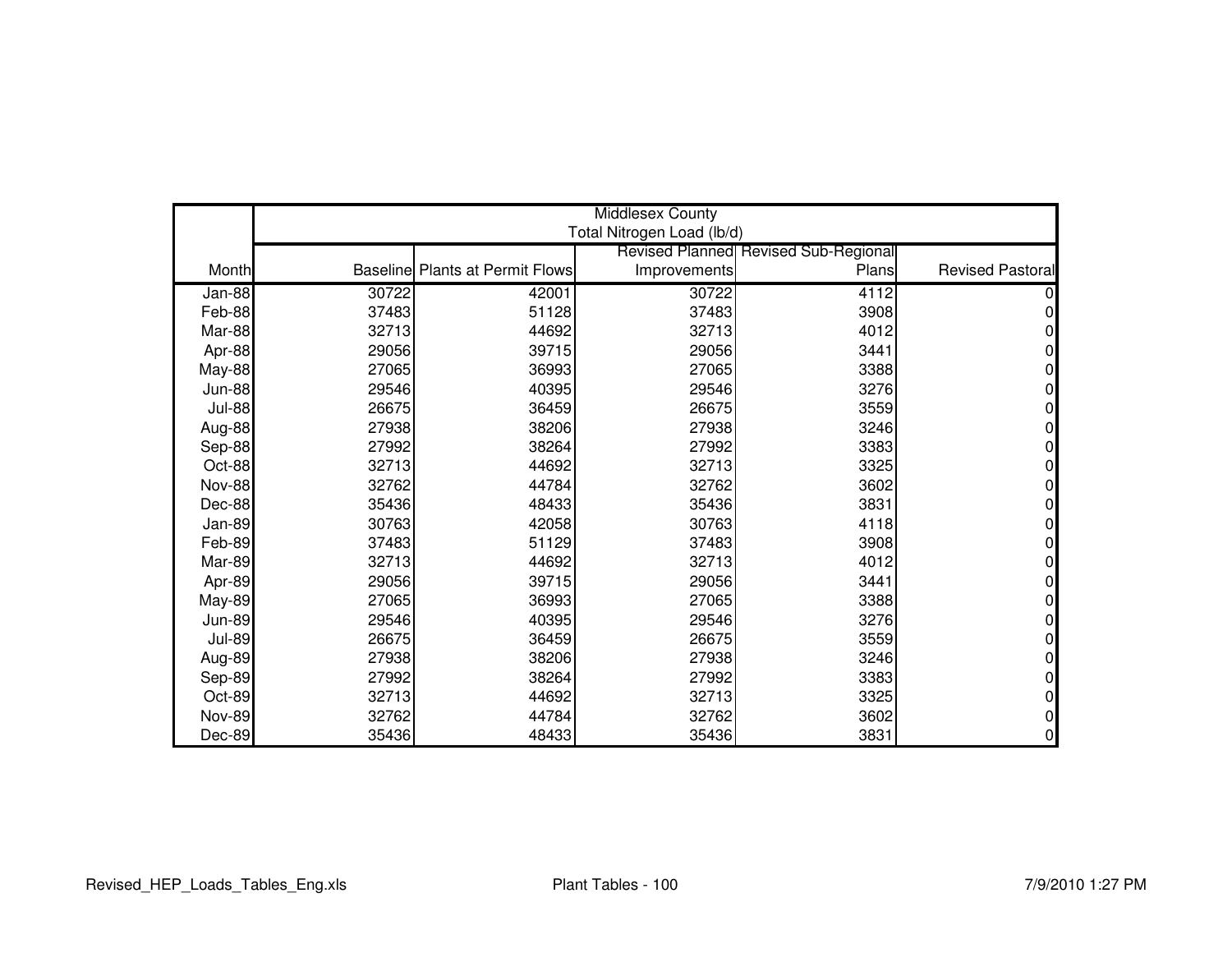| | Middlesex County Total Nitrogen Load (lb/d) | | | | |
|---|---|---|---|---|---|
| Month | Baseline | Plants at Permit Flows | Revised Planned Improvements | Revised Sub-Regional Plans | Revised Pastoral |
| Jan-88 | 30722 | 42001 | 30722 | 4112 | 0 |
| Feb-88 | 37483 | 51128 | 37483 | 3908 | 0 |
| Mar-88 | 32713 | 44692 | 32713 | 4012 | 0 |
| Apr-88 | 29056 | 39715 | 29056 | 3441 | 0 |
| May-88 | 27065 | 36993 | 27065 | 3388 | 0 |
| Jun-88 | 29546 | 40395 | 29546 | 3276 | 0 |
| Jul-88 | 26675 | 36459 | 26675 | 3559 | 0 |
| Aug-88 | 27938 | 38206 | 27938 | 3246 | 0 |
| Sep-88 | 27992 | 38264 | 27992 | 3383 | 0 |
| Oct-88 | 32713 | 44692 | 32713 | 3325 | 0 |
| Nov-88 | 32762 | 44784 | 32762 | 3602 | 0 |
| Dec-88 | 35436 | 48433 | 35436 | 3831 | 0 |
| Jan-89 | 30763 | 42058 | 30763 | 4118 | 0 |
| Feb-89 | 37483 | 51129 | 37483 | 3908 | 0 |
| Mar-89 | 32713 | 44692 | 32713 | 4012 | 0 |
| Apr-89 | 29056 | 39715 | 29056 | 3441 | 0 |
| May-89 | 27065 | 36993 | 27065 | 3388 | 0 |
| Jun-89 | 29546 | 40395 | 29546 | 3276 | 0 |
| Jul-89 | 26675 | 36459 | 26675 | 3559 | 0 |
| Aug-89 | 27938 | 38206 | 27938 | 3246 | 0 |
| Sep-89 | 27992 | 38264 | 27992 | 3383 | 0 |
| Oct-89 | 32713 | 44692 | 32713 | 3325 | 0 |
| Nov-89 | 32762 | 44784 | 32762 | 3602 | 0 |
| Dec-89 | 35436 | 48433 | 35436 | 3831 | 0 |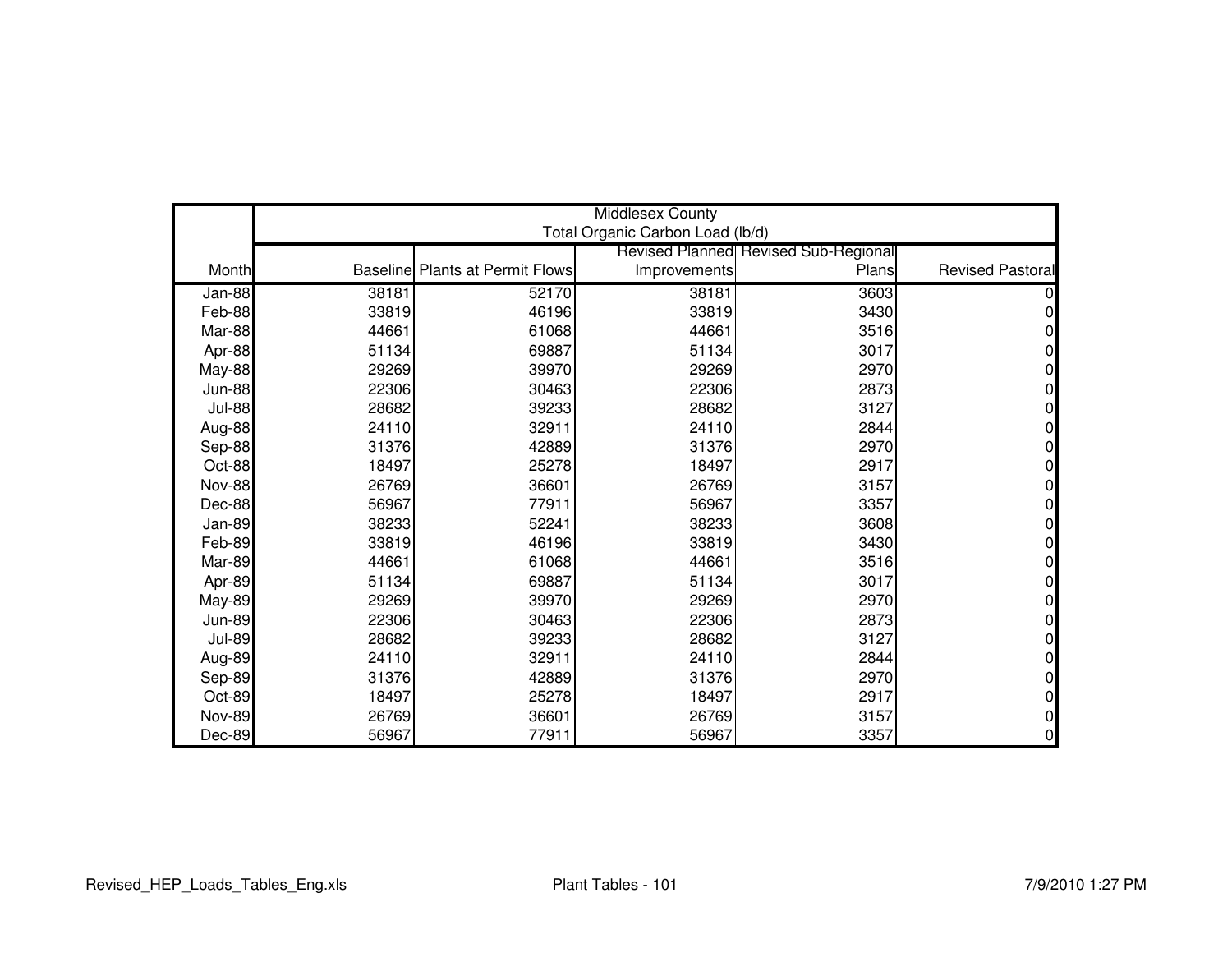| Month | Middlesex County<br>Total Organic Carbon Load (lb/d)<br>Baseline | Plants at Permit Flows | Revised Planned Improvements | Revised Sub-Regional Plans | Revised Pastoral |
|---|---|---|---|---|---|
| Jan-88 | 38181 | 52170 | 38181 | 3603 | 0 |
| Feb-88 | 33819 | 46196 | 33819 | 3430 | 0 |
| Mar-88 | 44661 | 61068 | 44661 | 3516 | 0 |
| Apr-88 | 51134 | 69887 | 51134 | 3017 | 0 |
| May-88 | 29269 | 39970 | 29269 | 2970 | 0 |
| Jun-88 | 22306 | 30463 | 22306 | 2873 | 0 |
| Jul-88 | 28682 | 39233 | 28682 | 3127 | 0 |
| Aug-88 | 24110 | 32911 | 24110 | 2844 | 0 |
| Sep-88 | 31376 | 42889 | 31376 | 2970 | 0 |
| Oct-88 | 18497 | 25278 | 18497 | 2917 | 0 |
| Nov-88 | 26769 | 36601 | 26769 | 3157 | 0 |
| Dec-88 | 56967 | 77911 | 56967 | 3357 | 0 |
| Jan-89 | 38233 | 52241 | 38233 | 3608 | 0 |
| Feb-89 | 33819 | 46196 | 33819 | 3430 | 0 |
| Mar-89 | 44661 | 61068 | 44661 | 3516 | 0 |
| Apr-89 | 51134 | 69887 | 51134 | 3017 | 0 |
| May-89 | 29269 | 39970 | 29269 | 2970 | 0 |
| Jun-89 | 22306 | 30463 | 22306 | 2873 | 0 |
| Jul-89 | 28682 | 39233 | 28682 | 3127 | 0 |
| Aug-89 | 24110 | 32911 | 24110 | 2844 | 0 |
| Sep-89 | 31376 | 42889 | 31376 | 2970 | 0 |
| Oct-89 | 18497 | 25278 | 18497 | 2917 | 0 |
| Nov-89 | 26769 | 36601 | 26769 | 3157 | 0 |
| Dec-89 | 56967 | 77911 | 56967 | 3357 | 0 |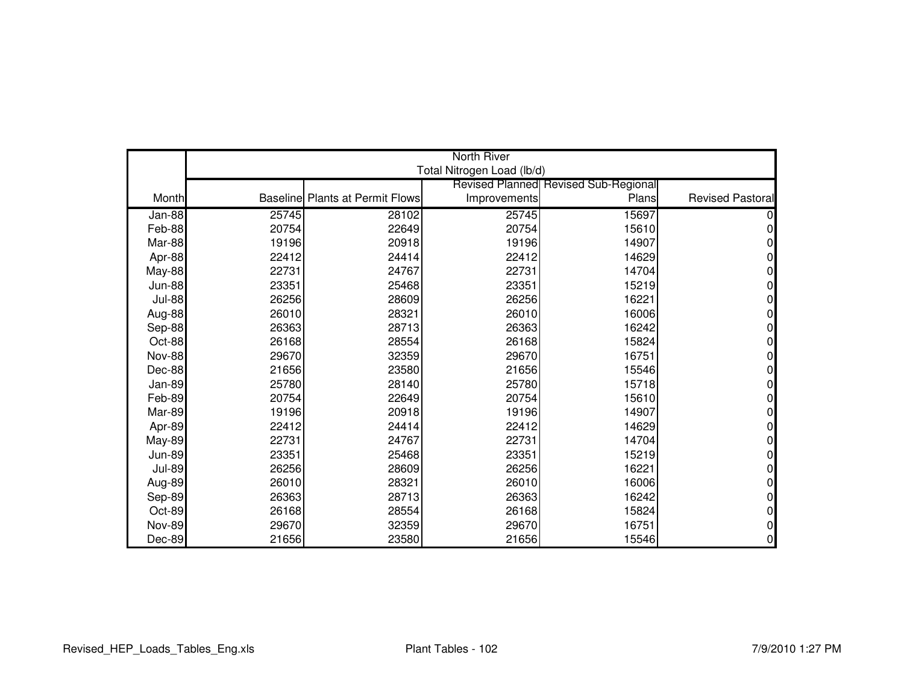| | North River Total Nitrogen Load (lb/d) | | | | |
|---|---|---|---|---|---|
| Month | Baseline | Plants at Permit Flows | Revised Planned Improvements | Revised Sub-Regional Plans | Revised Pastoral |
| Jan-88 | 25745 | 28102 | 25745 | 15697 | 0 |
| Feb-88 | 20754 | 22649 | 20754 | 15610 | 0 |
| Mar-88 | 19196 | 20918 | 19196 | 14907 | 0 |
| Apr-88 | 22412 | 24414 | 22412 | 14629 | 0 |
| May-88 | 22731 | 24767 | 22731 | 14704 | 0 |
| Jun-88 | 23351 | 25468 | 23351 | 15219 | 0 |
| Jul-88 | 26256 | 28609 | 26256 | 16221 | 0 |
| Aug-88 | 26010 | 28321 | 26010 | 16006 | 0 |
| Sep-88 | 26363 | 28713 | 26363 | 16242 | 0 |
| Oct-88 | 26168 | 28554 | 26168 | 15824 | 0 |
| Nov-88 | 29670 | 32359 | 29670 | 16751 | 0 |
| Dec-88 | 21656 | 23580 | 21656 | 15546 | 0 |
| Jan-89 | 25780 | 28140 | 25780 | 15718 | 0 |
| Feb-89 | 20754 | 22649 | 20754 | 15610 | 0 |
| Mar-89 | 19196 | 20918 | 19196 | 14907 | 0 |
| Apr-89 | 22412 | 24414 | 22412 | 14629 | 0 |
| May-89 | 22731 | 24767 | 22731 | 14704 | 0 |
| Jun-89 | 23351 | 25468 | 23351 | 15219 | 0 |
| Jul-89 | 26256 | 28609 | 26256 | 16221 | 0 |
| Aug-89 | 26010 | 28321 | 26010 | 16006 | 0 |
| Sep-89 | 26363 | 28713 | 26363 | 16242 | 0 |
| Oct-89 | 26168 | 28554 | 26168 | 15824 | 0 |
| Nov-89 | 29670 | 32359 | 29670 | 16751 | 0 |
| Dec-89 | 21656 | 23580 | 21656 | 15546 | 0 |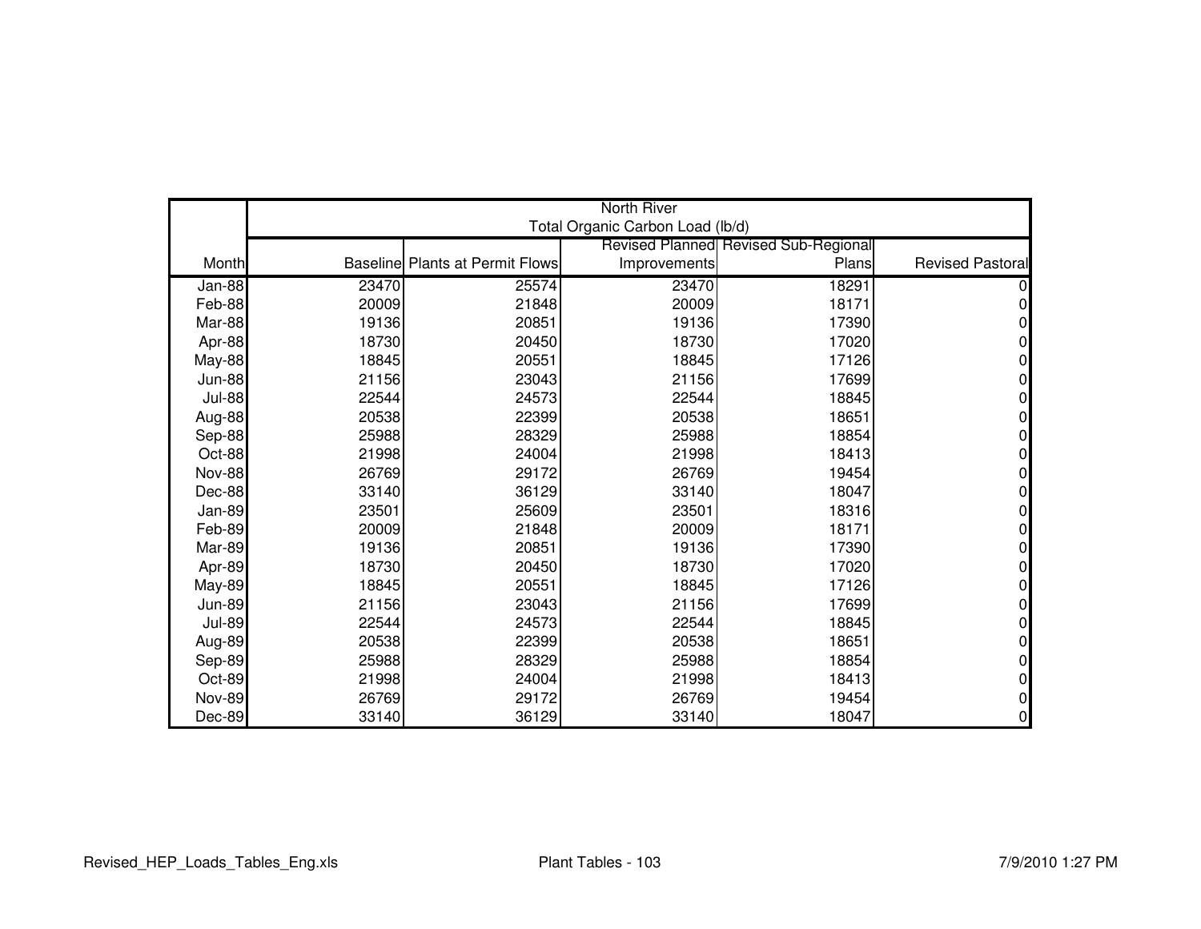| | North River Total Organic Carbon Load (lb/d) | | | | |
|---|---|---|---|---|---|
| Month | Baseline | Plants at Permit Flows | Revised Planned Improvements | Revised Sub-Regional Plans | Revised Pastoral |
| Jan-88 | 23470 | 25574 | 23470 | 18291 | 0 |
| Feb-88 | 20009 | 21848 | 20009 | 18171 | 0 |
| Mar-88 | 19136 | 20851 | 19136 | 17390 | 0 |
| Apr-88 | 18730 | 20450 | 18730 | 17020 | 0 |
| May-88 | 18845 | 20551 | 18845 | 17126 | 0 |
| Jun-88 | 21156 | 23043 | 21156 | 17699 | 0 |
| Jul-88 | 22544 | 24573 | 22544 | 18845 | 0 |
| Aug-88 | 20538 | 22399 | 20538 | 18651 | 0 |
| Sep-88 | 25988 | 28329 | 25988 | 18854 | 0 |
| Oct-88 | 21998 | 24004 | 21998 | 18413 | 0 |
| Nov-88 | 26769 | 29172 | 26769 | 19454 | 0 |
| Dec-88 | 33140 | 36129 | 33140 | 18047 | 0 |
| Jan-89 | 23501 | 25609 | 23501 | 18316 | 0 |
| Feb-89 | 20009 | 21848 | 20009 | 18171 | 0 |
| Mar-89 | 19136 | 20851 | 19136 | 17390 | 0 |
| Apr-89 | 18730 | 20450 | 18730 | 17020 | 0 |
| May-89 | 18845 | 20551 | 18845 | 17126 | 0 |
| Jun-89 | 21156 | 23043 | 21156 | 17699 | 0 |
| Jul-89 | 22544 | 24573 | 22544 | 18845 | 0 |
| Aug-89 | 20538 | 22399 | 20538 | 18651 | 0 |
| Sep-89 | 25988 | 28329 | 25988 | 18854 | 0 |
| Oct-89 | 21998 | 24004 | 21998 | 18413 | 0 |
| Nov-89 | 26769 | 29172 | 26769 | 19454 | 0 |
| Dec-89 | 33140 | 36129 | 33140 | 18047 | 0 |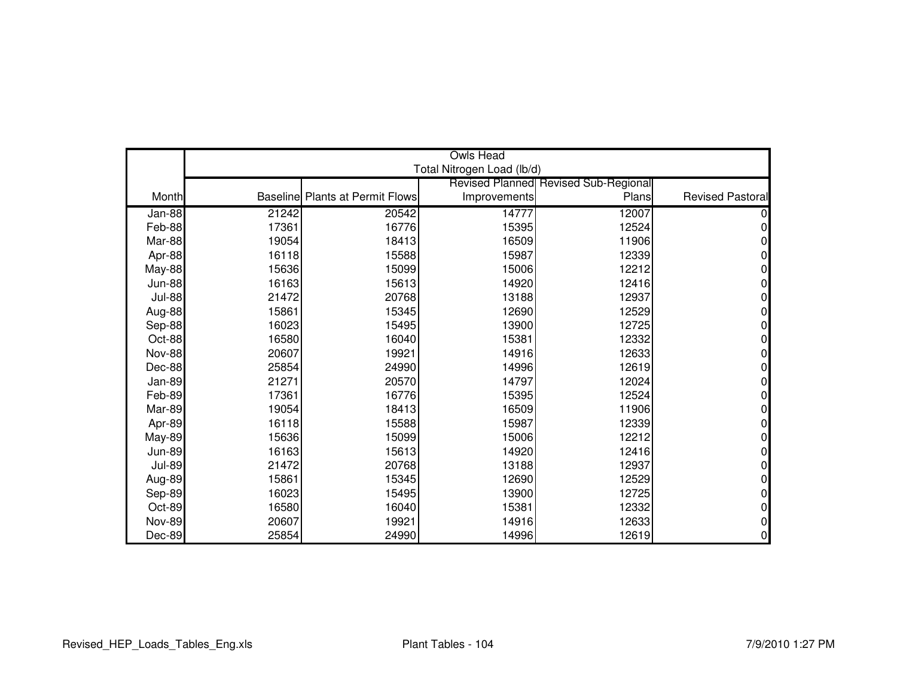| | Owls Head Total Nitrogen Load (lb/d) | | | | |
|---|---|---|---|---|---|
| Month | Baseline | Plants at Permit Flows | Revised Planned Improvements | Revised Sub-Regional Plans | Revised Pastoral |
| Jan-88 | 21242 | 20542 | 14777 | 12007 | 0 |
| Feb-88 | 17361 | 16776 | 15395 | 12524 | 0 |
| Mar-88 | 19054 | 18413 | 16509 | 11906 | 0 |
| Apr-88 | 16118 | 15588 | 15987 | 12339 | 0 |
| May-88 | 15636 | 15099 | 15006 | 12212 | 0 |
| Jun-88 | 16163 | 15613 | 14920 | 12416 | 0 |
| Jul-88 | 21472 | 20768 | 13188 | 12937 | 0 |
| Aug-88 | 15861 | 15345 | 12690 | 12529 | 0 |
| Sep-88 | 16023 | 15495 | 13900 | 12725 | 0 |
| Oct-88 | 16580 | 16040 | 15381 | 12332 | 0 |
| Nov-88 | 20607 | 19921 | 14916 | 12633 | 0 |
| Dec-88 | 25854 | 24990 | 14996 | 12619 | 0 |
| Jan-89 | 21271 | 20570 | 14797 | 12024 | 0 |
| Feb-89 | 17361 | 16776 | 15395 | 12524 | 0 |
| Mar-89 | 19054 | 18413 | 16509 | 11906 | 0 |
| Apr-89 | 16118 | 15588 | 15987 | 12339 | 0 |
| May-89 | 15636 | 15099 | 15006 | 12212 | 0 |
| Jun-89 | 16163 | 15613 | 14920 | 12416 | 0 |
| Jul-89 | 21472 | 20768 | 13188 | 12937 | 0 |
| Aug-89 | 15861 | 15345 | 12690 | 12529 | 0 |
| Sep-89 | 16023 | 15495 | 13900 | 12725 | 0 |
| Oct-89 | 16580 | 16040 | 15381 | 12332 | 0 |
| Nov-89 | 20607 | 19921 | 14916 | 12633 | 0 |
| Dec-89 | 25854 | 24990 | 14996 | 12619 | 0 |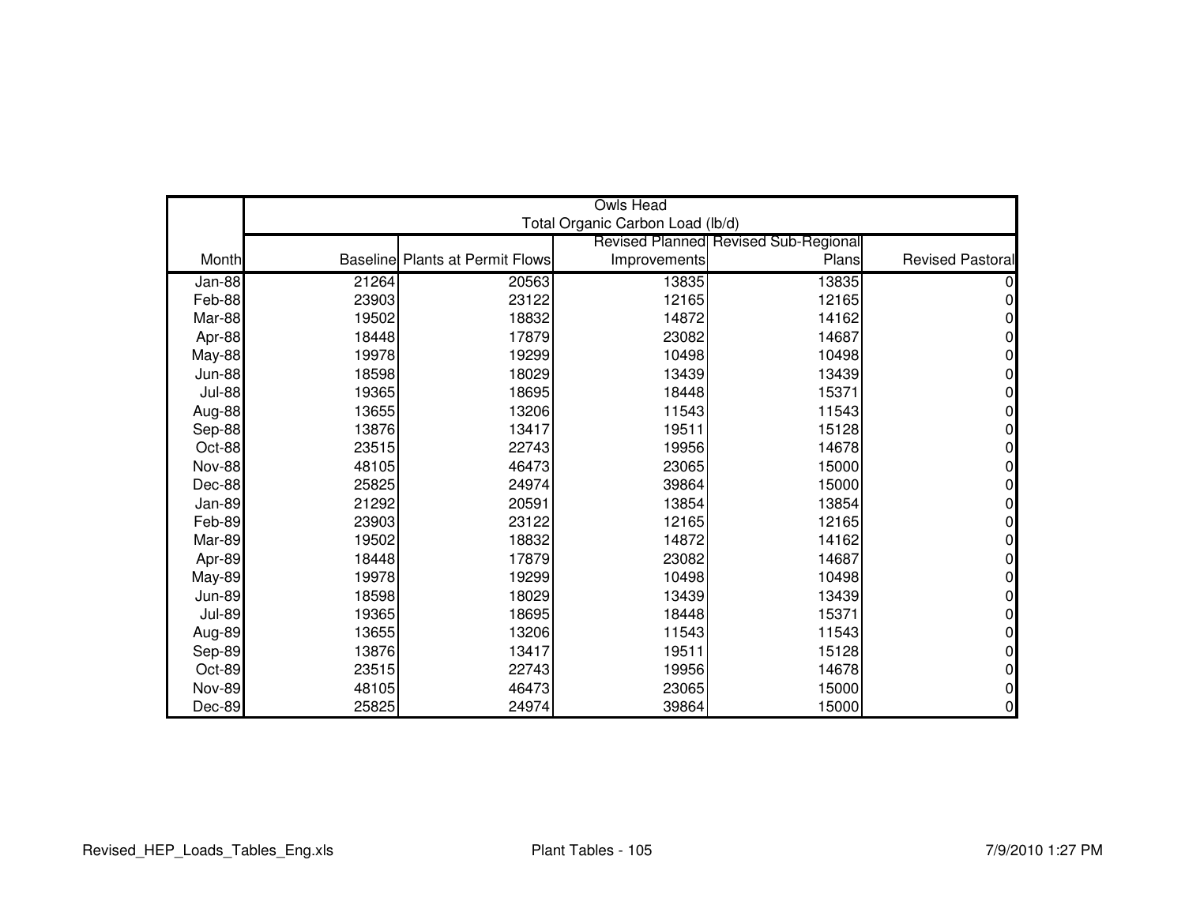| Month | Owls Head | | | | |
|---|---|---|---|---|---|
| | Total Organic Carbon Load (lb/d) | | | | |
| | Baseline | Plants at Permit Flows | Revised Planned Improvements | Revised Sub-Regional Plans | Revised Pastoral |
| Jan-88 | 21264 | 20563 | 13835 | 13835 | 0 |
| Feb-88 | 23903 | 23122 | 12165 | 12165 | 0 |
| Mar-88 | 19502 | 18832 | 14872 | 14162 | 0 |
| Apr-88 | 18448 | 17879 | 23082 | 14687 | 0 |
| May-88 | 19978 | 19299 | 10498 | 10498 | 0 |
| Jun-88 | 18598 | 18029 | 13439 | 13439 | 0 |
| Jul-88 | 19365 | 18695 | 18448 | 15371 | 0 |
| Aug-88 | 13655 | 13206 | 11543 | 11543 | 0 |
| Sep-88 | 13876 | 13417 | 19511 | 15128 | 0 |
| Oct-88 | 23515 | 22743 | 19956 | 14678 | 0 |
| Nov-88 | 48105 | 46473 | 23065 | 15000 | 0 |
| Dec-88 | 25825 | 24974 | 39864 | 15000 | 0 |
| Jan-89 | 21292 | 20591 | 13854 | 13854 | 0 |
| Feb-89 | 23903 | 23122 | 12165 | 12165 | 0 |
| Mar-89 | 19502 | 18832 | 14872 | 14162 | 0 |
| Apr-89 | 18448 | 17879 | 23082 | 14687 | 0 |
| May-89 | 19978 | 19299 | 10498 | 10498 | 0 |
| Jun-89 | 18598 | 18029 | 13439 | 13439 | 0 |
| Jul-89 | 19365 | 18695 | 18448 | 15371 | 0 |
| Aug-89 | 13655 | 13206 | 11543 | 11543 | 0 |
| Sep-89 | 13876 | 13417 | 19511 | 15128 | 0 |
| Oct-89 | 23515 | 22743 | 19956 | 14678 | 0 |
| Nov-89 | 48105 | 46473 | 23065 | 15000 | 0 |
| Dec-89 | 25825 | 24974 | 39864 | 15000 | 0 |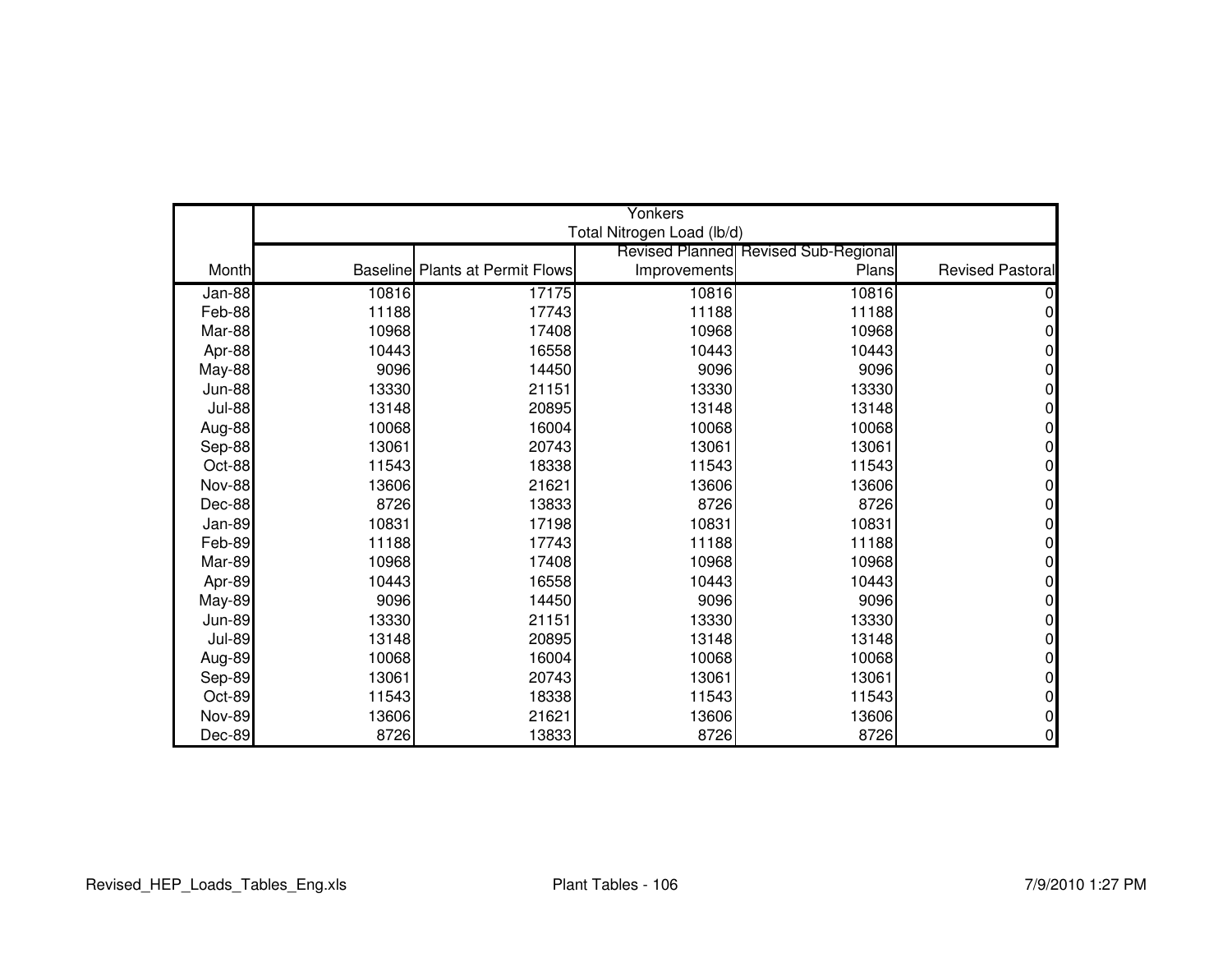| | Yonkers | | | | |
|---|---|---|---|---|---|
| | Total Nitrogen Load (lb/d) | | | | |
| Month | Baseline | Plants at Permit Flows | Revised Planned Improvements | Revised Sub-Regional Plans | Revised Pastoral |
| Jan-88 | 10816 | 17175 | 10816 | 10816 | 0 |
| Feb-88 | 11188 | 17743 | 11188 | 11188 | 0 |
| Mar-88 | 10968 | 17408 | 10968 | 10968 | 0 |
| Apr-88 | 10443 | 16558 | 10443 | 10443 | 0 |
| May-88 | 9096 | 14450 | 9096 | 9096 | 0 |
| Jun-88 | 13330 | 21151 | 13330 | 13330 | 0 |
| Jul-88 | 13148 | 20895 | 13148 | 13148 | 0 |
| Aug-88 | 10068 | 16004 | 10068 | 10068 | 0 |
| Sep-88 | 13061 | 20743 | 13061 | 13061 | 0 |
| Oct-88 | 11543 | 18338 | 11543 | 11543 | 0 |
| Nov-88 | 13606 | 21621 | 13606 | 13606 | 0 |
| Dec-88 | 8726 | 13833 | 8726 | 8726 | 0 |
| Jan-89 | 10831 | 17198 | 10831 | 10831 | 0 |
| Feb-89 | 11188 | 17743 | 11188 | 11188 | 0 |
| Mar-89 | 10968 | 17408 | 10968 | 10968 | 0 |
| Apr-89 | 10443 | 16558 | 10443 | 10443 | 0 |
| May-89 | 9096 | 14450 | 9096 | 9096 | 0 |
| Jun-89 | 13330 | 21151 | 13330 | 13330 | 0 |
| Jul-89 | 13148 | 20895 | 13148 | 13148 | 0 |
| Aug-89 | 10068 | 16004 | 10068 | 10068 | 0 |
| Sep-89 | 13061 | 20743 | 13061 | 13061 | 0 |
| Oct-89 | 11543 | 18338 | 11543 | 11543 | 0 |
| Nov-89 | 13606 | 21621 | 13606 | 13606 | 0 |
| Dec-89 | 8726 | 13833 | 8726 | 8726 | 0 |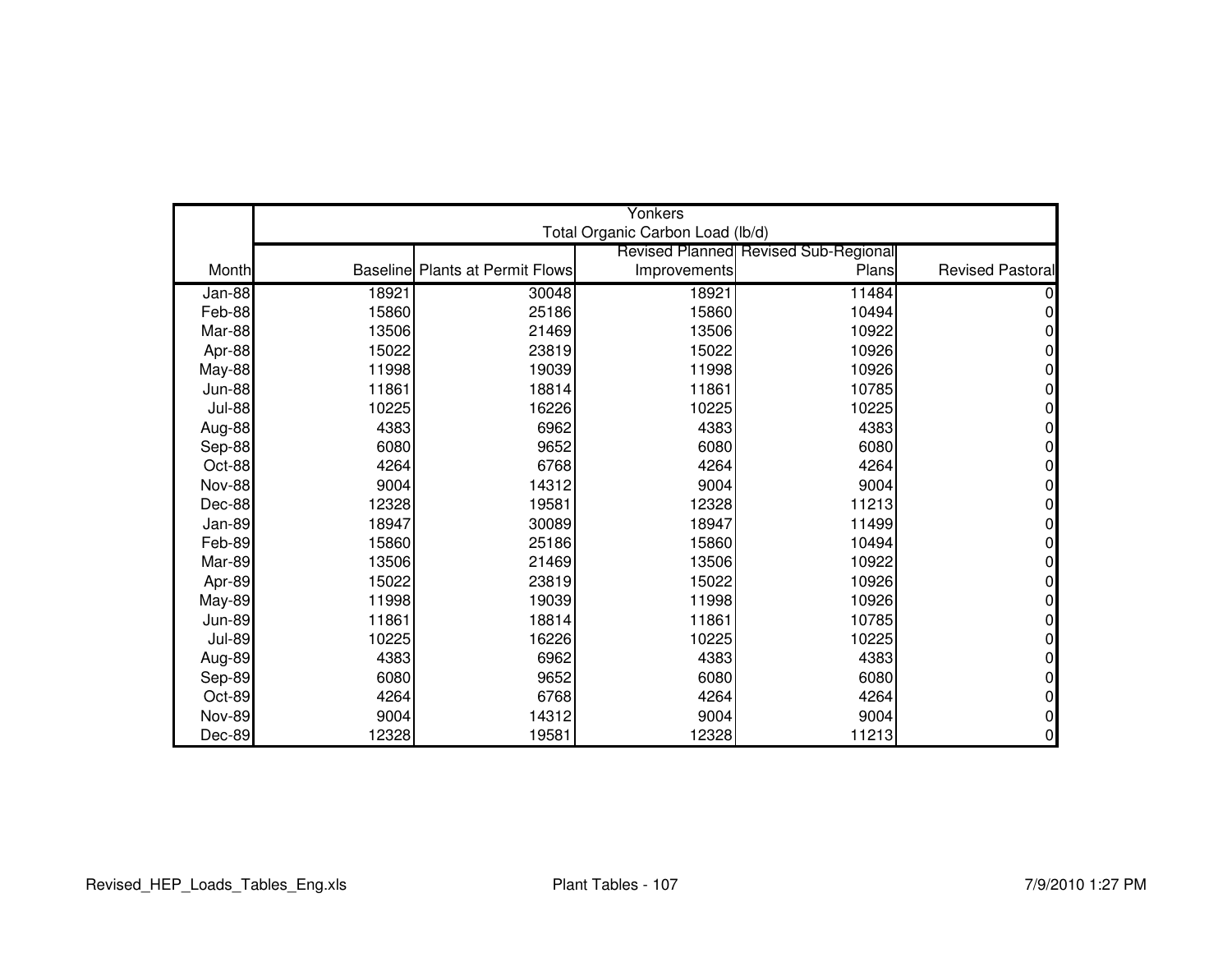| Month | Yonkers<br>Total Organic Carbon Load (lb/d) | | | | |
|---|---|---|---|---|---|
| | Baseline | Plants at Permit Flows | Revised Planned Improvements | Revised Sub-Regional Plans | Revised Pastoral |
| Jan-88 | 18921 | 30048 | 18921 | 11484 | 0 |
| Feb-88 | 15860 | 25186 | 15860 | 10494 | 0 |
| Mar-88 | 13506 | 21469 | 13506 | 10922 | 0 |
| Apr-88 | 15022 | 23819 | 15022 | 10926 | 0 |
| May-88 | 11998 | 19039 | 11998 | 10926 | 0 |
| Jun-88 | 11861 | 18814 | 11861 | 10785 | 0 |
| Jul-88 | 10225 | 16226 | 10225 | 10225 | 0 |
| Aug-88 | 4383 | 6962 | 4383 | 4383 | 0 |
| Sep-88 | 6080 | 9652 | 6080 | 6080 | 0 |
| Oct-88 | 4264 | 6768 | 4264 | 4264 | 0 |
| Nov-88 | 9004 | 14312 | 9004 | 9004 | 0 |
| Dec-88 | 12328 | 19581 | 12328 | 11213 | 0 |
| Jan-89 | 18947 | 30089 | 18947 | 11499 | 0 |
| Feb-89 | 15860 | 25186 | 15860 | 10494 | 0 |
| Mar-89 | 13506 | 21469 | 13506 | 10922 | 0 |
| Apr-89 | 15022 | 23819 | 15022 | 10926 | 0 |
| May-89 | 11998 | 19039 | 11998 | 10926 | 0 |
| Jun-89 | 11861 | 18814 | 11861 | 10785 | 0 |
| Jul-89 | 10225 | 16226 | 10225 | 10225 | 0 |
| Aug-89 | 4383 | 6962 | 4383 | 4383 | 0 |
| Sep-89 | 6080 | 9652 | 6080 | 6080 | 0 |
| Oct-89 | 4264 | 6768 | 4264 | 4264 | 0 |
| Nov-89 | 9004 | 14312 | 9004 | 9004 | 0 |
| Dec-89 | 12328 | 19581 | 12328 | 11213 | 0 |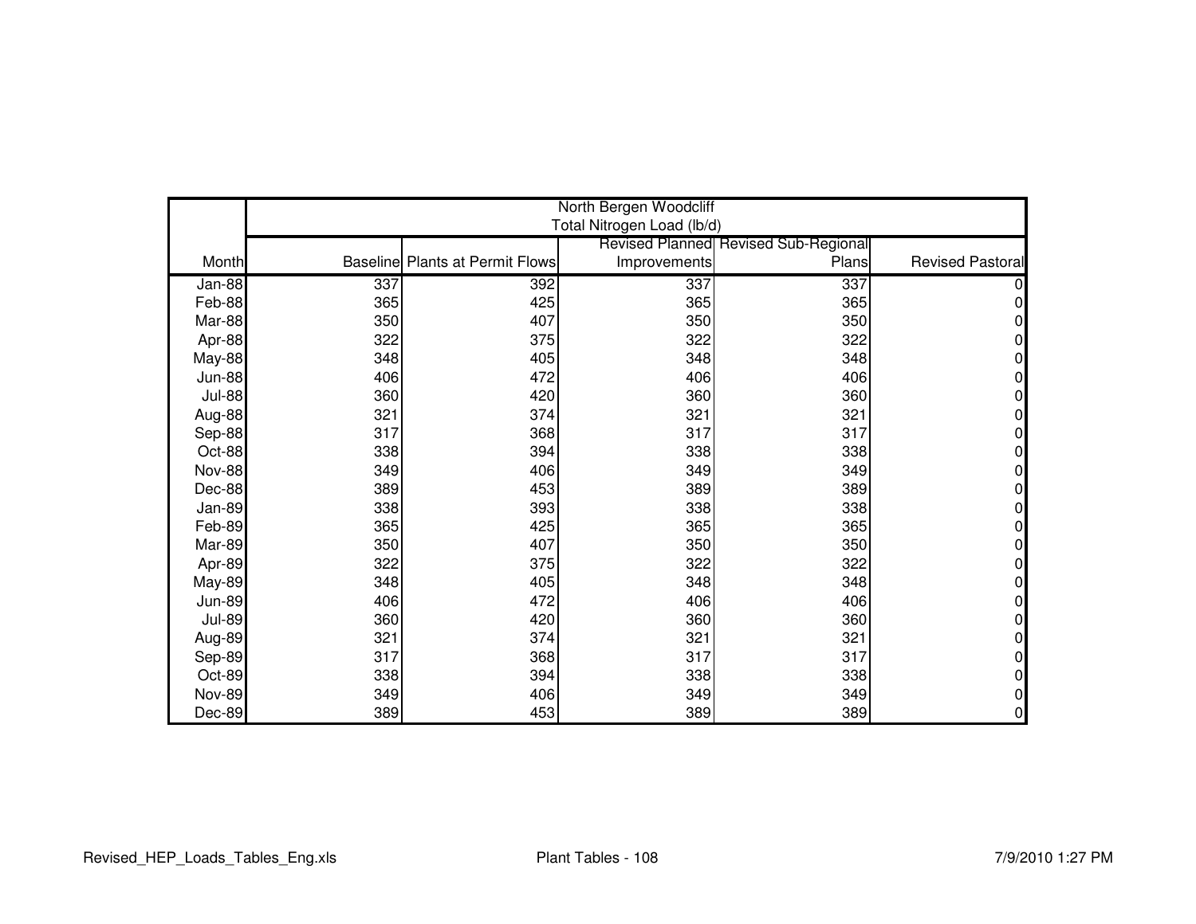| Month | North Bergen Woodcliff Total Nitrogen Load (lb/d) | | | | |
|---|---|---|---|---|---|
| | Baseline | Plants at Permit Flows | Revised Planned Improvements | Revised Sub-Regional Plans | Revised Pastoral |
| Jan-88 | 337 | 392 | 337 | 337 | 0 |
| Feb-88 | 365 | 425 | 365 | 365 | 0 |
| Mar-88 | 350 | 407 | 350 | 350 | 0 |
| Apr-88 | 322 | 375 | 322 | 322 | 0 |
| May-88 | 348 | 405 | 348 | 348 | 0 |
| Jun-88 | 406 | 472 | 406 | 406 | 0 |
| Jul-88 | 360 | 420 | 360 | 360 | 0 |
| Aug-88 | 321 | 374 | 321 | 321 | 0 |
| Sep-88 | 317 | 368 | 317 | 317 | 0 |
| Oct-88 | 338 | 394 | 338 | 338 | 0 |
| Nov-88 | 349 | 406 | 349 | 349 | 0 |
| Dec-88 | 389 | 453 | 389 | 389 | 0 |
| Jan-89 | 338 | 393 | 338 | 338 | 0 |
| Feb-89 | 365 | 425 | 365 | 365 | 0 |
| Mar-89 | 350 | 407 | 350 | 350 | 0 |
| Apr-89 | 322 | 375 | 322 | 322 | 0 |
| May-89 | 348 | 405 | 348 | 348 | 0 |
| Jun-89 | 406 | 472 | 406 | 406 | 0 |
| Jul-89 | 360 | 420 | 360 | 360 | 0 |
| Aug-89 | 321 | 374 | 321 | 321 | 0 |
| Sep-89 | 317 | 368 | 317 | 317 | 0 |
| Oct-89 | 338 | 394 | 338 | 338 | 0 |
| Nov-89 | 349 | 406 | 349 | 349 | 0 |
| Dec-89 | 389 | 453 | 389 | 389 | 0 |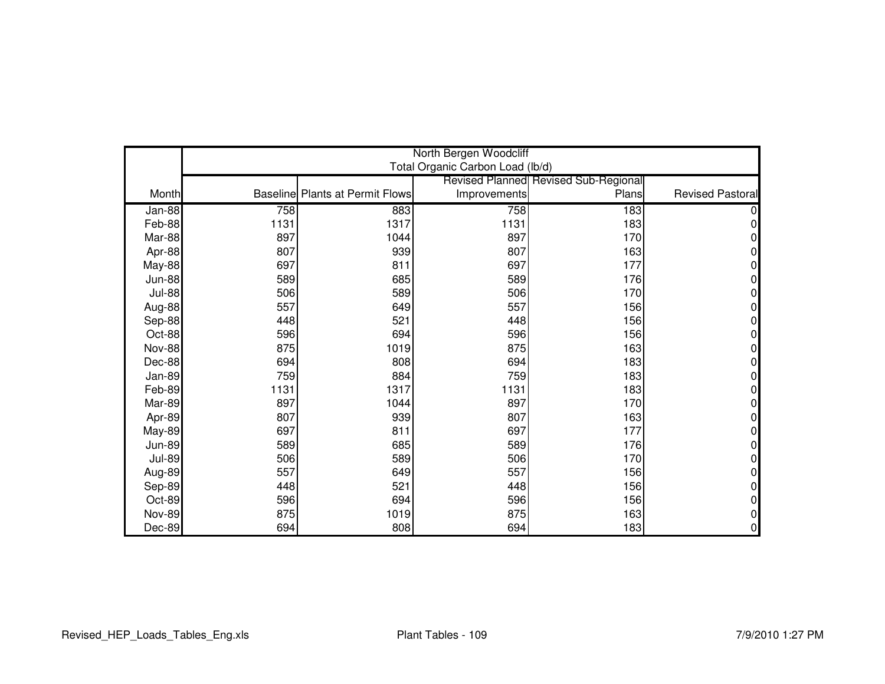| | North Bergen Woodcliff Total Organic Carbon Load (lb/d) | | | | |
|---|---|---|---|---|---|
| Month | Baseline | Plants at Permit Flows | Revised Planned Improvements | Revised Sub-Regional Plans | Revised Pastoral |
| Jan-88 | 758 | 883 | 758 | 183 | 0 |
| Feb-88 | 1131 | 1317 | 1131 | 183 | 0 |
| Mar-88 | 897 | 1044 | 897 | 170 | 0 |
| Apr-88 | 807 | 939 | 807 | 163 | 0 |
| May-88 | 697 | 811 | 697 | 177 | 0 |
| Jun-88 | 589 | 685 | 589 | 176 | 0 |
| Jul-88 | 506 | 589 | 506 | 170 | 0 |
| Aug-88 | 557 | 649 | 557 | 156 | 0 |
| Sep-88 | 448 | 521 | 448 | 156 | 0 |
| Oct-88 | 596 | 694 | 596 | 156 | 0 |
| Nov-88 | 875 | 1019 | 875 | 163 | 0 |
| Dec-88 | 694 | 808 | 694 | 183 | 0 |
| Jan-89 | 759 | 884 | 759 | 183 | 0 |
| Feb-89 | 1131 | 1317 | 1131 | 183 | 0 |
| Mar-89 | 897 | 1044 | 897 | 170 | 0 |
| Apr-89 | 807 | 939 | 807 | 163 | 0 |
| May-89 | 697 | 811 | 697 | 177 | 0 |
| Jun-89 | 589 | 685 | 589 | 176 | 0 |
| Jul-89 | 506 | 589 | 506 | 170 | 0 |
| Aug-89 | 557 | 649 | 557 | 156 | 0 |
| Sep-89 | 448 | 521 | 448 | 156 | 0 |
| Oct-89 | 596 | 694 | 596 | 156 | 0 |
| Nov-89 | 875 | 1019 | 875 | 163 | 0 |
| Dec-89 | 694 | 808 | 694 | 183 | 0 |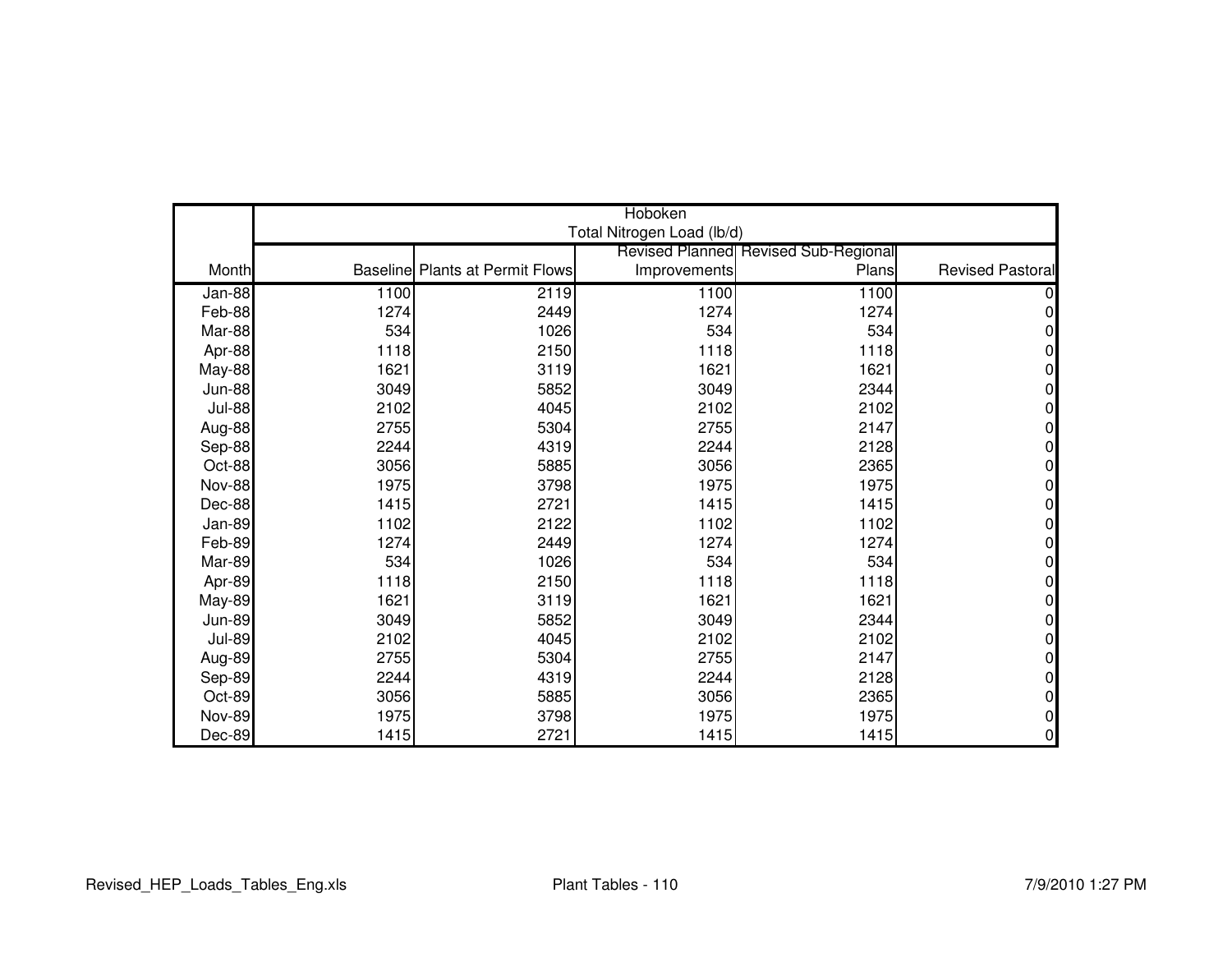| | Hoboken Total Nitrogen Load (lb/d) | | | | |
|---|---|---|---|---|---|
| Month | Baseline | Plants at Permit Flows | Revised Planned Improvements | Revised Sub-Regional Plans | Revised Pastoral |
| Jan-88 | 1100 | 2119 | 1100 | 1100 | 0 |
| Feb-88 | 1274 | 2449 | 1274 | 1274 | 0 |
| Mar-88 | 534 | 1026 | 534 | 534 | 0 |
| Apr-88 | 1118 | 2150 | 1118 | 1118 | 0 |
| May-88 | 1621 | 3119 | 1621 | 1621 | 0 |
| Jun-88 | 3049 | 5852 | 3049 | 2344 | 0 |
| Jul-88 | 2102 | 4045 | 2102 | 2102 | 0 |
| Aug-88 | 2755 | 5304 | 2755 | 2147 | 0 |
| Sep-88 | 2244 | 4319 | 2244 | 2128 | 0 |
| Oct-88 | 3056 | 5885 | 3056 | 2365 | 0 |
| Nov-88 | 1975 | 3798 | 1975 | 1975 | 0 |
| Dec-88 | 1415 | 2721 | 1415 | 1415 | 0 |
| Jan-89 | 1102 | 2122 | 1102 | 1102 | 0 |
| Feb-89 | 1274 | 2449 | 1274 | 1274 | 0 |
| Mar-89 | 534 | 1026 | 534 | 534 | 0 |
| Apr-89 | 1118 | 2150 | 1118 | 1118 | 0 |
| May-89 | 1621 | 3119 | 1621 | 1621 | 0 |
| Jun-89 | 3049 | 5852 | 3049 | 2344 | 0 |
| Jul-89 | 2102 | 4045 | 2102 | 2102 | 0 |
| Aug-89 | 2755 | 5304 | 2755 | 2147 | 0 |
| Sep-89 | 2244 | 4319 | 2244 | 2128 | 0 |
| Oct-89 | 3056 | 5885 | 3056 | 2365 | 0 |
| Nov-89 | 1975 | 3798 | 1975 | 1975 | 0 |
| Dec-89 | 1415 | 2721 | 1415 | 1415 | 0 |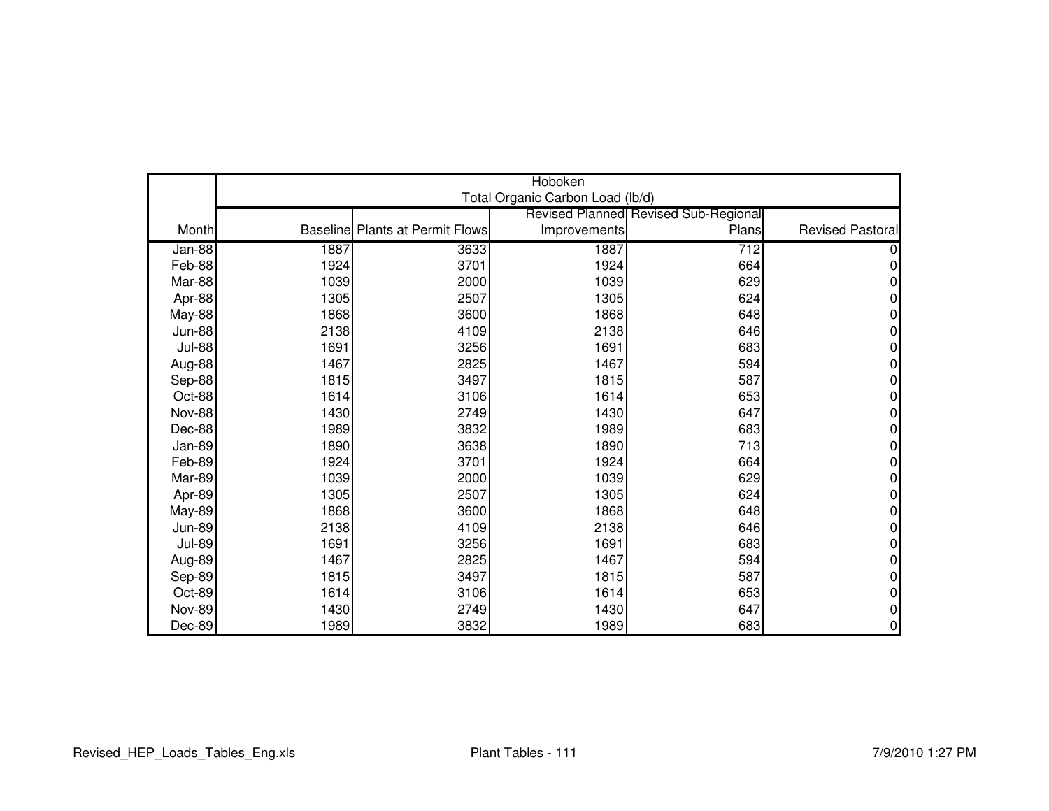| | Hoboken Total Organic Carbon Load (lb/d) | | | | |
|---|---|---|---|---|---|
| Month | Baseline | Plants at Permit Flows | Revised Planned Improvements | Revised Sub-Regional Plans | Revised Pastoral |
| Jan-88 | 1887 | 3633 | 1887 | 712 | 0 |
| Feb-88 | 1924 | 3701 | 1924 | 664 | 0 |
| Mar-88 | 1039 | 2000 | 1039 | 629 | 0 |
| Apr-88 | 1305 | 2507 | 1305 | 624 | 0 |
| May-88 | 1868 | 3600 | 1868 | 648 | 0 |
| Jun-88 | 2138 | 4109 | 2138 | 646 | 0 |
| Jul-88 | 1691 | 3256 | 1691 | 683 | 0 |
| Aug-88 | 1467 | 2825 | 1467 | 594 | 0 |
| Sep-88 | 1815 | 3497 | 1815 | 587 | 0 |
| Oct-88 | 1614 | 3106 | 1614 | 653 | 0 |
| Nov-88 | 1430 | 2749 | 1430 | 647 | 0 |
| Dec-88 | 1989 | 3832 | 1989 | 683 | 0 |
| Jan-89 | 1890 | 3638 | 1890 | 713 | 0 |
| Feb-89 | 1924 | 3701 | 1924 | 664 | 0 |
| Mar-89 | 1039 | 2000 | 1039 | 629 | 0 |
| Apr-89 | 1305 | 2507 | 1305 | 624 | 0 |
| May-89 | 1868 | 3600 | 1868 | 648 | 0 |
| Jun-89 | 2138 | 4109 | 2138 | 646 | 0 |
| Jul-89 | 1691 | 3256 | 1691 | 683 | 0 |
| Aug-89 | 1467 | 2825 | 1467 | 594 | 0 |
| Sep-89 | 1815 | 3497 | 1815 | 587 | 0 |
| Oct-89 | 1614 | 3106 | 1614 | 653 | 0 |
| Nov-89 | 1430 | 2749 | 1430 | 647 | 0 |
| Dec-89 | 1989 | 3832 | 1989 | 683 | 0 |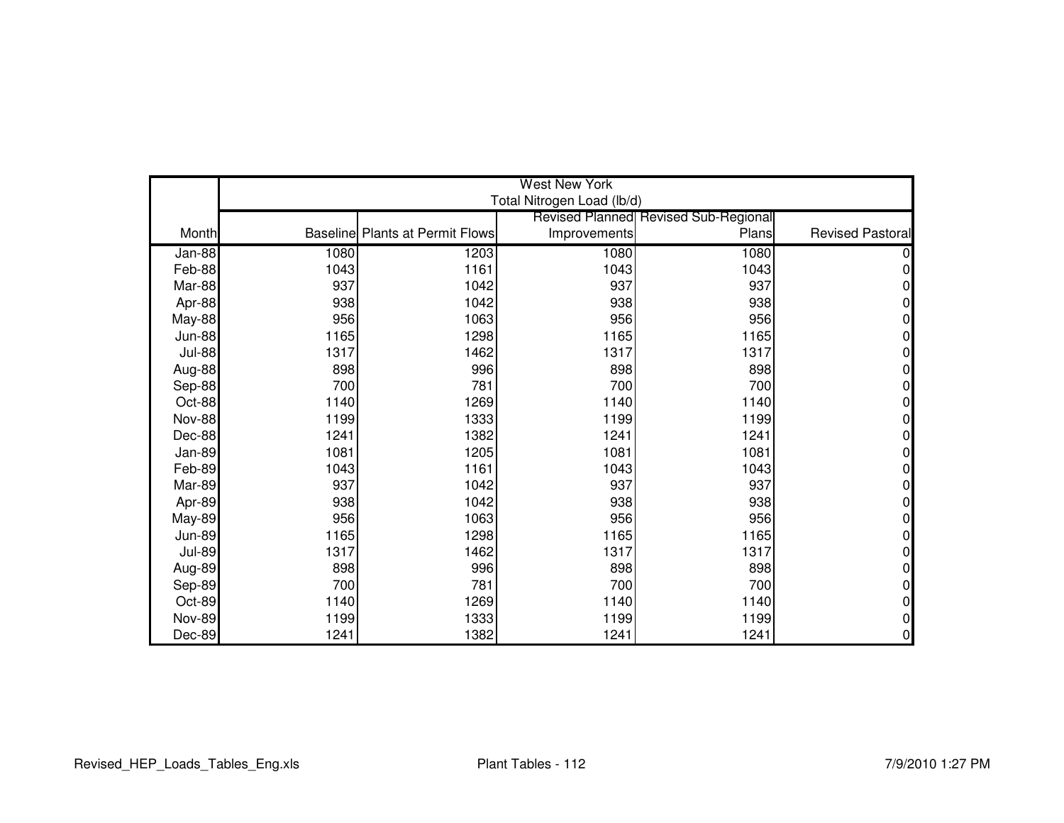| | West New York<br>Total Nitrogen Load (lb/d) | | | | |
|---|---|---|---|---|---|
| Month | Baseline | Plants at Permit Flows | Revised Planned Improvements | Revised Sub-Regional Plans | Revised Pastoral |
| Jan-88 | 1080 | 1203 | 1080 | 1080 | 0 |
| Feb-88 | 1043 | 1161 | 1043 | 1043 | 0 |
| Mar-88 | 937 | 1042 | 937 | 937 | 0 |
| Apr-88 | 938 | 1042 | 938 | 938 | 0 |
| May-88 | 956 | 1063 | 956 | 956 | 0 |
| Jun-88 | 1165 | 1298 | 1165 | 1165 | 0 |
| Jul-88 | 1317 | 1462 | 1317 | 1317 | 0 |
| Aug-88 | 898 | 996 | 898 | 898 | 0 |
| Sep-88 | 700 | 781 | 700 | 700 | 0 |
| Oct-88 | 1140 | 1269 | 1140 | 1140 | 0 |
| Nov-88 | 1199 | 1333 | 1199 | 1199 | 0 |
| Dec-88 | 1241 | 1382 | 1241 | 1241 | 0 |
| Jan-89 | 1081 | 1205 | 1081 | 1081 | 0 |
| Feb-89 | 1043 | 1161 | 1043 | 1043 | 0 |
| Mar-89 | 937 | 1042 | 937 | 937 | 0 |
| Apr-89 | 938 | 1042 | 938 | 938 | 0 |
| May-89 | 956 | 1063 | 956 | 956 | 0 |
| Jun-89 | 1165 | 1298 | 1165 | 1165 | 0 |
| Jul-89 | 1317 | 1462 | 1317 | 1317 | 0 |
| Aug-89 | 898 | 996 | 898 | 898 | 0 |
| Sep-89 | 700 | 781 | 700 | 700 | 0 |
| Oct-89 | 1140 | 1269 | 1140 | 1140 | 0 |
| Nov-89 | 1199 | 1333 | 1199 | 1199 | 0 |
| Dec-89 | 1241 | 1382 | 1241 | 1241 | 0 |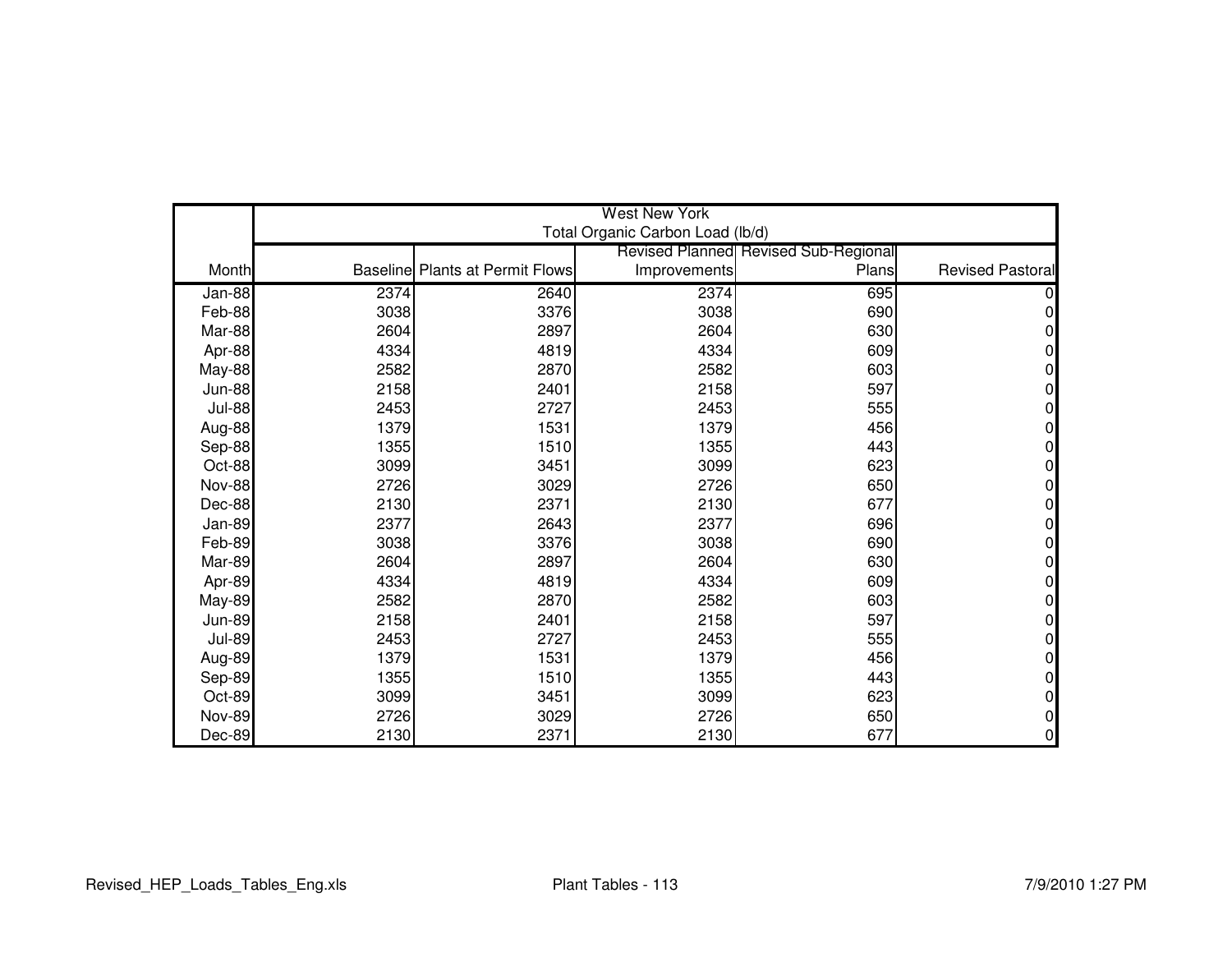| Month | West New York Total Organic Carbon Load (lb/d) | | | | |
|---|---|---|---|---|---|
| | Baseline | Plants at Permit Flows | Revised Planned Improvements | Revised Sub-Regional Plans | Revised Pastoral |
| Jan-88 | 2374 | 2640 | 2374 | 695 | 0 |
| Feb-88 | 3038 | 3376 | 3038 | 690 | 0 |
| Mar-88 | 2604 | 2897 | 2604 | 630 | 0 |
| Apr-88 | 4334 | 4819 | 4334 | 609 | 0 |
| May-88 | 2582 | 2870 | 2582 | 603 | 0 |
| Jun-88 | 2158 | 2401 | 2158 | 597 | 0 |
| Jul-88 | 2453 | 2727 | 2453 | 555 | 0 |
| Aug-88 | 1379 | 1531 | 1379 | 456 | 0 |
| Sep-88 | 1355 | 1510 | 1355 | 443 | 0 |
| Oct-88 | 3099 | 3451 | 3099 | 623 | 0 |
| Nov-88 | 2726 | 3029 | 2726 | 650 | 0 |
| Dec-88 | 2130 | 2371 | 2130 | 677 | 0 |
| Jan-89 | 2377 | 2643 | 2377 | 696 | 0 |
| Feb-89 | 3038 | 3376 | 3038 | 690 | 0 |
| Mar-89 | 2604 | 2897 | 2604 | 630 | 0 |
| Apr-89 | 4334 | 4819 | 4334 | 609 | 0 |
| May-89 | 2582 | 2870 | 2582 | 603 | 0 |
| Jun-89 | 2158 | 2401 | 2158 | 597 | 0 |
| Jul-89 | 2453 | 2727 | 2453 | 555 | 0 |
| Aug-89 | 1379 | 1531 | 1379 | 456 | 0 |
| Sep-89 | 1355 | 1510 | 1355 | 443 | 0 |
| Oct-89 | 3099 | 3451 | 3099 | 623 | 0 |
| Nov-89 | 2726 | 3029 | 2726 | 650 | 0 |
| Dec-89 | 2130 | 2371 | 2130 | 677 | 0 |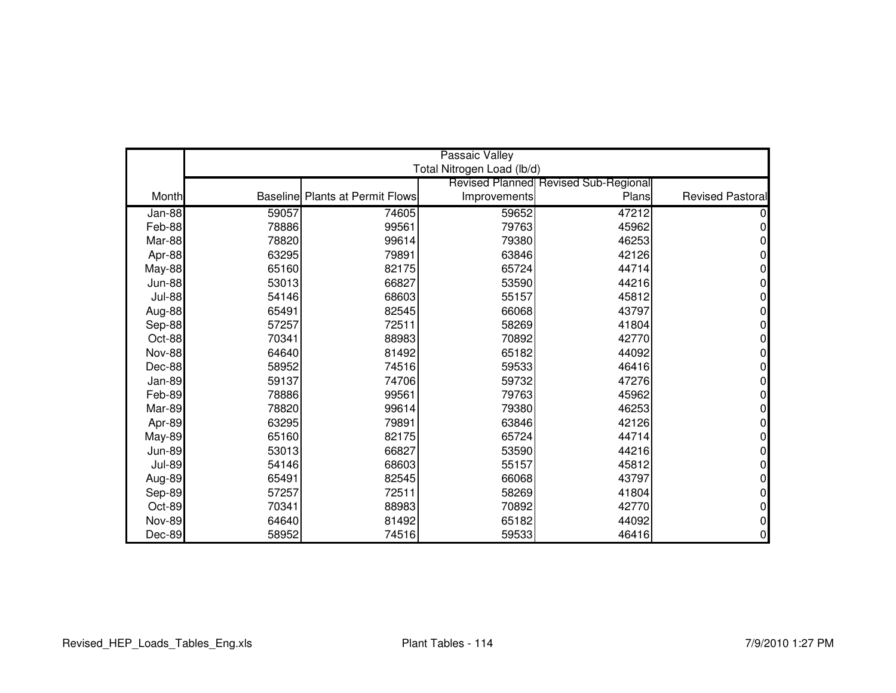| | Passaic Valley Total Nitrogen Load (lb/d) | | | | |
|---|---|---|---|---|---|
| Month | Baseline | Plants at Permit Flows | Revised Planned Improvements | Revised Sub-Regional Plans | Revised Pastoral |
| Jan-88 | 59057 | 74605 | 59652 | 47212 | 0 |
| Feb-88 | 78886 | 99561 | 79763 | 45962 | 0 |
| Mar-88 | 78820 | 99614 | 79380 | 46253 | 0 |
| Apr-88 | 63295 | 79891 | 63846 | 42126 | 0 |
| May-88 | 65160 | 82175 | 65724 | 44714 | 0 |
| Jun-88 | 53013 | 66827 | 53590 | 44216 | 0 |
| Jul-88 | 54146 | 68603 | 55157 | 45812 | 0 |
| Aug-88 | 65491 | 82545 | 66068 | 43797 | 0 |
| Sep-88 | 57257 | 72511 | 58269 | 41804 | 0 |
| Oct-88 | 70341 | 88983 | 70892 | 42770 | 0 |
| Nov-88 | 64640 | 81492 | 65182 | 44092 | 0 |
| Dec-88 | 58952 | 74516 | 59533 | 46416 | 0 |
| Jan-89 | 59137 | 74706 | 59732 | 47276 | 0 |
| Feb-89 | 78886 | 99561 | 79763 | 45962 | 0 |
| Mar-89 | 78820 | 99614 | 79380 | 46253 | 0 |
| Apr-89 | 63295 | 79891 | 63846 | 42126 | 0 |
| May-89 | 65160 | 82175 | 65724 | 44714 | 0 |
| Jun-89 | 53013 | 66827 | 53590 | 44216 | 0 |
| Jul-89 | 54146 | 68603 | 55157 | 45812 | 0 |
| Aug-89 | 65491 | 82545 | 66068 | 43797 | 0 |
| Sep-89 | 57257 | 72511 | 58269 | 41804 | 0 |
| Oct-89 | 70341 | 88983 | 70892 | 42770 | 0 |
| Nov-89 | 64640 | 81492 | 65182 | 44092 | 0 |
| Dec-89 | 58952 | 74516 | 59533 | 46416 | 0 |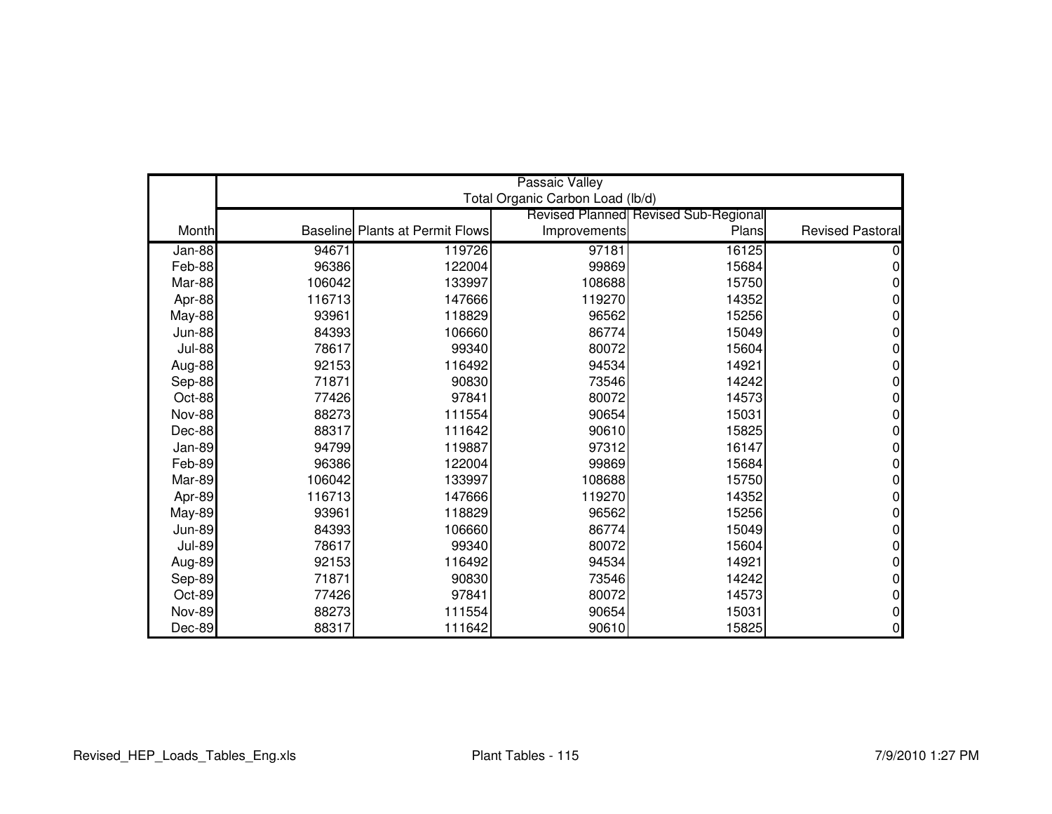| | Passaic Valley Total Organic Carbon Load (lb/d) | | | | |
|---|---|---|---|---|---|
| Month | Baseline | Plants at Permit Flows | Revised Planned Improvements | Revised Sub-Regional Plans | Revised Pastoral |
| Jan-88 | 94671 | 119726 | 97181 | 16125 | 0 |
| Feb-88 | 96386 | 122004 | 99869 | 15684 | 0 |
| Mar-88 | 106042 | 133997 | 108688 | 15750 | 0 |
| Apr-88 | 116713 | 147666 | 119270 | 14352 | 0 |
| May-88 | 93961 | 118829 | 96562 | 15256 | 0 |
| Jun-88 | 84393 | 106660 | 86774 | 15049 | 0 |
| Jul-88 | 78617 | 99340 | 80072 | 15604 | 0 |
| Aug-88 | 92153 | 116492 | 94534 | 14921 | 0 |
| Sep-88 | 71871 | 90830 | 73546 | 14242 | 0 |
| Oct-88 | 77426 | 97841 | 80072 | 14573 | 0 |
| Nov-88 | 88273 | 111554 | 90654 | 15031 | 0 |
| Dec-88 | 88317 | 111642 | 90610 | 15825 | 0 |
| Jan-89 | 94799 | 119887 | 97312 | 16147 | 0 |
| Feb-89 | 96386 | 122004 | 99869 | 15684 | 0 |
| Mar-89 | 106042 | 133997 | 108688 | 15750 | 0 |
| Apr-89 | 116713 | 147666 | 119270 | 14352 | 0 |
| May-89 | 93961 | 118829 | 96562 | 15256 | 0 |
| Jun-89 | 84393 | 106660 | 86774 | 15049 | 0 |
| Jul-89 | 78617 | 99340 | 80072 | 15604 | 0 |
| Aug-89 | 92153 | 116492 | 94534 | 14921 | 0 |
| Sep-89 | 71871 | 90830 | 73546 | 14242 | 0 |
| Oct-89 | 77426 | 97841 | 80072 | 14573 | 0 |
| Nov-89 | 88273 | 111554 | 90654 | 15031 | 0 |
| Dec-89 | 88317 | 111642 | 90610 | 15825 | 0 |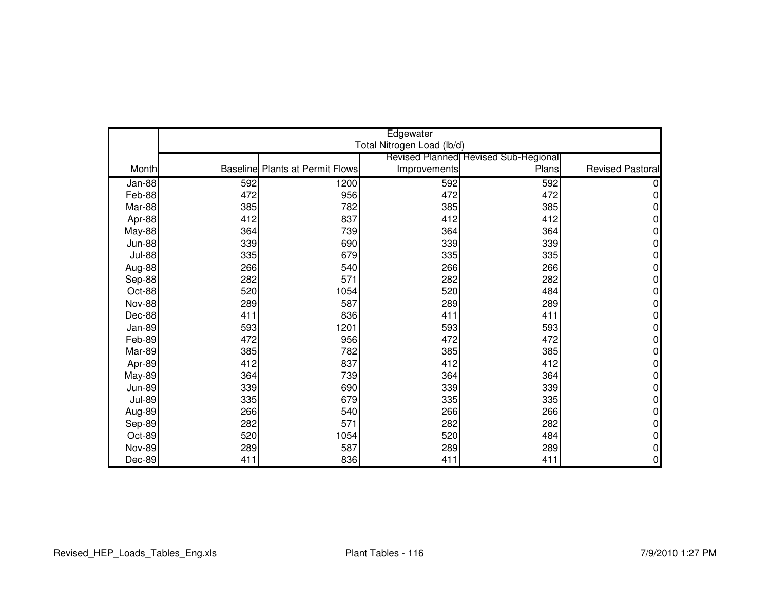| Month | Edgewater Total Nitrogen Load (lb/d) | | | | |
|---|---|---|---|---|---|
| | Baseline | Plants at Permit Flows | Revised Planned Improvements | Revised Sub-Regional Plans | Revised Pastoral |
| Jan-88 | 592 | 1200 | 592 | 592 | 0 |
| Feb-88 | 472 | 956 | 472 | 472 | 0 |
| Mar-88 | 385 | 782 | 385 | 385 | 0 |
| Apr-88 | 412 | 837 | 412 | 412 | 0 |
| May-88 | 364 | 739 | 364 | 364 | 0 |
| Jun-88 | 339 | 690 | 339 | 339 | 0 |
| Jul-88 | 335 | 679 | 335 | 335 | 0 |
| Aug-88 | 266 | 540 | 266 | 266 | 0 |
| Sep-88 | 282 | 571 | 282 | 282 | 0 |
| Oct-88 | 520 | 1054 | 520 | 484 | 0 |
| Nov-88 | 289 | 587 | 289 | 289 | 0 |
| Dec-88 | 411 | 836 | 411 | 411 | 0 |
| Jan-89 | 593 | 1201 | 593 | 593 | 0 |
| Feb-89 | 472 | 956 | 472 | 472 | 0 |
| Mar-89 | 385 | 782 | 385 | 385 | 0 |
| Apr-89 | 412 | 837 | 412 | 412 | 0 |
| May-89 | 364 | 739 | 364 | 364 | 0 |
| Jun-89 | 339 | 690 | 339 | 339 | 0 |
| Jul-89 | 335 | 679 | 335 | 335 | 0 |
| Aug-89 | 266 | 540 | 266 | 266 | 0 |
| Sep-89 | 282 | 571 | 282 | 282 | 0 |
| Oct-89 | 520 | 1054 | 520 | 484 | 0 |
| Nov-89 | 289 | 587 | 289 | 289 | 0 |
| Dec-89 | 411 | 836 | 411 | 411 | 0 |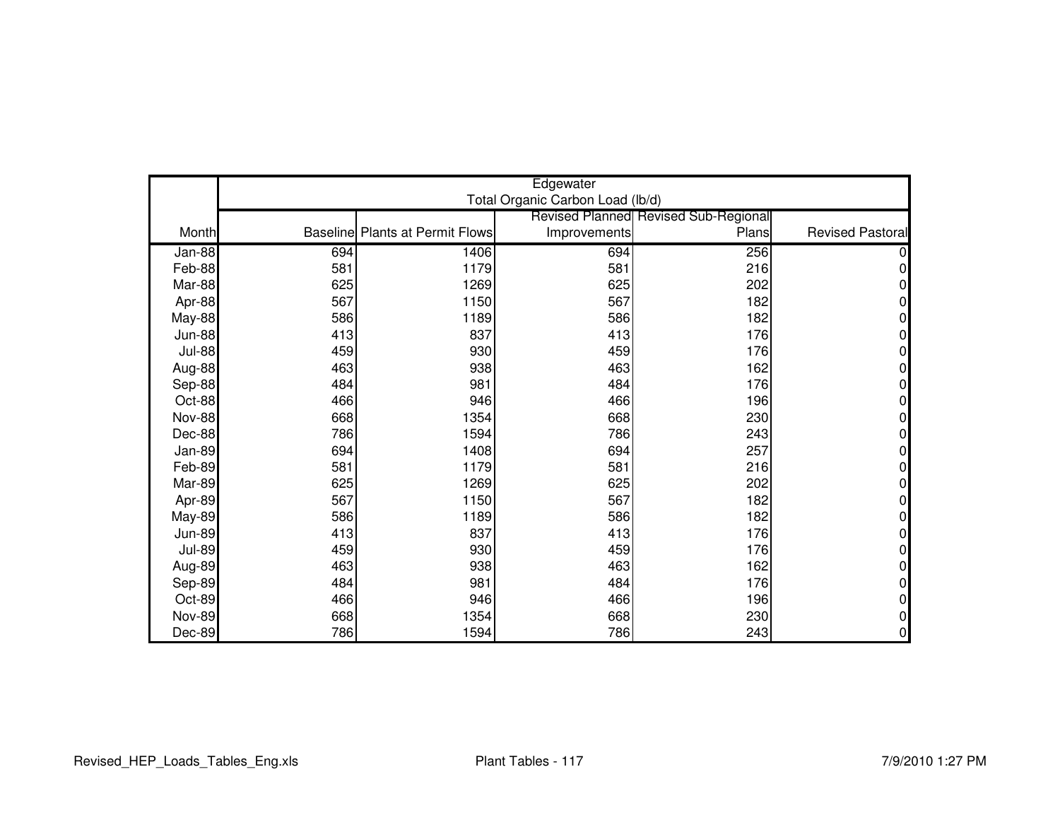| Month | Edgewater Total Organic Carbon Load (lb/d) | | | | |
|---|---|---|---|---|---|
| | Baseline | Plants at Permit Flows | Revised Planned Improvements | Revised Sub-Regional Plans | Revised Pastoral |
| Jan-88 | 694 | 1406 | 694 | 256 | 0 |
| Feb-88 | 581 | 1179 | 581 | 216 | 0 |
| Mar-88 | 625 | 1269 | 625 | 202 | 0 |
| Apr-88 | 567 | 1150 | 567 | 182 | 0 |
| May-88 | 586 | 1189 | 586 | 182 | 0 |
| Jun-88 | 413 | 837 | 413 | 176 | 0 |
| Jul-88 | 459 | 930 | 459 | 176 | 0 |
| Aug-88 | 463 | 938 | 463 | 162 | 0 |
| Sep-88 | 484 | 981 | 484 | 176 | 0 |
| Oct-88 | 466 | 946 | 466 | 196 | 0 |
| Nov-88 | 668 | 1354 | 668 | 230 | 0 |
| Dec-88 | 786 | 1594 | 786 | 243 | 0 |
| Jan-89 | 694 | 1408 | 694 | 257 | 0 |
| Feb-89 | 581 | 1179 | 581 | 216 | 0 |
| Mar-89 | 625 | 1269 | 625 | 202 | 0 |
| Apr-89 | 567 | 1150 | 567 | 182 | 0 |
| May-89 | 586 | 1189 | 586 | 182 | 0 |
| Jun-89 | 413 | 837 | 413 | 176 | 0 |
| Jul-89 | 459 | 930 | 459 | 176 | 0 |
| Aug-89 | 463 | 938 | 463 | 162 | 0 |
| Sep-89 | 484 | 981 | 484 | 176 | 0 |
| Oct-89 | 466 | 946 | 466 | 196 | 0 |
| Nov-89 | 668 | 1354 | 668 | 230 | 0 |
| Dec-89 | 786 | 1594 | 786 | 243 | 0 |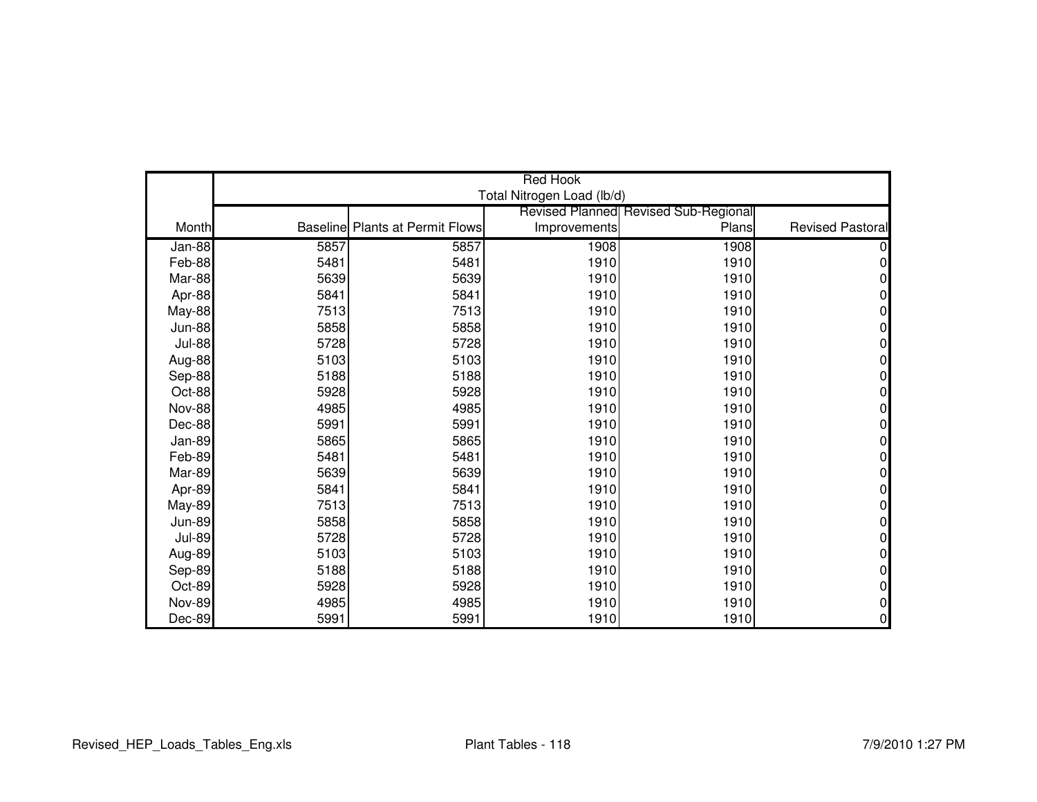| Month | Red Hook | | | | |
|---|---|---|---|---|---|
| | Total Nitrogen Load (lb/d) | | | | |
| | Baseline | Plants at Permit Flows | Revised Planned Improvements | Revised Sub-Regional Plans | Revised Pastoral |
| Jan-88 | 5857 | 5857 | 1908 | 1908 | 0 |
| Feb-88 | 5481 | 5481 | 1910 | 1910 | 0 |
| Mar-88 | 5639 | 5639 | 1910 | 1910 | 0 |
| Apr-88 | 5841 | 5841 | 1910 | 1910 | 0 |
| May-88 | 7513 | 7513 | 1910 | 1910 | 0 |
| Jun-88 | 5858 | 5858 | 1910 | 1910 | 0 |
| Jul-88 | 5728 | 5728 | 1910 | 1910 | 0 |
| Aug-88 | 5103 | 5103 | 1910 | 1910 | 0 |
| Sep-88 | 5188 | 5188 | 1910 | 1910 | 0 |
| Oct-88 | 5928 | 5928 | 1910 | 1910 | 0 |
| Nov-88 | 4985 | 4985 | 1910 | 1910 | 0 |
| Dec-88 | 5991 | 5991 | 1910 | 1910 | 0 |
| Jan-89 | 5865 | 5865 | 1910 | 1910 | 0 |
| Feb-89 | 5481 | 5481 | 1910 | 1910 | 0 |
| Mar-89 | 5639 | 5639 | 1910 | 1910 | 0 |
| Apr-89 | 5841 | 5841 | 1910 | 1910 | 0 |
| May-89 | 7513 | 7513 | 1910 | 1910 | 0 |
| Jun-89 | 5858 | 5858 | 1910 | 1910 | 0 |
| Jul-89 | 5728 | 5728 | 1910 | 1910 | 0 |
| Aug-89 | 5103 | 5103 | 1910 | 1910 | 0 |
| Sep-89 | 5188 | 5188 | 1910 | 1910 | 0 |
| Oct-89 | 5928 | 5928 | 1910 | 1910 | 0 |
| Nov-89 | 4985 | 4985 | 1910 | 1910 | 0 |
| Dec-89 | 5991 | 5991 | 1910 | 1910 | 0 |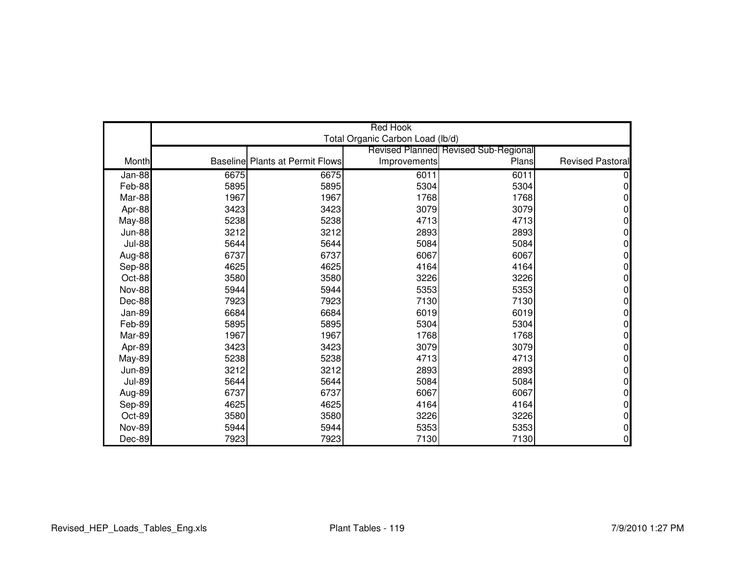| | Red Hook<br>Total Organic Carbon Load (lb/d) | | | | |
|---|---|---|---|---|---|
| Month | Baseline | Plants at Permit Flows | Revised Planned Improvements | Revised Sub-Regional Plans | Revised Pastoral |
| Jan-88 | 6675 | 6675 | 6011 | 6011 | 0 |
| Feb-88 | 5895 | 5895 | 5304 | 5304 | 0 |
| Mar-88 | 1967 | 1967 | 1768 | 1768 | 0 |
| Apr-88 | 3423 | 3423 | 3079 | 3079 | 0 |
| May-88 | 5238 | 5238 | 4713 | 4713 | 0 |
| Jun-88 | 3212 | 3212 | 2893 | 2893 | 0 |
| Jul-88 | 5644 | 5644 | 5084 | 5084 | 0 |
| Aug-88 | 6737 | 6737 | 6067 | 6067 | 0 |
| Sep-88 | 4625 | 4625 | 4164 | 4164 | 0 |
| Oct-88 | 3580 | 3580 | 3226 | 3226 | 0 |
| Nov-88 | 5944 | 5944 | 5353 | 5353 | 0 |
| Dec-88 | 7923 | 7923 | 7130 | 7130 | 0 |
| Jan-89 | 6684 | 6684 | 6019 | 6019 | 0 |
| Feb-89 | 5895 | 5895 | 5304 | 5304 | 0 |
| Mar-89 | 1967 | 1967 | 1768 | 1768 | 0 |
| Apr-89 | 3423 | 3423 | 3079 | 3079 | 0 |
| May-89 | 5238 | 5238 | 4713 | 4713 | 0 |
| Jun-89 | 3212 | 3212 | 2893 | 2893 | 0 |
| Jul-89 | 5644 | 5644 | 5084 | 5084 | 0 |
| Aug-89 | 6737 | 6737 | 6067 | 6067 | 0 |
| Sep-89 | 4625 | 4625 | 4164 | 4164 | 0 |
| Oct-89 | 3580 | 3580 | 3226 | 3226 | 0 |
| Nov-89 | 5944 | 5944 | 5353 | 5353 | 0 |
| Dec-89 | 7923 | 7923 | 7130 | 7130 | 0 |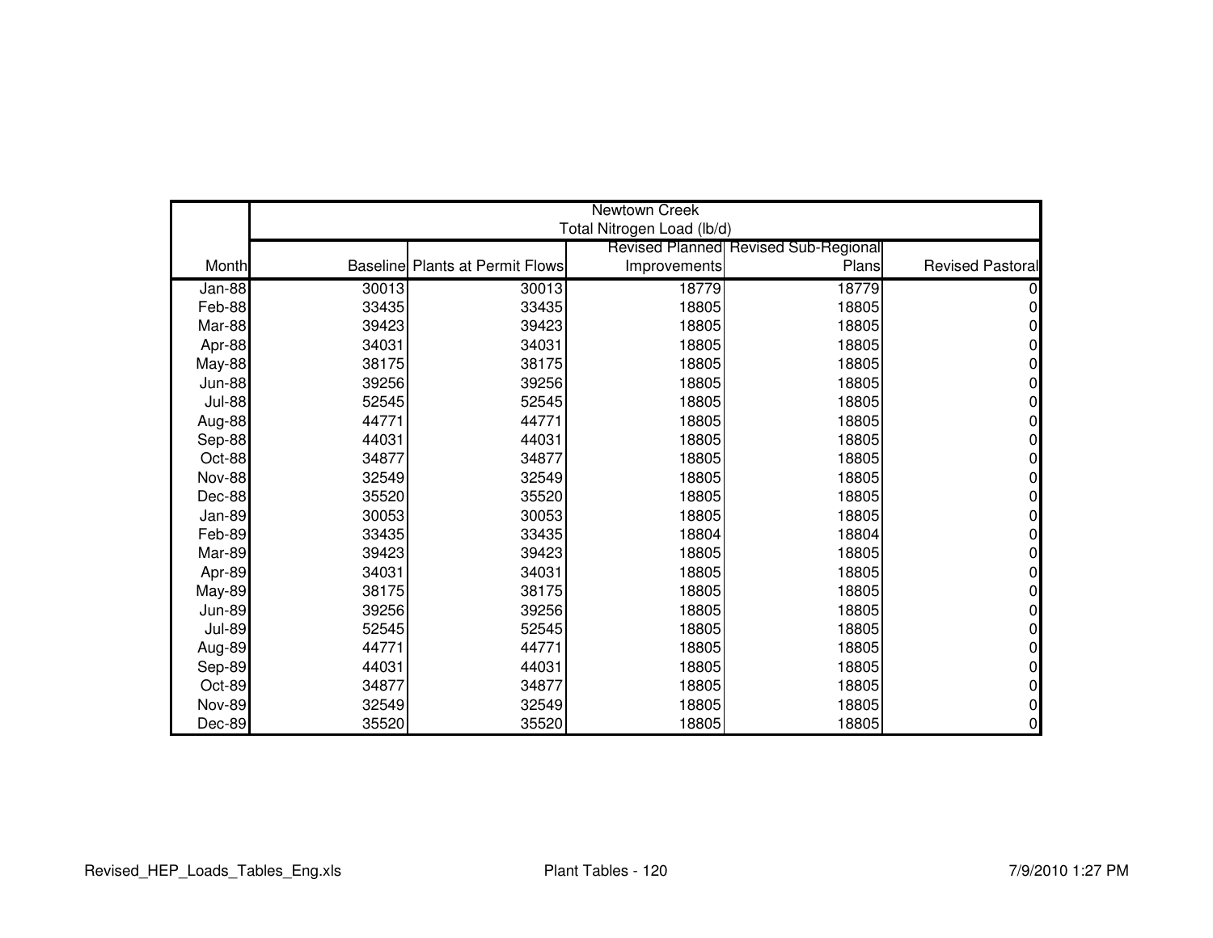| | Newtown Creek Total Nitrogen Load (lb/d) | | | | |
|---|---|---|---|---|---|
| Month | Baseline | Plants at Permit Flows | Revised Planned Improvements | Revised Sub-Regional Plans | Revised Pastoral |
| Jan-88 | 30013 | 30013 | 18779 | 18779 | 0 |
| Feb-88 | 33435 | 33435 | 18805 | 18805 | 0 |
| Mar-88 | 39423 | 39423 | 18805 | 18805 | 0 |
| Apr-88 | 34031 | 34031 | 18805 | 18805 | 0 |
| May-88 | 38175 | 38175 | 18805 | 18805 | 0 |
| Jun-88 | 39256 | 39256 | 18805 | 18805 | 0 |
| Jul-88 | 52545 | 52545 | 18805 | 18805 | 0 |
| Aug-88 | 44771 | 44771 | 18805 | 18805 | 0 |
| Sep-88 | 44031 | 44031 | 18805 | 18805 | 0 |
| Oct-88 | 34877 | 34877 | 18805 | 18805 | 0 |
| Nov-88 | 32549 | 32549 | 18805 | 18805 | 0 |
| Dec-88 | 35520 | 35520 | 18805 | 18805 | 0 |
| Jan-89 | 30053 | 30053 | 18805 | 18805 | 0 |
| Feb-89 | 33435 | 33435 | 18804 | 18804 | 0 |
| Mar-89 | 39423 | 39423 | 18805 | 18805 | 0 |
| Apr-89 | 34031 | 34031 | 18805 | 18805 | 0 |
| May-89 | 38175 | 38175 | 18805 | 18805 | 0 |
| Jun-89 | 39256 | 39256 | 18805 | 18805 | 0 |
| Jul-89 | 52545 | 52545 | 18805 | 18805 | 0 |
| Aug-89 | 44771 | 44771 | 18805 | 18805 | 0 |
| Sep-89 | 44031 | 44031 | 18805 | 18805 | 0 |
| Oct-89 | 34877 | 34877 | 18805 | 18805 | 0 |
| Nov-89 | 32549 | 32549 | 18805 | 18805 | 0 |
| Dec-89 | 35520 | 35520 | 18805 | 18805 | 0 |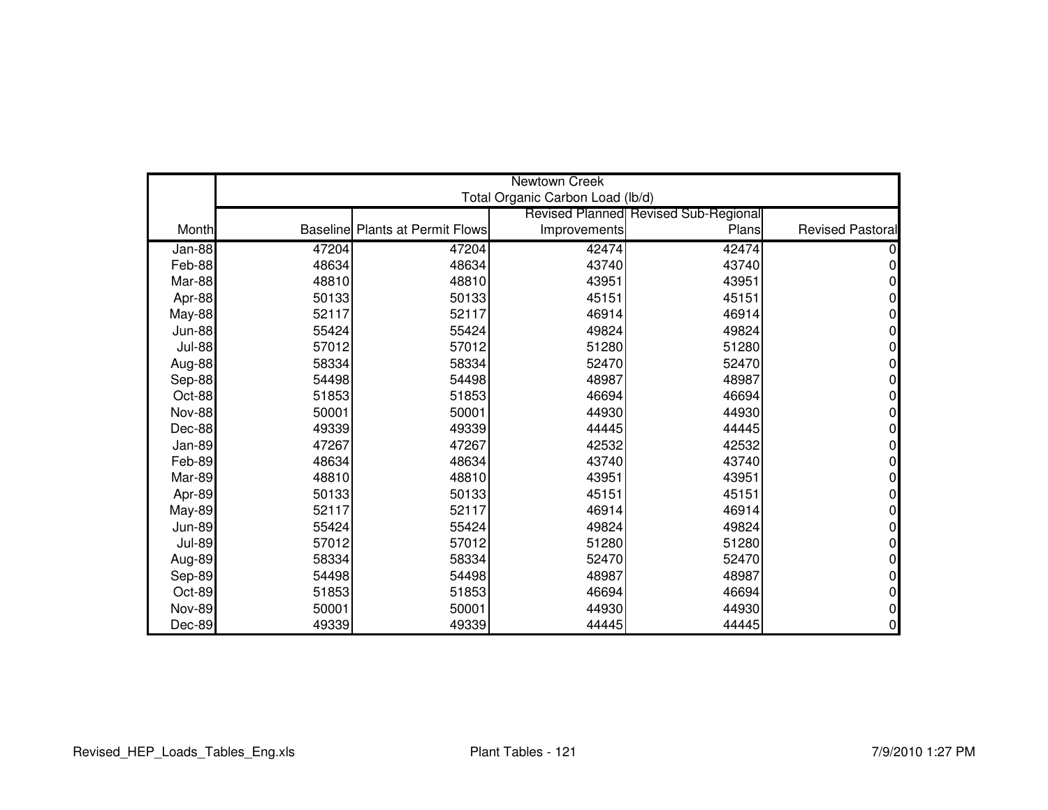| | Newtown Creek | | | | |
|---|---|---|---|---|---|
| | Total Organic Carbon Load (lb/d) | | | | |
| Month | Baseline | Plants at Permit Flows | Revised Planned Improvements | Revised Sub-Regional Plans | Revised Pastoral |
| Jan-88 | 47204 | 47204 | 42474 | 42474 | 0 |
| Feb-88 | 48634 | 48634 | 43740 | 43740 | 0 |
| Mar-88 | 48810 | 48810 | 43951 | 43951 | 0 |
| Apr-88 | 50133 | 50133 | 45151 | 45151 | 0 |
| May-88 | 52117 | 52117 | 46914 | 46914 | 0 |
| Jun-88 | 55424 | 55424 | 49824 | 49824 | 0 |
| Jul-88 | 57012 | 57012 | 51280 | 51280 | 0 |
| Aug-88 | 58334 | 58334 | 52470 | 52470 | 0 |
| Sep-88 | 54498 | 54498 | 48987 | 48987 | 0 |
| Oct-88 | 51853 | 51853 | 46694 | 46694 | 0 |
| Nov-88 | 50001 | 50001 | 44930 | 44930 | 0 |
| Dec-88 | 49339 | 49339 | 44445 | 44445 | 0 |
| Jan-89 | 47267 | 47267 | 42532 | 42532 | 0 |
| Feb-89 | 48634 | 48634 | 43740 | 43740 | 0 |
| Mar-89 | 48810 | 48810 | 43951 | 43951 | 0 |
| Apr-89 | 50133 | 50133 | 45151 | 45151 | 0 |
| May-89 | 52117 | 52117 | 46914 | 46914 | 0 |
| Jun-89 | 55424 | 55424 | 49824 | 49824 | 0 |
| Jul-89 | 57012 | 57012 | 51280 | 51280 | 0 |
| Aug-89 | 58334 | 58334 | 52470 | 52470 | 0 |
| Sep-89 | 54498 | 54498 | 48987 | 48987 | 0 |
| Oct-89 | 51853 | 51853 | 46694 | 46694 | 0 |
| Nov-89 | 50001 | 50001 | 44930 | 44930 | 0 |
| Dec-89 | 49339 | 49339 | 44445 | 44445 | 0 |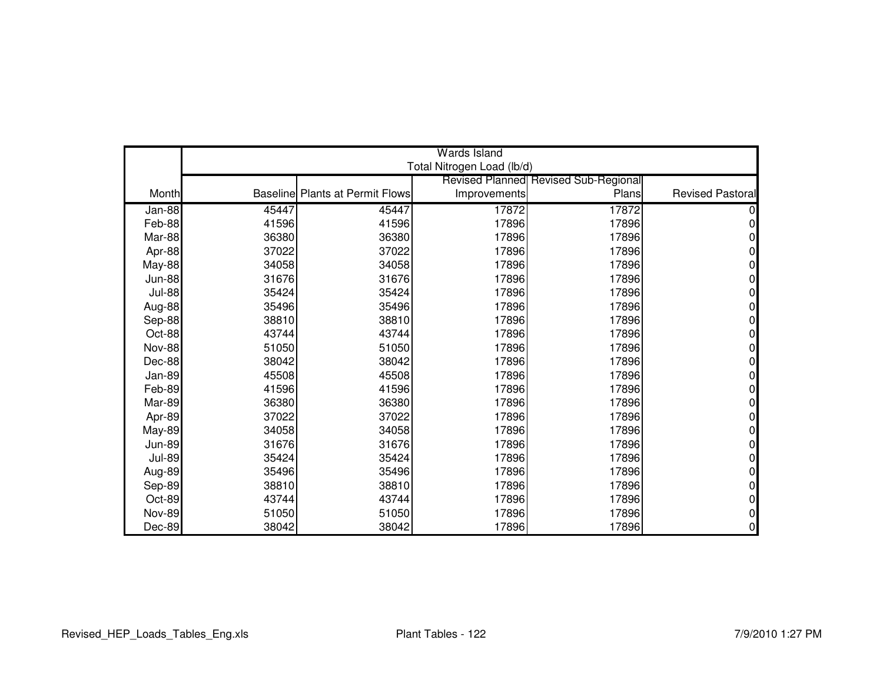| Month | Wards Island Total Nitrogen Load (lb/d) | | | | |
|---|---|---|---|---|---|
| | Baseline | Plants at Permit Flows | Revised Planned Improvements | Revised Sub-Regional Plans | Revised Pastoral |
| Jan-88 | 45447 | 45447 | 17872 | 17872 | 0 |
| Feb-88 | 41596 | 41596 | 17896 | 17896 | 0 |
| Mar-88 | 36380 | 36380 | 17896 | 17896 | 0 |
| Apr-88 | 37022 | 37022 | 17896 | 17896 | 0 |
| May-88 | 34058 | 34058 | 17896 | 17896 | 0 |
| Jun-88 | 31676 | 31676 | 17896 | 17896 | 0 |
| Jul-88 | 35424 | 35424 | 17896 | 17896 | 0 |
| Aug-88 | 35496 | 35496 | 17896 | 17896 | 0 |
| Sep-88 | 38810 | 38810 | 17896 | 17896 | 0 |
| Oct-88 | 43744 | 43744 | 17896 | 17896 | 0 |
| Nov-88 | 51050 | 51050 | 17896 | 17896 | 0 |
| Dec-88 | 38042 | 38042 | 17896 | 17896 | 0 |
| Jan-89 | 45508 | 45508 | 17896 | 17896 | 0 |
| Feb-89 | 41596 | 41596 | 17896 | 17896 | 0 |
| Mar-89 | 36380 | 36380 | 17896 | 17896 | 0 |
| Apr-89 | 37022 | 37022 | 17896 | 17896 | 0 |
| May-89 | 34058 | 34058 | 17896 | 17896 | 0 |
| Jun-89 | 31676 | 31676 | 17896 | 17896 | 0 |
| Jul-89 | 35424 | 35424 | 17896 | 17896 | 0 |
| Aug-89 | 35496 | 35496 | 17896 | 17896 | 0 |
| Sep-89 | 38810 | 38810 | 17896 | 17896 | 0 |
| Oct-89 | 43744 | 43744 | 17896 | 17896 | 0 |
| Nov-89 | 51050 | 51050 | 17896 | 17896 | 0 |
| Dec-89 | 38042 | 38042 | 17896 | 17896 | 0 |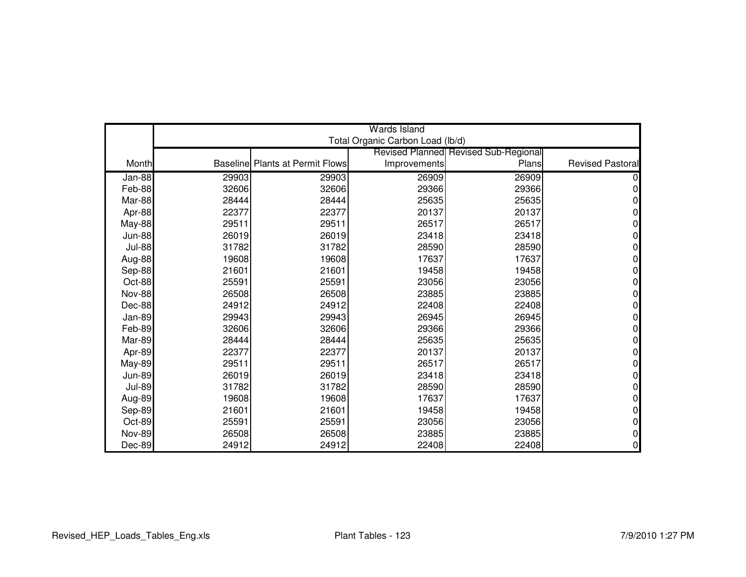| Month | Wards Island<br>Total Organic Carbon Load (lb/d)<br>Baseline | Plants at Permit Flows | Revised Planned Improvements | Revised Sub-Regional Plans | Revised Pastoral |
|---|---|---|---|---|---|
| Jan-88 | 29903 | 29903 | 26909 | 26909 | 0 |
| Feb-88 | 32606 | 32606 | 29366 | 29366 | 0 |
| Mar-88 | 28444 | 28444 | 25635 | 25635 | 0 |
| Apr-88 | 22377 | 22377 | 20137 | 20137 | 0 |
| May-88 | 29511 | 29511 | 26517 | 26517 | 0 |
| Jun-88 | 26019 | 26019 | 23418 | 23418 | 0 |
| Jul-88 | 31782 | 31782 | 28590 | 28590 | 0 |
| Aug-88 | 19608 | 19608 | 17637 | 17637 | 0 |
| Sep-88 | 21601 | 21601 | 19458 | 19458 | 0 |
| Oct-88 | 25591 | 25591 | 23056 | 23056 | 0 |
| Nov-88 | 26508 | 26508 | 23885 | 23885 | 0 |
| Dec-88 | 24912 | 24912 | 22408 | 22408 | 0 |
| Jan-89 | 29943 | 29943 | 26945 | 26945 | 0 |
| Feb-89 | 32606 | 32606 | 29366 | 29366 | 0 |
| Mar-89 | 28444 | 28444 | 25635 | 25635 | 0 |
| Apr-89 | 22377 | 22377 | 20137 | 20137 | 0 |
| May-89 | 29511 | 29511 | 26517 | 26517 | 0 |
| Jun-89 | 26019 | 26019 | 23418 | 23418 | 0 |
| Jul-89 | 31782 | 31782 | 28590 | 28590 | 0 |
| Aug-89 | 19608 | 19608 | 17637 | 17637 | 0 |
| Sep-89 | 21601 | 21601 | 19458 | 19458 | 0 |
| Oct-89 | 25591 | 25591 | 23056 | 23056 | 0 |
| Nov-89 | 26508 | 26508 | 23885 | 23885 | 0 |
| Dec-89 | 24912 | 24912 | 22408 | 22408 | 0 |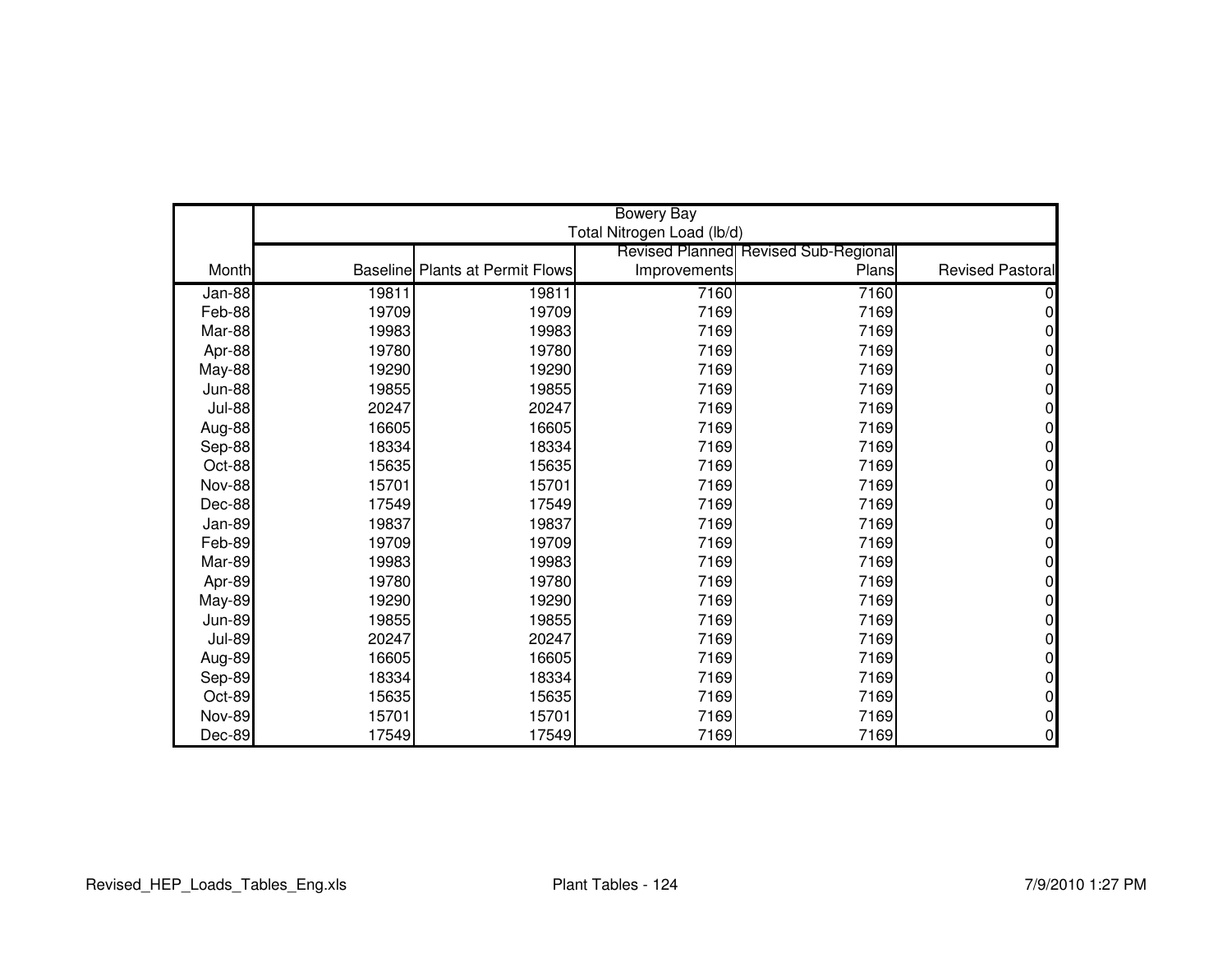| Month | Bowery Bay<br>Total Nitrogen Load (lb/d) | | | | |
|---|---|---|---|---|---|
| | Baseline | Plants at Permit Flows | Revised Planned Improvements | Revised Sub-Regional Plans | Revised Pastoral |
| Jan-88 | 19811 | 19811 | 7160 | 7160 | 0 |
| Feb-88 | 19709 | 19709 | 7169 | 7169 | 0 |
| Mar-88 | 19983 | 19983 | 7169 | 7169 | 0 |
| Apr-88 | 19780 | 19780 | 7169 | 7169 | 0 |
| May-88 | 19290 | 19290 | 7169 | 7169 | 0 |
| Jun-88 | 19855 | 19855 | 7169 | 7169 | 0 |
| Jul-88 | 20247 | 20247 | 7169 | 7169 | 0 |
| Aug-88 | 16605 | 16605 | 7169 | 7169 | 0 |
| Sep-88 | 18334 | 18334 | 7169 | 7169 | 0 |
| Oct-88 | 15635 | 15635 | 7169 | 7169 | 0 |
| Nov-88 | 15701 | 15701 | 7169 | 7169 | 0 |
| Dec-88 | 17549 | 17549 | 7169 | 7169 | 0 |
| Jan-89 | 19837 | 19837 | 7169 | 7169 | 0 |
| Feb-89 | 19709 | 19709 | 7169 | 7169 | 0 |
| Mar-89 | 19983 | 19983 | 7169 | 7169 | 0 |
| Apr-89 | 19780 | 19780 | 7169 | 7169 | 0 |
| May-89 | 19290 | 19290 | 7169 | 7169 | 0 |
| Jun-89 | 19855 | 19855 | 7169 | 7169 | 0 |
| Jul-89 | 20247 | 20247 | 7169 | 7169 | 0 |
| Aug-89 | 16605 | 16605 | 7169 | 7169 | 0 |
| Sep-89 | 18334 | 18334 | 7169 | 7169 | 0 |
| Oct-89 | 15635 | 15635 | 7169 | 7169 | 0 |
| Nov-89 | 15701 | 15701 | 7169 | 7169 | 0 |
| Dec-89 | 17549 | 17549 | 7169 | 7169 | 0 |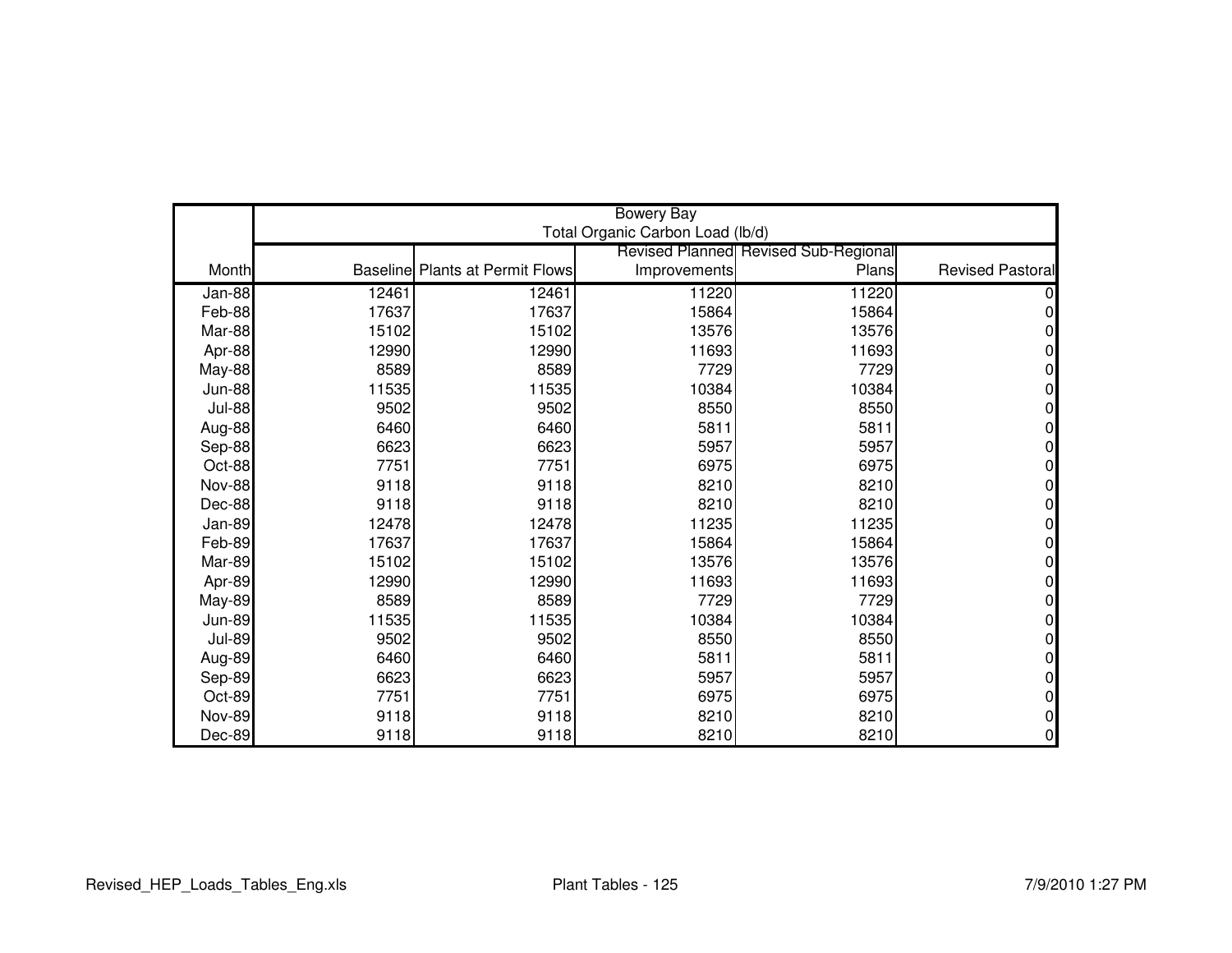| | Bowery Bay Total Organic Carbon Load (lb/d) | | | | |
|---|---|---|---|---|---|
| Month | Baseline | Plants at Permit Flows | Revised Planned Improvements | Revised Sub-Regional Plans | Revised Pastoral |
| Jan-88 | 12461 | 12461 | 11220 | 11220 | 0 |
| Feb-88 | 17637 | 17637 | 15864 | 15864 | 0 |
| Mar-88 | 15102 | 15102 | 13576 | 13576 | 0 |
| Apr-88 | 12990 | 12990 | 11693 | 11693 | 0 |
| May-88 | 8589 | 8589 | 7729 | 7729 | 0 |
| Jun-88 | 11535 | 11535 | 10384 | 10384 | 0 |
| Jul-88 | 9502 | 9502 | 8550 | 8550 | 0 |
| Aug-88 | 6460 | 6460 | 5811 | 5811 | 0 |
| Sep-88 | 6623 | 6623 | 5957 | 5957 | 0 |
| Oct-88 | 7751 | 7751 | 6975 | 6975 | 0 |
| Nov-88 | 9118 | 9118 | 8210 | 8210 | 0 |
| Dec-88 | 9118 | 9118 | 8210 | 8210 | 0 |
| Jan-89 | 12478 | 12478 | 11235 | 11235 | 0 |
| Feb-89 | 17637 | 17637 | 15864 | 15864 | 0 |
| Mar-89 | 15102 | 15102 | 13576 | 13576 | 0 |
| Apr-89 | 12990 | 12990 | 11693 | 11693 | 0 |
| May-89 | 8589 | 8589 | 7729 | 7729 | 0 |
| Jun-89 | 11535 | 11535 | 10384 | 10384 | 0 |
| Jul-89 | 9502 | 9502 | 8550 | 8550 | 0 |
| Aug-89 | 6460 | 6460 | 5811 | 5811 | 0 |
| Sep-89 | 6623 | 6623 | 5957 | 5957 | 0 |
| Oct-89 | 7751 | 7751 | 6975 | 6975 | 0 |
| Nov-89 | 9118 | 9118 | 8210 | 8210 | 0 |
| Dec-89 | 9118 | 9118 | 8210 | 8210 | 0 |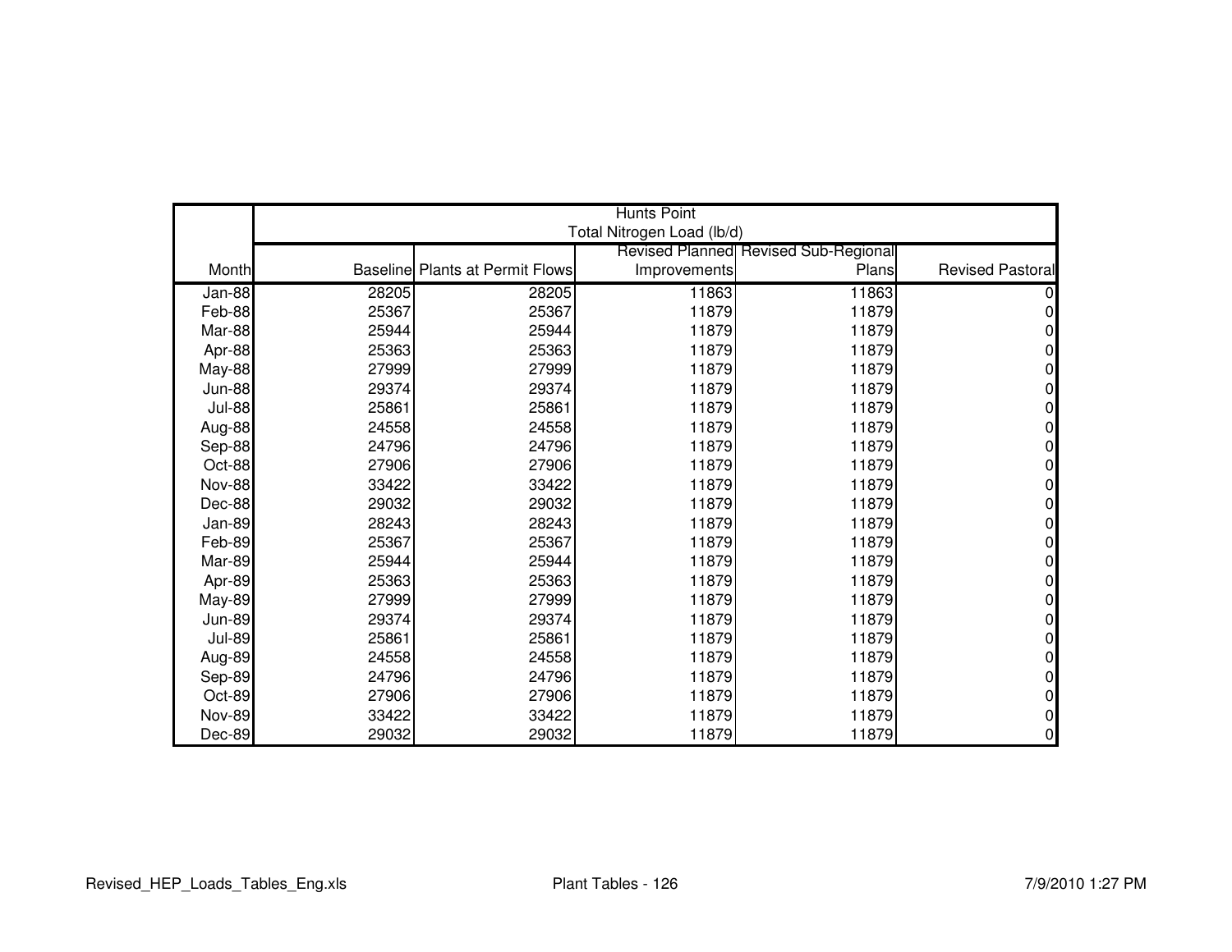| Month | Hunts Point Total Nitrogen Load (lb/d) | | | | |
|---|---|---|---|---|---|
| | Baseline | Plants at Permit Flows | Revised Planned Improvements | Revised Sub-Regional Plans | Revised Pastoral |
| Jan-88 | 28205 | 28205 | 11863 | 11863 | 0 |
| Feb-88 | 25367 | 25367 | 11879 | 11879 | 0 |
| Mar-88 | 25944 | 25944 | 11879 | 11879 | 0 |
| Apr-88 | 25363 | 25363 | 11879 | 11879 | 0 |
| May-88 | 27999 | 27999 | 11879 | 11879 | 0 |
| Jun-88 | 29374 | 29374 | 11879 | 11879 | 0 |
| Jul-88 | 25861 | 25861 | 11879 | 11879 | 0 |
| Aug-88 | 24558 | 24558 | 11879 | 11879 | 0 |
| Sep-88 | 24796 | 24796 | 11879 | 11879 | 0 |
| Oct-88 | 27906 | 27906 | 11879 | 11879 | 0 |
| Nov-88 | 33422 | 33422 | 11879 | 11879 | 0 |
| Dec-88 | 29032 | 29032 | 11879 | 11879 | 0 |
| Jan-89 | 28243 | 28243 | 11879 | 11879 | 0 |
| Feb-89 | 25367 | 25367 | 11879 | 11879 | 0 |
| Mar-89 | 25944 | 25944 | 11879 | 11879 | 0 |
| Apr-89 | 25363 | 25363 | 11879 | 11879 | 0 |
| May-89 | 27999 | 27999 | 11879 | 11879 | 0 |
| Jun-89 | 29374 | 29374 | 11879 | 11879 | 0 |
| Jul-89 | 25861 | 25861 | 11879 | 11879 | 0 |
| Aug-89 | 24558 | 24558 | 11879 | 11879 | 0 |
| Sep-89 | 24796 | 24796 | 11879 | 11879 | 0 |
| Oct-89 | 27906 | 27906 | 11879 | 11879 | 0 |
| Nov-89 | 33422 | 33422 | 11879 | 11879 | 0 |
| Dec-89 | 29032 | 29032 | 11879 | 11879 | 0 |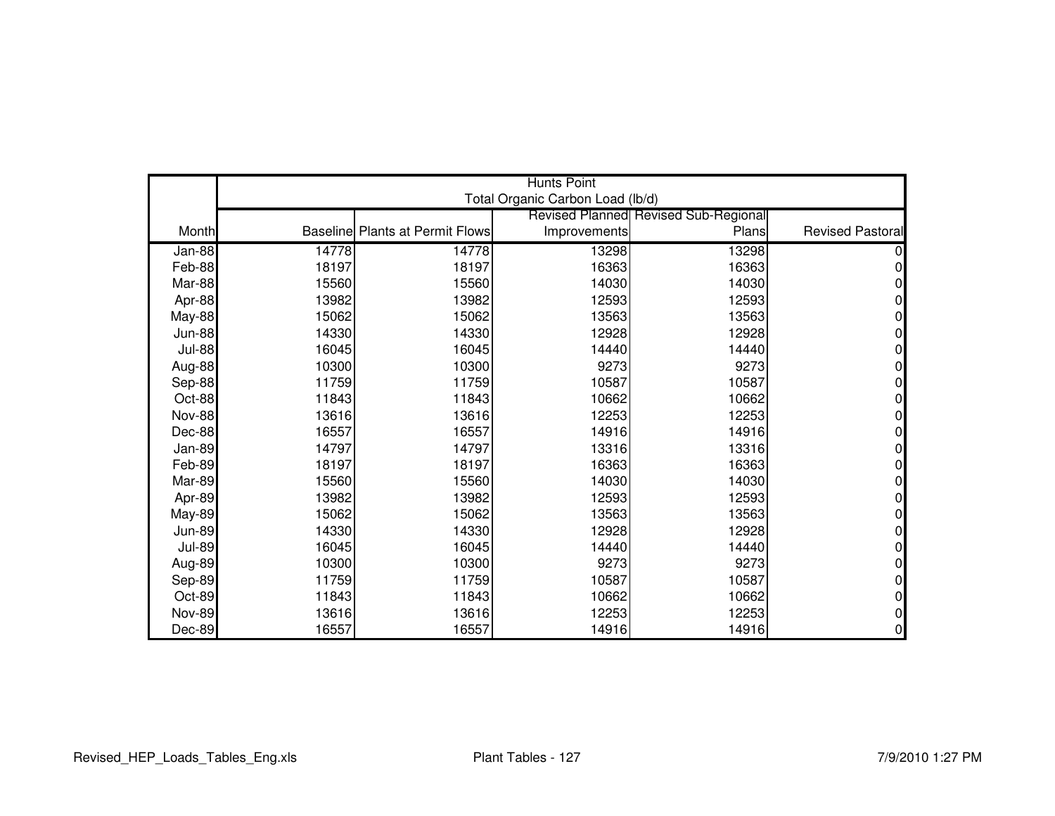| Month | Hunts Point<br>Total Organic Carbon Load (lb/d) | | | | |
|---|---|---|---|---|---|
| | Baseline | Plants at Permit Flows | Revised Planned Improvements | Revised Sub-Regional Plans | Revised Pastoral |
| Jan-88 | 14778 | 14778 | 13298 | 13298 | 0 |
| Feb-88 | 18197 | 18197 | 16363 | 16363 | 0 |
| Mar-88 | 15560 | 15560 | 14030 | 14030 | 0 |
| Apr-88 | 13982 | 13982 | 12593 | 12593 | 0 |
| May-88 | 15062 | 15062 | 13563 | 13563 | 0 |
| Jun-88 | 14330 | 14330 | 12928 | 12928 | 0 |
| Jul-88 | 16045 | 16045 | 14440 | 14440 | 0 |
| Aug-88 | 10300 | 10300 | 9273 | 9273 | 0 |
| Sep-88 | 11759 | 11759 | 10587 | 10587 | 0 |
| Oct-88 | 11843 | 11843 | 10662 | 10662 | 0 |
| Nov-88 | 13616 | 13616 | 12253 | 12253 | 0 |
| Dec-88 | 16557 | 16557 | 14916 | 14916 | 0 |
| Jan-89 | 14797 | 14797 | 13316 | 13316 | 0 |
| Feb-89 | 18197 | 18197 | 16363 | 16363 | 0 |
| Mar-89 | 15560 | 15560 | 14030 | 14030 | 0 |
| Apr-89 | 13982 | 13982 | 12593 | 12593 | 0 |
| May-89 | 15062 | 15062 | 13563 | 13563 | 0 |
| Jun-89 | 14330 | 14330 | 12928 | 12928 | 0 |
| Jul-89 | 16045 | 16045 | 14440 | 14440 | 0 |
| Aug-89 | 10300 | 10300 | 9273 | 9273 | 0 |
| Sep-89 | 11759 | 11759 | 10587 | 10587 | 0 |
| Oct-89 | 11843 | 11843 | 10662 | 10662 | 0 |
| Nov-89 | 13616 | 13616 | 12253 | 12253 | 0 |
| Dec-89 | 16557 | 16557 | 14916 | 14916 | 0 |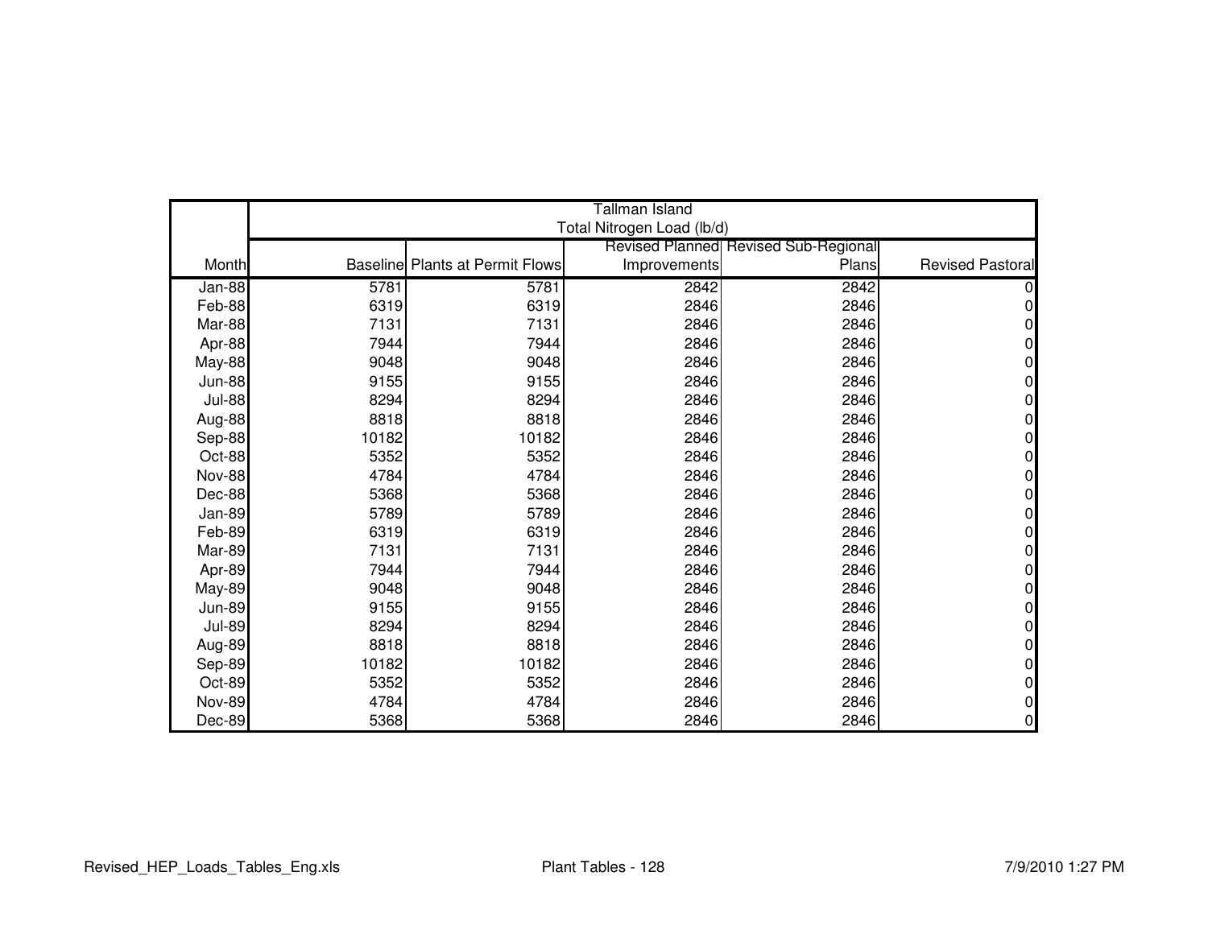| | Tallman Island<br>Total Nitrogen Load (lb/d) | | | | |
|---|---|---|---|---|---|
| Month | Baseline | Plants at Permit Flows | Revised Planned Improvements | Revised Sub-Regional Plans | Revised Pastoral |
| Jan-88 | 5781 | 5781 | 2842 | 2842 | 0 |
| Feb-88 | 6319 | 6319 | 2846 | 2846 | 0 |
| Mar-88 | 7131 | 7131 | 2846 | 2846 | 0 |
| Apr-88 | 7944 | 7944 | 2846 | 2846 | 0 |
| May-88 | 9048 | 9048 | 2846 | 2846 | 0 |
| Jun-88 | 9155 | 9155 | 2846 | 2846 | 0 |
| Jul-88 | 8294 | 8294 | 2846 | 2846 | 0 |
| Aug-88 | 8818 | 8818 | 2846 | 2846 | 0 |
| Sep-88 | 10182 | 10182 | 2846 | 2846 | 0 |
| Oct-88 | 5352 | 5352 | 2846 | 2846 | 0 |
| Nov-88 | 4784 | 4784 | 2846 | 2846 | 0 |
| Dec-88 | 5368 | 5368 | 2846 | 2846 | 0 |
| Jan-89 | 5789 | 5789 | 2846 | 2846 | 0 |
| Feb-89 | 6319 | 6319 | 2846 | 2846 | 0 |
| Mar-89 | 7131 | 7131 | 2846 | 2846 | 0 |
| Apr-89 | 7944 | 7944 | 2846 | 2846 | 0 |
| May-89 | 9048 | 9048 | 2846 | 2846 | 0 |
| Jun-89 | 9155 | 9155 | 2846 | 2846 | 0 |
| Jul-89 | 8294 | 8294 | 2846 | 2846 | 0 |
| Aug-89 | 8818 | 8818 | 2846 | 2846 | 0 |
| Sep-89 | 10182 | 10182 | 2846 | 2846 | 0 |
| Oct-89 | 5352 | 5352 | 2846 | 2846 | 0 |
| Nov-89 | 4784 | 4784 | 2846 | 2846 | 0 |
| Dec-89 | 5368 | 5368 | 2846 | 2846 | 0 |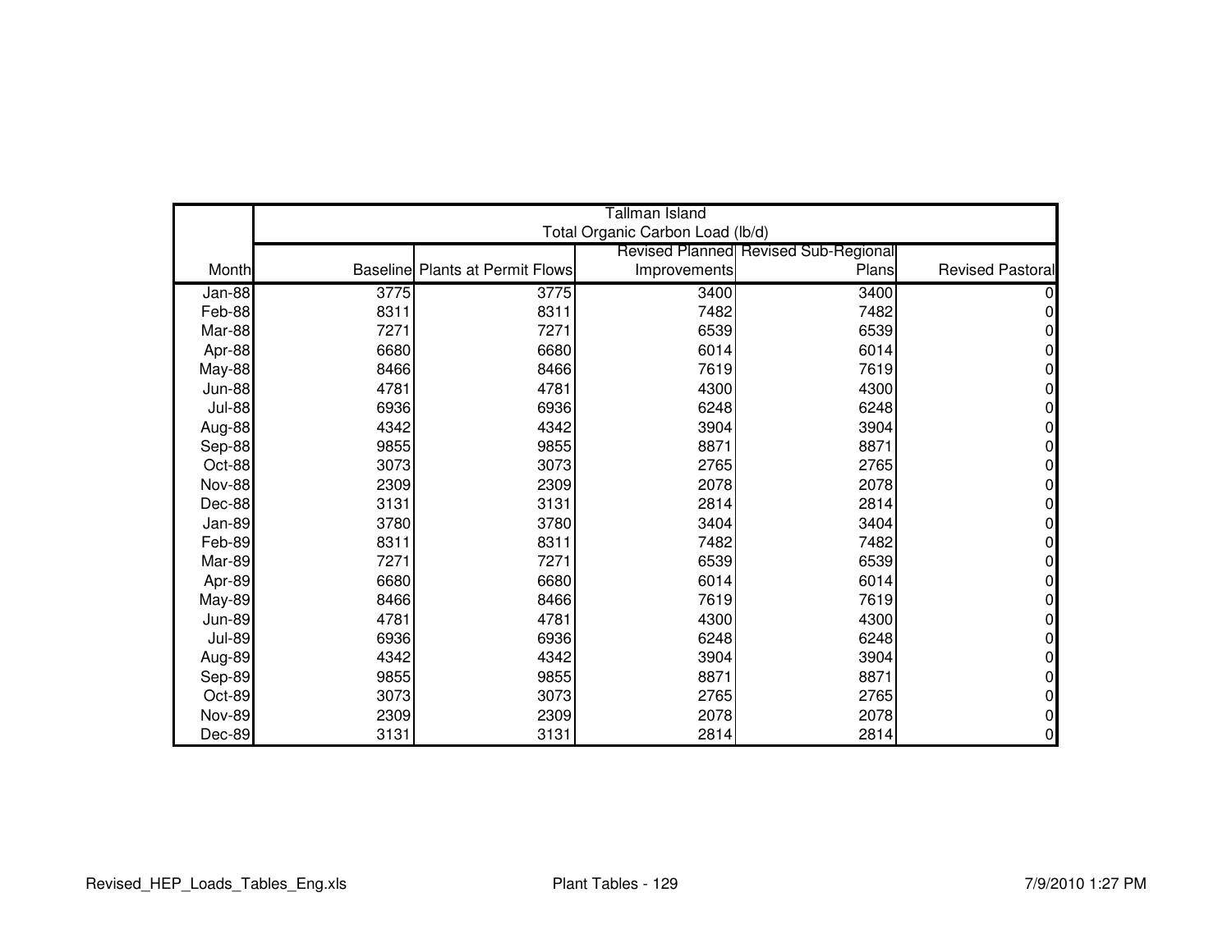| | Tallman Island<br>Total Organic Carbon Load (lb/d) | | | | |
|---|---|---|---|---|---|
| Month | Baseline | Plants at Permit Flows | Revised Planned Improvements | Revised Sub-Regional Plans | Revised Pastoral |
| Jan-88 | 3775 | 3775 | 3400 | 3400 | 0 |
| Feb-88 | 8311 | 8311 | 7482 | 7482 | 0 |
| Mar-88 | 7271 | 7271 | 6539 | 6539 | 0 |
| Apr-88 | 6680 | 6680 | 6014 | 6014 | 0 |
| May-88 | 8466 | 8466 | 7619 | 7619 | 0 |
| Jun-88 | 4781 | 4781 | 4300 | 4300 | 0 |
| Jul-88 | 6936 | 6936 | 6248 | 6248 | 0 |
| Aug-88 | 4342 | 4342 | 3904 | 3904 | 0 |
| Sep-88 | 9855 | 9855 | 8871 | 8871 | 0 |
| Oct-88 | 3073 | 3073 | 2765 | 2765 | 0 |
| Nov-88 | 2309 | 2309 | 2078 | 2078 | 0 |
| Dec-88 | 3131 | 3131 | 2814 | 2814 | 0 |
| Jan-89 | 3780 | 3780 | 3404 | 3404 | 0 |
| Feb-89 | 8311 | 8311 | 7482 | 7482 | 0 |
| Mar-89 | 7271 | 7271 | 6539 | 6539 | 0 |
| Apr-89 | 6680 | 6680 | 6014 | 6014 | 0 |
| May-89 | 8466 | 8466 | 7619 | 7619 | 0 |
| Jun-89 | 4781 | 4781 | 4300 | 4300 | 0 |
| Jul-89 | 6936 | 6936 | 6248 | 6248 | 0 |
| Aug-89 | 4342 | 4342 | 3904 | 3904 | 0 |
| Sep-89 | 9855 | 9855 | 8871 | 8871 | 0 |
| Oct-89 | 3073 | 3073 | 2765 | 2765 | 0 |
| Nov-89 | 2309 | 2309 | 2078 | 2078 | 0 |
| Dec-89 | 3131 | 3131 | 2814 | 2814 | 0 |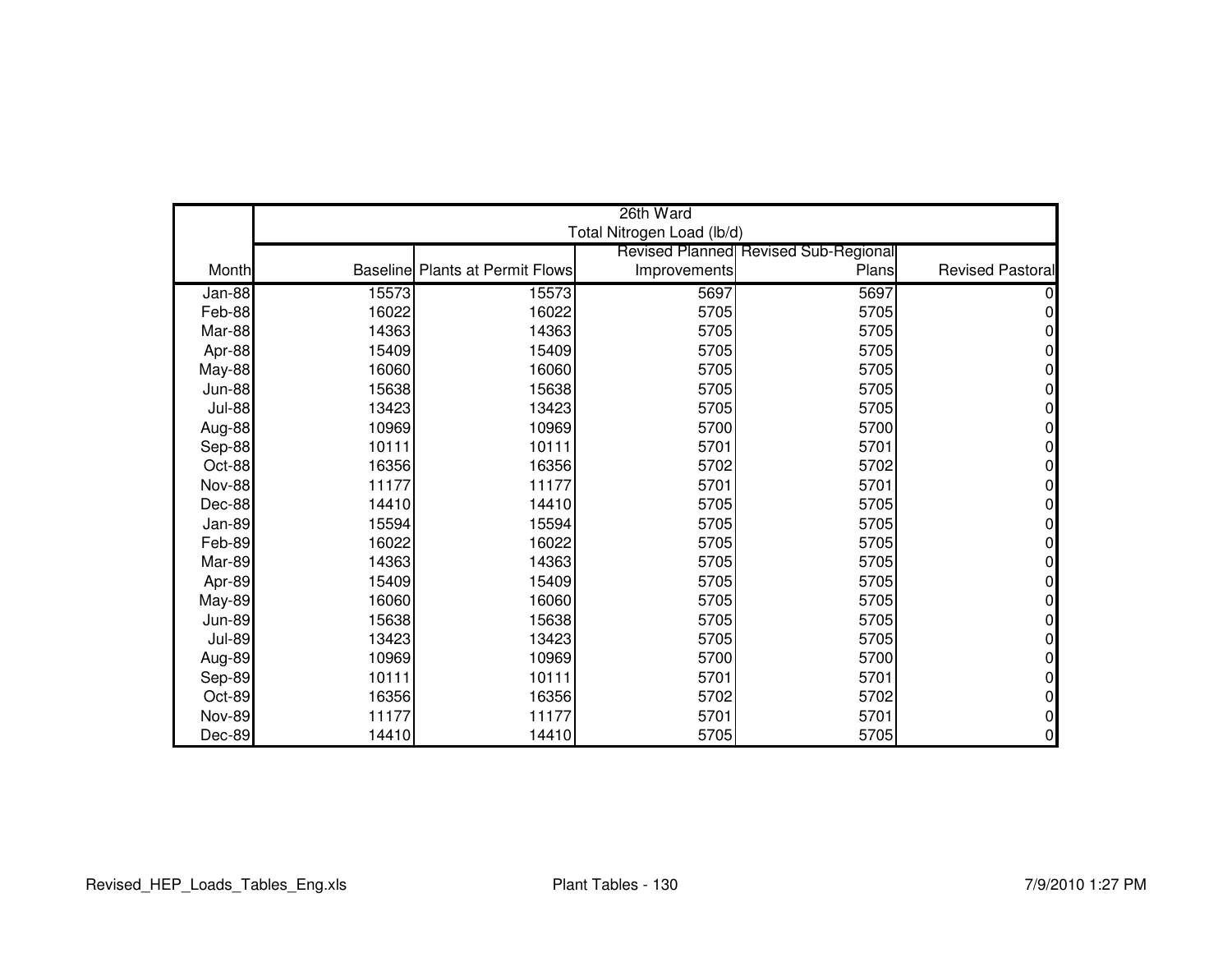| | 26th Ward Total Nitrogen Load (lb/d) | | | | |
|---|---|---|---|---|---|
| Month | Baseline | Plants at Permit Flows | Revised Planned Improvements | Revised Sub-Regional Plans | Revised Pastoral |
| Jan-88 | 15573 | 15573 | 5697 | 5697 | 0 |
| Feb-88 | 16022 | 16022 | 5705 | 5705 | 0 |
| Mar-88 | 14363 | 14363 | 5705 | 5705 | 0 |
| Apr-88 | 15409 | 15409 | 5705 | 5705 | 0 |
| May-88 | 16060 | 16060 | 5705 | 5705 | 0 |
| Jun-88 | 15638 | 15638 | 5705 | 5705 | 0 |
| Jul-88 | 13423 | 13423 | 5705 | 5705 | 0 |
| Aug-88 | 10969 | 10969 | 5700 | 5700 | 0 |
| Sep-88 | 10111 | 10111 | 5701 | 5701 | 0 |
| Oct-88 | 16356 | 16356 | 5702 | 5702 | 0 |
| Nov-88 | 11177 | 11177 | 5701 | 5701 | 0 |
| Dec-88 | 14410 | 14410 | 5705 | 5705 | 0 |
| Jan-89 | 15594 | 15594 | 5705 | 5705 | 0 |
| Feb-89 | 16022 | 16022 | 5705 | 5705 | 0 |
| Mar-89 | 14363 | 14363 | 5705 | 5705 | 0 |
| Apr-89 | 15409 | 15409 | 5705 | 5705 | 0 |
| May-89 | 16060 | 16060 | 5705 | 5705 | 0 |
| Jun-89 | 15638 | 15638 | 5705 | 5705 | 0 |
| Jul-89 | 13423 | 13423 | 5705 | 5705 | 0 |
| Aug-89 | 10969 | 10969 | 5700 | 5700 | 0 |
| Sep-89 | 10111 | 10111 | 5701 | 5701 | 0 |
| Oct-89 | 16356 | 16356 | 5702 | 5702 | 0 |
| Nov-89 | 11177 | 11177 | 5701 | 5701 | 0 |
| Dec-89 | 14410 | 14410 | 5705 | 5705 | 0 |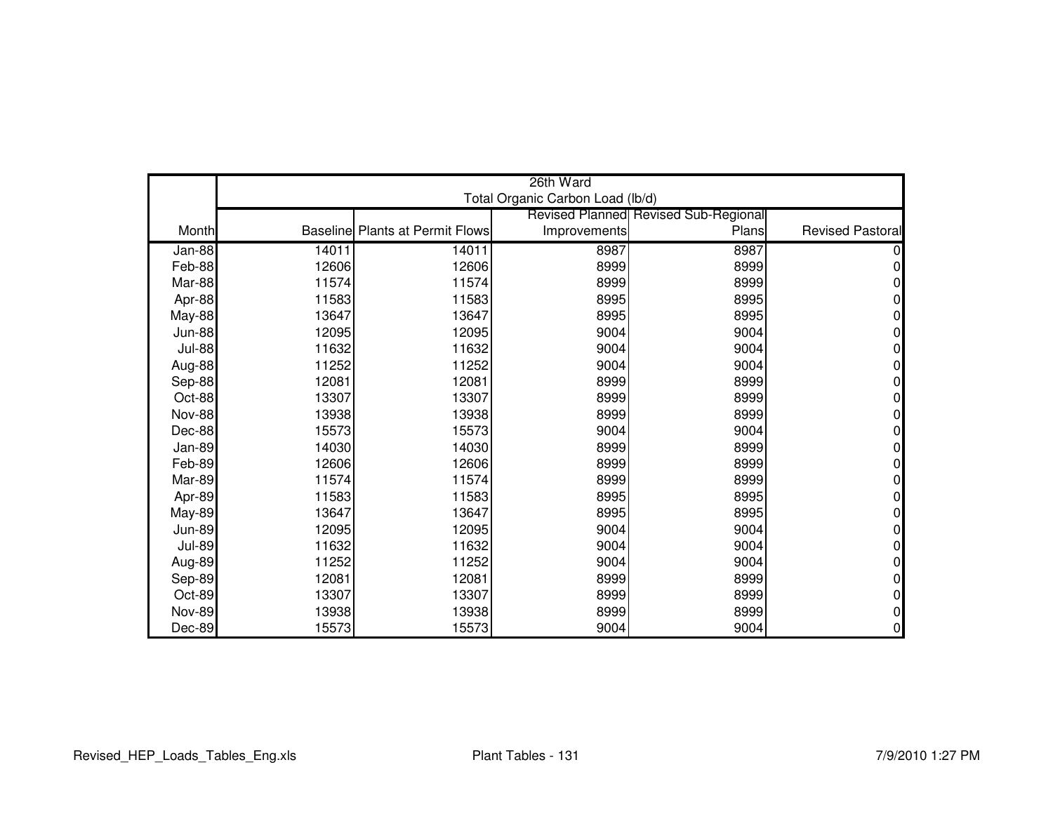| | 26th Ward<br>Total Organic Carbon Load (lb/d) | | | | |
|---|---|---|---|---|---|
| Month | Baseline | Plants at Permit Flows | Revised Planned Improvements | Revised Sub-Regional Plans | Revised Pastoral |
| Jan-88 | 14011 | 14011 | 8987 | 8987 | 0 |
| Feb-88 | 12606 | 12606 | 8999 | 8999 | 0 |
| Mar-88 | 11574 | 11574 | 8999 | 8999 | 0 |
| Apr-88 | 11583 | 11583 | 8995 | 8995 | 0 |
| May-88 | 13647 | 13647 | 8995 | 8995 | 0 |
| Jun-88 | 12095 | 12095 | 9004 | 9004 | 0 |
| Jul-88 | 11632 | 11632 | 9004 | 9004 | 0 |
| Aug-88 | 11252 | 11252 | 9004 | 9004 | 0 |
| Sep-88 | 12081 | 12081 | 8999 | 8999 | 0 |
| Oct-88 | 13307 | 13307 | 8999 | 8999 | 0 |
| Nov-88 | 13938 | 13938 | 8999 | 8999 | 0 |
| Dec-88 | 15573 | 15573 | 9004 | 9004 | 0 |
| Jan-89 | 14030 | 14030 | 8999 | 8999 | 0 |
| Feb-89 | 12606 | 12606 | 8999 | 8999 | 0 |
| Mar-89 | 11574 | 11574 | 8999 | 8999 | 0 |
| Apr-89 | 11583 | 11583 | 8995 | 8995 | 0 |
| May-89 | 13647 | 13647 | 8995 | 8995 | 0 |
| Jun-89 | 12095 | 12095 | 9004 | 9004 | 0 |
| Jul-89 | 11632 | 11632 | 9004 | 9004 | 0 |
| Aug-89 | 11252 | 11252 | 9004 | 9004 | 0 |
| Sep-89 | 12081 | 12081 | 8999 | 8999 | 0 |
| Oct-89 | 13307 | 13307 | 8999 | 8999 | 0 |
| Nov-89 | 13938 | 13938 | 8999 | 8999 | 0 |
| Dec-89 | 15573 | 15573 | 9004 | 9004 | 0 |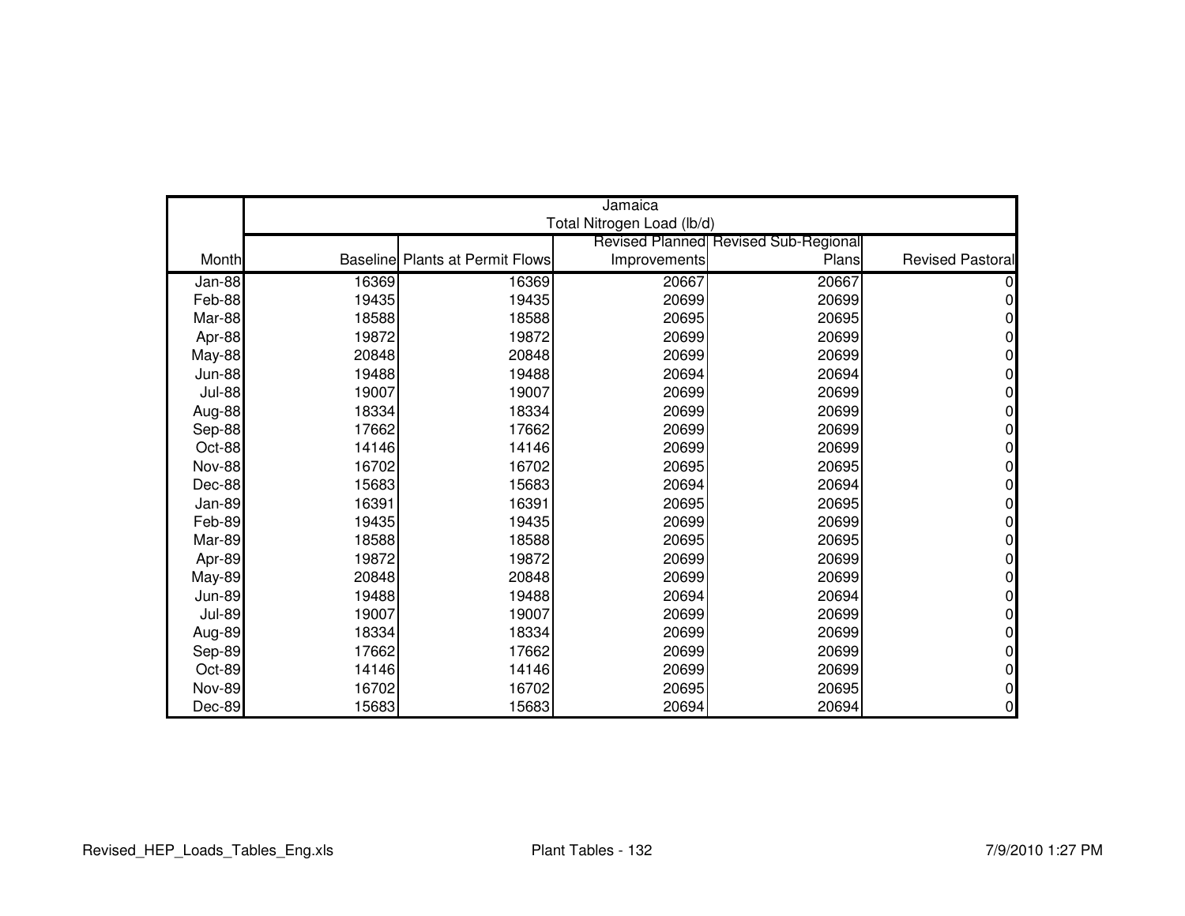| Month | Jamaica Total Nitrogen Load (lb/d) | | | | |
|---|---|---|---|---|---|
| | Baseline | Plants at Permit Flows | Revised Planned Improvements | Revised Sub-Regional Plans | Revised Pastoral |
| Jan-88 | 16369 | 16369 | 20667 | 20667 | 0 |
| Feb-88 | 19435 | 19435 | 20699 | 20699 | 0 |
| Mar-88 | 18588 | 18588 | 20695 | 20695 | 0 |
| Apr-88 | 19872 | 19872 | 20699 | 20699 | 0 |
| May-88 | 20848 | 20848 | 20699 | 20699 | 0 |
| Jun-88 | 19488 | 19488 | 20694 | 20694 | 0 |
| Jul-88 | 19007 | 19007 | 20699 | 20699 | 0 |
| Aug-88 | 18334 | 18334 | 20699 | 20699 | 0 |
| Sep-88 | 17662 | 17662 | 20699 | 20699 | 0 |
| Oct-88 | 14146 | 14146 | 20699 | 20699 | 0 |
| Nov-88 | 16702 | 16702 | 20695 | 20695 | 0 |
| Dec-88 | 15683 | 15683 | 20694 | 20694 | 0 |
| Jan-89 | 16391 | 16391 | 20695 | 20695 | 0 |
| Feb-89 | 19435 | 19435 | 20699 | 20699 | 0 |
| Mar-89 | 18588 | 18588 | 20695 | 20695 | 0 |
| Apr-89 | 19872 | 19872 | 20699 | 20699 | 0 |
| May-89 | 20848 | 20848 | 20699 | 20699 | 0 |
| Jun-89 | 19488 | 19488 | 20694 | 20694 | 0 |
| Jul-89 | 19007 | 19007 | 20699 | 20699 | 0 |
| Aug-89 | 18334 | 18334 | 20699 | 20699 | 0 |
| Sep-89 | 17662 | 17662 | 20699 | 20699 | 0 |
| Oct-89 | 14146 | 14146 | 20699 | 20699 | 0 |
| Nov-89 | 16702 | 16702 | 20695 | 20695 | 0 |
| Dec-89 | 15683 | 15683 | 20694 | 20694 | 0 |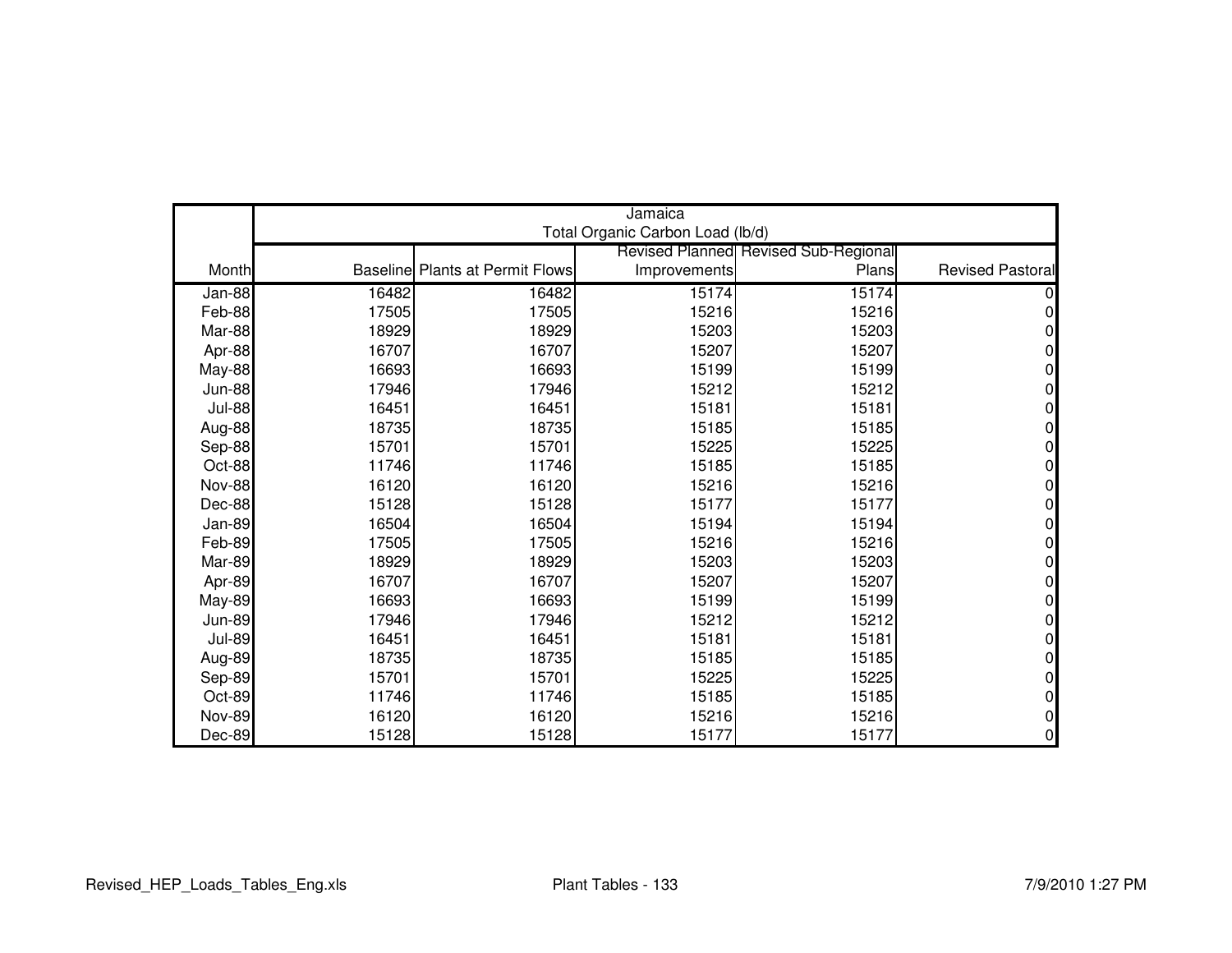| | Jamaica | | | | |
|---|---|---|---|---|---|
| | Total Organic Carbon Load (lb/d) | | | | |
| Month | Baseline | Plants at Permit Flows | Revised Planned Improvements | Revised Sub-Regional Plans | Revised Pastoral |
| Jan-88 | 16482 | 16482 | 15174 | 15174 | 0 |
| Feb-88 | 17505 | 17505 | 15216 | 15216 | 0 |
| Mar-88 | 18929 | 18929 | 15203 | 15203 | 0 |
| Apr-88 | 16707 | 16707 | 15207 | 15207 | 0 |
| May-88 | 16693 | 16693 | 15199 | 15199 | 0 |
| Jun-88 | 17946 | 17946 | 15212 | 15212 | 0 |
| Jul-88 | 16451 | 16451 | 15181 | 15181 | 0 |
| Aug-88 | 18735 | 18735 | 15185 | 15185 | 0 |
| Sep-88 | 15701 | 15701 | 15225 | 15225 | 0 |
| Oct-88 | 11746 | 11746 | 15185 | 15185 | 0 |
| Nov-88 | 16120 | 16120 | 15216 | 15216 | 0 |
| Dec-88 | 15128 | 15128 | 15177 | 15177 | 0 |
| Jan-89 | 16504 | 16504 | 15194 | 15194 | 0 |
| Feb-89 | 17505 | 17505 | 15216 | 15216 | 0 |
| Mar-89 | 18929 | 18929 | 15203 | 15203 | 0 |
| Apr-89 | 16707 | 16707 | 15207 | 15207 | 0 |
| May-89 | 16693 | 16693 | 15199 | 15199 | 0 |
| Jun-89 | 17946 | 17946 | 15212 | 15212 | 0 |
| Jul-89 | 16451 | 16451 | 15181 | 15181 | 0 |
| Aug-89 | 18735 | 18735 | 15185 | 15185 | 0 |
| Sep-89 | 15701 | 15701 | 15225 | 15225 | 0 |
| Oct-89 | 11746 | 11746 | 15185 | 15185 | 0 |
| Nov-89 | 16120 | 16120 | 15216 | 15216 | 0 |
| Dec-89 | 15128 | 15128 | 15177 | 15177 | 0 |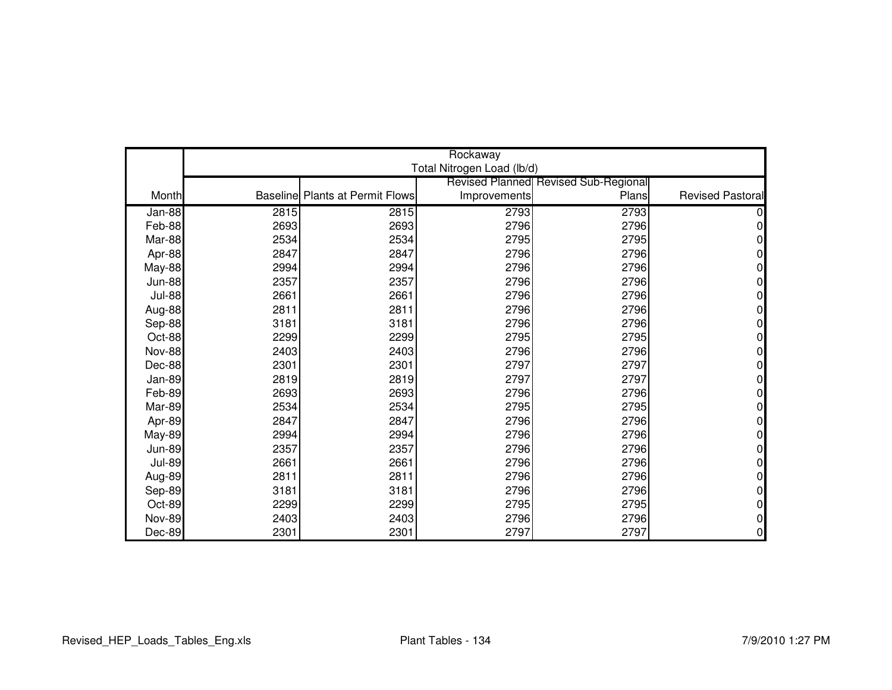| Month | Rockaway Total Nitrogen Load (lb/d) | | | | |
|---|---|---|---|---|---|
| | Baseline | Plants at Permit Flows | Revised Planned Improvements | Revised Sub-Regional Plans | Revised Pastoral |
| Jan-88 | 2815 | 2815 | 2793 | 2793 | 0 |
| Feb-88 | 2693 | 2693 | 2796 | 2796 | 0 |
| Mar-88 | 2534 | 2534 | 2795 | 2795 | 0 |
| Apr-88 | 2847 | 2847 | 2796 | 2796 | 0 |
| May-88 | 2994 | 2994 | 2796 | 2796 | 0 |
| Jun-88 | 2357 | 2357 | 2796 | 2796 | 0 |
| Jul-88 | 2661 | 2661 | 2796 | 2796 | 0 |
| Aug-88 | 2811 | 2811 | 2796 | 2796 | 0 |
| Sep-88 | 3181 | 3181 | 2796 | 2796 | 0 |
| Oct-88 | 2299 | 2299 | 2795 | 2795 | 0 |
| Nov-88 | 2403 | 2403 | 2796 | 2796 | 0 |
| Dec-88 | 2301 | 2301 | 2797 | 2797 | 0 |
| Jan-89 | 2819 | 2819 | 2797 | 2797 | 0 |
| Feb-89 | 2693 | 2693 | 2796 | 2796 | 0 |
| Mar-89 | 2534 | 2534 | 2795 | 2795 | 0 |
| Apr-89 | 2847 | 2847 | 2796 | 2796 | 0 |
| May-89 | 2994 | 2994 | 2796 | 2796 | 0 |
| Jun-89 | 2357 | 2357 | 2796 | 2796 | 0 |
| Jul-89 | 2661 | 2661 | 2796 | 2796 | 0 |
| Aug-89 | 2811 | 2811 | 2796 | 2796 | 0 |
| Sep-89 | 3181 | 3181 | 2796 | 2796 | 0 |
| Oct-89 | 2299 | 2299 | 2795 | 2795 | 0 |
| Nov-89 | 2403 | 2403 | 2796 | 2796 | 0 |
| Dec-89 | 2301 | 2301 | 2797 | 2797 | 0 |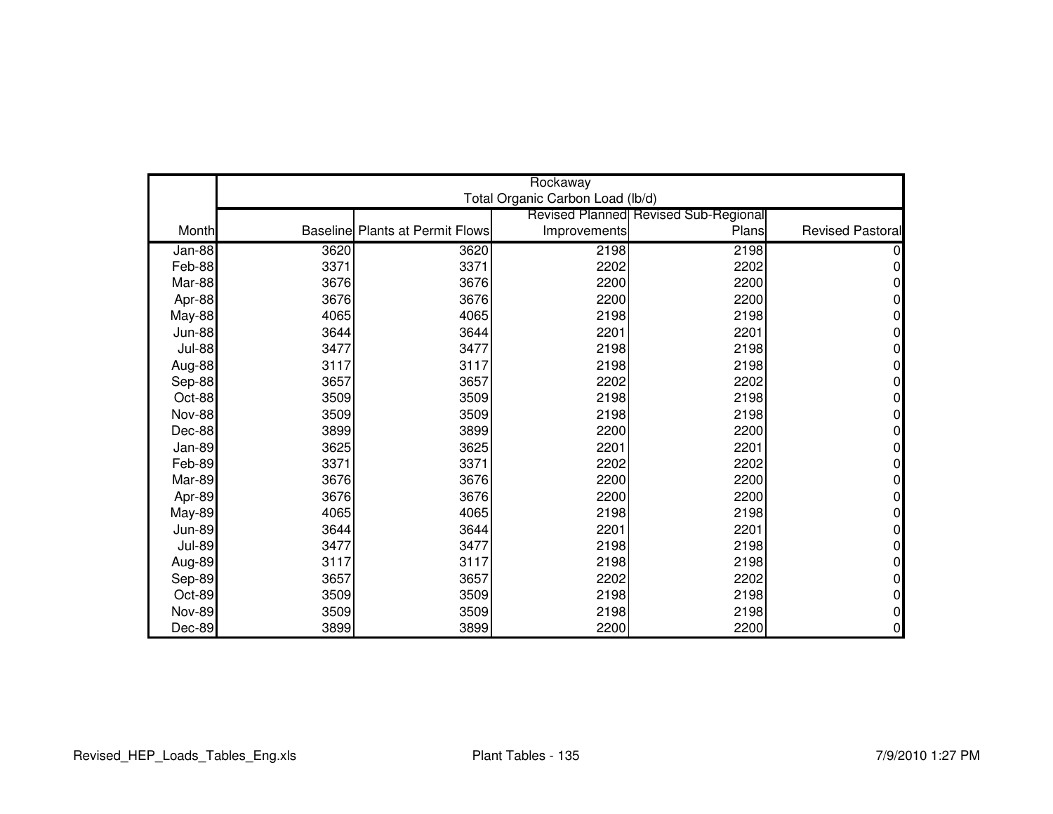| Month | Rockaway Total Organic Carbon Load (lb/d) | | | | |
|---|---|---|---|---|---|
| | Baseline | Plants at Permit Flows | Revised Planned Improvements | Revised Sub-Regional Plans | Revised Pastoral |
| Jan-88 | 3620 | 3620 | 2198 | 2198 | 0 |
| Feb-88 | 3371 | 3371 | 2202 | 2202 | 0 |
| Mar-88 | 3676 | 3676 | 2200 | 2200 | 0 |
| Apr-88 | 3676 | 3676 | 2200 | 2200 | 0 |
| May-88 | 4065 | 4065 | 2198 | 2198 | 0 |
| Jun-88 | 3644 | 3644 | 2201 | 2201 | 0 |
| Jul-88 | 3477 | 3477 | 2198 | 2198 | 0 |
| Aug-88 | 3117 | 3117 | 2198 | 2198 | 0 |
| Sep-88 | 3657 | 3657 | 2202 | 2202 | 0 |
| Oct-88 | 3509 | 3509 | 2198 | 2198 | 0 |
| Nov-88 | 3509 | 3509 | 2198 | 2198 | 0 |
| Dec-88 | 3899 | 3899 | 2200 | 2200 | 0 |
| Jan-89 | 3625 | 3625 | 2201 | 2201 | 0 |
| Feb-89 | 3371 | 3371 | 2202 | 2202 | 0 |
| Mar-89 | 3676 | 3676 | 2200 | 2200 | 0 |
| Apr-89 | 3676 | 3676 | 2200 | 2200 | 0 |
| May-89 | 4065 | 4065 | 2198 | 2198 | 0 |
| Jun-89 | 3644 | 3644 | 2201 | 2201 | 0 |
| Jul-89 | 3477 | 3477 | 2198 | 2198 | 0 |
| Aug-89 | 3117 | 3117 | 2198 | 2198 | 0 |
| Sep-89 | 3657 | 3657 | 2202 | 2202 | 0 |
| Oct-89 | 3509 | 3509 | 2198 | 2198 | 0 |
| Nov-89 | 3509 | 3509 | 2198 | 2198 | 0 |
| Dec-89 | 3899 | 3899 | 2200 | 2200 | 0 |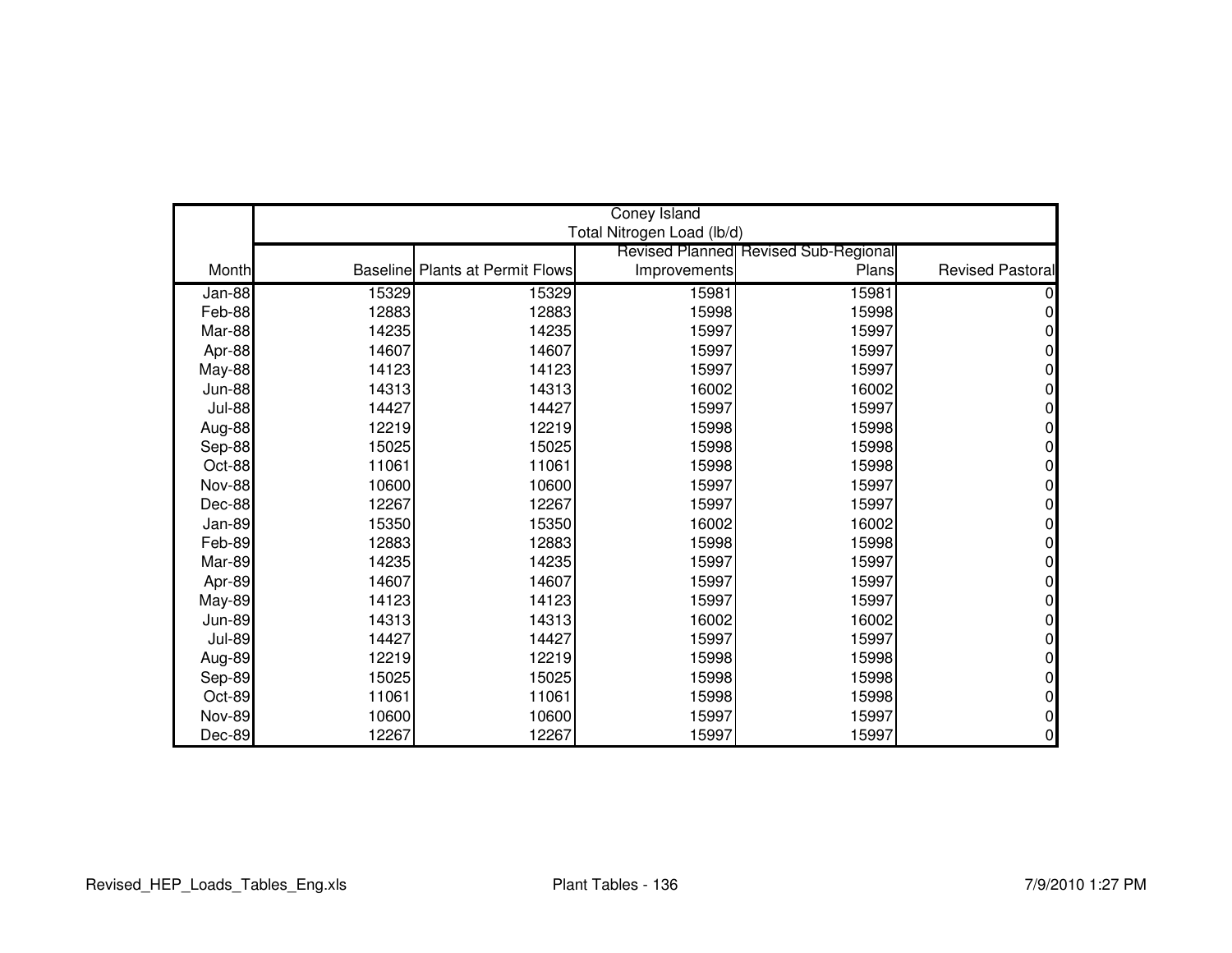| Month | Coney Island<br>Total Nitrogen Load (lb/d)<br>Baseline | Plants at Permit Flows | Revised Planned Improvements | Revised Sub-Regional Plans | Revised Pastoral |
|---|---|---|---|---|---|
| Jan-88 | 15329 | 15329 | 15981 | 15981 | 0 |
| Feb-88 | 12883 | 12883 | 15998 | 15998 | 0 |
| Mar-88 | 14235 | 14235 | 15997 | 15997 | 0 |
| Apr-88 | 14607 | 14607 | 15997 | 15997 | 0 |
| May-88 | 14123 | 14123 | 15997 | 15997 | 0 |
| Jun-88 | 14313 | 14313 | 16002 | 16002 | 0 |
| Jul-88 | 14427 | 14427 | 15997 | 15997 | 0 |
| Aug-88 | 12219 | 12219 | 15998 | 15998 | 0 |
| Sep-88 | 15025 | 15025 | 15998 | 15998 | 0 |
| Oct-88 | 11061 | 11061 | 15998 | 15998 | 0 |
| Nov-88 | 10600 | 10600 | 15997 | 15997 | 0 |
| Dec-88 | 12267 | 12267 | 15997 | 15997 | 0 |
| Jan-89 | 15350 | 15350 | 16002 | 16002 | 0 |
| Feb-89 | 12883 | 12883 | 15998 | 15998 | 0 |
| Mar-89 | 14235 | 14235 | 15997 | 15997 | 0 |
| Apr-89 | 14607 | 14607 | 15997 | 15997 | 0 |
| May-89 | 14123 | 14123 | 15997 | 15997 | 0 |
| Jun-89 | 14313 | 14313 | 16002 | 16002 | 0 |
| Jul-89 | 14427 | 14427 | 15997 | 15997 | 0 |
| Aug-89 | 12219 | 12219 | 15998 | 15998 | 0 |
| Sep-89 | 15025 | 15025 | 15998 | 15998 | 0 |
| Oct-89 | 11061 | 11061 | 15998 | 15998 | 0 |
| Nov-89 | 10600 | 10600 | 15997 | 15997 | 0 |
| Dec-89 | 12267 | 12267 | 15997 | 15997 | 0 |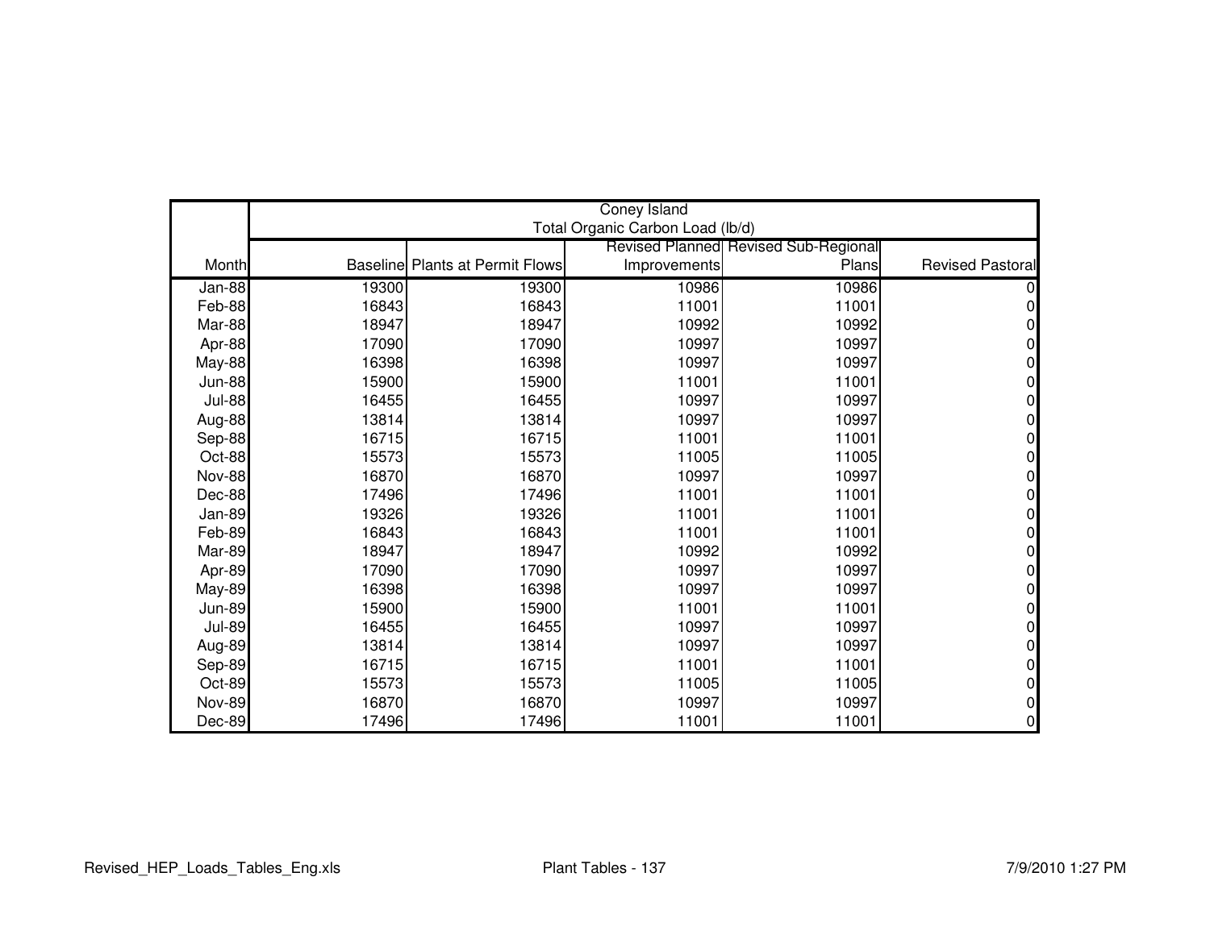| | Coney Island<br>Total Organic Carbon Load (lb/d) | | | | |
|---|---|---|---|---|---|
| Month | Baseline | Plants at Permit Flows | Revised Planned Improvements | Revised Sub-Regional Plans | Revised Pastoral |
| Jan-88 | 19300 | 19300 | 10986 | 10986 | 0 |
| Feb-88 | 16843 | 16843 | 11001 | 11001 | 0 |
| Mar-88 | 18947 | 18947 | 10992 | 10992 | 0 |
| Apr-88 | 17090 | 17090 | 10997 | 10997 | 0 |
| May-88 | 16398 | 16398 | 10997 | 10997 | 0 |
| Jun-88 | 15900 | 15900 | 11001 | 11001 | 0 |
| Jul-88 | 16455 | 16455 | 10997 | 10997 | 0 |
| Aug-88 | 13814 | 13814 | 10997 | 10997 | 0 |
| Sep-88 | 16715 | 16715 | 11001 | 11001 | 0 |
| Oct-88 | 15573 | 15573 | 11005 | 11005 | 0 |
| Nov-88 | 16870 | 16870 | 10997 | 10997 | 0 |
| Dec-88 | 17496 | 17496 | 11001 | 11001 | 0 |
| Jan-89 | 19326 | 19326 | 11001 | 11001 | 0 |
| Feb-89 | 16843 | 16843 | 11001 | 11001 | 0 |
| Mar-89 | 18947 | 18947 | 10992 | 10992 | 0 |
| Apr-89 | 17090 | 17090 | 10997 | 10997 | 0 |
| May-89 | 16398 | 16398 | 10997 | 10997 | 0 |
| Jun-89 | 15900 | 15900 | 11001 | 11001 | 0 |
| Jul-89 | 16455 | 16455 | 10997 | 10997 | 0 |
| Aug-89 | 13814 | 13814 | 10997 | 10997 | 0 |
| Sep-89 | 16715 | 16715 | 11001 | 11001 | 0 |
| Oct-89 | 15573 | 15573 | 11005 | 11005 | 0 |
| Nov-89 | 16870 | 16870 | 10997 | 10997 | 0 |
| Dec-89 | 17496 | 17496 | 11001 | 11001 | 0 |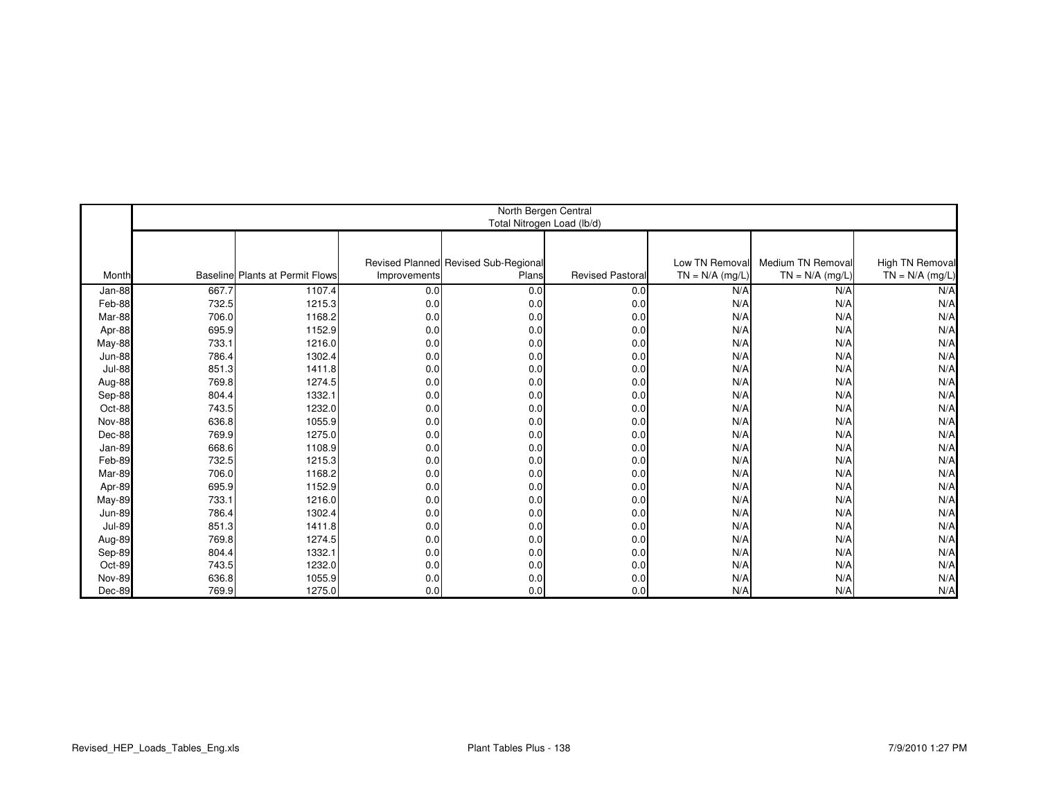| | North Bergen Central Total Nitrogen Load (lb/d) | | | | | | | |
|---|---|---|---|---|---|---|---|---|
| Month | Baseline | Plants at Permit Flows | Revised Planned Improvements | Revised Sub-Regional Plans | Revised Pastoral | Low TN Removal TN = N/A (mg/L) | Medium TN Removal TN = N/A (mg/L) | High TN Removal TN = N/A (mg/L) |
| Jan-88 | 667.7 | 1107.4 | 0.0 | 0.0 | 0.0 | N/A | N/A | N/A |
| Feb-88 | 732.5 | 1215.3 | 0.0 | 0.0 | 0.0 | N/A | N/A | N/A |
| Mar-88 | 706.0 | 1168.2 | 0.0 | 0.0 | 0.0 | N/A | N/A | N/A |
| Apr-88 | 695.9 | 1152.9 | 0.0 | 0.0 | 0.0 | N/A | N/A | N/A |
| May-88 | 733.1 | 1216.0 | 0.0 | 0.0 | 0.0 | N/A | N/A | N/A |
| Jun-88 | 786.4 | 1302.4 | 0.0 | 0.0 | 0.0 | N/A | N/A | N/A |
| Jul-88 | 851.3 | 1411.8 | 0.0 | 0.0 | 0.0 | N/A | N/A | N/A |
| Aug-88 | 769.8 | 1274.5 | 0.0 | 0.0 | 0.0 | N/A | N/A | N/A |
| Sep-88 | 804.4 | 1332.1 | 0.0 | 0.0 | 0.0 | N/A | N/A | N/A |
| Oct-88 | 743.5 | 1232.0 | 0.0 | 0.0 | 0.0 | N/A | N/A | N/A |
| Nov-88 | 636.8 | 1055.9 | 0.0 | 0.0 | 0.0 | N/A | N/A | N/A |
| Dec-88 | 769.9 | 1275.0 | 0.0 | 0.0 | 0.0 | N/A | N/A | N/A |
| Jan-89 | 668.6 | 1108.9 | 0.0 | 0.0 | 0.0 | N/A | N/A | N/A |
| Feb-89 | 732.5 | 1215.3 | 0.0 | 0.0 | 0.0 | N/A | N/A | N/A |
| Mar-89 | 706.0 | 1168.2 | 0.0 | 0.0 | 0.0 | N/A | N/A | N/A |
| Apr-89 | 695.9 | 1152.9 | 0.0 | 0.0 | 0.0 | N/A | N/A | N/A |
| May-89 | 733.1 | 1216.0 | 0.0 | 0.0 | 0.0 | N/A | N/A | N/A |
| Jun-89 | 786.4 | 1302.4 | 0.0 | 0.0 | 0.0 | N/A | N/A | N/A |
| Jul-89 | 851.3 | 1411.8 | 0.0 | 0.0 | 0.0 | N/A | N/A | N/A |
| Aug-89 | 769.8 | 1274.5 | 0.0 | 0.0 | 0.0 | N/A | N/A | N/A |
| Sep-89 | 804.4 | 1332.1 | 0.0 | 0.0 | 0.0 | N/A | N/A | N/A |
| Oct-89 | 743.5 | 1232.0 | 0.0 | 0.0 | 0.0 | N/A | N/A | N/A |
| Nov-89 | 636.8 | 1055.9 | 0.0 | 0.0 | 0.0 | N/A | N/A | N/A |
| Dec-89 | 769.9 | 1275.0 | 0.0 | 0.0 | 0.0 | N/A | N/A | N/A |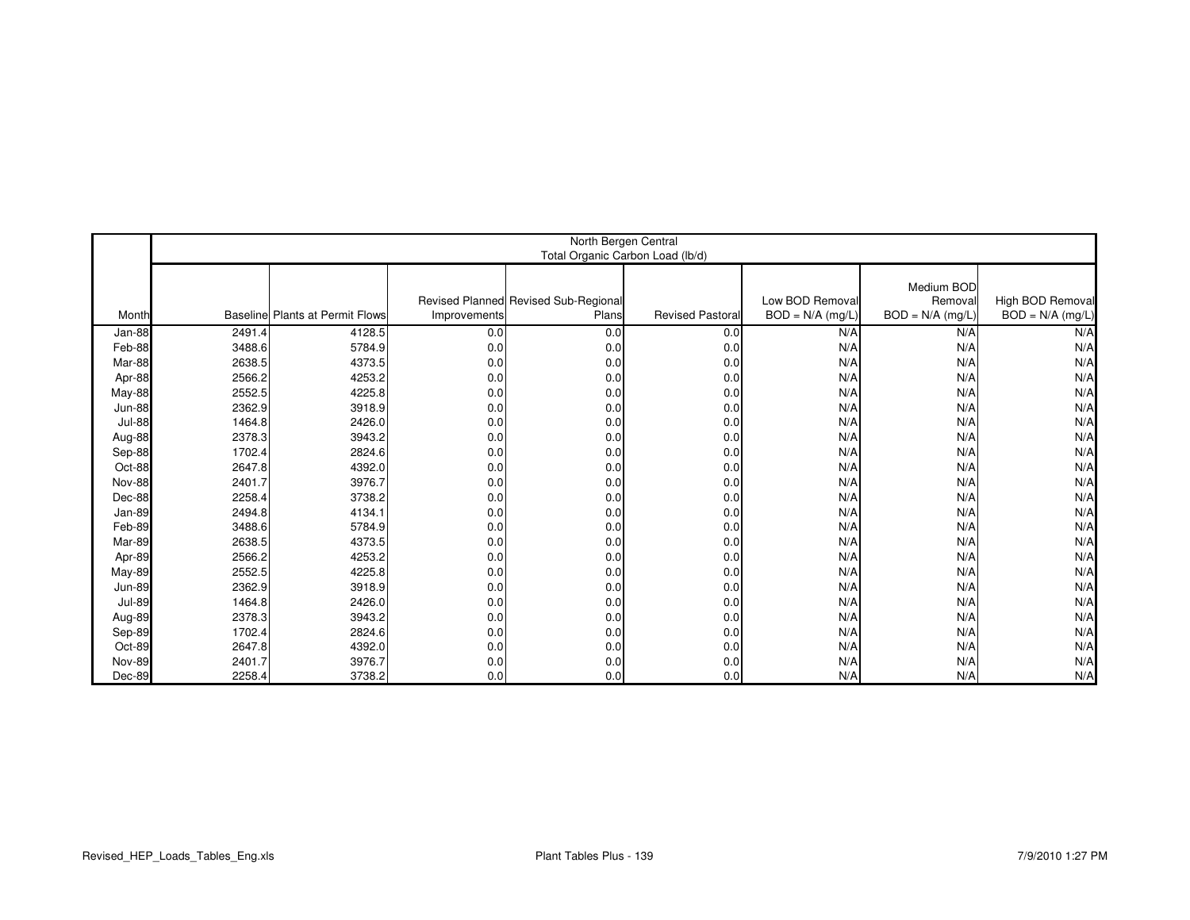| | North Bergen Central<br>Total Organic Carbon Load (lb/d) | | | | | | | |
|---|---|---|---|---|---|---|---|---|
| Month | Baseline | Plants at Permit Flows | Revised Planned Improvements | Revised Sub-Regional Plans | Revised Pastoral | Low BOD Removal BOD = N/A (mg/L) | Medium BOD Removal BOD = N/A (mg/L) | High BOD Removal BOD = N/A (mg/L) |
| Jan-88 | 2491.4 | 4128.5 | 0.0 | 0.0 | 0.0 | N/A | N/A | N/A |
| Feb-88 | 3488.6 | 5784.9 | 0.0 | 0.0 | 0.0 | N/A | N/A | N/A |
| Mar-88 | 2638.5 | 4373.5 | 0.0 | 0.0 | 0.0 | N/A | N/A | N/A |
| Apr-88 | 2566.2 | 4253.2 | 0.0 | 0.0 | 0.0 | N/A | N/A | N/A |
| May-88 | 2552.5 | 4225.8 | 0.0 | 0.0 | 0.0 | N/A | N/A | N/A |
| Jun-88 | 2362.9 | 3918.9 | 0.0 | 0.0 | 0.0 | N/A | N/A | N/A |
| Jul-88 | 1464.8 | 2426.0 | 0.0 | 0.0 | 0.0 | N/A | N/A | N/A |
| Aug-88 | 2378.3 | 3943.2 | 0.0 | 0.0 | 0.0 | N/A | N/A | N/A |
| Sep-88 | 1702.4 | 2824.6 | 0.0 | 0.0 | 0.0 | N/A | N/A | N/A |
| Oct-88 | 2647.8 | 4392.0 | 0.0 | 0.0 | 0.0 | N/A | N/A | N/A |
| Nov-88 | 2401.7 | 3976.7 | 0.0 | 0.0 | 0.0 | N/A | N/A | N/A |
| Dec-88 | 2258.4 | 3738.2 | 0.0 | 0.0 | 0.0 | N/A | N/A | N/A |
| Jan-89 | 2494.8 | 4134.1 | 0.0 | 0.0 | 0.0 | N/A | N/A | N/A |
| Feb-89 | 3488.6 | 5784.9 | 0.0 | 0.0 | 0.0 | N/A | N/A | N/A |
| Mar-89 | 2638.5 | 4373.5 | 0.0 | 0.0 | 0.0 | N/A | N/A | N/A |
| Apr-89 | 2566.2 | 4253.2 | 0.0 | 0.0 | 0.0 | N/A | N/A | N/A |
| May-89 | 2552.5 | 4225.8 | 0.0 | 0.0 | 0.0 | N/A | N/A | N/A |
| Jun-89 | 2362.9 | 3918.9 | 0.0 | 0.0 | 0.0 | N/A | N/A | N/A |
| Jul-89 | 1464.8 | 2426.0 | 0.0 | 0.0 | 0.0 | N/A | N/A | N/A |
| Aug-89 | 2378.3 | 3943.2 | 0.0 | 0.0 | 0.0 | N/A | N/A | N/A |
| Sep-89 | 1702.4 | 2824.6 | 0.0 | 0.0 | 0.0 | N/A | N/A | N/A |
| Oct-89 | 2647.8 | 4392.0 | 0.0 | 0.0 | 0.0 | N/A | N/A | N/A |
| Nov-89 | 2401.7 | 3976.7 | 0.0 | 0.0 | 0.0 | N/A | N/A | N/A |
| Dec-89 | 2258.4 | 3738.2 | 0.0 | 0.0 | 0.0 | N/A | N/A | N/A |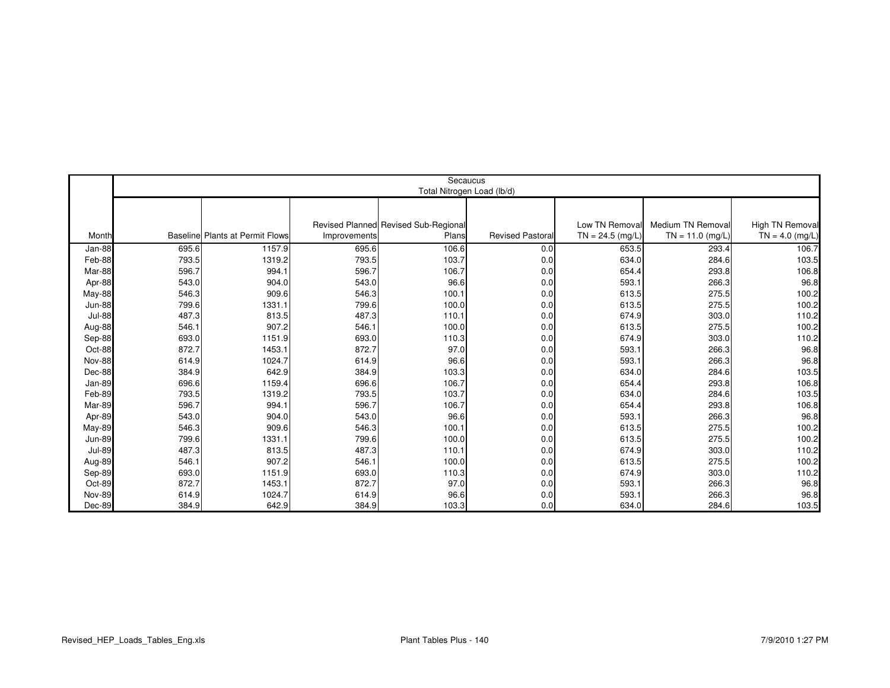| Month | Secaucus Total Nitrogen Load (lb/d) | | | | | | | |
|---|---|---|---|---|---|---|---|---|
| | Baseline | Plants at Permit Flows | Revised Planned Improvements | Revised Sub-Regional Plans | Revised Pastoral | Low TN Removal TN = 24.5 (mg/L) | Medium TN Removal TN = 11.0 (mg/L) | High TN Removal TN = 4.0 (mg/L) |
| Jan-88 | 695.6 | 1157.9 | 695.6 | 106.6 | 0.0 | 653.5 | 293.4 | 106.7 |
| Feb-88 | 793.5 | 1319.2 | 793.5 | 103.7 | 0.0 | 634.0 | 284.6 | 103.5 |
| Mar-88 | 596.7 | 994.1 | 596.7 | 106.7 | 0.0 | 654.4 | 293.8 | 106.8 |
| Apr-88 | 543.0 | 904.0 | 543.0 | 96.6 | 0.0 | 593.1 | 266.3 | 96.8 |
| May-88 | 546.3 | 909.6 | 546.3 | 100.1 | 0.0 | 613.5 | 275.5 | 100.2 |
| Jun-88 | 799.6 | 1331.1 | 799.6 | 100.0 | 0.0 | 613.5 | 275.5 | 100.2 |
| Jul-88 | 487.3 | 813.5 | 487.3 | 110.1 | 0.0 | 674.9 | 303.0 | 110.2 |
| Aug-88 | 546.1 | 907.2 | 546.1 | 100.0 | 0.0 | 613.5 | 275.5 | 100.2 |
| Sep-88 | 693.0 | 1151.9 | 693.0 | 110.3 | 0.0 | 674.9 | 303.0 | 110.2 |
| Oct-88 | 872.7 | 1453.1 | 872.7 | 97.0 | 0.0 | 593.1 | 266.3 | 96.8 |
| Nov-88 | 614.9 | 1024.7 | 614.9 | 96.6 | 0.0 | 593.1 | 266.3 | 96.8 |
| Dec-88 | 384.9 | 642.9 | 384.9 | 103.3 | 0.0 | 634.0 | 284.6 | 103.5 |
| Jan-89 | 696.6 | 1159.4 | 696.6 | 106.7 | 0.0 | 654.4 | 293.8 | 106.8 |
| Feb-89 | 793.5 | 1319.2 | 793.5 | 103.7 | 0.0 | 634.0 | 284.6 | 103.5 |
| Mar-89 | 596.7 | 994.1 | 596.7 | 106.7 | 0.0 | 654.4 | 293.8 | 106.8 |
| Apr-89 | 543.0 | 904.0 | 543.0 | 96.6 | 0.0 | 593.1 | 266.3 | 96.8 |
| May-89 | 546.3 | 909.6 | 546.3 | 100.1 | 0.0 | 613.5 | 275.5 | 100.2 |
| Jun-89 | 799.6 | 1331.1 | 799.6 | 100.0 | 0.0 | 613.5 | 275.5 | 100.2 |
| Jul-89 | 487.3 | 813.5 | 487.3 | 110.1 | 0.0 | 674.9 | 303.0 | 110.2 |
| Aug-89 | 546.1 | 907.2 | 546.1 | 100.0 | 0.0 | 613.5 | 275.5 | 100.2 |
| Sep-89 | 693.0 | 1151.9 | 693.0 | 110.3 | 0.0 | 674.9 | 303.0 | 110.2 |
| Oct-89 | 872.7 | 1453.1 | 872.7 | 97.0 | 0.0 | 593.1 | 266.3 | 96.8 |
| Nov-89 | 614.9 | 1024.7 | 614.9 | 96.6 | 0.0 | 593.1 | 266.3 | 96.8 |
| Dec-89 | 384.9 | 642.9 | 384.9 | 103.3 | 0.0 | 634.0 | 284.6 | 103.5 |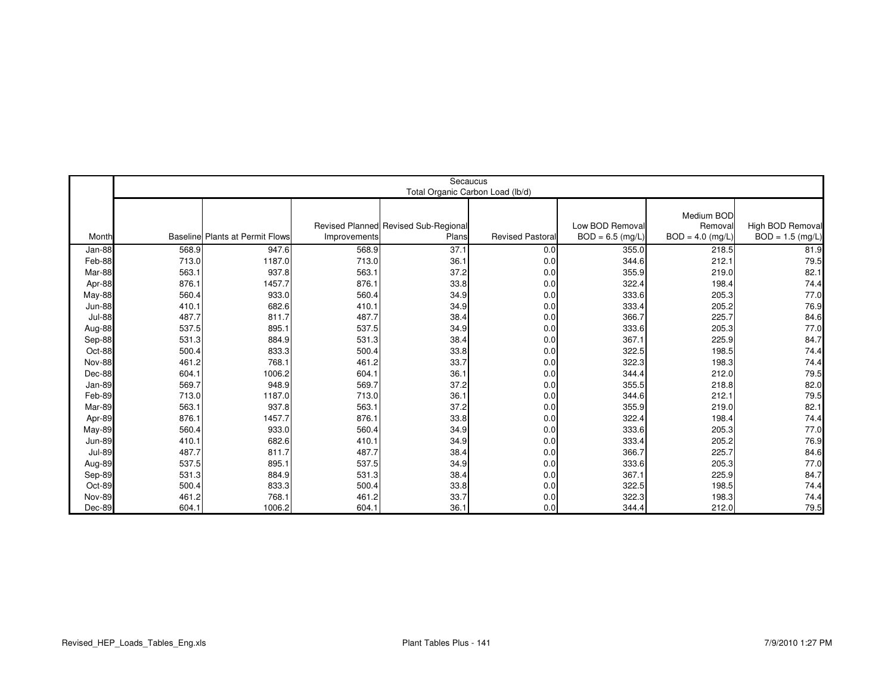|  | Secaucus Total Organic Carbon Load (lb/d) | | | | | | | |
|---|---|---|---|---|---|---|---|---|
| Month | Baseline | Plants at Permit Flows | Revised Planned Improvements | Revised Sub-Regional Plans | Revised Pastoral | Low BOD Removal BOD = 6.5 (mg/L) | Medium BOD Removal BOD = 4.0 (mg/L) | High BOD Removal BOD = 1.5 (mg/L) |
| Jan-88 | 568.9 | 947.6 | 568.9 | 37.1 | 0.0 | 355.0 | 218.5 | 81.9 |
| Feb-88 | 713.0 | 1187.0 | 713.0 | 36.1 | 0.0 | 344.6 | 212.1 | 79.5 |
| Mar-88 | 563.1 | 937.8 | 563.1 | 37.2 | 0.0 | 355.9 | 219.0 | 82.1 |
| Apr-88 | 876.1 | 1457.7 | 876.1 | 33.8 | 0.0 | 322.4 | 198.4 | 74.4 |
| May-88 | 560.4 | 933.0 | 560.4 | 34.9 | 0.0 | 333.6 | 205.3 | 77.0 |
| Jun-88 | 410.1 | 682.6 | 410.1 | 34.9 | 0.0 | 333.4 | 205.2 | 76.9 |
| Jul-88 | 487.7 | 811.7 | 487.7 | 38.4 | 0.0 | 366.7 | 225.7 | 84.6 |
| Aug-88 | 537.5 | 895.1 | 537.5 | 34.9 | 0.0 | 333.6 | 205.3 | 77.0 |
| Sep-88 | 531.3 | 884.9 | 531.3 | 38.4 | 0.0 | 367.1 | 225.9 | 84.7 |
| Oct-88 | 500.4 | 833.3 | 500.4 | 33.8 | 0.0 | 322.5 | 198.5 | 74.4 |
| Nov-88 | 461.2 | 768.1 | 461.2 | 33.7 | 0.0 | 322.3 | 198.3 | 74.4 |
| Dec-88 | 604.1 | 1006.2 | 604.1 | 36.1 | 0.0 | 344.4 | 212.0 | 79.5 |
| Jan-89 | 569.7 | 948.9 | 569.7 | 37.2 | 0.0 | 355.5 | 218.8 | 82.0 |
| Feb-89 | 713.0 | 1187.0 | 713.0 | 36.1 | 0.0 | 344.6 | 212.1 | 79.5 |
| Mar-89 | 563.1 | 937.8 | 563.1 | 37.2 | 0.0 | 355.9 | 219.0 | 82.1 |
| Apr-89 | 876.1 | 1457.7 | 876.1 | 33.8 | 0.0 | 322.4 | 198.4 | 74.4 |
| May-89 | 560.4 | 933.0 | 560.4 | 34.9 | 0.0 | 333.6 | 205.3 | 77.0 |
| Jun-89 | 410.1 | 682.6 | 410.1 | 34.9 | 0.0 | 333.4 | 205.2 | 76.9 |
| Jul-89 | 487.7 | 811.7 | 487.7 | 38.4 | 0.0 | 366.7 | 225.7 | 84.6 |
| Aug-89 | 537.5 | 895.1 | 537.5 | 34.9 | 0.0 | 333.6 | 205.3 | 77.0 |
| Sep-89 | 531.3 | 884.9 | 531.3 | 38.4 | 0.0 | 367.1 | 225.9 | 84.7 |
| Oct-89 | 500.4 | 833.3 | 500.4 | 33.8 | 0.0 | 322.5 | 198.5 | 74.4 |
| Nov-89 | 461.2 | 768.1 | 461.2 | 33.7 | 0.0 | 322.3 | 198.3 | 74.4 |
| Dec-89 | 604.1 | 1006.2 | 604.1 | 36.1 | 0.0 | 344.4 | 212.0 | 79.5 |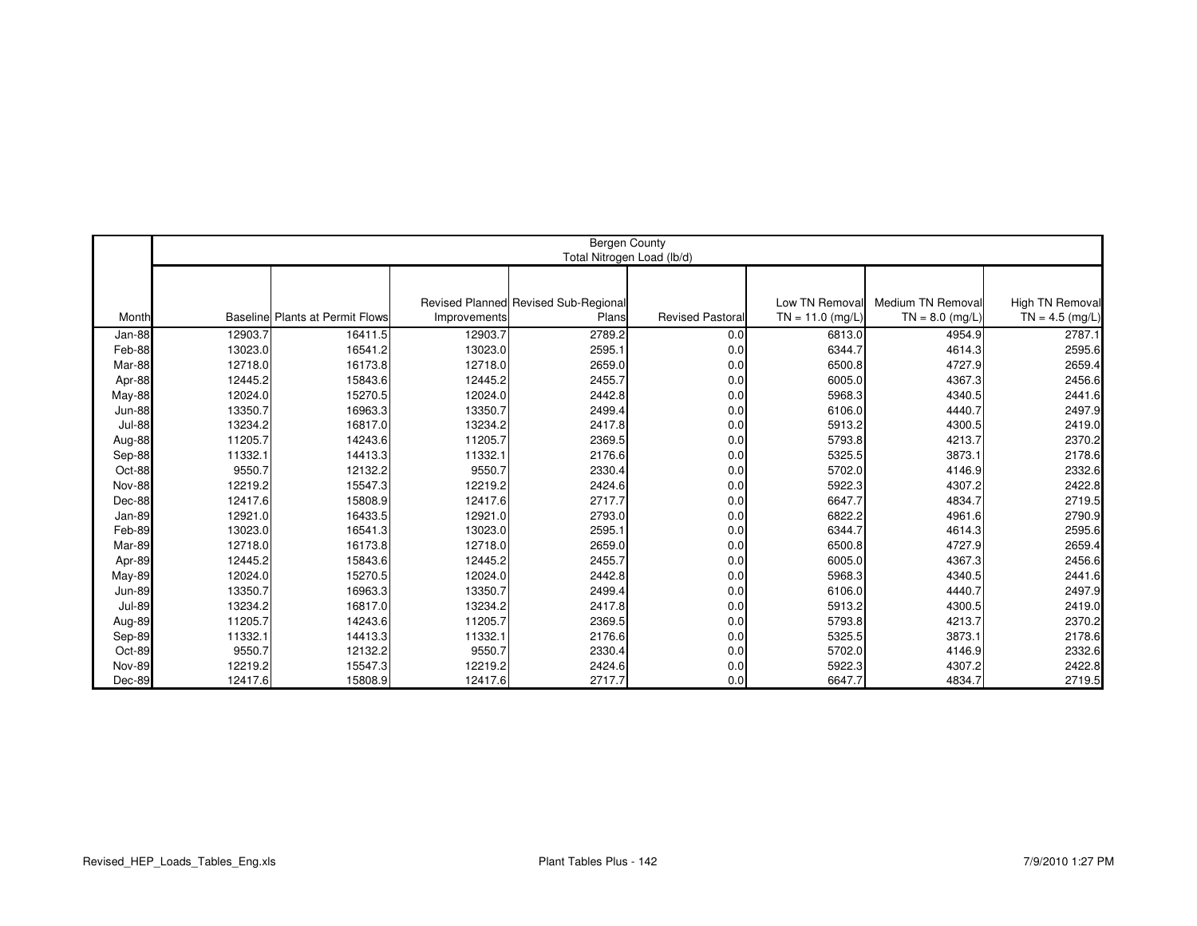| | Bergen County Total Nitrogen Load (lb/d) | | | | | | | |
|---|---|---|---|---|---|---|---|---|
| Month | Baseline | Plants at Permit Flows | Revised Planned Improvements | Revised Sub-Regional Plans | Revised Pastoral | Low TN Removal TN = 11.0 (mg/L) | Medium TN Removal TN = 8.0 (mg/L) | High TN Removal TN = 4.5 (mg/L) |
| Jan-88 | 12903.7 | 16411.5 | 12903.7 | 2789.2 | 0.0 | 6813.0 | 4954.9 | 2787.1 |
| Feb-88 | 13023.0 | 16541.2 | 13023.0 | 2595.1 | 0.0 | 6344.7 | 4614.3 | 2595.6 |
| Mar-88 | 12718.0 | 16173.8 | 12718.0 | 2659.0 | 0.0 | 6500.8 | 4727.9 | 2659.4 |
| Apr-88 | 12445.2 | 15843.6 | 12445.2 | 2455.7 | 0.0 | 6005.0 | 4367.3 | 2456.6 |
| May-88 | 12024.0 | 15270.5 | 12024.0 | 2442.8 | 0.0 | 5968.3 | 4340.5 | 2441.6 |
| Jun-88 | 13350.7 | 16963.3 | 13350.7 | 2499.4 | 0.0 | 6106.0 | 4440.7 | 2497.9 |
| Jul-88 | 13234.2 | 16817.0 | 13234.2 | 2417.8 | 0.0 | 5913.2 | 4300.5 | 2419.0 |
| Aug-88 | 11205.7 | 14243.6 | 11205.7 | 2369.5 | 0.0 | 5793.8 | 4213.7 | 2370.2 |
| Sep-88 | 11332.1 | 14413.3 | 11332.1 | 2176.6 | 0.0 | 5325.5 | 3873.1 | 2178.6 |
| Oct-88 | 9550.7 | 12132.2 | 9550.7 | 2330.4 | 0.0 | 5702.0 | 4146.9 | 2332.6 |
| Nov-88 | 12219.2 | 15547.3 | 12219.2 | 2424.6 | 0.0 | 5922.3 | 4307.2 | 2422.8 |
| Dec-88 | 12417.6 | 15808.9 | 12417.6 | 2717.7 | 0.0 | 6647.7 | 4834.7 | 2719.5 |
| Jan-89 | 12921.0 | 16433.5 | 12921.0 | 2793.0 | 0.0 | 6822.2 | 4961.6 | 2790.9 |
| Feb-89 | 13023.0 | 16541.3 | 13023.0 | 2595.1 | 0.0 | 6344.7 | 4614.3 | 2595.6 |
| Mar-89 | 12718.0 | 16173.8 | 12718.0 | 2659.0 | 0.0 | 6500.8 | 4727.9 | 2659.4 |
| Apr-89 | 12445.2 | 15843.6 | 12445.2 | 2455.7 | 0.0 | 6005.0 | 4367.3 | 2456.6 |
| May-89 | 12024.0 | 15270.5 | 12024.0 | 2442.8 | 0.0 | 5968.3 | 4340.5 | 2441.6 |
| Jun-89 | 13350.7 | 16963.3 | 13350.7 | 2499.4 | 0.0 | 6106.0 | 4440.7 | 2497.9 |
| Jul-89 | 13234.2 | 16817.0 | 13234.2 | 2417.8 | 0.0 | 5913.2 | 4300.5 | 2419.0 |
| Aug-89 | 11205.7 | 14243.6 | 11205.7 | 2369.5 | 0.0 | 5793.8 | 4213.7 | 2370.2 |
| Sep-89 | 11332.1 | 14413.3 | 11332.1 | 2176.6 | 0.0 | 5325.5 | 3873.1 | 2178.6 |
| Oct-89 | 9550.7 | 12132.2 | 9550.7 | 2330.4 | 0.0 | 5702.0 | 4146.9 | 2332.6 |
| Nov-89 | 12219.2 | 15547.3 | 12219.2 | 2424.6 | 0.0 | 5922.3 | 4307.2 | 2422.8 |
| Dec-89 | 12417.6 | 15808.9 | 12417.6 | 2717.7 | 0.0 | 6647.7 | 4834.7 | 2719.5 |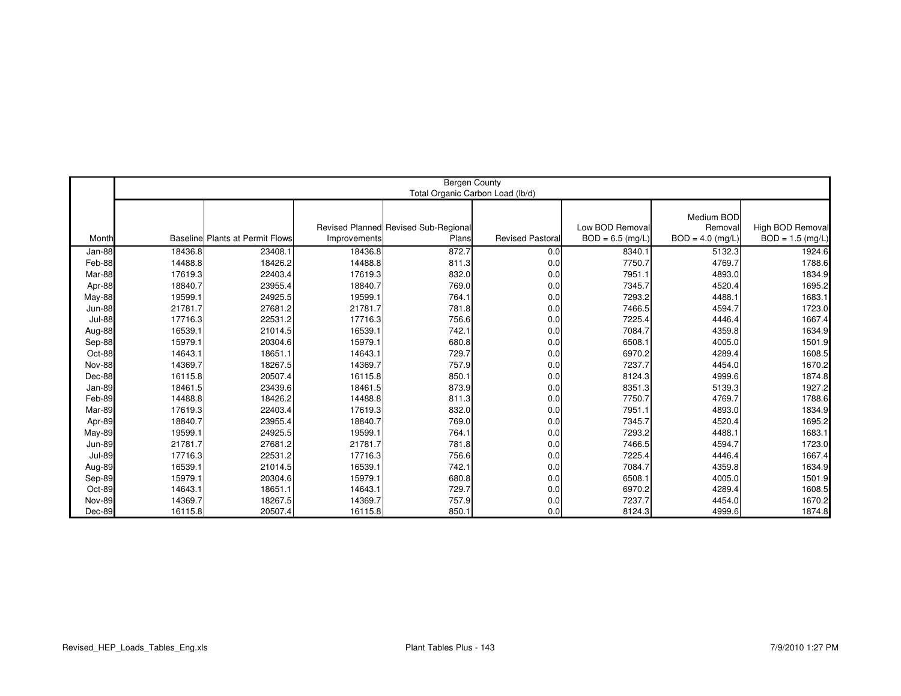| | Bergen County Total Organic Carbon Load (lb/d) | | | | | | | |
|---|---|---|---|---|---|---|---|---|
| Month | Baseline | Plants at Permit Flows | Revised Planned Improvements | Revised Sub-Regional Plans | Revised Pastoral | Low BOD Removal BOD = 6.5 (mg/L) | Medium BOD Removal BOD = 4.0 (mg/L) | High BOD Removal BOD = 1.5 (mg/L) |
| Jan-88 | 18436.8 | 23408.1 | 18436.8 | 872.7 | 0.0 | 8340.1 | 5132.3 | 1924.6 |
| Feb-88 | 14488.8 | 18426.2 | 14488.8 | 811.3 | 0.0 | 7750.7 | 4769.7 | 1788.6 |
| Mar-88 | 17619.3 | 22403.4 | 17619.3 | 832.0 | 0.0 | 7951.1 | 4893.0 | 1834.9 |
| Apr-88 | 18840.7 | 23955.4 | 18840.7 | 769.0 | 0.0 | 7345.7 | 4520.4 | 1695.2 |
| May-88 | 19599.1 | 24925.5 | 19599.1 | 764.1 | 0.0 | 7293.2 | 4488.1 | 1683.1 |
| Jun-88 | 21781.7 | 27681.2 | 21781.7 | 781.8 | 0.0 | 7466.5 | 4594.7 | 1723.0 |
| Jul-88 | 17716.3 | 22531.2 | 17716.3 | 756.6 | 0.0 | 7225.4 | 4446.4 | 1667.4 |
| Aug-88 | 16539.1 | 21014.5 | 16539.1 | 742.1 | 0.0 | 7084.7 | 4359.8 | 1634.9 |
| Sep-88 | 15979.1 | 20304.6 | 15979.1 | 680.8 | 0.0 | 6508.1 | 4005.0 | 1501.9 |
| Oct-88 | 14643.1 | 18651.1 | 14643.1 | 729.7 | 0.0 | 6970.2 | 4289.4 | 1608.5 |
| Nov-88 | 14369.7 | 18267.5 | 14369.7 | 757.9 | 0.0 | 7237.7 | 4454.0 | 1670.2 |
| Dec-88 | 16115.8 | 20507.4 | 16115.8 | 850.1 | 0.0 | 8124.3 | 4999.6 | 1874.8 |
| Jan-89 | 18461.5 | 23439.6 | 18461.5 | 873.9 | 0.0 | 8351.3 | 5139.3 | 1927.2 |
| Feb-89 | 14488.8 | 18426.2 | 14488.8 | 811.3 | 0.0 | 7750.7 | 4769.7 | 1788.6 |
| Mar-89 | 17619.3 | 22403.4 | 17619.3 | 832.0 | 0.0 | 7951.1 | 4893.0 | 1834.9 |
| Apr-89 | 18840.7 | 23955.4 | 18840.7 | 769.0 | 0.0 | 7345.7 | 4520.4 | 1695.2 |
| May-89 | 19599.1 | 24925.5 | 19599.1 | 764.1 | 0.0 | 7293.2 | 4488.1 | 1683.1 |
| Jun-89 | 21781.7 | 27681.2 | 21781.7 | 781.8 | 0.0 | 7466.5 | 4594.7 | 1723.0 |
| Jul-89 | 17716.3 | 22531.2 | 17716.3 | 756.6 | 0.0 | 7225.4 | 4446.4 | 1667.4 |
| Aug-89 | 16539.1 | 21014.5 | 16539.1 | 742.1 | 0.0 | 7084.7 | 4359.8 | 1634.9 |
| Sep-89 | 15979.1 | 20304.6 | 15979.1 | 680.8 | 0.0 | 6508.1 | 4005.0 | 1501.9 |
| Oct-89 | 14643.1 | 18651.1 | 14643.1 | 729.7 | 0.0 | 6970.2 | 4289.4 | 1608.5 |
| Nov-89 | 14369.7 | 18267.5 | 14369.7 | 757.9 | 0.0 | 7237.7 | 4454.0 | 1670.2 |
| Dec-89 | 16115.8 | 20507.4 | 16115.8 | 850.1 | 0.0 | 8124.3 | 4999.6 | 1874.8 |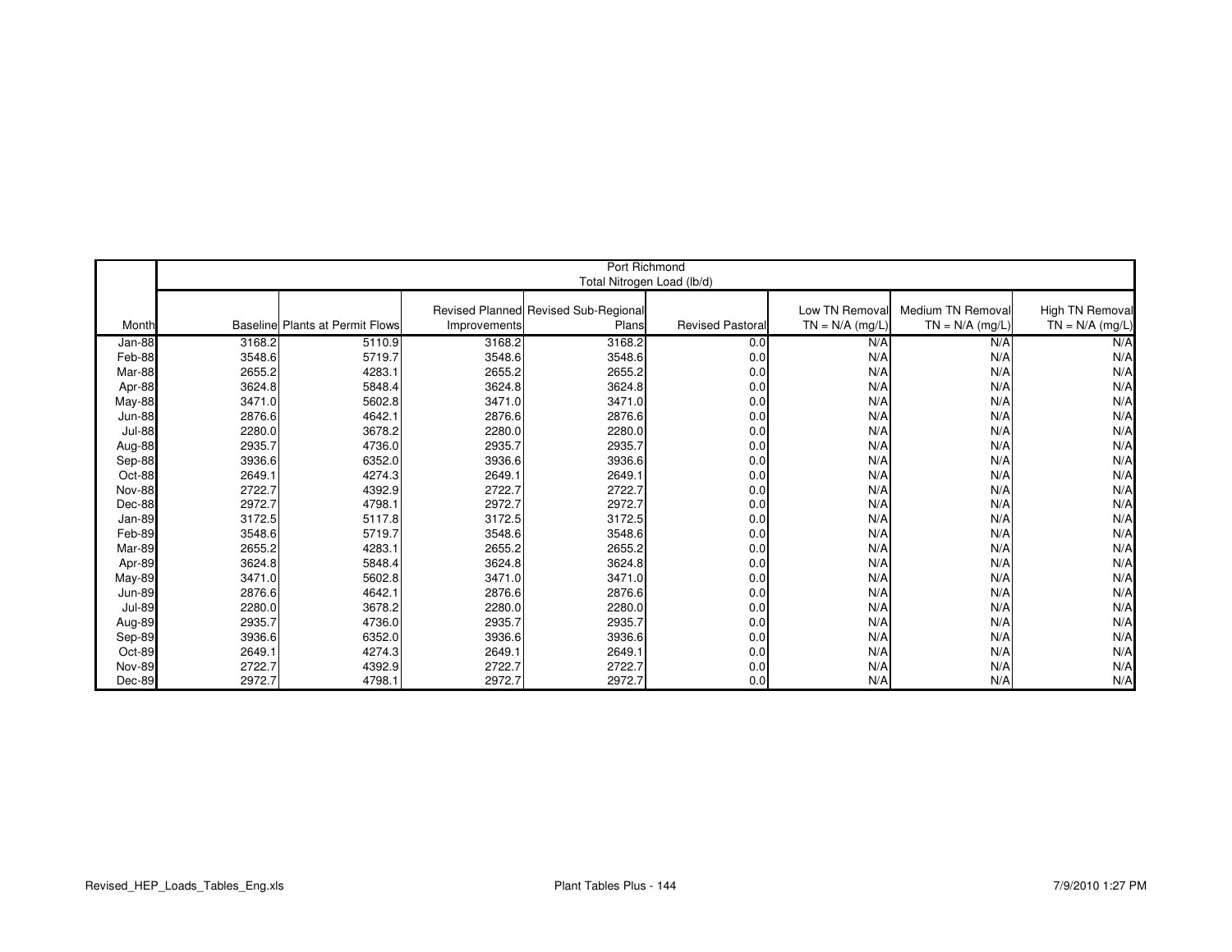| | Port Richmond<br>Total Nitrogen Load (lb/d) | | | | | | | |
|---|---|---|---|---|---|---|---|---|
| Month | Baseline | Plants at Permit Flows | Revised Planned Improvements | Revised Sub-Regional Plans | Revised Pastoral | Low TN Removal<br>TN = N/A (mg/L) | Medium TN Removal<br>TN = N/A (mg/L) | High TN Removal<br>TN = N/A (mg/L) |
| Jan-88 | 3168.2 | 5110.9 | 3168.2 | 3168.2 | 0.0 | N/A | N/A | N/A |
| Feb-88 | 3548.6 | 5719.7 | 3548.6 | 3548.6 | 0.0 | N/A | N/A | N/A |
| Mar-88 | 2655.2 | 4283.1 | 2655.2 | 2655.2 | 0.0 | N/A | N/A | N/A |
| Apr-88 | 3624.8 | 5848.4 | 3624.8 | 3624.8 | 0.0 | N/A | N/A | N/A |
| May-88 | 3471.0 | 5602.8 | 3471.0 | 3471.0 | 0.0 | N/A | N/A | N/A |
| Jun-88 | 2876.6 | 4642.1 | 2876.6 | 2876.6 | 0.0 | N/A | N/A | N/A |
| Jul-88 | 2280.0 | 3678.2 | 2280.0 | 2280.0 | 0.0 | N/A | N/A | N/A |
| Aug-88 | 2935.7 | 4736.0 | 2935.7 | 2935.7 | 0.0 | N/A | N/A | N/A |
| Sep-88 | 3936.6 | 6352.0 | 3936.6 | 3936.6 | 0.0 | N/A | N/A | N/A |
| Oct-88 | 2649.1 | 4274.3 | 2649.1 | 2649.1 | 0.0 | N/A | N/A | N/A |
| Nov-88 | 2722.7 | 4392.9 | 2722.7 | 2722.7 | 0.0 | N/A | N/A | N/A |
| Dec-88 | 2972.7 | 4798.1 | 2972.7 | 2972.7 | 0.0 | N/A | N/A | N/A |
| Jan-89 | 3172.5 | 5117.8 | 3172.5 | 3172.5 | 0.0 | N/A | N/A | N/A |
| Feb-89 | 3548.6 | 5719.7 | 3548.6 | 3548.6 | 0.0 | N/A | N/A | N/A |
| Mar-89 | 2655.2 | 4283.1 | 2655.2 | 2655.2 | 0.0 | N/A | N/A | N/A |
| Apr-89 | 3624.8 | 5848.4 | 3624.8 | 3624.8 | 0.0 | N/A | N/A | N/A |
| May-89 | 3471.0 | 5602.8 | 3471.0 | 3471.0 | 0.0 | N/A | N/A | N/A |
| Jun-89 | 2876.6 | 4642.1 | 2876.6 | 2876.6 | 0.0 | N/A | N/A | N/A |
| Jul-89 | 2280.0 | 3678.2 | 2280.0 | 2280.0 | 0.0 | N/A | N/A | N/A |
| Aug-89 | 2935.7 | 4736.0 | 2935.7 | 2935.7 | 0.0 | N/A | N/A | N/A |
| Sep-89 | 3936.6 | 6352.0 | 3936.6 | 3936.6 | 0.0 | N/A | N/A | N/A |
| Oct-89 | 2649.1 | 4274.3 | 2649.1 | 2649.1 | 0.0 | N/A | N/A | N/A |
| Nov-89 | 2722.7 | 4392.9 | 2722.7 | 2722.7 | 0.0 | N/A | N/A | N/A |
| Dec-89 | 2972.7 | 4798.1 | 2972.7 | 2972.7 | 0.0 | N/A | N/A | N/A |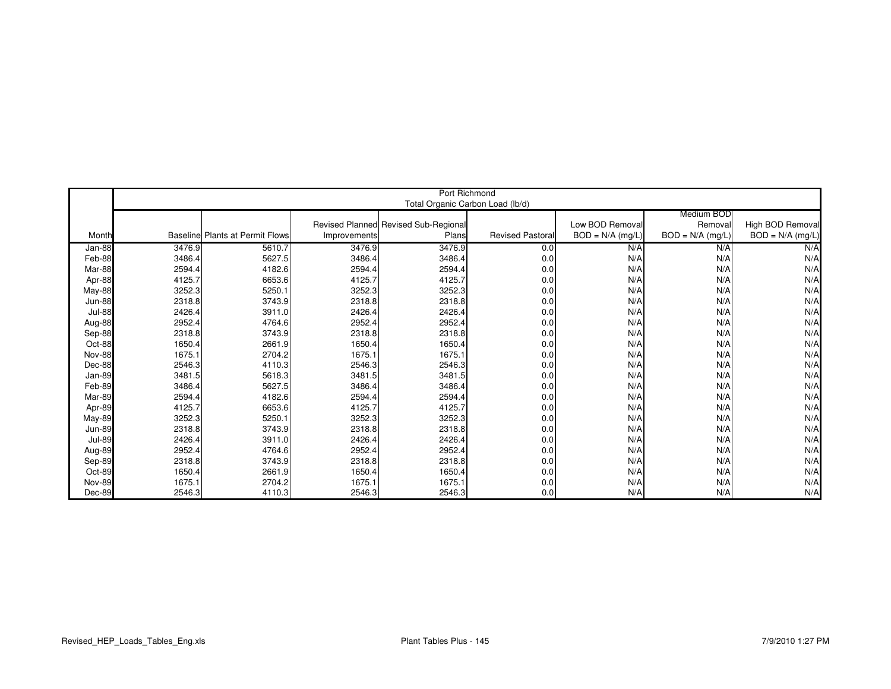| | Port Richmond | | | | | | | |
|---|---|---|---|---|---|---|---|---|
| | Total Organic Carbon Load (lb/d) | | | | | | | |
| Month | Baseline | Plants at Permit Flows | Revised Planned Improvements | Revised Sub-Regional Plans | Revised Pastoral | Low BOD Removal BOD = N/A (mg/L) | Medium BOD Removal BOD = N/A (mg/L) | High BOD Removal BOD = N/A (mg/L) |
| Jan-88 | 3476.9 | 5610.7 | 3476.9 | 3476.9 | 0.0 | N/A | N/A | N/A |
| Feb-88 | 3486.4 | 5627.5 | 3486.4 | 3486.4 | 0.0 | N/A | N/A | N/A |
| Mar-88 | 2594.4 | 4182.6 | 2594.4 | 2594.4 | 0.0 | N/A | N/A | N/A |
| Apr-88 | 4125.7 | 6653.6 | 4125.7 | 4125.7 | 0.0 | N/A | N/A | N/A |
| May-88 | 3252.3 | 5250.1 | 3252.3 | 3252.3 | 0.0 | N/A | N/A | N/A |
| Jun-88 | 2318.8 | 3743.9 | 2318.8 | 2318.8 | 0.0 | N/A | N/A | N/A |
| Jul-88 | 2426.4 | 3911.0 | 2426.4 | 2426.4 | 0.0 | N/A | N/A | N/A |
| Aug-88 | 2952.4 | 4764.6 | 2952.4 | 2952.4 | 0.0 | N/A | N/A | N/A |
| Sep-88 | 2318.8 | 3743.9 | 2318.8 | 2318.8 | 0.0 | N/A | N/A | N/A |
| Oct-88 | 1650.4 | 2661.9 | 1650.4 | 1650.4 | 0.0 | N/A | N/A | N/A |
| Nov-88 | 1675.1 | 2704.2 | 1675.1 | 1675.1 | 0.0 | N/A | N/A | N/A |
| Dec-88 | 2546.3 | 4110.3 | 2546.3 | 2546.3 | 0.0 | N/A | N/A | N/A |
| Jan-89 | 3481.5 | 5618.3 | 3481.5 | 3481.5 | 0.0 | N/A | N/A | N/A |
| Feb-89 | 3486.4 | 5627.5 | 3486.4 | 3486.4 | 0.0 | N/A | N/A | N/A |
| Mar-89 | 2594.4 | 4182.6 | 2594.4 | 2594.4 | 0.0 | N/A | N/A | N/A |
| Apr-89 | 4125.7 | 6653.6 | 4125.7 | 4125.7 | 0.0 | N/A | N/A | N/A |
| May-89 | 3252.3 | 5250.1 | 3252.3 | 3252.3 | 0.0 | N/A | N/A | N/A |
| Jun-89 | 2318.8 | 3743.9 | 2318.8 | 2318.8 | 0.0 | N/A | N/A | N/A |
| Jul-89 | 2426.4 | 3911.0 | 2426.4 | 2426.4 | 0.0 | N/A | N/A | N/A |
| Aug-89 | 2952.4 | 4764.6 | 2952.4 | 2952.4 | 0.0 | N/A | N/A | N/A |
| Sep-89 | 2318.8 | 3743.9 | 2318.8 | 2318.8 | 0.0 | N/A | N/A | N/A |
| Oct-89 | 1650.4 | 2661.9 | 1650.4 | 1650.4 | 0.0 | N/A | N/A | N/A |
| Nov-89 | 1675.1 | 2704.2 | 1675.1 | 1675.1 | 0.0 | N/A | N/A | N/A |
| Dec-89 | 2546.3 | 4110.3 | 2546.3 | 2546.3 | 0.0 | N/A | N/A | N/A |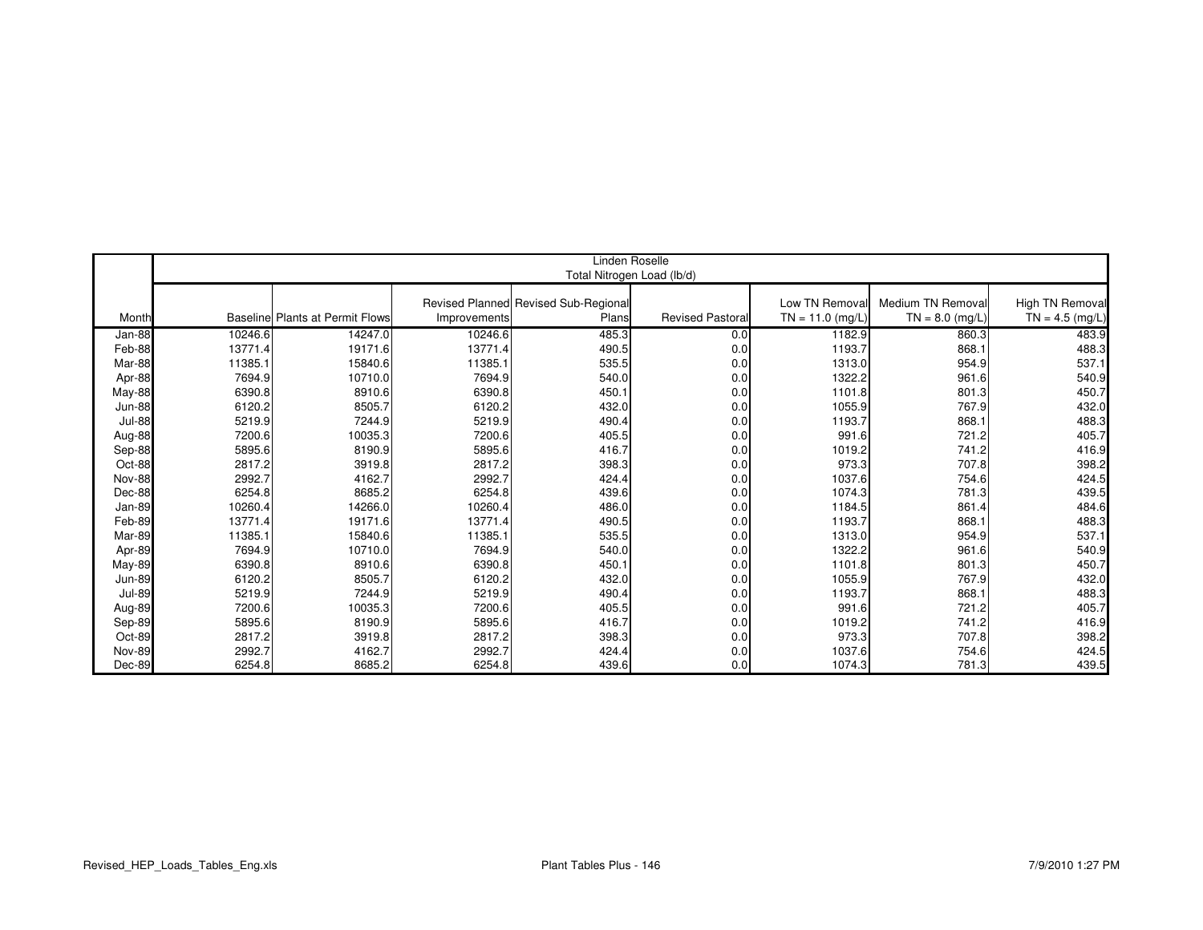| | Linden Roselle | | | | | | | |
|---|---|---|---|---|---|---|---|---|
| | Total Nitrogen Load (lb/d) | | | | | | | |
| Month | Baseline | Plants at Permit Flows | Revised Planned Improvements | Revised Sub-Regional Plans | Revised Pastoral | Low TN Removal TN = 11.0 (mg/L) | Medium TN Removal TN = 8.0 (mg/L) | High TN Removal TN = 4.5 (mg/L) |
| Jan-88 | 10246.6 | 14247.0 | 10246.6 | 485.3 | 0.0 | 1182.9 | 860.3 | 483.9 |
| Feb-88 | 13771.4 | 19171.6 | 13771.4 | 490.5 | 0.0 | 1193.7 | 868.1 | 488.3 |
| Mar-88 | 11385.1 | 15840.6 | 11385.1 | 535.5 | 0.0 | 1313.0 | 954.9 | 537.1 |
| Apr-88 | 7694.9 | 10710.0 | 7694.9 | 540.0 | 0.0 | 1322.2 | 961.6 | 540.9 |
| May-88 | 6390.8 | 8910.6 | 6390.8 | 450.1 | 0.0 | 1101.8 | 801.3 | 450.7 |
| Jun-88 | 6120.2 | 8505.7 | 6120.2 | 432.0 | 0.0 | 1055.9 | 767.9 | 432.0 |
| Jul-88 | 5219.9 | 7244.9 | 5219.9 | 490.4 | 0.0 | 1193.7 | 868.1 | 488.3 |
| Aug-88 | 7200.6 | 10035.3 | 7200.6 | 405.5 | 0.0 | 991.6 | 721.2 | 405.7 |
| Sep-88 | 5895.6 | 8190.9 | 5895.6 | 416.7 | 0.0 | 1019.2 | 741.2 | 416.9 |
| Oct-88 | 2817.2 | 3919.8 | 2817.2 | 398.3 | 0.0 | 973.3 | 707.8 | 398.2 |
| Nov-88 | 2992.7 | 4162.7 | 2992.7 | 424.4 | 0.0 | 1037.6 | 754.6 | 424.5 |
| Dec-88 | 6254.8 | 8685.2 | 6254.8 | 439.6 | 0.0 | 1074.3 | 781.3 | 439.5 |
| Jan-89 | 10260.4 | 14266.0 | 10260.4 | 486.0 | 0.0 | 1184.5 | 861.4 | 484.6 |
| Feb-89 | 13771.4 | 19171.6 | 13771.4 | 490.5 | 0.0 | 1193.7 | 868.1 | 488.3 |
| Mar-89 | 11385.1 | 15840.6 | 11385.1 | 535.5 | 0.0 | 1313.0 | 954.9 | 537.1 |
| Apr-89 | 7694.9 | 10710.0 | 7694.9 | 540.0 | 0.0 | 1322.2 | 961.6 | 540.9 |
| May-89 | 6390.8 | 8910.6 | 6390.8 | 450.1 | 0.0 | 1101.8 | 801.3 | 450.7 |
| Jun-89 | 6120.2 | 8505.7 | 6120.2 | 432.0 | 0.0 | 1055.9 | 767.9 | 432.0 |
| Jul-89 | 5219.9 | 7244.9 | 5219.9 | 490.4 | 0.0 | 1193.7 | 868.1 | 488.3 |
| Aug-89 | 7200.6 | 10035.3 | 7200.6 | 405.5 | 0.0 | 991.6 | 721.2 | 405.7 |
| Sep-89 | 5895.6 | 8190.9 | 5895.6 | 416.7 | 0.0 | 1019.2 | 741.2 | 416.9 |
| Oct-89 | 2817.2 | 3919.8 | 2817.2 | 398.3 | 0.0 | 973.3 | 707.8 | 398.2 |
| Nov-89 | 2992.7 | 4162.7 | 2992.7 | 424.4 | 0.0 | 1037.6 | 754.6 | 424.5 |
| Dec-89 | 6254.8 | 8685.2 | 6254.8 | 439.6 | 0.0 | 1074.3 | 781.3 | 439.5 |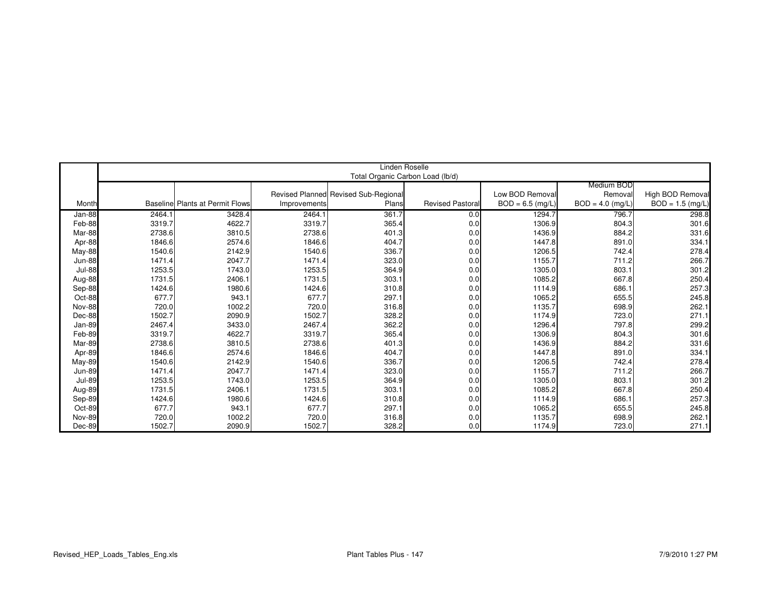| | Linden Roselle | | | | | | | |
|---|---|---|---|---|---|---|---|---|
| | Total Organic Carbon Load (lb/d) | | | | | | | |
| Month | Baseline | Plants at Permit Flows | Revised Planned Improvements | Revised Sub-Regional Plans | Revised Pastoral | Low BOD Removal BOD = 6.5 (mg/L) | Medium BOD Removal BOD = 4.0 (mg/L) | High BOD Removal BOD = 1.5 (mg/L) |
| Jan-88 | 2464.1 | 3428.4 | 2464.1 | 361.7 | 0.0 | 1294.7 | 796.7 | 298.8 |
| Feb-88 | 3319.7 | 4622.7 | 3319.7 | 365.4 | 0.0 | 1306.9 | 804.3 | 301.6 |
| Mar-88 | 2738.6 | 3810.5 | 2738.6 | 401.3 | 0.0 | 1436.9 | 884.2 | 331.6 |
| Apr-88 | 1846.6 | 2574.6 | 1846.6 | 404.7 | 0.0 | 1447.8 | 891.0 | 334.1 |
| May-88 | 1540.6 | 2142.9 | 1540.6 | 336.7 | 0.0 | 1206.5 | 742.4 | 278.4 |
| Jun-88 | 1471.4 | 2047.7 | 1471.4 | 323.0 | 0.0 | 1155.7 | 711.2 | 266.7 |
| Jul-88 | 1253.5 | 1743.0 | 1253.5 | 364.9 | 0.0 | 1305.0 | 803.1 | 301.2 |
| Aug-88 | 1731.5 | 2406.1 | 1731.5 | 303.1 | 0.0 | 1085.2 | 667.8 | 250.4 |
| Sep-88 | 1424.6 | 1980.6 | 1424.6 | 310.8 | 0.0 | 1114.9 | 686.1 | 257.3 |
| Oct-88 | 677.7 | 943.1 | 677.7 | 297.1 | 0.0 | 1065.2 | 655.5 | 245.8 |
| Nov-88 | 720.0 | 1002.2 | 720.0 | 316.8 | 0.0 | 1135.7 | 698.9 | 262.1 |
| Dec-88 | 1502.7 | 2090.9 | 1502.7 | 328.2 | 0.0 | 1174.9 | 723.0 | 271.1 |
| Jan-89 | 2467.4 | 3433.0 | 2467.4 | 362.2 | 0.0 | 1296.4 | 797.8 | 299.2 |
| Feb-89 | 3319.7 | 4622.7 | 3319.7 | 365.4 | 0.0 | 1306.9 | 804.3 | 301.6 |
| Mar-89 | 2738.6 | 3810.5 | 2738.6 | 401.3 | 0.0 | 1436.9 | 884.2 | 331.6 |
| Apr-89 | 1846.6 | 2574.6 | 1846.6 | 404.7 | 0.0 | 1447.8 | 891.0 | 334.1 |
| May-89 | 1540.6 | 2142.9 | 1540.6 | 336.7 | 0.0 | 1206.5 | 742.4 | 278.4 |
| Jun-89 | 1471.4 | 2047.7 | 1471.4 | 323.0 | 0.0 | 1155.7 | 711.2 | 266.7 |
| Jul-89 | 1253.5 | 1743.0 | 1253.5 | 364.9 | 0.0 | 1305.0 | 803.1 | 301.2 |
| Aug-89 | 1731.5 | 2406.1 | 1731.5 | 303.1 | 0.0 | 1085.2 | 667.8 | 250.4 |
| Sep-89 | 1424.6 | 1980.6 | 1424.6 | 310.8 | 0.0 | 1114.9 | 686.1 | 257.3 |
| Oct-89 | 677.7 | 943.1 | 677.7 | 297.1 | 0.0 | 1065.2 | 655.5 | 245.8 |
| Nov-89 | 720.0 | 1002.2 | 720.0 | 316.8 | 0.0 | 1135.7 | 698.9 | 262.1 |
| Dec-89 | 1502.7 | 2090.9 | 1502.7 | 328.2 | 0.0 | 1174.9 | 723.0 | 271.1 |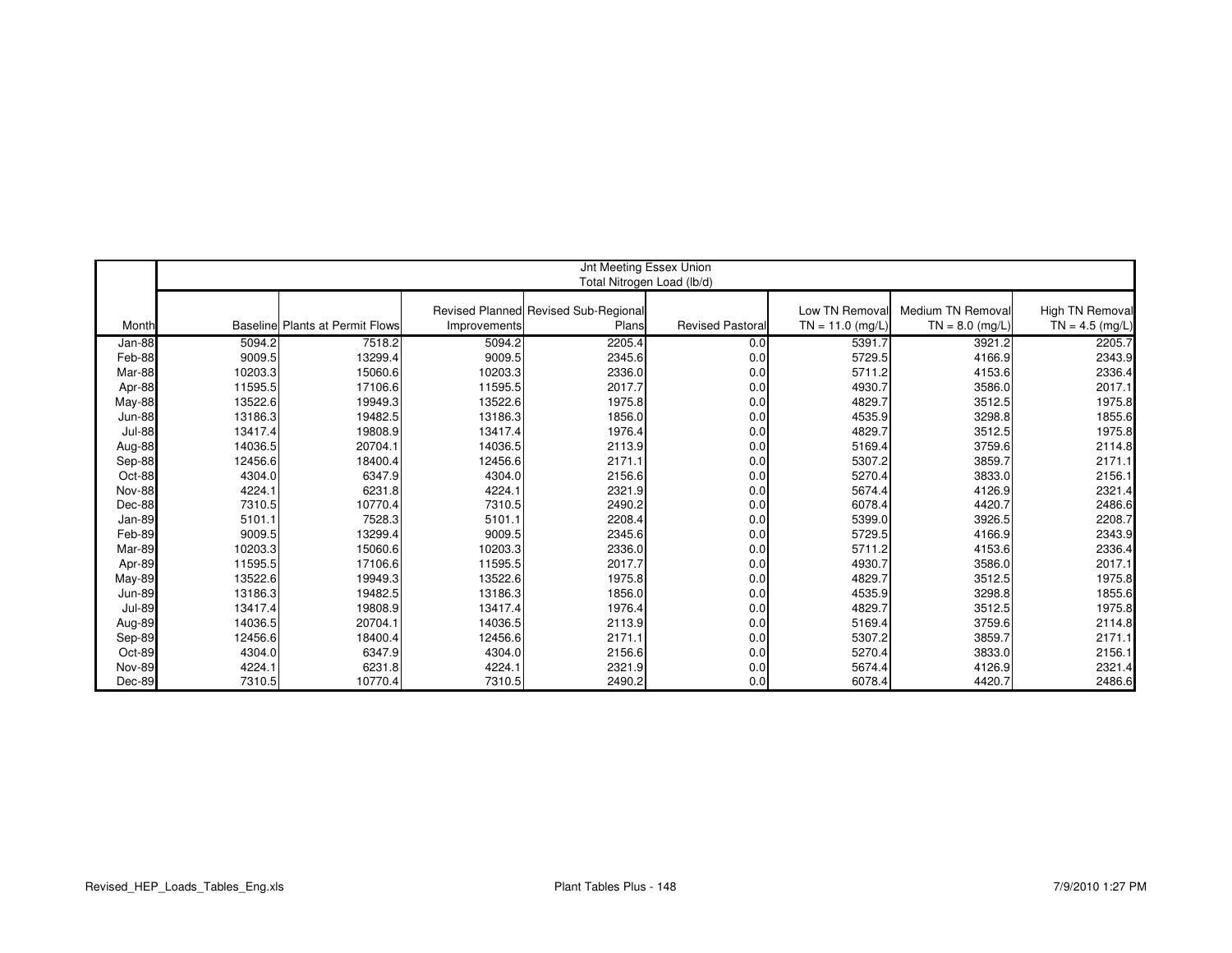| | Jnt Meeting Essex Union<br>Total Nitrogen Load (lb/d) | | | | | | | |
|---|---|---|---|---|---|---|---|---|
| Month | Baseline | Plants at Permit Flows | Revised Planned Improvements | Revised Sub-Regional Plans | Revised Pastoral | Low TN Removal TN = 11.0 (mg/L) | Medium TN Removal TN = 8.0 (mg/L) | High TN Removal TN = 4.5 (mg/L) |
| Jan-88 | 5094.2 | 7518.2 | 5094.2 | 2205.4 | 0.0 | 5391.7 | 3921.2 | 2205.7 |
| Feb-88 | 9009.5 | 13299.4 | 9009.5 | 2345.6 | 0.0 | 5729.5 | 4166.9 | 2343.9 |
| Mar-88 | 10203.3 | 15060.6 | 10203.3 | 2336.0 | 0.0 | 5711.2 | 4153.6 | 2336.4 |
| Apr-88 | 11595.5 | 17106.6 | 11595.5 | 2017.7 | 0.0 | 4930.7 | 3586.0 | 2017.1 |
| May-88 | 13522.6 | 19949.3 | 13522.6 | 1975.8 | 0.0 | 4829.7 | 3512.5 | 1975.8 |
| Jun-88 | 13186.3 | 19482.5 | 13186.3 | 1856.0 | 0.0 | 4535.9 | 3298.8 | 1855.6 |
| Jul-88 | 13417.4 | 19808.9 | 13417.4 | 1976.4 | 0.0 | 4829.7 | 3512.5 | 1975.8 |
| Aug-88 | 14036.5 | 20704.1 | 14036.5 | 2113.9 | 0.0 | 5169.4 | 3759.6 | 2114.8 |
| Sep-88 | 12456.6 | 18400.4 | 12456.6 | 2171.1 | 0.0 | 5307.2 | 3859.7 | 2171.1 |
| Oct-88 | 4304.0 | 6347.9 | 4304.0 | 2156.6 | 0.0 | 5270.4 | 3833.0 | 2156.1 |
| Nov-88 | 4224.1 | 6231.8 | 4224.1 | 2321.9 | 0.0 | 5674.4 | 4126.9 | 2321.4 |
| Dec-88 | 7310.5 | 10770.4 | 7310.5 | 2490.2 | 0.0 | 6078.4 | 4420.7 | 2486.6 |
| Jan-89 | 5101.1 | 7528.3 | 5101.1 | 2208.4 | 0.0 | 5399.0 | 3926.5 | 2208.7 |
| Feb-89 | 9009.5 | 13299.4 | 9009.5 | 2345.6 | 0.0 | 5729.5 | 4166.9 | 2343.9 |
| Mar-89 | 10203.3 | 15060.6 | 10203.3 | 2336.0 | 0.0 | 5711.2 | 4153.6 | 2336.4 |
| Apr-89 | 11595.5 | 17106.6 | 11595.5 | 2017.7 | 0.0 | 4930.7 | 3586.0 | 2017.1 |
| May-89 | 13522.6 | 19949.3 | 13522.6 | 1975.8 | 0.0 | 4829.7 | 3512.5 | 1975.8 |
| Jun-89 | 13186.3 | 19482.5 | 13186.3 | 1856.0 | 0.0 | 4535.9 | 3298.8 | 1855.6 |
| Jul-89 | 13417.4 | 19808.9 | 13417.4 | 1976.4 | 0.0 | 4829.7 | 3512.5 | 1975.8 |
| Aug-89 | 14036.5 | 20704.1 | 14036.5 | 2113.9 | 0.0 | 5169.4 | 3759.6 | 2114.8 |
| Sep-89 | 12456.6 | 18400.4 | 12456.6 | 2171.1 | 0.0 | 5307.2 | 3859.7 | 2171.1 |
| Oct-89 | 4304.0 | 6347.9 | 4304.0 | 2156.6 | 0.0 | 5270.4 | 3833.0 | 2156.1 |
| Nov-89 | 4224.1 | 6231.8 | 4224.1 | 2321.9 | 0.0 | 5674.4 | 4126.9 | 2321.4 |
| Dec-89 | 7310.5 | 10770.4 | 7310.5 | 2490.2 | 0.0 | 6078.4 | 4420.7 | 2486.6 |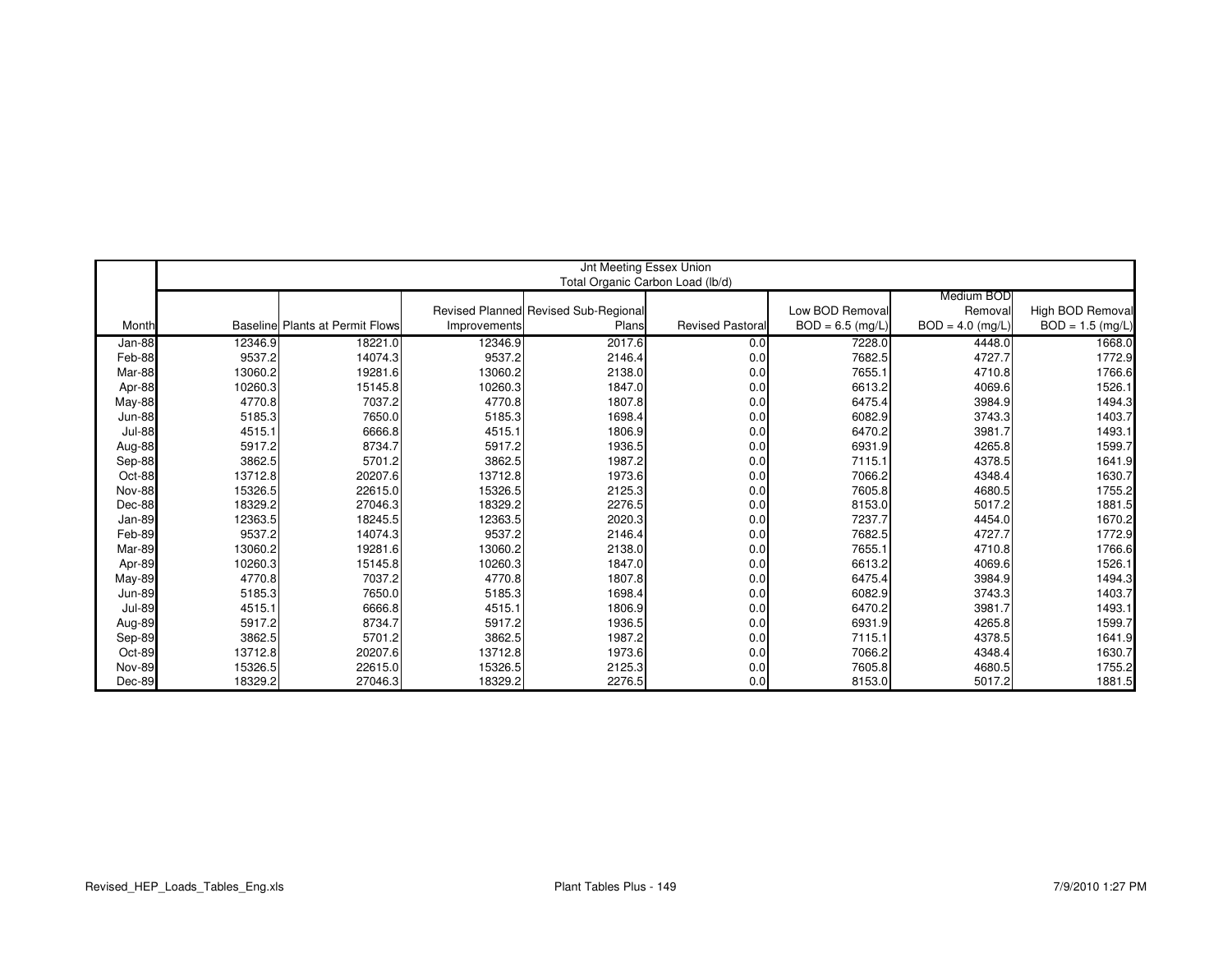| | Jnt Meeting Essex Union<br>Total Organic Carbon Load (lb/d) | | | | | | | |
|---|---|---|---|---|---|---|---|---|
| Month | Baseline | Plants at Permit Flows | Revised Planned Improvements | Revised Sub-Regional Plans | Revised Pastoral | Low BOD Removal BOD = 6.5 (mg/L) | Medium BOD Removal BOD = 4.0 (mg/L) | High BOD Removal BOD = 1.5 (mg/L) |
| Jan-88 | 12346.9 | 18221.0 | 12346.9 | 2017.6 | 0.0 | 7228.0 | 4448.0 | 1668.0 |
| Feb-88 | 9537.2 | 14074.3 | 9537.2 | 2146.4 | 0.0 | 7682.5 | 4727.7 | 1772.9 |
| Mar-88 | 13060.2 | 19281.6 | 13060.2 | 2138.0 | 0.0 | 7655.1 | 4710.8 | 1766.6 |
| Apr-88 | 10260.3 | 15145.8 | 10260.3 | 1847.0 | 0.0 | 6613.2 | 4069.6 | 1526.1 |
| May-88 | 4770.8 | 7037.2 | 4770.8 | 1807.8 | 0.0 | 6475.4 | 3984.9 | 1494.3 |
| Jun-88 | 5185.3 | 7650.0 | 5185.3 | 1698.4 | 0.0 | 6082.9 | 3743.3 | 1403.7 |
| Jul-88 | 4515.1 | 6666.8 | 4515.1 | 1806.9 | 0.0 | 6470.2 | 3981.7 | 1493.1 |
| Aug-88 | 5917.2 | 8734.7 | 5917.2 | 1936.5 | 0.0 | 6931.9 | 4265.8 | 1599.7 |
| Sep-88 | 3862.5 | 5701.2 | 3862.5 | 1987.2 | 0.0 | 7115.1 | 4378.5 | 1641.9 |
| Oct-88 | 13712.8 | 20207.6 | 13712.8 | 1973.6 | 0.0 | 7066.2 | 4348.4 | 1630.7 |
| Nov-88 | 15326.5 | 22615.0 | 15326.5 | 2125.3 | 0.0 | 7605.8 | 4680.5 | 1755.2 |
| Dec-88 | 18329.2 | 27046.3 | 18329.2 | 2276.5 | 0.0 | 8153.0 | 5017.2 | 1881.5 |
| Jan-89 | 12363.5 | 18245.5 | 12363.5 | 2020.3 | 0.0 | 7237.7 | 4454.0 | 1670.2 |
| Feb-89 | 9537.2 | 14074.3 | 9537.2 | 2146.4 | 0.0 | 7682.5 | 4727.7 | 1772.9 |
| Mar-89 | 13060.2 | 19281.6 | 13060.2 | 2138.0 | 0.0 | 7655.1 | 4710.8 | 1766.6 |
| Apr-89 | 10260.3 | 15145.8 | 10260.3 | 1847.0 | 0.0 | 6613.2 | 4069.6 | 1526.1 |
| May-89 | 4770.8 | 7037.2 | 4770.8 | 1807.8 | 0.0 | 6475.4 | 3984.9 | 1494.3 |
| Jun-89 | 5185.3 | 7650.0 | 5185.3 | 1698.4 | 0.0 | 6082.9 | 3743.3 | 1403.7 |
| Jul-89 | 4515.1 | 6666.8 | 4515.1 | 1806.9 | 0.0 | 6470.2 | 3981.7 | 1493.1 |
| Aug-89 | 5917.2 | 8734.7 | 5917.2 | 1936.5 | 0.0 | 6931.9 | 4265.8 | 1599.7 |
| Sep-89 | 3862.5 | 5701.2 | 3862.5 | 1987.2 | 0.0 | 7115.1 | 4378.5 | 1641.9 |
| Oct-89 | 13712.8 | 20207.6 | 13712.8 | 1973.6 | 0.0 | 7066.2 | 4348.4 | 1630.7 |
| Nov-89 | 15326.5 | 22615.0 | 15326.5 | 2125.3 | 0.0 | 7605.8 | 4680.5 | 1755.2 |
| Dec-89 | 18329.2 | 27046.3 | 18329.2 | 2276.5 | 0.0 | 8153.0 | 5017.2 | 1881.5 |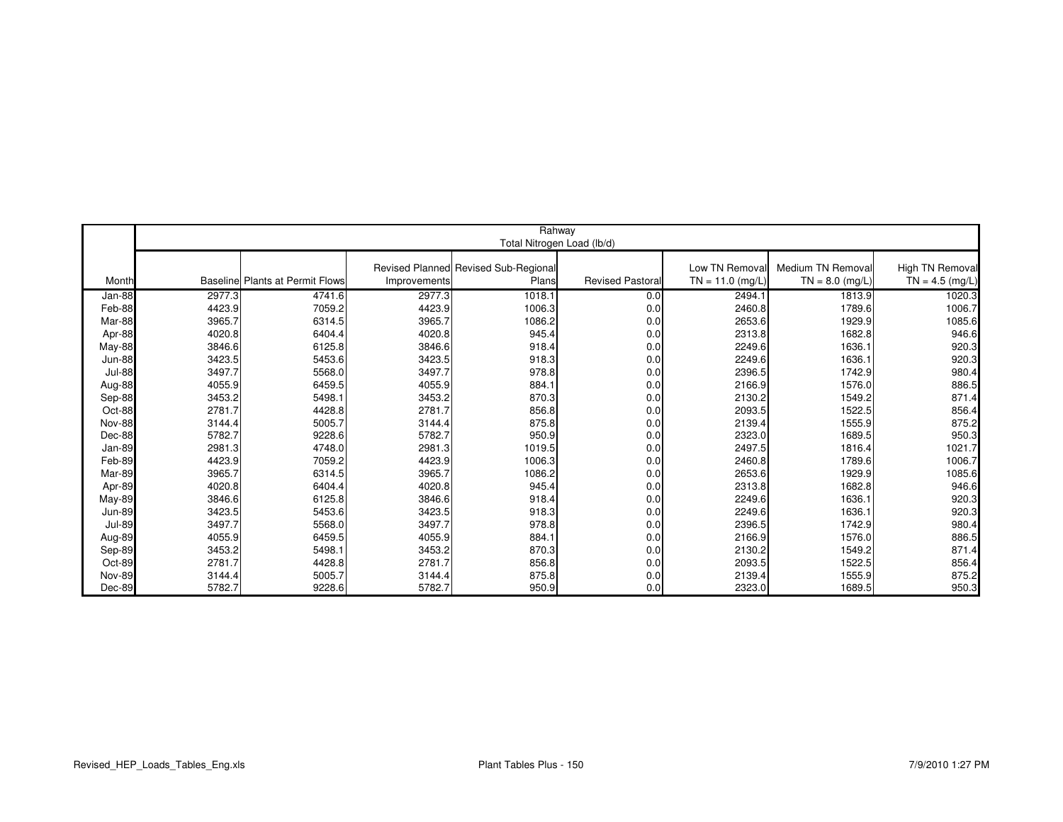| | Rahway | | | | | | | |
|---|---|---|---|---|---|---|---|---|
| | Total Nitrogen Load (lb/d) | | | | | | | |
| Month | Baseline | Plants at Permit Flows | Revised Planned Improvements | Revised Sub-Regional Plans | Revised Pastoral | Low TN Removal TN = 11.0 (mg/L) | Medium TN Removal TN = 8.0 (mg/L) | High TN Removal TN = 4.5 (mg/L) |
| Jan-88 | 2977.3 | 4741.6 | 2977.3 | 1018.1 | 0.0 | 2494.1 | 1813.9 | 1020.3 |
| Feb-88 | 4423.9 | 7059.2 | 4423.9 | 1006.3 | 0.0 | 2460.8 | 1789.6 | 1006.7 |
| Mar-88 | 3965.7 | 6314.5 | 3965.7 | 1086.2 | 0.0 | 2653.6 | 1929.9 | 1085.6 |
| Apr-88 | 4020.8 | 6404.4 | 4020.8 | 945.4 | 0.0 | 2313.8 | 1682.8 | 946.6 |
| May-88 | 3846.6 | 6125.8 | 3846.6 | 918.4 | 0.0 | 2249.6 | 1636.1 | 920.3 |
| Jun-88 | 3423.5 | 5453.6 | 3423.5 | 918.3 | 0.0 | 2249.6 | 1636.1 | 920.3 |
| Jul-88 | 3497.7 | 5568.0 | 3497.7 | 978.8 | 0.0 | 2396.5 | 1742.9 | 980.4 |
| Aug-88 | 4055.9 | 6459.5 | 4055.9 | 884.1 | 0.0 | 2166.9 | 1576.0 | 886.5 |
| Sep-88 | 3453.2 | 5498.1 | 3453.2 | 870.3 | 0.0 | 2130.2 | 1549.2 | 871.4 |
| Oct-88 | 2781.7 | 4428.8 | 2781.7 | 856.8 | 0.0 | 2093.5 | 1522.5 | 856.4 |
| Nov-88 | 3144.4 | 5005.7 | 3144.4 | 875.8 | 0.0 | 2139.4 | 1555.9 | 875.2 |
| Dec-88 | 5782.7 | 9228.6 | 5782.7 | 950.9 | 0.0 | 2323.0 | 1689.5 | 950.3 |
| Jan-89 | 2981.3 | 4748.0 | 2981.3 | 1019.5 | 0.0 | 2497.5 | 1816.4 | 1021.7 |
| Feb-89 | 4423.9 | 7059.2 | 4423.9 | 1006.3 | 0.0 | 2460.8 | 1789.6 | 1006.7 |
| Mar-89 | 3965.7 | 6314.5 | 3965.7 | 1086.2 | 0.0 | 2653.6 | 1929.9 | 1085.6 |
| Apr-89 | 4020.8 | 6404.4 | 4020.8 | 945.4 | 0.0 | 2313.8 | 1682.8 | 946.6 |
| May-89 | 3846.6 | 6125.8 | 3846.6 | 918.4 | 0.0 | 2249.6 | 1636.1 | 920.3 |
| Jun-89 | 3423.5 | 5453.6 | 3423.5 | 918.3 | 0.0 | 2249.6 | 1636.1 | 920.3 |
| Jul-89 | 3497.7 | 5568.0 | 3497.7 | 978.8 | 0.0 | 2396.5 | 1742.9 | 980.4 |
| Aug-89 | 4055.9 | 6459.5 | 4055.9 | 884.1 | 0.0 | 2166.9 | 1576.0 | 886.5 |
| Sep-89 | 3453.2 | 5498.1 | 3453.2 | 870.3 | 0.0 | 2130.2 | 1549.2 | 871.4 |
| Oct-89 | 2781.7 | 4428.8 | 2781.7 | 856.8 | 0.0 | 2093.5 | 1522.5 | 856.4 |
| Nov-89 | 3144.4 | 5005.7 | 3144.4 | 875.8 | 0.0 | 2139.4 | 1555.9 | 875.2 |
| Dec-89 | 5782.7 | 9228.6 | 5782.7 | 950.9 | 0.0 | 2323.0 | 1689.5 | 950.3 |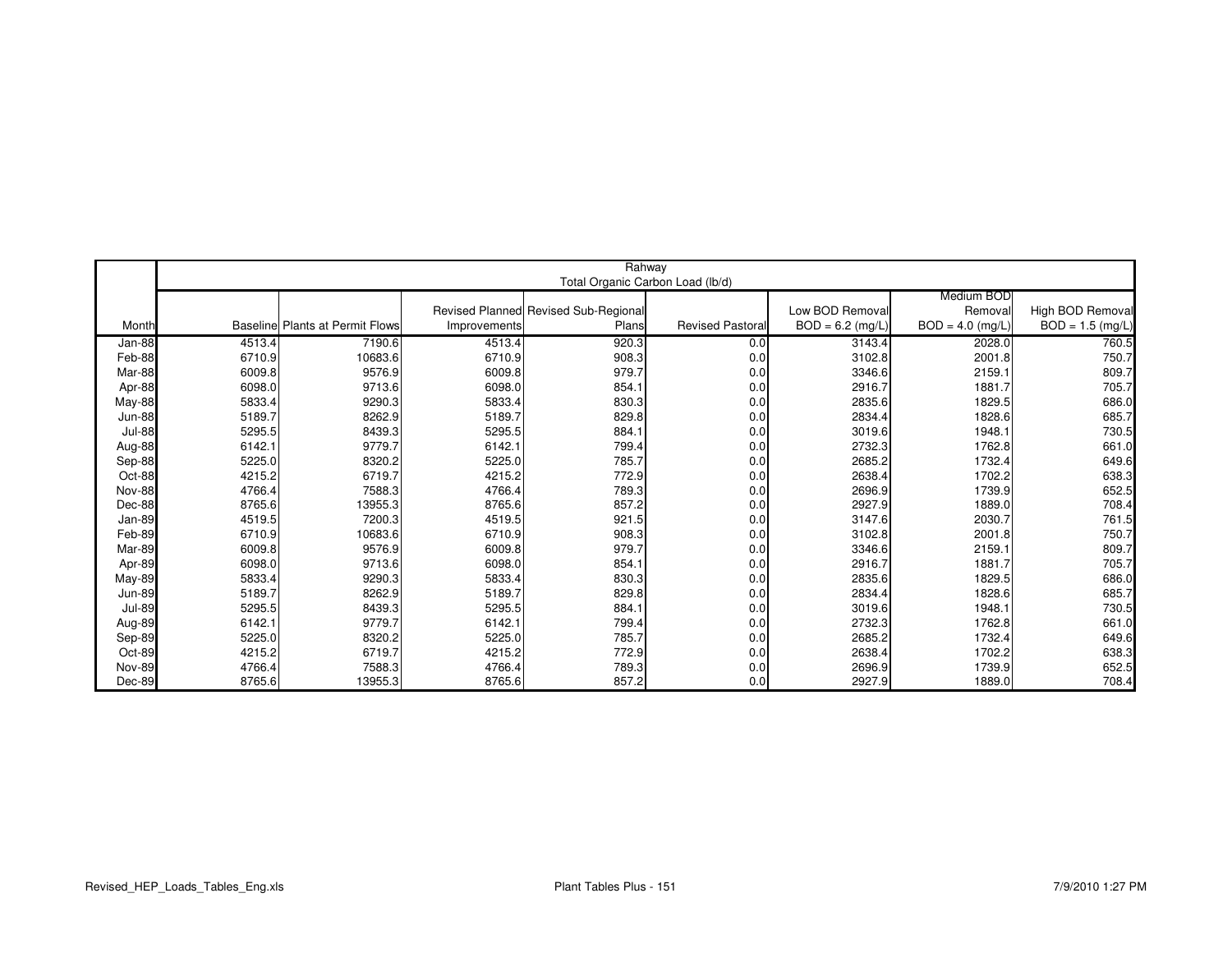| | Rahway<br>Total Organic Carbon Load (lb/d) | | | | | | | |
|---|---|---|---|---|---|---|---|---|
| Month | Baseline | Plants at Permit Flows | Revised Planned Improvements | Revised Sub-Regional Plans | Revised Pastoral | Low BOD Removal BOD = 6.2 (mg/L) | Medium BOD Removal BOD = 4.0 (mg/L) | High BOD Removal BOD = 1.5 (mg/L) |
| Jan-88 | 4513.4 | 7190.6 | 4513.4 | 920.3 | 0.0 | 3143.4 | 2028.0 | 760.5 |
| Feb-88 | 6710.9 | 10683.6 | 6710.9 | 908.3 | 0.0 | 3102.8 | 2001.8 | 750.7 |
| Mar-88 | 6009.8 | 9576.9 | 6009.8 | 979.7 | 0.0 | 3346.6 | 2159.1 | 809.7 |
| Apr-88 | 6098.0 | 9713.6 | 6098.0 | 854.1 | 0.0 | 2916.7 | 1881.7 | 705.7 |
| May-88 | 5833.4 | 9290.3 | 5833.4 | 830.3 | 0.0 | 2835.6 | 1829.5 | 686.0 |
| Jun-88 | 5189.7 | 8262.9 | 5189.7 | 829.8 | 0.0 | 2834.4 | 1828.6 | 685.7 |
| Jul-88 | 5295.5 | 8439.3 | 5295.5 | 884.1 | 0.0 | 3019.6 | 1948.1 | 730.5 |
| Aug-88 | 6142.1 | 9779.7 | 6142.1 | 799.4 | 0.0 | 2732.3 | 1762.8 | 661.0 |
| Sep-88 | 5225.0 | 8320.2 | 5225.0 | 785.7 | 0.0 | 2685.2 | 1732.4 | 649.6 |
| Oct-88 | 4215.2 | 6719.7 | 4215.2 | 772.9 | 0.0 | 2638.4 | 1702.2 | 638.3 |
| Nov-88 | 4766.4 | 7588.3 | 4766.4 | 789.3 | 0.0 | 2696.9 | 1739.9 | 652.5 |
| Dec-88 | 8765.6 | 13955.3 | 8765.6 | 857.2 | 0.0 | 2927.9 | 1889.0 | 708.4 |
| Jan-89 | 4519.5 | 7200.3 | 4519.5 | 921.5 | 0.0 | 3147.6 | 2030.7 | 761.5 |
| Feb-89 | 6710.9 | 10683.6 | 6710.9 | 908.3 | 0.0 | 3102.8 | 2001.8 | 750.7 |
| Mar-89 | 6009.8 | 9576.9 | 6009.8 | 979.7 | 0.0 | 3346.6 | 2159.1 | 809.7 |
| Apr-89 | 6098.0 | 9713.6 | 6098.0 | 854.1 | 0.0 | 2916.7 | 1881.7 | 705.7 |
| May-89 | 5833.4 | 9290.3 | 5833.4 | 830.3 | 0.0 | 2835.6 | 1829.5 | 686.0 |
| Jun-89 | 5189.7 | 8262.9 | 5189.7 | 829.8 | 0.0 | 2834.4 | 1828.6 | 685.7 |
| Jul-89 | 5295.5 | 8439.3 | 5295.5 | 884.1 | 0.0 | 3019.6 | 1948.1 | 730.5 |
| Aug-89 | 6142.1 | 9779.7 | 6142.1 | 799.4 | 0.0 | 2732.3 | 1762.8 | 661.0 |
| Sep-89 | 5225.0 | 8320.2 | 5225.0 | 785.7 | 0.0 | 2685.2 | 1732.4 | 649.6 |
| Oct-89 | 4215.2 | 6719.7 | 4215.2 | 772.9 | 0.0 | 2638.4 | 1702.2 | 638.3 |
| Nov-89 | 4766.4 | 7588.3 | 4766.4 | 789.3 | 0.0 | 2696.9 | 1739.9 | 652.5 |
| Dec-89 | 8765.6 | 13955.3 | 8765.6 | 857.2 | 0.0 | 2927.9 | 1889.0 | 708.4 |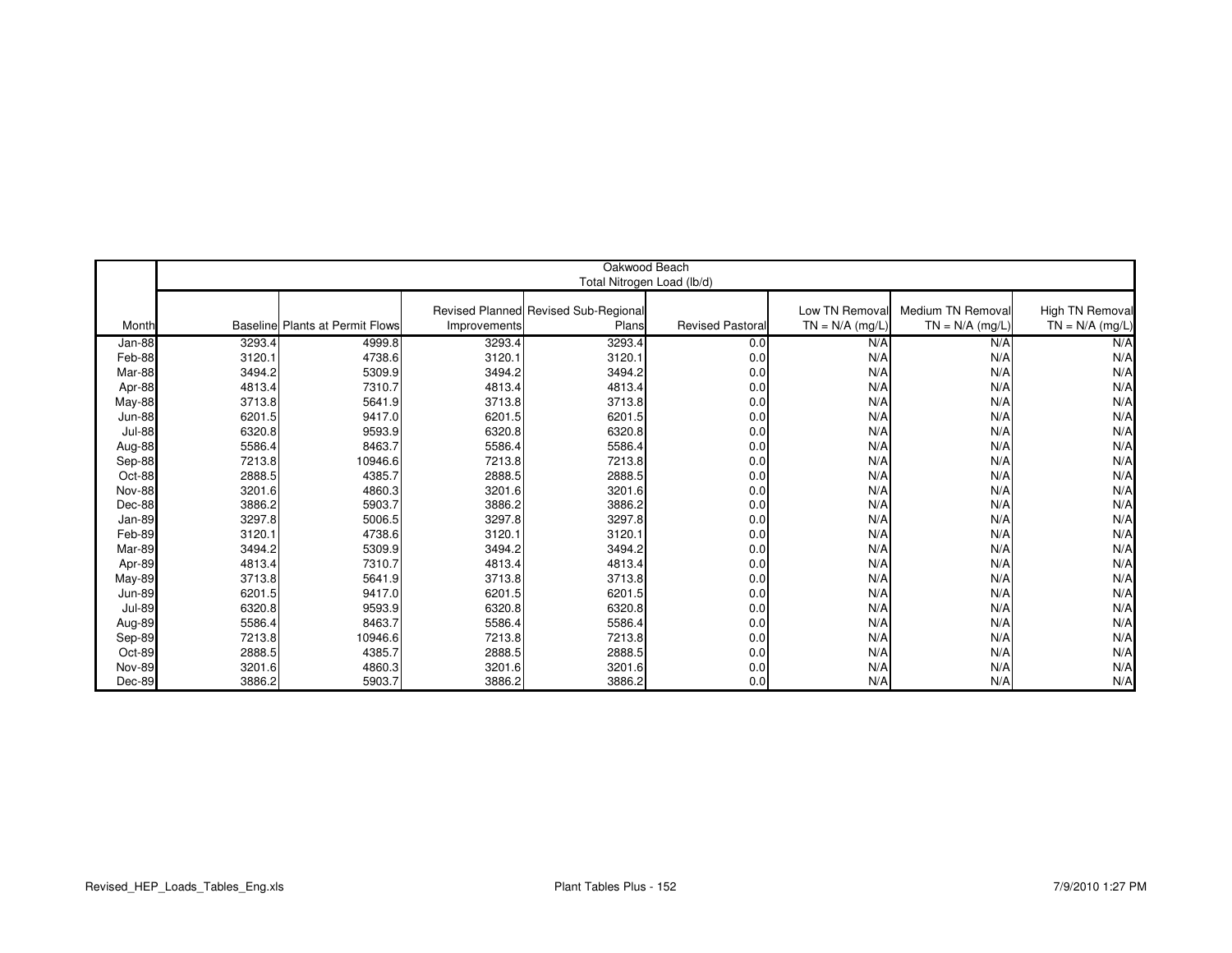| | Oakwood Beach<br>Total Nitrogen Load (lb/d) | | | | | | | |
|---|---|---|---|---|---|---|---|---|
| Month | Baseline | Plants at Permit Flows | Revised Planned Improvements | Revised Sub-Regional Plans | Revised Pastoral | Low TN Removal TN = N/A (mg/L) | Medium TN Removal TN = N/A (mg/L) | High TN Removal TN = N/A (mg/L) |
| Jan-88 | 3293.4 | 4999.8 | 3293.4 | 3293.4 | 0.0 | N/A | N/A | N/A |
| Feb-88 | 3120.1 | 4738.6 | 3120.1 | 3120.1 | 0.0 | N/A | N/A | N/A |
| Mar-88 | 3494.2 | 5309.9 | 3494.2 | 3494.2 | 0.0 | N/A | N/A | N/A |
| Apr-88 | 4813.4 | 7310.7 | 4813.4 | 4813.4 | 0.0 | N/A | N/A | N/A |
| May-88 | 3713.8 | 5641.9 | 3713.8 | 3713.8 | 0.0 | N/A | N/A | N/A |
| Jun-88 | 6201.5 | 9417.0 | 6201.5 | 6201.5 | 0.0 | N/A | N/A | N/A |
| Jul-88 | 6320.8 | 9593.9 | 6320.8 | 6320.8 | 0.0 | N/A | N/A | N/A |
| Aug-88 | 5586.4 | 8463.7 | 5586.4 | 5586.4 | 0.0 | N/A | N/A | N/A |
| Sep-88 | 7213.8 | 10946.6 | 7213.8 | 7213.8 | 0.0 | N/A | N/A | N/A |
| Oct-88 | 2888.5 | 4385.7 | 2888.5 | 2888.5 | 0.0 | N/A | N/A | N/A |
| Nov-88 | 3201.6 | 4860.3 | 3201.6 | 3201.6 | 0.0 | N/A | N/A | N/A |
| Dec-88 | 3886.2 | 5903.7 | 3886.2 | 3886.2 | 0.0 | N/A | N/A | N/A |
| Jan-89 | 3297.8 | 5006.5 | 3297.8 | 3297.8 | 0.0 | N/A | N/A | N/A |
| Feb-89 | 3120.1 | 4738.6 | 3120.1 | 3120.1 | 0.0 | N/A | N/A | N/A |
| Mar-89 | 3494.2 | 5309.9 | 3494.2 | 3494.2 | 0.0 | N/A | N/A | N/A |
| Apr-89 | 4813.4 | 7310.7 | 4813.4 | 4813.4 | 0.0 | N/A | N/A | N/A |
| May-89 | 3713.8 | 5641.9 | 3713.8 | 3713.8 | 0.0 | N/A | N/A | N/A |
| Jun-89 | 6201.5 | 9417.0 | 6201.5 | 6201.5 | 0.0 | N/A | N/A | N/A |
| Jul-89 | 6320.8 | 9593.9 | 6320.8 | 6320.8 | 0.0 | N/A | N/A | N/A |
| Aug-89 | 5586.4 | 8463.7 | 5586.4 | 5586.4 | 0.0 | N/A | N/A | N/A |
| Sep-89 | 7213.8 | 10946.6 | 7213.8 | 7213.8 | 0.0 | N/A | N/A | N/A |
| Oct-89 | 2888.5 | 4385.7 | 2888.5 | 2888.5 | 0.0 | N/A | N/A | N/A |
| Nov-89 | 3201.6 | 4860.3 | 3201.6 | 3201.6 | 0.0 | N/A | N/A | N/A |
| Dec-89 | 3886.2 | 5903.7 | 3886.2 | 3886.2 | 0.0 | N/A | N/A | N/A |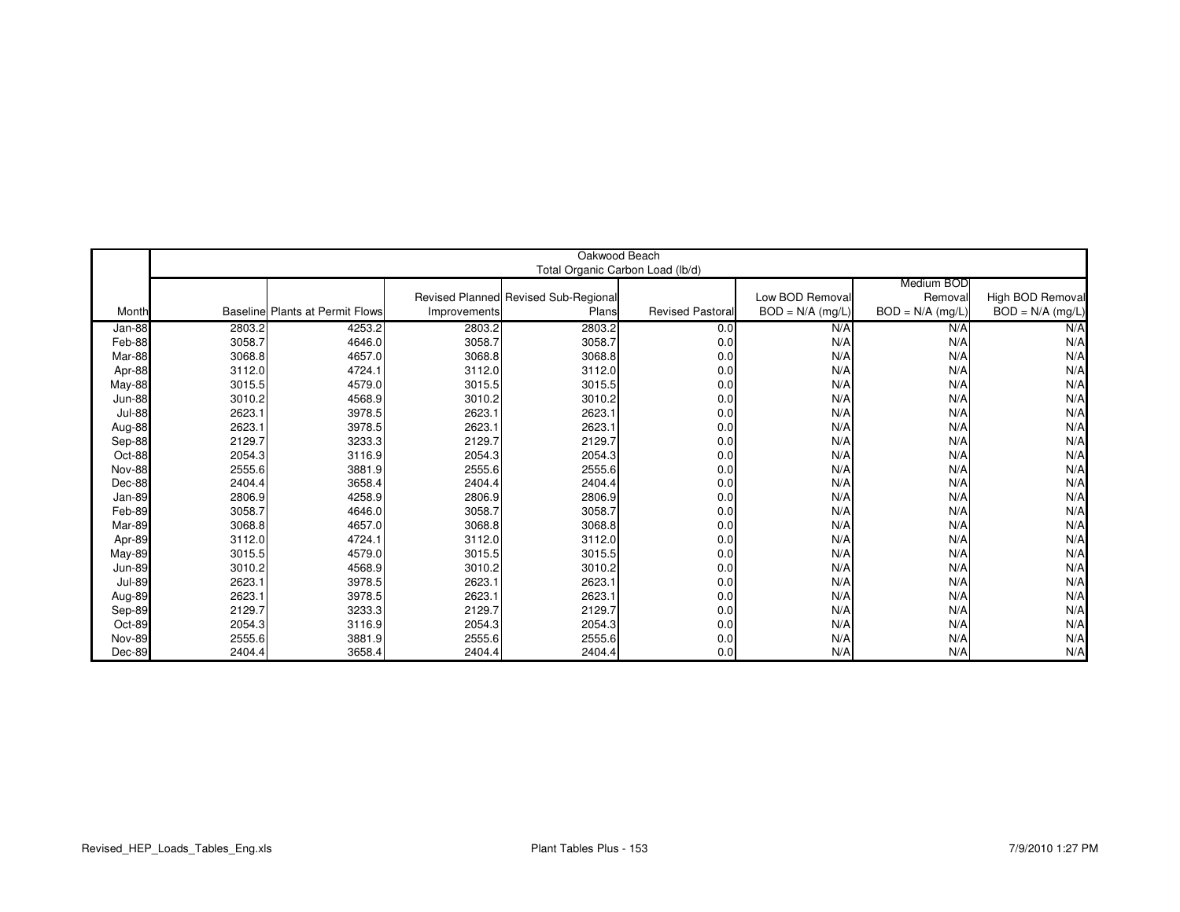| | Oakwood Beach<br>Total Organic Carbon Load (lb/d) | | | | | | | |
|---|---|---|---|---|---|---|---|---|
| Month | Baseline | Plants at Permit Flows | Revised Planned Improvements | Revised Sub-Regional Plans | Revised Pastoral | Low BOD Removal BOD = N/A (mg/L) | Medium BOD Removal BOD = N/A (mg/L) | High BOD Removal BOD = N/A (mg/L) |
| Jan-88 | 2803.2 | 4253.2 | 2803.2 | 2803.2 | 0.0 | N/A | N/A | N/A |
| Feb-88 | 3058.7 | 4646.0 | 3058.7 | 3058.7 | 0.0 | N/A | N/A | N/A |
| Mar-88 | 3068.8 | 4657.0 | 3068.8 | 3068.8 | 0.0 | N/A | N/A | N/A |
| Apr-88 | 3112.0 | 4724.1 | 3112.0 | 3112.0 | 0.0 | N/A | N/A | N/A |
| May-88 | 3015.5 | 4579.0 | 3015.5 | 3015.5 | 0.0 | N/A | N/A | N/A |
| Jun-88 | 3010.2 | 4568.9 | 3010.2 | 3010.2 | 0.0 | N/A | N/A | N/A |
| Jul-88 | 2623.1 | 3978.5 | 2623.1 | 2623.1 | 0.0 | N/A | N/A | N/A |
| Aug-88 | 2623.1 | 3978.5 | 2623.1 | 2623.1 | 0.0 | N/A | N/A | N/A |
| Sep-88 | 2129.7 | 3233.3 | 2129.7 | 2129.7 | 0.0 | N/A | N/A | N/A |
| Oct-88 | 2054.3 | 3116.9 | 2054.3 | 2054.3 | 0.0 | N/A | N/A | N/A |
| Nov-88 | 2555.6 | 3881.9 | 2555.6 | 2555.6 | 0.0 | N/A | N/A | N/A |
| Dec-88 | 2404.4 | 3658.4 | 2404.4 | 2404.4 | 0.0 | N/A | N/A | N/A |
| Jan-89 | 2806.9 | 4258.9 | 2806.9 | 2806.9 | 0.0 | N/A | N/A | N/A |
| Feb-89 | 3058.7 | 4646.0 | 3058.7 | 3058.7 | 0.0 | N/A | N/A | N/A |
| Mar-89 | 3068.8 | 4657.0 | 3068.8 | 3068.8 | 0.0 | N/A | N/A | N/A |
| Apr-89 | 3112.0 | 4724.1 | 3112.0 | 3112.0 | 0.0 | N/A | N/A | N/A |
| May-89 | 3015.5 | 4579.0 | 3015.5 | 3015.5 | 0.0 | N/A | N/A | N/A |
| Jun-89 | 3010.2 | 4568.9 | 3010.2 | 3010.2 | 0.0 | N/A | N/A | N/A |
| Jul-89 | 2623.1 | 3978.5 | 2623.1 | 2623.1 | 0.0 | N/A | N/A | N/A |
| Aug-89 | 2623.1 | 3978.5 | 2623.1 | 2623.1 | 0.0 | N/A | N/A | N/A |
| Sep-89 | 2129.7 | 3233.3 | 2129.7 | 2129.7 | 0.0 | N/A | N/A | N/A |
| Oct-89 | 2054.3 | 3116.9 | 2054.3 | 2054.3 | 0.0 | N/A | N/A | N/A |
| Nov-89 | 2555.6 | 3881.9 | 2555.6 | 2555.6 | 0.0 | N/A | N/A | N/A |
| Dec-89 | 2404.4 | 3658.4 | 2404.4 | 2404.4 | 0.0 | N/A | N/A | N/A |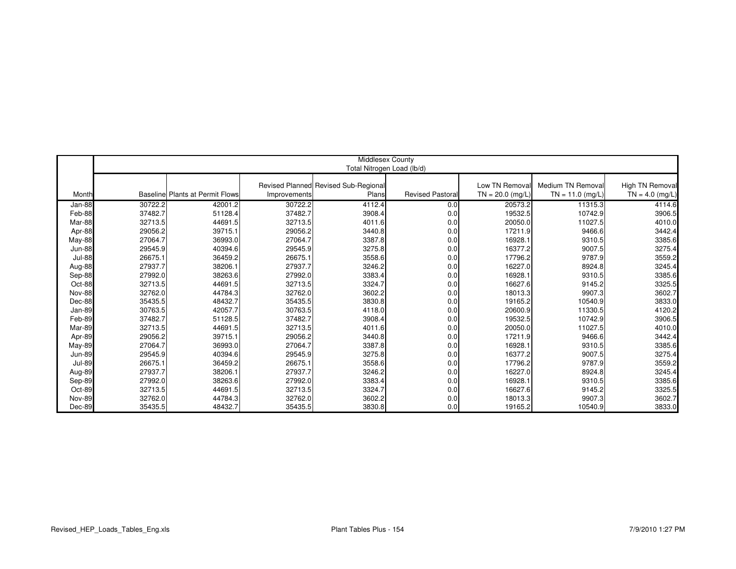| | Middlesex County<br>Total Nitrogen Load (lb/d) | | | | | | | |
|---|---|---|---|---|---|---|---|---|
| Month | Baseline | Plants at Permit Flows | Revised Planned Improvements | Revised Sub-Regional Plans | Revised Pastoral | Low TN Removal TN = 20.0 (mg/L) | Medium TN Removal TN = 11.0 (mg/L) | High TN Removal TN = 4.0 (mg/L) |
| Jan-88 | 30722.2 | 42001.2 | 30722.2 | 4112.4 | 0.0 | 20573.2 | 11315.3 | 4114.6 |
| Feb-88 | 37482.7 | 51128.4 | 37482.7 | 3908.4 | 0.0 | 19532.5 | 10742.9 | 3906.5 |
| Mar-88 | 32713.5 | 44691.5 | 32713.5 | 4011.6 | 0.0 | 20050.0 | 11027.5 | 4010.0 |
| Apr-88 | 29056.2 | 39715.1 | 29056.2 | 3440.8 | 0.0 | 17211.9 | 9466.6 | 3442.4 |
| May-88 | 27064.7 | 36993.0 | 27064.7 | 3387.8 | 0.0 | 16928.1 | 9310.5 | 3385.6 |
| Jun-88 | 29545.9 | 40394.6 | 29545.9 | 3275.8 | 0.0 | 16377.2 | 9007.5 | 3275.4 |
| Jul-88 | 26675.1 | 36459.2 | 26675.1 | 3558.6 | 0.0 | 17796.2 | 9787.9 | 3559.2 |
| Aug-88 | 27937.7 | 38206.1 | 27937.7 | 3246.2 | 0.0 | 16227.0 | 8924.8 | 3245.4 |
| Sep-88 | 27992.0 | 38263.6 | 27992.0 | 3383.4 | 0.0 | 16928.1 | 9310.5 | 3385.6 |
| Oct-88 | 32713.5 | 44691.5 | 32713.5 | 3324.7 | 0.0 | 16627.6 | 9145.2 | 3325.5 |
| Nov-88 | 32762.0 | 44784.3 | 32762.0 | 3602.2 | 0.0 | 18013.3 | 9907.3 | 3602.7 |
| Dec-88 | 35435.5 | 48432.7 | 35435.5 | 3830.8 | 0.0 | 19165.2 | 10540.9 | 3833.0 |
| Jan-89 | 30763.5 | 42057.7 | 30763.5 | 4118.0 | 0.0 | 20600.9 | 11330.5 | 4120.2 |
| Feb-89 | 37482.7 | 51128.5 | 37482.7 | 3908.4 | 0.0 | 19532.5 | 10742.9 | 3906.5 |
| Mar-89 | 32713.5 | 44691.5 | 32713.5 | 4011.6 | 0.0 | 20050.0 | 11027.5 | 4010.0 |
| Apr-89 | 29056.2 | 39715.1 | 29056.2 | 3440.8 | 0.0 | 17211.9 | 9466.6 | 3442.4 |
| May-89 | 27064.7 | 36993.0 | 27064.7 | 3387.8 | 0.0 | 16928.1 | 9310.5 | 3385.6 |
| Jun-89 | 29545.9 | 40394.6 | 29545.9 | 3275.8 | 0.0 | 16377.2 | 9007.5 | 3275.4 |
| Jul-89 | 26675.1 | 36459.2 | 26675.1 | 3558.6 | 0.0 | 17796.2 | 9787.9 | 3559.2 |
| Aug-89 | 27937.7 | 38206.1 | 27937.7 | 3246.2 | 0.0 | 16227.0 | 8924.8 | 3245.4 |
| Sep-89 | 27992.0 | 38263.6 | 27992.0 | 3383.4 | 0.0 | 16928.1 | 9310.5 | 3385.6 |
| Oct-89 | 32713.5 | 44691.5 | 32713.5 | 3324.7 | 0.0 | 16627.6 | 9145.2 | 3325.5 |
| Nov-89 | 32762.0 | 44784.3 | 32762.0 | 3602.2 | 0.0 | 18013.3 | 9907.3 | 3602.7 |
| Dec-89 | 35435.5 | 48432.7 | 35435.5 | 3830.8 | 0.0 | 19165.2 | 10540.9 | 3833.0 |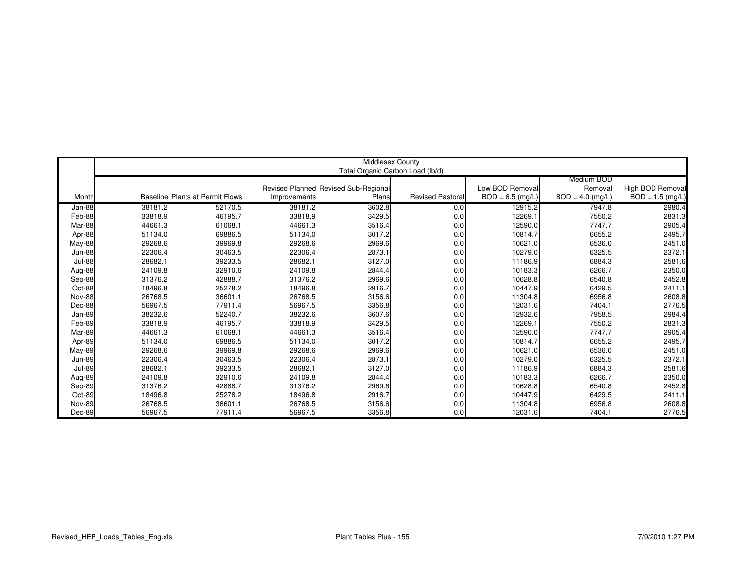| | Middlesex County<br>Total Organic Carbon Load (lb/d) | | | | | | | |
|---|---|---|---|---|---|---|---|---|
| Month | Baseline | Plants at Permit Flows | Revised Planned Improvements | Revised Sub-Regional Plans | Revised Pastoral | Low BOD Removal BOD = 6.5 (mg/L) | Medium BOD Removal BOD = 4.0 (mg/L) | High BOD Removal BOD = 1.5 (mg/L) |
| Jan-88 | 38181.2 | 52170.5 | 38181.2 | 3602.8 | 0.0 | 12915.2 | 7947.8 | 2980.4 |
| Feb-88 | 33818.9 | 46195.7 | 33818.9 | 3429.5 | 0.0 | 12269.1 | 7550.2 | 2831.3 |
| Mar-88 | 44661.3 | 61068.1 | 44661.3 | 3516.4 | 0.0 | 12590.0 | 7747.7 | 2905.4 |
| Apr-88 | 51134.0 | 69886.5 | 51134.0 | 3017.2 | 0.0 | 10814.7 | 6655.2 | 2495.7 |
| May-88 | 29268.6 | 39969.8 | 29268.6 | 2969.6 | 0.0 | 10621.0 | 6536.0 | 2451.0 |
| Jun-88 | 22306.4 | 30463.5 | 22306.4 | 2873.1 | 0.0 | 10279.0 | 6325.5 | 2372.1 |
| Jul-88 | 28682.1 | 39233.5 | 28682.1 | 3127.0 | 0.0 | 11186.9 | 6884.3 | 2581.6 |
| Aug-88 | 24109.8 | 32910.6 | 24109.8 | 2844.4 | 0.0 | 10183.3 | 6266.7 | 2350.0 |
| Sep-88 | 31376.2 | 42888.7 | 31376.2 | 2969.6 | 0.0 | 10628.8 | 6540.8 | 2452.8 |
| Oct-88 | 18496.8 | 25278.2 | 18496.8 | 2916.7 | 0.0 | 10447.9 | 6429.5 | 2411.1 |
| Nov-88 | 26768.5 | 36601.1 | 26768.5 | 3156.6 | 0.0 | 11304.8 | 6956.8 | 2608.8 |
| Dec-88 | 56967.5 | 77911.4 | 56967.5 | 3356.8 | 0.0 | 12031.6 | 7404.1 | 2776.5 |
| Jan-89 | 38232.6 | 52240.7 | 38232.6 | 3607.6 | 0.0 | 12932.6 | 7958.5 | 2984.4 |
| Feb-89 | 33818.9 | 46195.7 | 33818.9 | 3429.5 | 0.0 | 12269.1 | 7550.2 | 2831.3 |
| Mar-89 | 44661.3 | 61068.1 | 44661.3 | 3516.4 | 0.0 | 12590.0 | 7747.7 | 2905.4 |
| Apr-89 | 51134.0 | 69886.5 | 51134.0 | 3017.2 | 0.0 | 10814.7 | 6655.2 | 2495.7 |
| May-89 | 29268.6 | 39969.8 | 29268.6 | 2969.6 | 0.0 | 10621.0 | 6536.0 | 2451.0 |
| Jun-89 | 22306.4 | 30463.5 | 22306.4 | 2873.1 | 0.0 | 10279.0 | 6325.5 | 2372.1 |
| Jul-89 | 28682.1 | 39233.5 | 28682.1 | 3127.0 | 0.0 | 11186.9 | 6884.3 | 2581.6 |
| Aug-89 | 24109.8 | 32910.6 | 24109.8 | 2844.4 | 0.0 | 10183.3 | 6266.7 | 2350.0 |
| Sep-89 | 31376.2 | 42888.7 | 31376.2 | 2969.6 | 0.0 | 10628.8 | 6540.8 | 2452.8 |
| Oct-89 | 18496.8 | 25278.2 | 18496.8 | 2916.7 | 0.0 | 10447.9 | 6429.5 | 2411.1 |
| Nov-89 | 26768.5 | 36601.1 | 26768.5 | 3156.6 | 0.0 | 11304.8 | 6956.8 | 2608.8 |
| Dec-89 | 56967.5 | 77911.4 | 56967.5 | 3356.8 | 0.0 | 12031.6 | 7404.1 | 2776.5 |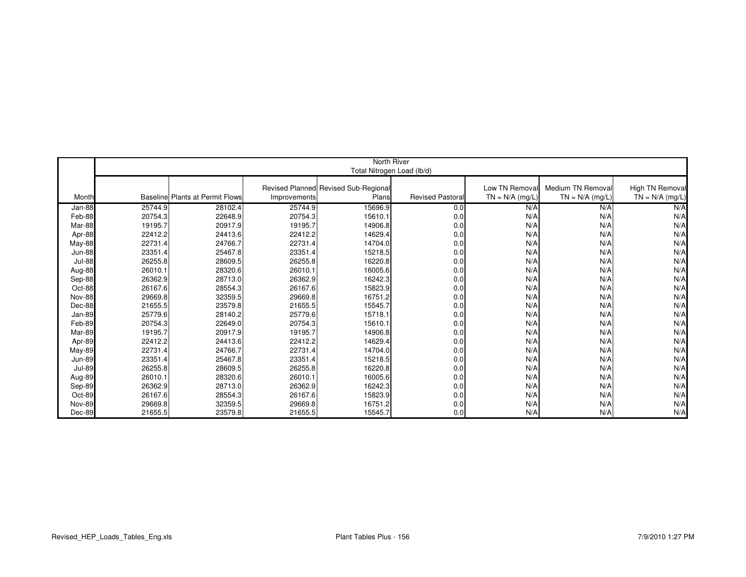| | North River | | | | | | | |
|---|---|---|---|---|---|---|---|---|
| | Total Nitrogen Load (lb/d) | | | | | | | |
| Month | Baseline | Plants at Permit Flows | Revised Planned Improvements | Revised Sub-Regional Plans | Revised Pastoral | Low TN Removal TN = N/A (mg/L) | Medium TN Removal TN = N/A (mg/L) | High TN Removal TN = N/A (mg/L) |
| Jan-88 | 25744.9 | 28102.4 | 25744.9 | 15696.9 | 0.0 | N/A | N/A | N/A |
| Feb-88 | 20754.3 | 22648.9 | 20754.3 | 15610.1 | 0.0 | N/A | N/A | N/A |
| Mar-88 | 19195.7 | 20917.9 | 19195.7 | 14906.8 | 0.0 | N/A | N/A | N/A |
| Apr-88 | 22412.2 | 24413.6 | 22412.2 | 14629.4 | 0.0 | N/A | N/A | N/A |
| May-88 | 22731.4 | 24766.7 | 22731.4 | 14704.0 | 0.0 | N/A | N/A | N/A |
| Jun-88 | 23351.4 | 25467.8 | 23351.4 | 15218.5 | 0.0 | N/A | N/A | N/A |
| Jul-88 | 26255.8 | 28609.5 | 26255.8 | 16220.8 | 0.0 | N/A | N/A | N/A |
| Aug-88 | 26010.1 | 28320.6 | 26010.1 | 16005.6 | 0.0 | N/A | N/A | N/A |
| Sep-88 | 26362.9 | 28713.0 | 26362.9 | 16242.3 | 0.0 | N/A | N/A | N/A |
| Oct-88 | 26167.6 | 28554.3 | 26167.6 | 15823.9 | 0.0 | N/A | N/A | N/A |
| Nov-88 | 29669.8 | 32359.5 | 29669.8 | 16751.2 | 0.0 | N/A | N/A | N/A |
| Dec-88 | 21655.5 | 23579.8 | 21655.5 | 15545.7 | 0.0 | N/A | N/A | N/A |
| Jan-89 | 25779.6 | 28140.2 | 25779.6 | 15718.1 | 0.0 | N/A | N/A | N/A |
| Feb-89 | 20754.3 | 22649.0 | 20754.3 | 15610.1 | 0.0 | N/A | N/A | N/A |
| Mar-89 | 19195.7 | 20917.9 | 19195.7 | 14906.8 | 0.0 | N/A | N/A | N/A |
| Apr-89 | 22412.2 | 24413.6 | 22412.2 | 14629.4 | 0.0 | N/A | N/A | N/A |
| May-89 | 22731.4 | 24766.7 | 22731.4 | 14704.0 | 0.0 | N/A | N/A | N/A |
| Jun-89 | 23351.4 | 25467.8 | 23351.4 | 15218.5 | 0.0 | N/A | N/A | N/A |
| Jul-89 | 26255.8 | 28609.5 | 26255.8 | 16220.8 | 0.0 | N/A | N/A | N/A |
| Aug-89 | 26010.1 | 28320.6 | 26010.1 | 16005.6 | 0.0 | N/A | N/A | N/A |
| Sep-89 | 26362.9 | 28713.0 | 26362.9 | 16242.3 | 0.0 | N/A | N/A | N/A |
| Oct-89 | 26167.6 | 28554.3 | 26167.6 | 15823.9 | 0.0 | N/A | N/A | N/A |
| Nov-89 | 29669.8 | 32359.5 | 29669.8 | 16751.2 | 0.0 | N/A | N/A | N/A |
| Dec-89 | 21655.5 | 23579.8 | 21655.5 | 15545.7 | 0.0 | N/A | N/A | N/A |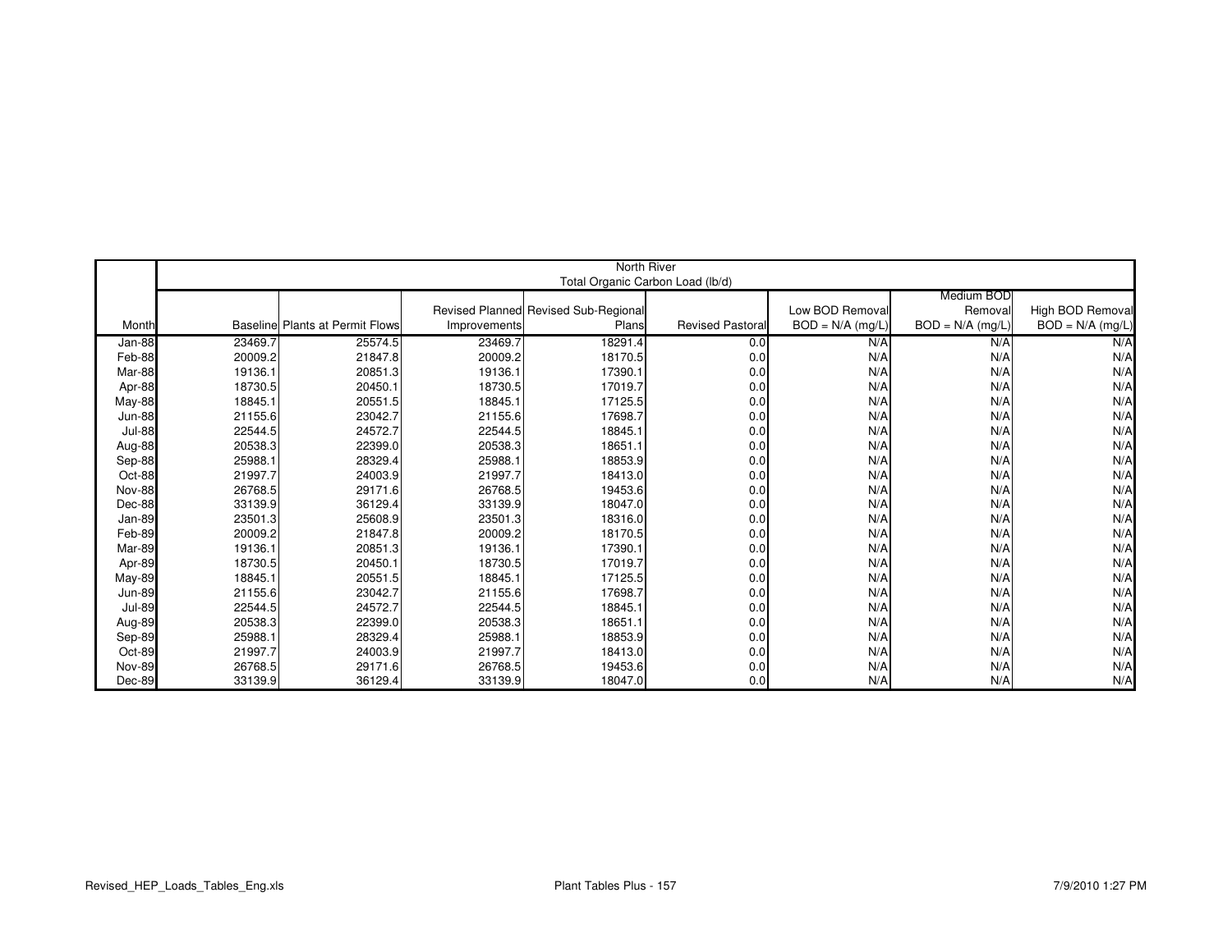| | North River | | | | | | | |
|---|---|---|---|---|---|---|---|---|
| | Total Organic Carbon Load (lb/d) | | | | | | | |
| Month | Baseline | Plants at Permit Flows | Revised Planned Improvements | Revised Sub-Regional Plans | Revised Pastoral | Low BOD Removal BOD = N/A (mg/L) | Medium BOD Removal BOD = N/A (mg/L) | High BOD Removal BOD = N/A (mg/L) |
| Jan-88 | 23469.7 | 25574.5 | 23469.7 | 18291.4 | 0.0 | N/A | N/A | N/A |
| Feb-88 | 20009.2 | 21847.8 | 20009.2 | 18170.5 | 0.0 | N/A | N/A | N/A |
| Mar-88 | 19136.1 | 20851.3 | 19136.1 | 17390.1 | 0.0 | N/A | N/A | N/A |
| Apr-88 | 18730.5 | 20450.1 | 18730.5 | 17019.7 | 0.0 | N/A | N/A | N/A |
| May-88 | 18845.1 | 20551.5 | 18845.1 | 17125.5 | 0.0 | N/A | N/A | N/A |
| Jun-88 | 21155.6 | 23042.7 | 21155.6 | 17698.7 | 0.0 | N/A | N/A | N/A |
| Jul-88 | 22544.5 | 24572.7 | 22544.5 | 18845.1 | 0.0 | N/A | N/A | N/A |
| Aug-88 | 20538.3 | 22399.0 | 20538.3 | 18651.1 | 0.0 | N/A | N/A | N/A |
| Sep-88 | 25988.1 | 28329.4 | 25988.1 | 18853.9 | 0.0 | N/A | N/A | N/A |
| Oct-88 | 21997.7 | 24003.9 | 21997.7 | 18413.0 | 0.0 | N/A | N/A | N/A |
| Nov-88 | 26768.5 | 29171.6 | 26768.5 | 19453.6 | 0.0 | N/A | N/A | N/A |
| Dec-88 | 33139.9 | 36129.4 | 33139.9 | 18047.0 | 0.0 | N/A | N/A | N/A |
| Jan-89 | 23501.3 | 25608.9 | 23501.3 | 18316.0 | 0.0 | N/A | N/A | N/A |
| Feb-89 | 20009.2 | 21847.8 | 20009.2 | 18170.5 | 0.0 | N/A | N/A | N/A |
| Mar-89 | 19136.1 | 20851.3 | 19136.1 | 17390.1 | 0.0 | N/A | N/A | N/A |
| Apr-89 | 18730.5 | 20450.1 | 18730.5 | 17019.7 | 0.0 | N/A | N/A | N/A |
| May-89 | 18845.1 | 20551.5 | 18845.1 | 17125.5 | 0.0 | N/A | N/A | N/A |
| Jun-89 | 21155.6 | 23042.7 | 21155.6 | 17698.7 | 0.0 | N/A | N/A | N/A |
| Jul-89 | 22544.5 | 24572.7 | 22544.5 | 18845.1 | 0.0 | N/A | N/A | N/A |
| Aug-89 | 20538.3 | 22399.0 | 20538.3 | 18651.1 | 0.0 | N/A | N/A | N/A |
| Sep-89 | 25988.1 | 28329.4 | 25988.1 | 18853.9 | 0.0 | N/A | N/A | N/A |
| Oct-89 | 21997.7 | 24003.9 | 21997.7 | 18413.0 | 0.0 | N/A | N/A | N/A |
| Nov-89 | 26768.5 | 29171.6 | 26768.5 | 19453.6 | 0.0 | N/A | N/A | N/A |
| Dec-89 | 33139.9 | 36129.4 | 33139.9 | 18047.0 | 0.0 | N/A | N/A | N/A |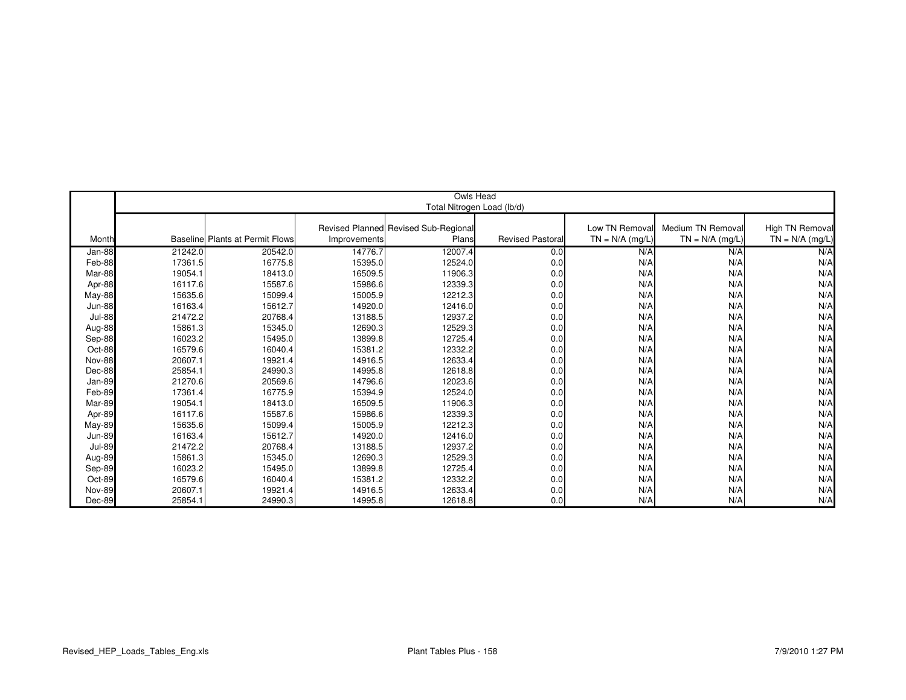| | Owls Head Total Nitrogen Load (lb/d) | | | | | | | |
|---|---|---|---|---|---|---|---|---|
| Month | Baseline | Plants at Permit Flows | Revised Planned Improvements | Revised Sub-Regional Plans | Revised Pastoral | Low TN Removal TN = N/A (mg/L) | Medium TN Removal TN = N/A (mg/L) | High TN Removal TN = N/A (mg/L) |
| Jan-88 | 21242.0 | 20542.0 | 14776.7 | 12007.4 | 0.0 | N/A | N/A | N/A |
| Feb-88 | 17361.5 | 16775.8 | 15395.0 | 12524.0 | 0.0 | N/A | N/A | N/A |
| Mar-88 | 19054.1 | 18413.0 | 16509.5 | 11906.3 | 0.0 | N/A | N/A | N/A |
| Apr-88 | 16117.6 | 15587.6 | 15986.6 | 12339.3 | 0.0 | N/A | N/A | N/A |
| May-88 | 15635.6 | 15099.4 | 15005.9 | 12212.3 | 0.0 | N/A | N/A | N/A |
| Jun-88 | 16163.4 | 15612.7 | 14920.0 | 12416.0 | 0.0 | N/A | N/A | N/A |
| Jul-88 | 21472.2 | 20768.4 | 13188.5 | 12937.2 | 0.0 | N/A | N/A | N/A |
| Aug-88 | 15861.3 | 15345.0 | 12690.3 | 12529.3 | 0.0 | N/A | N/A | N/A |
| Sep-88 | 16023.2 | 15495.0 | 13899.8 | 12725.4 | 0.0 | N/A | N/A | N/A |
| Oct-88 | 16579.6 | 16040.4 | 15381.2 | 12332.2 | 0.0 | N/A | N/A | N/A |
| Nov-88 | 20607.1 | 19921.4 | 14916.5 | 12633.4 | 0.0 | N/A | N/A | N/A |
| Dec-88 | 25854.1 | 24990.3 | 14995.8 | 12618.8 | 0.0 | N/A | N/A | N/A |
| Jan-89 | 21270.6 | 20569.6 | 14796.6 | 12023.6 | 0.0 | N/A | N/A | N/A |
| Feb-89 | 17361.4 | 16775.9 | 15394.9 | 12524.0 | 0.0 | N/A | N/A | N/A |
| Mar-89 | 19054.1 | 18413.0 | 16509.5 | 11906.3 | 0.0 | N/A | N/A | N/A |
| Apr-89 | 16117.6 | 15587.6 | 15986.6 | 12339.3 | 0.0 | N/A | N/A | N/A |
| May-89 | 15635.6 | 15099.4 | 15005.9 | 12212.3 | 0.0 | N/A | N/A | N/A |
| Jun-89 | 16163.4 | 15612.7 | 14920.0 | 12416.0 | 0.0 | N/A | N/A | N/A |
| Jul-89 | 21472.2 | 20768.4 | 13188.5 | 12937.2 | 0.0 | N/A | N/A | N/A |
| Aug-89 | 15861.3 | 15345.0 | 12690.3 | 12529.3 | 0.0 | N/A | N/A | N/A |
| Sep-89 | 16023.2 | 15495.0 | 13899.8 | 12725.4 | 0.0 | N/A | N/A | N/A |
| Oct-89 | 16579.6 | 16040.4 | 15381.2 | 12332.2 | 0.0 | N/A | N/A | N/A |
| Nov-89 | 20607.1 | 19921.4 | 14916.5 | 12633.4 | 0.0 | N/A | N/A | N/A |
| Dec-89 | 25854.1 | 24990.3 | 14995.8 | 12618.8 | 0.0 | N/A | N/A | N/A |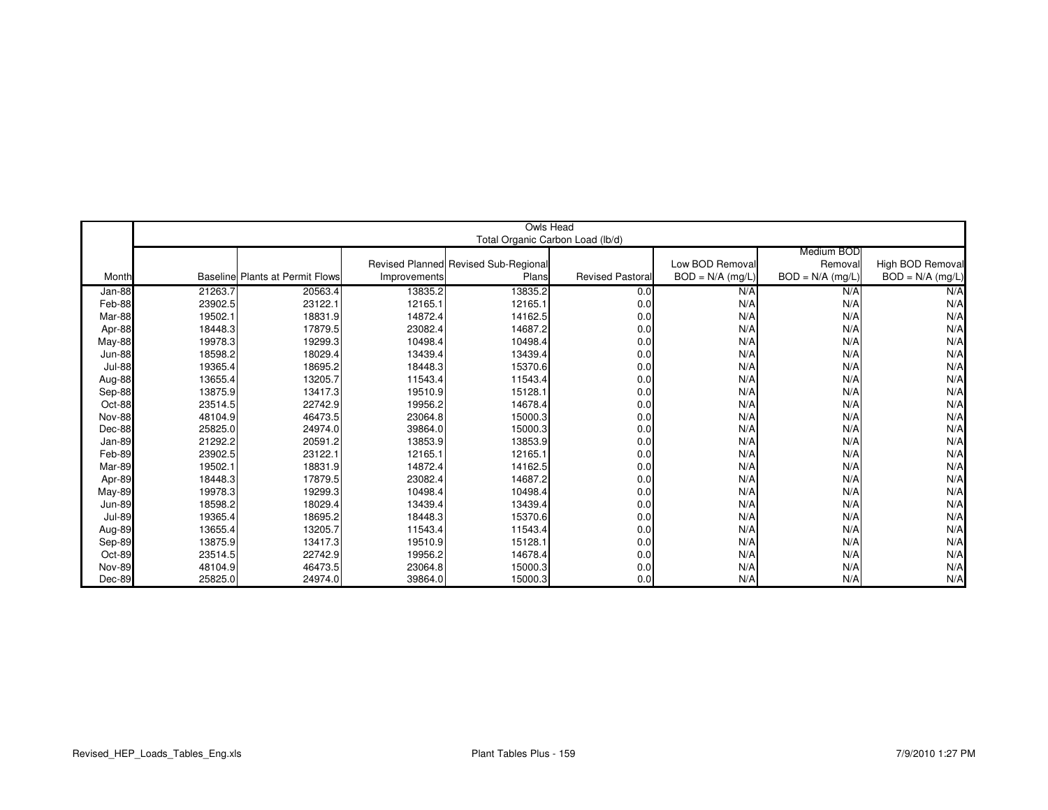| | Owls Head | | | | | | | |
|---|---|---|---|---|---|---|---|---|
| | Total Organic Carbon Load (lb/d) | | | | | | | |
| Month | Baseline | Plants at Permit Flows | Revised Planned Improvements | Revised Sub-Regional Plans | Revised Pastoral | Low BOD Removal BOD = N/A (mg/L) | Medium BOD Removal BOD = N/A (mg/L) | High BOD Removal BOD = N/A (mg/L) |
| Jan-88 | 21263.7 | 20563.4 | 13835.2 | 13835.2 | 0.0 | N/A | N/A | N/A |
| Feb-88 | 23902.5 | 23122.1 | 12165.1 | 12165.1 | 0.0 | N/A | N/A | N/A |
| Mar-88 | 19502.1 | 18831.9 | 14872.4 | 14162.5 | 0.0 | N/A | N/A | N/A |
| Apr-88 | 18448.3 | 17879.5 | 23082.4 | 14687.2 | 0.0 | N/A | N/A | N/A |
| May-88 | 19978.3 | 19299.3 | 10498.4 | 10498.4 | 0.0 | N/A | N/A | N/A |
| Jun-88 | 18598.2 | 18029.4 | 13439.4 | 13439.4 | 0.0 | N/A | N/A | N/A |
| Jul-88 | 19365.4 | 18695.2 | 18448.3 | 15370.6 | 0.0 | N/A | N/A | N/A |
| Aug-88 | 13655.4 | 13205.7 | 11543.4 | 11543.4 | 0.0 | N/A | N/A | N/A |
| Sep-88 | 13875.9 | 13417.3 | 19510.9 | 15128.1 | 0.0 | N/A | N/A | N/A |
| Oct-88 | 23514.5 | 22742.9 | 19956.2 | 14678.4 | 0.0 | N/A | N/A | N/A |
| Nov-88 | 48104.9 | 46473.5 | 23064.8 | 15000.3 | 0.0 | N/A | N/A | N/A |
| Dec-88 | 25825.0 | 24974.0 | 39864.0 | 15000.3 | 0.0 | N/A | N/A | N/A |
| Jan-89 | 21292.2 | 20591.2 | 13853.9 | 13853.9 | 0.0 | N/A | N/A | N/A |
| Feb-89 | 23902.5 | 23122.1 | 12165.1 | 12165.1 | 0.0 | N/A | N/A | N/A |
| Mar-89 | 19502.1 | 18831.9 | 14872.4 | 14162.5 | 0.0 | N/A | N/A | N/A |
| Apr-89 | 18448.3 | 17879.5 | 23082.4 | 14687.2 | 0.0 | N/A | N/A | N/A |
| May-89 | 19978.3 | 19299.3 | 10498.4 | 10498.4 | 0.0 | N/A | N/A | N/A |
| Jun-89 | 18598.2 | 18029.4 | 13439.4 | 13439.4 | 0.0 | N/A | N/A | N/A |
| Jul-89 | 19365.4 | 18695.2 | 18448.3 | 15370.6 | 0.0 | N/A | N/A | N/A |
| Aug-89 | 13655.4 | 13205.7 | 11543.4 | 11543.4 | 0.0 | N/A | N/A | N/A |
| Sep-89 | 13875.9 | 13417.3 | 19510.9 | 15128.1 | 0.0 | N/A | N/A | N/A |
| Oct-89 | 23514.5 | 22742.9 | 19956.2 | 14678.4 | 0.0 | N/A | N/A | N/A |
| Nov-89 | 48104.9 | 46473.5 | 23064.8 | 15000.3 | 0.0 | N/A | N/A | N/A |
| Dec-89 | 25825.0 | 24974.0 | 39864.0 | 15000.3 | 0.0 | N/A | N/A | N/A |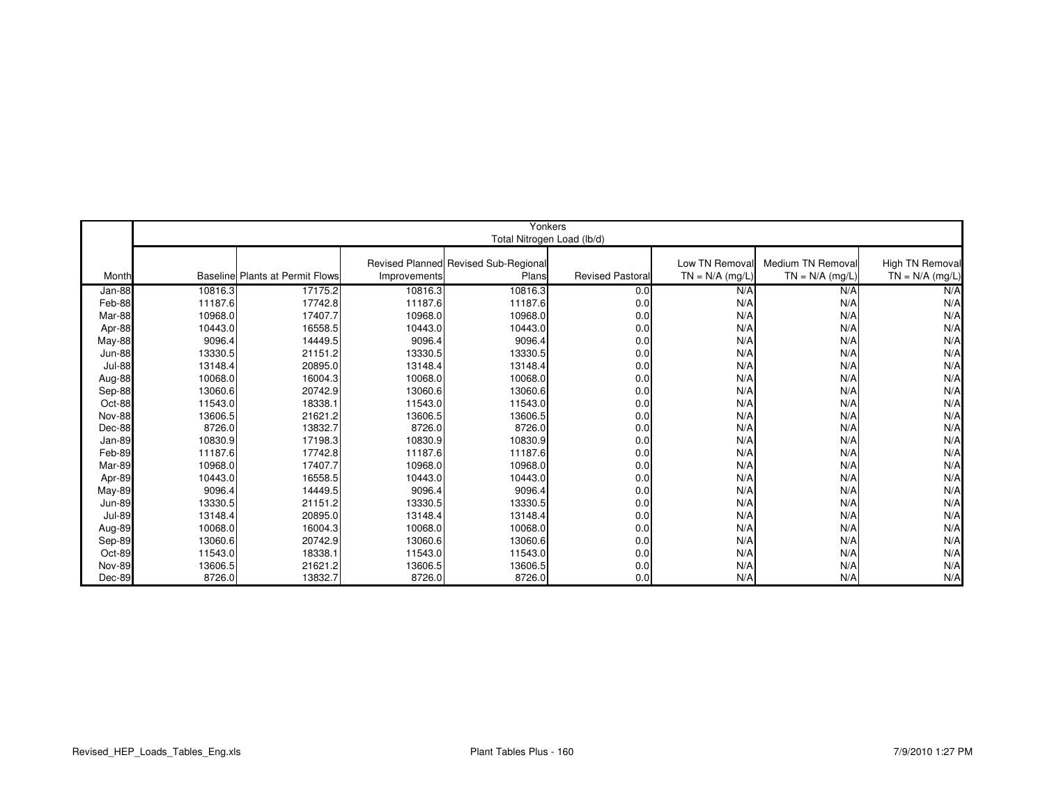| | Yonkers Total Nitrogen Load (lb/d) | | | | | | | |
|---|---|---|---|---|---|---|---|---|
| Month | Baseline | Plants at Permit Flows | Revised Planned Improvements | Revised Sub-Regional Plans | Revised Pastoral | Low TN Removal TN = N/A (mg/L) | Medium TN Removal TN = N/A (mg/L) | High TN Removal TN = N/A (mg/L) |
| Jan-88 | 10816.3 | 17175.2 | 10816.3 | 10816.3 | 0.0 | N/A | N/A | N/A |
| Feb-88 | 11187.6 | 17742.8 | 11187.6 | 11187.6 | 0.0 | N/A | N/A | N/A |
| Mar-88 | 10968.0 | 17407.7 | 10968.0 | 10968.0 | 0.0 | N/A | N/A | N/A |
| Apr-88 | 10443.0 | 16558.5 | 10443.0 | 10443.0 | 0.0 | N/A | N/A | N/A |
| May-88 | 9096.4 | 14449.5 | 9096.4 | 9096.4 | 0.0 | N/A | N/A | N/A |
| Jun-88 | 13330.5 | 21151.2 | 13330.5 | 13330.5 | 0.0 | N/A | N/A | N/A |
| Jul-88 | 13148.4 | 20895.0 | 13148.4 | 13148.4 | 0.0 | N/A | N/A | N/A |
| Aug-88 | 10068.0 | 16004.3 | 10068.0 | 10068.0 | 0.0 | N/A | N/A | N/A |
| Sep-88 | 13060.6 | 20742.9 | 13060.6 | 13060.6 | 0.0 | N/A | N/A | N/A |
| Oct-88 | 11543.0 | 18338.1 | 11543.0 | 11543.0 | 0.0 | N/A | N/A | N/A |
| Nov-88 | 13606.5 | 21621.2 | 13606.5 | 13606.5 | 0.0 | N/A | N/A | N/A |
| Dec-88 | 8726.0 | 13832.7 | 8726.0 | 8726.0 | 0.0 | N/A | N/A | N/A |
| Jan-89 | 10830.9 | 17198.3 | 10830.9 | 10830.9 | 0.0 | N/A | N/A | N/A |
| Feb-89 | 11187.6 | 17742.8 | 11187.6 | 11187.6 | 0.0 | N/A | N/A | N/A |
| Mar-89 | 10968.0 | 17407.7 | 10968.0 | 10968.0 | 0.0 | N/A | N/A | N/A |
| Apr-89 | 10443.0 | 16558.5 | 10443.0 | 10443.0 | 0.0 | N/A | N/A | N/A |
| May-89 | 9096.4 | 14449.5 | 9096.4 | 9096.4 | 0.0 | N/A | N/A | N/A |
| Jun-89 | 13330.5 | 21151.2 | 13330.5 | 13330.5 | 0.0 | N/A | N/A | N/A |
| Jul-89 | 13148.4 | 20895.0 | 13148.4 | 13148.4 | 0.0 | N/A | N/A | N/A |
| Aug-89 | 10068.0 | 16004.3 | 10068.0 | 10068.0 | 0.0 | N/A | N/A | N/A |
| Sep-89 | 13060.6 | 20742.9 | 13060.6 | 13060.6 | 0.0 | N/A | N/A | N/A |
| Oct-89 | 11543.0 | 18338.1 | 11543.0 | 11543.0 | 0.0 | N/A | N/A | N/A |
| Nov-89 | 13606.5 | 21621.2 | 13606.5 | 13606.5 | 0.0 | N/A | N/A | N/A |
| Dec-89 | 8726.0 | 13832.7 | 8726.0 | 8726.0 | 0.0 | N/A | N/A | N/A |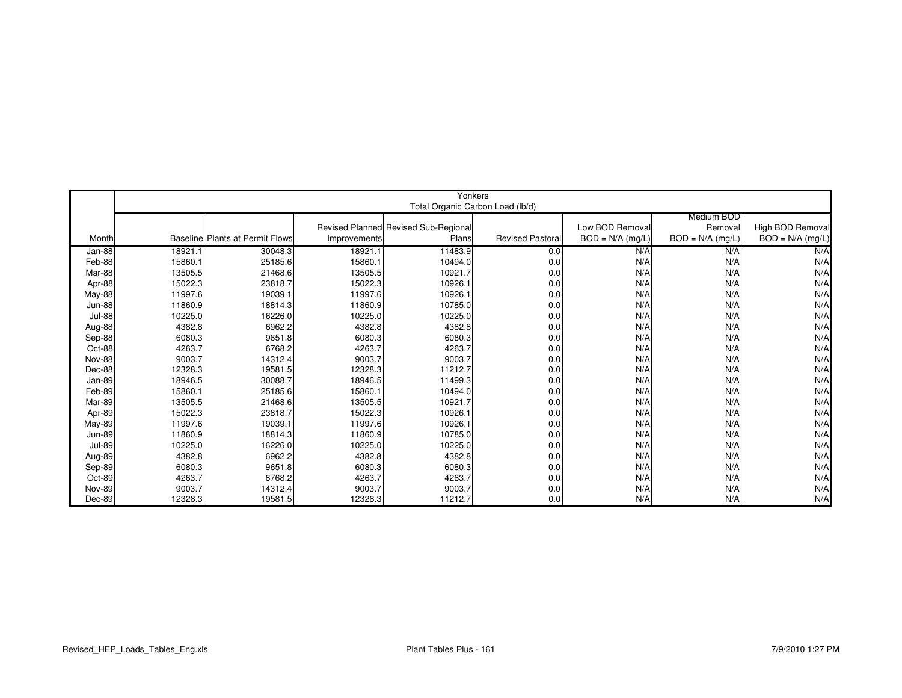| | Yonkers | | | | | | | |
|---|---|---|---|---|---|---|---|---|
| | Total Organic Carbon Load (lb/d) | | | | | | | |
| Month | Baseline | Plants at Permit Flows | Revised Planned Improvements | Revised Sub-Regional Plans | Revised Pastoral | Low BOD Removal BOD = N/A (mg/L) | Medium BOD Removal BOD = N/A (mg/L) | High BOD Removal BOD = N/A (mg/L) |
| Jan-88 | 18921.1 | 30048.3 | 18921.1 | 11483.9 | 0.0 | N/A | N/A | N/A |
| Feb-88 | 15860.1 | 25185.6 | 15860.1 | 10494.0 | 0.0 | N/A | N/A | N/A |
| Mar-88 | 13505.5 | 21468.6 | 13505.5 | 10921.7 | 0.0 | N/A | N/A | N/A |
| Apr-88 | 15022.3 | 23818.7 | 15022.3 | 10926.1 | 0.0 | N/A | N/A | N/A |
| May-88 | 11997.6 | 19039.1 | 11997.6 | 10926.1 | 0.0 | N/A | N/A | N/A |
| Jun-88 | 11860.9 | 18814.3 | 11860.9 | 10785.0 | 0.0 | N/A | N/A | N/A |
| Jul-88 | 10225.0 | 16226.0 | 10225.0 | 10225.0 | 0.0 | N/A | N/A | N/A |
| Aug-88 | 4382.8 | 6962.2 | 4382.8 | 4382.8 | 0.0 | N/A | N/A | N/A |
| Sep-88 | 6080.3 | 9651.8 | 6080.3 | 6080.3 | 0.0 | N/A | N/A | N/A |
| Oct-88 | 4263.7 | 6768.2 | 4263.7 | 4263.7 | 0.0 | N/A | N/A | N/A |
| Nov-88 | 9003.7 | 14312.4 | 9003.7 | 9003.7 | 0.0 | N/A | N/A | N/A |
| Dec-88 | 12328.3 | 19581.5 | 12328.3 | 11212.7 | 0.0 | N/A | N/A | N/A |
| Jan-89 | 18946.5 | 30088.7 | 18946.5 | 11499.3 | 0.0 | N/A | N/A | N/A |
| Feb-89 | 15860.1 | 25185.6 | 15860.1 | 10494.0 | 0.0 | N/A | N/A | N/A |
| Mar-89 | 13505.5 | 21468.6 | 13505.5 | 10921.7 | 0.0 | N/A | N/A | N/A |
| Apr-89 | 15022.3 | 23818.7 | 15022.3 | 10926.1 | 0.0 | N/A | N/A | N/A |
| May-89 | 11997.6 | 19039.1 | 11997.6 | 10926.1 | 0.0 | N/A | N/A | N/A |
| Jun-89 | 11860.9 | 18814.3 | 11860.9 | 10785.0 | 0.0 | N/A | N/A | N/A |
| Jul-89 | 10225.0 | 16226.0 | 10225.0 | 10225.0 | 0.0 | N/A | N/A | N/A |
| Aug-89 | 4382.8 | 6962.2 | 4382.8 | 4382.8 | 0.0 | N/A | N/A | N/A |
| Sep-89 | 6080.3 | 9651.8 | 6080.3 | 6080.3 | 0.0 | N/A | N/A | N/A |
| Oct-89 | 4263.7 | 6768.2 | 4263.7 | 4263.7 | 0.0 | N/A | N/A | N/A |
| Nov-89 | 9003.7 | 14312.4 | 9003.7 | 9003.7 | 0.0 | N/A | N/A | N/A |
| Dec-89 | 12328.3 | 19581.5 | 12328.3 | 11212.7 | 0.0 | N/A | N/A | N/A |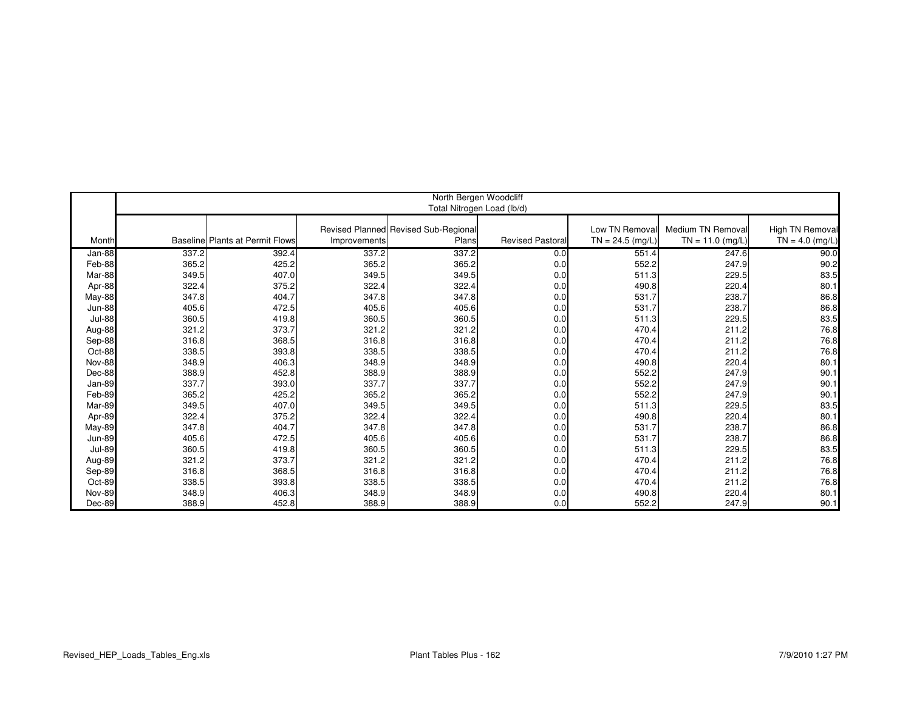| Month | North Bergen Woodcliff Total Nitrogen Load (lb/d) | | | | | | | |
|---|---|---|---|---|---|---|---|---|
| | Baseline | Plants at Permit Flows | Revised Planned Improvements | Revised Sub-Regional Plans | Revised Pastoral | Low TN Removal TN = 24.5 (mg/L) | Medium TN Removal TN = 11.0 (mg/L) | High TN Removal TN = 4.0 (mg/L) |
| Jan-88 | 337.2 | 392.4 | 337.2 | 337.2 | 0.0 | 551.4 | 247.6 | 90.0 |
| Feb-88 | 365.2 | 425.2 | 365.2 | 365.2 | 0.0 | 552.2 | 247.9 | 90.2 |
| Mar-88 | 349.5 | 407.0 | 349.5 | 349.5 | 0.0 | 511.3 | 229.5 | 83.5 |
| Apr-88 | 322.4 | 375.2 | 322.4 | 322.4 | 0.0 | 490.8 | 220.4 | 80.1 |
| May-88 | 347.8 | 404.7 | 347.8 | 347.8 | 0.0 | 531.7 | 238.7 | 86.8 |
| Jun-88 | 405.6 | 472.5 | 405.6 | 405.6 | 0.0 | 531.7 | 238.7 | 86.8 |
| Jul-88 | 360.5 | 419.8 | 360.5 | 360.5 | 0.0 | 511.3 | 229.5 | 83.5 |
| Aug-88 | 321.2 | 373.7 | 321.2 | 321.2 | 0.0 | 470.4 | 211.2 | 76.8 |
| Sep-88 | 316.8 | 368.5 | 316.8 | 316.8 | 0.0 | 470.4 | 211.2 | 76.8 |
| Oct-88 | 338.5 | 393.8 | 338.5 | 338.5 | 0.0 | 470.4 | 211.2 | 76.8 |
| Nov-88 | 348.9 | 406.3 | 348.9 | 348.9 | 0.0 | 490.8 | 220.4 | 80.1 |
| Dec-88 | 388.9 | 452.8 | 388.9 | 388.9 | 0.0 | 552.2 | 247.9 | 90.1 |
| Jan-89 | 337.7 | 393.0 | 337.7 | 337.7 | 0.0 | 552.2 | 247.9 | 90.1 |
| Feb-89 | 365.2 | 425.2 | 365.2 | 365.2 | 0.0 | 552.2 | 247.9 | 90.1 |
| Mar-89 | 349.5 | 407.0 | 349.5 | 349.5 | 0.0 | 511.3 | 229.5 | 83.5 |
| Apr-89 | 322.4 | 375.2 | 322.4 | 322.4 | 0.0 | 490.8 | 220.4 | 80.1 |
| May-89 | 347.8 | 404.7 | 347.8 | 347.8 | 0.0 | 531.7 | 238.7 | 86.8 |
| Jun-89 | 405.6 | 472.5 | 405.6 | 405.6 | 0.0 | 531.7 | 238.7 | 86.8 |
| Jul-89 | 360.5 | 419.8 | 360.5 | 360.5 | 0.0 | 511.3 | 229.5 | 83.5 |
| Aug-89 | 321.2 | 373.7 | 321.2 | 321.2 | 0.0 | 470.4 | 211.2 | 76.8 |
| Sep-89 | 316.8 | 368.5 | 316.8 | 316.8 | 0.0 | 470.4 | 211.2 | 76.8 |
| Oct-89 | 338.5 | 393.8 | 338.5 | 338.5 | 0.0 | 470.4 | 211.2 | 76.8 |
| Nov-89 | 348.9 | 406.3 | 348.9 | 348.9 | 0.0 | 490.8 | 220.4 | 80.1 |
| Dec-89 | 388.9 | 452.8 | 388.9 | 388.9 | 0.0 | 552.2 | 247.9 | 90.1 |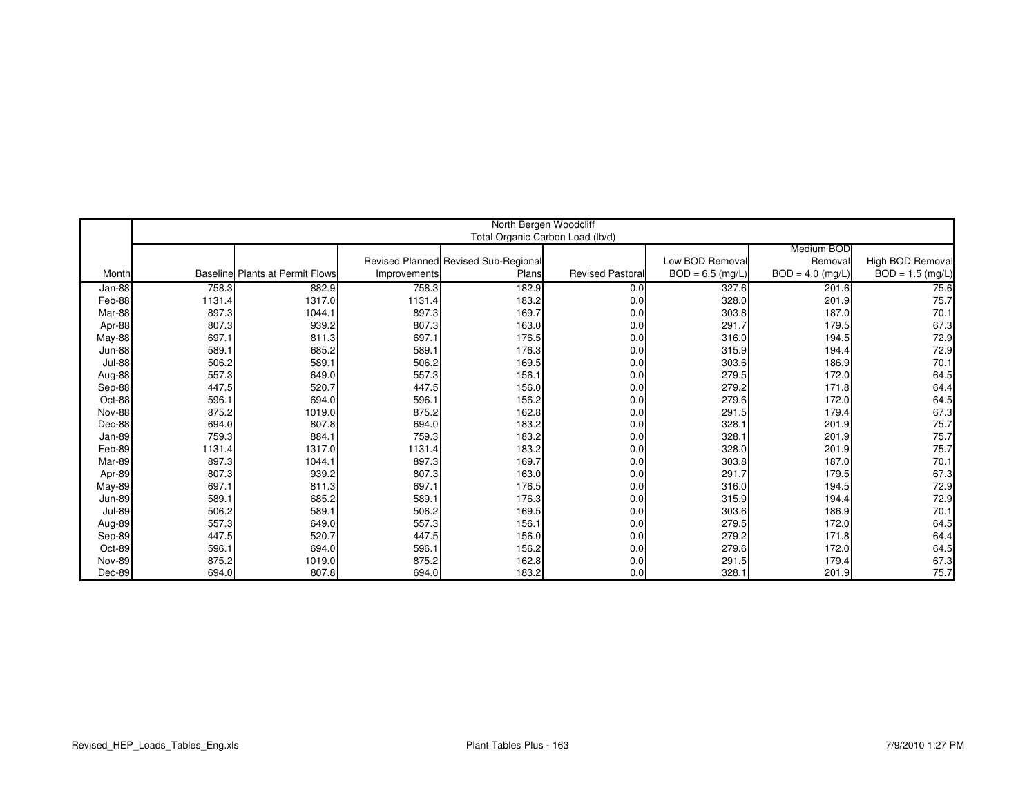| | North Bergen Woodcliff<br>Total Organic Carbon Load (lb/d) | | | | | | | |
|---|---|---|---|---|---|---|---|---|
| Month | Baseline | Plants at Permit Flows | Revised Planned Improvements | Revised Sub-Regional Plans | Revised Pastoral | Low BOD Removal BOD = 6.5 (mg/L) | Medium BOD Removal BOD = 4.0 (mg/L) | High BOD Removal BOD = 1.5 (mg/L) |
| Jan-88 | 758.3 | 882.9 | 758.3 | 182.9 | 0.0 | 327.6 | 201.6 | 75.6 |
| Feb-88 | 1131.4 | 1317.0 | 1131.4 | 183.2 | 0.0 | 328.0 | 201.9 | 75.7 |
| Mar-88 | 897.3 | 1044.1 | 897.3 | 169.7 | 0.0 | 303.8 | 187.0 | 70.1 |
| Apr-88 | 807.3 | 939.2 | 807.3 | 163.0 | 0.0 | 291.7 | 179.5 | 67.3 |
| May-88 | 697.1 | 811.3 | 697.1 | 176.5 | 0.0 | 316.0 | 194.5 | 72.9 |
| Jun-88 | 589.1 | 685.2 | 589.1 | 176.3 | 0.0 | 315.9 | 194.4 | 72.9 |
| Jul-88 | 506.2 | 589.1 | 506.2 | 169.5 | 0.0 | 303.6 | 186.9 | 70.1 |
| Aug-88 | 557.3 | 649.0 | 557.3 | 156.1 | 0.0 | 279.5 | 172.0 | 64.5 |
| Sep-88 | 447.5 | 520.7 | 447.5 | 156.0 | 0.0 | 279.2 | 171.8 | 64.4 |
| Oct-88 | 596.1 | 694.0 | 596.1 | 156.2 | 0.0 | 279.6 | 172.0 | 64.5 |
| Nov-88 | 875.2 | 1019.0 | 875.2 | 162.8 | 0.0 | 291.5 | 179.4 | 67.3 |
| Dec-88 | 694.0 | 807.8 | 694.0 | 183.2 | 0.0 | 328.1 | 201.9 | 75.7 |
| Jan-89 | 759.3 | 884.1 | 759.3 | 183.2 | 0.0 | 328.1 | 201.9 | 75.7 |
| Feb-89 | 1131.4 | 1317.0 | 1131.4 | 183.2 | 0.0 | 328.0 | 201.9 | 75.7 |
| Mar-89 | 897.3 | 1044.1 | 897.3 | 169.7 | 0.0 | 303.8 | 187.0 | 70.1 |
| Apr-89 | 807.3 | 939.2 | 807.3 | 163.0 | 0.0 | 291.7 | 179.5 | 67.3 |
| May-89 | 697.1 | 811.3 | 697.1 | 176.5 | 0.0 | 316.0 | 194.5 | 72.9 |
| Jun-89 | 589.1 | 685.2 | 589.1 | 176.3 | 0.0 | 315.9 | 194.4 | 72.9 |
| Jul-89 | 506.2 | 589.1 | 506.2 | 169.5 | 0.0 | 303.6 | 186.9 | 70.1 |
| Aug-89 | 557.3 | 649.0 | 557.3 | 156.1 | 0.0 | 279.5 | 172.0 | 64.5 |
| Sep-89 | 447.5 | 520.7 | 447.5 | 156.0 | 0.0 | 279.2 | 171.8 | 64.4 |
| Oct-89 | 596.1 | 694.0 | 596.1 | 156.2 | 0.0 | 279.6 | 172.0 | 64.5 |
| Nov-89 | 875.2 | 1019.0 | 875.2 | 162.8 | 0.0 | 291.5 | 179.4 | 67.3 |
| Dec-89 | 694.0 | 807.8 | 694.0 | 183.2 | 0.0 | 328.1 | 201.9 | 75.7 |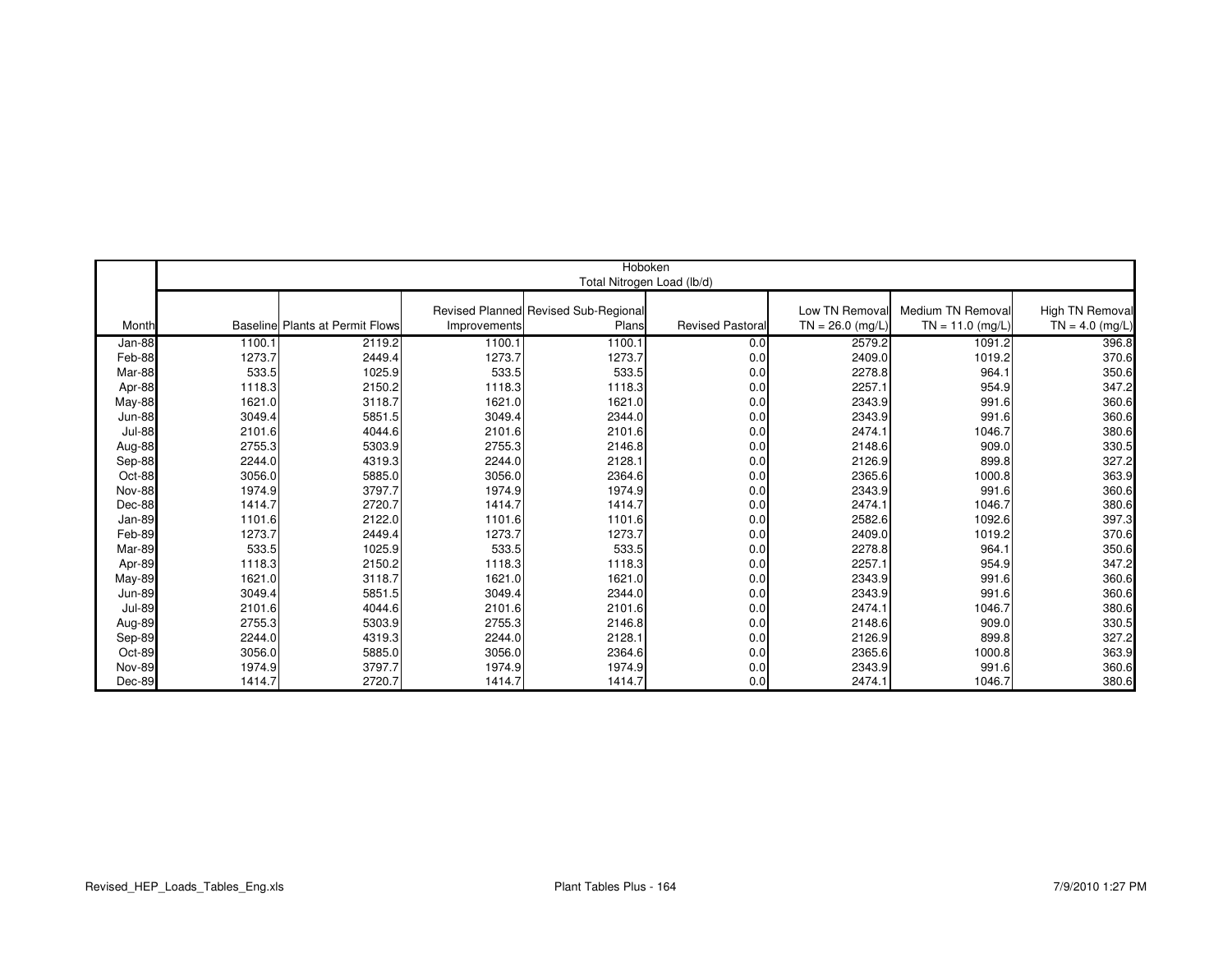| | Hoboken Total Nitrogen Load (lb/d) | | | | | | | |
|---|---|---|---|---|---|---|---|---|
| Month | Baseline | Plants at Permit Flows | Revised Planned Improvements | Revised Sub-Regional Plans | Revised Pastoral | Low TN Removal TN = 26.0 (mg/L) | Medium TN Removal TN = 11.0 (mg/L) | High TN Removal TN = 4.0 (mg/L) |
| Jan-88 | 1100.1 | 2119.2 | 1100.1 | 1100.1 | 0.0 | 2579.2 | 1091.2 | 396.8 |
| Feb-88 | 1273.7 | 2449.4 | 1273.7 | 1273.7 | 0.0 | 2409.0 | 1019.2 | 370.6 |
| Mar-88 | 533.5 | 1025.9 | 533.5 | 533.5 | 0.0 | 2278.8 | 964.1 | 350.6 |
| Apr-88 | 1118.3 | 2150.2 | 1118.3 | 1118.3 | 0.0 | 2257.1 | 954.9 | 347.2 |
| May-88 | 1621.0 | 3118.7 | 1621.0 | 1621.0 | 0.0 | 2343.9 | 991.6 | 360.6 |
| Jun-88 | 3049.4 | 5851.5 | 3049.4 | 2344.0 | 0.0 | 2343.9 | 991.6 | 360.6 |
| Jul-88 | 2101.6 | 4044.6 | 2101.6 | 2101.6 | 0.0 | 2474.1 | 1046.7 | 380.6 |
| Aug-88 | 2755.3 | 5303.9 | 2755.3 | 2146.8 | 0.0 | 2148.6 | 909.0 | 330.5 |
| Sep-88 | 2244.0 | 4319.3 | 2244.0 | 2128.1 | 0.0 | 2126.9 | 899.8 | 327.2 |
| Oct-88 | 3056.0 | 5885.0 | 3056.0 | 2364.6 | 0.0 | 2365.6 | 1000.8 | 363.9 |
| Nov-88 | 1974.9 | 3797.7 | 1974.9 | 1974.9 | 0.0 | 2343.9 | 991.6 | 360.6 |
| Dec-88 | 1414.7 | 2720.7 | 1414.7 | 1414.7 | 0.0 | 2474.1 | 1046.7 | 380.6 |
| Jan-89 | 1101.6 | 2122.0 | 1101.6 | 1101.6 | 0.0 | 2582.6 | 1092.6 | 397.3 |
| Feb-89 | 1273.7 | 2449.4 | 1273.7 | 1273.7 | 0.0 | 2409.0 | 1019.2 | 370.6 |
| Mar-89 | 533.5 | 1025.9 | 533.5 | 533.5 | 0.0 | 2278.8 | 964.1 | 350.6 |
| Apr-89 | 1118.3 | 2150.2 | 1118.3 | 1118.3 | 0.0 | 2257.1 | 954.9 | 347.2 |
| May-89 | 1621.0 | 3118.7 | 1621.0 | 1621.0 | 0.0 | 2343.9 | 991.6 | 360.6 |
| Jun-89 | 3049.4 | 5851.5 | 3049.4 | 2344.0 | 0.0 | 2343.9 | 991.6 | 360.6 |
| Jul-89 | 2101.6 | 4044.6 | 2101.6 | 2101.6 | 0.0 | 2474.1 | 1046.7 | 380.6 |
| Aug-89 | 2755.3 | 5303.9 | 2755.3 | 2146.8 | 0.0 | 2148.6 | 909.0 | 330.5 |
| Sep-89 | 2244.0 | 4319.3 | 2244.0 | 2128.1 | 0.0 | 2126.9 | 899.8 | 327.2 |
| Oct-89 | 3056.0 | 5885.0 | 3056.0 | 2364.6 | 0.0 | 2365.6 | 1000.8 | 363.9 |
| Nov-89 | 1974.9 | 3797.7 | 1974.9 | 1974.9 | 0.0 | 2343.9 | 991.6 | 360.6 |
| Dec-89 | 1414.7 | 2720.7 | 1414.7 | 1414.7 | 0.0 | 2474.1 | 1046.7 | 380.6 |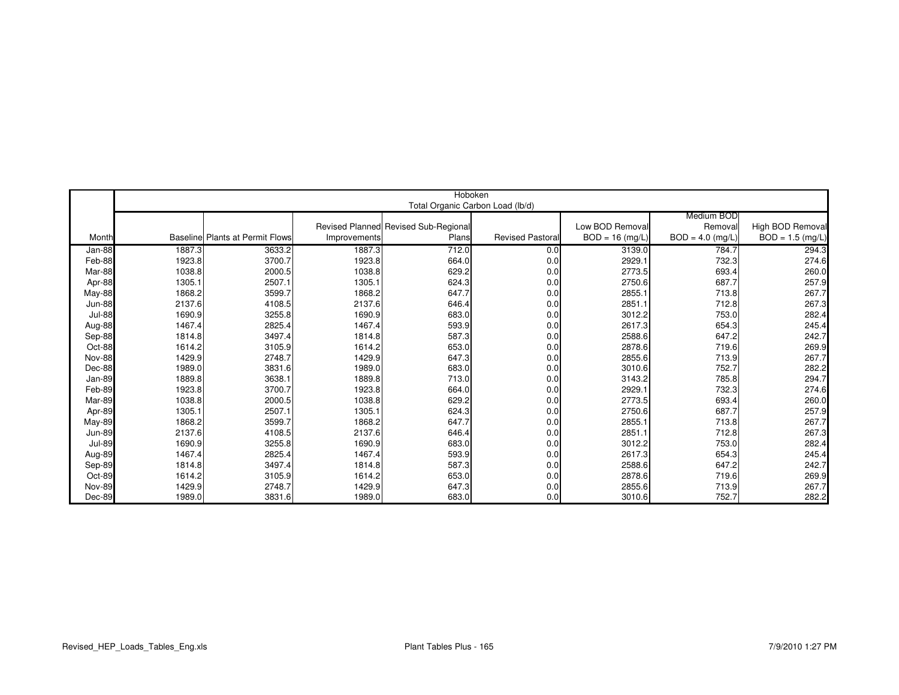| | Hoboken | | | | | | | |
|---|---|---|---|---|---|---|---|---|
| | Total Organic Carbon Load (lb/d) | | | | | | | |
| Month | Baseline | Plants at Permit Flows | Revised Planned Improvements | Revised Sub-Regional Plans | Revised Pastoral | Low BOD Removal BOD = 16 (mg/L) | Medium BOD Removal BOD = 4.0 (mg/L) | High BOD Removal BOD = 1.5 (mg/L) |
| Jan-88 | 1887.3 | 3633.2 | 1887.3 | 712.0 | 0.0 | 3139.0 | 784.7 | 294.3 |
| Feb-88 | 1923.8 | 3700.7 | 1923.8 | 664.0 | 0.0 | 2929.1 | 732.3 | 274.6 |
| Mar-88 | 1038.8 | 2000.5 | 1038.8 | 629.2 | 0.0 | 2773.5 | 693.4 | 260.0 |
| Apr-88 | 1305.1 | 2507.1 | 1305.1 | 624.3 | 0.0 | 2750.6 | 687.7 | 257.9 |
| May-88 | 1868.2 | 3599.7 | 1868.2 | 647.7 | 0.0 | 2855.1 | 713.8 | 267.7 |
| Jun-88 | 2137.6 | 4108.5 | 2137.6 | 646.4 | 0.0 | 2851.1 | 712.8 | 267.3 |
| Jul-88 | 1690.9 | 3255.8 | 1690.9 | 683.0 | 0.0 | 3012.2 | 753.0 | 282.4 |
| Aug-88 | 1467.4 | 2825.4 | 1467.4 | 593.9 | 0.0 | 2617.3 | 654.3 | 245.4 |
| Sep-88 | 1814.8 | 3497.4 | 1814.8 | 587.3 | 0.0 | 2588.6 | 647.2 | 242.7 |
| Oct-88 | 1614.2 | 3105.9 | 1614.2 | 653.0 | 0.0 | 2878.6 | 719.6 | 269.9 |
| Nov-88 | 1429.9 | 2748.7 | 1429.9 | 647.3 | 0.0 | 2855.6 | 713.9 | 267.7 |
| Dec-88 | 1989.0 | 3831.6 | 1989.0 | 683.0 | 0.0 | 3010.6 | 752.7 | 282.2 |
| Jan-89 | 1889.8 | 3638.1 | 1889.8 | 713.0 | 0.0 | 3143.2 | 785.8 | 294.7 |
| Feb-89 | 1923.8 | 3700.7 | 1923.8 | 664.0 | 0.0 | 2929.1 | 732.3 | 274.6 |
| Mar-89 | 1038.8 | 2000.5 | 1038.8 | 629.2 | 0.0 | 2773.5 | 693.4 | 260.0 |
| Apr-89 | 1305.1 | 2507.1 | 1305.1 | 624.3 | 0.0 | 2750.6 | 687.7 | 257.9 |
| May-89 | 1868.2 | 3599.7 | 1868.2 | 647.7 | 0.0 | 2855.1 | 713.8 | 267.7 |
| Jun-89 | 2137.6 | 4108.5 | 2137.6 | 646.4 | 0.0 | 2851.1 | 712.8 | 267.3 |
| Jul-89 | 1690.9 | 3255.8 | 1690.9 | 683.0 | 0.0 | 3012.2 | 753.0 | 282.4 |
| Aug-89 | 1467.4 | 2825.4 | 1467.4 | 593.9 | 0.0 | 2617.3 | 654.3 | 245.4 |
| Sep-89 | 1814.8 | 3497.4 | 1814.8 | 587.3 | 0.0 | 2588.6 | 647.2 | 242.7 |
| Oct-89 | 1614.2 | 3105.9 | 1614.2 | 653.0 | 0.0 | 2878.6 | 719.6 | 269.9 |
| Nov-89 | 1429.9 | 2748.7 | 1429.9 | 647.3 | 0.0 | 2855.6 | 713.9 | 267.7 |
| Dec-89 | 1989.0 | 3831.6 | 1989.0 | 683.0 | 0.0 | 3010.6 | 752.7 | 282.2 |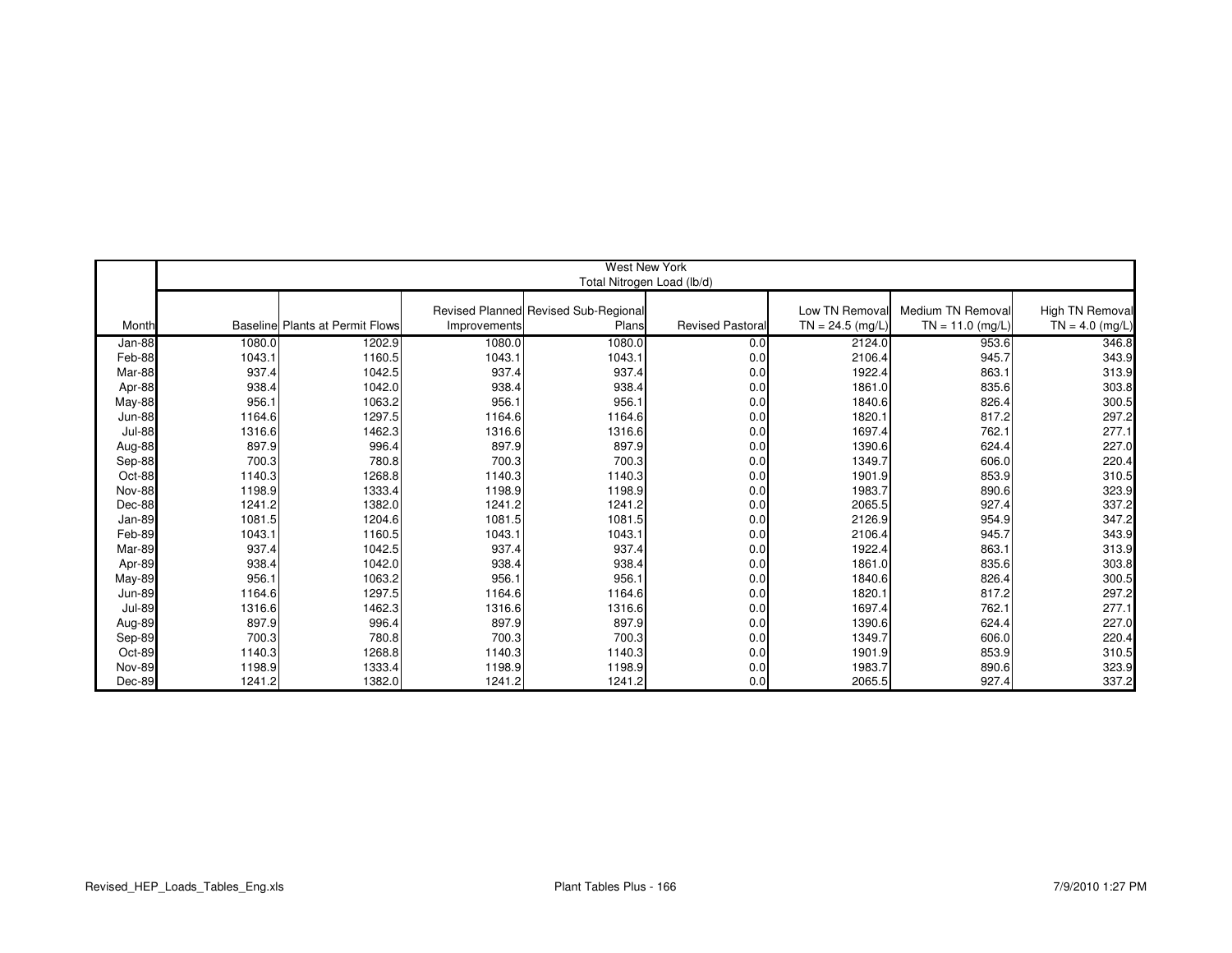| | West New York | | | | | | | |
|---|---|---|---|---|---|---|---|---|
| | Total Nitrogen Load (lb/d) | | | | | | | |
| Month | Baseline | Plants at Permit Flows | Revised Planned Improvements | Revised Sub-Regional Plans | Revised Pastoral | Low TN Removal TN = 24.5 (mg/L) | Medium TN Removal TN = 11.0 (mg/L) | High TN Removal TN = 4.0 (mg/L) |
| Jan-88 | 1080.0 | 1202.9 | 1080.0 | 1080.0 | 0.0 | 2124.0 | 953.6 | 346.8 |
| Feb-88 | 1043.1 | 1160.5 | 1043.1 | 1043.1 | 0.0 | 2106.4 | 945.7 | 343.9 |
| Mar-88 | 937.4 | 1042.5 | 937.4 | 937.4 | 0.0 | 1922.4 | 863.1 | 313.9 |
| Apr-88 | 938.4 | 1042.0 | 938.4 | 938.4 | 0.0 | 1861.0 | 835.6 | 303.8 |
| May-88 | 956.1 | 1063.2 | 956.1 | 956.1 | 0.0 | 1840.6 | 826.4 | 300.5 |
| Jun-88 | 1164.6 | 1297.5 | 1164.6 | 1164.6 | 0.0 | 1820.1 | 817.2 | 297.2 |
| Jul-88 | 1316.6 | 1462.3 | 1316.6 | 1316.6 | 0.0 | 1697.4 | 762.1 | 277.1 |
| Aug-88 | 897.9 | 996.4 | 897.9 | 897.9 | 0.0 | 1390.6 | 624.4 | 227.0 |
| Sep-88 | 700.3 | 780.8 | 700.3 | 700.3 | 0.0 | 1349.7 | 606.0 | 220.4 |
| Oct-88 | 1140.3 | 1268.8 | 1140.3 | 1140.3 | 0.0 | 1901.9 | 853.9 | 310.5 |
| Nov-88 | 1198.9 | 1333.4 | 1198.9 | 1198.9 | 0.0 | 1983.7 | 890.6 | 323.9 |
| Dec-88 | 1241.2 | 1382.0 | 1241.2 | 1241.2 | 0.0 | 2065.5 | 927.4 | 337.2 |
| Jan-89 | 1081.5 | 1204.6 | 1081.5 | 1081.5 | 0.0 | 2126.9 | 954.9 | 347.2 |
| Feb-89 | 1043.1 | 1160.5 | 1043.1 | 1043.1 | 0.0 | 2106.4 | 945.7 | 343.9 |
| Mar-89 | 937.4 | 1042.5 | 937.4 | 937.4 | 0.0 | 1922.4 | 863.1 | 313.9 |
| Apr-89 | 938.4 | 1042.0 | 938.4 | 938.4 | 0.0 | 1861.0 | 835.6 | 303.8 |
| May-89 | 956.1 | 1063.2 | 956.1 | 956.1 | 0.0 | 1840.6 | 826.4 | 300.5 |
| Jun-89 | 1164.6 | 1297.5 | 1164.6 | 1164.6 | 0.0 | 1820.1 | 817.2 | 297.2 |
| Jul-89 | 1316.6 | 1462.3 | 1316.6 | 1316.6 | 0.0 | 1697.4 | 762.1 | 277.1 |
| Aug-89 | 897.9 | 996.4 | 897.9 | 897.9 | 0.0 | 1390.6 | 624.4 | 227.0 |
| Sep-89 | 700.3 | 780.8 | 700.3 | 700.3 | 0.0 | 1349.7 | 606.0 | 220.4 |
| Oct-89 | 1140.3 | 1268.8 | 1140.3 | 1140.3 | 0.0 | 1901.9 | 853.9 | 310.5 |
| Nov-89 | 1198.9 | 1333.4 | 1198.9 | 1198.9 | 0.0 | 1983.7 | 890.6 | 323.9 |
| Dec-89 | 1241.2 | 1382.0 | 1241.2 | 1241.2 | 0.0 | 2065.5 | 927.4 | 337.2 |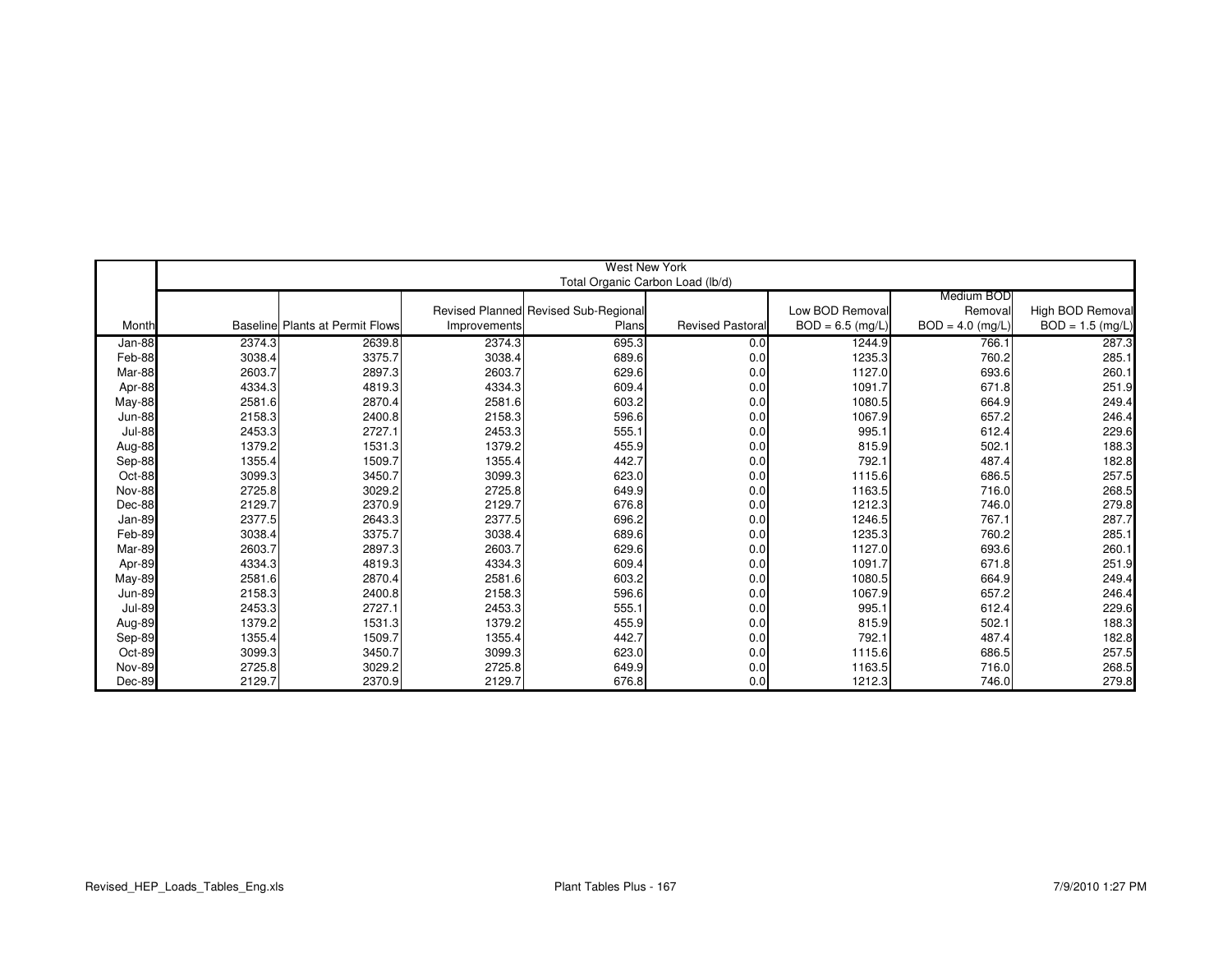| | West New York Total Organic Carbon Load (lb/d) | | | | | | | |
|---|---|---|---|---|---|---|---|---|
| Month | Baseline | Plants at Permit Flows | Revised Planned Improvements | Revised Sub-Regional Plans | Revised Pastoral | Low BOD Removal BOD = 6.5 (mg/L) | Medium BOD Removal BOD = 4.0 (mg/L) | High BOD Removal BOD = 1.5 (mg/L) |
| Jan-88 | 2374.3 | 2639.8 | 2374.3 | 695.3 | 0.0 | 1244.9 | 766.1 | 287.3 |
| Feb-88 | 3038.4 | 3375.7 | 3038.4 | 689.6 | 0.0 | 1235.3 | 760.2 | 285.1 |
| Mar-88 | 2603.7 | 2897.3 | 2603.7 | 629.6 | 0.0 | 1127.0 | 693.6 | 260.1 |
| Apr-88 | 4334.3 | 4819.3 | 4334.3 | 609.4 | 0.0 | 1091.7 | 671.8 | 251.9 |
| May-88 | 2581.6 | 2870.4 | 2581.6 | 603.2 | 0.0 | 1080.5 | 664.9 | 249.4 |
| Jun-88 | 2158.3 | 2400.8 | 2158.3 | 596.6 | 0.0 | 1067.9 | 657.2 | 246.4 |
| Jul-88 | 2453.3 | 2727.1 | 2453.3 | 555.1 | 0.0 | 995.1 | 612.4 | 229.6 |
| Aug-88 | 1379.2 | 1531.3 | 1379.2 | 455.9 | 0.0 | 815.9 | 502.1 | 188.3 |
| Sep-88 | 1355.4 | 1509.7 | 1355.4 | 442.7 | 0.0 | 792.1 | 487.4 | 182.8 |
| Oct-88 | 3099.3 | 3450.7 | 3099.3 | 623.0 | 0.0 | 1115.6 | 686.5 | 257.5 |
| Nov-88 | 2725.8 | 3029.2 | 2725.8 | 649.9 | 0.0 | 1163.5 | 716.0 | 268.5 |
| Dec-88 | 2129.7 | 2370.9 | 2129.7 | 676.8 | 0.0 | 1212.3 | 746.0 | 279.8 |
| Jan-89 | 2377.5 | 2643.3 | 2377.5 | 696.2 | 0.0 | 1246.5 | 767.1 | 287.7 |
| Feb-89 | 3038.4 | 3375.7 | 3038.4 | 689.6 | 0.0 | 1235.3 | 760.2 | 285.1 |
| Mar-89 | 2603.7 | 2897.3 | 2603.7 | 629.6 | 0.0 | 1127.0 | 693.6 | 260.1 |
| Apr-89 | 4334.3 | 4819.3 | 4334.3 | 609.4 | 0.0 | 1091.7 | 671.8 | 251.9 |
| May-89 | 2581.6 | 2870.4 | 2581.6 | 603.2 | 0.0 | 1080.5 | 664.9 | 249.4 |
| Jun-89 | 2158.3 | 2400.8 | 2158.3 | 596.6 | 0.0 | 1067.9 | 657.2 | 246.4 |
| Jul-89 | 2453.3 | 2727.1 | 2453.3 | 555.1 | 0.0 | 995.1 | 612.4 | 229.6 |
| Aug-89 | 1379.2 | 1531.3 | 1379.2 | 455.9 | 0.0 | 815.9 | 502.1 | 188.3 |
| Sep-89 | 1355.4 | 1509.7 | 1355.4 | 442.7 | 0.0 | 792.1 | 487.4 | 182.8 |
| Oct-89 | 3099.3 | 3450.7 | 3099.3 | 623.0 | 0.0 | 1115.6 | 686.5 | 257.5 |
| Nov-89 | 2725.8 | 3029.2 | 2725.8 | 649.9 | 0.0 | 1163.5 | 716.0 | 268.5 |
| Dec-89 | 2129.7 | 2370.9 | 2129.7 | 676.8 | 0.0 | 1212.3 | 746.0 | 279.8 |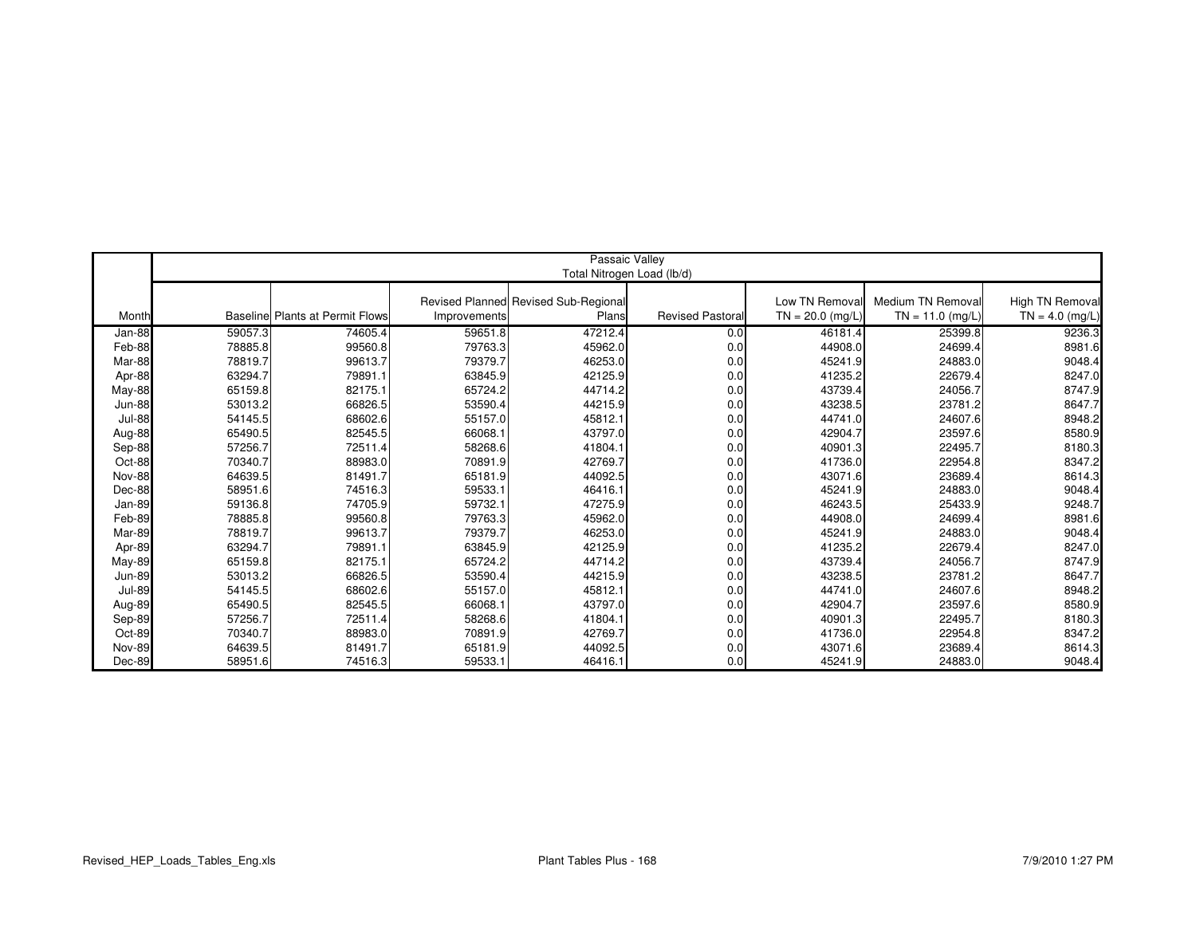| | Passaic Valley Total Nitrogen Load (lb/d) | | | | | | | |
|---|---|---|---|---|---|---|---|---|
| Month | Baseline | Plants at Permit Flows | Revised Planned Improvements | Revised Sub-Regional Plans | Revised Pastoral | Low TN Removal TN = 20.0 (mg/L) | Medium TN Removal TN = 11.0 (mg/L) | High TN Removal TN = 4.0 (mg/L) |
| Jan-88 | 59057.3 | 74605.4 | 59651.8 | 47212.4 | 0.0 | 46181.4 | 25399.8 | 9236.3 |
| Feb-88 | 78885.8 | 99560.8 | 79763.3 | 45962.0 | 0.0 | 44908.0 | 24699.4 | 8981.6 |
| Mar-88 | 78819.7 | 99613.7 | 79379.7 | 46253.0 | 0.0 | 45241.9 | 24883.0 | 9048.4 |
| Apr-88 | 63294.7 | 79891.1 | 63845.9 | 42125.9 | 0.0 | 41235.2 | 22679.4 | 8247.0 |
| May-88 | 65159.8 | 82175.1 | 65724.2 | 44714.2 | 0.0 | 43739.4 | 24056.7 | 8747.9 |
| Jun-88 | 53013.2 | 66826.5 | 53590.4 | 44215.9 | 0.0 | 43238.5 | 23781.2 | 8647.7 |
| Jul-88 | 54145.5 | 68602.6 | 55157.0 | 45812.1 | 0.0 | 44741.0 | 24607.6 | 8948.2 |
| Aug-88 | 65490.5 | 82545.5 | 66068.1 | 43797.0 | 0.0 | 42904.7 | 23597.6 | 8580.9 |
| Sep-88 | 57256.7 | 72511.4 | 58268.6 | 41804.1 | 0.0 | 40901.3 | 22495.7 | 8180.3 |
| Oct-88 | 70340.7 | 88983.0 | 70891.9 | 42769.7 | 0.0 | 41736.0 | 22954.8 | 8347.2 |
| Nov-88 | 64639.5 | 81491.7 | 65181.9 | 44092.5 | 0.0 | 43071.6 | 23689.4 | 8614.3 |
| Dec-88 | 58951.6 | 74516.3 | 59533.1 | 46416.1 | 0.0 | 45241.9 | 24883.0 | 9048.4 |
| Jan-89 | 59136.8 | 74705.9 | 59732.1 | 47275.9 | 0.0 | 46243.5 | 25433.9 | 9248.7 |
| Feb-89 | 78885.8 | 99560.8 | 79763.3 | 45962.0 | 0.0 | 44908.0 | 24699.4 | 8981.6 |
| Mar-89 | 78819.7 | 99613.7 | 79379.7 | 46253.0 | 0.0 | 45241.9 | 24883.0 | 9048.4 |
| Apr-89 | 63294.7 | 79891.1 | 63845.9 | 42125.9 | 0.0 | 41235.2 | 22679.4 | 8247.0 |
| May-89 | 65159.8 | 82175.1 | 65724.2 | 44714.2 | 0.0 | 43739.4 | 24056.7 | 8747.9 |
| Jun-89 | 53013.2 | 66826.5 | 53590.4 | 44215.9 | 0.0 | 43238.5 | 23781.2 | 8647.7 |
| Jul-89 | 54145.5 | 68602.6 | 55157.0 | 45812.1 | 0.0 | 44741.0 | 24607.6 | 8948.2 |
| Aug-89 | 65490.5 | 82545.5 | 66068.1 | 43797.0 | 0.0 | 42904.7 | 23597.6 | 8580.9 |
| Sep-89 | 57256.7 | 72511.4 | 58268.6 | 41804.1 | 0.0 | 40901.3 | 22495.7 | 8180.3 |
| Oct-89 | 70340.7 | 88983.0 | 70891.9 | 42769.7 | 0.0 | 41736.0 | 22954.8 | 8347.2 |
| Nov-89 | 64639.5 | 81491.7 | 65181.9 | 44092.5 | 0.0 | 43071.6 | 23689.4 | 8614.3 |
| Dec-89 | 58951.6 | 74516.3 | 59533.1 | 46416.1 | 0.0 | 45241.9 | 24883.0 | 9048.4 |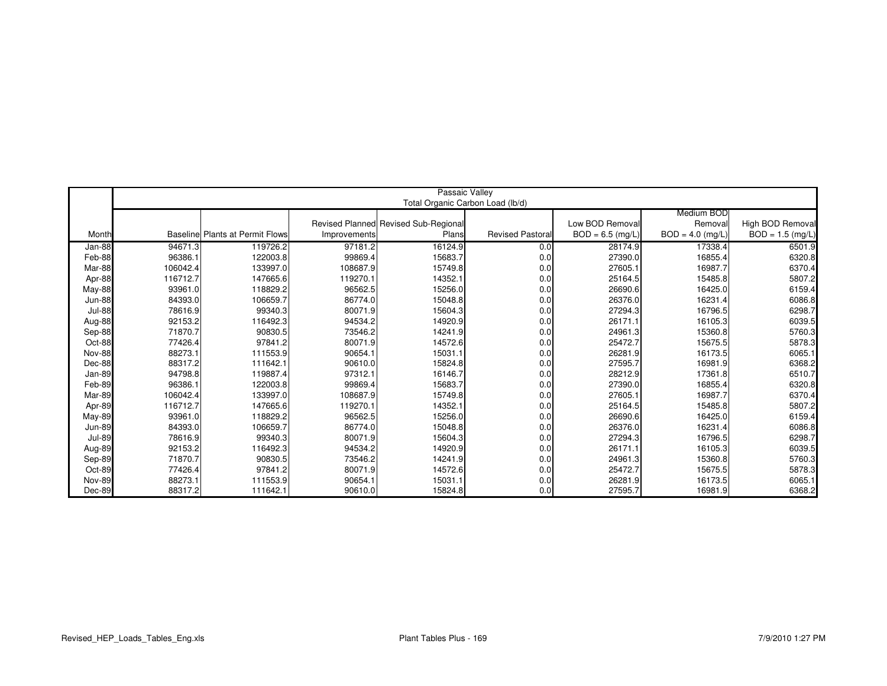| | Passaic Valley | | | | | | | |
|---|---|---|---|---|---|---|---|---|
| | Total Organic Carbon Load (lb/d) | | | | | | | |
| Month | Baseline | Plants at Permit Flows | Revised Planned Improvements | Revised Sub-Regional Plans | Revised Pastoral | Low BOD Removal BOD = 6.5 (mg/L) | Medium BOD Removal BOD = 4.0 (mg/L) | High BOD Removal BOD = 1.5 (mg/L) |
| Jan-88 | 94671.3 | 119726.2 | 97181.2 | 16124.9 | 0.0 | 28174.9 | 17338.4 | 6501.9 |
| Feb-88 | 96386.1 | 122003.8 | 99869.4 | 15683.7 | 0.0 | 27390.0 | 16855.4 | 6320.8 |
| Mar-88 | 106042.4 | 133997.0 | 108687.9 | 15749.8 | 0.0 | 27605.1 | 16987.7 | 6370.4 |
| Apr-88 | 116712.7 | 147665.6 | 119270.1 | 14352.1 | 0.0 | 25164.5 | 15485.8 | 5807.2 |
| May-88 | 93961.0 | 118829.2 | 96562.5 | 15256.0 | 0.0 | 26690.6 | 16425.0 | 6159.4 |
| Jun-88 | 84393.0 | 106659.7 | 86774.0 | 15048.8 | 0.0 | 26376.0 | 16231.4 | 6086.8 |
| Jul-88 | 78616.9 | 99340.3 | 80071.9 | 15604.3 | 0.0 | 27294.3 | 16796.5 | 6298.7 |
| Aug-88 | 92153.2 | 116492.3 | 94534.2 | 14920.9 | 0.0 | 26171.1 | 16105.3 | 6039.5 |
| Sep-88 | 71870.7 | 90830.5 | 73546.2 | 14241.9 | 0.0 | 24961.3 | 15360.8 | 5760.3 |
| Oct-88 | 77426.4 | 97841.2 | 80071.9 | 14572.6 | 0.0 | 25472.7 | 15675.5 | 5878.3 |
| Nov-88 | 88273.1 | 111553.9 | 90654.1 | 15031.1 | 0.0 | 26281.9 | 16173.5 | 6065.1 |
| Dec-88 | 88317.2 | 111642.1 | 90610.0 | 15824.8 | 0.0 | 27595.7 | 16981.9 | 6368.2 |
| Jan-89 | 94798.8 | 119887.4 | 97312.1 | 16146.7 | 0.0 | 28212.9 | 17361.8 | 6510.7 |
| Feb-89 | 96386.1 | 122003.8 | 99869.4 | 15683.7 | 0.0 | 27390.0 | 16855.4 | 6320.8 |
| Mar-89 | 106042.4 | 133997.0 | 108687.9 | 15749.8 | 0.0 | 27605.1 | 16987.7 | 6370.4 |
| Apr-89 | 116712.7 | 147665.6 | 119270.1 | 14352.1 | 0.0 | 25164.5 | 15485.8 | 5807.2 |
| May-89 | 93961.0 | 118829.2 | 96562.5 | 15256.0 | 0.0 | 26690.6 | 16425.0 | 6159.4 |
| Jun-89 | 84393.0 | 106659.7 | 86774.0 | 15048.8 | 0.0 | 26376.0 | 16231.4 | 6086.8 |
| Jul-89 | 78616.9 | 99340.3 | 80071.9 | 15604.3 | 0.0 | 27294.3 | 16796.5 | 6298.7 |
| Aug-89 | 92153.2 | 116492.3 | 94534.2 | 14920.9 | 0.0 | 26171.1 | 16105.3 | 6039.5 |
| Sep-89 | 71870.7 | 90830.5 | 73546.2 | 14241.9 | 0.0 | 24961.3 | 15360.8 | 5760.3 |
| Oct-89 | 77426.4 | 97841.2 | 80071.9 | 14572.6 | 0.0 | 25472.7 | 15675.5 | 5878.3 |
| Nov-89 | 88273.1 | 111553.9 | 90654.1 | 15031.1 | 0.0 | 26281.9 | 16173.5 | 6065.1 |
| Dec-89 | 88317.2 | 111642.1 | 90610.0 | 15824.8 | 0.0 | 27595.7 | 16981.9 | 6368.2 |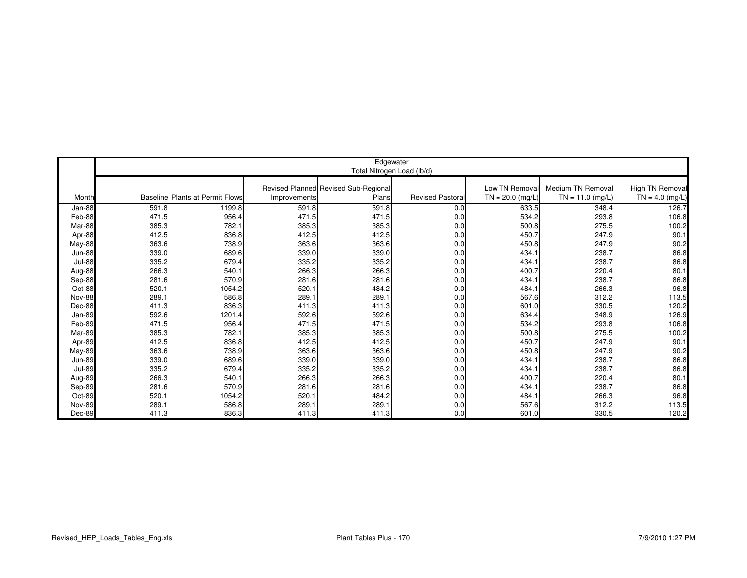| | Edgewater | | | | | | | |
|---|---|---|---|---|---|---|---|---|
| | Total Nitrogen Load (lb/d) | | | | | | | |
| Month | Baseline | Plants at Permit Flows | Revised Planned Improvements | Revised Sub-Regional Plans | Revised Pastoral | Low TN Removal TN = 20.0 (mg/L) | Medium TN Removal TN = 11.0 (mg/L) | High TN Removal TN = 4.0 (mg/L) |
| Jan-88 | 591.8 | 1199.8 | 591.8 | 591.8 | 0.0 | 633.5 | 348.4 | 126.7 |
| Feb-88 | 471.5 | 956.4 | 471.5 | 471.5 | 0.0 | 534.2 | 293.8 | 106.8 |
| Mar-88 | 385.3 | 782.1 | 385.3 | 385.3 | 0.0 | 500.8 | 275.5 | 100.2 |
| Apr-88 | 412.5 | 836.8 | 412.5 | 412.5 | 0.0 | 450.7 | 247.9 | 90.1 |
| May-88 | 363.6 | 738.9 | 363.6 | 363.6 | 0.0 | 450.8 | 247.9 | 90.2 |
| Jun-88 | 339.0 | 689.6 | 339.0 | 339.0 | 0.0 | 434.1 | 238.7 | 86.8 |
| Jul-88 | 335.2 | 679.4 | 335.2 | 335.2 | 0.0 | 434.1 | 238.7 | 86.8 |
| Aug-88 | 266.3 | 540.1 | 266.3 | 266.3 | 0.0 | 400.7 | 220.4 | 80.1 |
| Sep-88 | 281.6 | 570.9 | 281.6 | 281.6 | 0.0 | 434.1 | 238.7 | 86.8 |
| Oct-88 | 520.1 | 1054.2 | 520.1 | 484.2 | 0.0 | 484.1 | 266.3 | 96.8 |
| Nov-88 | 289.1 | 586.8 | 289.1 | 289.1 | 0.0 | 567.6 | 312.2 | 113.5 |
| Dec-88 | 411.3 | 836.3 | 411.3 | 411.3 | 0.0 | 601.0 | 330.5 | 120.2 |
| Jan-89 | 592.6 | 1201.4 | 592.6 | 592.6 | 0.0 | 634.4 | 348.9 | 126.9 |
| Feb-89 | 471.5 | 956.4 | 471.5 | 471.5 | 0.0 | 534.2 | 293.8 | 106.8 |
| Mar-89 | 385.3 | 782.1 | 385.3 | 385.3 | 0.0 | 500.8 | 275.5 | 100.2 |
| Apr-89 | 412.5 | 836.8 | 412.5 | 412.5 | 0.0 | 450.7 | 247.9 | 90.1 |
| May-89 | 363.6 | 738.9 | 363.6 | 363.6 | 0.0 | 450.8 | 247.9 | 90.2 |
| Jun-89 | 339.0 | 689.6 | 339.0 | 339.0 | 0.0 | 434.1 | 238.7 | 86.8 |
| Jul-89 | 335.2 | 679.4 | 335.2 | 335.2 | 0.0 | 434.1 | 238.7 | 86.8 |
| Aug-89 | 266.3 | 540.1 | 266.3 | 266.3 | 0.0 | 400.7 | 220.4 | 80.1 |
| Sep-89 | 281.6 | 570.9 | 281.6 | 281.6 | 0.0 | 434.1 | 238.7 | 86.8 |
| Oct-89 | 520.1 | 1054.2 | 520.1 | 484.2 | 0.0 | 484.1 | 266.3 | 96.8 |
| Nov-89 | 289.1 | 586.8 | 289.1 | 289.1 | 0.0 | 567.6 | 312.2 | 113.5 |
| Dec-89 | 411.3 | 836.3 | 411.3 | 411.3 | 0.0 | 601.0 | 330.5 | 120.2 |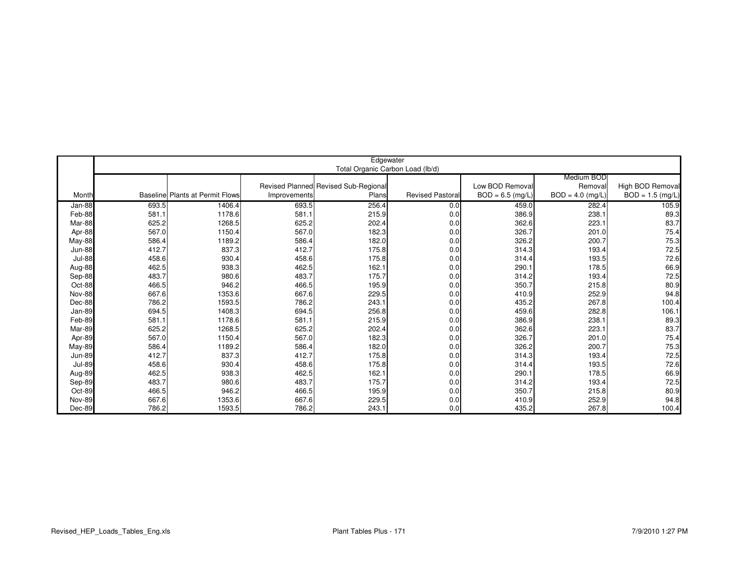| | Edgewater | | | | | | | |
|---|---|---|---|---|---|---|---|---|
| | Total Organic Carbon Load (lb/d) | | | | | | | |
| Month | Baseline | Plants at Permit Flows | Revised Planned Improvements | Revised Sub-Regional Plans | Revised Pastoral | Low BOD Removal BOD = 6.5 (mg/L) | Medium BOD Removal BOD = 4.0 (mg/L) | High BOD Removal BOD = 1.5 (mg/L) |
| Jan-88 | 693.5 | 1406.4 | 693.5 | 256.4 | 0.0 | 459.0 | 282.4 | 105.9 |
| Feb-88 | 581.1 | 1178.6 | 581.1 | 215.9 | 0.0 | 386.9 | 238.1 | 89.3 |
| Mar-88 | 625.2 | 1268.5 | 625.2 | 202.4 | 0.0 | 362.6 | 223.1 | 83.7 |
| Apr-88 | 567.0 | 1150.4 | 567.0 | 182.3 | 0.0 | 326.7 | 201.0 | 75.4 |
| May-88 | 586.4 | 1189.2 | 586.4 | 182.0 | 0.0 | 326.2 | 200.7 | 75.3 |
| Jun-88 | 412.7 | 837.3 | 412.7 | 175.8 | 0.0 | 314.3 | 193.4 | 72.5 |
| Jul-88 | 458.6 | 930.4 | 458.6 | 175.8 | 0.0 | 314.4 | 193.5 | 72.6 |
| Aug-88 | 462.5 | 938.3 | 462.5 | 162.1 | 0.0 | 290.1 | 178.5 | 66.9 |
| Sep-88 | 483.7 | 980.6 | 483.7 | 175.7 | 0.0 | 314.2 | 193.4 | 72.5 |
| Oct-88 | 466.5 | 946.2 | 466.5 | 195.9 | 0.0 | 350.7 | 215.8 | 80.9 |
| Nov-88 | 667.6 | 1353.6 | 667.6 | 229.5 | 0.0 | 410.9 | 252.9 | 94.8 |
| Dec-88 | 786.2 | 1593.5 | 786.2 | 243.1 | 0.0 | 435.2 | 267.8 | 100.4 |
| Jan-89 | 694.5 | 1408.3 | 694.5 | 256.8 | 0.0 | 459.6 | 282.8 | 106.1 |
| Feb-89 | 581.1 | 1178.6 | 581.1 | 215.9 | 0.0 | 386.9 | 238.1 | 89.3 |
| Mar-89 | 625.2 | 1268.5 | 625.2 | 202.4 | 0.0 | 362.6 | 223.1 | 83.7 |
| Apr-89 | 567.0 | 1150.4 | 567.0 | 182.3 | 0.0 | 326.7 | 201.0 | 75.4 |
| May-89 | 586.4 | 1189.2 | 586.4 | 182.0 | 0.0 | 326.2 | 200.7 | 75.3 |
| Jun-89 | 412.7 | 837.3 | 412.7 | 175.8 | 0.0 | 314.3 | 193.4 | 72.5 |
| Jul-89 | 458.6 | 930.4 | 458.6 | 175.8 | 0.0 | 314.4 | 193.5 | 72.6 |
| Aug-89 | 462.5 | 938.3 | 462.5 | 162.1 | 0.0 | 290.1 | 178.5 | 66.9 |
| Sep-89 | 483.7 | 980.6 | 483.7 | 175.7 | 0.0 | 314.2 | 193.4 | 72.5 |
| Oct-89 | 466.5 | 946.2 | 466.5 | 195.9 | 0.0 | 350.7 | 215.8 | 80.9 |
| Nov-89 | 667.6 | 1353.6 | 667.6 | 229.5 | 0.0 | 410.9 | 252.9 | 94.8 |
| Dec-89 | 786.2 | 1593.5 | 786.2 | 243.1 | 0.0 | 435.2 | 267.8 | 100.4 |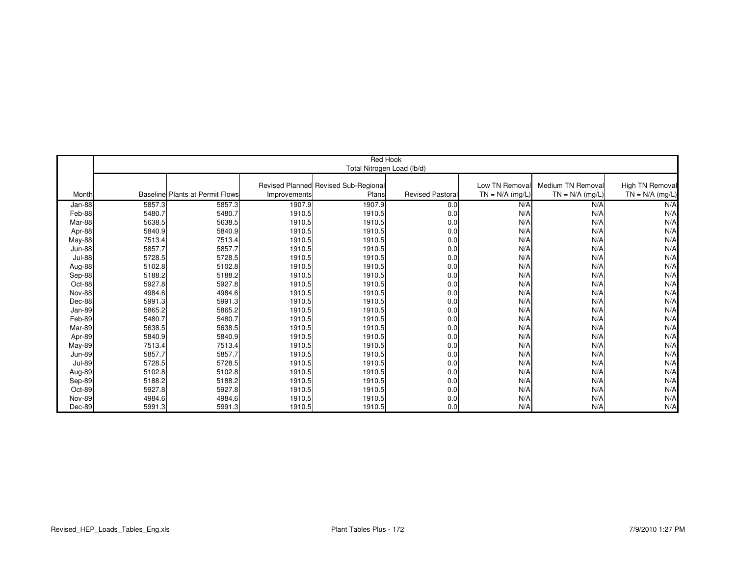| | Red Hook Total Nitrogen Load (lb/d) | | | | | | | |
|---|---|---|---|---|---|---|---|---|
| Month | Baseline | Plants at Permit Flows | Revised Planned Improvements | Revised Sub-Regional Plans | Revised Pastoral | Low TN Removal TN = N/A (mg/L) | Medium TN Removal TN = N/A (mg/L) | High TN Removal TN = N/A (mg/L) |
| Jan-88 | 5857.3 | 5857.3 | 1907.9 | 1907.9 | 0.0 | N/A | N/A | N/A |
| Feb-88 | 5480.7 | 5480.7 | 1910.5 | 1910.5 | 0.0 | N/A | N/A | N/A |
| Mar-88 | 5638.5 | 5638.5 | 1910.5 | 1910.5 | 0.0 | N/A | N/A | N/A |
| Apr-88 | 5840.9 | 5840.9 | 1910.5 | 1910.5 | 0.0 | N/A | N/A | N/A |
| May-88 | 7513.4 | 7513.4 | 1910.5 | 1910.5 | 0.0 | N/A | N/A | N/A |
| Jun-88 | 5857.7 | 5857.7 | 1910.5 | 1910.5 | 0.0 | N/A | N/A | N/A |
| Jul-88 | 5728.5 | 5728.5 | 1910.5 | 1910.5 | 0.0 | N/A | N/A | N/A |
| Aug-88 | 5102.8 | 5102.8 | 1910.5 | 1910.5 | 0.0 | N/A | N/A | N/A |
| Sep-88 | 5188.2 | 5188.2 | 1910.5 | 1910.5 | 0.0 | N/A | N/A | N/A |
| Oct-88 | 5927.8 | 5927.8 | 1910.5 | 1910.5 | 0.0 | N/A | N/A | N/A |
| Nov-88 | 4984.6 | 4984.6 | 1910.5 | 1910.5 | 0.0 | N/A | N/A | N/A |
| Dec-88 | 5991.3 | 5991.3 | 1910.5 | 1910.5 | 0.0 | N/A | N/A | N/A |
| Jan-89 | 5865.2 | 5865.2 | 1910.5 | 1910.5 | 0.0 | N/A | N/A | N/A |
| Feb-89 | 5480.7 | 5480.7 | 1910.5 | 1910.5 | 0.0 | N/A | N/A | N/A |
| Mar-89 | 5638.5 | 5638.5 | 1910.5 | 1910.5 | 0.0 | N/A | N/A | N/A |
| Apr-89 | 5840.9 | 5840.9 | 1910.5 | 1910.5 | 0.0 | N/A | N/A | N/A |
| May-89 | 7513.4 | 7513.4 | 1910.5 | 1910.5 | 0.0 | N/A | N/A | N/A |
| Jun-89 | 5857.7 | 5857.7 | 1910.5 | 1910.5 | 0.0 | N/A | N/A | N/A |
| Jul-89 | 5728.5 | 5728.5 | 1910.5 | 1910.5 | 0.0 | N/A | N/A | N/A |
| Aug-89 | 5102.8 | 5102.8 | 1910.5 | 1910.5 | 0.0 | N/A | N/A | N/A |
| Sep-89 | 5188.2 | 5188.2 | 1910.5 | 1910.5 | 0.0 | N/A | N/A | N/A |
| Oct-89 | 5927.8 | 5927.8 | 1910.5 | 1910.5 | 0.0 | N/A | N/A | N/A |
| Nov-89 | 4984.6 | 4984.6 | 1910.5 | 1910.5 | 0.0 | N/A | N/A | N/A |
| Dec-89 | 5991.3 | 5991.3 | 1910.5 | 1910.5 | 0.0 | N/A | N/A | N/A |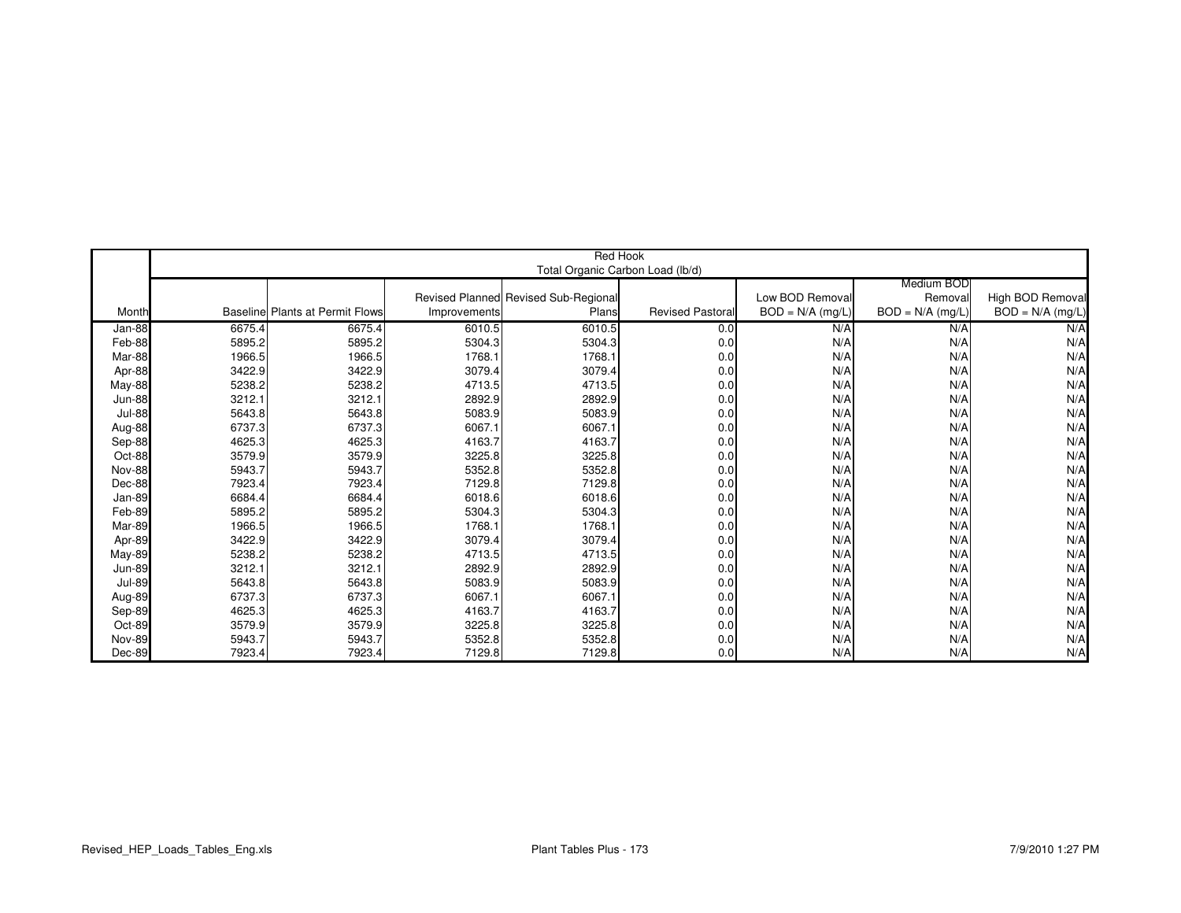| | Red Hook<br>Total Organic Carbon Load (lb/d) | | | | | | | |
|---|---|---|---|---|---|---|---|---|
| Month | Baseline | Plants at Permit Flows | Revised Planned Improvements | Revised Sub-Regional Plans | Revised Pastoral | Low BOD Removal BOD = N/A (mg/L) | Medium BOD Removal BOD = N/A (mg/L) | High BOD Removal BOD = N/A (mg/L) |
| Jan-88 | 6675.4 | 6675.4 | 6010.5 | 6010.5 | 0.0 | N/A | N/A | N/A |
| Feb-88 | 5895.2 | 5895.2 | 5304.3 | 5304.3 | 0.0 | N/A | N/A | N/A |
| Mar-88 | 1966.5 | 1966.5 | 1768.1 | 1768.1 | 0.0 | N/A | N/A | N/A |
| Apr-88 | 3422.9 | 3422.9 | 3079.4 | 3079.4 | 0.0 | N/A | N/A | N/A |
| May-88 | 5238.2 | 5238.2 | 4713.5 | 4713.5 | 0.0 | N/A | N/A | N/A |
| Jun-88 | 3212.1 | 3212.1 | 2892.9 | 2892.9 | 0.0 | N/A | N/A | N/A |
| Jul-88 | 5643.8 | 5643.8 | 5083.9 | 5083.9 | 0.0 | N/A | N/A | N/A |
| Aug-88 | 6737.3 | 6737.3 | 6067.1 | 6067.1 | 0.0 | N/A | N/A | N/A |
| Sep-88 | 4625.3 | 4625.3 | 4163.7 | 4163.7 | 0.0 | N/A | N/A | N/A |
| Oct-88 | 3579.9 | 3579.9 | 3225.8 | 3225.8 | 0.0 | N/A | N/A | N/A |
| Nov-88 | 5943.7 | 5943.7 | 5352.8 | 5352.8 | 0.0 | N/A | N/A | N/A |
| Dec-88 | 7923.4 | 7923.4 | 7129.8 | 7129.8 | 0.0 | N/A | N/A | N/A |
| Jan-89 | 6684.4 | 6684.4 | 6018.6 | 6018.6 | 0.0 | N/A | N/A | N/A |
| Feb-89 | 5895.2 | 5895.2 | 5304.3 | 5304.3 | 0.0 | N/A | N/A | N/A |
| Mar-89 | 1966.5 | 1966.5 | 1768.1 | 1768.1 | 0.0 | N/A | N/A | N/A |
| Apr-89 | 3422.9 | 3422.9 | 3079.4 | 3079.4 | 0.0 | N/A | N/A | N/A |
| May-89 | 5238.2 | 5238.2 | 4713.5 | 4713.5 | 0.0 | N/A | N/A | N/A |
| Jun-89 | 3212.1 | 3212.1 | 2892.9 | 2892.9 | 0.0 | N/A | N/A | N/A |
| Jul-89 | 5643.8 | 5643.8 | 5083.9 | 5083.9 | 0.0 | N/A | N/A | N/A |
| Aug-89 | 6737.3 | 6737.3 | 6067.1 | 6067.1 | 0.0 | N/A | N/A | N/A |
| Sep-89 | 4625.3 | 4625.3 | 4163.7 | 4163.7 | 0.0 | N/A | N/A | N/A |
| Oct-89 | 3579.9 | 3579.9 | 3225.8 | 3225.8 | 0.0 | N/A | N/A | N/A |
| Nov-89 | 5943.7 | 5943.7 | 5352.8 | 5352.8 | 0.0 | N/A | N/A | N/A |
| Dec-89 | 7923.4 | 7923.4 | 7129.8 | 7129.8 | 0.0 | N/A | N/A | N/A |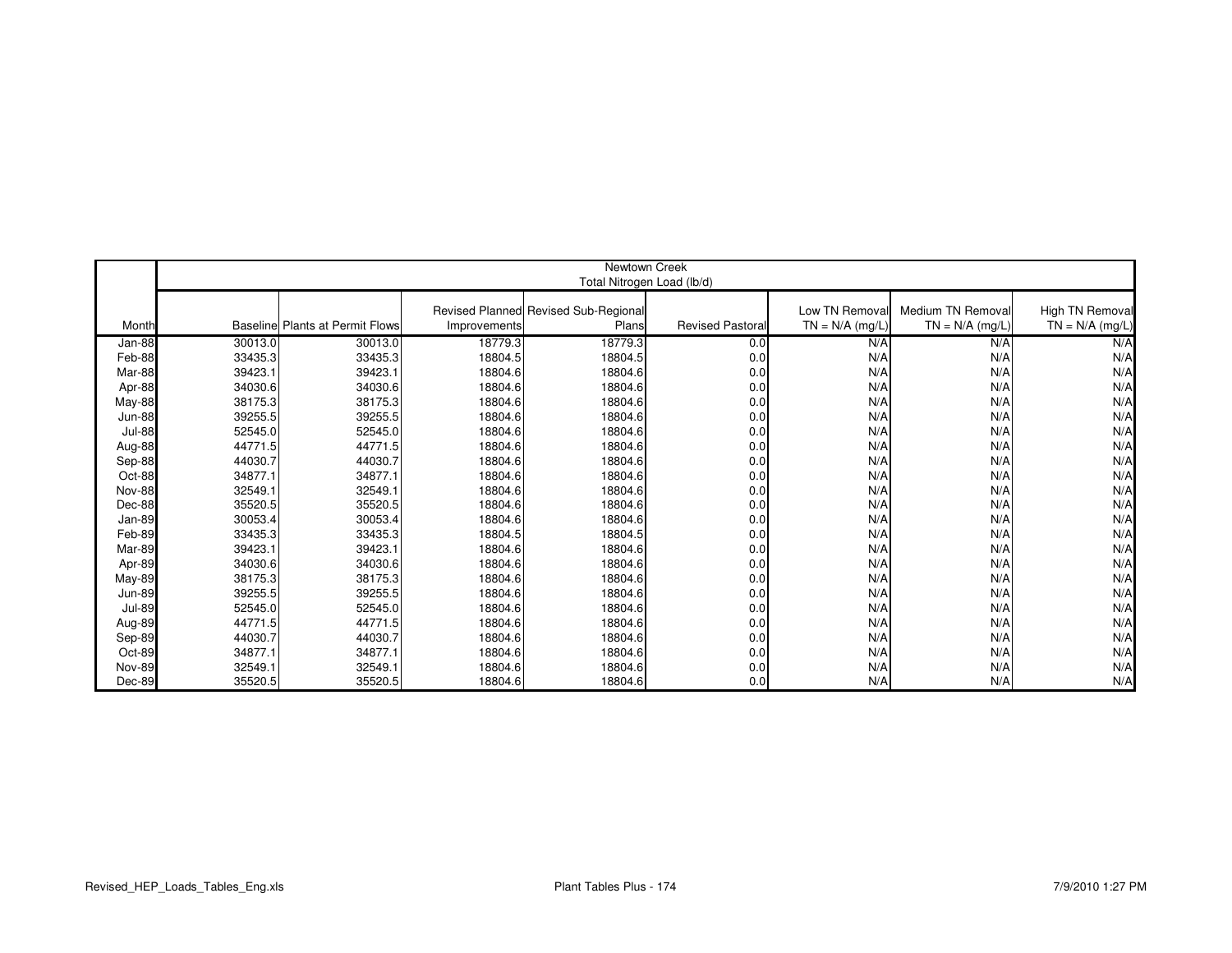| | Newtown Creek<br>Total Nitrogen Load (lb/d) | | | | | | | |
|---|---|---|---|---|---|---|---|---|
| Month | Baseline | Plants at Permit Flows | Revised Planned Improvements | Revised Sub-Regional Plans | Revised Pastoral | Low TN Removal TN = N/A (mg/L) | Medium TN Removal TN = N/A (mg/L) | High TN Removal TN = N/A (mg/L) |
| Jan-88 | 30013.0 | 30013.0 | 18779.3 | 18779.3 | 0.0 | N/A | N/A | N/A |
| Feb-88 | 33435.3 | 33435.3 | 18804.5 | 18804.5 | 0.0 | N/A | N/A | N/A |
| Mar-88 | 39423.1 | 39423.1 | 18804.6 | 18804.6 | 0.0 | N/A | N/A | N/A |
| Apr-88 | 34030.6 | 34030.6 | 18804.6 | 18804.6 | 0.0 | N/A | N/A | N/A |
| May-88 | 38175.3 | 38175.3 | 18804.6 | 18804.6 | 0.0 | N/A | N/A | N/A |
| Jun-88 | 39255.5 | 39255.5 | 18804.6 | 18804.6 | 0.0 | N/A | N/A | N/A |
| Jul-88 | 52545.0 | 52545.0 | 18804.6 | 18804.6 | 0.0 | N/A | N/A | N/A |
| Aug-88 | 44771.5 | 44771.5 | 18804.6 | 18804.6 | 0.0 | N/A | N/A | N/A |
| Sep-88 | 44030.7 | 44030.7 | 18804.6 | 18804.6 | 0.0 | N/A | N/A | N/A |
| Oct-88 | 34877.1 | 34877.1 | 18804.6 | 18804.6 | 0.0 | N/A | N/A | N/A |
| Nov-88 | 32549.1 | 32549.1 | 18804.6 | 18804.6 | 0.0 | N/A | N/A | N/A |
| Dec-88 | 35520.5 | 35520.5 | 18804.6 | 18804.6 | 0.0 | N/A | N/A | N/A |
| Jan-89 | 30053.4 | 30053.4 | 18804.6 | 18804.6 | 0.0 | N/A | N/A | N/A |
| Feb-89 | 33435.3 | 33435.3 | 18804.5 | 18804.5 | 0.0 | N/A | N/A | N/A |
| Mar-89 | 39423.1 | 39423.1 | 18804.6 | 18804.6 | 0.0 | N/A | N/A | N/A |
| Apr-89 | 34030.6 | 34030.6 | 18804.6 | 18804.6 | 0.0 | N/A | N/A | N/A |
| May-89 | 38175.3 | 38175.3 | 18804.6 | 18804.6 | 0.0 | N/A | N/A | N/A |
| Jun-89 | 39255.5 | 39255.5 | 18804.6 | 18804.6 | 0.0 | N/A | N/A | N/A |
| Jul-89 | 52545.0 | 52545.0 | 18804.6 | 18804.6 | 0.0 | N/A | N/A | N/A |
| Aug-89 | 44771.5 | 44771.5 | 18804.6 | 18804.6 | 0.0 | N/A | N/A | N/A |
| Sep-89 | 44030.7 | 44030.7 | 18804.6 | 18804.6 | 0.0 | N/A | N/A | N/A |
| Oct-89 | 34877.1 | 34877.1 | 18804.6 | 18804.6 | 0.0 | N/A | N/A | N/A |
| Nov-89 | 32549.1 | 32549.1 | 18804.6 | 18804.6 | 0.0 | N/A | N/A | N/A |
| Dec-89 | 35520.5 | 35520.5 | 18804.6 | 18804.6 | 0.0 | N/A | N/A | N/A |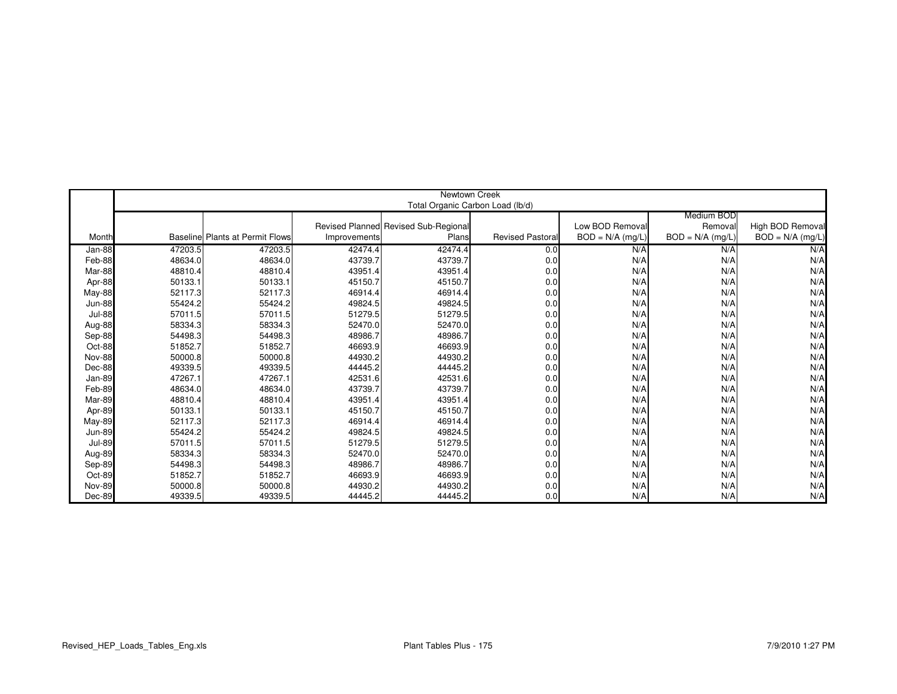| | Newtown Creek<br>Total Organic Carbon Load (lb/d) | | | | | | | |
|---|---|---|---|---|---|---|---|---|
| Month | Baseline | Plants at Permit Flows | Revised Planned Improvements | Revised Sub-Regional Plans | Revised Pastoral | Low BOD Removal BOD = N/A (mg/L) | Medium BOD Removal BOD = N/A (mg/L) | High BOD Removal BOD = N/A (mg/L) |
| Jan-88 | 47203.5 | 47203.5 | 42474.4 | 42474.4 | 0.0 | N/A | N/A | N/A |
| Feb-88 | 48634.0 | 48634.0 | 43739.7 | 43739.7 | 0.0 | N/A | N/A | N/A |
| Mar-88 | 48810.4 | 48810.4 | 43951.4 | 43951.4 | 0.0 | N/A | N/A | N/A |
| Apr-88 | 50133.1 | 50133.1 | 45150.7 | 45150.7 | 0.0 | N/A | N/A | N/A |
| May-88 | 52117.3 | 52117.3 | 46914.4 | 46914.4 | 0.0 | N/A | N/A | N/A |
| Jun-88 | 55424.2 | 55424.2 | 49824.5 | 49824.5 | 0.0 | N/A | N/A | N/A |
| Jul-88 | 57011.5 | 57011.5 | 51279.5 | 51279.5 | 0.0 | N/A | N/A | N/A |
| Aug-88 | 58334.3 | 58334.3 | 52470.0 | 52470.0 | 0.0 | N/A | N/A | N/A |
| Sep-88 | 54498.3 | 54498.3 | 48986.7 | 48986.7 | 0.0 | N/A | N/A | N/A |
| Oct-88 | 51852.7 | 51852.7 | 46693.9 | 46693.9 | 0.0 | N/A | N/A | N/A |
| Nov-88 | 50000.8 | 50000.8 | 44930.2 | 44930.2 | 0.0 | N/A | N/A | N/A |
| Dec-88 | 49339.5 | 49339.5 | 44445.2 | 44445.2 | 0.0 | N/A | N/A | N/A |
| Jan-89 | 47267.1 | 47267.1 | 42531.6 | 42531.6 | 0.0 | N/A | N/A | N/A |
| Feb-89 | 48634.0 | 48634.0 | 43739.7 | 43739.7 | 0.0 | N/A | N/A | N/A |
| Mar-89 | 48810.4 | 48810.4 | 43951.4 | 43951.4 | 0.0 | N/A | N/A | N/A |
| Apr-89 | 50133.1 | 50133.1 | 45150.7 | 45150.7 | 0.0 | N/A | N/A | N/A |
| May-89 | 52117.3 | 52117.3 | 46914.4 | 46914.4 | 0.0 | N/A | N/A | N/A |
| Jun-89 | 55424.2 | 55424.2 | 49824.5 | 49824.5 | 0.0 | N/A | N/A | N/A |
| Jul-89 | 57011.5 | 57011.5 | 51279.5 | 51279.5 | 0.0 | N/A | N/A | N/A |
| Aug-89 | 58334.3 | 58334.3 | 52470.0 | 52470.0 | 0.0 | N/A | N/A | N/A |
| Sep-89 | 54498.3 | 54498.3 | 48986.7 | 48986.7 | 0.0 | N/A | N/A | N/A |
| Oct-89 | 51852.7 | 51852.7 | 46693.9 | 46693.9 | 0.0 | N/A | N/A | N/A |
| Nov-89 | 50000.8 | 50000.8 | 44930.2 | 44930.2 | 0.0 | N/A | N/A | N/A |
| Dec-89 | 49339.5 | 49339.5 | 44445.2 | 44445.2 | 0.0 | N/A | N/A | N/A |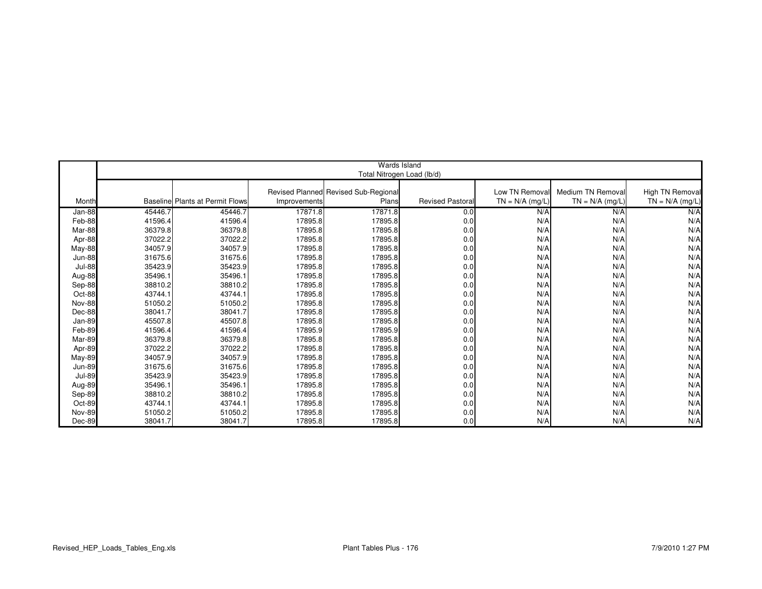| | Wards Island | | | | | | | |
|---|---|---|---|---|---|---|---|---|
| | Total Nitrogen Load (lb/d) | | | | | | | |
| Month | Baseline | Plants at Permit Flows | Revised Planned Improvements | Revised Sub-Regional Plans | Revised Pastoral | Low TN Removal TN = N/A (mg/L) | Medium TN Removal TN = N/A (mg/L) | High TN Removal TN = N/A (mg/L) |
| Jan-88 | 45446.7 | 45446.7 | 17871.8 | 17871.8 | 0.0 | N/A | N/A | N/A |
| Feb-88 | 41596.4 | 41596.4 | 17895.8 | 17895.8 | 0.0 | N/A | N/A | N/A |
| Mar-88 | 36379.8 | 36379.8 | 17895.8 | 17895.8 | 0.0 | N/A | N/A | N/A |
| Apr-88 | 37022.2 | 37022.2 | 17895.8 | 17895.8 | 0.0 | N/A | N/A | N/A |
| May-88 | 34057.9 | 34057.9 | 17895.8 | 17895.8 | 0.0 | N/A | N/A | N/A |
| Jun-88 | 31675.6 | 31675.6 | 17895.8 | 17895.8 | 0.0 | N/A | N/A | N/A |
| Jul-88 | 35423.9 | 35423.9 | 17895.8 | 17895.8 | 0.0 | N/A | N/A | N/A |
| Aug-88 | 35496.1 | 35496.1 | 17895.8 | 17895.8 | 0.0 | N/A | N/A | N/A |
| Sep-88 | 38810.2 | 38810.2 | 17895.8 | 17895.8 | 0.0 | N/A | N/A | N/A |
| Oct-88 | 43744.1 | 43744.1 | 17895.8 | 17895.8 | 0.0 | N/A | N/A | N/A |
| Nov-88 | 51050.2 | 51050.2 | 17895.8 | 17895.8 | 0.0 | N/A | N/A | N/A |
| Dec-88 | 38041.7 | 38041.7 | 17895.8 | 17895.8 | 0.0 | N/A | N/A | N/A |
| Jan-89 | 45507.8 | 45507.8 | 17895.8 | 17895.8 | 0.0 | N/A | N/A | N/A |
| Feb-89 | 41596.4 | 41596.4 | 17895.9 | 17895.9 | 0.0 | N/A | N/A | N/A |
| Mar-89 | 36379.8 | 36379.8 | 17895.8 | 17895.8 | 0.0 | N/A | N/A | N/A |
| Apr-89 | 37022.2 | 37022.2 | 17895.8 | 17895.8 | 0.0 | N/A | N/A | N/A |
| May-89 | 34057.9 | 34057.9 | 17895.8 | 17895.8 | 0.0 | N/A | N/A | N/A |
| Jun-89 | 31675.6 | 31675.6 | 17895.8 | 17895.8 | 0.0 | N/A | N/A | N/A |
| Jul-89 | 35423.9 | 35423.9 | 17895.8 | 17895.8 | 0.0 | N/A | N/A | N/A |
| Aug-89 | 35496.1 | 35496.1 | 17895.8 | 17895.8 | 0.0 | N/A | N/A | N/A |
| Sep-89 | 38810.2 | 38810.2 | 17895.8 | 17895.8 | 0.0 | N/A | N/A | N/A |
| Oct-89 | 43744.1 | 43744.1 | 17895.8 | 17895.8 | 0.0 | N/A | N/A | N/A |
| Nov-89 | 51050.2 | 51050.2 | 17895.8 | 17895.8 | 0.0 | N/A | N/A | N/A |
| Dec-89 | 38041.7 | 38041.7 | 17895.8 | 17895.8 | 0.0 | N/A | N/A | N/A |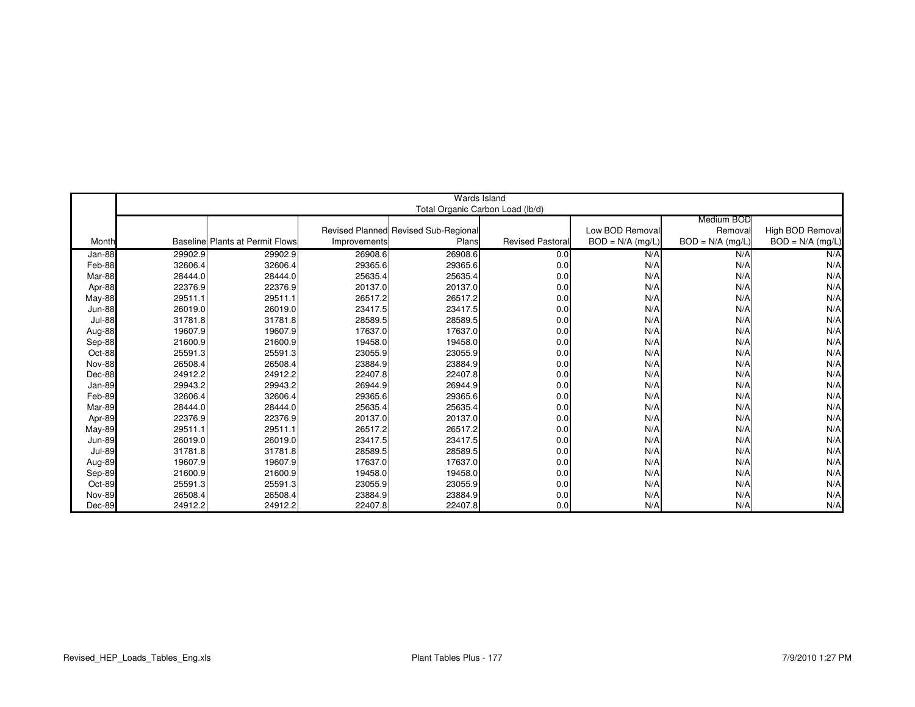| Month | Wards Island Total Organic Carbon Load (lb/d) | | | | | | | |
|---|---|---|---|---|---|---|---|---|
| | Baseline | Plants at Permit Flows | Revised Planned Improvements | Revised Sub-Regional Plans | Revised Pastoral | Low BOD Removal BOD = N/A (mg/L) | Medium BOD Removal BOD = N/A (mg/L) | High BOD Removal BOD = N/A (mg/L) |
| Jan-88 | 29902.9 | 29902.9 | 26908.6 | 26908.6 | 0.0 | N/A | N/A | N/A |
| Feb-88 | 32606.4 | 32606.4 | 29365.6 | 29365.6 | 0.0 | N/A | N/A | N/A |
| Mar-88 | 28444.0 | 28444.0 | 25635.4 | 25635.4 | 0.0 | N/A | N/A | N/A |
| Apr-88 | 22376.9 | 22376.9 | 20137.0 | 20137.0 | 0.0 | N/A | N/A | N/A |
| May-88 | 29511.1 | 29511.1 | 26517.2 | 26517.2 | 0.0 | N/A | N/A | N/A |
| Jun-88 | 26019.0 | 26019.0 | 23417.5 | 23417.5 | 0.0 | N/A | N/A | N/A |
| Jul-88 | 31781.8 | 31781.8 | 28589.5 | 28589.5 | 0.0 | N/A | N/A | N/A |
| Aug-88 | 19607.9 | 19607.9 | 17637.0 | 17637.0 | 0.0 | N/A | N/A | N/A |
| Sep-88 | 21600.9 | 21600.9 | 19458.0 | 19458.0 | 0.0 | N/A | N/A | N/A |
| Oct-88 | 25591.3 | 25591.3 | 23055.9 | 23055.9 | 0.0 | N/A | N/A | N/A |
| Nov-88 | 26508.4 | 26508.4 | 23884.9 | 23884.9 | 0.0 | N/A | N/A | N/A |
| Dec-88 | 24912.2 | 24912.2 | 22407.8 | 22407.8 | 0.0 | N/A | N/A | N/A |
| Jan-89 | 29943.2 | 29943.2 | 26944.9 | 26944.9 | 0.0 | N/A | N/A | N/A |
| Feb-89 | 32606.4 | 32606.4 | 29365.6 | 29365.6 | 0.0 | N/A | N/A | N/A |
| Mar-89 | 28444.0 | 28444.0 | 25635.4 | 25635.4 | 0.0 | N/A | N/A | N/A |
| Apr-89 | 22376.9 | 22376.9 | 20137.0 | 20137.0 | 0.0 | N/A | N/A | N/A |
| May-89 | 29511.1 | 29511.1 | 26517.2 | 26517.2 | 0.0 | N/A | N/A | N/A |
| Jun-89 | 26019.0 | 26019.0 | 23417.5 | 23417.5 | 0.0 | N/A | N/A | N/A |
| Jul-89 | 31781.8 | 31781.8 | 28589.5 | 28589.5 | 0.0 | N/A | N/A | N/A |
| Aug-89 | 19607.9 | 19607.9 | 17637.0 | 17637.0 | 0.0 | N/A | N/A | N/A |
| Sep-89 | 21600.9 | 21600.9 | 19458.0 | 19458.0 | 0.0 | N/A | N/A | N/A |
| Oct-89 | 25591.3 | 25591.3 | 23055.9 | 23055.9 | 0.0 | N/A | N/A | N/A |
| Nov-89 | 26508.4 | 26508.4 | 23884.9 | 23884.9 | 0.0 | N/A | N/A | N/A |
| Dec-89 | 24912.2 | 24912.2 | 22407.8 | 22407.8 | 0.0 | N/A | N/A | N/A |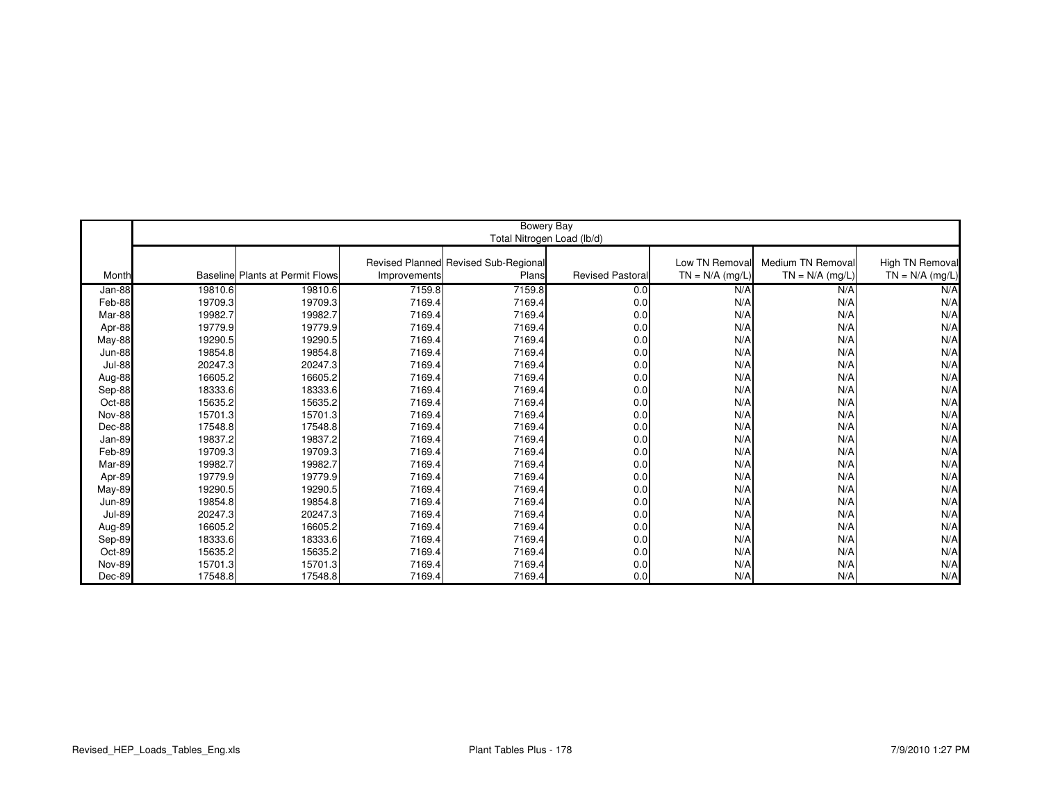| Month | Bowery Bay<br>Total Nitrogen Load (lb/d)<br>Baseline | Plants at Permit Flows | Revised Planned Improvements | Revised Sub-Regional Plans | Revised Pastoral | Low TN Removal TN = N/A (mg/L) | Medium TN Removal TN = N/A (mg/L) | High TN Removal TN = N/A (mg/L) |
|---|---|---|---|---|---|---|---|---|
| Jan-88 | 19810.6 | 19810.6 | 7159.8 | 7159.8 | 0.0 | N/A | N/A | N/A |
| Feb-88 | 19709.3 | 19709.3 | 7169.4 | 7169.4 | 0.0 | N/A | N/A | N/A |
| Mar-88 | 19982.7 | 19982.7 | 7169.4 | 7169.4 | 0.0 | N/A | N/A | N/A |
| Apr-88 | 19779.9 | 19779.9 | 7169.4 | 7169.4 | 0.0 | N/A | N/A | N/A |
| May-88 | 19290.5 | 19290.5 | 7169.4 | 7169.4 | 0.0 | N/A | N/A | N/A |
| Jun-88 | 19854.8 | 19854.8 | 7169.4 | 7169.4 | 0.0 | N/A | N/A | N/A |
| Jul-88 | 20247.3 | 20247.3 | 7169.4 | 7169.4 | 0.0 | N/A | N/A | N/A |
| Aug-88 | 16605.2 | 16605.2 | 7169.4 | 7169.4 | 0.0 | N/A | N/A | N/A |
| Sep-88 | 18333.6 | 18333.6 | 7169.4 | 7169.4 | 0.0 | N/A | N/A | N/A |
| Oct-88 | 15635.2 | 15635.2 | 7169.4 | 7169.4 | 0.0 | N/A | N/A | N/A |
| Nov-88 | 15701.3 | 15701.3 | 7169.4 | 7169.4 | 0.0 | N/A | N/A | N/A |
| Dec-88 | 17548.8 | 17548.8 | 7169.4 | 7169.4 | 0.0 | N/A | N/A | N/A |
| Jan-89 | 19837.2 | 19837.2 | 7169.4 | 7169.4 | 0.0 | N/A | N/A | N/A |
| Feb-89 | 19709.3 | 19709.3 | 7169.4 | 7169.4 | 0.0 | N/A | N/A | N/A |
| Mar-89 | 19982.7 | 19982.7 | 7169.4 | 7169.4 | 0.0 | N/A | N/A | N/A |
| Apr-89 | 19779.9 | 19779.9 | 7169.4 | 7169.4 | 0.0 | N/A | N/A | N/A |
| May-89 | 19290.5 | 19290.5 | 7169.4 | 7169.4 | 0.0 | N/A | N/A | N/A |
| Jun-89 | 19854.8 | 19854.8 | 7169.4 | 7169.4 | 0.0 | N/A | N/A | N/A |
| Jul-89 | 20247.3 | 20247.3 | 7169.4 | 7169.4 | 0.0 | N/A | N/A | N/A |
| Aug-89 | 16605.2 | 16605.2 | 7169.4 | 7169.4 | 0.0 | N/A | N/A | N/A |
| Sep-89 | 18333.6 | 18333.6 | 7169.4 | 7169.4 | 0.0 | N/A | N/A | N/A |
| Oct-89 | 15635.2 | 15635.2 | 7169.4 | 7169.4 | 0.0 | N/A | N/A | N/A |
| Nov-89 | 15701.3 | 15701.3 | 7169.4 | 7169.4 | 0.0 | N/A | N/A | N/A |
| Dec-89 | 17548.8 | 17548.8 | 7169.4 | 7169.4 | 0.0 | N/A | N/A | N/A |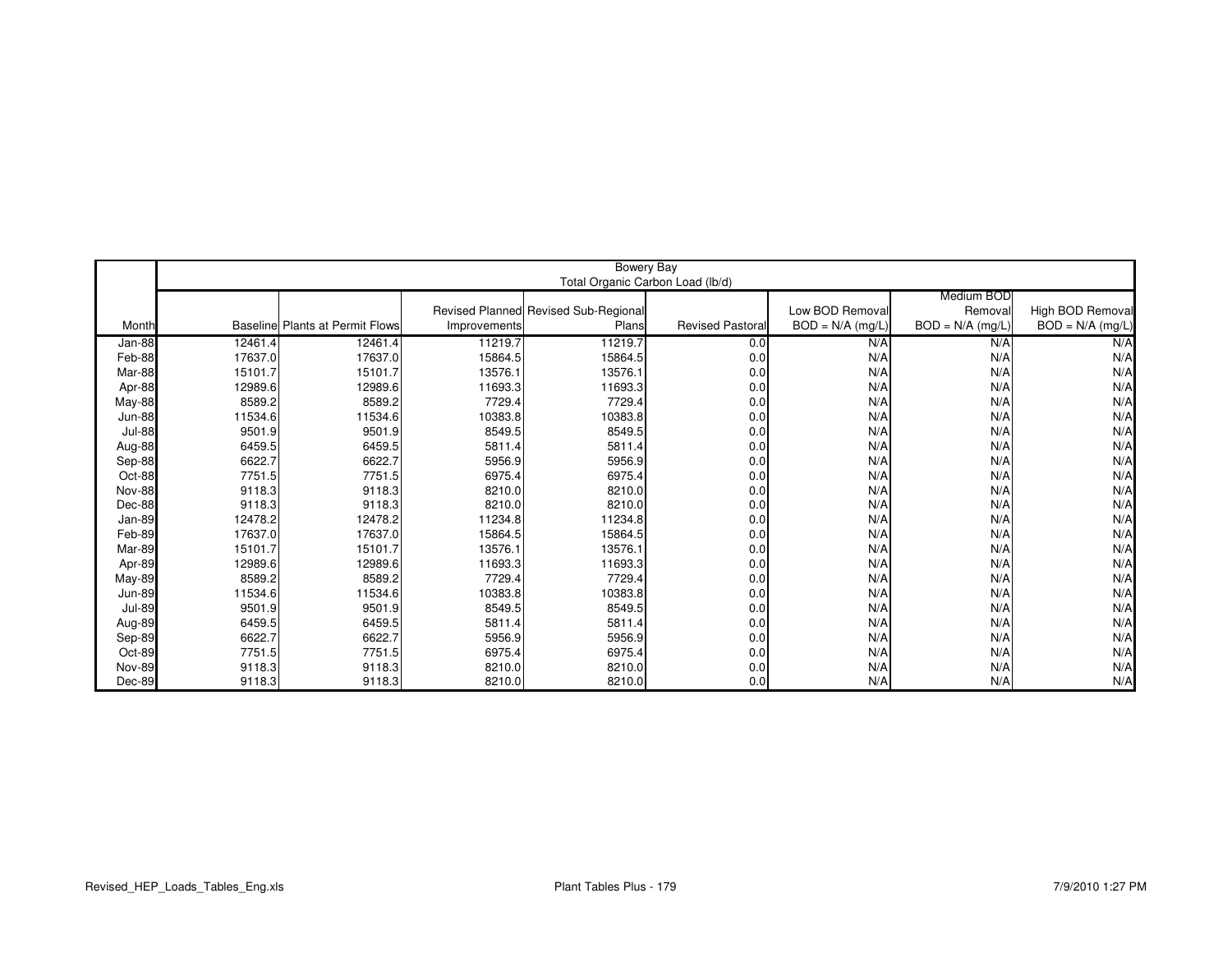| | Bowery Bay | | | | | | | |
|---|---|---|---|---|---|---|---|---|
| | Total Organic Carbon Load (lb/d) | | | | | | | |
| Month | Baseline | Plants at Permit Flows | Revised Planned Improvements | Revised Sub-Regional Plans | Revised Pastoral | Low BOD Removal BOD = N/A (mg/L) | Medium BOD Removal BOD = N/A (mg/L) | High BOD Removal BOD = N/A (mg/L) |
| Jan-88 | 12461.4 | 12461.4 | 11219.7 | 11219.7 | 0.0 | N/A | N/A | N/A |
| Feb-88 | 17637.0 | 17637.0 | 15864.5 | 15864.5 | 0.0 | N/A | N/A | N/A |
| Mar-88 | 15101.7 | 15101.7 | 13576.1 | 13576.1 | 0.0 | N/A | N/A | N/A |
| Apr-88 | 12989.6 | 12989.6 | 11693.3 | 11693.3 | 0.0 | N/A | N/A | N/A |
| May-88 | 8589.2 | 8589.2 | 7729.4 | 7729.4 | 0.0 | N/A | N/A | N/A |
| Jun-88 | 11534.6 | 11534.6 | 10383.8 | 10383.8 | 0.0 | N/A | N/A | N/A |
| Jul-88 | 9501.9 | 9501.9 | 8549.5 | 8549.5 | 0.0 | N/A | N/A | N/A |
| Aug-88 | 6459.5 | 6459.5 | 5811.4 | 5811.4 | 0.0 | N/A | N/A | N/A |
| Sep-88 | 6622.7 | 6622.7 | 5956.9 | 5956.9 | 0.0 | N/A | N/A | N/A |
| Oct-88 | 7751.5 | 7751.5 | 6975.4 | 6975.4 | 0.0 | N/A | N/A | N/A |
| Nov-88 | 9118.3 | 9118.3 | 8210.0 | 8210.0 | 0.0 | N/A | N/A | N/A |
| Dec-88 | 9118.3 | 9118.3 | 8210.0 | 8210.0 | 0.0 | N/A | N/A | N/A |
| Jan-89 | 12478.2 | 12478.2 | 11234.8 | 11234.8 | 0.0 | N/A | N/A | N/A |
| Feb-89 | 17637.0 | 17637.0 | 15864.5 | 15864.5 | 0.0 | N/A | N/A | N/A |
| Mar-89 | 15101.7 | 15101.7 | 13576.1 | 13576.1 | 0.0 | N/A | N/A | N/A |
| Apr-89 | 12989.6 | 12989.6 | 11693.3 | 11693.3 | 0.0 | N/A | N/A | N/A |
| May-89 | 8589.2 | 8589.2 | 7729.4 | 7729.4 | 0.0 | N/A | N/A | N/A |
| Jun-89 | 11534.6 | 11534.6 | 10383.8 | 10383.8 | 0.0 | N/A | N/A | N/A |
| Jul-89 | 9501.9 | 9501.9 | 8549.5 | 8549.5 | 0.0 | N/A | N/A | N/A |
| Aug-89 | 6459.5 | 6459.5 | 5811.4 | 5811.4 | 0.0 | N/A | N/A | N/A |
| Sep-89 | 6622.7 | 6622.7 | 5956.9 | 5956.9 | 0.0 | N/A | N/A | N/A |
| Oct-89 | 7751.5 | 7751.5 | 6975.4 | 6975.4 | 0.0 | N/A | N/A | N/A |
| Nov-89 | 9118.3 | 9118.3 | 8210.0 | 8210.0 | 0.0 | N/A | N/A | N/A |
| Dec-89 | 9118.3 | 9118.3 | 8210.0 | 8210.0 | 0.0 | N/A | N/A | N/A |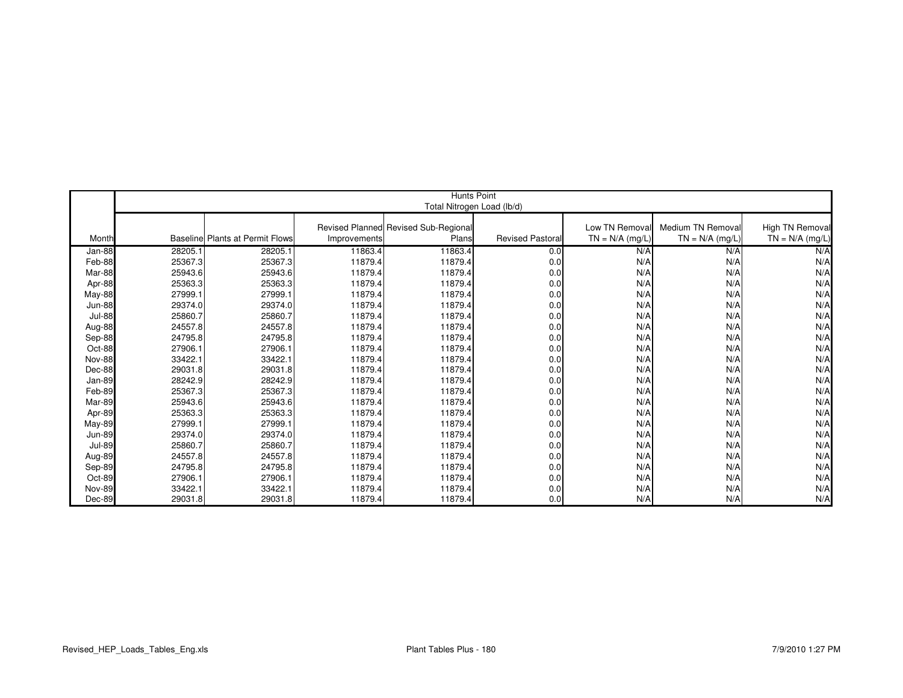|  | Hunts Point<br>Total Nitrogen Load (lb/d) | | | | | | | |
|---|---|---|---|---|---|---|---|---|
| Month | Baseline | Plants at Permit Flows | Revised Planned Improvements | Revised Sub-Regional Plans | Revised Pastoral | Low TN Removal TN = N/A (mg/L) | Medium TN Removal TN = N/A (mg/L) | High TN Removal TN = N/A (mg/L) |
| Jan-88 | 28205.1 | 28205.1 | 11863.4 | 11863.4 | 0.0 | N/A | N/A | N/A |
| Feb-88 | 25367.3 | 25367.3 | 11879.4 | 11879.4 | 0.0 | N/A | N/A | N/A |
| Mar-88 | 25943.6 | 25943.6 | 11879.4 | 11879.4 | 0.0 | N/A | N/A | N/A |
| Apr-88 | 25363.3 | 25363.3 | 11879.4 | 11879.4 | 0.0 | N/A | N/A | N/A |
| May-88 | 27999.1 | 27999.1 | 11879.4 | 11879.4 | 0.0 | N/A | N/A | N/A |
| Jun-88 | 29374.0 | 29374.0 | 11879.4 | 11879.4 | 0.0 | N/A | N/A | N/A |
| Jul-88 | 25860.7 | 25860.7 | 11879.4 | 11879.4 | 0.0 | N/A | N/A | N/A |
| Aug-88 | 24557.8 | 24557.8 | 11879.4 | 11879.4 | 0.0 | N/A | N/A | N/A |
| Sep-88 | 24795.8 | 24795.8 | 11879.4 | 11879.4 | 0.0 | N/A | N/A | N/A |
| Oct-88 | 27906.1 | 27906.1 | 11879.4 | 11879.4 | 0.0 | N/A | N/A | N/A |
| Nov-88 | 33422.1 | 33422.1 | 11879.4 | 11879.4 | 0.0 | N/A | N/A | N/A |
| Dec-88 | 29031.8 | 29031.8 | 11879.4 | 11879.4 | 0.0 | N/A | N/A | N/A |
| Jan-89 | 28242.9 | 28242.9 | 11879.4 | 11879.4 | 0.0 | N/A | N/A | N/A |
| Feb-89 | 25367.3 | 25367.3 | 11879.4 | 11879.4 | 0.0 | N/A | N/A | N/A |
| Mar-89 | 25943.6 | 25943.6 | 11879.4 | 11879.4 | 0.0 | N/A | N/A | N/A |
| Apr-89 | 25363.3 | 25363.3 | 11879.4 | 11879.4 | 0.0 | N/A | N/A | N/A |
| May-89 | 27999.1 | 27999.1 | 11879.4 | 11879.4 | 0.0 | N/A | N/A | N/A |
| Jun-89 | 29374.0 | 29374.0 | 11879.4 | 11879.4 | 0.0 | N/A | N/A | N/A |
| Jul-89 | 25860.7 | 25860.7 | 11879.4 | 11879.4 | 0.0 | N/A | N/A | N/A |
| Aug-89 | 24557.8 | 24557.8 | 11879.4 | 11879.4 | 0.0 | N/A | N/A | N/A |
| Sep-89 | 24795.8 | 24795.8 | 11879.4 | 11879.4 | 0.0 | N/A | N/A | N/A |
| Oct-89 | 27906.1 | 27906.1 | 11879.4 | 11879.4 | 0.0 | N/A | N/A | N/A |
| Nov-89 | 33422.1 | 33422.1 | 11879.4 | 11879.4 | 0.0 | N/A | N/A | N/A |
| Dec-89 | 29031.8 | 29031.8 | 11879.4 | 11879.4 | 0.0 | N/A | N/A | N/A |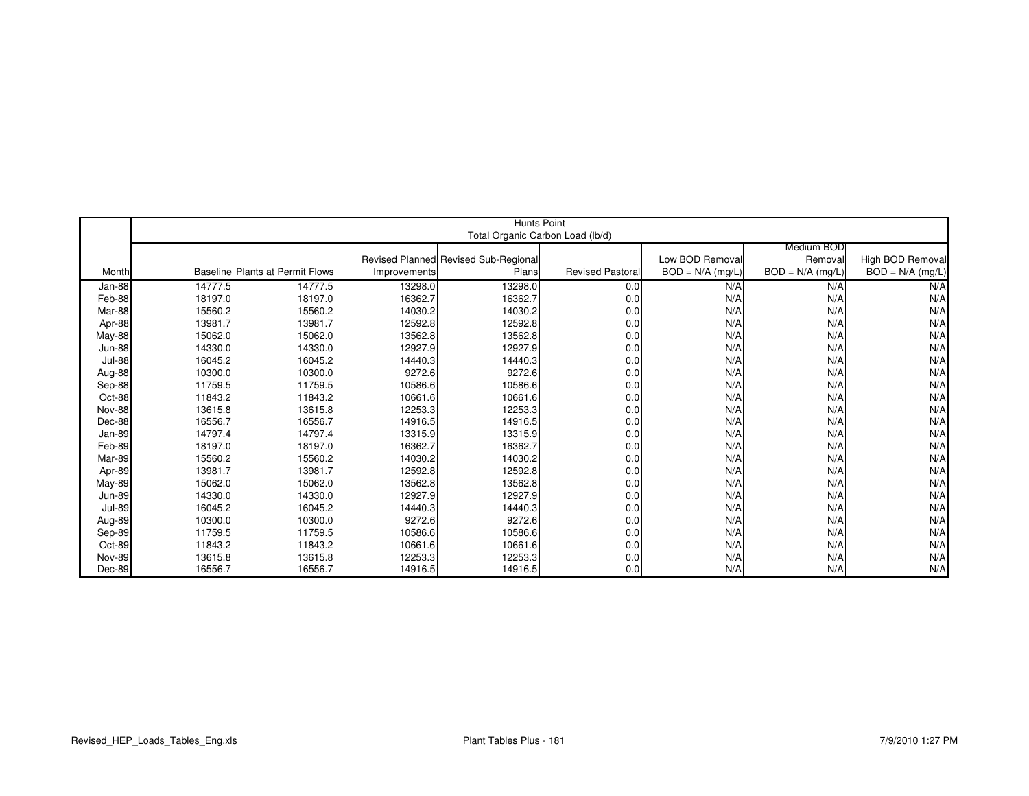| | Hunts Point | | | | | | | |
|---|---|---|---|---|---|---|---|---|
| | Total Organic Carbon Load (lb/d) | | | | | | | |
| Month | Baseline | Plants at Permit Flows | Revised Planned Improvements | Revised Sub-Regional Plans | Revised Pastoral | Low BOD Removal BOD = N/A (mg/L) | Medium BOD Removal BOD = N/A (mg/L) | High BOD Removal BOD = N/A (mg/L) |
| Jan-88 | 14777.5 | 14777.5 | 13298.0 | 13298.0 | 0.0 | N/A | N/A | N/A |
| Feb-88 | 18197.0 | 18197.0 | 16362.7 | 16362.7 | 0.0 | N/A | N/A | N/A |
| Mar-88 | 15560.2 | 15560.2 | 14030.2 | 14030.2 | 0.0 | N/A | N/A | N/A |
| Apr-88 | 13981.7 | 13981.7 | 12592.8 | 12592.8 | 0.0 | N/A | N/A | N/A |
| May-88 | 15062.0 | 15062.0 | 13562.8 | 13562.8 | 0.0 | N/A | N/A | N/A |
| Jun-88 | 14330.0 | 14330.0 | 12927.9 | 12927.9 | 0.0 | N/A | N/A | N/A |
| Jul-88 | 16045.2 | 16045.2 | 14440.3 | 14440.3 | 0.0 | N/A | N/A | N/A |
| Aug-88 | 10300.0 | 10300.0 | 9272.6 | 9272.6 | 0.0 | N/A | N/A | N/A |
| Sep-88 | 11759.5 | 11759.5 | 10586.6 | 10586.6 | 0.0 | N/A | N/A | N/A |
| Oct-88 | 11843.2 | 11843.2 | 10661.6 | 10661.6 | 0.0 | N/A | N/A | N/A |
| Nov-88 | 13615.8 | 13615.8 | 12253.3 | 12253.3 | 0.0 | N/A | N/A | N/A |
| Dec-88 | 16556.7 | 16556.7 | 14916.5 | 14916.5 | 0.0 | N/A | N/A | N/A |
| Jan-89 | 14797.4 | 14797.4 | 13315.9 | 13315.9 | 0.0 | N/A | N/A | N/A |
| Feb-89 | 18197.0 | 18197.0 | 16362.7 | 16362.7 | 0.0 | N/A | N/A | N/A |
| Mar-89 | 15560.2 | 15560.2 | 14030.2 | 14030.2 | 0.0 | N/A | N/A | N/A |
| Apr-89 | 13981.7 | 13981.7 | 12592.8 | 12592.8 | 0.0 | N/A | N/A | N/A |
| May-89 | 15062.0 | 15062.0 | 13562.8 | 13562.8 | 0.0 | N/A | N/A | N/A |
| Jun-89 | 14330.0 | 14330.0 | 12927.9 | 12927.9 | 0.0 | N/A | N/A | N/A |
| Jul-89 | 16045.2 | 16045.2 | 14440.3 | 14440.3 | 0.0 | N/A | N/A | N/A |
| Aug-89 | 10300.0 | 10300.0 | 9272.6 | 9272.6 | 0.0 | N/A | N/A | N/A |
| Sep-89 | 11759.5 | 11759.5 | 10586.6 | 10586.6 | 0.0 | N/A | N/A | N/A |
| Oct-89 | 11843.2 | 11843.2 | 10661.6 | 10661.6 | 0.0 | N/A | N/A | N/A |
| Nov-89 | 13615.8 | 13615.8 | 12253.3 | 12253.3 | 0.0 | N/A | N/A | N/A |
| Dec-89 | 16556.7 | 16556.7 | 14916.5 | 14916.5 | 0.0 | N/A | N/A | N/A |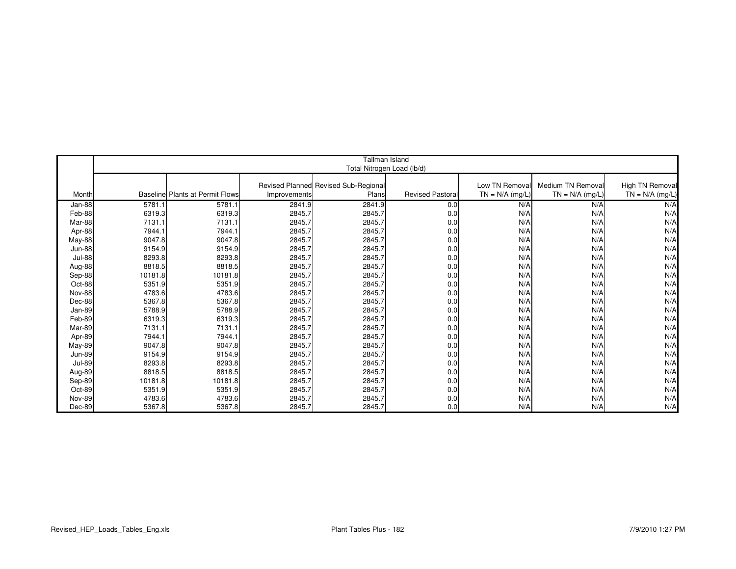| | Tallman Island Total Nitrogen Load (lb/d) | | | | | | | |
|---|---|---|---|---|---|---|---|---|
| Month | Baseline | Plants at Permit Flows | Revised Planned Improvements | Revised Sub-Regional Plans | Revised Pastoral | Low TN Removal TN = N/A (mg/L) | Medium TN Removal TN = N/A (mg/L) | High TN Removal TN = N/A (mg/L) |
| Jan-88 | 5781.1 | 5781.1 | 2841.9 | 2841.9 | 0.0 | N/A | N/A | N/A |
| Feb-88 | 6319.3 | 6319.3 | 2845.7 | 2845.7 | 0.0 | N/A | N/A | N/A |
| Mar-88 | 7131.1 | 7131.1 | 2845.7 | 2845.7 | 0.0 | N/A | N/A | N/A |
| Apr-88 | 7944.1 | 7944.1 | 2845.7 | 2845.7 | 0.0 | N/A | N/A | N/A |
| May-88 | 9047.8 | 9047.8 | 2845.7 | 2845.7 | 0.0 | N/A | N/A | N/A |
| Jun-88 | 9154.9 | 9154.9 | 2845.7 | 2845.7 | 0.0 | N/A | N/A | N/A |
| Jul-88 | 8293.8 | 8293.8 | 2845.7 | 2845.7 | 0.0 | N/A | N/A | N/A |
| Aug-88 | 8818.5 | 8818.5 | 2845.7 | 2845.7 | 0.0 | N/A | N/A | N/A |
| Sep-88 | 10181.8 | 10181.8 | 2845.7 | 2845.7 | 0.0 | N/A | N/A | N/A |
| Oct-88 | 5351.9 | 5351.9 | 2845.7 | 2845.7 | 0.0 | N/A | N/A | N/A |
| Nov-88 | 4783.6 | 4783.6 | 2845.7 | 2845.7 | 0.0 | N/A | N/A | N/A |
| Dec-88 | 5367.8 | 5367.8 | 2845.7 | 2845.7 | 0.0 | N/A | N/A | N/A |
| Jan-89 | 5788.9 | 5788.9 | 2845.7 | 2845.7 | 0.0 | N/A | N/A | N/A |
| Feb-89 | 6319.3 | 6319.3 | 2845.7 | 2845.7 | 0.0 | N/A | N/A | N/A |
| Mar-89 | 7131.1 | 7131.1 | 2845.7 | 2845.7 | 0.0 | N/A | N/A | N/A |
| Apr-89 | 7944.1 | 7944.1 | 2845.7 | 2845.7 | 0.0 | N/A | N/A | N/A |
| May-89 | 9047.8 | 9047.8 | 2845.7 | 2845.7 | 0.0 | N/A | N/A | N/A |
| Jun-89 | 9154.9 | 9154.9 | 2845.7 | 2845.7 | 0.0 | N/A | N/A | N/A |
| Jul-89 | 8293.8 | 8293.8 | 2845.7 | 2845.7 | 0.0 | N/A | N/A | N/A |
| Aug-89 | 8818.5 | 8818.5 | 2845.7 | 2845.7 | 0.0 | N/A | N/A | N/A |
| Sep-89 | 10181.8 | 10181.8 | 2845.7 | 2845.7 | 0.0 | N/A | N/A | N/A |
| Oct-89 | 5351.9 | 5351.9 | 2845.7 | 2845.7 | 0.0 | N/A | N/A | N/A |
| Nov-89 | 4783.6 | 4783.6 | 2845.7 | 2845.7 | 0.0 | N/A | N/A | N/A |
| Dec-89 | 5367.8 | 5367.8 | 2845.7 | 2845.7 | 0.0 | N/A | N/A | N/A |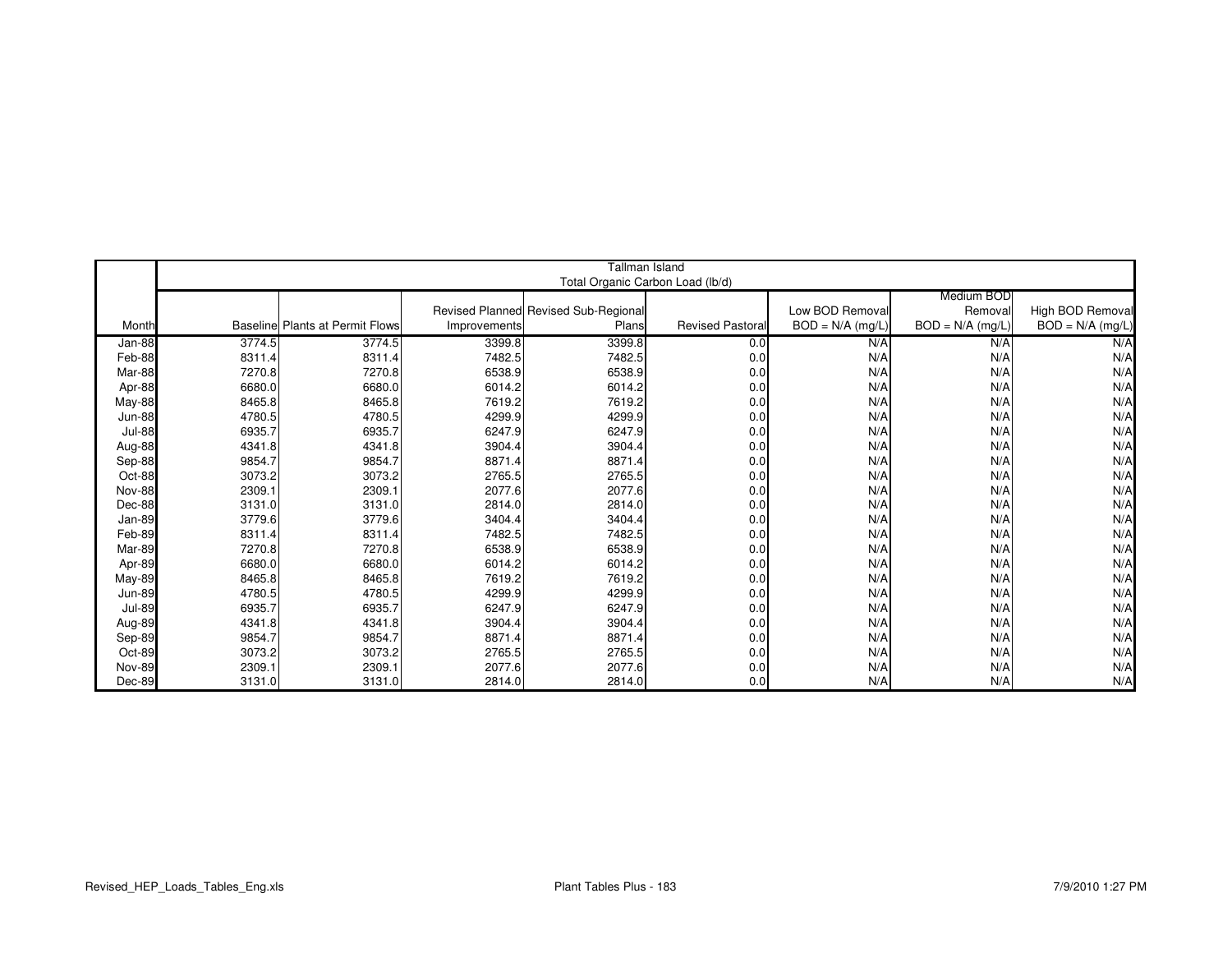| | Tallman Island<br>Total Organic Carbon Load (lb/d) | | | | | | | |
|---|---|---|---|---|---|---|---|---|
| Month | Baseline | Plants at Permit Flows | Revised Planned Improvements | Revised Sub-Regional Plans | Revised Pastoral | Low BOD Removal BOD = N/A (mg/L) | Medium BOD Removal BOD = N/A (mg/L) | High BOD Removal BOD = N/A (mg/L) |
| Jan-88 | 3774.5 | 3774.5 | 3399.8 | 3399.8 | 0.0 | N/A | N/A | N/A |
| Feb-88 | 8311.4 | 8311.4 | 7482.5 | 7482.5 | 0.0 | N/A | N/A | N/A |
| Mar-88 | 7270.8 | 7270.8 | 6538.9 | 6538.9 | 0.0 | N/A | N/A | N/A |
| Apr-88 | 6680.0 | 6680.0 | 6014.2 | 6014.2 | 0.0 | N/A | N/A | N/A |
| May-88 | 8465.8 | 8465.8 | 7619.2 | 7619.2 | 0.0 | N/A | N/A | N/A |
| Jun-88 | 4780.5 | 4780.5 | 4299.9 | 4299.9 | 0.0 | N/A | N/A | N/A |
| Jul-88 | 6935.7 | 6935.7 | 6247.9 | 6247.9 | 0.0 | N/A | N/A | N/A |
| Aug-88 | 4341.8 | 4341.8 | 3904.4 | 3904.4 | 0.0 | N/A | N/A | N/A |
| Sep-88 | 9854.7 | 9854.7 | 8871.4 | 8871.4 | 0.0 | N/A | N/A | N/A |
| Oct-88 | 3073.2 | 3073.2 | 2765.5 | 2765.5 | 0.0 | N/A | N/A | N/A |
| Nov-88 | 2309.1 | 2309.1 | 2077.6 | 2077.6 | 0.0 | N/A | N/A | N/A |
| Dec-88 | 3131.0 | 3131.0 | 2814.0 | 2814.0 | 0.0 | N/A | N/A | N/A |
| Jan-89 | 3779.6 | 3779.6 | 3404.4 | 3404.4 | 0.0 | N/A | N/A | N/A |
| Feb-89 | 8311.4 | 8311.4 | 7482.5 | 7482.5 | 0.0 | N/A | N/A | N/A |
| Mar-89 | 7270.8 | 7270.8 | 6538.9 | 6538.9 | 0.0 | N/A | N/A | N/A |
| Apr-89 | 6680.0 | 6680.0 | 6014.2 | 6014.2 | 0.0 | N/A | N/A | N/A |
| May-89 | 8465.8 | 8465.8 | 7619.2 | 7619.2 | 0.0 | N/A | N/A | N/A |
| Jun-89 | 4780.5 | 4780.5 | 4299.9 | 4299.9 | 0.0 | N/A | N/A | N/A |
| Jul-89 | 6935.7 | 6935.7 | 6247.9 | 6247.9 | 0.0 | N/A | N/A | N/A |
| Aug-89 | 4341.8 | 4341.8 | 3904.4 | 3904.4 | 0.0 | N/A | N/A | N/A |
| Sep-89 | 9854.7 | 9854.7 | 8871.4 | 8871.4 | 0.0 | N/A | N/A | N/A |
| Oct-89 | 3073.2 | 3073.2 | 2765.5 | 2765.5 | 0.0 | N/A | N/A | N/A |
| Nov-89 | 2309.1 | 2309.1 | 2077.6 | 2077.6 | 0.0 | N/A | N/A | N/A |
| Dec-89 | 3131.0 | 3131.0 | 2814.0 | 2814.0 | 0.0 | N/A | N/A | N/A |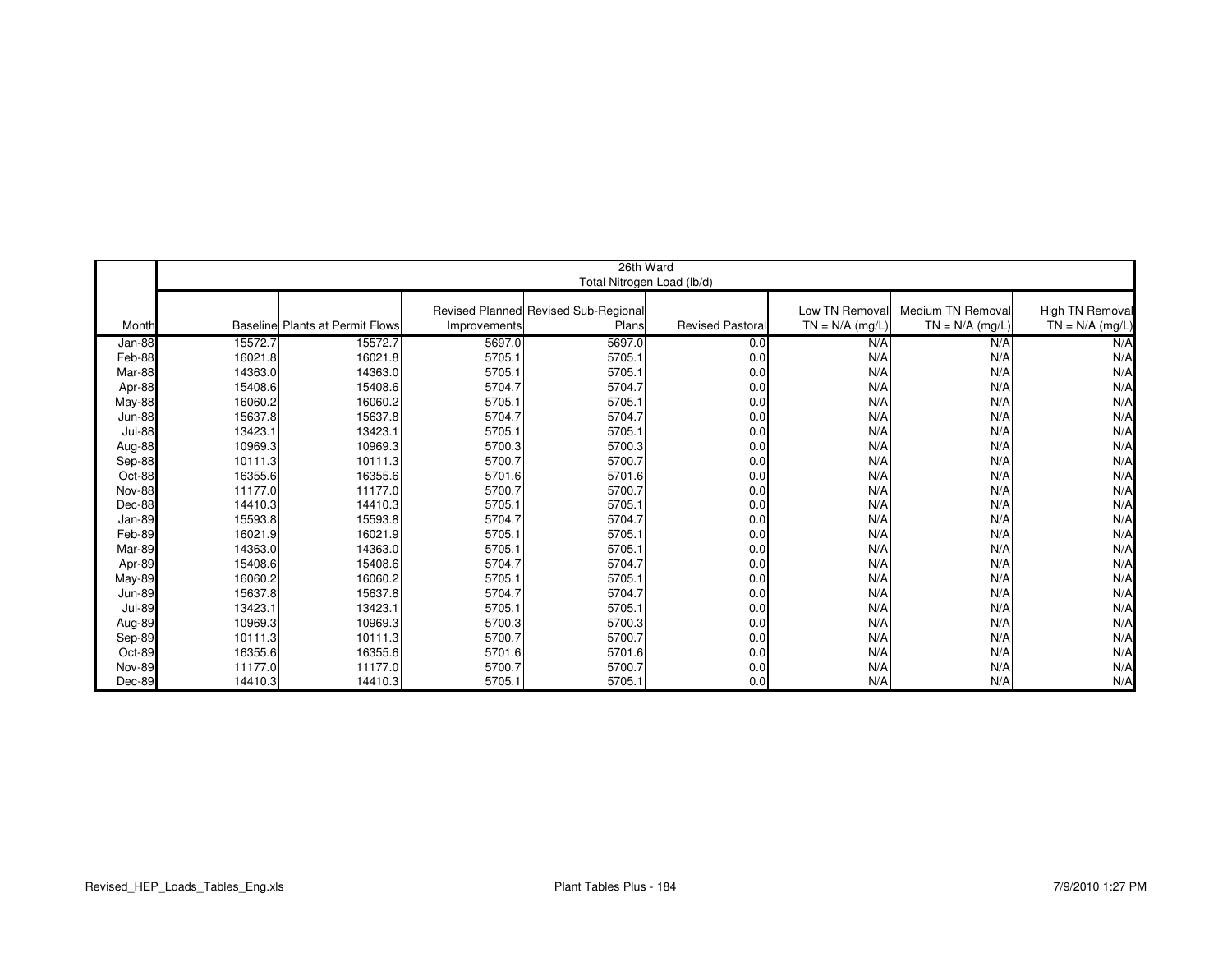| | 26th Ward Total Nitrogen Load (lb/d) | | | | | | | |
|---|---|---|---|---|---|---|---|---|
| Month | Baseline | Plants at Permit Flows | Revised Planned Improvements | Revised Sub-Regional Plans | Revised Pastoral | Low TN Removal TN = N/A (mg/L) | Medium TN Removal TN = N/A (mg/L) | High TN Removal TN = N/A (mg/L) |
| Jan-88 | 15572.7 | 15572.7 | 5697.0 | 5697.0 | 0.0 | N/A | N/A | N/A |
| Feb-88 | 16021.8 | 16021.8 | 5705.1 | 5705.1 | 0.0 | N/A | N/A | N/A |
| Mar-88 | 14363.0 | 14363.0 | 5705.1 | 5705.1 | 0.0 | N/A | N/A | N/A |
| Apr-88 | 15408.6 | 15408.6 | 5704.7 | 5704.7 | 0.0 | N/A | N/A | N/A |
| May-88 | 16060.2 | 16060.2 | 5705.1 | 5705.1 | 0.0 | N/A | N/A | N/A |
| Jun-88 | 15637.8 | 15637.8 | 5704.7 | 5704.7 | 0.0 | N/A | N/A | N/A |
| Jul-88 | 13423.1 | 13423.1 | 5705.1 | 5705.1 | 0.0 | N/A | N/A | N/A |
| Aug-88 | 10969.3 | 10969.3 | 5700.3 | 5700.3 | 0.0 | N/A | N/A | N/A |
| Sep-88 | 10111.3 | 10111.3 | 5700.7 | 5700.7 | 0.0 | N/A | N/A | N/A |
| Oct-88 | 16355.6 | 16355.6 | 5701.6 | 5701.6 | 0.0 | N/A | N/A | N/A |
| Nov-88 | 11177.0 | 11177.0 | 5700.7 | 5700.7 | 0.0 | N/A | N/A | N/A |
| Dec-88 | 14410.3 | 14410.3 | 5705.1 | 5705.1 | 0.0 | N/A | N/A | N/A |
| Jan-89 | 15593.8 | 15593.8 | 5704.7 | 5704.7 | 0.0 | N/A | N/A | N/A |
| Feb-89 | 16021.9 | 16021.9 | 5705.1 | 5705.1 | 0.0 | N/A | N/A | N/A |
| Mar-89 | 14363.0 | 14363.0 | 5705.1 | 5705.1 | 0.0 | N/A | N/A | N/A |
| Apr-89 | 15408.6 | 15408.6 | 5704.7 | 5704.7 | 0.0 | N/A | N/A | N/A |
| May-89 | 16060.2 | 16060.2 | 5705.1 | 5705.1 | 0.0 | N/A | N/A | N/A |
| Jun-89 | 15637.8 | 15637.8 | 5704.7 | 5704.7 | 0.0 | N/A | N/A | N/A |
| Jul-89 | 13423.1 | 13423.1 | 5705.1 | 5705.1 | 0.0 | N/A | N/A | N/A |
| Aug-89 | 10969.3 | 10969.3 | 5700.3 | 5700.3 | 0.0 | N/A | N/A | N/A |
| Sep-89 | 10111.3 | 10111.3 | 5700.7 | 5700.7 | 0.0 | N/A | N/A | N/A |
| Oct-89 | 16355.6 | 16355.6 | 5701.6 | 5701.6 | 0.0 | N/A | N/A | N/A |
| Nov-89 | 11177.0 | 11177.0 | 5700.7 | 5700.7 | 0.0 | N/A | N/A | N/A |
| Dec-89 | 14410.3 | 14410.3 | 5705.1 | 5705.1 | 0.0 | N/A | N/A | N/A |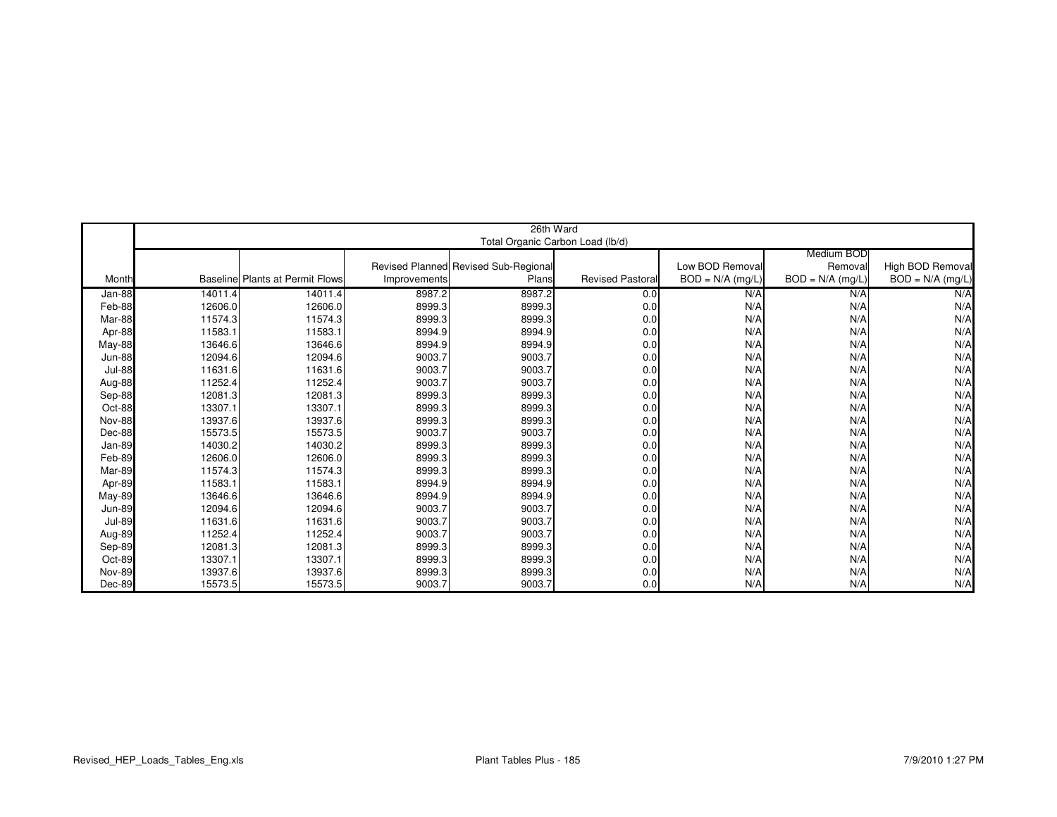| | 26th Ward | | | | | | | |
|---|---|---|---|---|---|---|---|---|
| | Total Organic Carbon Load (lb/d) | | | | | | | |
| Month | Baseline | Plants at Permit Flows | Revised Planned Improvements | Revised Sub-Regional Plans | Revised Pastoral | Low BOD Removal BOD = N/A (mg/L) | Medium BOD Removal BOD = N/A (mg/L) | High BOD Removal BOD = N/A (mg/L) |
| Jan-88 | 14011.4 | 14011.4 | 8987.2 | 8987.2 | 0.0 | N/A | N/A | N/A |
| Feb-88 | 12606.0 | 12606.0 | 8999.3 | 8999.3 | 0.0 | N/A | N/A | N/A |
| Mar-88 | 11574.3 | 11574.3 | 8999.3 | 8999.3 | 0.0 | N/A | N/A | N/A |
| Apr-88 | 11583.1 | 11583.1 | 8994.9 | 8994.9 | 0.0 | N/A | N/A | N/A |
| May-88 | 13646.6 | 13646.6 | 8994.9 | 8994.9 | 0.0 | N/A | N/A | N/A |
| Jun-88 | 12094.6 | 12094.6 | 9003.7 | 9003.7 | 0.0 | N/A | N/A | N/A |
| Jul-88 | 11631.6 | 11631.6 | 9003.7 | 9003.7 | 0.0 | N/A | N/A | N/A |
| Aug-88 | 11252.4 | 11252.4 | 9003.7 | 9003.7 | 0.0 | N/A | N/A | N/A |
| Sep-88 | 12081.3 | 12081.3 | 8999.3 | 8999.3 | 0.0 | N/A | N/A | N/A |
| Oct-88 | 13307.1 | 13307.1 | 8999.3 | 8999.3 | 0.0 | N/A | N/A | N/A |
| Nov-88 | 13937.6 | 13937.6 | 8999.3 | 8999.3 | 0.0 | N/A | N/A | N/A |
| Dec-88 | 15573.5 | 15573.5 | 9003.7 | 9003.7 | 0.0 | N/A | N/A | N/A |
| Jan-89 | 14030.2 | 14030.2 | 8999.3 | 8999.3 | 0.0 | N/A | N/A | N/A |
| Feb-89 | 12606.0 | 12606.0 | 8999.3 | 8999.3 | 0.0 | N/A | N/A | N/A |
| Mar-89 | 11574.3 | 11574.3 | 8999.3 | 8999.3 | 0.0 | N/A | N/A | N/A |
| Apr-89 | 11583.1 | 11583.1 | 8994.9 | 8994.9 | 0.0 | N/A | N/A | N/A |
| May-89 | 13646.6 | 13646.6 | 8994.9 | 8994.9 | 0.0 | N/A | N/A | N/A |
| Jun-89 | 12094.6 | 12094.6 | 9003.7 | 9003.7 | 0.0 | N/A | N/A | N/A |
| Jul-89 | 11631.6 | 11631.6 | 9003.7 | 9003.7 | 0.0 | N/A | N/A | N/A |
| Aug-89 | 11252.4 | 11252.4 | 9003.7 | 9003.7 | 0.0 | N/A | N/A | N/A |
| Sep-89 | 12081.3 | 12081.3 | 8999.3 | 8999.3 | 0.0 | N/A | N/A | N/A |
| Oct-89 | 13307.1 | 13307.1 | 8999.3 | 8999.3 | 0.0 | N/A | N/A | N/A |
| Nov-89 | 13937.6 | 13937.6 | 8999.3 | 8999.3 | 0.0 | N/A | N/A | N/A |
| Dec-89 | 15573.5 | 15573.5 | 9003.7 | 9003.7 | 0.0 | N/A | N/A | N/A |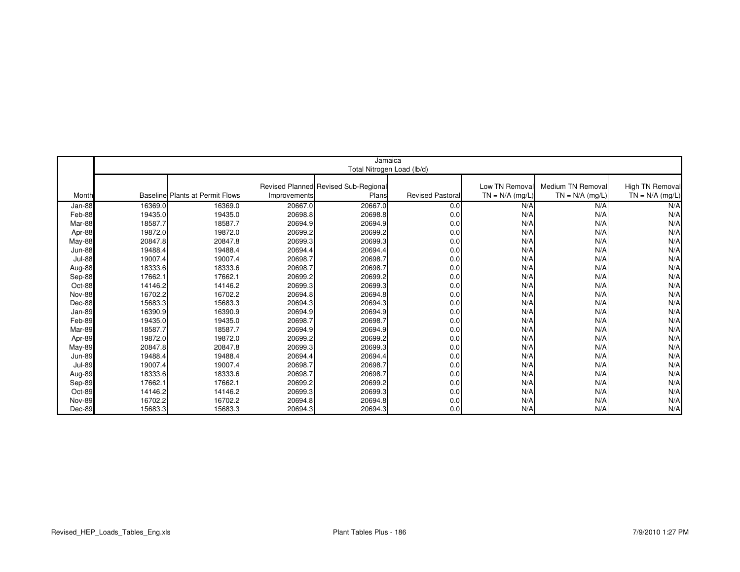| | Jamaica<br>Total Nitrogen Load (lb/d) | | | | | | | |
|---|---|---|---|---|---|---|---|---|
| Month | Baseline | Plants at Permit Flows | Revised Planned Improvements | Revised Sub-Regional Plans | Revised Pastoral | Low TN Removal TN = N/A (mg/L) | Medium TN Removal TN = N/A (mg/L) | High TN Removal TN = N/A (mg/L) |
| Jan-88 | 16369.0 | 16369.0 | 20667.0 | 20667.0 | 0.0 | N/A | N/A | N/A |
| Feb-88 | 19435.0 | 19435.0 | 20698.8 | 20698.8 | 0.0 | N/A | N/A | N/A |
| Mar-88 | 18587.7 | 18587.7 | 20694.9 | 20694.9 | 0.0 | N/A | N/A | N/A |
| Apr-88 | 19872.0 | 19872.0 | 20699.2 | 20699.2 | 0.0 | N/A | N/A | N/A |
| May-88 | 20847.8 | 20847.8 | 20699.3 | 20699.3 | 0.0 | N/A | N/A | N/A |
| Jun-88 | 19488.4 | 19488.4 | 20694.4 | 20694.4 | 0.0 | N/A | N/A | N/A |
| Jul-88 | 19007.4 | 19007.4 | 20698.7 | 20698.7 | 0.0 | N/A | N/A | N/A |
| Aug-88 | 18333.6 | 18333.6 | 20698.7 | 20698.7 | 0.0 | N/A | N/A | N/A |
| Sep-88 | 17662.1 | 17662.1 | 20699.2 | 20699.2 | 0.0 | N/A | N/A | N/A |
| Oct-88 | 14146.2 | 14146.2 | 20699.3 | 20699.3 | 0.0 | N/A | N/A | N/A |
| Nov-88 | 16702.2 | 16702.2 | 20694.8 | 20694.8 | 0.0 | N/A | N/A | N/A |
| Dec-88 | 15683.3 | 15683.3 | 20694.3 | 20694.3 | 0.0 | N/A | N/A | N/A |
| Jan-89 | 16390.9 | 16390.9 | 20694.9 | 20694.9 | 0.0 | N/A | N/A | N/A |
| Feb-89 | 19435.0 | 19435.0 | 20698.7 | 20698.7 | 0.0 | N/A | N/A | N/A |
| Mar-89 | 18587.7 | 18587.7 | 20694.9 | 20694.9 | 0.0 | N/A | N/A | N/A |
| Apr-89 | 19872.0 | 19872.0 | 20699.2 | 20699.2 | 0.0 | N/A | N/A | N/A |
| May-89 | 20847.8 | 20847.8 | 20699.3 | 20699.3 | 0.0 | N/A | N/A | N/A |
| Jun-89 | 19488.4 | 19488.4 | 20694.4 | 20694.4 | 0.0 | N/A | N/A | N/A |
| Jul-89 | 19007.4 | 19007.4 | 20698.7 | 20698.7 | 0.0 | N/A | N/A | N/A |
| Aug-89 | 18333.6 | 18333.6 | 20698.7 | 20698.7 | 0.0 | N/A | N/A | N/A |
| Sep-89 | 17662.1 | 17662.1 | 20699.2 | 20699.2 | 0.0 | N/A | N/A | N/A |
| Oct-89 | 14146.2 | 14146.2 | 20699.3 | 20699.3 | 0.0 | N/A | N/A | N/A |
| Nov-89 | 16702.2 | 16702.2 | 20694.8 | 20694.8 | 0.0 | N/A | N/A | N/A |
| Dec-89 | 15683.3 | 15683.3 | 20694.3 | 20694.3 | 0.0 | N/A | N/A | N/A |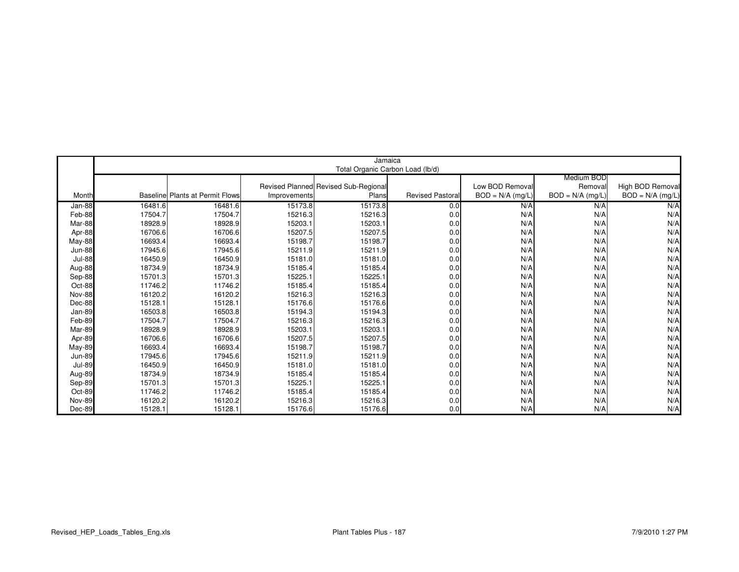| Month | Jamaica Total Organic Carbon Load (lb/d) | | | | | | | |
|---|---|---|---|---|---|---|---|---|
| | Baseline | Plants at Permit Flows | Revised Planned Improvements | Revised Sub-Regional Plans | Revised Pastoral | Low BOD Removal BOD = N/A (mg/L) | Medium BOD Removal BOD = N/A (mg/L) | High BOD Removal BOD = N/A (mg/L) |
| Jan-88 | 16481.6 | 16481.6 | 15173.8 | 15173.8 | 0.0 | N/A | N/A | N/A |
| Feb-88 | 17504.7 | 17504.7 | 15216.3 | 15216.3 | 0.0 | N/A | N/A | N/A |
| Mar-88 | 18928.9 | 18928.9 | 15203.1 | 15203.1 | 0.0 | N/A | N/A | N/A |
| Apr-88 | 16706.6 | 16706.6 | 15207.5 | 15207.5 | 0.0 | N/A | N/A | N/A |
| May-88 | 16693.4 | 16693.4 | 15198.7 | 15198.7 | 0.0 | N/A | N/A | N/A |
| Jun-88 | 17945.6 | 17945.6 | 15211.9 | 15211.9 | 0.0 | N/A | N/A | N/A |
| Jul-88 | 16450.9 | 16450.9 | 15181.0 | 15181.0 | 0.0 | N/A | N/A | N/A |
| Aug-88 | 18734.9 | 18734.9 | 15185.4 | 15185.4 | 0.0 | N/A | N/A | N/A |
| Sep-88 | 15701.3 | 15701.3 | 15225.1 | 15225.1 | 0.0 | N/A | N/A | N/A |
| Oct-88 | 11746.2 | 11746.2 | 15185.4 | 15185.4 | 0.0 | N/A | N/A | N/A |
| Nov-88 | 16120.2 | 16120.2 | 15216.3 | 15216.3 | 0.0 | N/A | N/A | N/A |
| Dec-88 | 15128.1 | 15128.1 | 15176.6 | 15176.6 | 0.0 | N/A | N/A | N/A |
| Jan-89 | 16503.8 | 16503.8 | 15194.3 | 15194.3 | 0.0 | N/A | N/A | N/A |
| Feb-89 | 17504.7 | 17504.7 | 15216.3 | 15216.3 | 0.0 | N/A | N/A | N/A |
| Mar-89 | 18928.9 | 18928.9 | 15203.1 | 15203.1 | 0.0 | N/A | N/A | N/A |
| Apr-89 | 16706.6 | 16706.6 | 15207.5 | 15207.5 | 0.0 | N/A | N/A | N/A |
| May-89 | 16693.4 | 16693.4 | 15198.7 | 15198.7 | 0.0 | N/A | N/A | N/A |
| Jun-89 | 17945.6 | 17945.6 | 15211.9 | 15211.9 | 0.0 | N/A | N/A | N/A |
| Jul-89 | 16450.9 | 16450.9 | 15181.0 | 15181.0 | 0.0 | N/A | N/A | N/A |
| Aug-89 | 18734.9 | 18734.9 | 15185.4 | 15185.4 | 0.0 | N/A | N/A | N/A |
| Sep-89 | 15701.3 | 15701.3 | 15225.1 | 15225.1 | 0.0 | N/A | N/A | N/A |
| Oct-89 | 11746.2 | 11746.2 | 15185.4 | 15185.4 | 0.0 | N/A | N/A | N/A |
| Nov-89 | 16120.2 | 16120.2 | 15216.3 | 15216.3 | 0.0 | N/A | N/A | N/A |
| Dec-89 | 15128.1 | 15128.1 | 15176.6 | 15176.6 | 0.0 | N/A | N/A | N/A |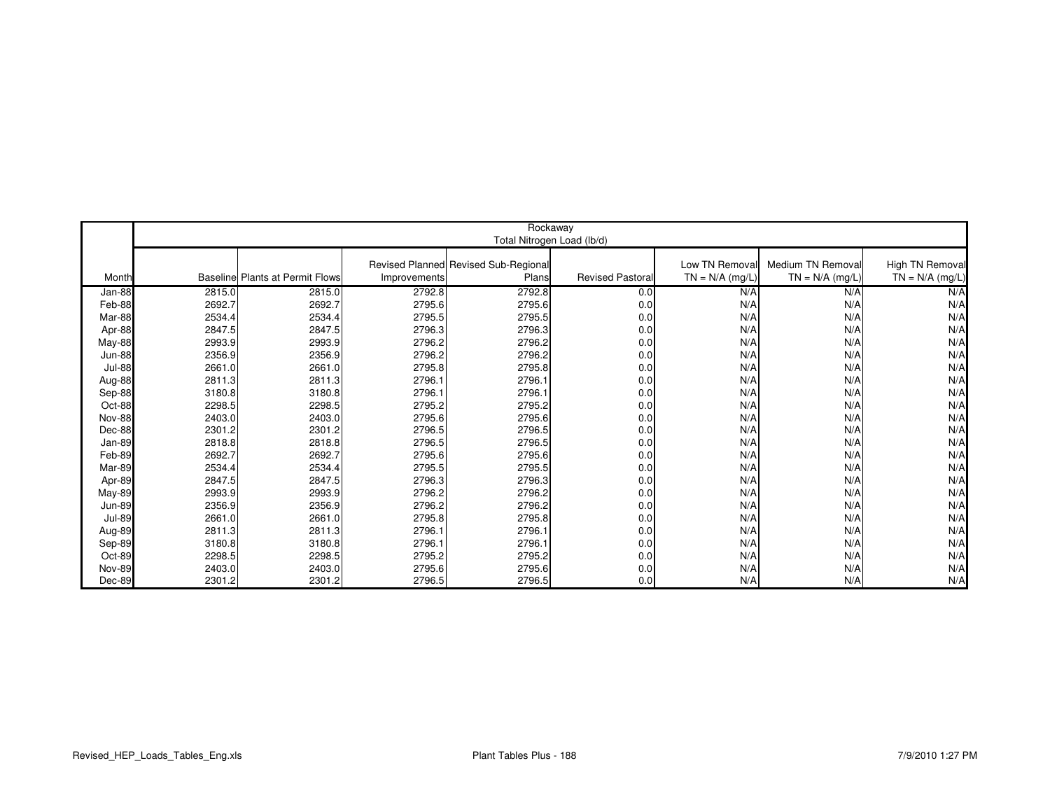| | Rockaway Total Nitrogen Load (lb/d) | | | | | | | |
|---|---|---|---|---|---|---|---|---|
| Month | Baseline | Plants at Permit Flows | Revised Planned Improvements | Revised Sub-Regional Plans | Revised Pastoral | Low TN Removal TN = N/A (mg/L) | Medium TN Removal TN = N/A (mg/L) | High TN Removal TN = N/A (mg/L) |
| Jan-88 | 2815.0 | 2815.0 | 2792.8 | 2792.8 | 0.0 | N/A | N/A | N/A |
| Feb-88 | 2692.7 | 2692.7 | 2795.6 | 2795.6 | 0.0 | N/A | N/A | N/A |
| Mar-88 | 2534.4 | 2534.4 | 2795.5 | 2795.5 | 0.0 | N/A | N/A | N/A |
| Apr-88 | 2847.5 | 2847.5 | 2796.3 | 2796.3 | 0.0 | N/A | N/A | N/A |
| May-88 | 2993.9 | 2993.9 | 2796.2 | 2796.2 | 0.0 | N/A | N/A | N/A |
| Jun-88 | 2356.9 | 2356.9 | 2796.2 | 2796.2 | 0.0 | N/A | N/A | N/A |
| Jul-88 | 2661.0 | 2661.0 | 2795.8 | 2795.8 | 0.0 | N/A | N/A | N/A |
| Aug-88 | 2811.3 | 2811.3 | 2796.1 | 2796.1 | 0.0 | N/A | N/A | N/A |
| Sep-88 | 3180.8 | 3180.8 | 2796.1 | 2796.1 | 0.0 | N/A | N/A | N/A |
| Oct-88 | 2298.5 | 2298.5 | 2795.2 | 2795.2 | 0.0 | N/A | N/A | N/A |
| Nov-88 | 2403.0 | 2403.0 | 2795.6 | 2795.6 | 0.0 | N/A | N/A | N/A |
| Dec-88 | 2301.2 | 2301.2 | 2796.5 | 2796.5 | 0.0 | N/A | N/A | N/A |
| Jan-89 | 2818.8 | 2818.8 | 2796.5 | 2796.5 | 0.0 | N/A | N/A | N/A |
| Feb-89 | 2692.7 | 2692.7 | 2795.6 | 2795.6 | 0.0 | N/A | N/A | N/A |
| Mar-89 | 2534.4 | 2534.4 | 2795.5 | 2795.5 | 0.0 | N/A | N/A | N/A |
| Apr-89 | 2847.5 | 2847.5 | 2796.3 | 2796.3 | 0.0 | N/A | N/A | N/A |
| May-89 | 2993.9 | 2993.9 | 2796.2 | 2796.2 | 0.0 | N/A | N/A | N/A |
| Jun-89 | 2356.9 | 2356.9 | 2796.2 | 2796.2 | 0.0 | N/A | N/A | N/A |
| Jul-89 | 2661.0 | 2661.0 | 2795.8 | 2795.8 | 0.0 | N/A | N/A | N/A |
| Aug-89 | 2811.3 | 2811.3 | 2796.1 | 2796.1 | 0.0 | N/A | N/A | N/A |
| Sep-89 | 3180.8 | 3180.8 | 2796.1 | 2796.1 | 0.0 | N/A | N/A | N/A |
| Oct-89 | 2298.5 | 2298.5 | 2795.2 | 2795.2 | 0.0 | N/A | N/A | N/A |
| Nov-89 | 2403.0 | 2403.0 | 2795.6 | 2795.6 | 0.0 | N/A | N/A | N/A |
| Dec-89 | 2301.2 | 2301.2 | 2796.5 | 2796.5 | 0.0 | N/A | N/A | N/A |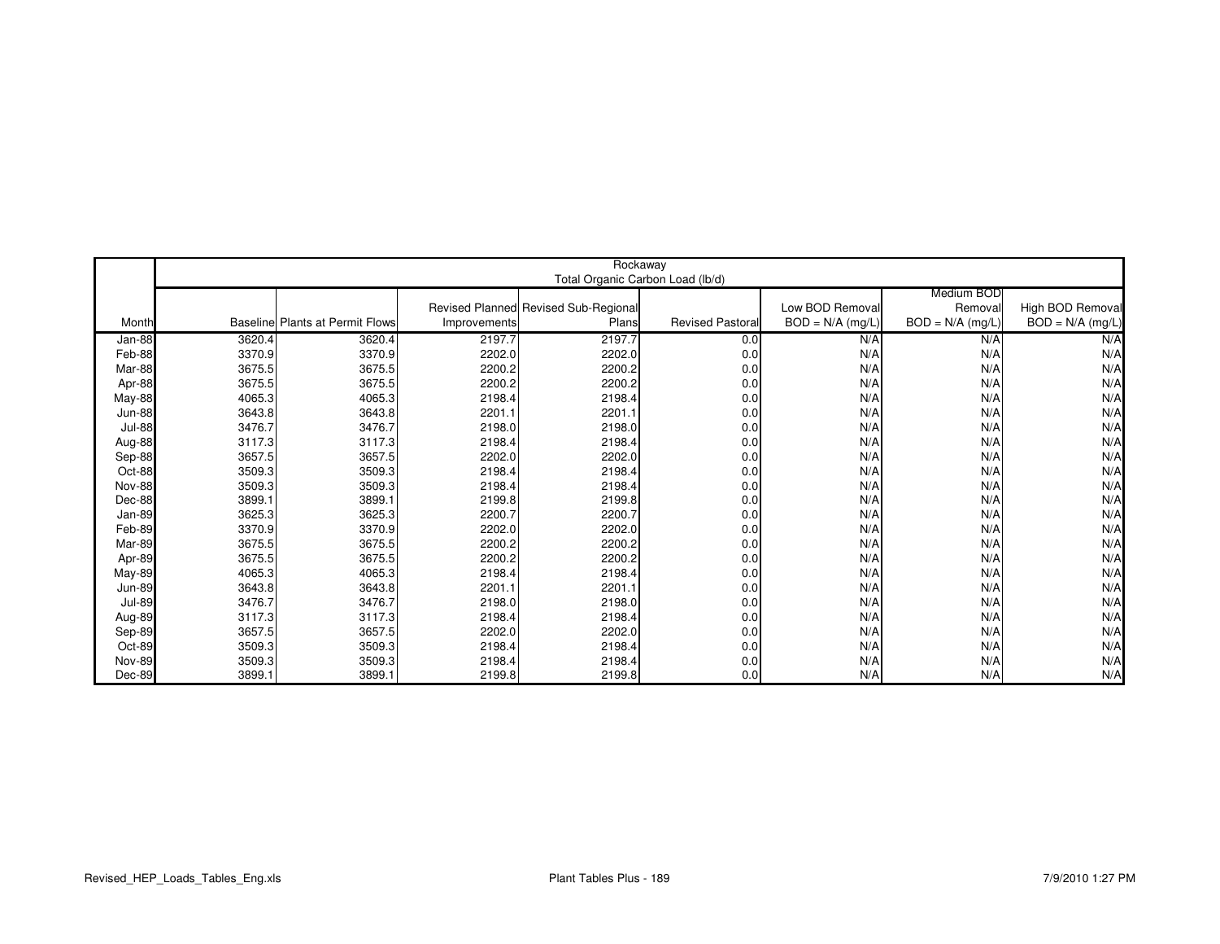| | Rockaway Total Organic Carbon Load (lb/d) | | | | | | | |
|---|---|---|---|---|---|---|---|---|
| Month | Baseline | Plants at Permit Flows | Revised Planned Improvements | Revised Sub-Regional Plans | Revised Pastoral | Low BOD Removal BOD = N/A (mg/L) | Medium BOD Removal BOD = N/A (mg/L) | High BOD Removal BOD = N/A (mg/L) |
| Jan-88 | 3620.4 | 3620.4 | 2197.7 | 2197.7 | 0.0 | N/A | N/A | N/A |
| Feb-88 | 3370.9 | 3370.9 | 2202.0 | 2202.0 | 0.0 | N/A | N/A | N/A |
| Mar-88 | 3675.5 | 3675.5 | 2200.2 | 2200.2 | 0.0 | N/A | N/A | N/A |
| Apr-88 | 3675.5 | 3675.5 | 2200.2 | 2200.2 | 0.0 | N/A | N/A | N/A |
| May-88 | 4065.3 | 4065.3 | 2198.4 | 2198.4 | 0.0 | N/A | N/A | N/A |
| Jun-88 | 3643.8 | 3643.8 | 2201.1 | 2201.1 | 0.0 | N/A | N/A | N/A |
| Jul-88 | 3476.7 | 3476.7 | 2198.0 | 2198.0 | 0.0 | N/A | N/A | N/A |
| Aug-88 | 3117.3 | 3117.3 | 2198.4 | 2198.4 | 0.0 | N/A | N/A | N/A |
| Sep-88 | 3657.5 | 3657.5 | 2202.0 | 2202.0 | 0.0 | N/A | N/A | N/A |
| Oct-88 | 3509.3 | 3509.3 | 2198.4 | 2198.4 | 0.0 | N/A | N/A | N/A |
| Nov-88 | 3509.3 | 3509.3 | 2198.4 | 2198.4 | 0.0 | N/A | N/A | N/A |
| Dec-88 | 3899.1 | 3899.1 | 2199.8 | 2199.8 | 0.0 | N/A | N/A | N/A |
| Jan-89 | 3625.3 | 3625.3 | 2200.7 | 2200.7 | 0.0 | N/A | N/A | N/A |
| Feb-89 | 3370.9 | 3370.9 | 2202.0 | 2202.0 | 0.0 | N/A | N/A | N/A |
| Mar-89 | 3675.5 | 3675.5 | 2200.2 | 2200.2 | 0.0 | N/A | N/A | N/A |
| Apr-89 | 3675.5 | 3675.5 | 2200.2 | 2200.2 | 0.0 | N/A | N/A | N/A |
| May-89 | 4065.3 | 4065.3 | 2198.4 | 2198.4 | 0.0 | N/A | N/A | N/A |
| Jun-89 | 3643.8 | 3643.8 | 2201.1 | 2201.1 | 0.0 | N/A | N/A | N/A |
| Jul-89 | 3476.7 | 3476.7 | 2198.0 | 2198.0 | 0.0 | N/A | N/A | N/A |
| Aug-89 | 3117.3 | 3117.3 | 2198.4 | 2198.4 | 0.0 | N/A | N/A | N/A |
| Sep-89 | 3657.5 | 3657.5 | 2202.0 | 2202.0 | 0.0 | N/A | N/A | N/A |
| Oct-89 | 3509.3 | 3509.3 | 2198.4 | 2198.4 | 0.0 | N/A | N/A | N/A |
| Nov-89 | 3509.3 | 3509.3 | 2198.4 | 2198.4 | 0.0 | N/A | N/A | N/A |
| Dec-89 | 3899.1 | 3899.1 | 2199.8 | 2199.8 | 0.0 | N/A | N/A | N/A |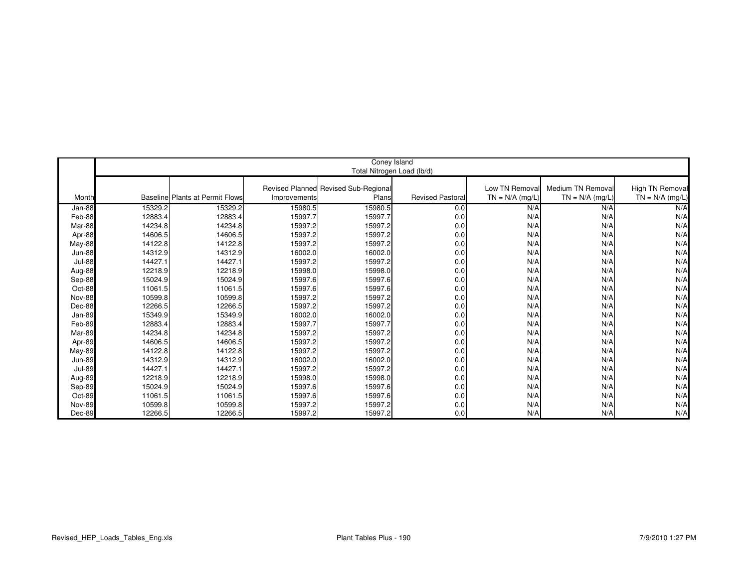| Month | Coney Island<br>Total Nitrogen Load (lb/d)<br>Baseline | Plants at Permit Flows | Revised Planned Improvements | Revised Sub-Regional Plans | Revised Pastoral | Low TN Removal TN = N/A (mg/L) | Medium TN Removal TN = N/A (mg/L) | High TN Removal TN = N/A (mg/L) |
|---|---|---|---|---|---|---|---|---|
| Jan-88 | 15329.2 | 15329.2 | 15980.5 | 15980.5 | 0.0 | N/A | N/A | N/A |
| Feb-88 | 12883.4 | 12883.4 | 15997.7 | 15997.7 | 0.0 | N/A | N/A | N/A |
| Mar-88 | 14234.8 | 14234.8 | 15997.2 | 15997.2 | 0.0 | N/A | N/A | N/A |
| Apr-88 | 14606.5 | 14606.5 | 15997.2 | 15997.2 | 0.0 | N/A | N/A | N/A |
| May-88 | 14122.8 | 14122.8 | 15997.2 | 15997.2 | 0.0 | N/A | N/A | N/A |
| Jun-88 | 14312.9 | 14312.9 | 16002.0 | 16002.0 | 0.0 | N/A | N/A | N/A |
| Jul-88 | 14427.1 | 14427.1 | 15997.2 | 15997.2 | 0.0 | N/A | N/A | N/A |
| Aug-88 | 12218.9 | 12218.9 | 15998.0 | 15998.0 | 0.0 | N/A | N/A | N/A |
| Sep-88 | 15024.9 | 15024.9 | 15997.6 | 15997.6 | 0.0 | N/A | N/A | N/A |
| Oct-88 | 11061.5 | 11061.5 | 15997.6 | 15997.6 | 0.0 | N/A | N/A | N/A |
| Nov-88 | 10599.8 | 10599.8 | 15997.2 | 15997.2 | 0.0 | N/A | N/A | N/A |
| Dec-88 | 12266.5 | 12266.5 | 15997.2 | 15997.2 | 0.0 | N/A | N/A | N/A |
| Jan-89 | 15349.9 | 15349.9 | 16002.0 | 16002.0 | 0.0 | N/A | N/A | N/A |
| Feb-89 | 12883.4 | 12883.4 | 15997.7 | 15997.7 | 0.0 | N/A | N/A | N/A |
| Mar-89 | 14234.8 | 14234.8 | 15997.2 | 15997.2 | 0.0 | N/A | N/A | N/A |
| Apr-89 | 14606.5 | 14606.5 | 15997.2 | 15997.2 | 0.0 | N/A | N/A | N/A |
| May-89 | 14122.8 | 14122.8 | 15997.2 | 15997.2 | 0.0 | N/A | N/A | N/A |
| Jun-89 | 14312.9 | 14312.9 | 16002.0 | 16002.0 | 0.0 | N/A | N/A | N/A |
| Jul-89 | 14427.1 | 14427.1 | 15997.2 | 15997.2 | 0.0 | N/A | N/A | N/A |
| Aug-89 | 12218.9 | 12218.9 | 15998.0 | 15998.0 | 0.0 | N/A | N/A | N/A |
| Sep-89 | 15024.9 | 15024.9 | 15997.6 | 15997.6 | 0.0 | N/A | N/A | N/A |
| Oct-89 | 11061.5 | 11061.5 | 15997.6 | 15997.6 | 0.0 | N/A | N/A | N/A |
| Nov-89 | 10599.8 | 10599.8 | 15997.2 | 15997.2 | 0.0 | N/A | N/A | N/A |
| Dec-89 | 12266.5 | 12266.5 | 15997.2 | 15997.2 | 0.0 | N/A | N/A | N/A |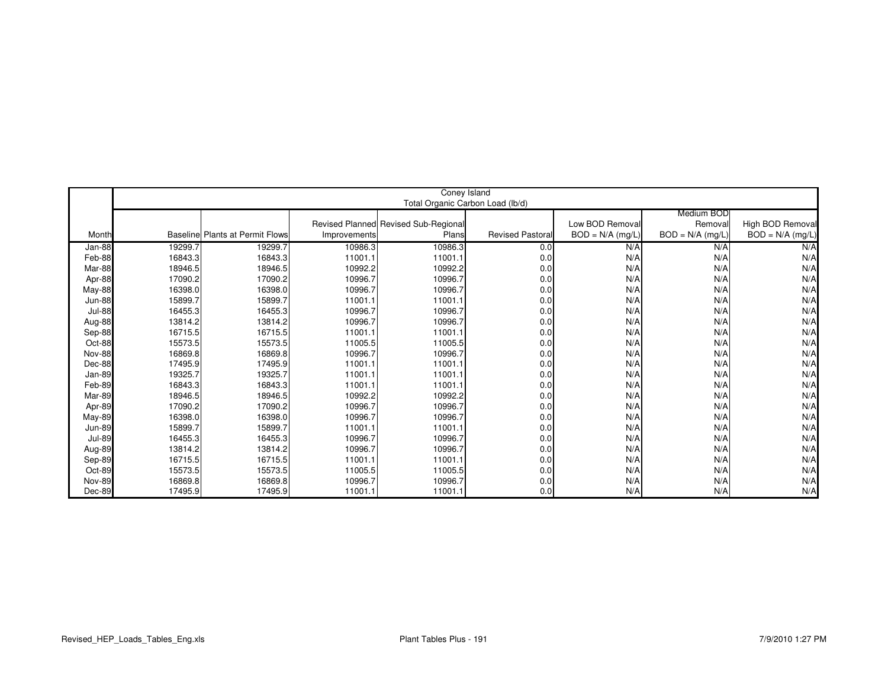| | Coney Island | | | | | | | |
|---|---|---|---|---|---|---|---|---|
| | Total Organic Carbon Load (lb/d) | | | | | | | |
| Month | Baseline | Plants at Permit Flows | Revised Planned Improvements | Revised Sub-Regional Plans | Revised Pastoral | Low BOD Removal BOD = N/A (mg/L) | Medium BOD Removal BOD = N/A (mg/L) | High BOD Removal BOD = N/A (mg/L) |
| Jan-88 | 19299.7 | 19299.7 | 10986.3 | 10986.3 | 0.0 | N/A | N/A | N/A |
| Feb-88 | 16843.3 | 16843.3 | 11001.1 | 11001.1 | 0.0 | N/A | N/A | N/A |
| Mar-88 | 18946.5 | 18946.5 | 10992.2 | 10992.2 | 0.0 | N/A | N/A | N/A |
| Apr-88 | 17090.2 | 17090.2 | 10996.7 | 10996.7 | 0.0 | N/A | N/A | N/A |
| May-88 | 16398.0 | 16398.0 | 10996.7 | 10996.7 | 0.0 | N/A | N/A | N/A |
| Jun-88 | 15899.7 | 15899.7 | 11001.1 | 11001.1 | 0.0 | N/A | N/A | N/A |
| Jul-88 | 16455.3 | 16455.3 | 10996.7 | 10996.7 | 0.0 | N/A | N/A | N/A |
| Aug-88 | 13814.2 | 13814.2 | 10996.7 | 10996.7 | 0.0 | N/A | N/A | N/A |
| Sep-88 | 16715.5 | 16715.5 | 11001.1 | 11001.1 | 0.0 | N/A | N/A | N/A |
| Oct-88 | 15573.5 | 15573.5 | 11005.5 | 11005.5 | 0.0 | N/A | N/A | N/A |
| Nov-88 | 16869.8 | 16869.8 | 10996.7 | 10996.7 | 0.0 | N/A | N/A | N/A |
| Dec-88 | 17495.9 | 17495.9 | 11001.1 | 11001.1 | 0.0 | N/A | N/A | N/A |
| Jan-89 | 19325.7 | 19325.7 | 11001.1 | 11001.1 | 0.0 | N/A | N/A | N/A |
| Feb-89 | 16843.3 | 16843.3 | 11001.1 | 11001.1 | 0.0 | N/A | N/A | N/A |
| Mar-89 | 18946.5 | 18946.5 | 10992.2 | 10992.2 | 0.0 | N/A | N/A | N/A |
| Apr-89 | 17090.2 | 17090.2 | 10996.7 | 10996.7 | 0.0 | N/A | N/A | N/A |
| May-89 | 16398.0 | 16398.0 | 10996.7 | 10996.7 | 0.0 | N/A | N/A | N/A |
| Jun-89 | 15899.7 | 15899.7 | 11001.1 | 11001.1 | 0.0 | N/A | N/A | N/A |
| Jul-89 | 16455.3 | 16455.3 | 10996.7 | 10996.7 | 0.0 | N/A | N/A | N/A |
| Aug-89 | 13814.2 | 13814.2 | 10996.7 | 10996.7 | 0.0 | N/A | N/A | N/A |
| Sep-89 | 16715.5 | 16715.5 | 11001.1 | 11001.1 | 0.0 | N/A | N/A | N/A |
| Oct-89 | 15573.5 | 15573.5 | 11005.5 | 11005.5 | 0.0 | N/A | N/A | N/A |
| Nov-89 | 16869.8 | 16869.8 | 10996.7 | 10996.7 | 0.0 | N/A | N/A | N/A |
| Dec-89 | 17495.9 | 17495.9 | 11001.1 | 11001.1 | 0.0 | N/A | N/A | N/A |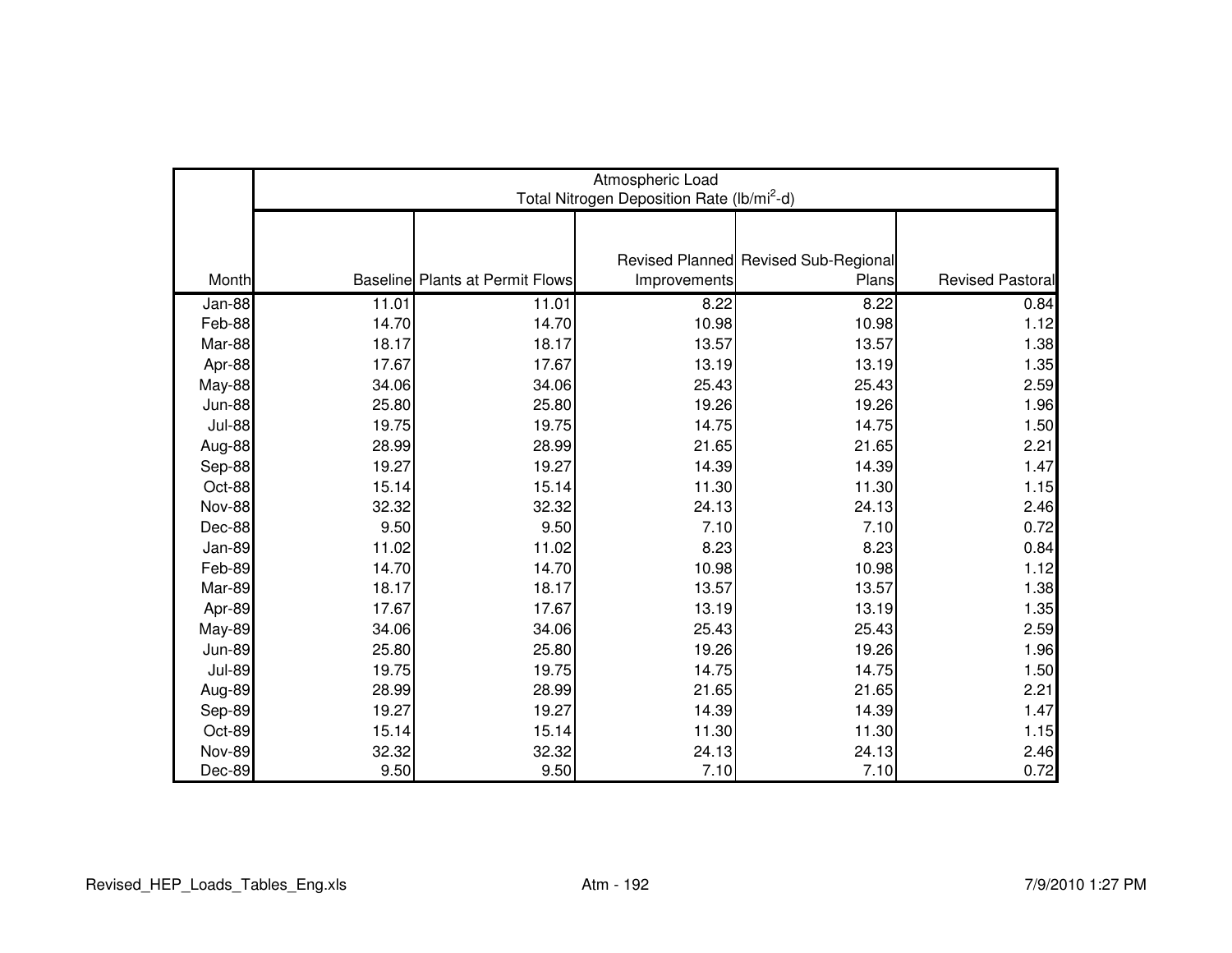| Month | Atmospheric Load Total Nitrogen Deposition Rate ($lb/mi^2$-d) | | | | |
|---|---|---|---|---|---|
| | Baseline | Plants at Permit Flows | Revised Planned Improvements | Revised Sub-Regional Plans | Revised Pastoral |
| Jan-88 | 11.01 | 11.01 | 8.22 | 8.22 | 0.84 |
| Feb-88 | 14.70 | 14.70 | 10.98 | 10.98 | 1.12 |
| Mar-88 | 18.17 | 18.17 | 13.57 | 13.57 | 1.38 |
| Apr-88 | 17.67 | 17.67 | 13.19 | 13.19 | 1.35 |
| May-88 | 34.06 | 34.06 | 25.43 | 25.43 | 2.59 |
| Jun-88 | 25.80 | 25.80 | 19.26 | 19.26 | 1.96 |
| Jul-88 | 19.75 | 19.75 | 14.75 | 14.75 | 1.50 |
| Aug-88 | 28.99 | 28.99 | 21.65 | 21.65 | 2.21 |
| Sep-88 | 19.27 | 19.27 | 14.39 | 14.39 | 1.47 |
| Oct-88 | 15.14 | 15.14 | 11.30 | 11.30 | 1.15 |
| Nov-88 | 32.32 | 32.32 | 24.13 | 24.13 | 2.46 |
| Dec-88 | 9.50 | 9.50 | 7.10 | 7.10 | 0.72 |
| Jan-89 | 11.02 | 11.02 | 8.23 | 8.23 | 0.84 |
| Feb-89 | 14.70 | 14.70 | 10.98 | 10.98 | 1.12 |
| Mar-89 | 18.17 | 18.17 | 13.57 | 13.57 | 1.38 |
| Apr-89 | 17.67 | 17.67 | 13.19 | 13.19 | 1.35 |
| May-89 | 34.06 | 34.06 | 25.43 | 25.43 | 2.59 |
| Jun-89 | 25.80 | 25.80 | 19.26 | 19.26 | 1.96 |
| Jul-89 | 19.75 | 19.75 | 14.75 | 14.75 | 1.50 |
| Aug-89 | 28.99 | 28.99 | 21.65 | 21.65 | 2.21 |
| Sep-89 | 19.27 | 19.27 | 14.39 | 14.39 | 1.47 |
| Oct-89 | 15.14 | 15.14 | 11.30 | 11.30 | 1.15 |
| Nov-89 | 32.32 | 32.32 | 24.13 | 24.13 | 2.46 |
| Dec-89 | 9.50 | 9.50 | 7.10 | 7.10 | 0.72 |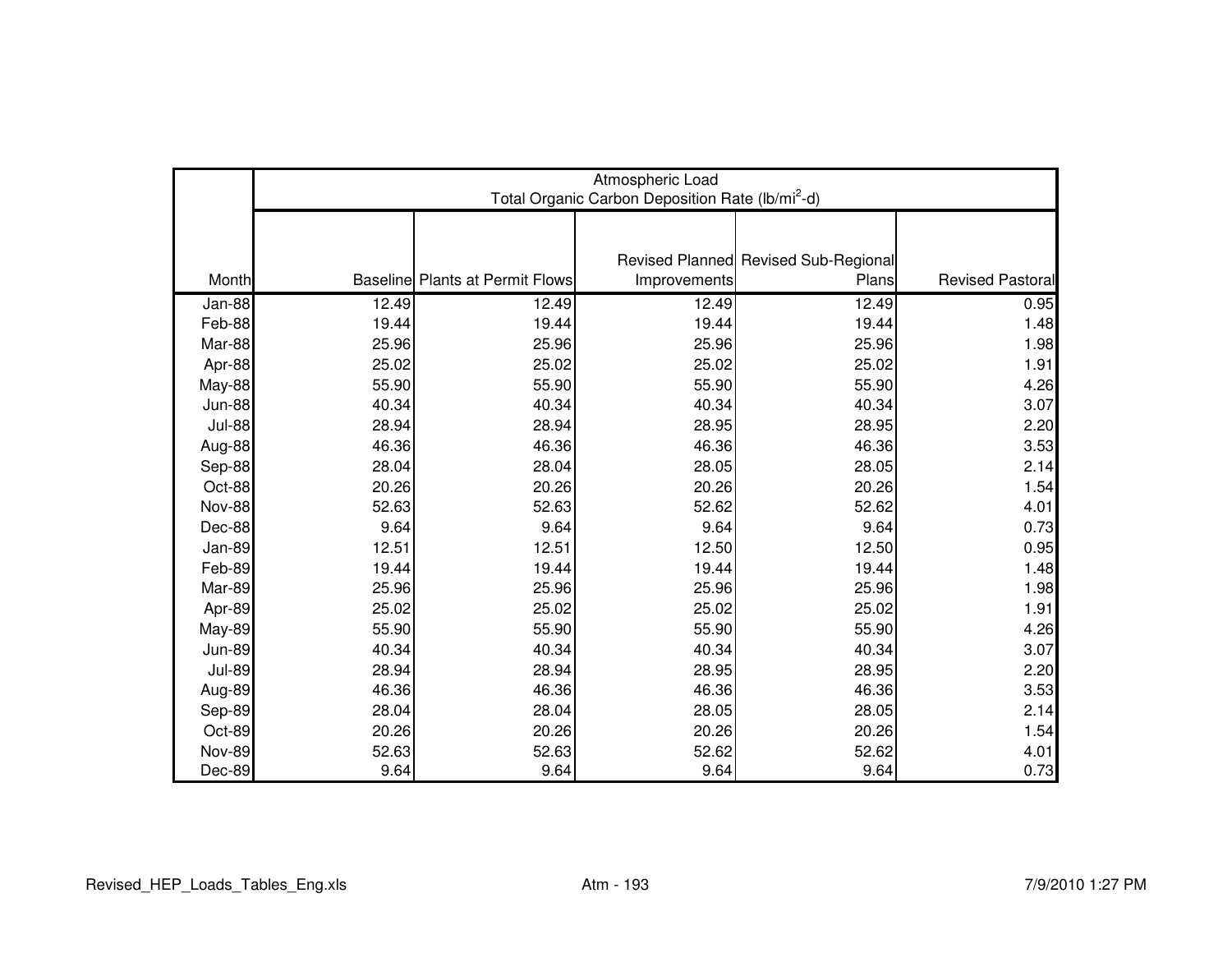| | Atmospheric Load<br>Total Organic Carbon Deposition Rate (lb/mi$^2$-d) | | | | |
|---|---|---|---|---|---|
| Month | Baseline | Plants at Permit Flows | Revised Planned Improvements | Revised Sub-Regional Plans | Revised Pastoral |
| Jan-88 | 12.49 | 12.49 | 12.49 | 12.49 | 0.95 |
| Feb-88 | 19.44 | 19.44 | 19.44 | 19.44 | 1.48 |
| Mar-88 | 25.96 | 25.96 | 25.96 | 25.96 | 1.98 |
| Apr-88 | 25.02 | 25.02 | 25.02 | 25.02 | 1.91 |
| May-88 | 55.90 | 55.90 | 55.90 | 55.90 | 4.26 |
| Jun-88 | 40.34 | 40.34 | 40.34 | 40.34 | 3.07 |
| Jul-88 | 28.94 | 28.94 | 28.95 | 28.95 | 2.20 |
| Aug-88 | 46.36 | 46.36 | 46.36 | 46.36 | 3.53 |
| Sep-88 | 28.04 | 28.04 | 28.05 | 28.05 | 2.14 |
| Oct-88 | 20.26 | 20.26 | 20.26 | 20.26 | 1.54 |
| Nov-88 | 52.63 | 52.63 | 52.62 | 52.62 | 4.01 |
| Dec-88 | 9.64 | 9.64 | 9.64 | 9.64 | 0.73 |
| Jan-89 | 12.51 | 12.51 | 12.50 | 12.50 | 0.95 |
| Feb-89 | 19.44 | 19.44 | 19.44 | 19.44 | 1.48 |
| Mar-89 | 25.96 | 25.96 | 25.96 | 25.96 | 1.98 |
| Apr-89 | 25.02 | 25.02 | 25.02 | 25.02 | 1.91 |
| May-89 | 55.90 | 55.90 | 55.90 | 55.90 | 4.26 |
| Jun-89 | 40.34 | 40.34 | 40.34 | 40.34 | 3.07 |
| Jul-89 | 28.94 | 28.94 | 28.95 | 28.95 | 2.20 |
| Aug-89 | 46.36 | 46.36 | 46.36 | 46.36 | 3.53 |
| Sep-89 | 28.04 | 28.04 | 28.05 | 28.05 | 2.14 |
| Oct-89 | 20.26 | 20.26 | 20.26 | 20.26 | 1.54 |
| Nov-89 | 52.63 | 52.63 | 52.62 | 52.62 | 4.01 |
| Dec-89 | 9.64 | 9.64 | 9.64 | 9.64 | 0.73 |